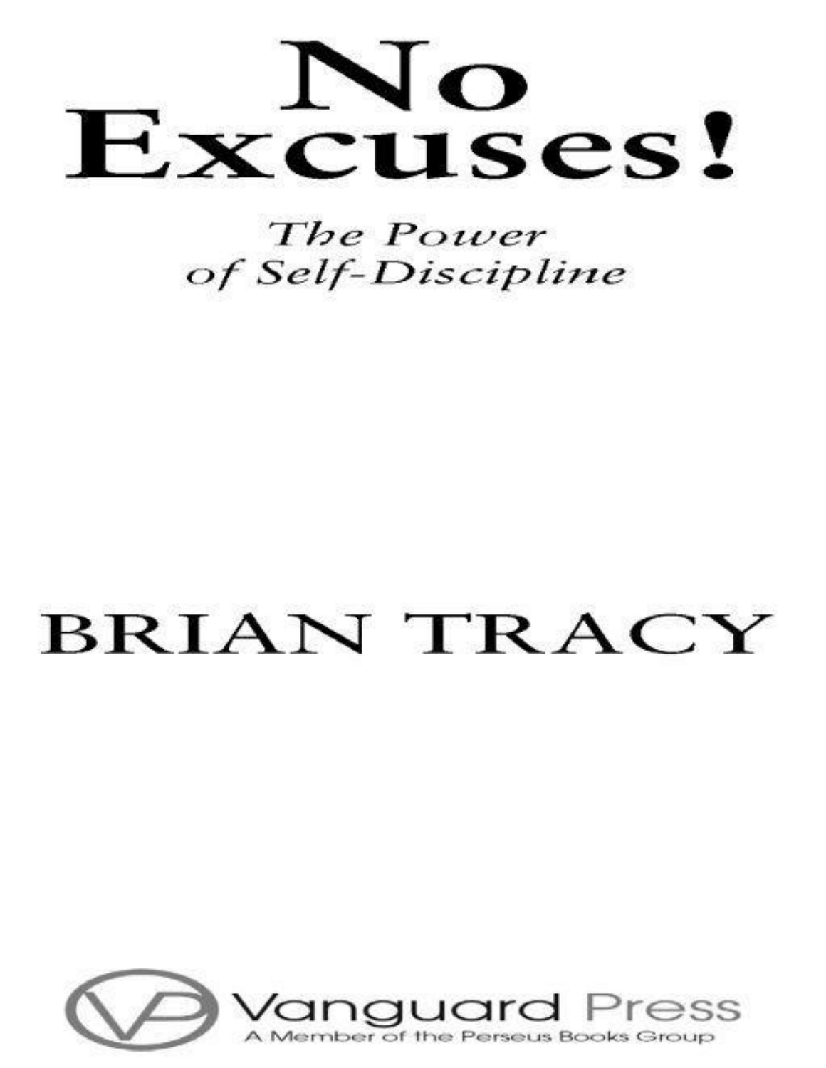# No Excuses!

*The Power of Self-Discipline*

BRIAN TRACY

Vanguard Press

A Member of the Perseus Books Group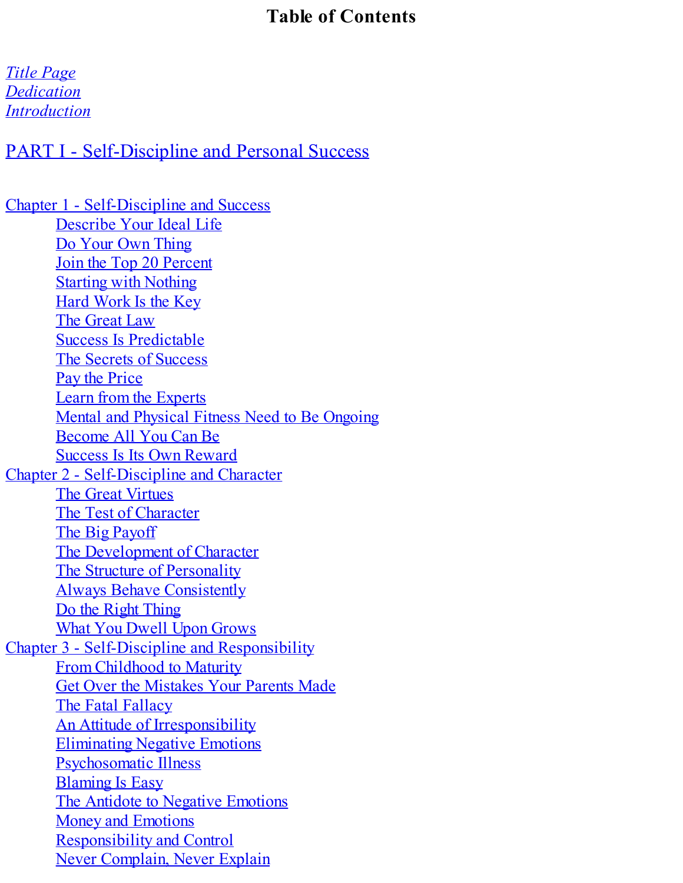# Table of Contents

*Title Page*
*Dedication*
*Introduction*

## PART I - Self-Discipline and Personal Success

Chapter 1 - Self-Discipline and Success
- Describe Your Ideal Life
- Do Your Own Thing
- Join the Top 20 Percent
- Starting with Nothing
- Hard Work Is the Key
- The Great Law
- Success Is Predictable
- The Secrets of Success
- Pay the Price
- Learn from the Experts
- Mental and Physical Fitness Need to Be Ongoing
- Become All You Can Be
- Success Is Its Own Reward

Chapter 2 - Self-Discipline and Character
- The Great Virtues
- The Test of Character
- The Big Payoff
- The Development of Character
- The Structure of Personality
- Always Behave Consistently
- Do the Right Thing
- What You Dwell Upon Grows

Chapter 3 - Self-Discipline and Responsibility
- From Childhood to Maturity
- Get Over the Mistakes Your Parents Made
- The Fatal Fallacy
- An Attitude of Irresponsibility
- Eliminating Negative Emotions
- Psychosomatic Illness
- Blaming Is Easy
- The Antidote to Negative Emotions
- Money and Emotions
- Responsibility and Control
- Never Complain, Never Explain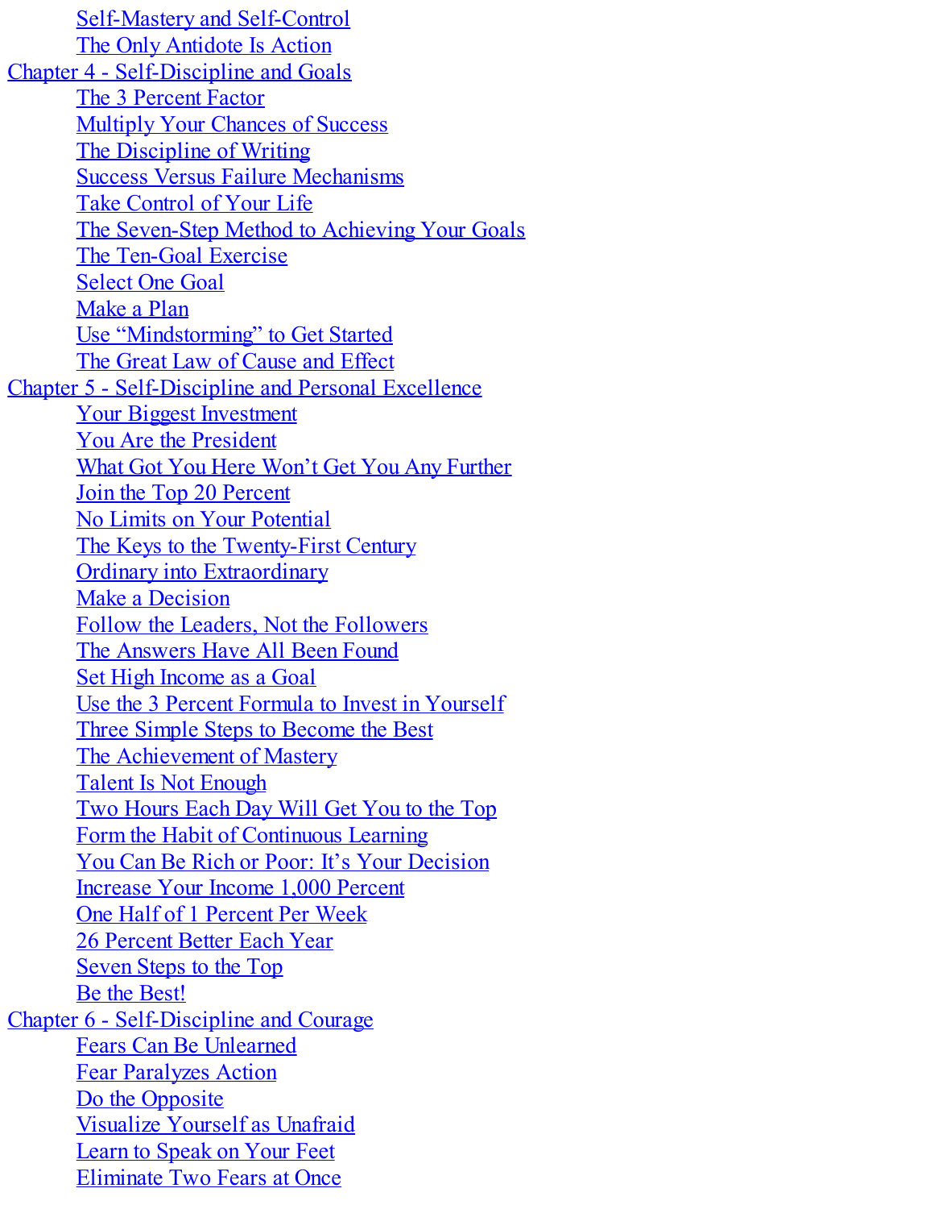- Self-Mastery and Self-Control
- The Only Antidote Is Action

Chapter 4 - Self-Discipline and Goals

- The 3 Percent Factor
- Multiply Your Chances of Success
- The Discipline of Writing
- Success Versus Failure Mechanisms
- Take Control of Your Life
- The Seven-Step Method to Achieving Your Goals
- The Ten-Goal Exercise
- Select One Goal
- Make a Plan
- Use “Mindstorming” to Get Started
- The Great Law of Cause and Effect

Chapter 5 - Self-Discipline and Personal Excellence

- Your Biggest Investment
- You Are the President
- What Got You Here Won’t Get You Any Further
- Join the Top 20 Percent
- No Limits on Your Potential
- The Keys to the Twenty-First Century
- Ordinary into Extraordinary
- Make a Decision
- Follow the Leaders, Not the Followers
- The Answers Have All Been Found
- Set High Income as a Goal
- Use the 3 Percent Formula to Invest in Yourself
- Three Simple Steps to Become the Best
- The Achievement of Mastery
- Talent Is Not Enough
- Two Hours Each Day Will Get You to the Top
- Form the Habit of Continuous Learning
- You Can Be Rich or Poor: It’s Your Decision
- Increase Your Income 1,000 Percent
- One Half of 1 Percent Per Week
- 26 Percent Better Each Year
- Seven Steps to the Top
- Be the Best!

Chapter 6 - Self-Discipline and Courage

- Fears Can Be Unlearned
- Fear Paralyzes Action
- Do the Opposite
- Visualize Yourself as Unafraid
- Learn to Speak on Your Feet
- Eliminate Two Fears at Once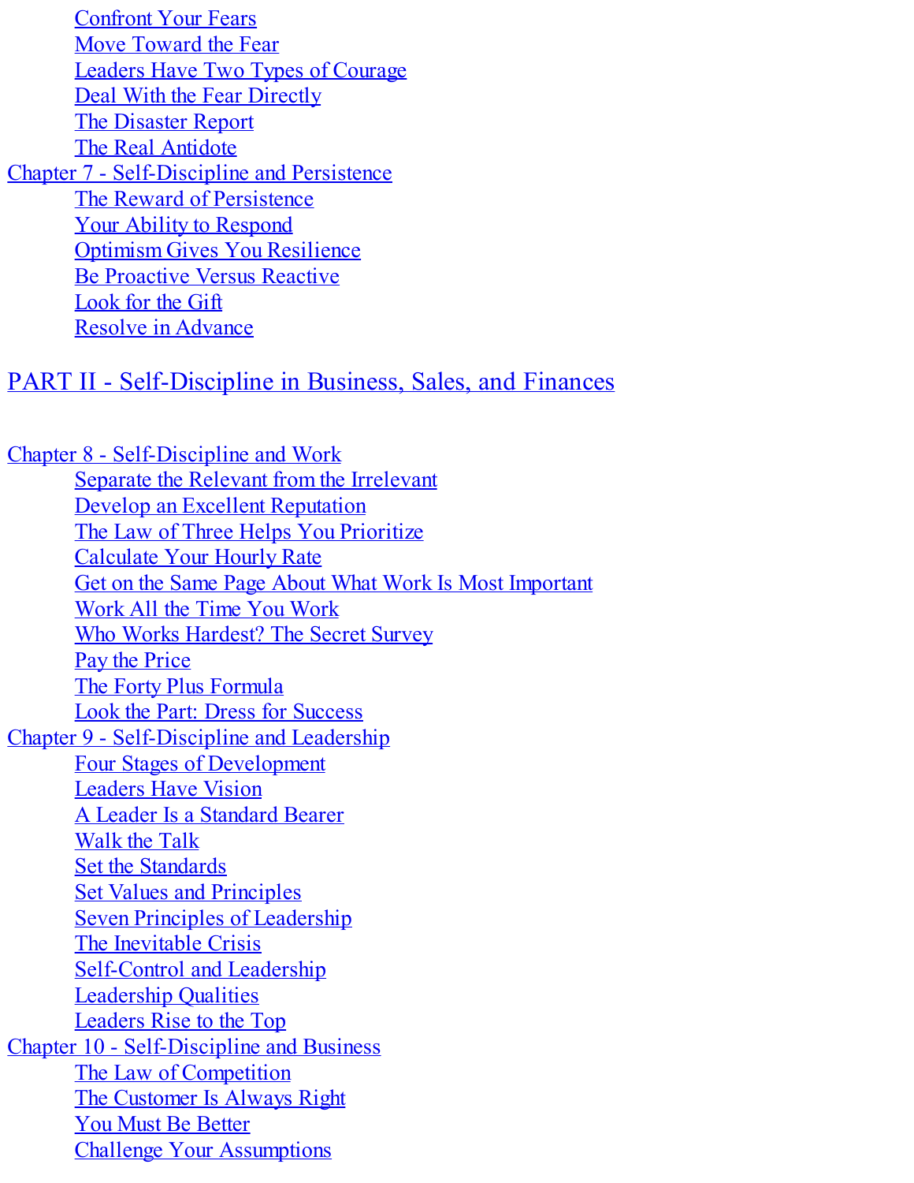- Confront Your Fears
- Move Toward the Fear
- Leaders Have Two Types of Courage
- Deal With the Fear Directly
- The Disaster Report
- The Real Antidote

Chapter 7 - Self-Discipline and Persistence

- The Reward of Persistence
- Your Ability to Respond
- Optimism Gives You Resilience
- Be Proactive Versus Reactive
- Look for the Gift
- Resolve in Advance

## PART II - Self-Discipline in Business, Sales, and Finances

Chapter 8 - Self-Discipline and Work

- Separate the Relevant from the Irrelevant
- Develop an Excellent Reputation
- The Law of Three Helps You Prioritize
- Calculate Your Hourly Rate
- Get on the Same Page About What Work Is Most Important
- Work All the Time You Work
- Who Works Hardest? The Secret Survey
- Pay the Price
- The Forty Plus Formula
- Look the Part: Dress for Success

Chapter 9 - Self-Discipline and Leadership

- Four Stages of Development
- Leaders Have Vision
- A Leader Is a Standard Bearer
- Walk the Talk
- Set the Standards
- Set Values and Principles
- Seven Principles of Leadership
- The Inevitable Crisis
- Self-Control and Leadership
- Leadership Qualities
- Leaders Rise to the Top

Chapter 10 - Self-Discipline and Business

- The Law of Competition
- The Customer Is Always Right
- You Must Be Better
- Challenge Your Assumptions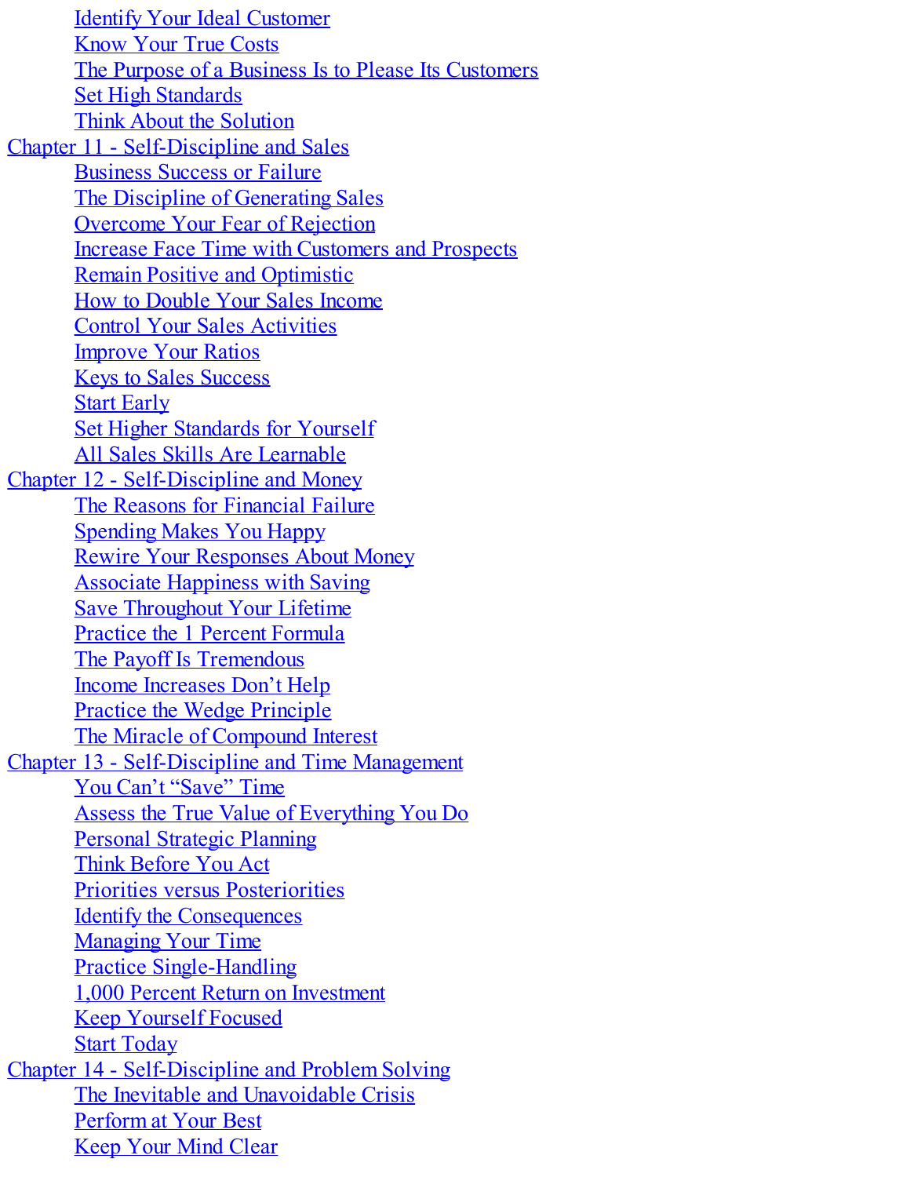- Identify Your Ideal Customer
- Know Your True Costs
- The Purpose of a Business Is to Please Its Customers
- Set High Standards
- Think About the Solution

Chapter 11 - Self-Discipline and Sales

- Business Success or Failure
- The Discipline of Generating Sales
- Overcome Your Fear of Rejection
- Increase Face Time with Customers and Prospects
- Remain Positive and Optimistic
- How to Double Your Sales Income
- Control Your Sales Activities
- Improve Your Ratios
- Keys to Sales Success
- Start Early
- Set Higher Standards for Yourself
- All Sales Skills Are Learnable

Chapter 12 - Self-Discipline and Money

- The Reasons for Financial Failure
- Spending Makes You Happy
- Rewire Your Responses About Money
- Associate Happiness with Saving
- Save Throughout Your Lifetime
- Practice the 1 Percent Formula
- The Payoff Is Tremendous
- Income Increases Don't Help
- Practice the Wedge Principle
- The Miracle of Compound Interest

Chapter 13 - Self-Discipline and Time Management

- You Can't "Save" Time
- Assess the True Value of Everything You Do
- Personal Strategic Planning
- Think Before You Act
- Priorities versus Posteriorities
- Identify the Consequences
- Managing Your Time
- Practice Single-Handling
- 1,000 Percent Return on Investment
- Keep Yourself Focused
- Start Today

Chapter 14 - Self-Discipline and Problem Solving

- The Inevitable and Unavoidable Crisis
- Perform at Your Best
- Keep Your Mind Clear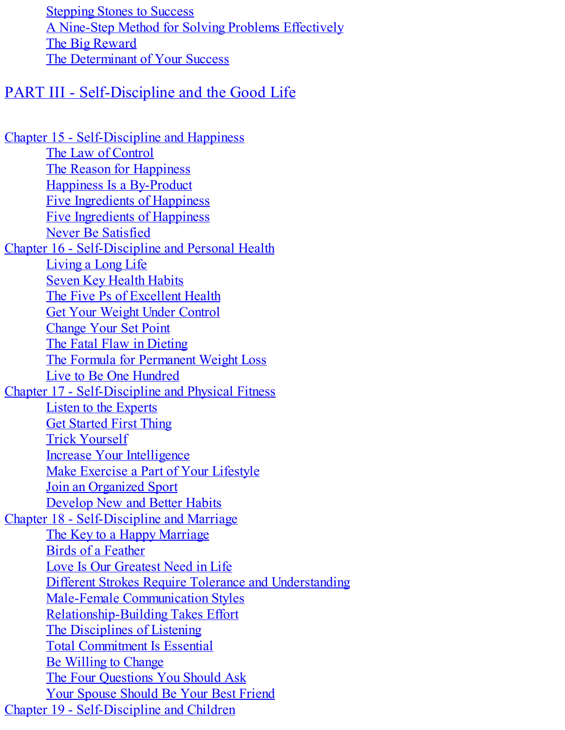- Stepping Stones to Success
- A Nine-Step Method for Solving Problems Effectively
- The Big Reward
- The Determinant of Your Success

## PART III - Self-Discipline and the Good Life

Chapter 15 - Self-Discipline and Happiness
- The Law of Control
- The Reason for Happiness
- Happiness Is a By-Product
- Five Ingredients of Happiness
- Five Ingredients of Happiness
- Never Be Satisfied

Chapter 16 - Self-Discipline and Personal Health
- Living a Long Life
- Seven Key Health Habits
- The Five Ps of Excellent Health
- Get Your Weight Under Control
- Change Your Set Point
- The Fatal Flaw in Dieting
- The Formula for Permanent Weight Loss
- Live to Be One Hundred

Chapter 17 - Self-Discipline and Physical Fitness
- Listen to the Experts
- Get Started First Thing
- Trick Yourself
- Increase Your Intelligence
- Make Exercise a Part of Your Lifestyle
- Join an Organized Sport
- Develop New and Better Habits

Chapter 18 - Self-Discipline and Marriage
- The Key to a Happy Marriage
- Birds of a Feather
- Love Is Our Greatest Need in Life
- Different Strokes Require Tolerance and Understanding
- Male-Female Communication Styles
- Relationship-Building Takes Effort
- The Disciplines of Listening
- Total Commitment Is Essential
- Be Willing to Change
- The Four Questions You Should Ask
- Your Spouse Should Be Your Best Friend

Chapter 19 - Self-Discipline and Children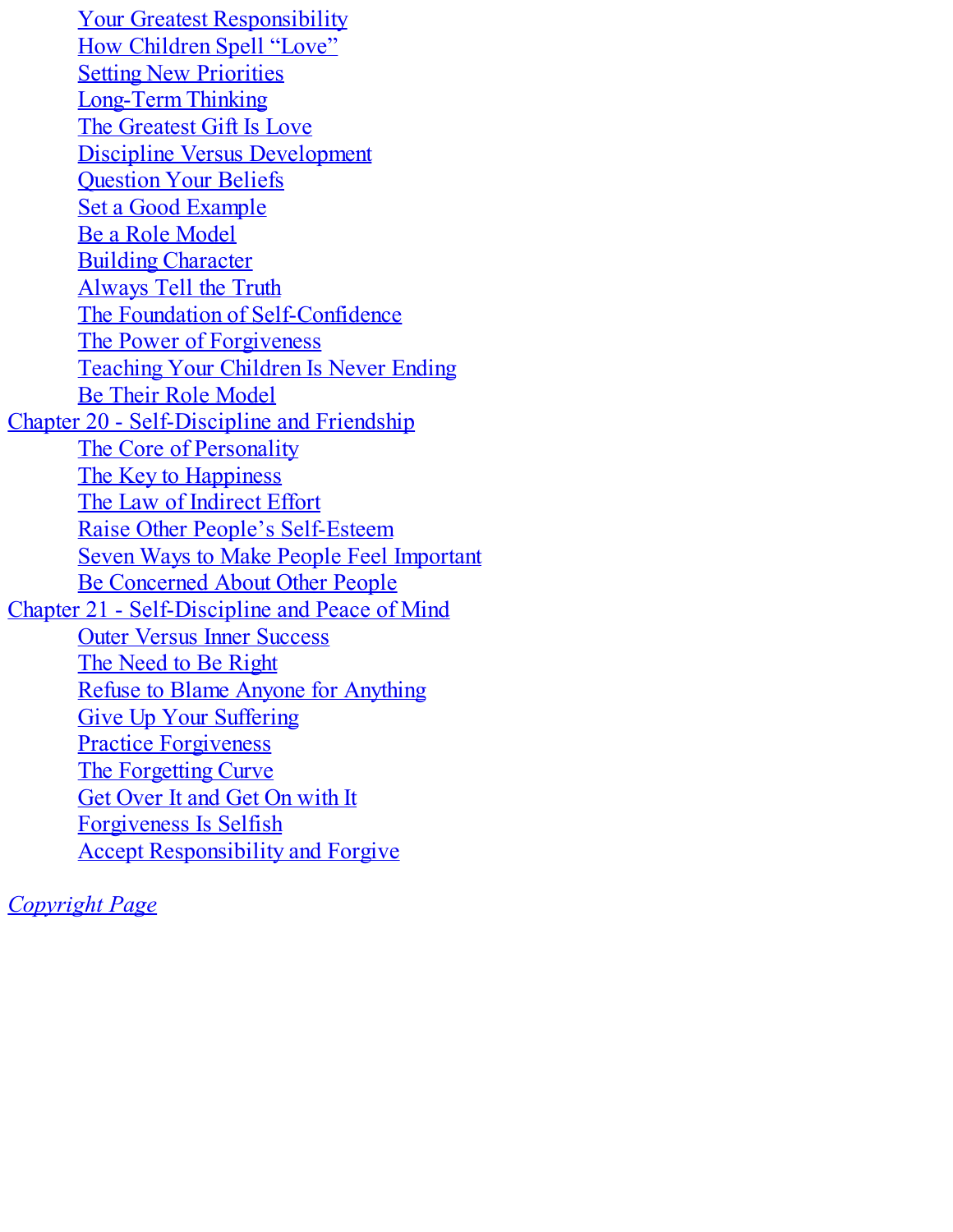- Your Greatest Responsibility
- How Children Spell "Love"
- Setting New Priorities
- Long-Term Thinking
- The Greatest Gift Is Love
- Discipline Versus Development
- Question Your Beliefs
- Set a Good Example
- Be a Role Model
- Building Character
- Always Tell the Truth
- The Foundation of Self-Confidence
- The Power of Forgiveness
- Teaching Your Children Is Never Ending
- Be Their Role Model

Chapter 20 - Self-Discipline and Friendship

- The Core of Personality
- The Key to Happiness
- The Law of Indirect Effort
- Raise Other People's Self-Esteem
- Seven Ways to Make People Feel Important
- Be Concerned About Other People

Chapter 21 - Self-Discipline and Peace of Mind

- Outer Versus Inner Success
- The Need to Be Right
- Refuse to Blame Anyone for Anything
- Give Up Your Suffering
- Practice Forgiveness
- The Forgetting Curve
- Get Over It and Get On with It
- Forgiveness Is Selfish
- Accept Responsibility and Forgive

*Copyright Page*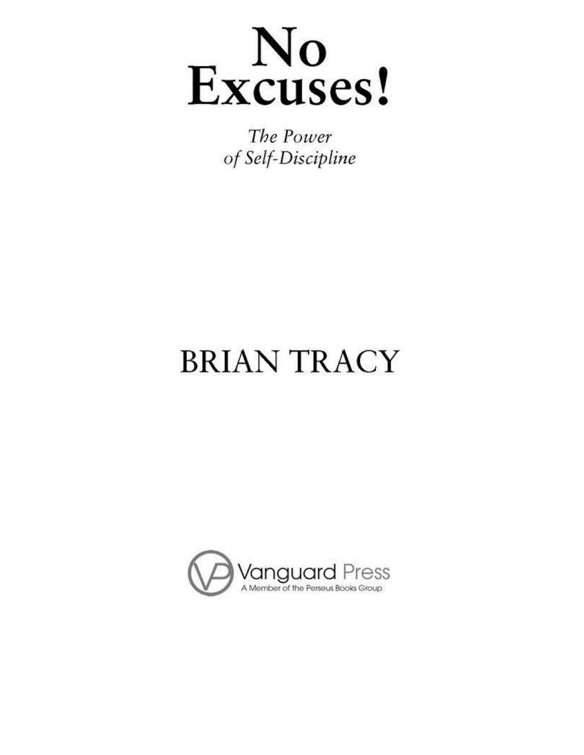# No Excuses!

*The Power of Self-Discipline*

BRIAN TRACY

Vanguard Press

A Member of the Perseus Books Group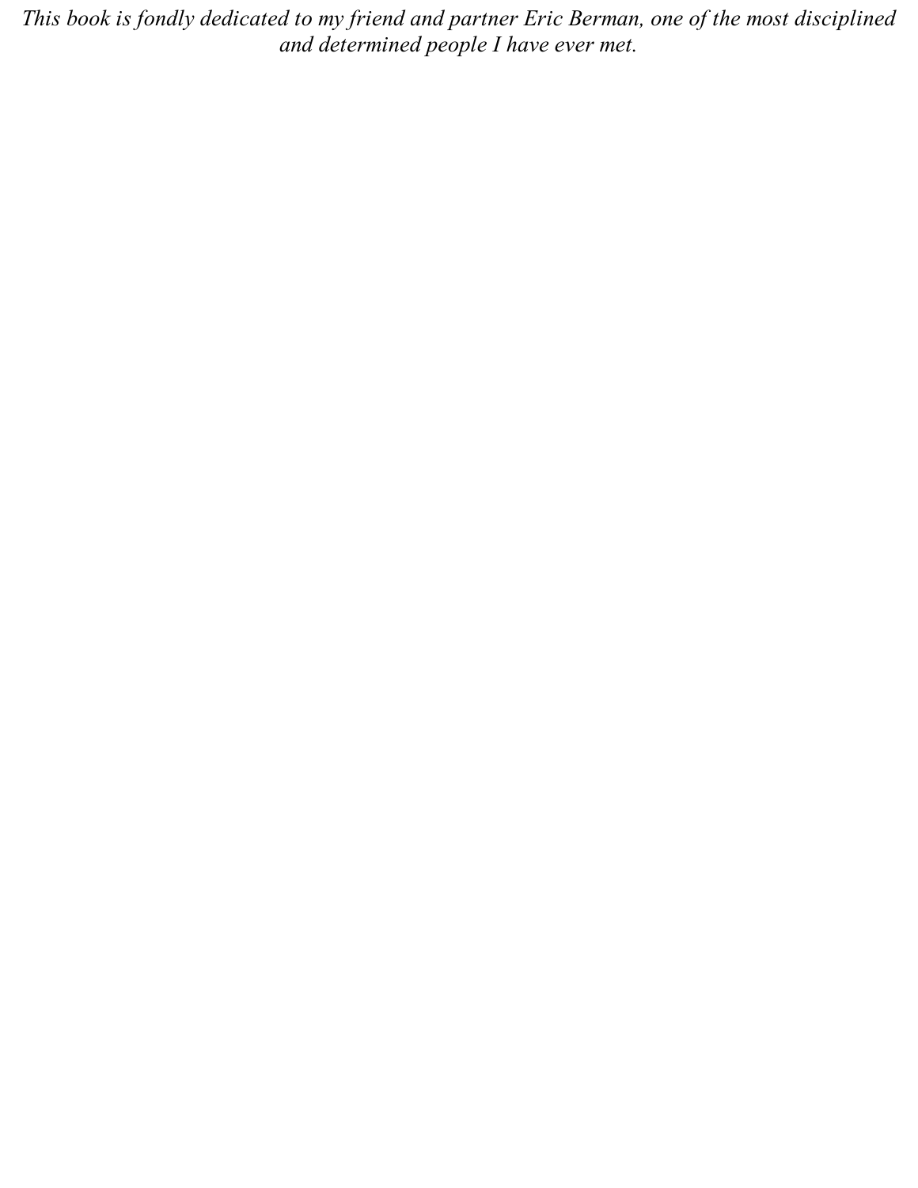*This book is fondly dedicated to my friend and partner Eric Berman, one of the most disciplined and determined people I have ever met.*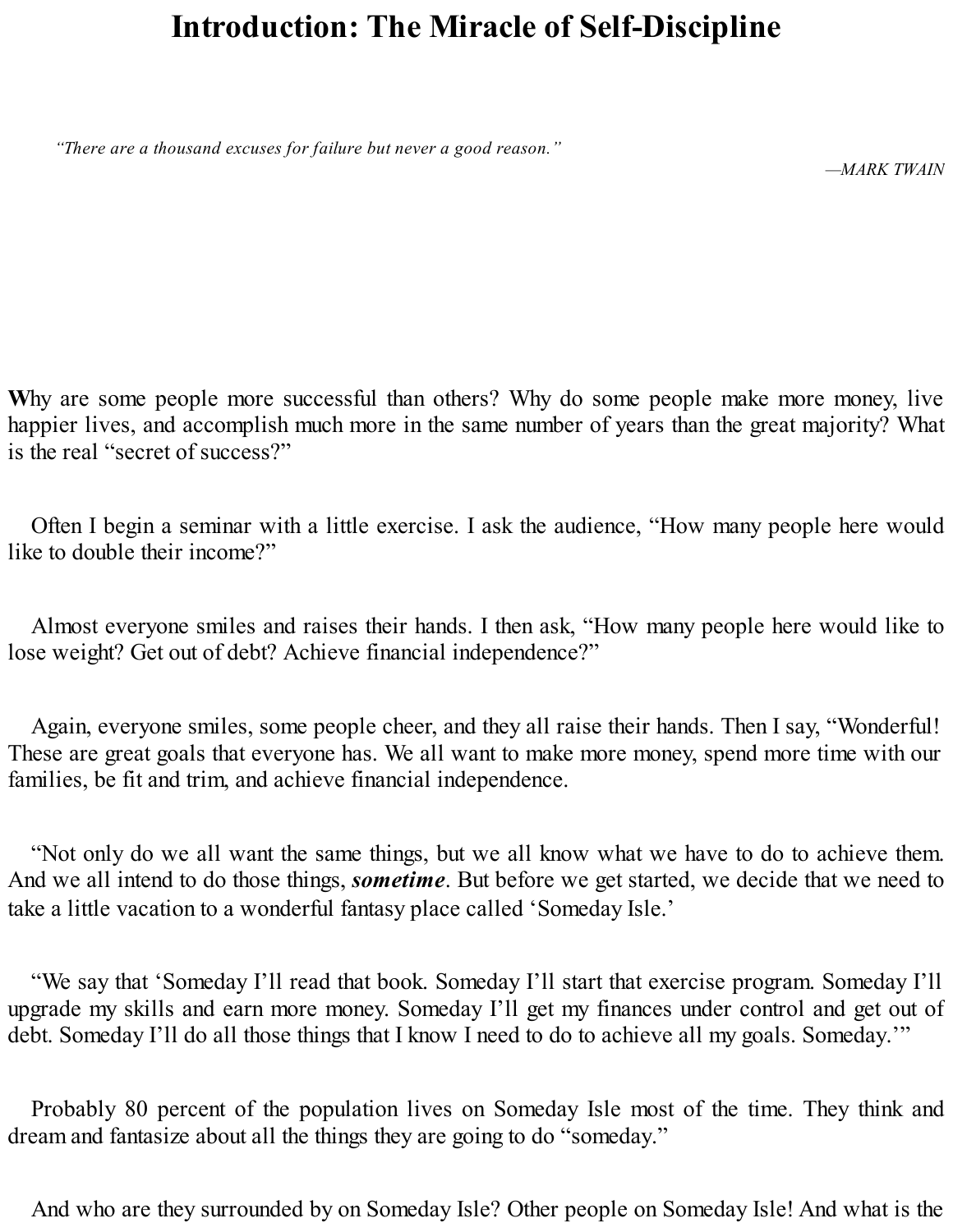# Introduction: The Miracle of Self-Discipline

> *"There are a thousand excuses for failure but never a good reason."*
>
> —*MARK TWAIN*

**W**hy are some people more successful than others? Why do some people make more money, live happier lives, and accomplish much more in the same number of years than the great majority? What is the real "secret of success?"

Often I begin a seminar with a little exercise. I ask the audience, "How many people here would like to double their income?"

Almost everyone smiles and raises their hands. I then ask, "How many people here would like to lose weight? Get out of debt? Achieve financial independence?"

Again, everyone smiles, some people cheer, and they all raise their hands. Then I say, "Wonderful! These are great goals that everyone has. We all want to make more money, spend more time with our families, be fit and trim, and achieve financial independence.

"Not only do we all want the same things, but we all know what we have to do to achieve them. And we all intend to do those things, ***sometime***. But before we get started, we decide that we need to take a little vacation to a wonderful fantasy place called 'Someday Isle.'

"We say that 'Someday I'll read that book. Someday I'll start that exercise program. Someday I'll upgrade my skills and earn more money. Someday I'll get my finances under control and get out of debt. Someday I'll do all those things that I know I need to do to achieve all my goals. Someday.'"

Probably 80 percent of the population lives on Someday Isle most of the time. They think and dream and fantasize about all the things they are going to do "someday."

And who are they surrounded by on Someday Isle? Other people on Someday Isle! And what is the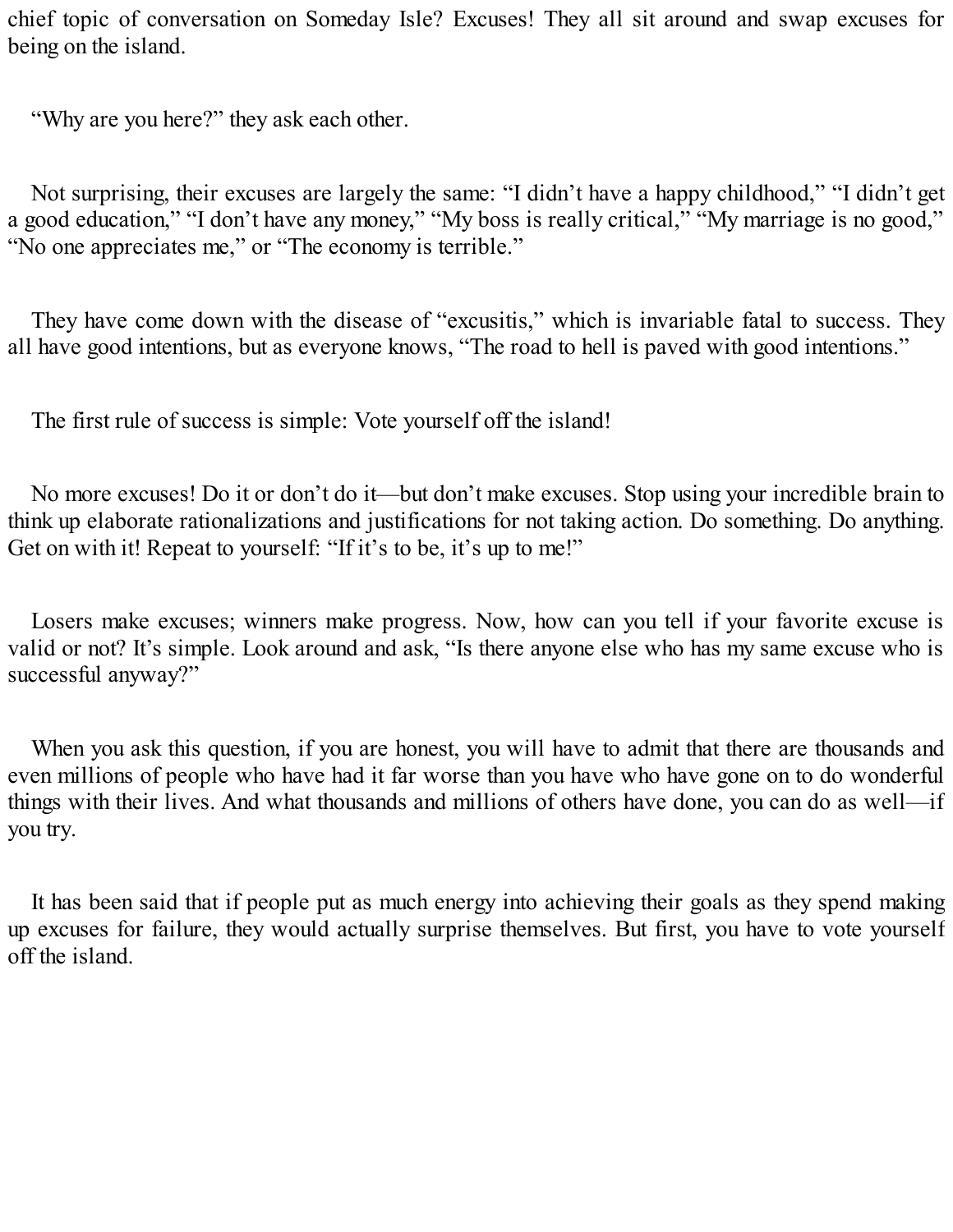chief topic of conversation on Someday Isle? Excuses! They all sit around and swap excuses for being on the island.

"Why are you here?" they ask each other.

Not surprising, their excuses are largely the same: "I didn't have a happy childhood," "I didn't get a good education," "I don't have any money," "My boss is really critical," "My marriage is no good," "No one appreciates me," or "The economy is terrible."

They have come down with the disease of "excusitis," which is invariable fatal to success. They all have good intentions, but as everyone knows, "The road to hell is paved with good intentions."

The first rule of success is simple: Vote yourself off the island!

No more excuses! Do it or don't do it—but don't make excuses. Stop using your incredible brain to think up elaborate rationalizations and justifications for not taking action. Do something. Do anything. Get on with it! Repeat to yourself: "If it's to be, it's up to me!"

Losers make excuses; winners make progress. Now, how can you tell if your favorite excuse is valid or not? It's simple. Look around and ask, "Is there anyone else who has my same excuse who is successful anyway?"

When you ask this question, if you are honest, you will have to admit that there are thousands and even millions of people who have had it far worse than you have who have gone on to do wonderful things with their lives. And what thousands and millions of others have done, you can do as well—if you try.

It has been said that if people put as much energy into achieving their goals as they spend making up excuses for failure, they would actually surprise themselves. But first, you have to vote yourself off the island.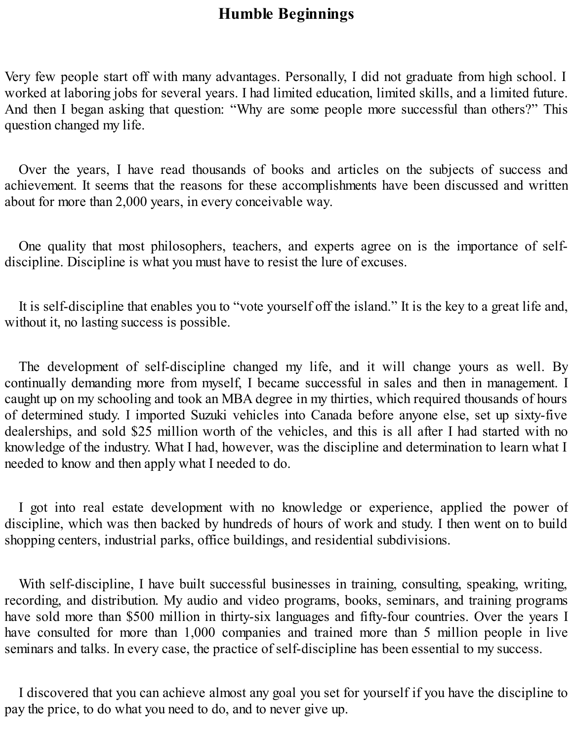# Humble Beginnings

Very few people start off with many advantages. Personally, I did not graduate from high school. I worked at laboring jobs for several years. I had limited education, limited skills, and a limited future. And then I began asking that question: "Why are some people more successful than others?" This question changed my life.

Over the years, I have read thousands of books and articles on the subjects of success and achievement. It seems that the reasons for these accomplishments have been discussed and written about for more than 2,000 years, in every conceivable way.

One quality that most philosophers, teachers, and experts agree on is the importance of self-discipline. Discipline is what you must have to resist the lure of excuses.

It is self-discipline that enables you to "vote yourself off the island." It is the key to a great life and, without it, no lasting success is possible.

The development of self-discipline changed my life, and it will change yours as well. By continually demanding more from myself, I became successful in sales and then in management. I caught up on my schooling and took an MBA degree in my thirties, which required thousands of hours of determined study. I imported Suzuki vehicles into Canada before anyone else, set up sixty-five dealerships, and sold $25 million worth of the vehicles, and this is all after I had started with no knowledge of the industry. What I had, however, was the discipline and determination to learn what I needed to know and then apply what I needed to do.

I got into real estate development with no knowledge or experience, applied the power of discipline, which was then backed by hundreds of hours of work and study. I then went on to build shopping centers, industrial parks, office buildings, and residential subdivisions.

With self-discipline, I have built successful businesses in training, consulting, speaking, writing, recording, and distribution. My audio and video programs, books, seminars, and training programs have sold more than $500 million in thirty-six languages and fifty-four countries. Over the years I have consulted for more than 1,000 companies and trained more than 5 million people in live seminars and talks. In every case, the practice of self-discipline has been essential to my success.

I discovered that you can achieve almost any goal you set for yourself if you have the discipline to pay the price, to do what you need to do, and to never give up.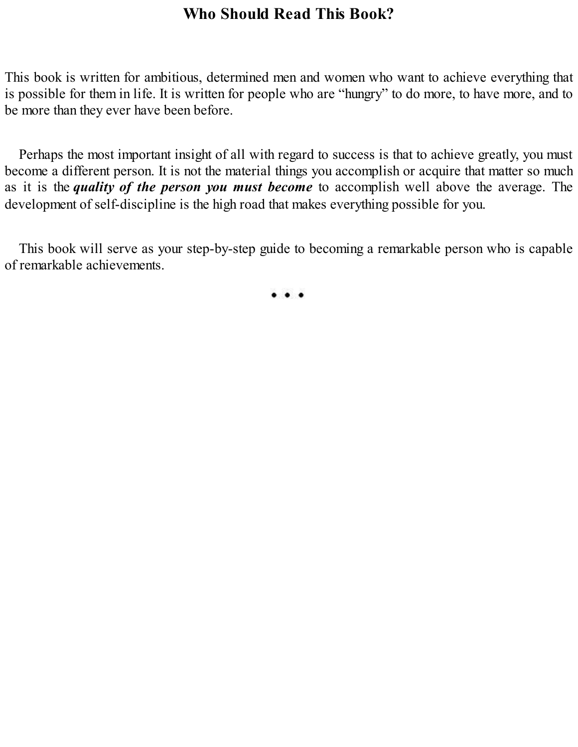# Who Should Read This Book?

This book is written for ambitious, determined men and women who want to achieve everything that is possible for them in life. It is written for people who are "hungry" to do more, to have more, and to be more than they ever have been before.

Perhaps the most important insight of all with regard to success is that to achieve greatly, you must become a different person. It is not the material things you accomplish or acquire that matter so much as it is the ***quality of the person you must become*** to accomplish well above the average. The development of self-discipline is the high road that makes everything possible for you.

This book will serve as your step-by-step guide to becoming a remarkable person who is capable of remarkable achievements.

• • •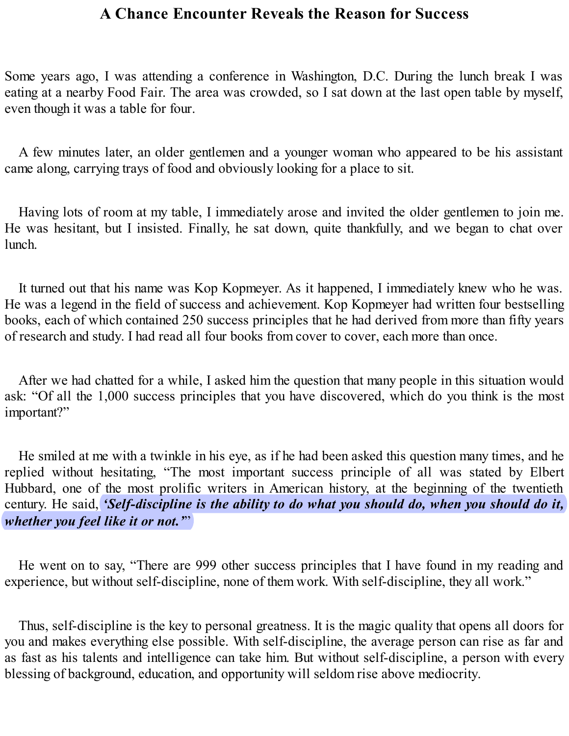# A Chance Encounter Reveals the Reason for Success

Some years ago, I was attending a conference in Washington, D.C. During the lunch break I was eating at a nearby Food Fair. The area was crowded, so I sat down at the last open table by myself, even though it was a table for four.

A few minutes later, an older gentlemen and a younger woman who appeared to be his assistant came along, carrying trays of food and obviously looking for a place to sit.

Having lots of room at my table, I immediately arose and invited the older gentlemen to join me. He was hesitant, but I insisted. Finally, he sat down, quite thankfully, and we began to chat over lunch.

It turned out that his name was Kop Kopmeyer. As it happened, I immediately knew who he was. He was a legend in the field of success and achievement. Kop Kopmeyer had written four bestselling books, each of which contained 250 success principles that he had derived from more than fifty years of research and study. I had read all four books from cover to cover, each more than once.

After we had chatted for a while, I asked him the question that many people in this situation would ask: "Of all the 1,000 success principles that you have discovered, which do you think is the most important?"

He smiled at me with a twinkle in his eye, as if he had been asked this question many times, and he replied without hesitating, "The most important success principle of all was stated by Elbert Hubbard, one of the most prolific writers in American history, at the beginning of the twentieth century. He said, ***'Self-discipline is the ability to do what you should do, when you should do it, whether you feel like it or not.'***"

He went on to say, "There are 999 other success principles that I have found in my reading and experience, but without self-discipline, none of them work. With self-discipline, they all work."

Thus, self-discipline is the key to personal greatness. It is the magic quality that opens all doors for you and makes everything else possible. With self-discipline, the average person can rise as far and as fast as his talents and intelligence can take him. But without self-discipline, a person with every blessing of background, education, and opportunity will seldom rise above mediocrity.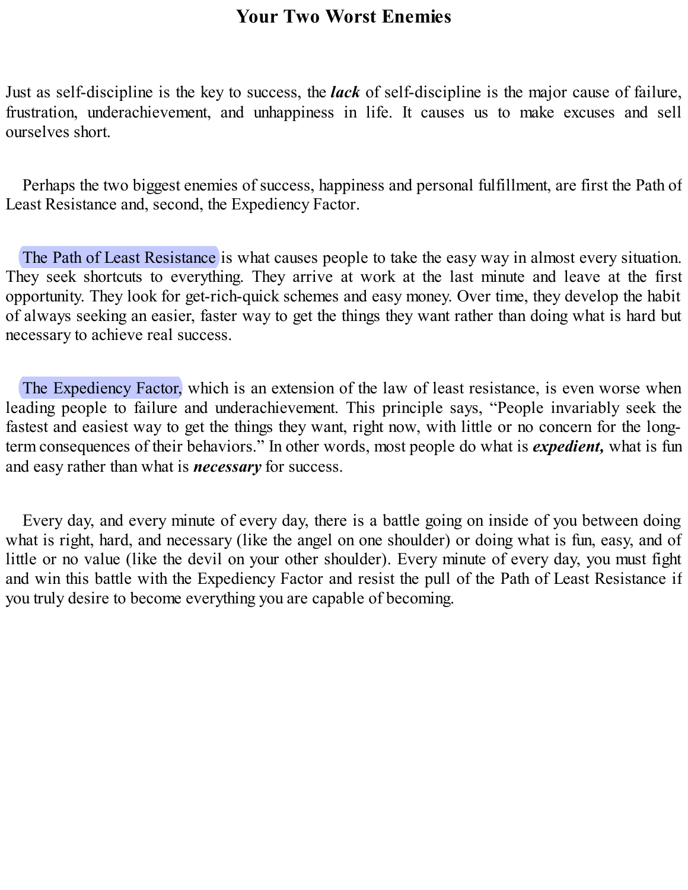# Your Two Worst Enemies

Just as self-discipline is the key to success, the ***lack*** of self-discipline is the major cause of failure, frustration, underachievement, and unhappiness in life. It causes us to make excuses and sell ourselves short.

Perhaps the two biggest enemies of success, happiness and personal fulfillment, are first the Path of Least Resistance and, second, the Expediency Factor.

The Path of Least Resistance is what causes people to take the easy way in almost every situation. They seek shortcuts to everything. They arrive at work at the last minute and leave at the first opportunity. They look for get-rich-quick schemes and easy money. Over time, they develop the habit of always seeking an easier, faster way to get the things they want rather than doing what is hard but necessary to achieve real success.

The Expediency Factor, which is an extension of the law of least resistance, is even worse when leading people to failure and underachievement. This principle says, "People invariably seek the fastest and easiest way to get the things they want, right now, with little or no concern for the long-term consequences of their behaviors." In other words, most people do what is ***expedient,*** what is fun and easy rather than what is ***necessary*** for success.

Every day, and every minute of every day, there is a battle going on inside of you between doing what is right, hard, and necessary (like the angel on one shoulder) or doing what is fun, easy, and of little or no value (like the devil on your other shoulder). Every minute of every day, you must fight and win this battle with the Expediency Factor and resist the pull of the Path of Least Resistance if you truly desire to become everything you are capable of becoming.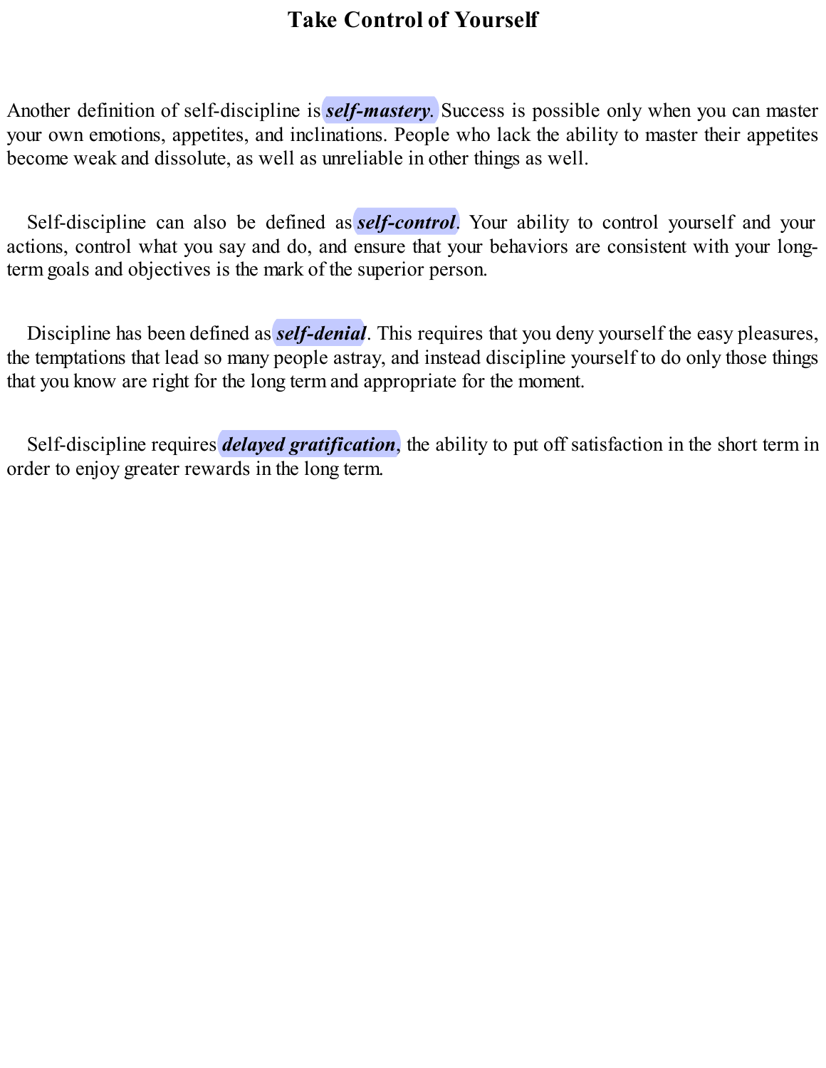# Take Control of Yourself

Another definition of self-discipline is ***self-mastery***. Success is possible only when you can master your own emotions, appetites, and inclinations. People who lack the ability to master their appetites become weak and dissolute, as well as unreliable in other things as well.

Self-discipline can also be defined as ***self-control***. Your ability to control yourself and your actions, control what you say and do, and ensure that your behaviors are consistent with your long-term goals and objectives is the mark of the superior person.

Discipline has been defined as ***self-denial***. This requires that you deny yourself the easy pleasures, the temptations that lead so many people astray, and instead discipline yourself to do only those things that you know are right for the long term and appropriate for the moment.

Self-discipline requires ***delayed gratification***, the ability to put off satisfaction in the short term in order to enjoy greater rewards in the long term.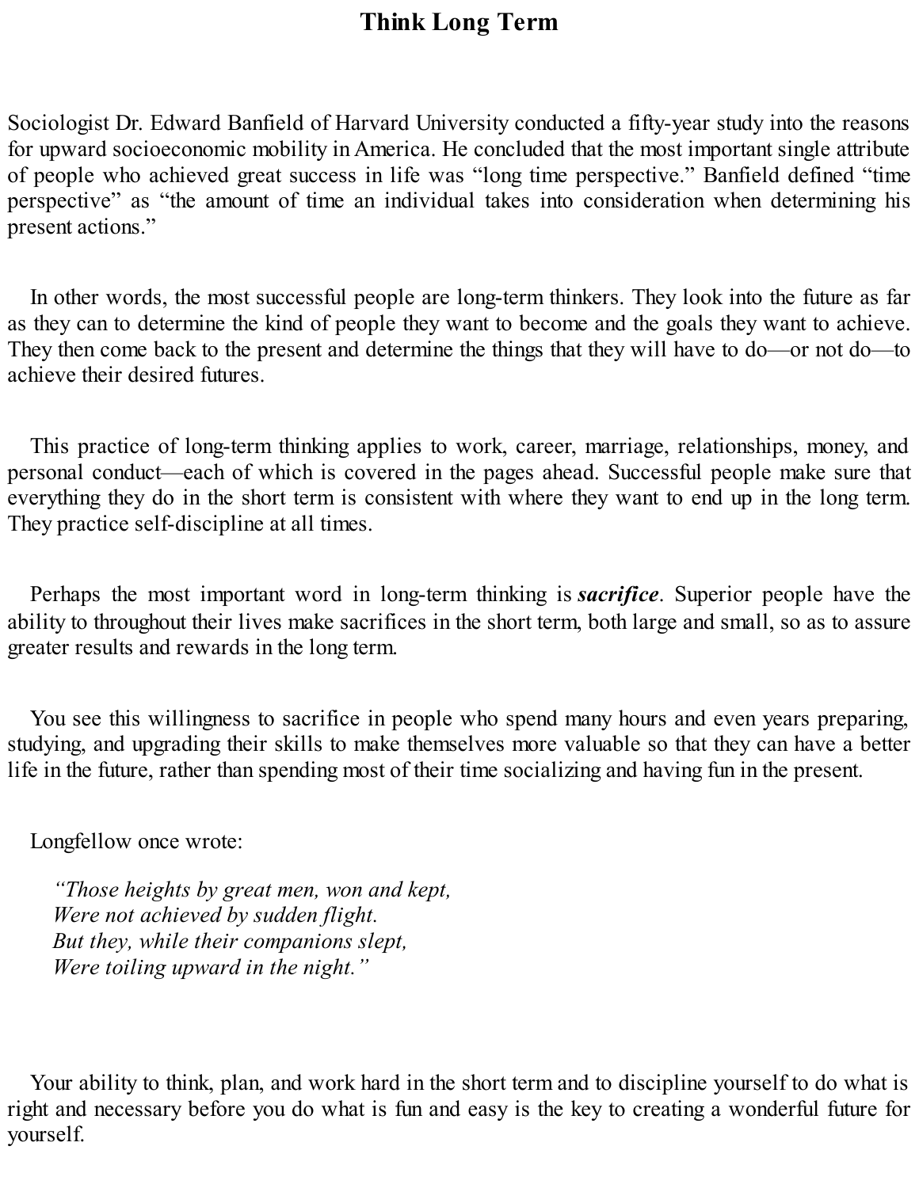# Think Long Term

Sociologist Dr. Edward Banfield of Harvard University conducted a fifty-year study into the reasons for upward socioeconomic mobility in America. He concluded that the most important single attribute of people who achieved great success in life was “long time perspective.” Banfield defined “time perspective” as “the amount of time an individual takes into consideration when determining his present actions.”

In other words, the most successful people are long-term thinkers. They look into the future as far as they can to determine the kind of people they want to become and the goals they want to achieve. They then come back to the present and determine the things that they will have to do—or not do—to achieve their desired futures.

This practice of long-term thinking applies to work, career, marriage, relationships, money, and personal conduct—each of which is covered in the pages ahead. Successful people make sure that everything they do in the short term is consistent with where they want to end up in the long term. They practice self-discipline at all times.

Perhaps the most important word in long-term thinking is ***sacrifice***. Superior people have the ability to throughout their lives make sacrifices in the short term, both large and small, so as to assure greater results and rewards in the long term.

You see this willingness to sacrifice in people who spend many hours and even years preparing, studying, and upgrading their skills to make themselves more valuable so that they can have a better life in the future, rather than spending most of their time socializing and having fun in the present.

Longfellow once wrote:

> *“Those heights by great men, won and kept,*
> *Were not achieved by sudden flight.*
> *But they, while their companions slept,*
> *Were toiling upward in the night.”*

Your ability to think, plan, and work hard in the short term and to discipline yourself to do what is right and necessary before you do what is fun and easy is the key to creating a wonderful future for yourself.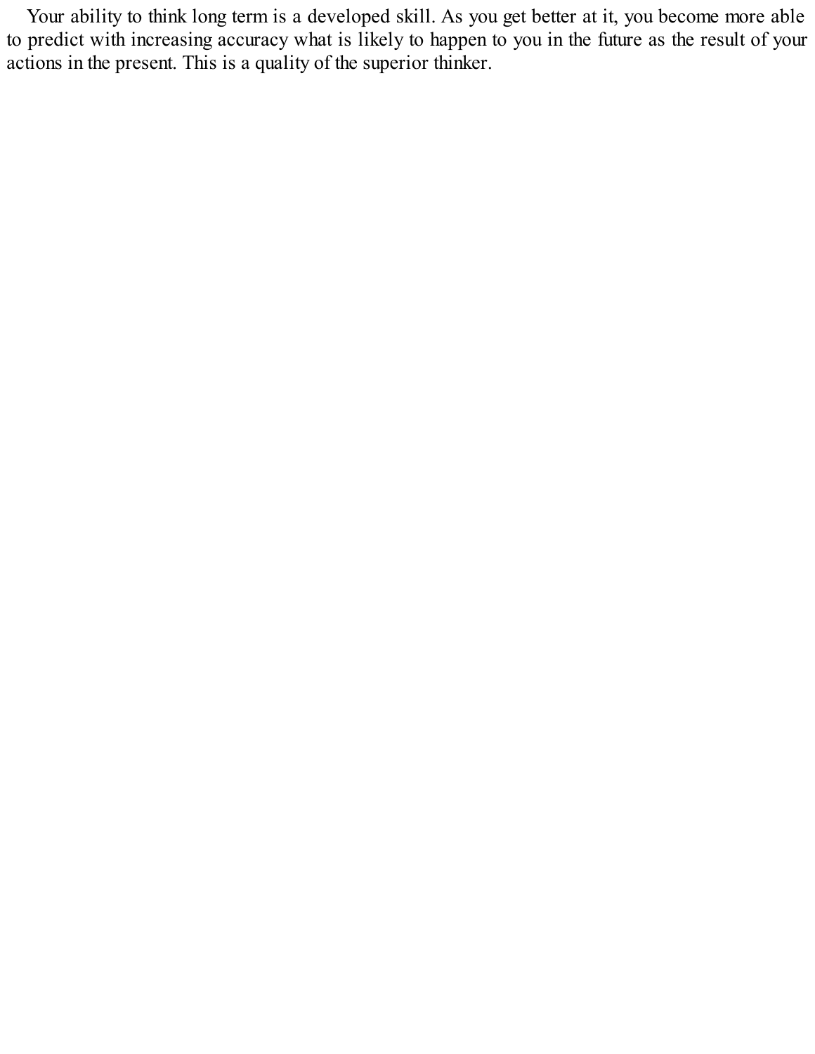Your ability to think long term is a developed skill. As you get better at it, you become more able to predict with increasing accuracy what is likely to happen to you in the future as the result of your actions in the present. This is a quality of the superior thinker.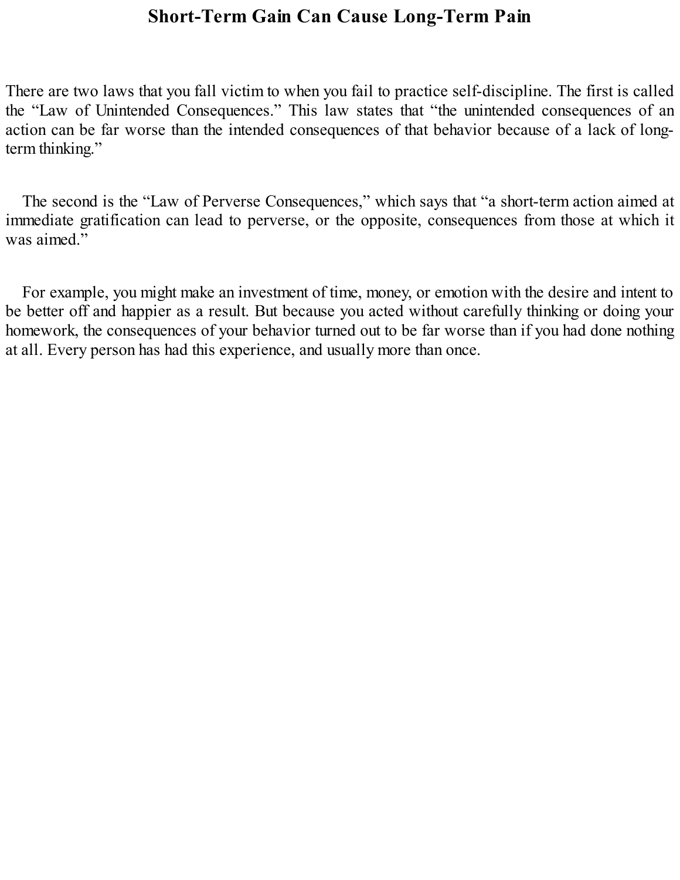# Short-Term Gain Can Cause Long-Term Pain

There are two laws that you fall victim to when you fail to practice self-discipline. The first is called the "Law of Unintended Consequences." This law states that "the unintended consequences of an action can be far worse than the intended consequences of that behavior because of a lack of long-term thinking."

The second is the "Law of Perverse Consequences," which says that "a short-term action aimed at immediate gratification can lead to perverse, or the opposite, consequences from those at which it was aimed."

For example, you might make an investment of time, money, or emotion with the desire and intent to be better off and happier as a result. But because you acted without carefully thinking or doing your homework, the consequences of your behavior turned out to be far worse than if you had done nothing at all. Every person has had this experience, and usually more than once.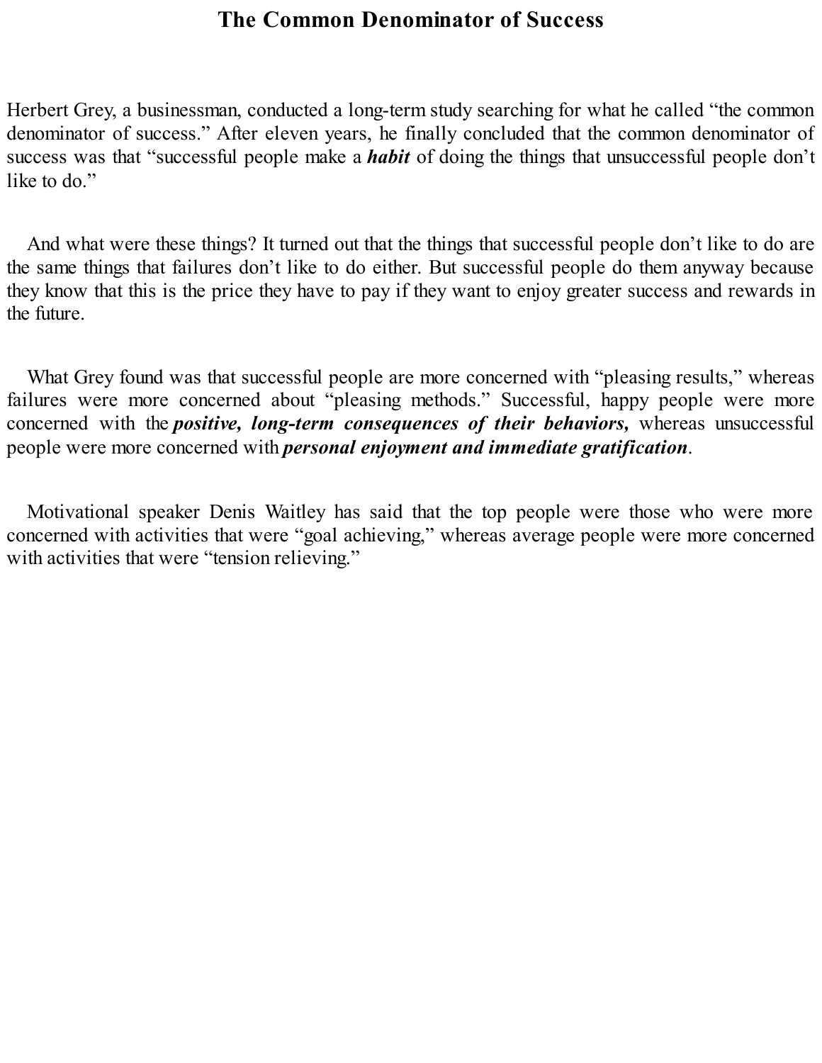# The Common Denominator of Success

Herbert Grey, a businessman, conducted a long-term study searching for what he called "the common denominator of success." After eleven years, he finally concluded that the common denominator of success was that "successful people make a ***habit*** of doing the things that unsuccessful people don't like to do."

And what were these things? It turned out that the things that successful people don't like to do are the same things that failures don't like to do either. But successful people do them anyway because they know that this is the price they have to pay if they want to enjoy greater success and rewards in the future.

What Grey found was that successful people are more concerned with "pleasing results," whereas failures were more concerned about "pleasing methods." Successful, happy people were more concerned with the ***positive, long-term consequences of their behaviors,*** whereas unsuccessful people were more concerned with ***personal enjoyment and immediate gratification***.

Motivational speaker Denis Waitley has said that the top people were those who were more concerned with activities that were "goal achieving," whereas average people were more concerned with activities that were "tension relieving."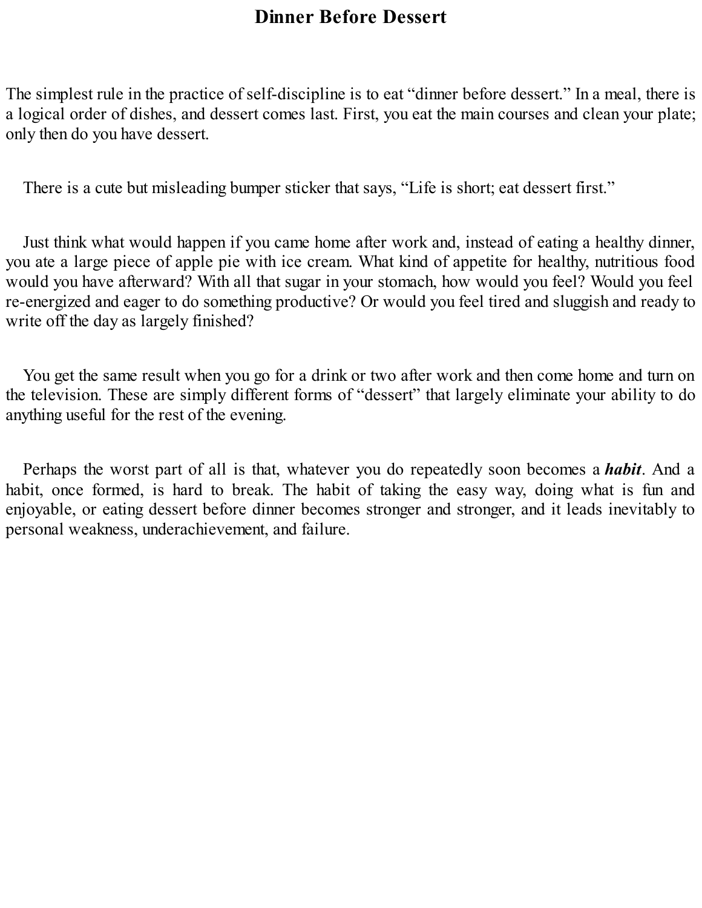# Dinner Before Dessert

The simplest rule in the practice of self-discipline is to eat "dinner before dessert." In a meal, there is a logical order of dishes, and dessert comes last. First, you eat the main courses and clean your plate; only then do you have dessert.

There is a cute but misleading bumper sticker that says, "Life is short; eat dessert first."

Just think what would happen if you came home after work and, instead of eating a healthy dinner, you ate a large piece of apple pie with ice cream. What kind of appetite for healthy, nutritious food would you have afterward? With all that sugar in your stomach, how would you feel? Would you feel re-energized and eager to do something productive? Or would you feel tired and sluggish and ready to write off the day as largely finished?

You get the same result when you go for a drink or two after work and then come home and turn on the television. These are simply different forms of "dessert" that largely eliminate your ability to do anything useful for the rest of the evening.

Perhaps the worst part of all is that, whatever you do repeatedly soon becomes a ***habit***. And a habit, once formed, is hard to break. The habit of taking the easy way, doing what is fun and enjoyable, or eating dessert before dinner becomes stronger and stronger, and it leads inevitably to personal weakness, underachievement, and failure.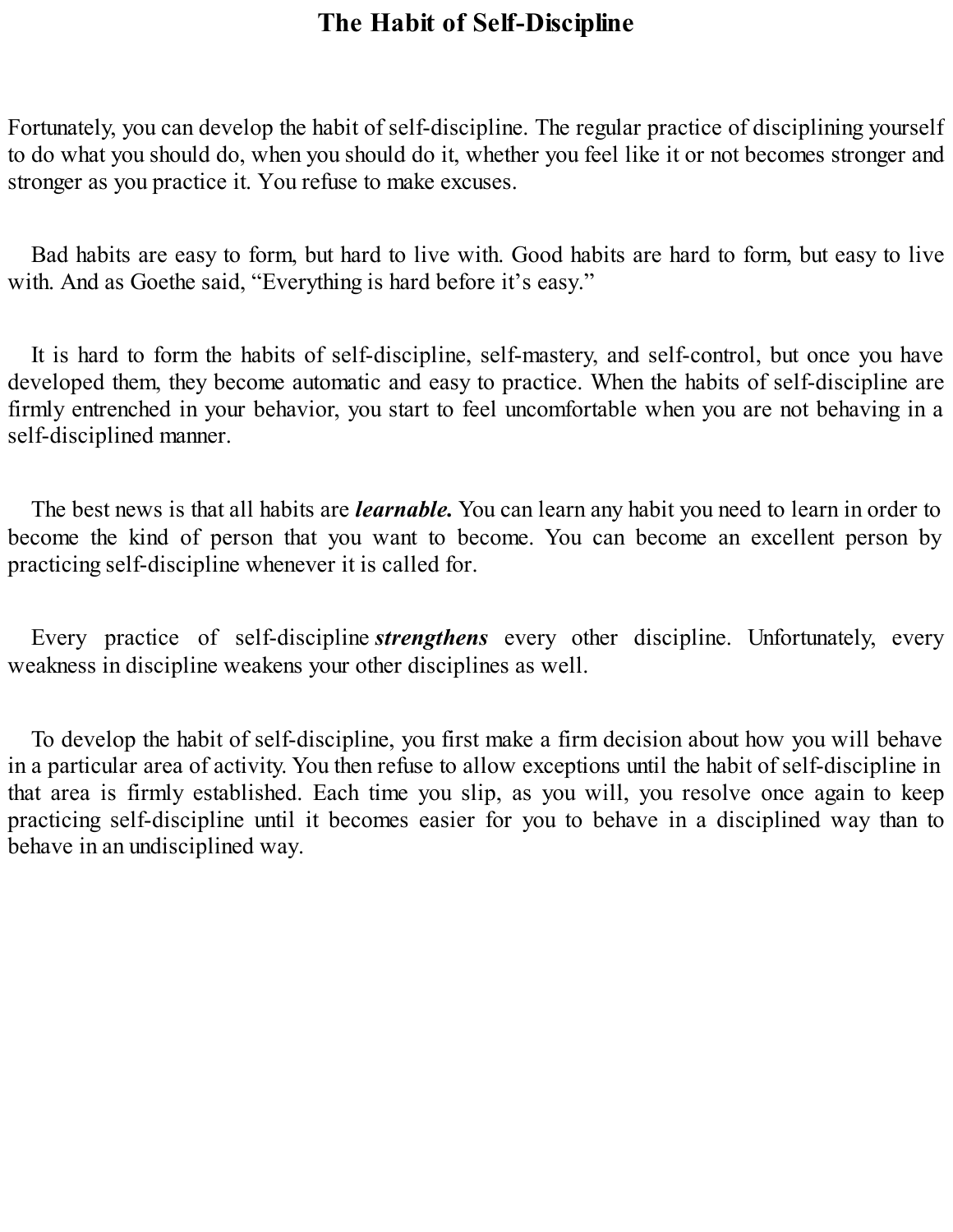# The Habit of Self-Discipline

Fortunately, you can develop the habit of self-discipline. The regular practice of disciplining yourself to do what you should do, when you should do it, whether you feel like it or not becomes stronger and stronger as you practice it. You refuse to make excuses.

Bad habits are easy to form, but hard to live with. Good habits are hard to form, but easy to live with. And as Goethe said, “Everything is hard before it’s easy.”

It is hard to form the habits of self-discipline, self-mastery, and self-control, but once you have developed them, they become automatic and easy to practice. When the habits of self-discipline are firmly entrenched in your behavior, you start to feel uncomfortable when you are not behaving in a self-disciplined manner.

The best news is that all habits are ***learnable.*** You can learn any habit you need to learn in order to become the kind of person that you want to become. You can become an excellent person by practicing self-discipline whenever it is called for.

Every practice of self-discipline ***strengthens*** every other discipline. Unfortunately, every weakness in discipline weakens your other disciplines as well.

To develop the habit of self-discipline, you first make a firm decision about how you will behave in a particular area of activity. You then refuse to allow exceptions until the habit of self-discipline in that area is firmly established. Each time you slip, as you will, you resolve once again to keep practicing self-discipline until it becomes easier for you to behave in a disciplined way than to behave in an undisciplined way.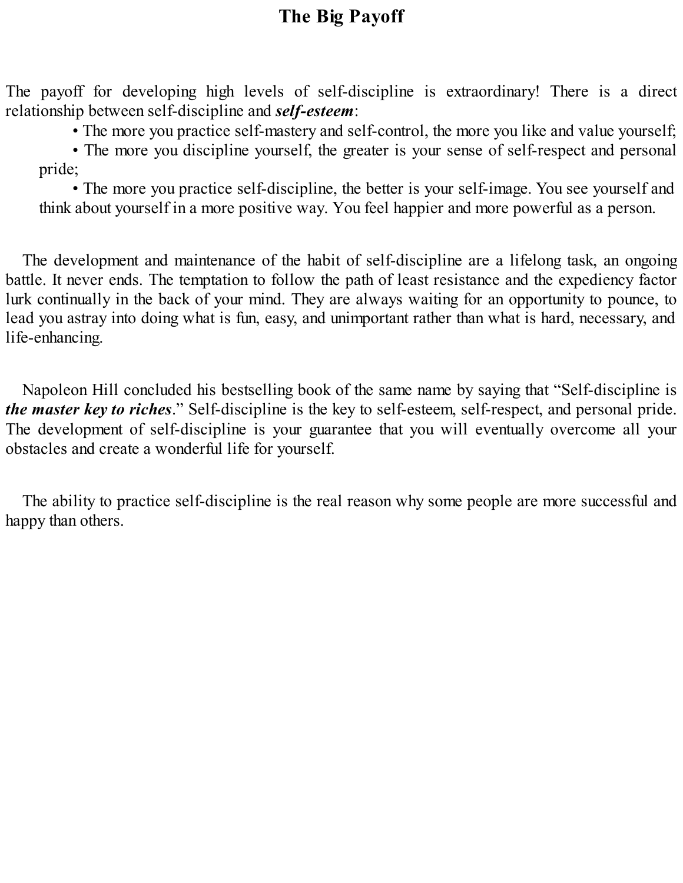## The Big Payoff

The payoff for developing high levels of self-discipline is extraordinary! There is a direct relationship between self-discipline and ***self-esteem***:

- The more you practice self-mastery and self-control, the more you like and value yourself;
- The more you discipline yourself, the greater is your sense of self-respect and personal pride;
- The more you practice self-discipline, the better is your self-image. You see yourself and think about yourself in a more positive way. You feel happier and more powerful as a person.

The development and maintenance of the habit of self-discipline are a lifelong task, an ongoing battle. It never ends. The temptation to follow the path of least resistance and the expediency factor lurk continually in the back of your mind. They are always waiting for an opportunity to pounce, to lead you astray into doing what is fun, easy, and unimportant rather than what is hard, necessary, and life-enhancing.

Napoleon Hill concluded his bestselling book of the same name by saying that "Self-discipline is ***the master key to riches***." Self-discipline is the key to self-esteem, self-respect, and personal pride. The development of self-discipline is your guarantee that you will eventually overcome all your obstacles and create a wonderful life for yourself.

The ability to practice self-discipline is the real reason why some people are more successful and happy than others.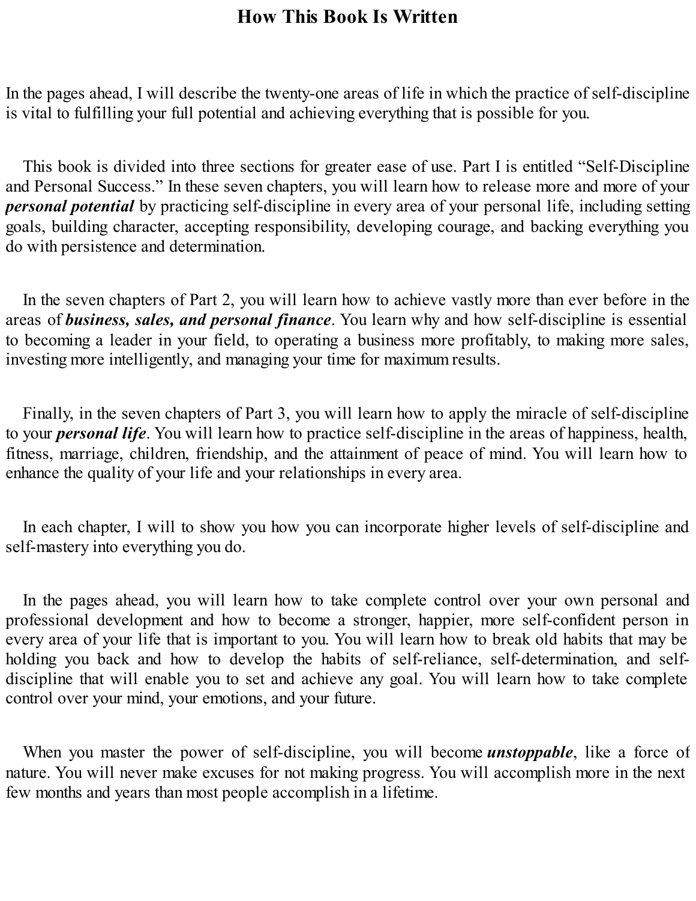# How This Book Is Written

In the pages ahead, I will describe the twenty-one areas of life in which the practice of self-discipline is vital to fulfilling your full potential and achieving everything that is possible for you.

This book is divided into three sections for greater ease of use. Part I is entitled "Self-Discipline and Personal Success." In these seven chapters, you will learn how to release more and more of your ***personal potential*** by practicing self-discipline in every area of your personal life, including setting goals, building character, accepting responsibility, developing courage, and backing everything you do with persistence and determination.

In the seven chapters of Part 2, you will learn how to achieve vastly more than ever before in the areas of ***business, sales, and personal finance***. You learn why and how self-discipline is essential to becoming a leader in your field, to operating a business more profitably, to making more sales, investing more intelligently, and managing your time for maximum results.

Finally, in the seven chapters of Part 3, you will learn how to apply the miracle of self-discipline to your ***personal life***. You will learn how to practice self-discipline in the areas of happiness, health, fitness, marriage, children, friendship, and the attainment of peace of mind. You will learn how to enhance the quality of your life and your relationships in every area.

In each chapter, I will to show you how you can incorporate higher levels of self-discipline and self-mastery into everything you do.

In the pages ahead, you will learn how to take complete control over your own personal and professional development and how to become a stronger, happier, more self-confident person in every area of your life that is important to you. You will learn how to break old habits that may be holding you back and how to develop the habits of self-reliance, self-determination, and self-discipline that will enable you to set and achieve any goal. You will learn how to take complete control over your mind, your emotions, and your future.

When you master the power of self-discipline, you will become ***unstoppable***, like a force of nature. You will never make excuses for not making progress. You will accomplish more in the next few months and years than most people accomplish in a lifetime.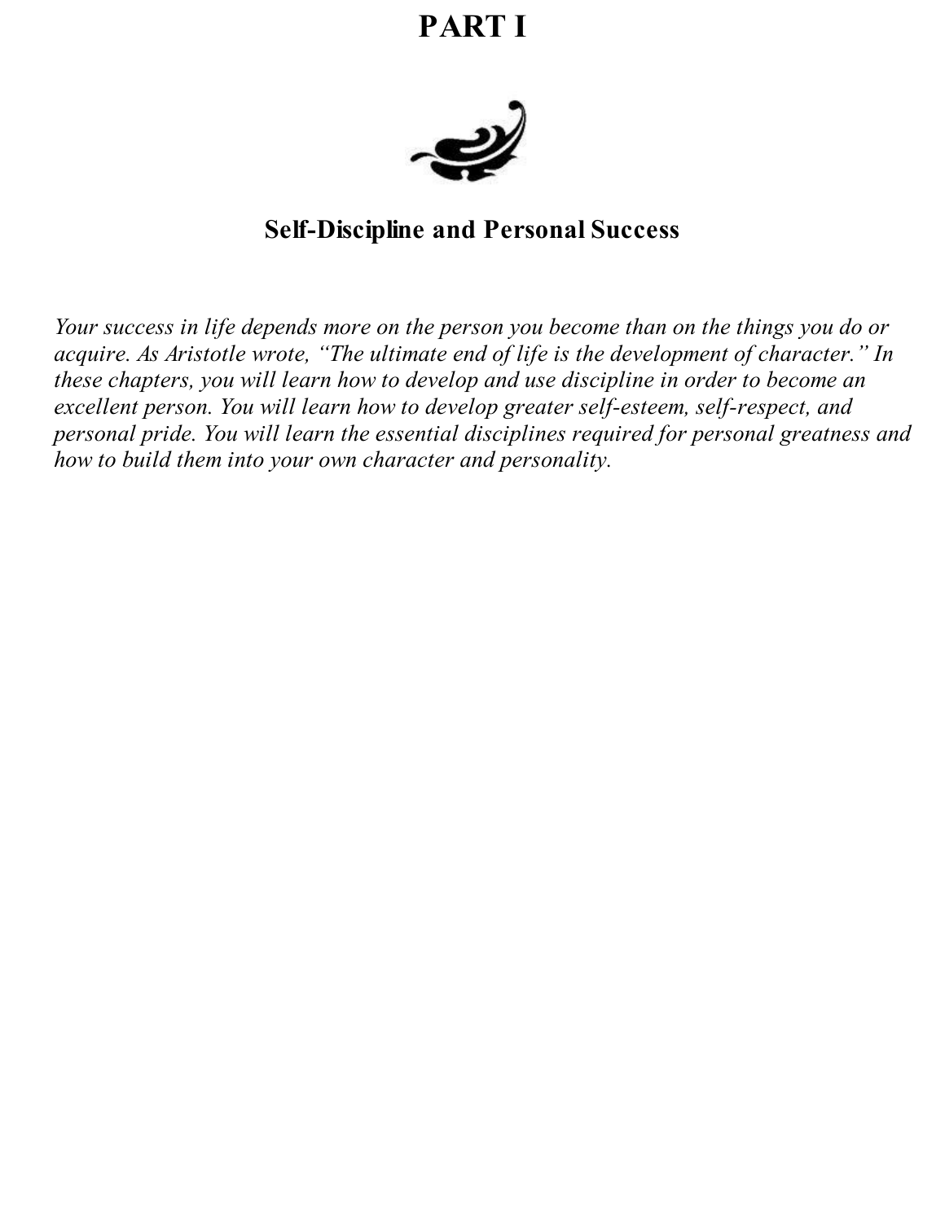# PART I

## Self-Discipline and Personal Success

*Your success in life depends more on the person you become than on the things you do or acquire. As Aristotle wrote, "The ultimate end of life is the development of character." In these chapters, you will learn how to develop and use discipline in order to become an excellent person. You will learn how to develop greater self-esteem, self-respect, and personal pride. You will learn the essential disciplines required for personal greatness and how to build them into your own character and personality.*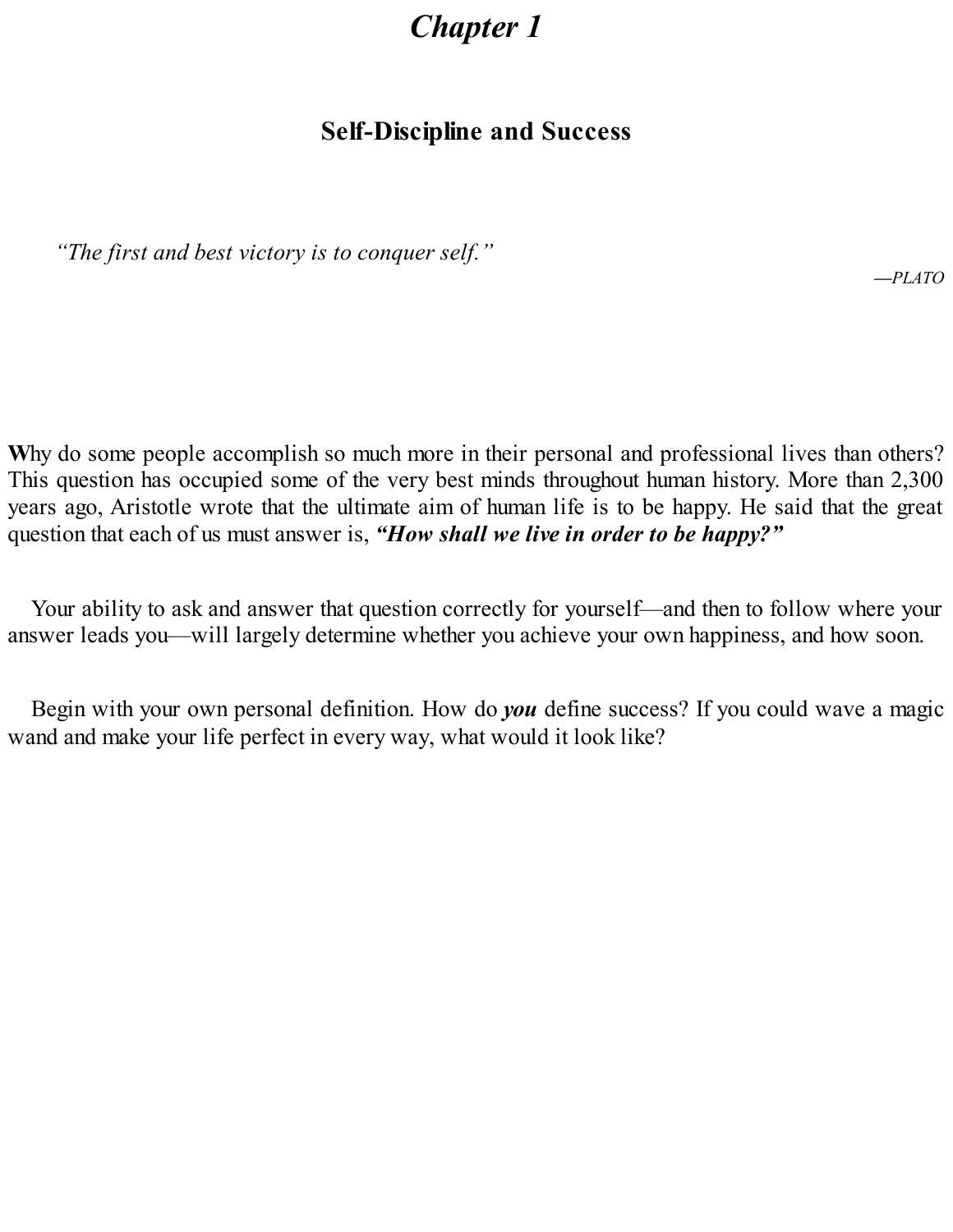# *Chapter 1*

## Self-Discipline and Success

> *"The first and best victory is to conquer self."*
>
> —*PLATO*

**W**hy do some people accomplish so much more in their personal and professional lives than others? This question has occupied some of the very best minds throughout human history. More than 2,300 years ago, Aristotle wrote that the ultimate aim of human life is to be happy. He said that the great question that each of us must answer is, ***"How shall we live in order to be happy?"***

Your ability to ask and answer that question correctly for yourself—and then to follow where your answer leads you—will largely determine whether you achieve your own happiness, and how soon.

Begin with your own personal definition. How do ***you*** define success? If you could wave a magic wand and make your life perfect in every way, what would it look like?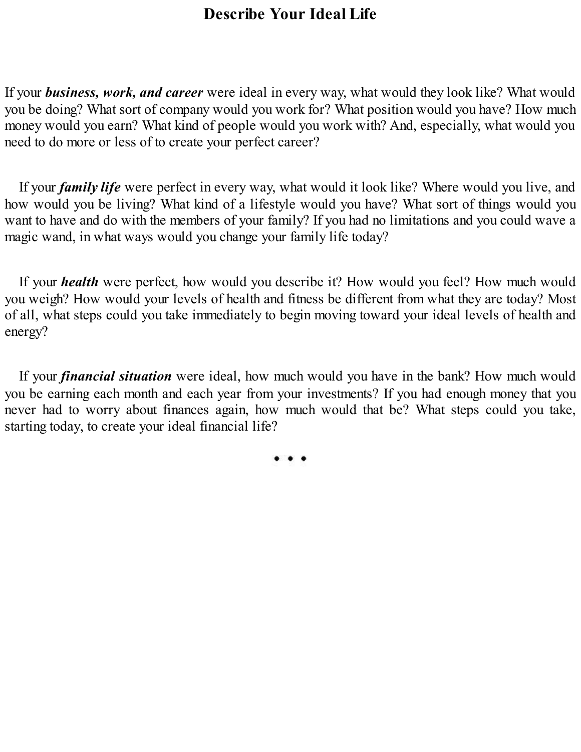# Describe Your Ideal Life

If your ***business, work, and career*** were ideal in every way, what would they look like? What would you be doing? What sort of company would you work for? What position would you have? How much money would you earn? What kind of people would you work with? And, especially, what would you need to do more or less of to create your perfect career?

If your ***family life*** were perfect in every way, what would it look like? Where would you live, and how would you be living? What kind of a lifestyle would you have? What sort of things would you want to have and do with the members of your family? If you had no limitations and you could wave a magic wand, in what ways would you change your family life today?

If your ***health*** were perfect, how would you describe it? How would you feel? How much would you weigh? How would your levels of health and fitness be different from what they are today? Most of all, what steps could you take immediately to begin moving toward your ideal levels of health and energy?

If your ***financial situation*** were ideal, how much would you have in the bank? How much would you be earning each month and each year from your investments? If you had enough money that you never had to worry about finances again, how much would that be? What steps could you take, starting today, to create your ideal financial life?

• • •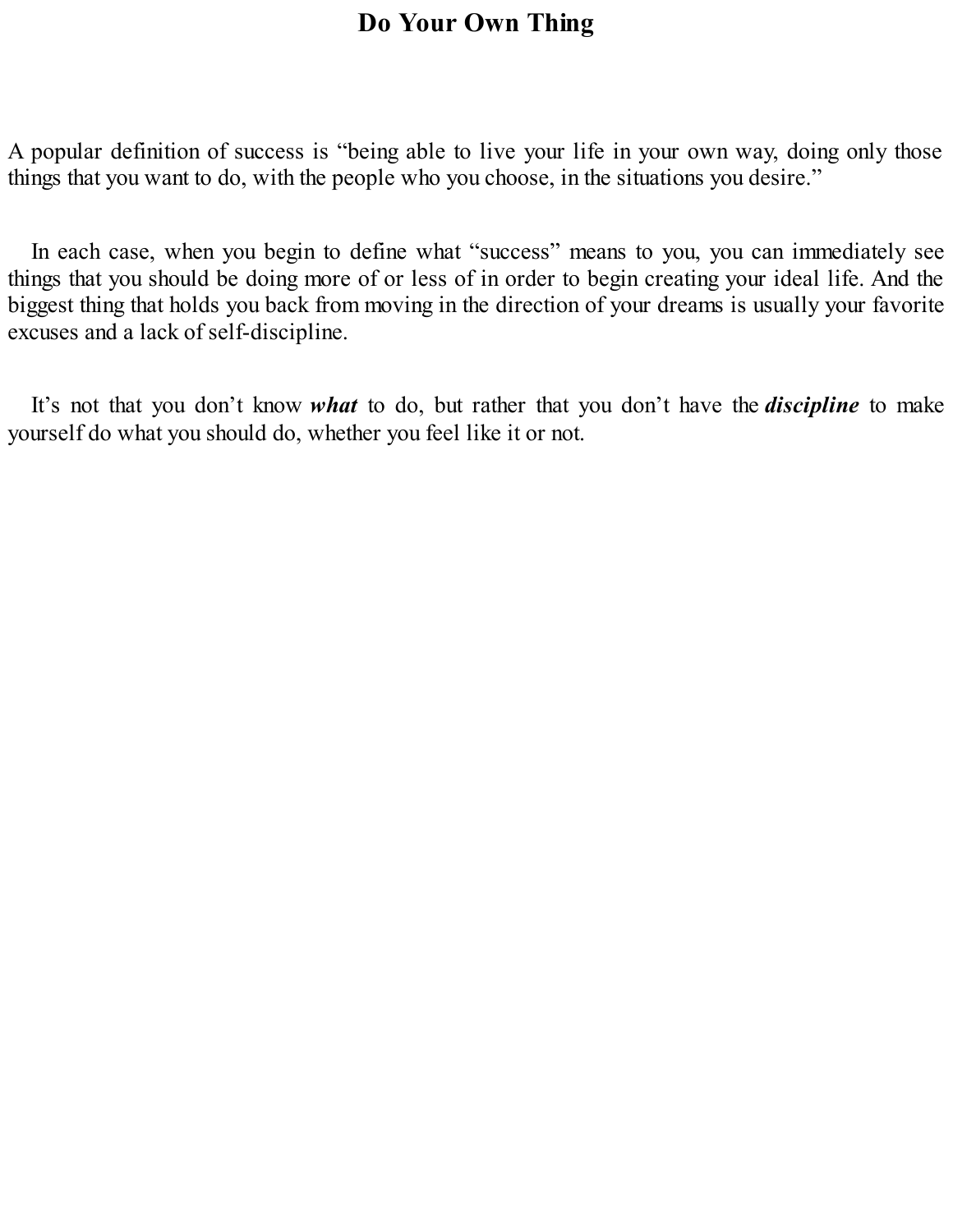# Do Your Own Thing

A popular definition of success is "being able to live your life in your own way, doing only those things that you want to do, with the people who you choose, in the situations you desire."

In each case, when you begin to define what "success" means to you, you can immediately see things that you should be doing more of or less of in order to begin creating your ideal life. And the biggest thing that holds you back from moving in the direction of your dreams is usually your favorite excuses and a lack of self-discipline.

It's not that you don't know ***what*** to do, but rather that you don't have the ***discipline*** to make yourself do what you should do, whether you feel like it or not.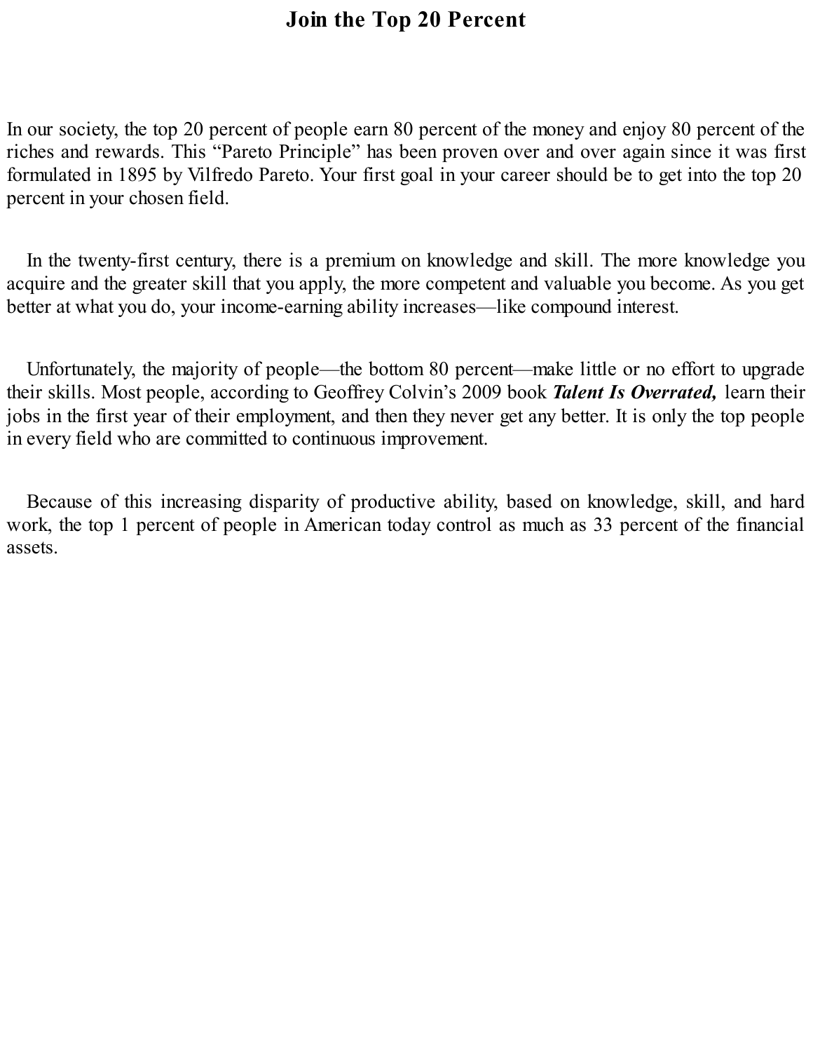# Join the Top 20 Percent

In our society, the top 20 percent of people earn 80 percent of the money and enjoy 80 percent of the riches and rewards. This “Pareto Principle” has been proven over and over again since it was first formulated in 1895 by Vilfredo Pareto. Your first goal in your career should be to get into the top 20 percent in your chosen field.

In the twenty-first century, there is a premium on knowledge and skill. The more knowledge you acquire and the greater skill that you apply, the more competent and valuable you become. As you get better at what you do, your income-earning ability increases—like compound interest.

Unfortunately, the majority of people—the bottom 80 percent—make little or no effort to upgrade their skills. Most people, according to Geoffrey Colvin’s 2009 book ***Talent Is Overrated,*** learn their jobs in the first year of their employment, and then they never get any better. It is only the top people in every field who are committed to continuous improvement.

Because of this increasing disparity of productive ability, based on knowledge, skill, and hard work, the top 1 percent of people in American today control as much as 33 percent of the financial assets.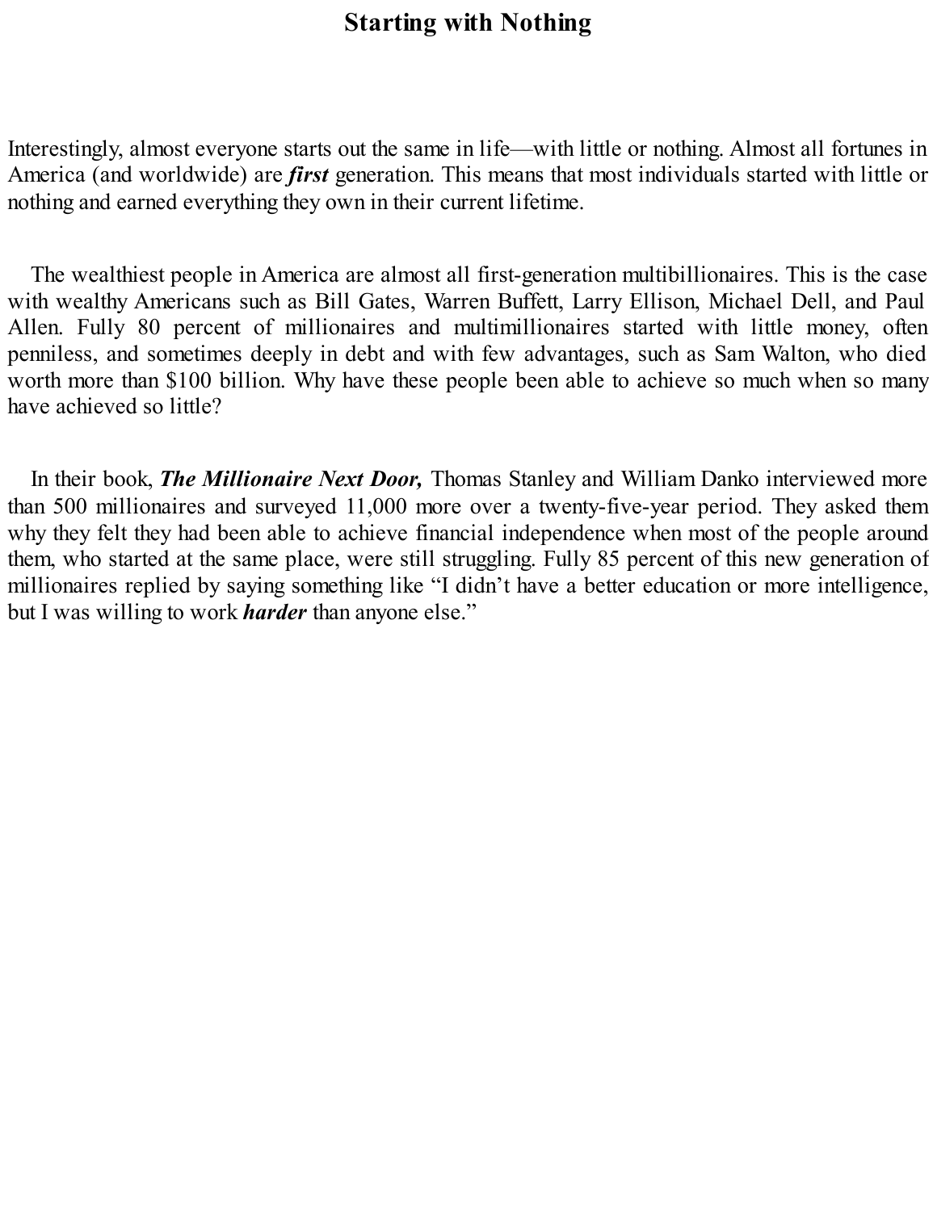# Starting with Nothing

Interestingly, almost everyone starts out the same in life—with little or nothing. Almost all fortunes in America (and worldwide) are ***first*** generation. This means that most individuals started with little or nothing and earned everything they own in their current lifetime.

The wealthiest people in America are almost all first-generation multibillionaires. This is the case with wealthy Americans such as Bill Gates, Warren Buffett, Larry Ellison, Michael Dell, and Paul Allen. Fully 80 percent of millionaires and multimillionaires started with little money, often penniless, and sometimes deeply in debt and with few advantages, such as Sam Walton, who died worth more than $100 billion. Why have these people been able to achieve so much when so many have achieved so little?

In their book, ***The Millionaire Next Door,*** Thomas Stanley and William Danko interviewed more than 500 millionaires and surveyed 11,000 more over a twenty-five-year period. They asked them why they felt they had been able to achieve financial independence when most of the people around them, who started at the same place, were still struggling. Fully 85 percent of this new generation of millionaires replied by saying something like "I didn't have a better education or more intelligence, but I was willing to work ***harder*** than anyone else."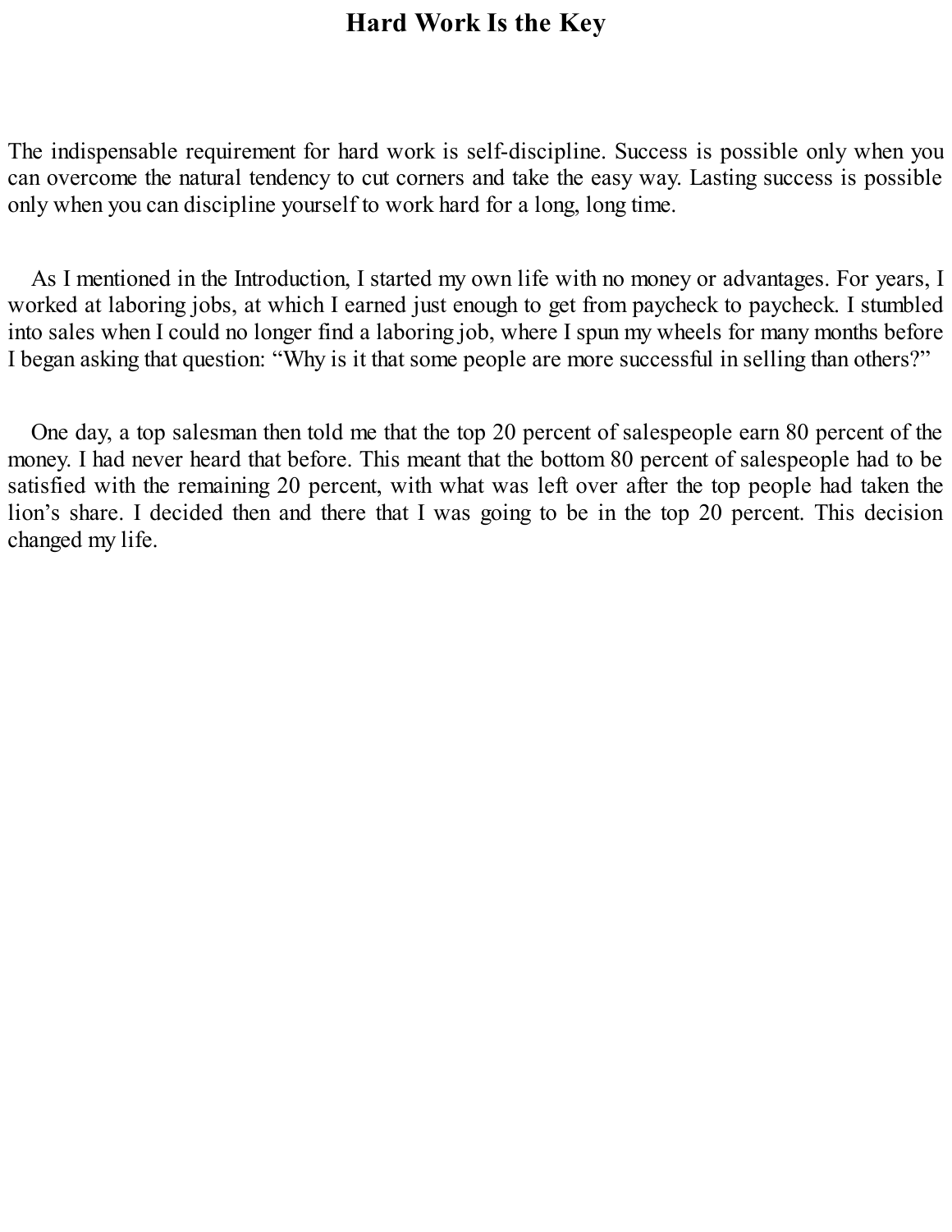# Hard Work Is the Key

The indispensable requirement for hard work is self-discipline. Success is possible only when you can overcome the natural tendency to cut corners and take the easy way. Lasting success is possible only when you can discipline yourself to work hard for a long, long time.

As I mentioned in the Introduction, I started my own life with no money or advantages. For years, I worked at laboring jobs, at which I earned just enough to get from paycheck to paycheck. I stumbled into sales when I could no longer find a laboring job, where I spun my wheels for many months before I began asking that question: "Why is it that some people are more successful in selling than others?"

One day, a top salesman then told me that the top 20 percent of salespeople earn 80 percent of the money. I had never heard that before. This meant that the bottom 80 percent of salespeople had to be satisfied with the remaining 20 percent, with what was left over after the top people had taken the lion's share. I decided then and there that I was going to be in the top 20 percent. This decision changed my life.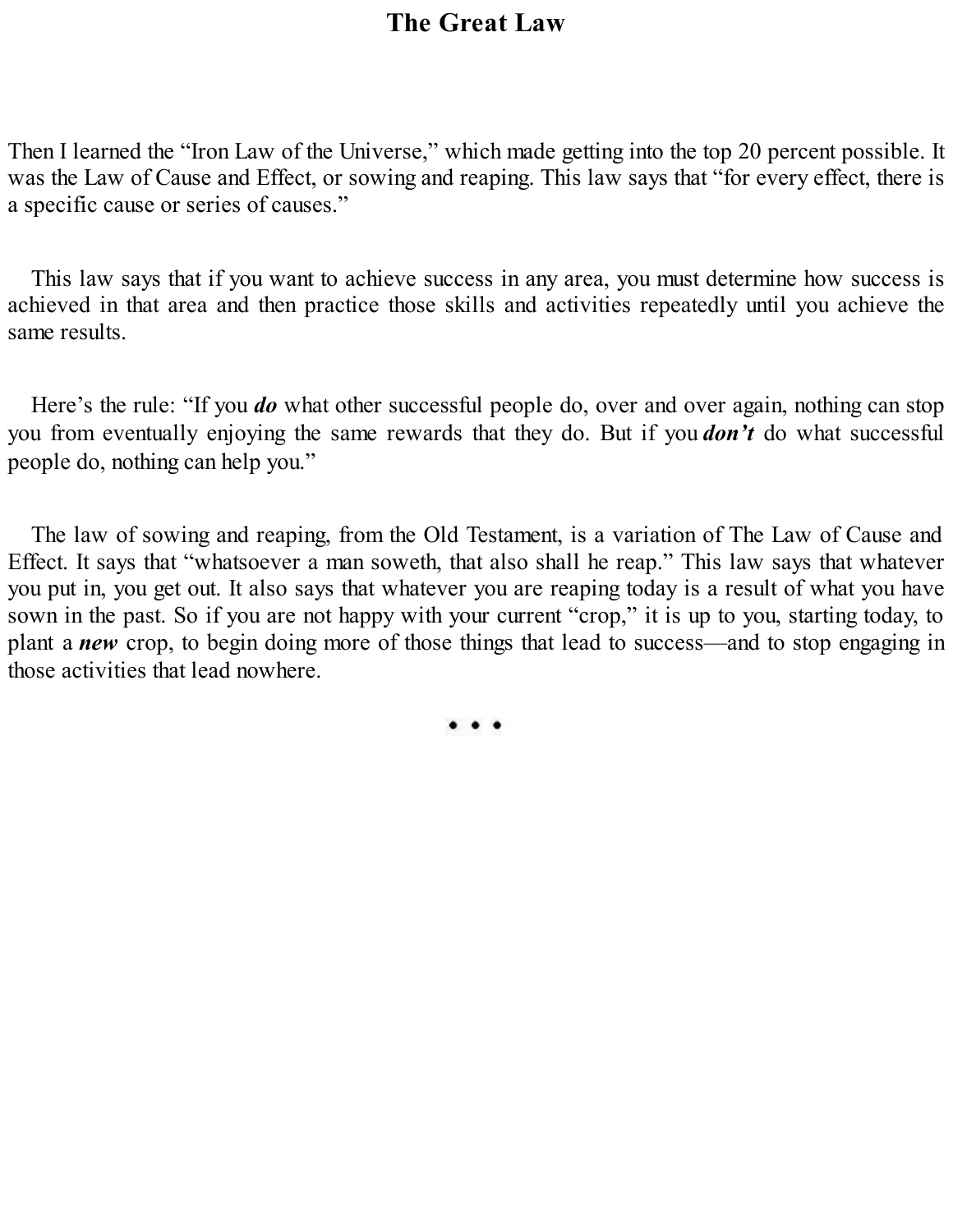# The Great Law

Then I learned the “Iron Law of the Universe,” which made getting into the top 20 percent possible. It was the Law of Cause and Effect, or sowing and reaping. This law says that “for every effect, there is a specific cause or series of causes.”

This law says that if you want to achieve success in any area, you must determine how success is achieved in that area and then practice those skills and activities repeatedly until you achieve the same results.

Here’s the rule: “If you ***do*** what other successful people do, over and over again, nothing can stop you from eventually enjoying the same rewards that they do. But if you ***don’t*** do what successful people do, nothing can help you.”

The law of sowing and reaping, from the Old Testament, is a variation of The Law of Cause and Effect. It says that “whatsoever a man soweth, that also shall he reap.” This law says that whatever you put in, you get out. It also says that whatever you are reaping today is a result of what you have sown in the past. So if you are not happy with your current “crop,” it is up to you, starting today, to plant a ***new*** crop, to begin doing more of those things that lead to success—and to stop engaging in those activities that lead nowhere.

• • •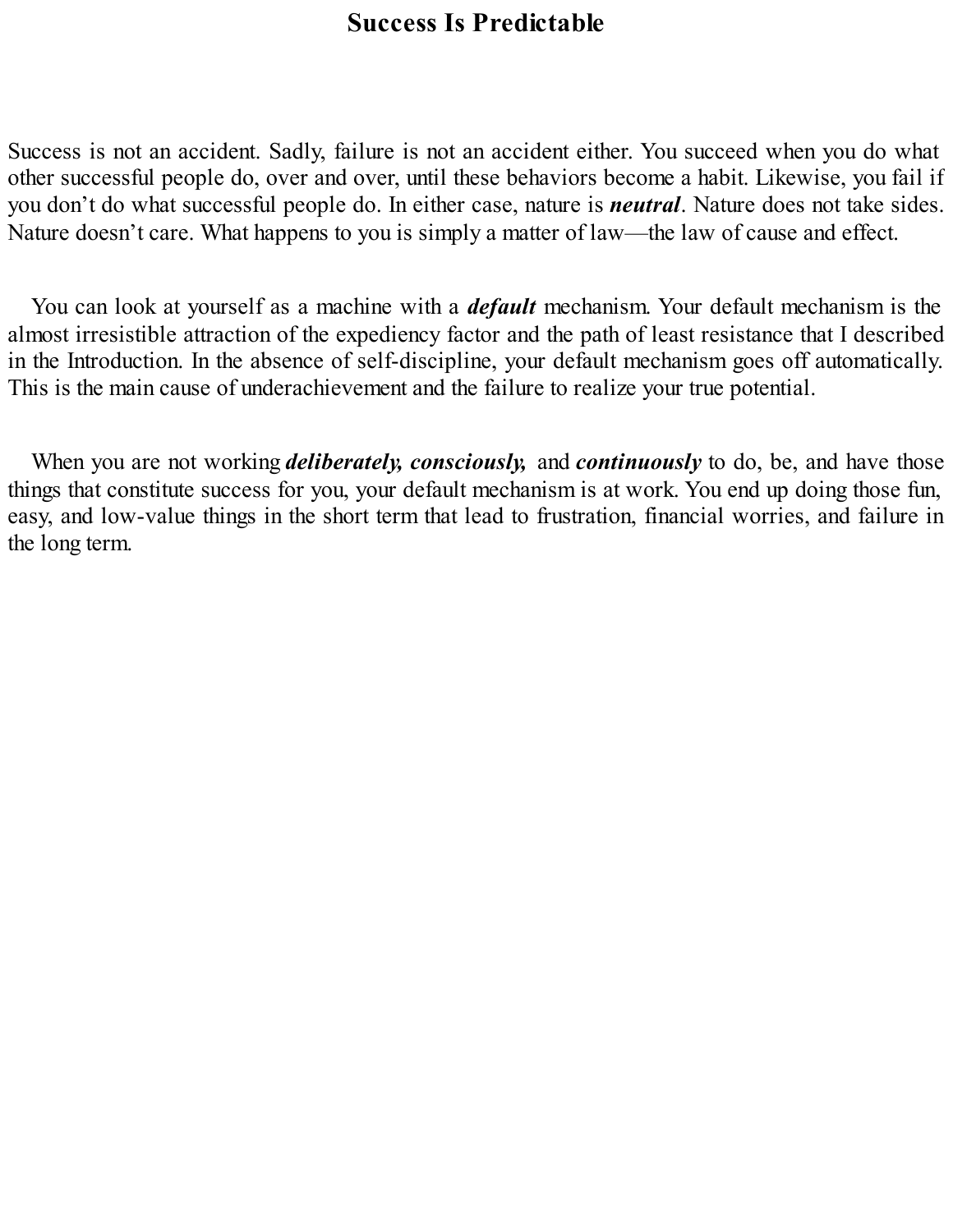# Success Is Predictable

Success is not an accident. Sadly, failure is not an accident either. You succeed when you do what other successful people do, over and over, until these behaviors become a habit. Likewise, you fail if you don't do what successful people do. In either case, nature is ***neutral***. Nature does not take sides. Nature doesn't care. What happens to you is simply a matter of law—the law of cause and effect.

You can look at yourself as a machine with a ***default*** mechanism. Your default mechanism is the almost irresistible attraction of the expediency factor and the path of least resistance that I described in the Introduction. In the absence of self-discipline, your default mechanism goes off automatically. This is the main cause of underachievement and the failure to realize your true potential.

When you are not working ***deliberately, consciously,*** and ***continuously*** to do, be, and have those things that constitute success for you, your default mechanism is at work. You end up doing those fun, easy, and low-value things in the short term that lead to frustration, financial worries, and failure in the long term.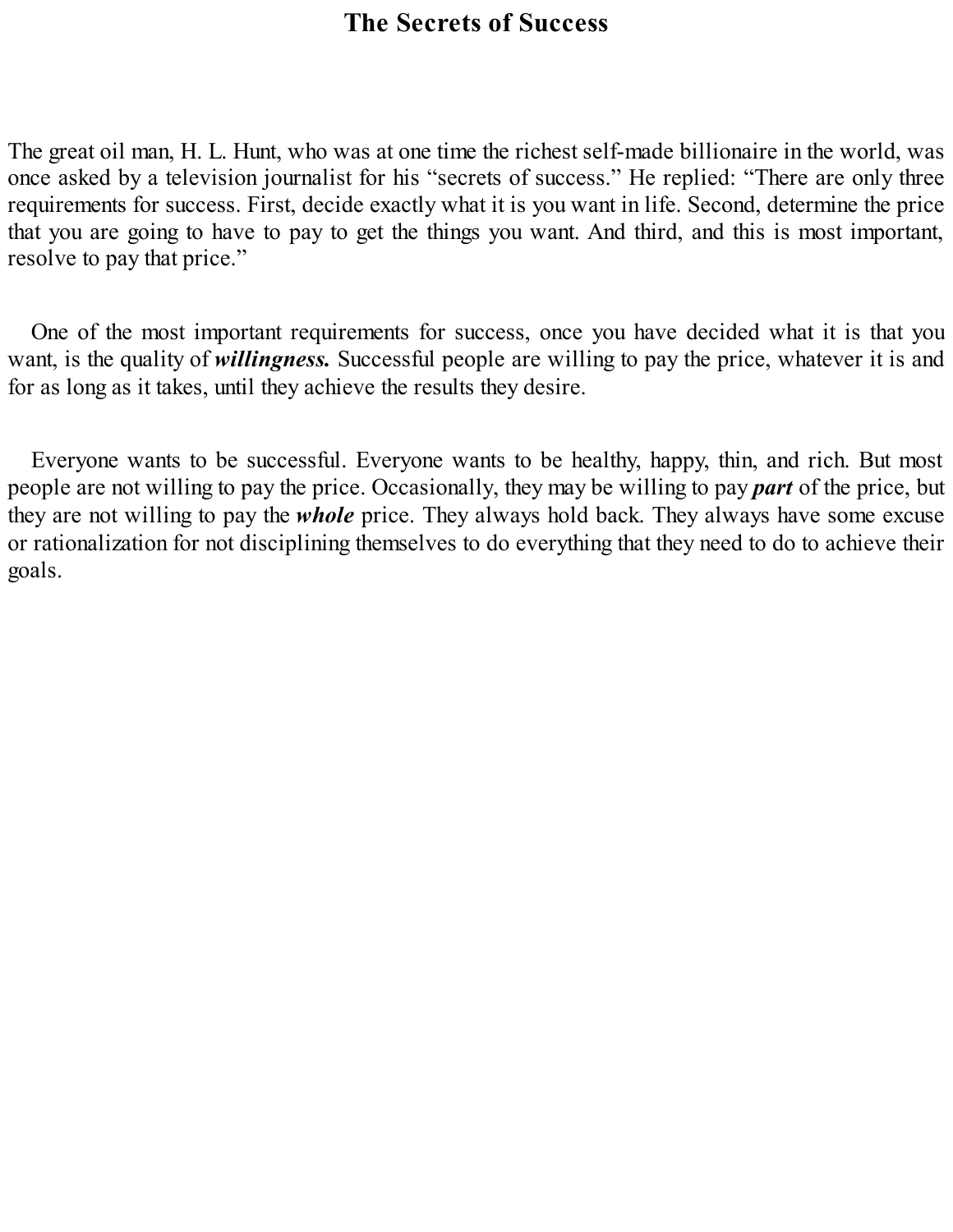# The Secrets of Success

The great oil man, H. L. Hunt, who was at one time the richest self-made billionaire in the world, was once asked by a television journalist for his "secrets of success." He replied: "There are only three requirements for success. First, decide exactly what it is you want in life. Second, determine the price that you are going to have to pay to get the things you want. And third, and this is most important, resolve to pay that price."

One of the most important requirements for success, once you have decided what it is that you want, is the quality of ***willingness.*** Successful people are willing to pay the price, whatever it is and for as long as it takes, until they achieve the results they desire.

Everyone wants to be successful. Everyone wants to be healthy, happy, thin, and rich. But most people are not willing to pay the price. Occasionally, they may be willing to pay ***part*** of the price, but they are not willing to pay the ***whole*** price. They always hold back. They always have some excuse or rationalization for not disciplining themselves to do everything that they need to do to achieve their goals.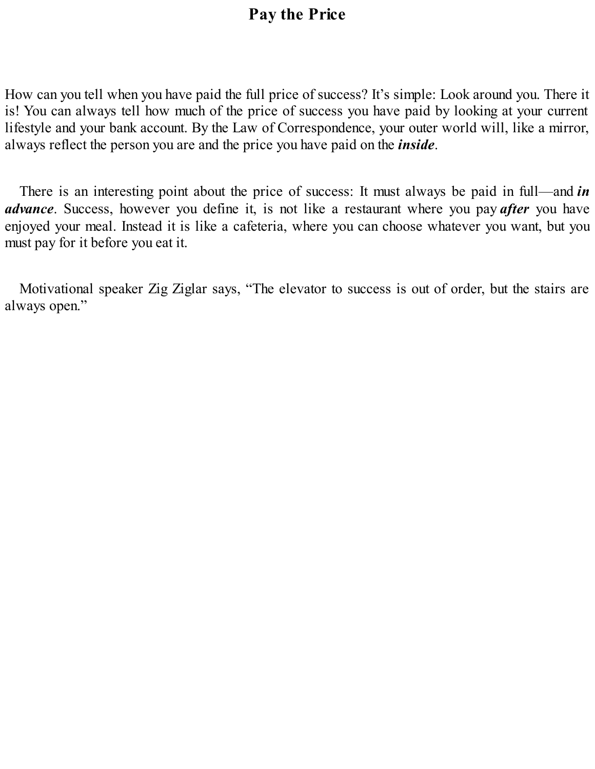# Pay the Price

How can you tell when you have paid the full price of success? It's simple: Look around you. There it is! You can always tell how much of the price of success you have paid by looking at your current lifestyle and your bank account. By the Law of Correspondence, your outer world will, like a mirror, always reflect the person you are and the price you have paid on the ***inside***.

There is an interesting point about the price of success: It must always be paid in full—and ***in advance***. Success, however you define it, is not like a restaurant where you pay ***after*** you have enjoyed your meal. Instead it is like a cafeteria, where you can choose whatever you want, but you must pay for it before you eat it.

Motivational speaker Zig Ziglar says, "The elevator to success is out of order, but the stairs are always open."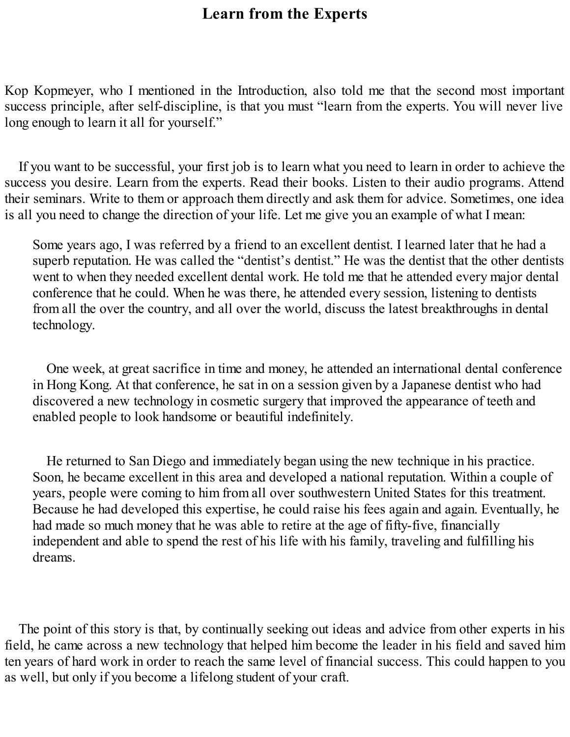# Learn from the Experts

Kop Kopmeyer, who I mentioned in the Introduction, also told me that the second most important success principle, after self-discipline, is that you must "learn from the experts. You will never live long enough to learn it all for yourself."

If you want to be successful, your first job is to learn what you need to learn in order to achieve the success you desire. Learn from the experts. Read their books. Listen to their audio programs. Attend their seminars. Write to them or approach them directly and ask them for advice. Sometimes, one idea is all you need to change the direction of your life. Let me give you an example of what I mean:

> Some years ago, I was referred by a friend to an excellent dentist. I learned later that he had a superb reputation. He was called the "dentist's dentist." He was the dentist that the other dentists went to when they needed excellent dental work. He told me that he attended every major dental conference that he could. When he was there, he attended every session, listening to dentists from all the over the country, and all over the world, discuss the latest breakthroughs in dental technology.
>
> One week, at great sacrifice in time and money, he attended an international dental conference in Hong Kong. At that conference, he sat in on a session given by a Japanese dentist who had discovered a new technology in cosmetic surgery that improved the appearance of teeth and enabled people to look handsome or beautiful indefinitely.
>
> He returned to San Diego and immediately began using the new technique in his practice. Soon, he became excellent in this area and developed a national reputation. Within a couple of years, people were coming to him from all over southwestern United States for this treatment. Because he had developed this expertise, he could raise his fees again and again. Eventually, he had made so much money that he was able to retire at the age of fifty-five, financially independent and able to spend the rest of his life with his family, traveling and fulfilling his dreams.

The point of this story is that, by continually seeking out ideas and advice from other experts in his field, he came across a new technology that helped him become the leader in his field and saved him ten years of hard work in order to reach the same level of financial success. This could happen to you as well, but only if you become a lifelong student of your craft.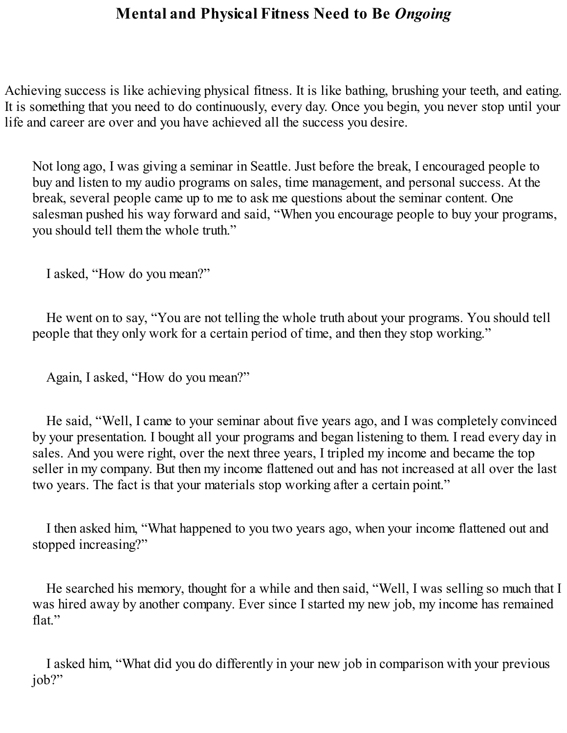# Mental and Physical Fitness Need to Be *Ongoing*

Achieving success is like achieving physical fitness. It is like bathing, brushing your teeth, and eating. It is something that you need to do continuously, every day. Once you begin, you never stop until your life and career are over and you have achieved all the success you desire.

Not long ago, I was giving a seminar in Seattle. Just before the break, I encouraged people to buy and listen to my audio programs on sales, time management, and personal success. At the break, several people came up to me to ask me questions about the seminar content. One salesman pushed his way forward and said, "When you encourage people to buy your programs, you should tell them the whole truth."

I asked, "How do you mean?"

He went on to say, "You are not telling the whole truth about your programs. You should tell people that they only work for a certain period of time, and then they stop working."

Again, I asked, "How do you mean?"

He said, "Well, I came to your seminar about five years ago, and I was completely convinced by your presentation. I bought all your programs and began listening to them. I read every day in sales. And you were right, over the next three years, I tripled my income and became the top seller in my company. But then my income flattened out and has not increased at all over the last two years. The fact is that your materials stop working after a certain point."

I then asked him, "What happened to you two years ago, when your income flattened out and stopped increasing?"

He searched his memory, thought for a while and then said, "Well, I was selling so much that I was hired away by another company. Ever since I started my new job, my income has remained flat."

I asked him, "What did you do differently in your new job in comparison with your previous job?"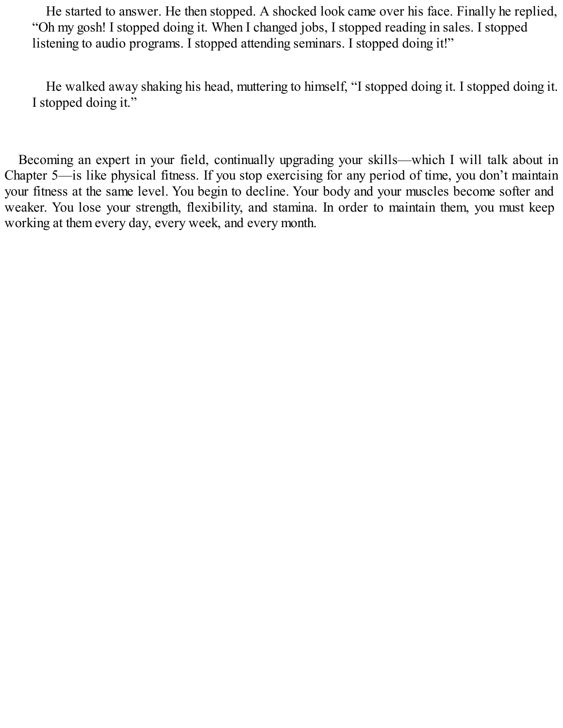He started to answer. He then stopped. A shocked look came over his face. Finally he replied, “Oh my gosh! I stopped doing it. When I changed jobs, I stopped reading in sales. I stopped listening to audio programs. I stopped attending seminars. I stopped doing it!”

He walked away shaking his head, muttering to himself, “I stopped doing it. I stopped doing it. I stopped doing it.”

Becoming an expert in your field, continually upgrading your skills—which I will talk about in Chapter 5—is like physical fitness. If you stop exercising for any period of time, you don’t maintain your fitness at the same level. You begin to decline. Your body and your muscles become softer and weaker. You lose your strength, flexibility, and stamina. In order to maintain them, you must keep working at them every day, every week, and every month.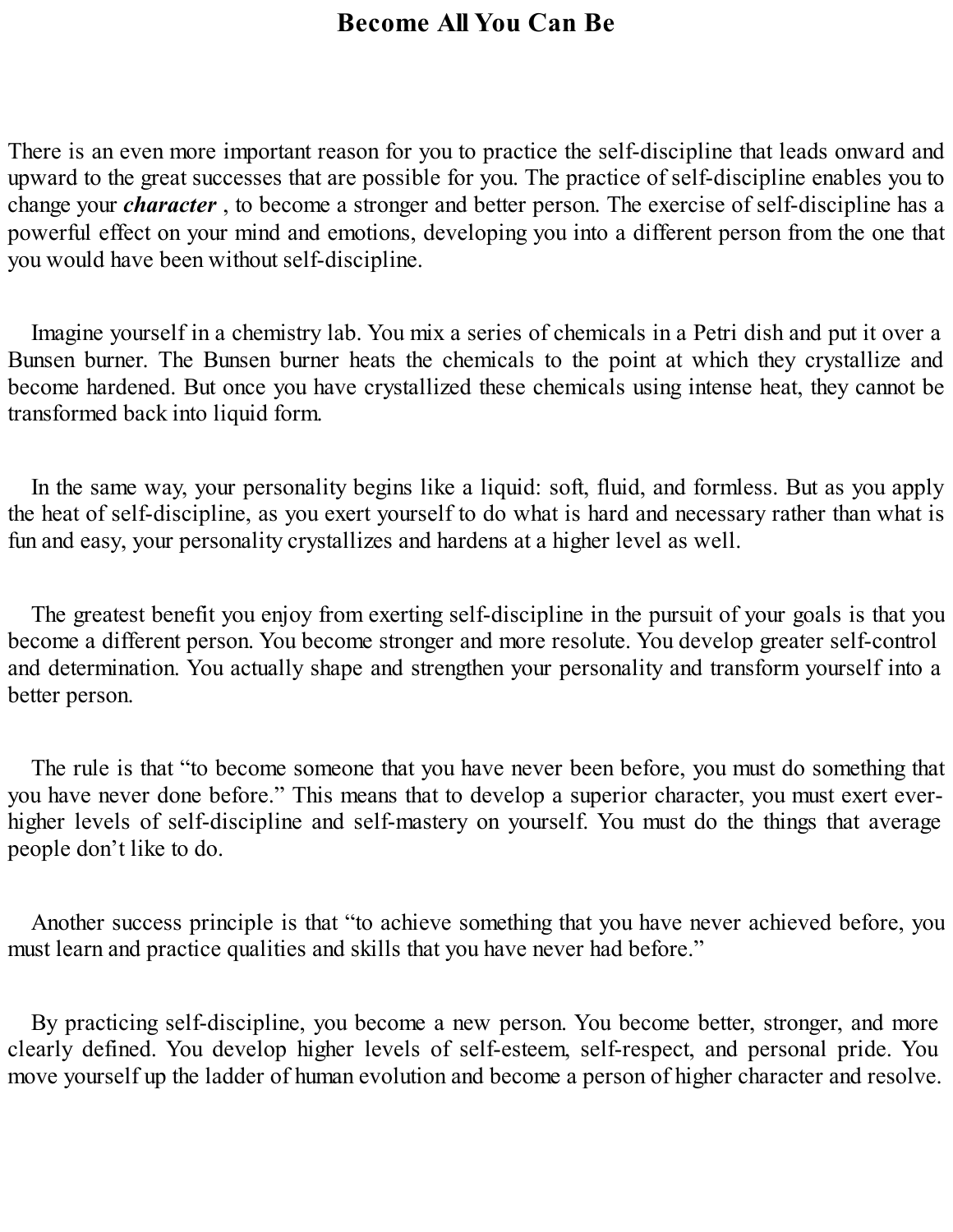# Become All You Can Be

There is an even more important reason for you to practice the self-discipline that leads onward and upward to the great successes that are possible for you. The practice of self-discipline enables you to change your ***character*** , to become a stronger and better person. The exercise of self-discipline has a powerful effect on your mind and emotions, developing you into a different person from the one that you would have been without self-discipline.

Imagine yourself in a chemistry lab. You mix a series of chemicals in a Petri dish and put it over a Bunsen burner. The Bunsen burner heats the chemicals to the point at which they crystallize and become hardened. But once you have crystallized these chemicals using intense heat, they cannot be transformed back into liquid form.

In the same way, your personality begins like a liquid: soft, fluid, and formless. But as you apply the heat of self-discipline, as you exert yourself to do what is hard and necessary rather than what is fun and easy, your personality crystallizes and hardens at a higher level as well.

The greatest benefit you enjoy from exerting self-discipline in the pursuit of your goals is that you become a different person. You become stronger and more resolute. You develop greater self-control and determination. You actually shape and strengthen your personality and transform yourself into a better person.

The rule is that "to become someone that you have never been before, you must do something that you have never done before." This means that to develop a superior character, you must exert ever-higher levels of self-discipline and self-mastery on yourself. You must do the things that average people don't like to do.

Another success principle is that "to achieve something that you have never achieved before, you must learn and practice qualities and skills that you have never had before."

By practicing self-discipline, you become a new person. You become better, stronger, and more clearly defined. You develop higher levels of self-esteem, self-respect, and personal pride. You move yourself up the ladder of human evolution and become a person of higher character and resolve.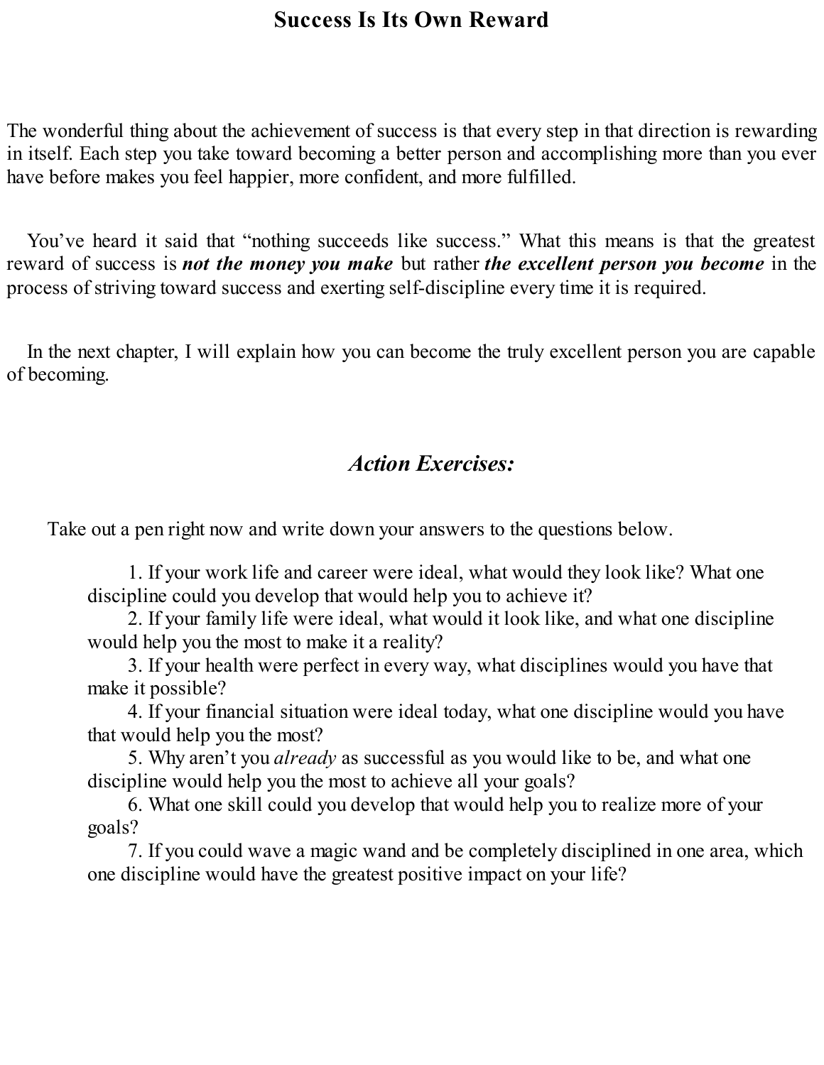## Success Is Its Own Reward

The wonderful thing about the achievement of success is that every step in that direction is rewarding in itself. Each step you take toward becoming a better person and accomplishing more than you ever have before makes you feel happier, more confident, and more fulfilled.

You've heard it said that "nothing succeeds like success." What this means is that the greatest reward of success is ***not the money you make*** but rather ***the excellent person you become*** in the process of striving toward success and exerting self-discipline every time it is required.

In the next chapter, I will explain how you can become the truly excellent person you are capable of becoming.

### *Action Exercises:*

Take out a pen right now and write down your answers to the questions below.

1. If your work life and career were ideal, what would they look like? What one discipline could you develop that would help you to achieve it?
2. If your family life were ideal, what would it look like, and what one discipline would help you the most to make it a reality?
3. If your health were perfect in every way, what disciplines would you have that make it possible?
4. If your financial situation were ideal today, what one discipline would you have that would help you the most?
5. Why aren't you *already* as successful as you would like to be, and what one discipline would help you the most to achieve all your goals?
6. What one skill could you develop that would help you to realize more of your goals?
7. If you could wave a magic wand and be completely disciplined in one area, which one discipline would have the greatest positive impact on your life?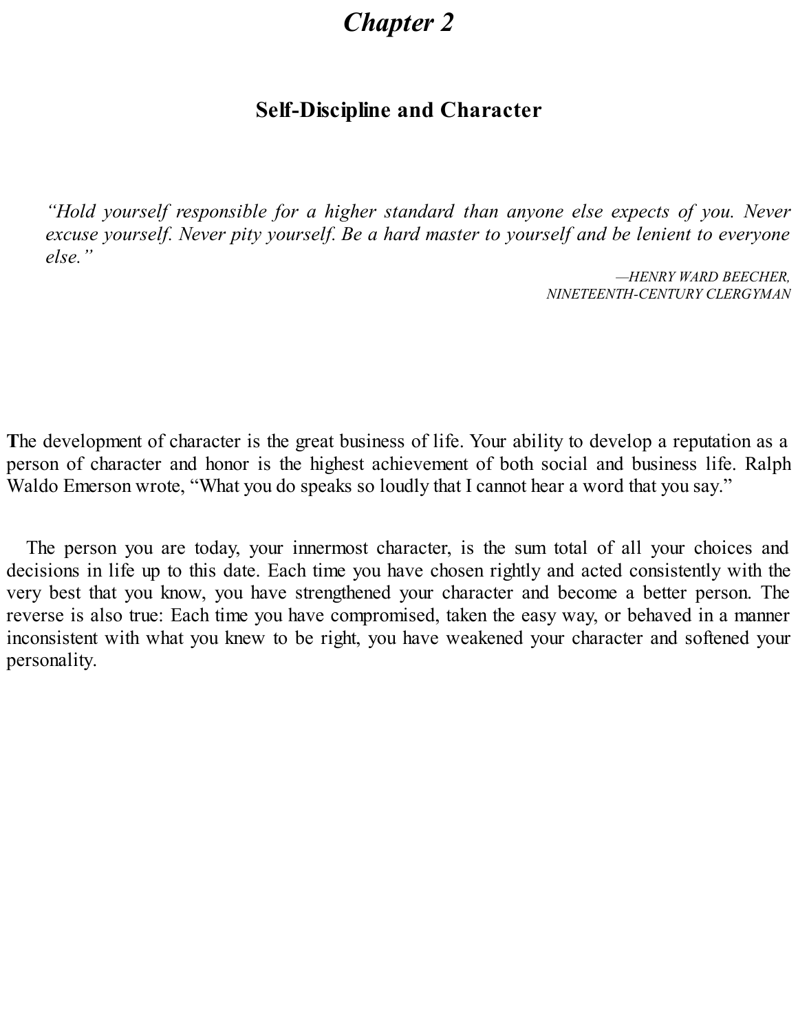# *Chapter 2*

## Self-Discipline and Character

> *"Hold yourself responsible for a higher standard than anyone else expects of you. Never excuse yourself. Never pity yourself. Be a hard master to yourself and be lenient to everyone else."*
>
> *—HENRY WARD BEECHER, NINETEENTH-CENTURY CLERGYMAN*

**T**he development of character is the great business of life. Your ability to develop a reputation as a person of character and honor is the highest achievement of both social and business life. Ralph Waldo Emerson wrote, "What you do speaks so loudly that I cannot hear a word that you say."

The person you are today, your innermost character, is the sum total of all your choices and decisions in life up to this date. Each time you have chosen rightly and acted consistently with the very best that you know, you have strengthened your character and become a better person. The reverse is also true: Each time you have compromised, taken the easy way, or behaved in a manner inconsistent with what you knew to be right, you have weakened your character and softened your personality.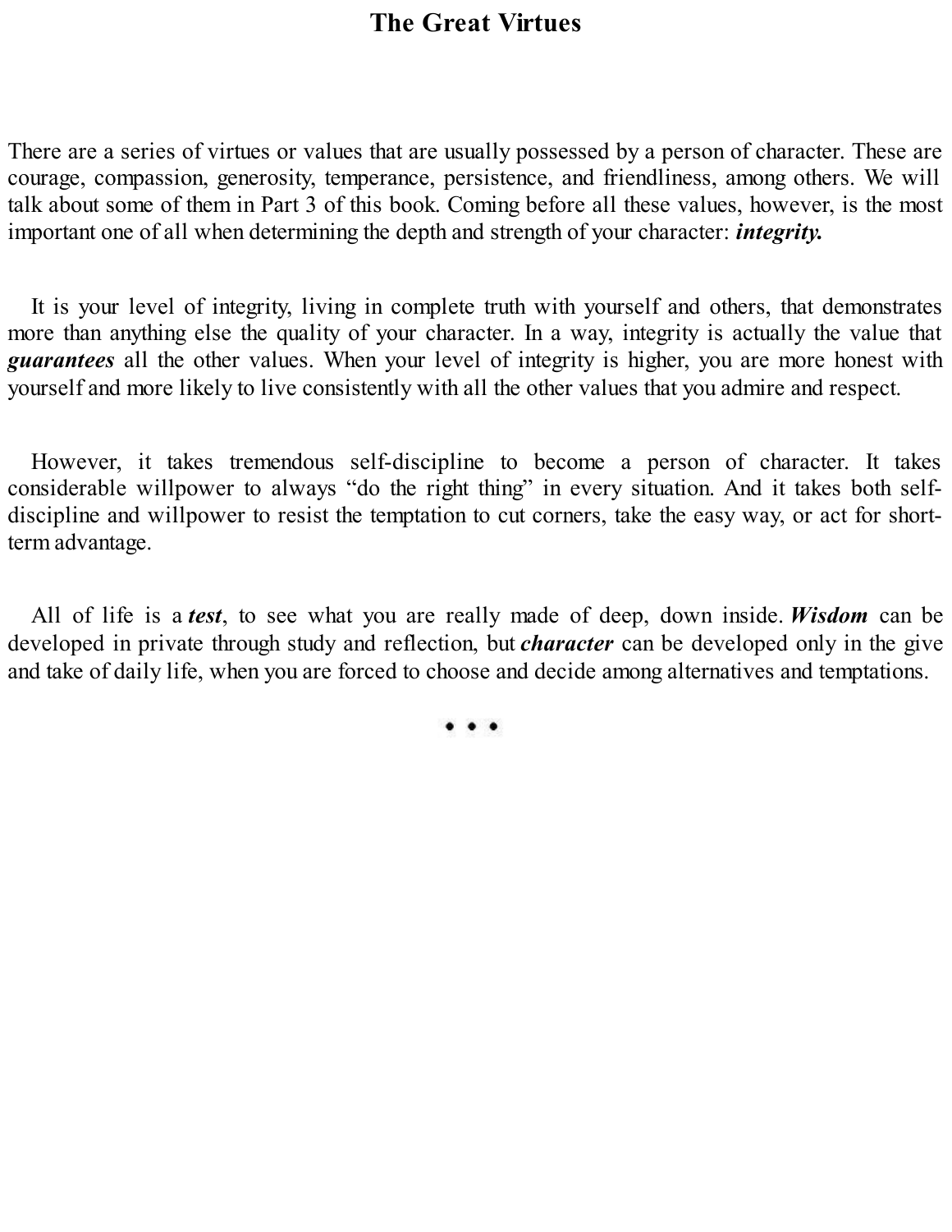# The Great Virtues

There are a series of virtues or values that are usually possessed by a person of character. These are courage, compassion, generosity, temperance, persistence, and friendliness, among others. We will talk about some of them in Part 3 of this book. Coming before all these values, however, is the most important one of all when determining the depth and strength of your character: ***integrity.***

It is your level of integrity, living in complete truth with yourself and others, that demonstrates more than anything else the quality of your character. In a way, integrity is actually the value that ***guarantees*** all the other values. When your level of integrity is higher, you are more honest with yourself and more likely to live consistently with all the other values that you admire and respect.

However, it takes tremendous self-discipline to become a person of character. It takes considerable willpower to always "do the right thing" in every situation. And it takes both self-discipline and willpower to resist the temptation to cut corners, take the easy way, or act for short-term advantage.

All of life is a ***test***, to see what you are really made of deep, down inside. ***Wisdom*** can be developed in private through study and reflection, but ***character*** can be developed only in the give and take of daily life, when you are forced to choose and decide among alternatives and temptations.

• • •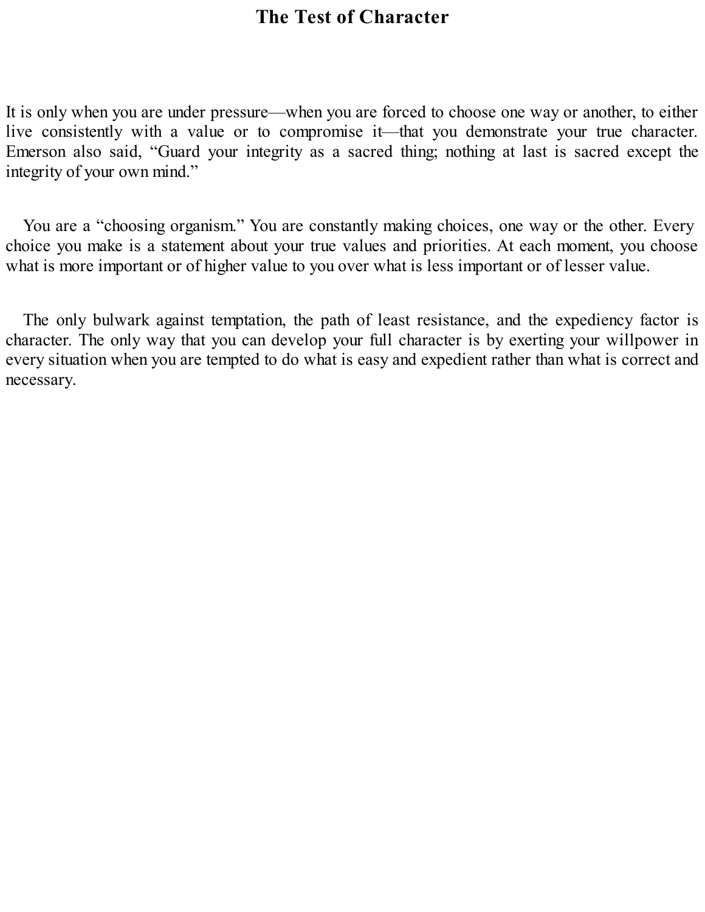# The Test of Character

It is only when you are under pressure—when you are forced to choose one way or another, to either live consistently with a value or to compromise it—that you demonstrate your true character. Emerson also said, “Guard your integrity as a sacred thing; nothing at last is sacred except the integrity of your own mind.”

You are a “choosing organism.” You are constantly making choices, one way or the other. Every choice you make is a statement about your true values and priorities. At each moment, you choose what is more important or of higher value to you over what is less important or of lesser value.

The only bulwark against temptation, the path of least resistance, and the expediency factor is character. The only way that you can develop your full character is by exerting your willpower in every situation when you are tempted to do what is easy and expedient rather than what is correct and necessary.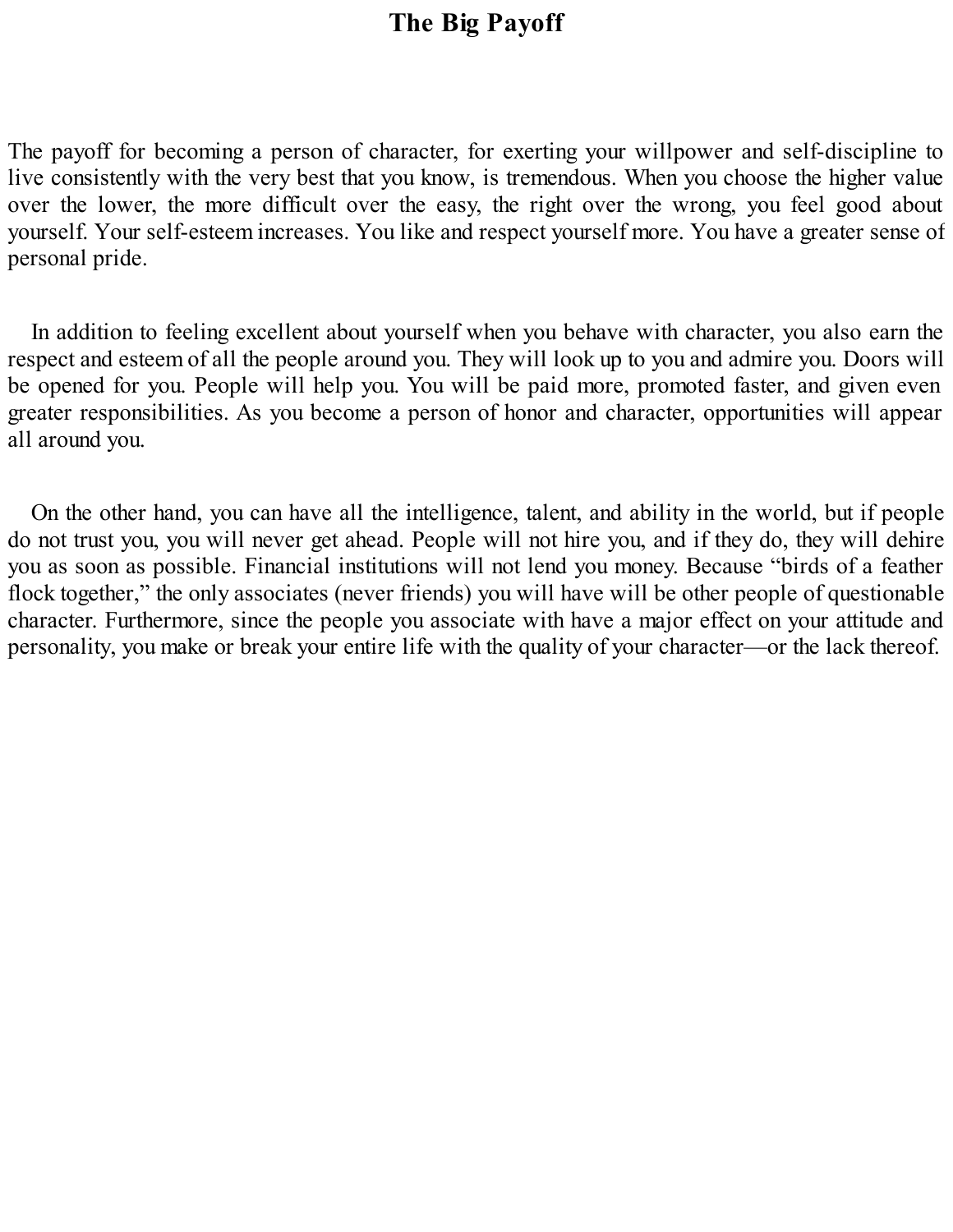# The Big Payoff

The payoff for becoming a person of character, for exerting your willpower and self-discipline to live consistently with the very best that you know, is tremendous. When you choose the higher value over the lower, the more difficult over the easy, the right over the wrong, you feel good about yourself. Your self-esteem increases. You like and respect yourself more. You have a greater sense of personal pride.

In addition to feeling excellent about yourself when you behave with character, you also earn the respect and esteem of all the people around you. They will look up to you and admire you. Doors will be opened for you. People will help you. You will be paid more, promoted faster, and given even greater responsibilities. As you become a person of honor and character, opportunities will appear all around you.

On the other hand, you can have all the intelligence, talent, and ability in the world, but if people do not trust you, you will never get ahead. People will not hire you, and if they do, they will dehire you as soon as possible. Financial institutions will not lend you money. Because "birds of a feather flock together," the only associates (never friends) you will have will be other people of questionable character. Furthermore, since the people you associate with have a major effect on your attitude and personality, you make or break your entire life with the quality of your character—or the lack thereof.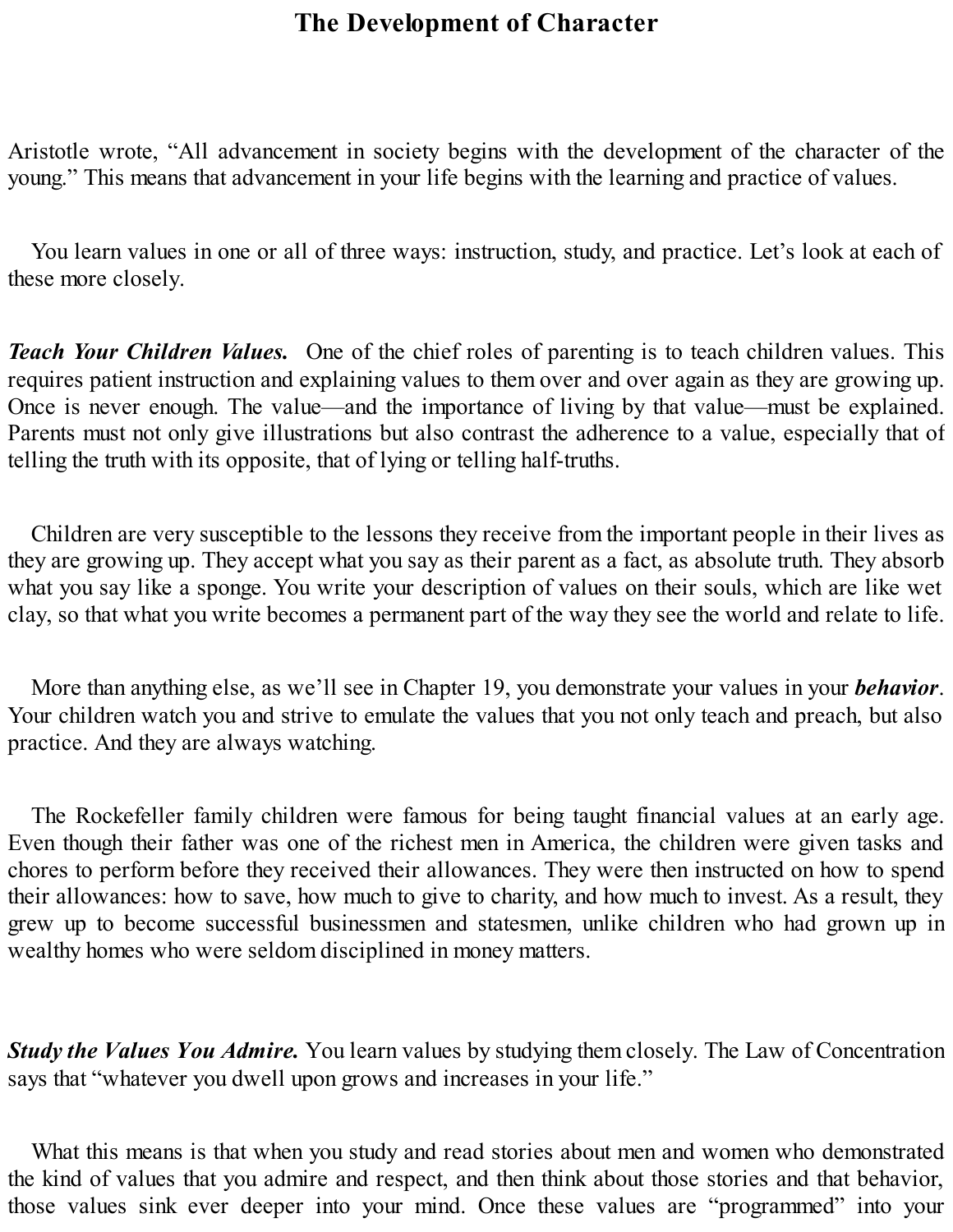# The Development of Character

Aristotle wrote, "All advancement in society begins with the development of the character of the young." This means that advancement in your life begins with the learning and practice of values.

You learn values in one or all of three ways: instruction, study, and practice. Let's look at each of these more closely.

***Teach Your Children Values.*** One of the chief roles of parenting is to teach children values. This requires patient instruction and explaining values to them over and over again as they are growing up. Once is never enough. The value—and the importance of living by that value—must be explained. Parents must not only give illustrations but also contrast the adherence to a value, especially that of telling the truth with its opposite, that of lying or telling half-truths.

Children are very susceptible to the lessons they receive from the important people in their lives as they are growing up. They accept what you say as their parent as a fact, as absolute truth. They absorb what you say like a sponge. You write your description of values on their souls, which are like wet clay, so that what you write becomes a permanent part of the way they see the world and relate to life.

More than anything else, as we'll see in Chapter 19, you demonstrate your values in your ***behavior***. Your children watch you and strive to emulate the values that you not only teach and preach, but also practice. And they are always watching.

The Rockefeller family children were famous for being taught financial values at an early age. Even though their father was one of the richest men in America, the children were given tasks and chores to perform before they received their allowances. They were then instructed on how to spend their allowances: how to save, how much to give to charity, and how much to invest. As a result, they grew up to become successful businessmen and statesmen, unlike children who had grown up in wealthy homes who were seldom disciplined in money matters.

***Study the Values You Admire.*** You learn values by studying them closely. The Law of Concentration says that "whatever you dwell upon grows and increases in your life."

What this means is that when you study and read stories about men and women who demonstrated the kind of values that you admire and respect, and then think about those stories and that behavior, those values sink ever deeper into your mind. Once these values are "programmed" into your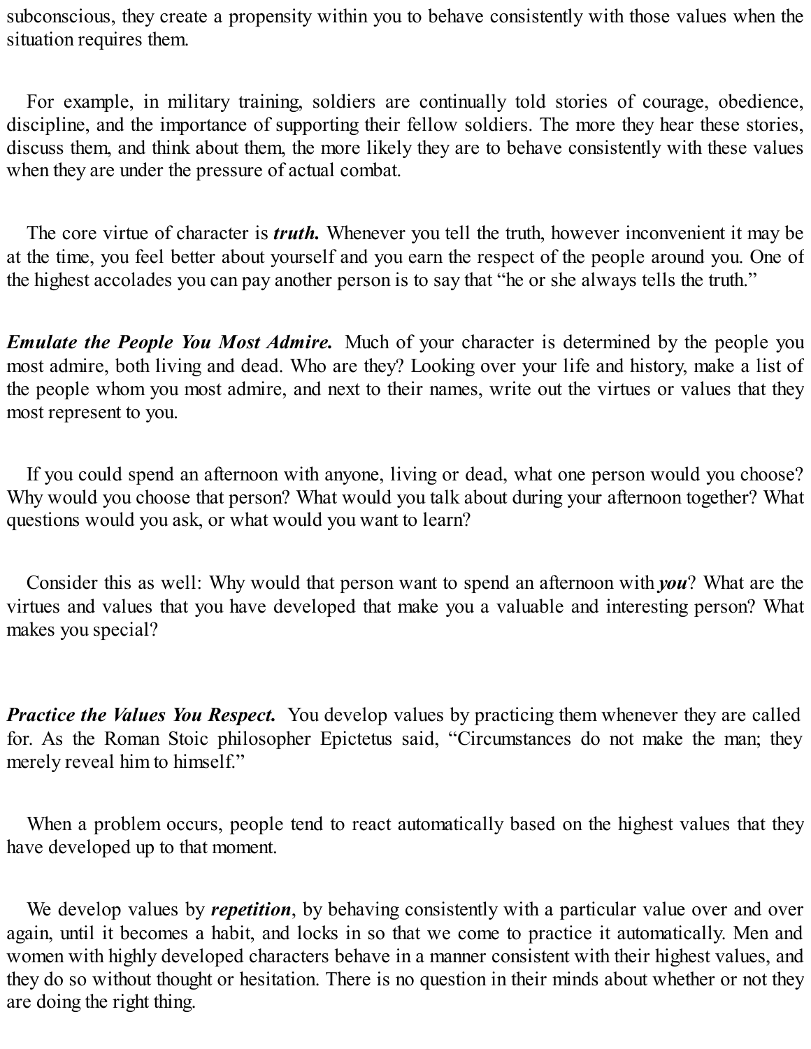subconscious, they create a propensity within you to behave consistently with those values when the situation requires them.

For example, in military training, soldiers are continually told stories of courage, obedience, discipline, and the importance of supporting their fellow soldiers. The more they hear these stories, discuss them, and think about them, the more likely they are to behave consistently with these values when they are under the pressure of actual combat.

The core virtue of character is ***truth.*** Whenever you tell the truth, however inconvenient it may be at the time, you feel better about yourself and you earn the respect of the people around you. One of the highest accolades you can pay another person is to say that "he or she always tells the truth."

***Emulate the People You Most Admire.*** Much of your character is determined by the people you most admire, both living and dead. Who are they? Looking over your life and history, make a list of the people whom you most admire, and next to their names, write out the virtues or values that they most represent to you.

If you could spend an afternoon with anyone, living or dead, what one person would you choose? Why would you choose that person? What would you talk about during your afternoon together? What questions would you ask, or what would you want to learn?

Consider this as well: Why would that person want to spend an afternoon with ***you***? What are the virtues and values that you have developed that make you a valuable and interesting person? What makes you special?

***Practice the Values You Respect.*** You develop values by practicing them whenever they are called for. As the Roman Stoic philosopher Epictetus said, "Circumstances do not make the man; they merely reveal him to himself."

When a problem occurs, people tend to react automatically based on the highest values that they have developed up to that moment.

We develop values by ***repetition***, by behaving consistently with a particular value over and over again, until it becomes a habit, and locks in so that we come to practice it automatically. Men and women with highly developed characters behave in a manner consistent with their highest values, and they do so without thought or hesitation. There is no question in their minds about whether or not they are doing the right thing.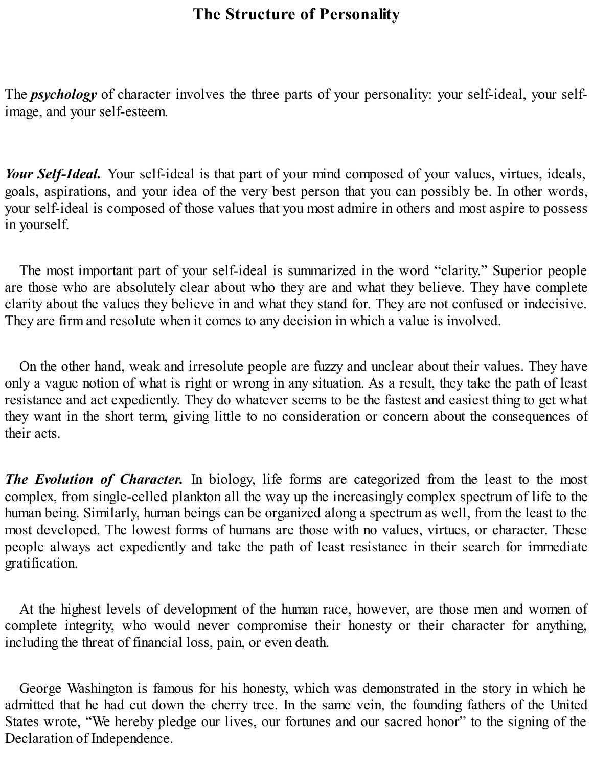# The Structure of Personality

The ***psychology*** of character involves the three parts of your personality: your self-ideal, your self-image, and your self-esteem.

***Your Self-Ideal.*** Your self-ideal is that part of your mind composed of your values, virtues, ideals, goals, aspirations, and your idea of the very best person that you can possibly be. In other words, your self-ideal is composed of those values that you most admire in others and most aspire to possess in yourself.

The most important part of your self-ideal is summarized in the word "clarity." Superior people are those who are absolutely clear about who they are and what they believe. They have complete clarity about the values they believe in and what they stand for. They are not confused or indecisive. They are firm and resolute when it comes to any decision in which a value is involved.

On the other hand, weak and irresolute people are fuzzy and unclear about their values. They have only a vague notion of what is right or wrong in any situation. As a result, they take the path of least resistance and act expediently. They do whatever seems to be the fastest and easiest thing to get what they want in the short term, giving little to no consideration or concern about the consequences of their acts.

***The Evolution of Character.*** In biology, life forms are categorized from the least to the most complex, from single-celled plankton all the way up the increasingly complex spectrum of life to the human being. Similarly, human beings can be organized along a spectrum as well, from the least to the most developed. The lowest forms of humans are those with no values, virtues, or character. These people always act expediently and take the path of least resistance in their search for immediate gratification.

At the highest levels of development of the human race, however, are those men and women of complete integrity, who would never compromise their honesty or their character for anything, including the threat of financial loss, pain, or even death.

George Washington is famous for his honesty, which was demonstrated in the story in which he admitted that he had cut down the cherry tree. In the same vein, the founding fathers of the United States wrote, "We hereby pledge our lives, our fortunes and our sacred honor" to the signing of the Declaration of Independence.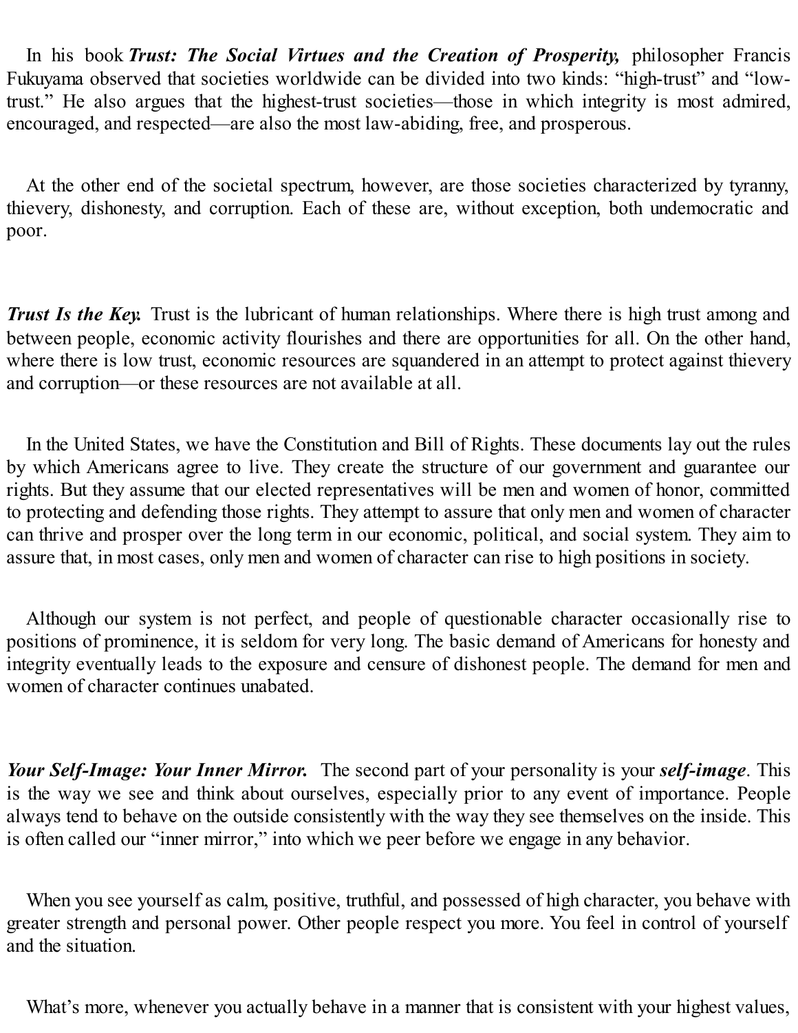In his book ***Trust: The Social Virtues and the Creation of Prosperity,*** philosopher Francis Fukuyama observed that societies worldwide can be divided into two kinds: "high-trust" and "low-trust." He also argues that the highest-trust societies—those in which integrity is most admired, encouraged, and respected—are also the most law-abiding, free, and prosperous.

At the other end of the societal spectrum, however, are those societies characterized by tyranny, thievery, dishonesty, and corruption. Each of these are, without exception, both undemocratic and poor.

***Trust Is the Key.*** Trust is the lubricant of human relationships. Where there is high trust among and between people, economic activity flourishes and there are opportunities for all. On the other hand, where there is low trust, economic resources are squandered in an attempt to protect against thievery and corruption—or these resources are not available at all.

In the United States, we have the Constitution and Bill of Rights. These documents lay out the rules by which Americans agree to live. They create the structure of our government and guarantee our rights. But they assume that our elected representatives will be men and women of honor, committed to protecting and defending those rights. They attempt to assure that only men and women of character can thrive and prosper over the long term in our economic, political, and social system. They aim to assure that, in most cases, only men and women of character can rise to high positions in society.

Although our system is not perfect, and people of questionable character occasionally rise to positions of prominence, it is seldom for very long. The basic demand of Americans for honesty and integrity eventually leads to the exposure and censure of dishonest people. The demand for men and women of character continues unabated.

***Your Self-Image: Your Inner Mirror.*** The second part of your personality is your ***self-image***. This is the way we see and think about ourselves, especially prior to any event of importance. People always tend to behave on the outside consistently with the way they see themselves on the inside. This is often called our "inner mirror," into which we peer before we engage in any behavior.

When you see yourself as calm, positive, truthful, and possessed of high character, you behave with greater strength and personal power. Other people respect you more. You feel in control of yourself and the situation.

What's more, whenever you actually behave in a manner that is consistent with your highest values,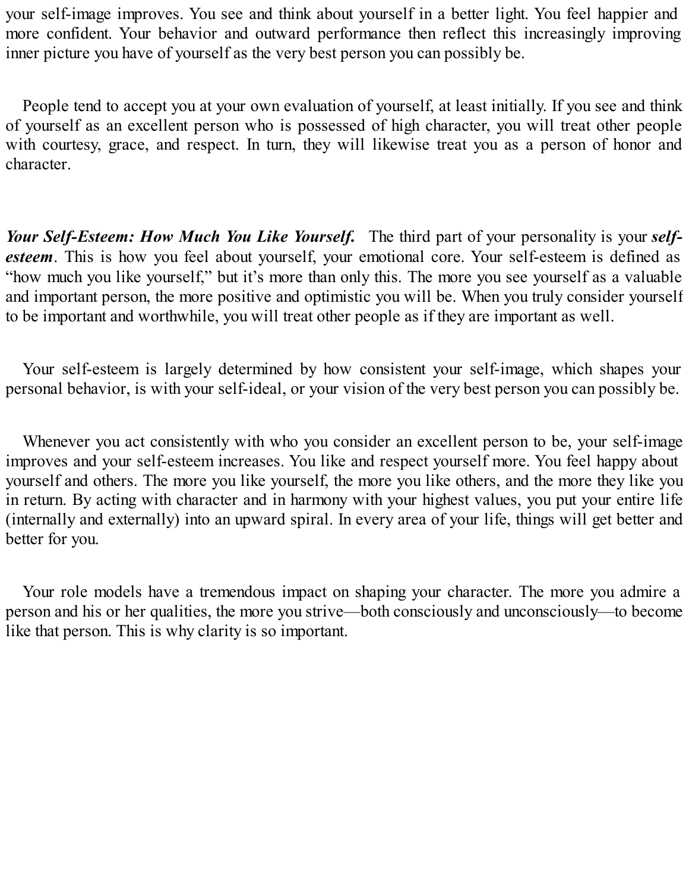your self-image improves. You see and think about yourself in a better light. You feel happier and more confident. Your behavior and outward performance then reflect this increasingly improving inner picture you have of yourself as the very best person you can possibly be.

People tend to accept you at your own evaluation of yourself, at least initially. If you see and think of yourself as an excellent person who is possessed of high character, you will treat other people with courtesy, grace, and respect. In turn, they will likewise treat you as a person of honor and character.

***Your Self-Esteem: How Much You Like Yourself.*** The third part of your personality is your ***self-esteem***. This is how you feel about yourself, your emotional core. Your self-esteem is defined as "how much you like yourself," but it's more than only this. The more you see yourself as a valuable and important person, the more positive and optimistic you will be. When you truly consider yourself to be important and worthwhile, you will treat other people as if they are important as well.

Your self-esteem is largely determined by how consistent your self-image, which shapes your personal behavior, is with your self-ideal, or your vision of the very best person you can possibly be.

Whenever you act consistently with who you consider an excellent person to be, your self-image improves and your self-esteem increases. You like and respect yourself more. You feel happy about yourself and others. The more you like yourself, the more you like others, and the more they like you in return. By acting with character and in harmony with your highest values, you put your entire life (internally and externally) into an upward spiral. In every area of your life, things will get better and better for you.

Your role models have a tremendous impact on shaping your character. The more you admire a person and his or her qualities, the more you strive—both consciously and unconsciously—to become like that person. This is why clarity is so important.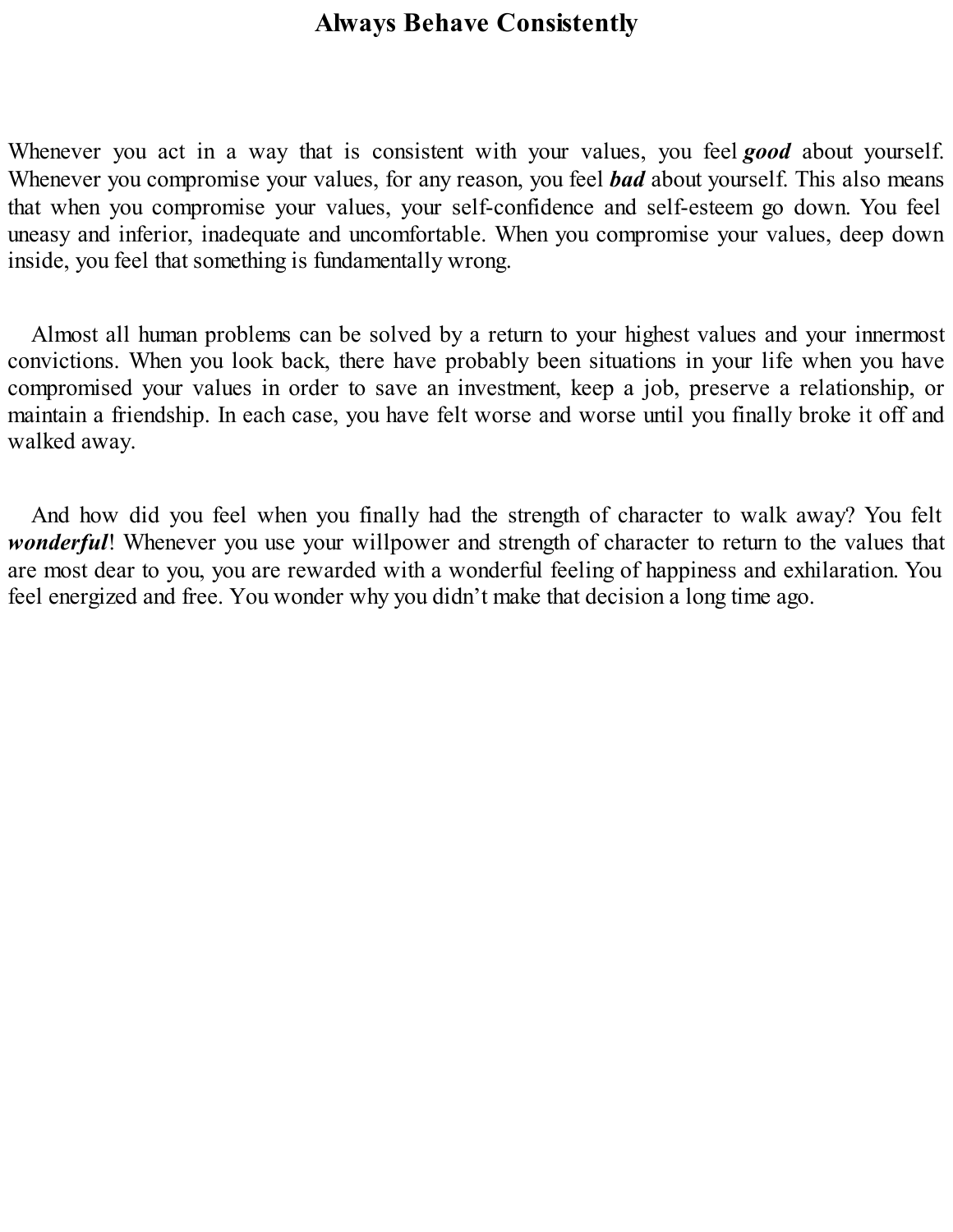# Always Behave Consistently

Whenever you act in a way that is consistent with your values, you feel ***good*** about yourself. Whenever you compromise your values, for any reason, you feel ***bad*** about yourself. This also means that when you compromise your values, your self-confidence and self-esteem go down. You feel uneasy and inferior, inadequate and uncomfortable. When you compromise your values, deep down inside, you feel that something is fundamentally wrong.

Almost all human problems can be solved by a return to your highest values and your innermost convictions. When you look back, there have probably been situations in your life when you have compromised your values in order to save an investment, keep a job, preserve a relationship, or maintain a friendship. In each case, you have felt worse and worse until you finally broke it off and walked away.

And how did you feel when you finally had the strength of character to walk away? You felt ***wonderful***! Whenever you use your willpower and strength of character to return to the values that are most dear to you, you are rewarded with a wonderful feeling of happiness and exhilaration. You feel energized and free. You wonder why you didn't make that decision a long time ago.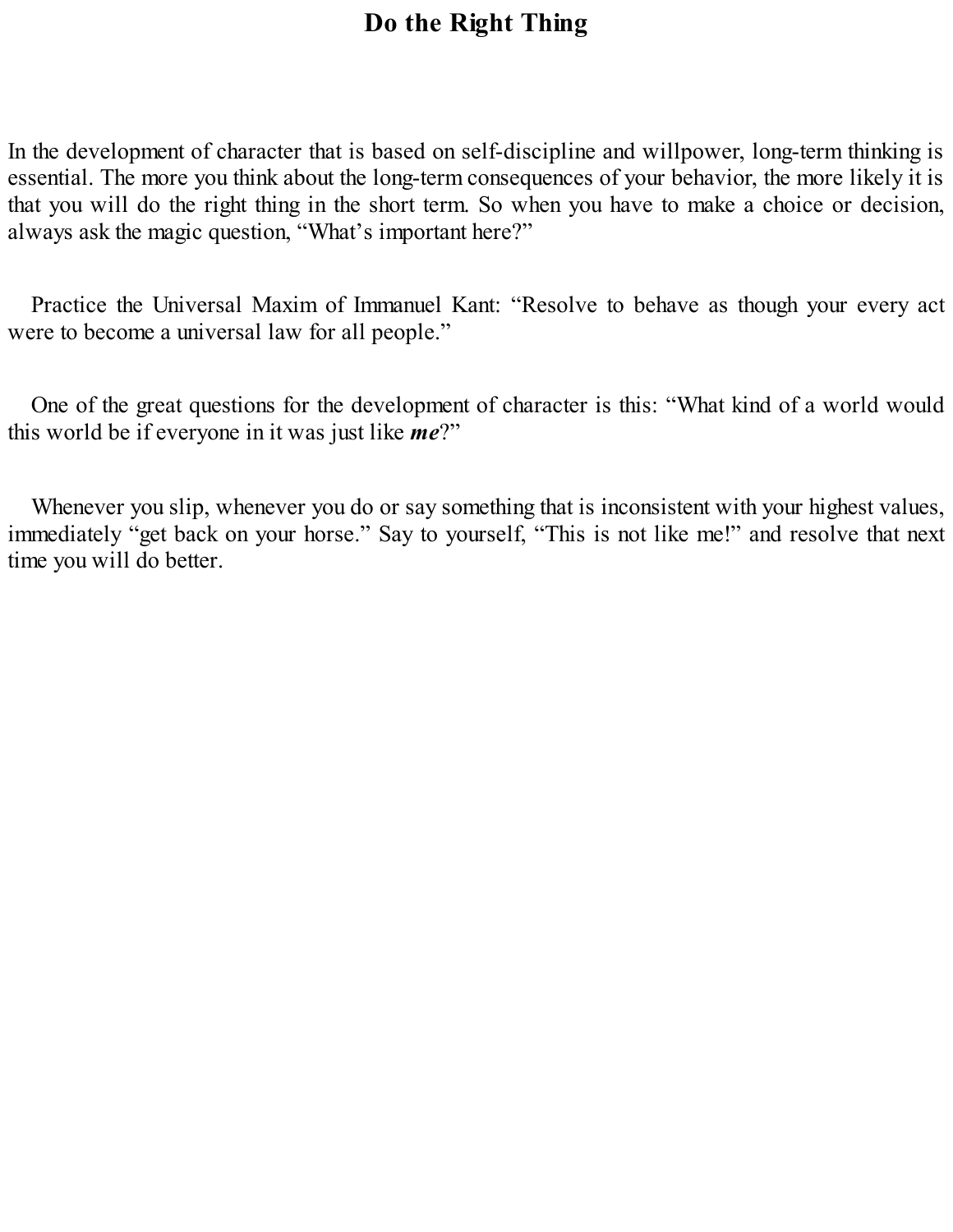# Do the Right Thing

In the development of character that is based on self-discipline and willpower, long-term thinking is essential. The more you think about the long-term consequences of your behavior, the more likely it is that you will do the right thing in the short term. So when you have to make a choice or decision, always ask the magic question, “What’s important here?”

Practice the Universal Maxim of Immanuel Kant: “Resolve to behave as though your every act were to become a universal law for all people.”

One of the great questions for the development of character is this: “What kind of a world would this world be if everyone in it was just like ***me***?”

Whenever you slip, whenever you do or say something that is inconsistent with your highest values, immediately “get back on your horse.” Say to yourself, “This is not like me!” and resolve that next time you will do better.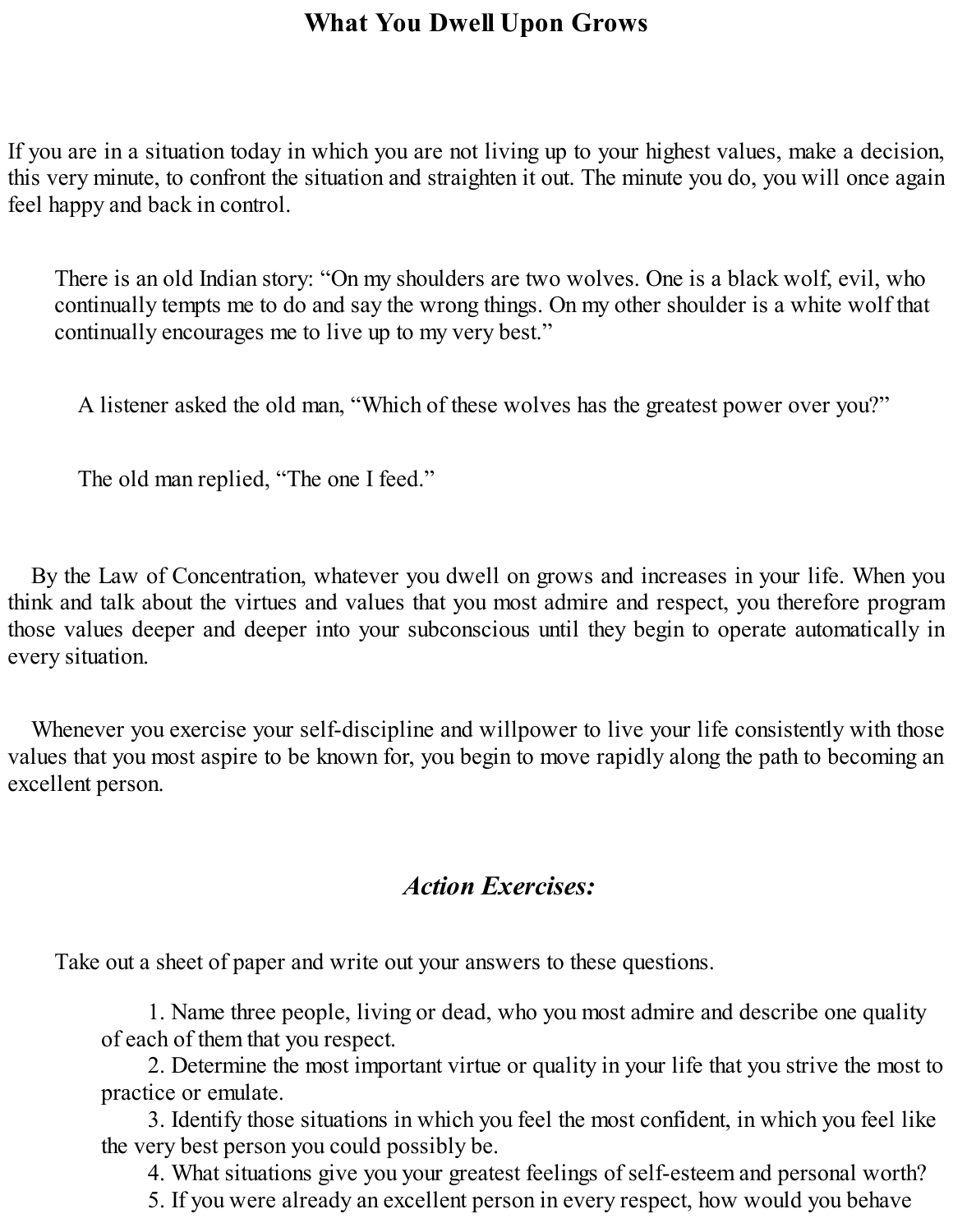# What You Dwell Upon Grows

If you are in a situation today in which you are not living up to your highest values, make a decision, this very minute, to confront the situation and straighten it out. The minute you do, you will once again feel happy and back in control.

> There is an old Indian story: "On my shoulders are two wolves. One is a black wolf, evil, who continually tempts me to do and say the wrong things. On my other shoulder is a white wolf that continually encourages me to live up to my very best."
>
> A listener asked the old man, "Which of these wolves has the greatest power over you?"
>
> The old man replied, "The one I feed."

By the Law of Concentration, whatever you dwell on grows and increases in your life. When you think and talk about the virtues and values that you most admire and respect, you therefore program those values deeper and deeper into your subconscious until they begin to operate automatically in every situation.

Whenever you exercise your self-discipline and willpower to live your life consistently with those values that you most aspire to be known for, you begin to move rapidly along the path to becoming an excellent person.

## *Action Exercises:*

Take out a sheet of paper and write out your answers to these questions.

1. Name three people, living or dead, who you most admire and describe one quality of each of them that you respect.
2. Determine the most important virtue or quality in your life that you strive the most to practice or emulate.
3. Identify those situations in which you feel the most confident, in which you feel like the very best person you could possibly be.
4. What situations give you your greatest feelings of self-esteem and personal worth?
5. If you were already an excellent person in every respect, how would you behave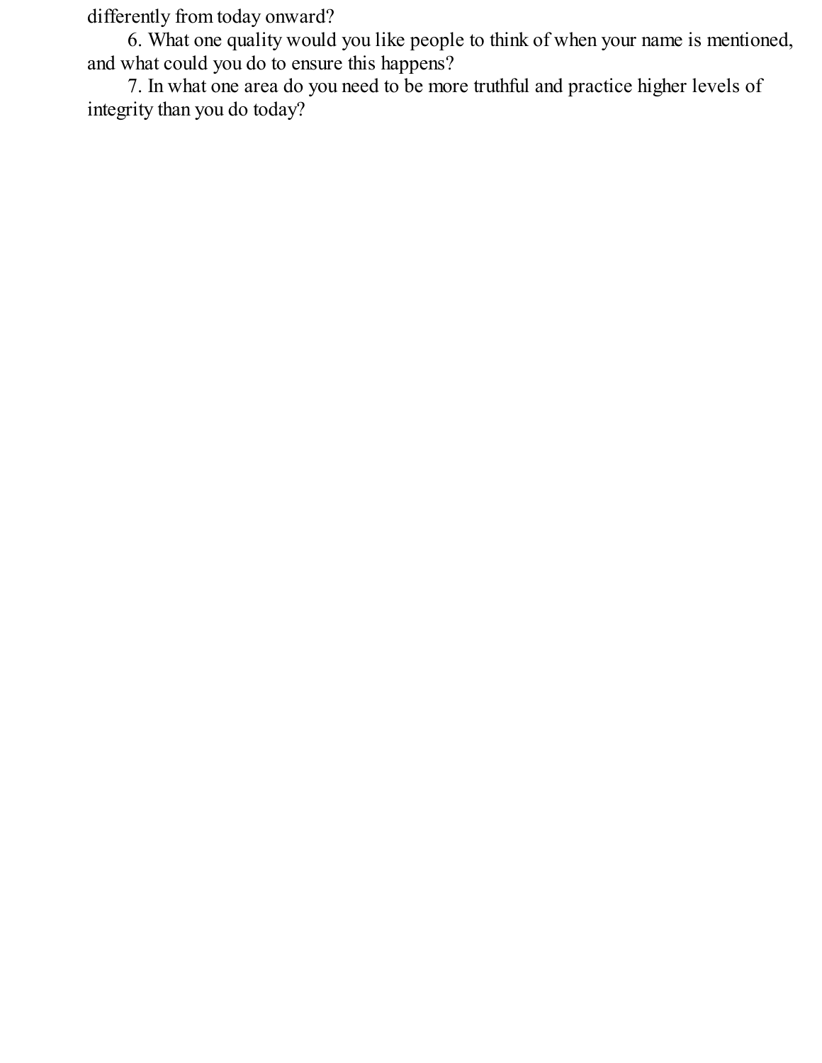differently from today onward?

6. What one quality would you like people to think of when your name is mentioned, and what could you do to ensure this happens?

7. In what one area do you need to be more truthful and practice higher levels of integrity than you do today?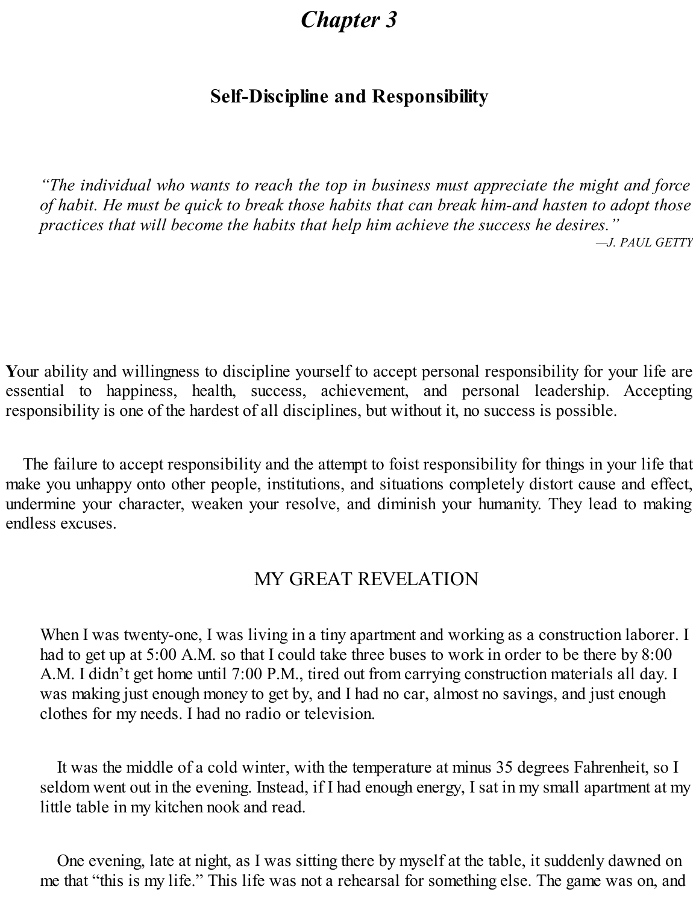# Chapter 3

## Self-Discipline and Responsibility

> *"The individual who wants to reach the top in business must appreciate the might and force of habit. He must be quick to break those habits that can break him-and hasten to adopt those practices that will become the habits that help him achieve the success he desires."*
>
> —*J. PAUL GETTY*

**Y**our ability and willingness to discipline yourself to accept personal responsibility for your life are essential to happiness, health, success, achievement, and personal leadership. Accepting responsibility is one of the hardest of all disciplines, but without it, no success is possible.

The failure to accept responsibility and the attempt to foist responsibility for things in your life that make you unhappy onto other people, institutions, and situations completely distort cause and effect, undermine your character, weaken your resolve, and diminish your humanity. They lead to making endless excuses.

### MY GREAT REVELATION

When I was twenty-one, I was living in a tiny apartment and working as a construction laborer. I had to get up at 5:00 A.M. so that I could take three buses to work in order to be there by 8:00 A.M. I didn't get home until 7:00 P.M., tired out from carrying construction materials all day. I was making just enough money to get by, and I had no car, almost no savings, and just enough clothes for my needs. I had no radio or television.

It was the middle of a cold winter, with the temperature at minus 35 degrees Fahrenheit, so I seldom went out in the evening. Instead, if I had enough energy, I sat in my small apartment at my little table in my kitchen nook and read.

One evening, late at night, as I was sitting there by myself at the table, it suddenly dawned on me that "this is my life." This life was not a rehearsal for something else. The game was on, and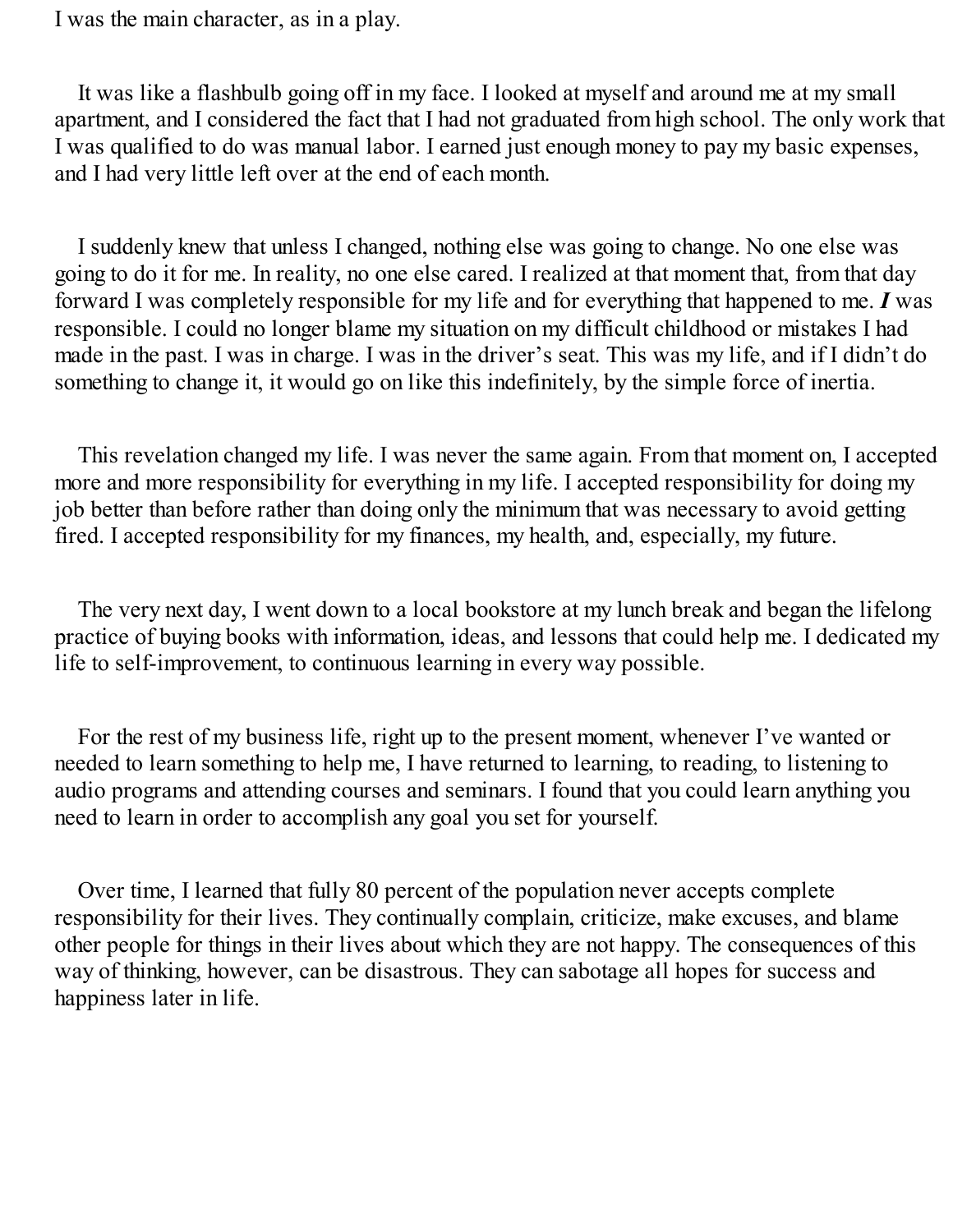I was the main character, as in a play.

It was like a flashbulb going off in my face. I looked at myself and around me at my small apartment, and I considered the fact that I had not graduated from high school. The only work that I was qualified to do was manual labor. I earned just enough money to pay my basic expenses, and I had very little left over at the end of each month.

I suddenly knew that unless I changed, nothing else was going to change. No one else was going to do it for me. In reality, no one else cared. I realized at that moment that, from that day forward I was completely responsible for my life and for everything that happened to me. ***I*** was responsible. I could no longer blame my situation on my difficult childhood or mistakes I had made in the past. I was in charge. I was in the driver's seat. This was my life, and if I didn't do something to change it, it would go on like this indefinitely, by the simple force of inertia.

This revelation changed my life. I was never the same again. From that moment on, I accepted more and more responsibility for everything in my life. I accepted responsibility for doing my job better than before rather than doing only the minimum that was necessary to avoid getting fired. I accepted responsibility for my finances, my health, and, especially, my future.

The very next day, I went down to a local bookstore at my lunch break and began the lifelong practice of buying books with information, ideas, and lessons that could help me. I dedicated my life to self-improvement, to continuous learning in every way possible.

For the rest of my business life, right up to the present moment, whenever I've wanted or needed to learn something to help me, I have returned to learning, to reading, to listening to audio programs and attending courses and seminars. I found that you could learn anything you need to learn in order to accomplish any goal you set for yourself.

Over time, I learned that fully 80 percent of the population never accepts complete responsibility for their lives. They continually complain, criticize, make excuses, and blame other people for things in their lives about which they are not happy. The consequences of this way of thinking, however, can be disastrous. They can sabotage all hopes for success and happiness later in life.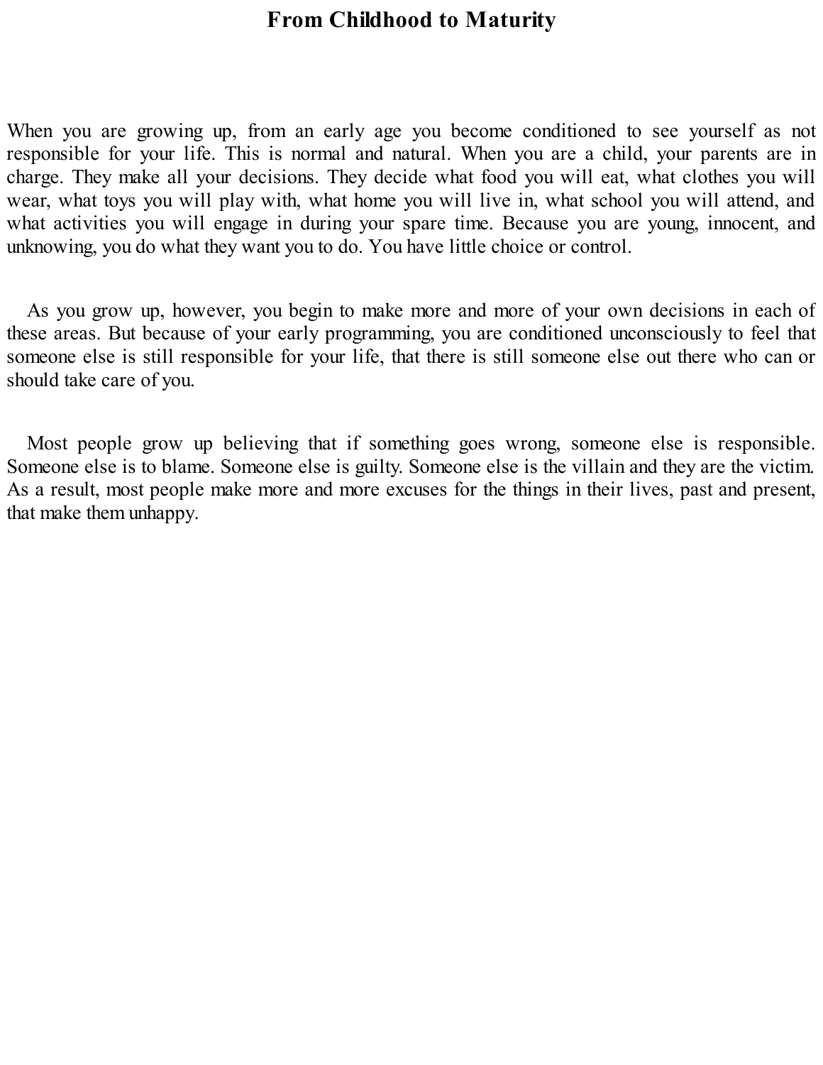# From Childhood to Maturity

When you are growing up, from an early age you become conditioned to see yourself as not responsible for your life. This is normal and natural. When you are a child, your parents are in charge. They make all your decisions. They decide what food you will eat, what clothes you will wear, what toys you will play with, what home you will live in, what school you will attend, and what activities you will engage in during your spare time. Because you are young, innocent, and unknowing, you do what they want you to do. You have little choice or control.

As you grow up, however, you begin to make more and more of your own decisions in each of these areas. But because of your early programming, you are conditioned unconsciously to feel that someone else is still responsible for your life, that there is still someone else out there who can or should take care of you.

Most people grow up believing that if something goes wrong, someone else is responsible. Someone else is to blame. Someone else is guilty. Someone else is the villain and they are the victim. As a result, most people make more and more excuses for the things in their lives, past and present, that make them unhappy.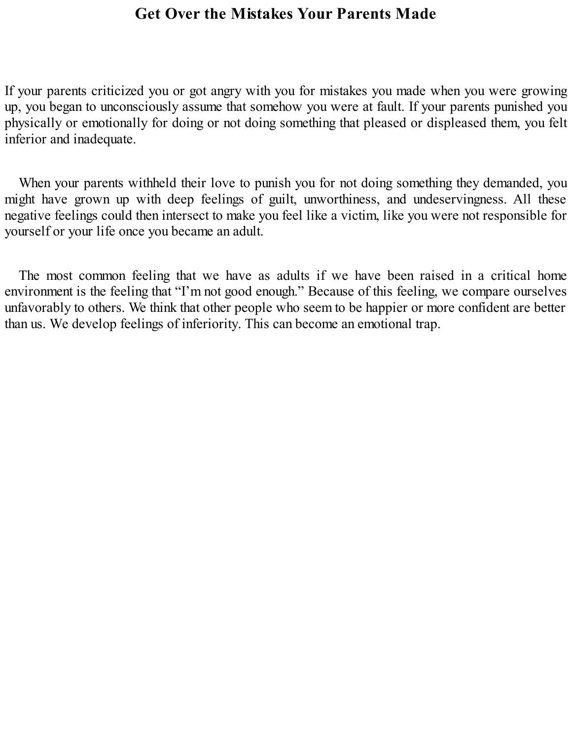# Get Over the Mistakes Your Parents Made

If your parents criticized you or got angry with you for mistakes you made when you were growing up, you began to unconsciously assume that somehow you were at fault. If your parents punished you physically or emotionally for doing or not doing something that pleased or displeased them, you felt inferior and inadequate.

When your parents withheld their love to punish you for not doing something they demanded, you might have grown up with deep feelings of guilt, unworthiness, and undeservingness. All these negative feelings could then intersect to make you feel like a victim, like you were not responsible for yourself or your life once you became an adult.

The most common feeling that we have as adults if we have been raised in a critical home environment is the feeling that "I'm not good enough." Because of this feeling, we compare ourselves unfavorably to others. We think that other people who seem to be happier or more confident are better than us. We develop feelings of inferiority. This can become an emotional trap.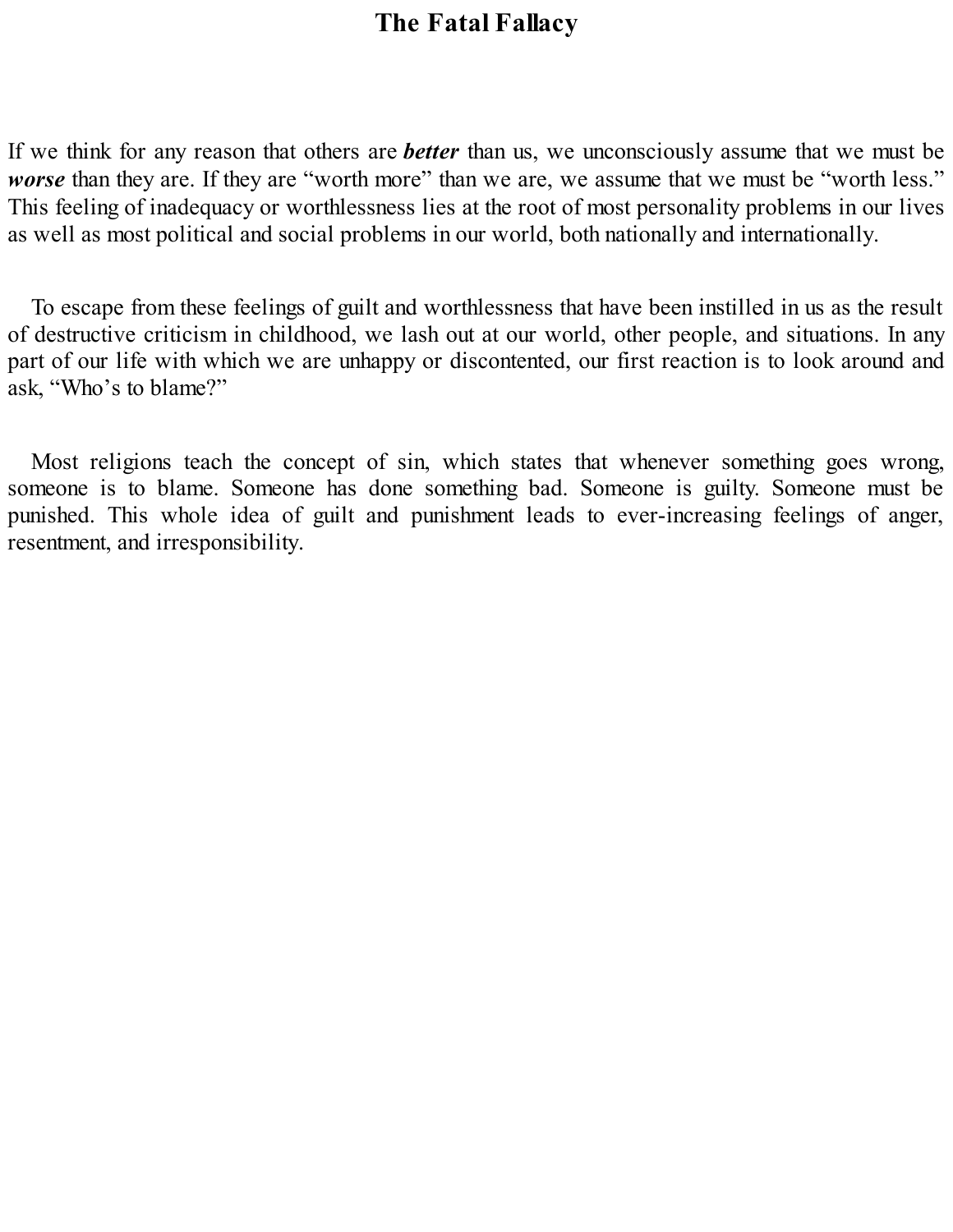# The Fatal Fallacy

If we think for any reason that others are ***better*** than us, we unconsciously assume that we must be ***worse*** than they are. If they are "worth more" than we are, we assume that we must be "worth less." This feeling of inadequacy or worthlessness lies at the root of most personality problems in our lives as well as most political and social problems in our world, both nationally and internationally.

To escape from these feelings of guilt and worthlessness that have been instilled in us as the result of destructive criticism in childhood, we lash out at our world, other people, and situations. In any part of our life with which we are unhappy or discontented, our first reaction is to look around and ask, "Who's to blame?"

Most religions teach the concept of sin, which states that whenever something goes wrong, someone is to blame. Someone has done something bad. Someone is guilty. Someone must be punished. This whole idea of guilt and punishment leads to ever-increasing feelings of anger, resentment, and irresponsibility.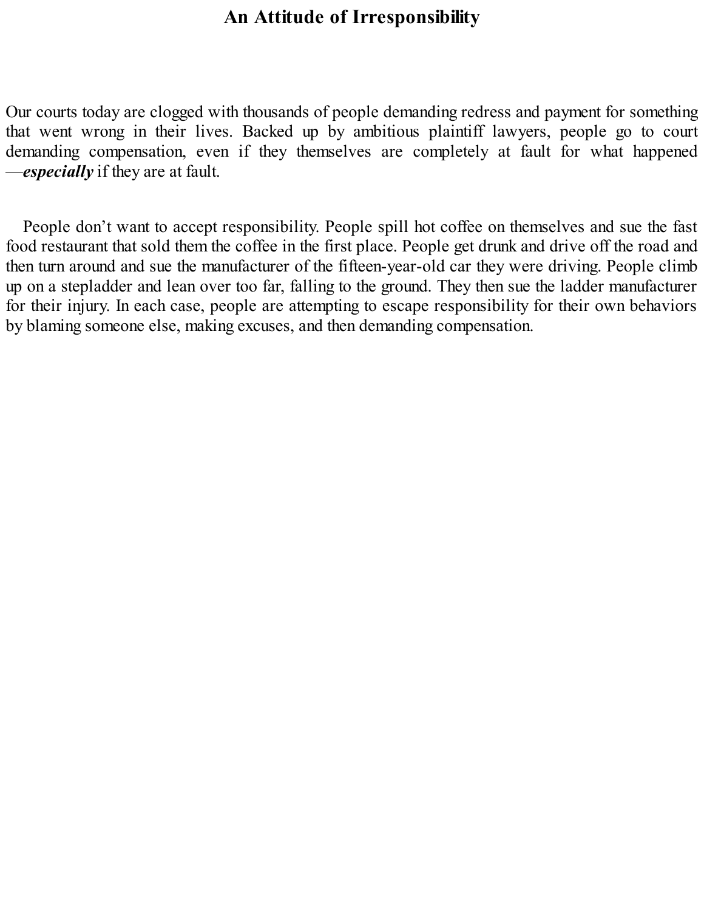# An Attitude of Irresponsibility

Our courts today are clogged with thousands of people demanding redress and payment for something that went wrong in their lives. Backed up by ambitious plaintiff lawyers, people go to court demanding compensation, even if they themselves are completely at fault for what happened —***especially*** if they are at fault.

People don't want to accept responsibility. People spill hot coffee on themselves and sue the fast food restaurant that sold them the coffee in the first place. People get drunk and drive off the road and then turn around and sue the manufacturer of the fifteen-year-old car they were driving. People climb up on a stepladder and lean over too far, falling to the ground. They then sue the ladder manufacturer for their injury. In each case, people are attempting to escape responsibility for their own behaviors by blaming someone else, making excuses, and then demanding compensation.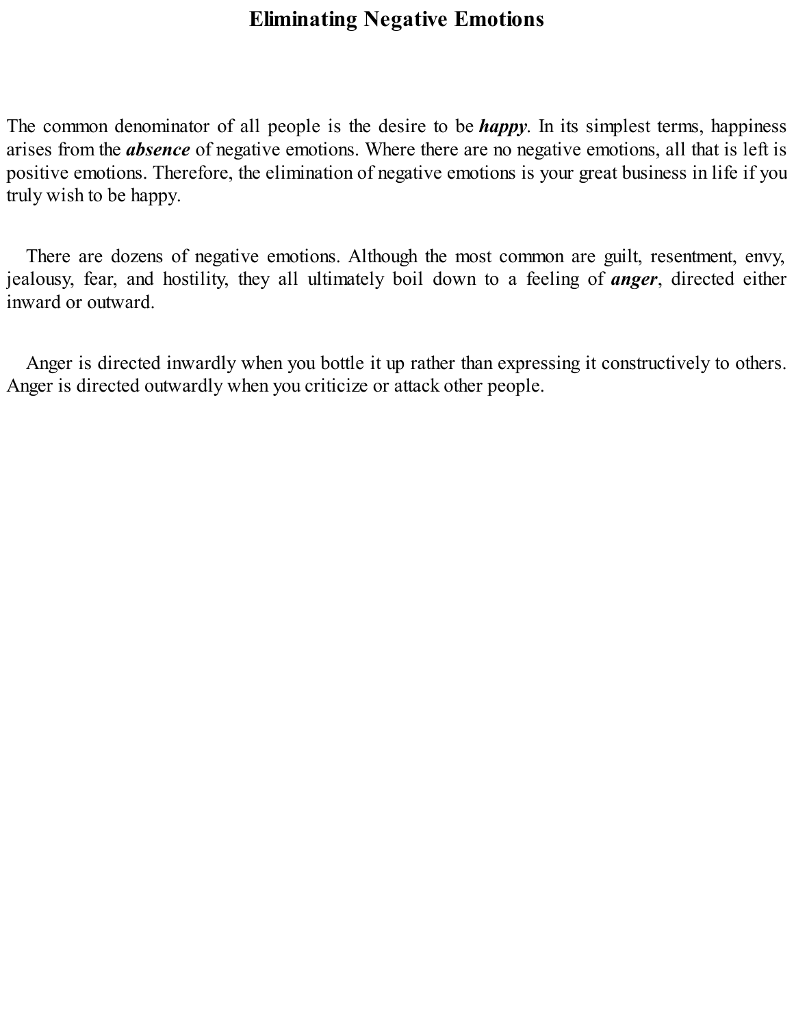# Eliminating Negative Emotions

The common denominator of all people is the desire to be ***happy***. In its simplest terms, happiness arises from the ***absence*** of negative emotions. Where there are no negative emotions, all that is left is positive emotions. Therefore, the elimination of negative emotions is your great business in life if you truly wish to be happy.

There are dozens of negative emotions. Although the most common are guilt, resentment, envy, jealousy, fear, and hostility, they all ultimately boil down to a feeling of ***anger***, directed either inward or outward.

Anger is directed inwardly when you bottle it up rather than expressing it constructively to others. Anger is directed outwardly when you criticize or attack other people.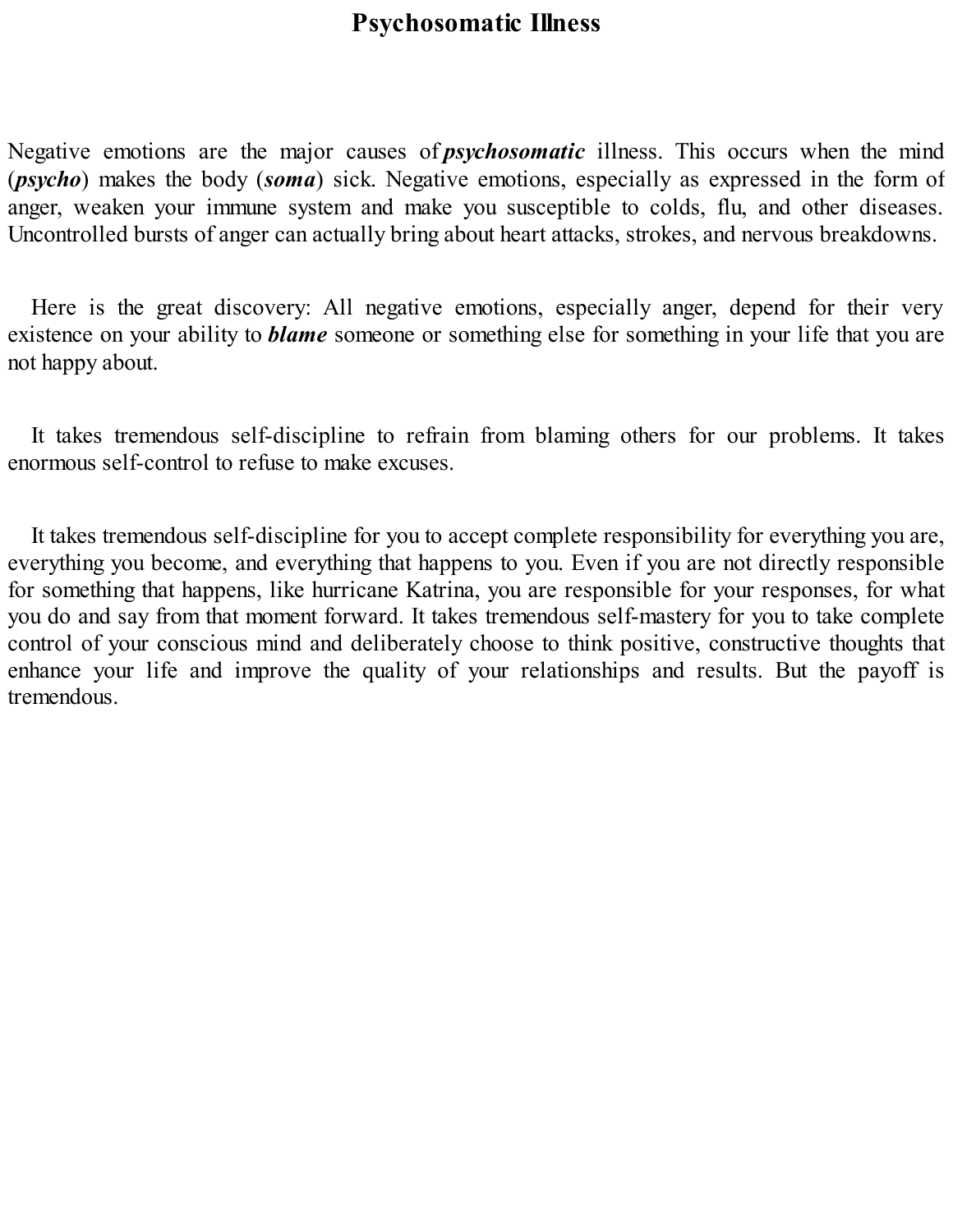# Psychosomatic Illness

Negative emotions are the major causes of ***psychosomatic*** illness. This occurs when the mind (***psycho***) makes the body (***soma***) sick. Negative emotions, especially as expressed in the form of anger, weaken your immune system and make you susceptible to colds, flu, and other diseases. Uncontrolled bursts of anger can actually bring about heart attacks, strokes, and nervous breakdowns.

Here is the great discovery: All negative emotions, especially anger, depend for their very existence on your ability to ***blame*** someone or something else for something in your life that you are not happy about.

It takes tremendous self-discipline to refrain from blaming others for our problems. It takes enormous self-control to refuse to make excuses.

It takes tremendous self-discipline for you to accept complete responsibility for everything you are, everything you become, and everything that happens to you. Even if you are not directly responsible for something that happens, like hurricane Katrina, you are responsible for your responses, for what you do and say from that moment forward. It takes tremendous self-mastery for you to take complete control of your conscious mind and deliberately choose to think positive, constructive thoughts that enhance your life and improve the quality of your relationships and results. But the payoff is tremendous.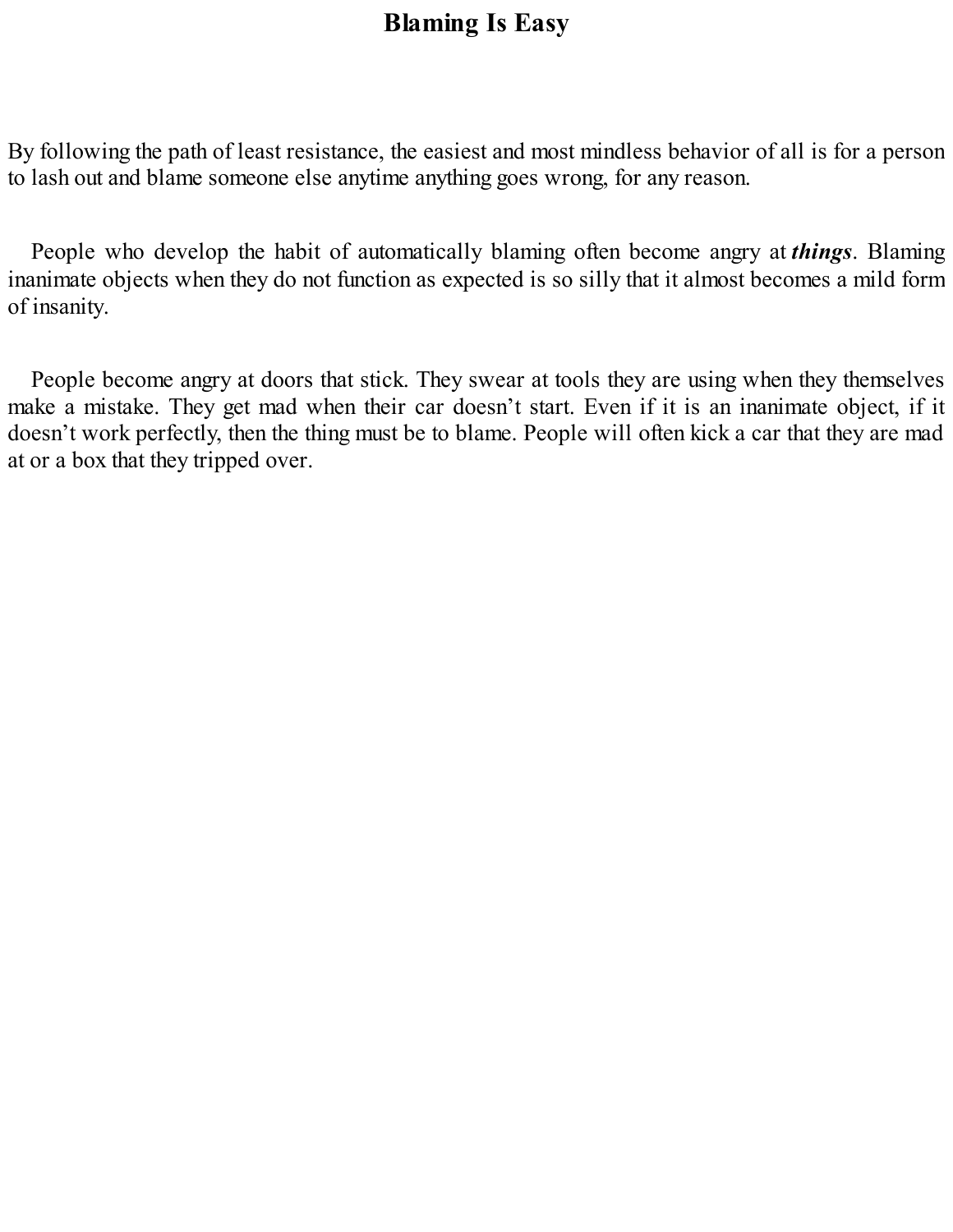# Blaming Is Easy

By following the path of least resistance, the easiest and most mindless behavior of all is for a person to lash out and blame someone else anytime anything goes wrong, for any reason.

People who develop the habit of automatically blaming often become angry at ***things***. Blaming inanimate objects when they do not function as expected is so silly that it almost becomes a mild form of insanity.

People become angry at doors that stick. They swear at tools they are using when they themselves make a mistake. They get mad when their car doesn't start. Even if it is an inanimate object, if it doesn't work perfectly, then the thing must be to blame. People will often kick a car that they are mad at or a box that they tripped over.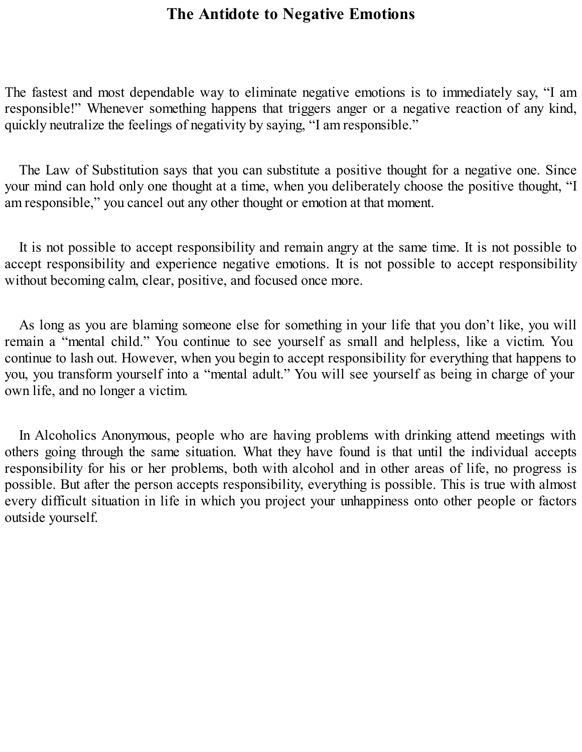# The Antidote to Negative Emotions

The fastest and most dependable way to eliminate negative emotions is to immediately say, “I am responsible!” Whenever something happens that triggers anger or a negative reaction of any kind, quickly neutralize the feelings of negativity by saying, “I am responsible.”

The Law of Substitution says that you can substitute a positive thought for a negative one. Since your mind can hold only one thought at a time, when you deliberately choose the positive thought, “I am responsible,” you cancel out any other thought or emotion at that moment.

It is not possible to accept responsibility and remain angry at the same time. It is not possible to accept responsibility and experience negative emotions. It is not possible to accept responsibility without becoming calm, clear, positive, and focused once more.

As long as you are blaming someone else for something in your life that you don’t like, you will remain a “mental child.” You continue to see yourself as small and helpless, like a victim. You continue to lash out. However, when you begin to accept responsibility for everything that happens to you, you transform yourself into a “mental adult.” You will see yourself as being in charge of your own life, and no longer a victim.

In Alcoholics Anonymous, people who are having problems with drinking attend meetings with others going through the same situation. What they have found is that until the individual accepts responsibility for his or her problems, both with alcohol and in other areas of life, no progress is possible. But after the person accepts responsibility, everything is possible. This is true with almost every difficult situation in life in which you project your unhappiness onto other people or factors outside yourself.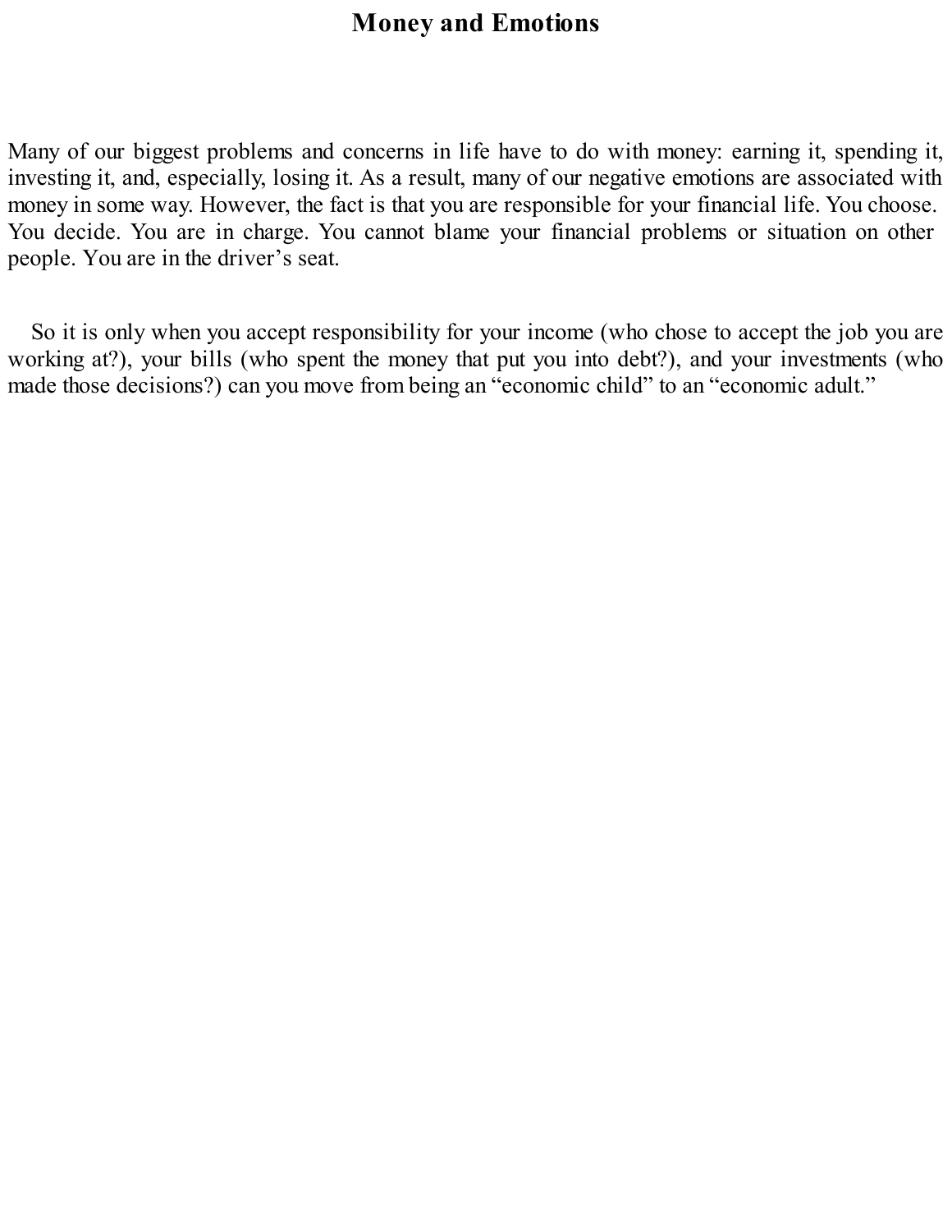# Money and Emotions

Many of our biggest problems and concerns in life have to do with money: earning it, spending it, investing it, and, especially, losing it. As a result, many of our negative emotions are associated with money in some way. However, the fact is that you are responsible for your financial life. You choose. You decide. You are in charge. You cannot blame your financial problems or situation on other people. You are in the driver's seat.

So it is only when you accept responsibility for your income (who chose to accept the job you are working at?), your bills (who spent the money that put you into debt?), and your investments (who made those decisions?) can you move from being an "economic child" to an "economic adult."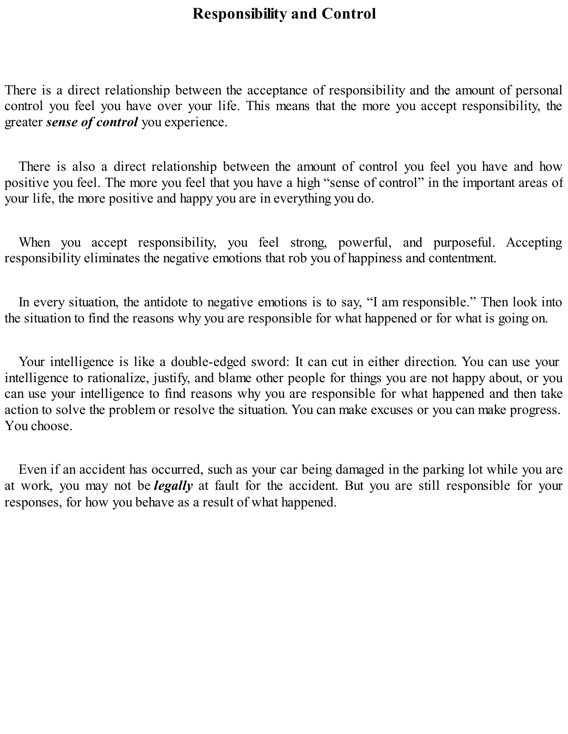# Responsibility and Control

There is a direct relationship between the acceptance of responsibility and the amount of personal control you feel you have over your life. This means that the more you accept responsibility, the greater ***sense of control*** you experience.

There is also a direct relationship between the amount of control you feel you have and how positive you feel. The more you feel that you have a high "sense of control" in the important areas of your life, the more positive and happy you are in everything you do.

When you accept responsibility, you feel strong, powerful, and purposeful. Accepting responsibility eliminates the negative emotions that rob you of happiness and contentment.

In every situation, the antidote to negative emotions is to say, "I am responsible." Then look into the situation to find the reasons why you are responsible for what happened or for what is going on.

Your intelligence is like a double-edged sword: It can cut in either direction. You can use your intelligence to rationalize, justify, and blame other people for things you are not happy about, or you can use your intelligence to find reasons why you are responsible for what happened and then take action to solve the problem or resolve the situation. You can make excuses or you can make progress. You choose.

Even if an accident has occurred, such as your car being damaged in the parking lot while you are at work, you may not be ***legally*** at fault for the accident. But you are still responsible for your responses, for how you behave as a result of what happened.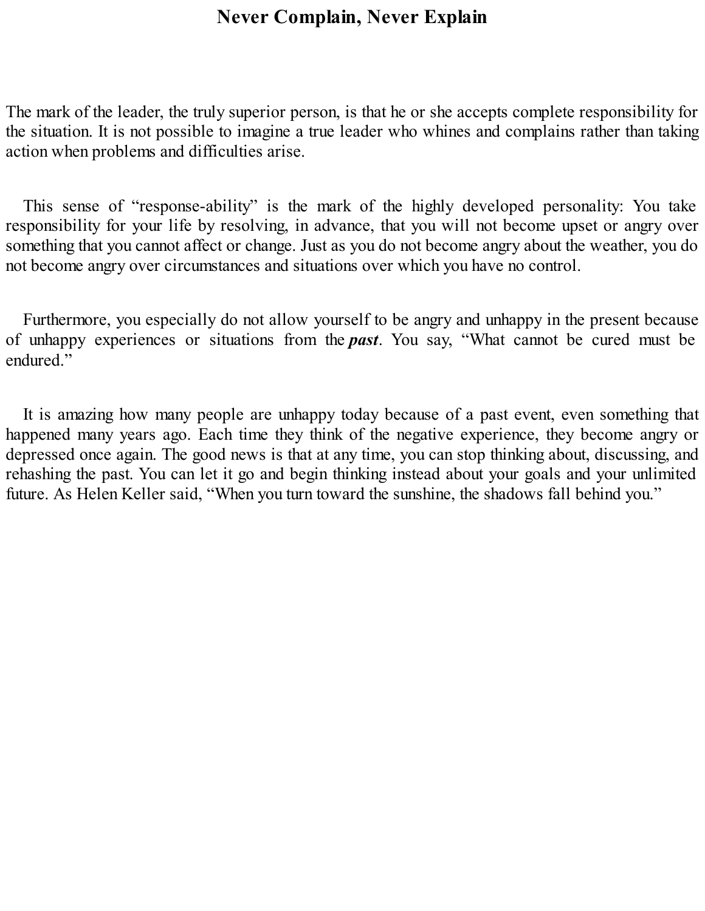# Never Complain, Never Explain

The mark of the leader, the truly superior person, is that he or she accepts complete responsibility for the situation. It is not possible to imagine a true leader who whines and complains rather than taking action when problems and difficulties arise.

This sense of “response-ability” is the mark of the highly developed personality: You take responsibility for your life by resolving, in advance, that you will not become upset or angry over something that you cannot affect or change. Just as you do not become angry about the weather, you do not become angry over circumstances and situations over which you have no control.

Furthermore, you especially do not allow yourself to be angry and unhappy in the present because of unhappy experiences or situations from the ***past***. You say, “What cannot be cured must be endured.”

It is amazing how many people are unhappy today because of a past event, even something that happened many years ago. Each time they think of the negative experience, they become angry or depressed once again. The good news is that at any time, you can stop thinking about, discussing, and rehashing the past. You can let it go and begin thinking instead about your goals and your unlimited future. As Helen Keller said, “When you turn toward the sunshine, the shadows fall behind you.”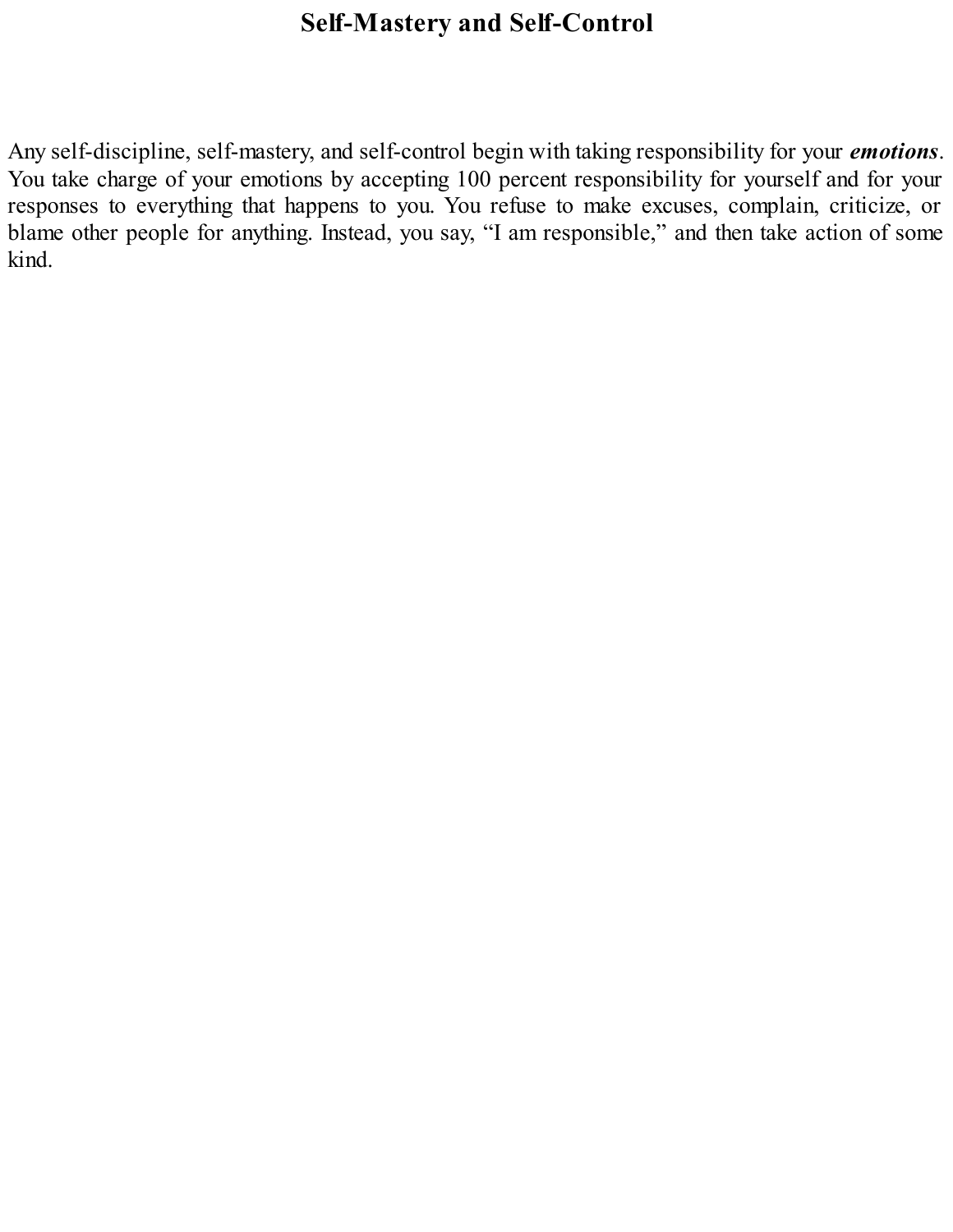# Self-Mastery and Self-Control

Any self-discipline, self-mastery, and self-control begin with taking responsibility for your ***emotions***. You take charge of your emotions by accepting 100 percent responsibility for yourself and for your responses to everything that happens to you. You refuse to make excuses, complain, criticize, or blame other people for anything. Instead, you say, “I am responsible,” and then take action of some kind.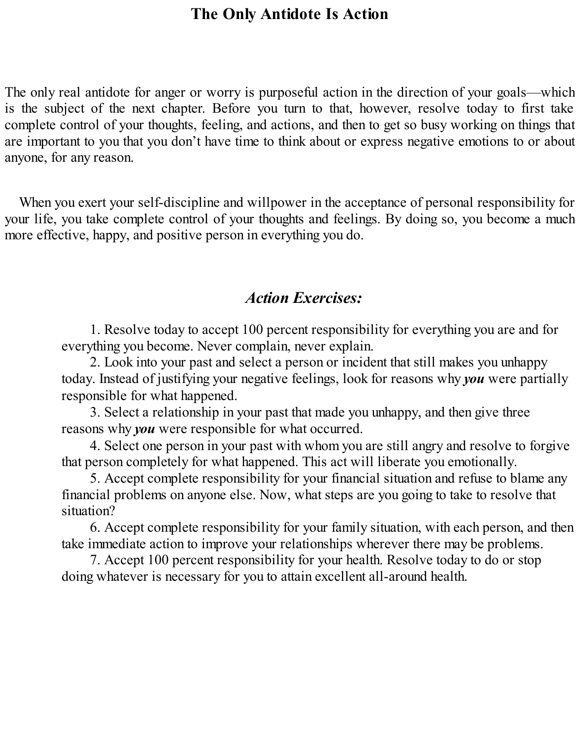# The Only Antidote Is Action

The only real antidote for anger or worry is purposeful action in the direction of your goals—which is the subject of the next chapter. Before you turn to that, however, resolve today to first take complete control of your thoughts, feeling, and actions, and then to get so busy working on things that are important to you that you don't have time to think about or express negative emotions to or about anyone, for any reason.

When you exert your self-discipline and willpower in the acceptance of personal responsibility for your life, you take complete control of your thoughts and feelings. By doing so, you become a much more effective, happy, and positive person in everything you do.

## *Action Exercises:*

1. Resolve today to accept 100 percent responsibility for everything you are and for everything you become. Never complain, never explain.
2. Look into your past and select a person or incident that still makes you unhappy today. Instead of justifying your negative feelings, look for reasons why ***you*** were partially responsible for what happened.
3. Select a relationship in your past that made you unhappy, and then give three reasons why ***you*** were responsible for what occurred.
4. Select one person in your past with whom you are still angry and resolve to forgive that person completely for what happened. This act will liberate you emotionally.
5. Accept complete responsibility for your financial situation and refuse to blame any financial problems on anyone else. Now, what steps are you going to take to resolve that situation?
6. Accept complete responsibility for your family situation, with each person, and then take immediate action to improve your relationships wherever there may be problems.
7. Accept 100 percent responsibility for your health. Resolve today to do or stop doing whatever is necessary for you to attain excellent all-around health.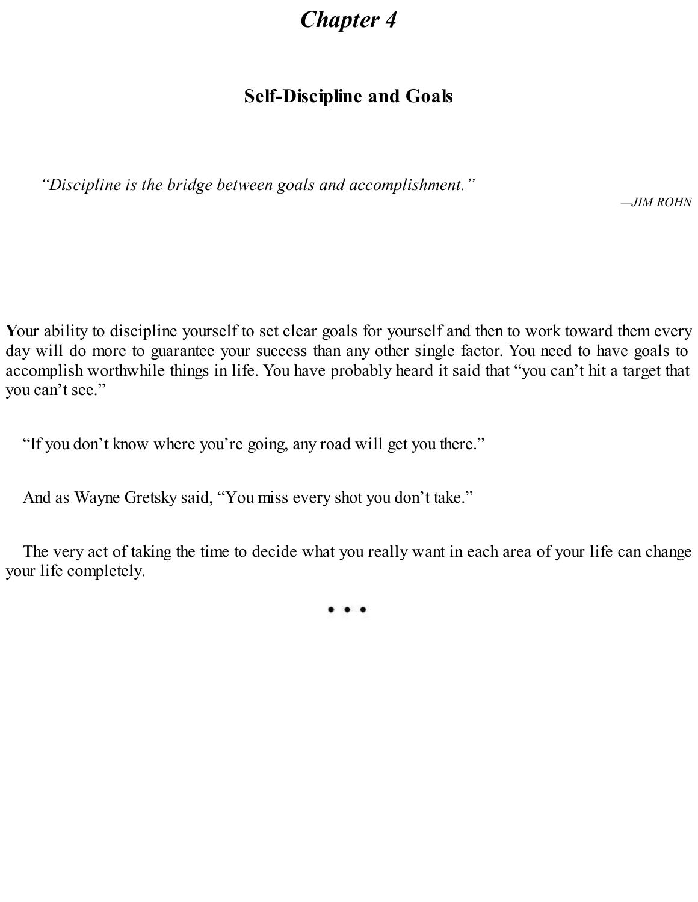# *Chapter 4*

## Self-Discipline and Goals

*"Discipline is the bridge between goals and accomplishment."*

*—JIM ROHN*

**Y**our ability to discipline yourself to set clear goals for yourself and then to work toward them every day will do more to guarantee your success than any other single factor. You need to have goals to accomplish worthwhile things in life. You have probably heard it said that "you can't hit a target that you can't see."

"If you don't know where you're going, any road will get you there."

And as Wayne Gretsky said, "You miss every shot you don't take."

The very act of taking the time to decide what you really want in each area of your life can change your life completely.

• • •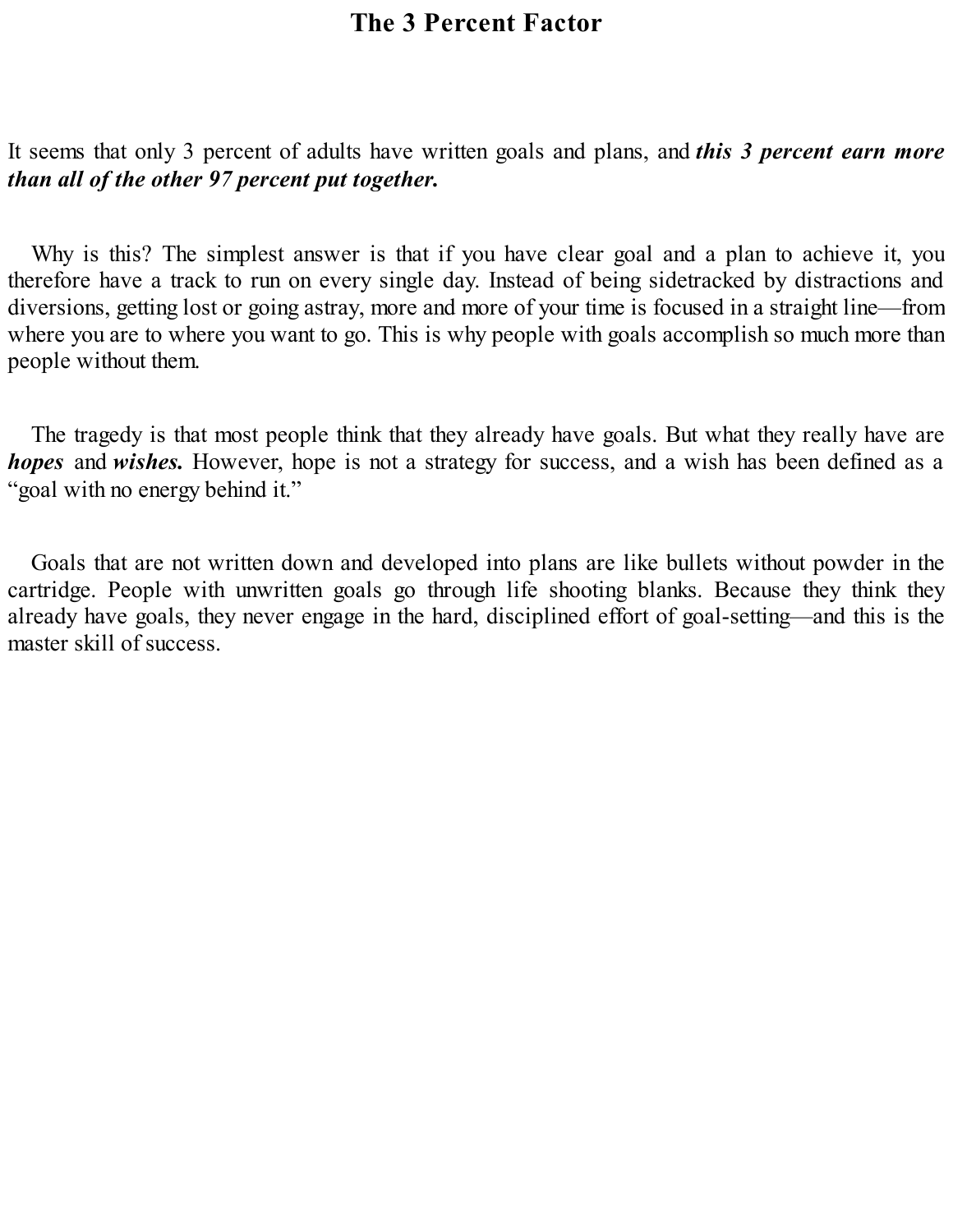# The 3 Percent Factor

It seems that only 3 percent of adults have written goals and plans, and ***this 3 percent earn more than all of the other 97 percent put together.***

Why is this? The simplest answer is that if you have clear goal and a plan to achieve it, you therefore have a track to run on every single day. Instead of being sidetracked by distractions and diversions, getting lost or going astray, more and more of your time is focused in a straight line—from where you are to where you want to go. This is why people with goals accomplish so much more than people without them.

The tragedy is that most people think that they already have goals. But what they really have are ***hopes*** and ***wishes.*** However, hope is not a strategy for success, and a wish has been defined as a "goal with no energy behind it."

Goals that are not written down and developed into plans are like bullets without powder in the cartridge. People with unwritten goals go through life shooting blanks. Because they think they already have goals, they never engage in the hard, disciplined effort of goal-setting—and this is the master skill of success.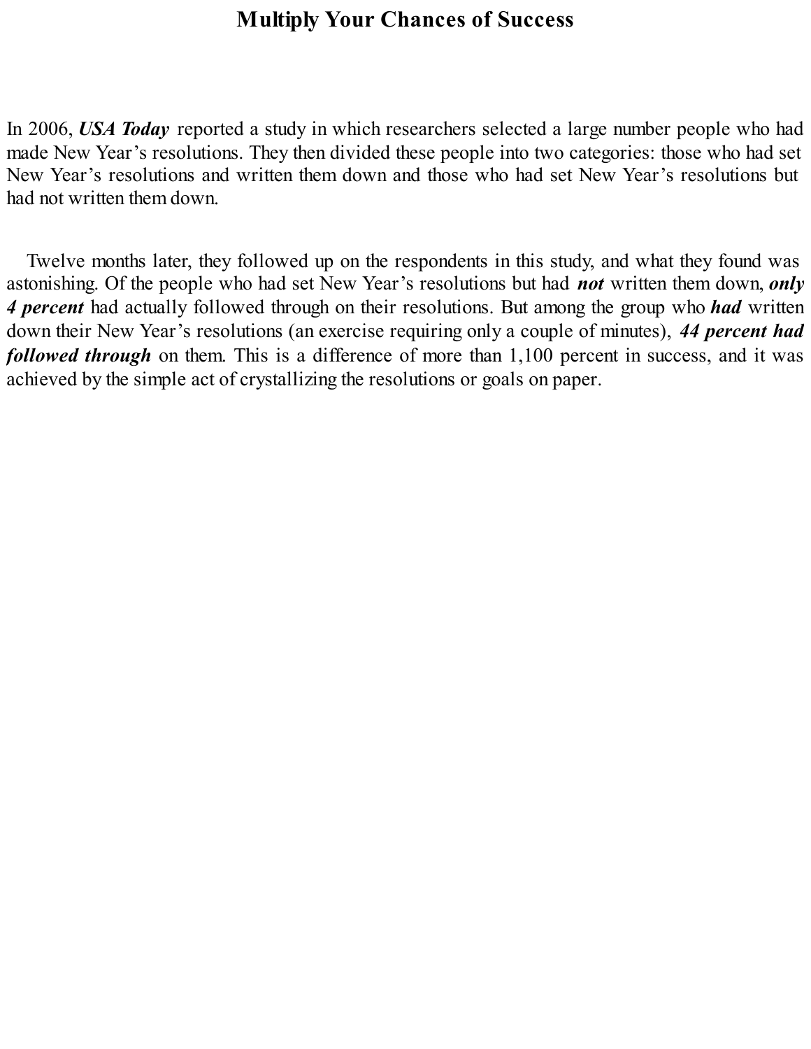# Multiply Your Chances of Success

In 2006, ***USA Today*** reported a study in which researchers selected a large number people who had made New Year's resolutions. They then divided these people into two categories: those who had set New Year's resolutions and written them down and those who had set New Year's resolutions but had not written them down.

Twelve months later, they followed up on the respondents in this study, and what they found was astonishing. Of the people who had set New Year's resolutions but had ***not*** written them down, ***only 4 percent*** had actually followed through on their resolutions. But among the group who ***had*** written down their New Year's resolutions (an exercise requiring only a couple of minutes), ***44 percent had followed through*** on them. This is a difference of more than 1,100 percent in success, and it was achieved by the simple act of crystallizing the resolutions or goals on paper.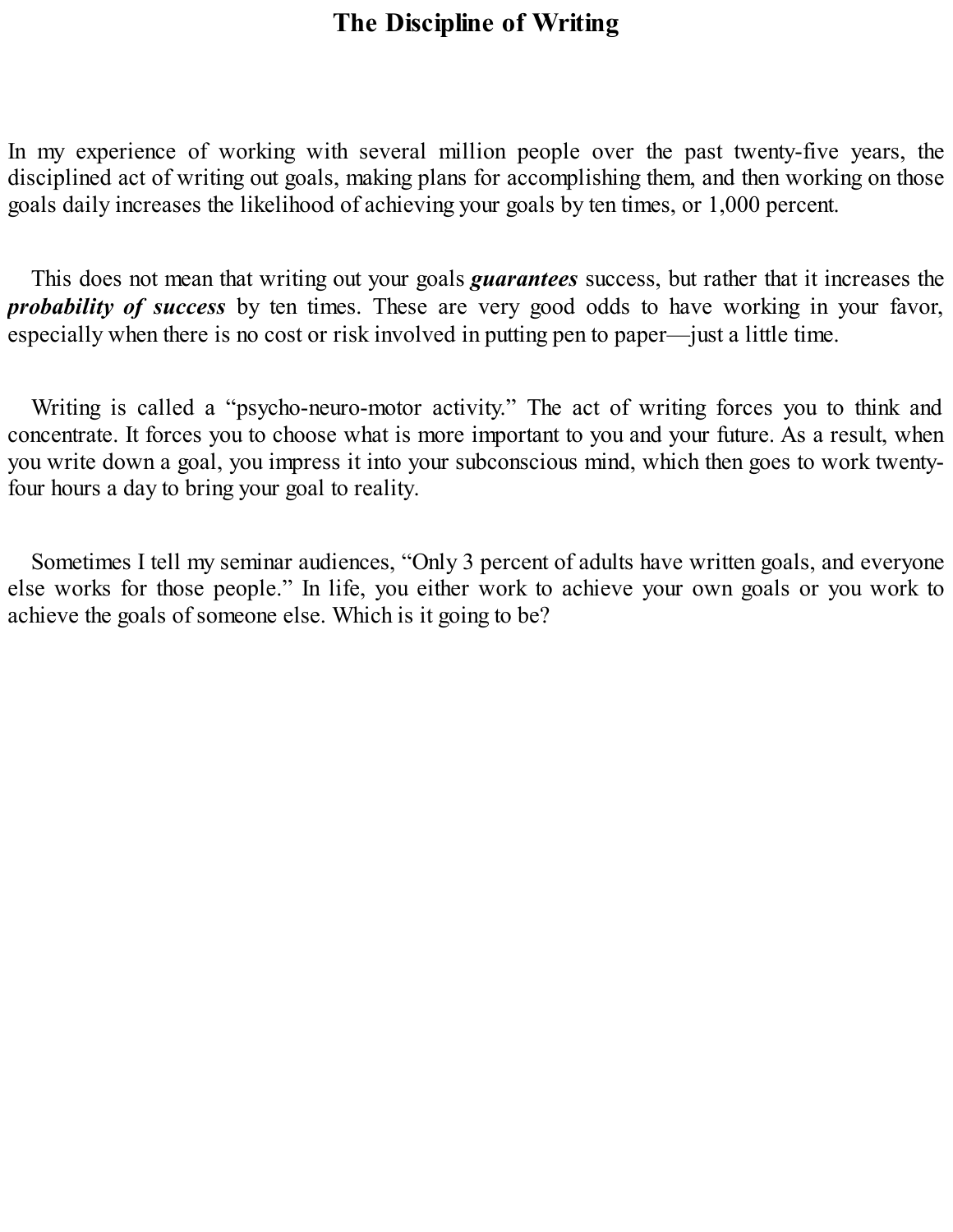# The Discipline of Writing

In my experience of working with several million people over the past twenty-five years, the disciplined act of writing out goals, making plans for accomplishing them, and then working on those goals daily increases the likelihood of achieving your goals by ten times, or 1,000 percent.

This does not mean that writing out your goals ***guarantees*** success, but rather that it increases the ***probability of success*** by ten times. These are very good odds to have working in your favor, especially when there is no cost or risk involved in putting pen to paper—just a little time.

Writing is called a "psycho-neuro-motor activity." The act of writing forces you to think and concentrate. It forces you to choose what is more important to you and your future. As a result, when you write down a goal, you impress it into your subconscious mind, which then goes to work twenty-four hours a day to bring your goal to reality.

Sometimes I tell my seminar audiences, "Only 3 percent of adults have written goals, and everyone else works for those people." In life, you either work to achieve your own goals or you work to achieve the goals of someone else. Which is it going to be?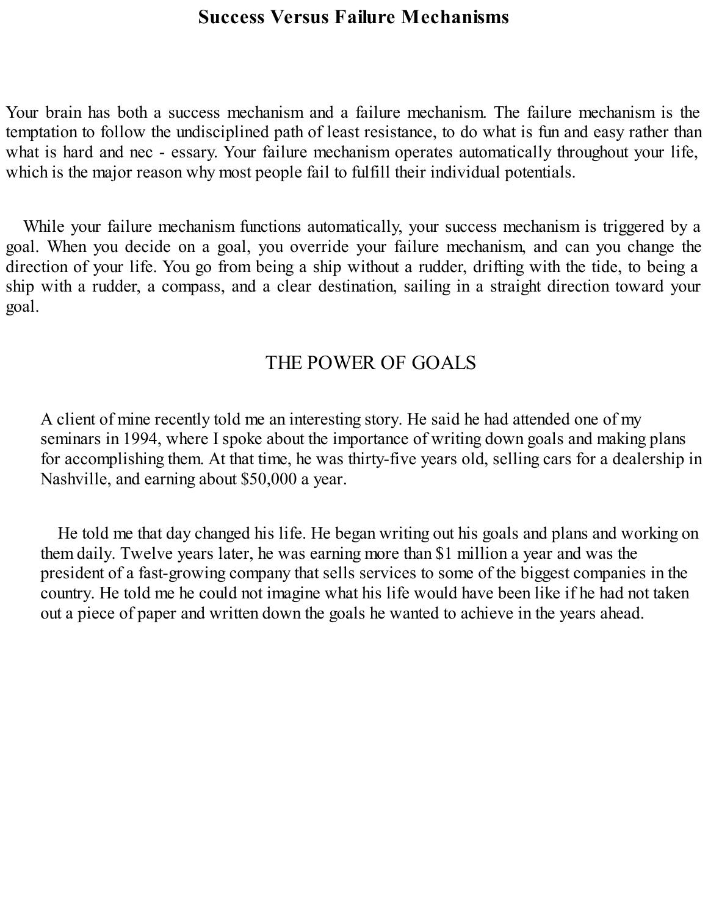## Success Versus Failure Mechanisms

Your brain has both a success mechanism and a failure mechanism. The failure mechanism is the temptation to follow the undisciplined path of least resistance, to do what is fun and easy rather than what is hard and nec - essary. Your failure mechanism operates automatically throughout your life, which is the major reason why most people fail to fulfill their individual potentials.

While your failure mechanism functions automatically, your success mechanism is triggered by a goal. When you decide on a goal, you override your failure mechanism, and can you change the direction of your life. You go from being a ship without a rudder, drifting with the tide, to being a ship with a rudder, a compass, and a clear destination, sailing in a straight direction toward your goal.

### THE POWER OF GOALS

A client of mine recently told me an interesting story. He said he had attended one of my seminars in 1994, where I spoke about the importance of writing down goals and making plans for accomplishing them. At that time, he was thirty-five years old, selling cars for a dealership in Nashville, and earning about $50,000 a year.

He told me that day changed his life. He began writing out his goals and plans and working on them daily. Twelve years later, he was earning more than $1 million a year and was the president of a fast-growing company that sells services to some of the biggest companies in the country. He told me he could not imagine what his life would have been like if he had not taken out a piece of paper and written down the goals he wanted to achieve in the years ahead.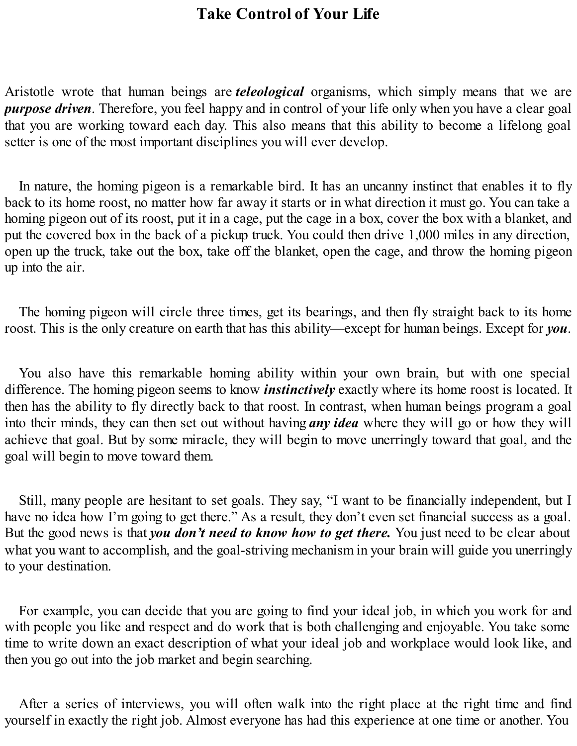# Take Control of Your Life

Aristotle wrote that human beings are ***teleological*** organisms, which simply means that we are ***purpose driven***. Therefore, you feel happy and in control of your life only when you have a clear goal that you are working toward each day. This also means that this ability to become a lifelong goal setter is one of the most important disciplines you will ever develop.

In nature, the homing pigeon is a remarkable bird. It has an uncanny instinct that enables it to fly back to its home roost, no matter how far away it starts or in what direction it must go. You can take a homing pigeon out of its roost, put it in a cage, put the cage in a box, cover the box with a blanket, and put the covered box in the back of a pickup truck. You could then drive 1,000 miles in any direction, open up the truck, take out the box, take off the blanket, open the cage, and throw the homing pigeon up into the air.

The homing pigeon will circle three times, get its bearings, and then fly straight back to its home roost. This is the only creature on earth that has this ability—except for human beings. Except for ***you***.

You also have this remarkable homing ability within your own brain, but with one special difference. The homing pigeon seems to know ***instinctively*** exactly where its home roost is located. It then has the ability to fly directly back to that roost. In contrast, when human beings program a goal into their minds, they can then set out without having ***any idea*** where they will go or how they will achieve that goal. But by some miracle, they will begin to move unerringly toward that goal, and the goal will begin to move toward them.

Still, many people are hesitant to set goals. They say, "I want to be financially independent, but I have no idea how I'm going to get there." As a result, they don't even set financial success as a goal. But the good news is that ***you don't need to know how to get there.*** You just need to be clear about what you want to accomplish, and the goal-striving mechanism in your brain will guide you unerringly to your destination.

For example, you can decide that you are going to find your ideal job, in which you work for and with people you like and respect and do work that is both challenging and enjoyable. You take some time to write down an exact description of what your ideal job and workplace would look like, and then you go out into the job market and begin searching.

After a series of interviews, you will often walk into the right place at the right time and find yourself in exactly the right job. Almost everyone has had this experience at one time or another. You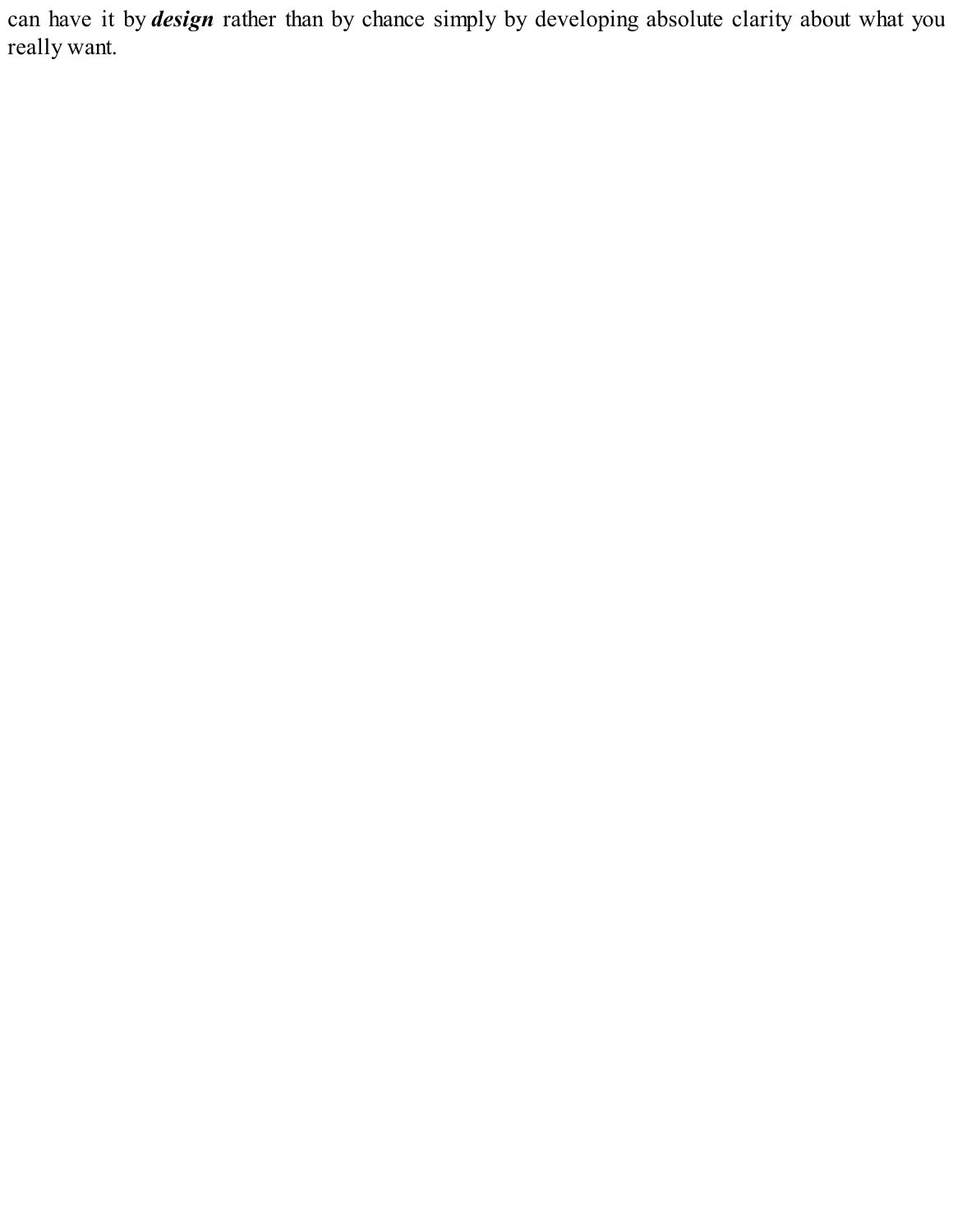can have it by ***design*** rather than by chance simply by developing absolute clarity about what you really want.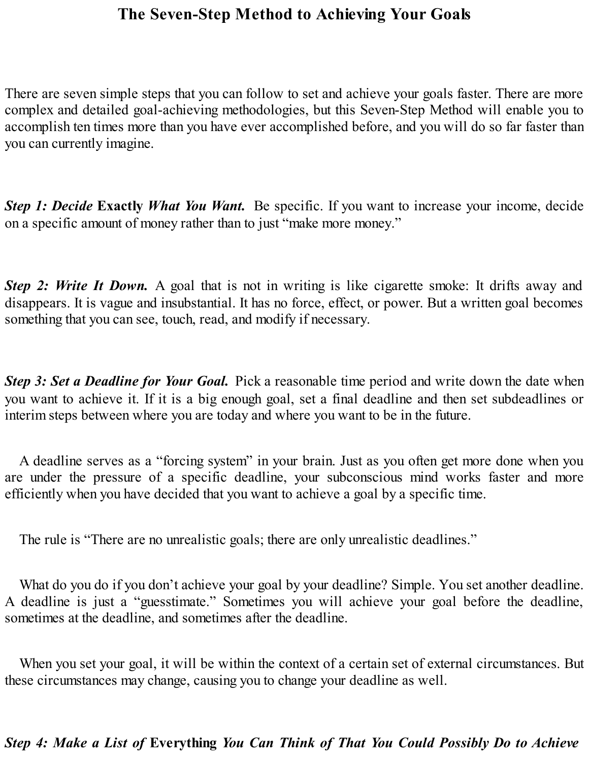# The Seven-Step Method to Achieving Your Goals

There are seven simple steps that you can follow to set and achieve your goals faster. There are more complex and detailed goal-achieving methodologies, but this Seven-Step Method will enable you to accomplish ten times more than you have ever accomplished before, and you will do so far faster than you can currently imagine.

***Step 1: Decide* Exactly *What You Want.*** Be specific. If you want to increase your income, decide on a specific amount of money rather than to just "make more money."

***Step 2: Write It Down.*** A goal that is not in writing is like cigarette smoke: It drifts away and disappears. It is vague and insubstantial. It has no force, effect, or power. But a written goal becomes something that you can see, touch, read, and modify if necessary.

***Step 3: Set a Deadline for Your Goal.*** Pick a reasonable time period and write down the date when you want to achieve it. If it is a big enough goal, set a final deadline and then set subdeadlines or interim steps between where you are today and where you want to be in the future.

A deadline serves as a "forcing system" in your brain. Just as you often get more done when you are under the pressure of a specific deadline, your subconscious mind works faster and more efficiently when you have decided that you want to achieve a goal by a specific time.

The rule is "There are no unrealistic goals; there are only unrealistic deadlines."

What do you do if you don't achieve your goal by your deadline? Simple. You set another deadline. A deadline is just a "guesstimate." Sometimes you will achieve your goal before the deadline, sometimes at the deadline, and sometimes after the deadline.

When you set your goal, it will be within the context of a certain set of external circumstances. But these circumstances may change, causing you to change your deadline as well.

***Step 4: Make a List of* Everything *You Can Think of That You Could Possibly Do to Achieve***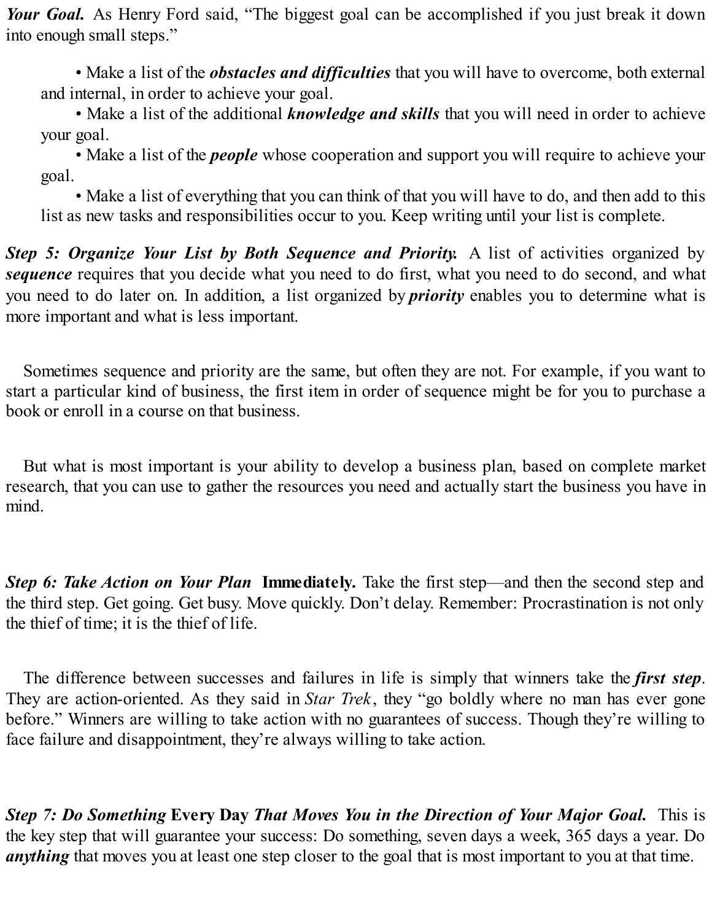***Your Goal.*** As Henry Ford said, "The biggest goal can be accomplished if you just break it down into enough small steps."

- Make a list of the ***obstacles and difficulties*** that you will have to overcome, both external and internal, in order to achieve your goal.
- Make a list of the additional ***knowledge and skills*** that you will need in order to achieve your goal.
- Make a list of the ***people*** whose cooperation and support you will require to achieve your goal.
- Make a list of everything that you can think of that you will have to do, and then add to this list as new tasks and responsibilities occur to you. Keep writing until your list is complete.

***Step 5: Organize Your List by Both Sequence and Priority.*** A list of activities organized by ***sequence*** requires that you decide what you need to do first, what you need to do second, and what you need to do later on. In addition, a list organized by ***priority*** enables you to determine what is more important and what is less important.

Sometimes sequence and priority are the same, but often they are not. For example, if you want to start a particular kind of business, the first item in order of sequence might be for you to purchase a book or enroll in a course on that business.

But what is most important is your ability to develop a business plan, based on complete market research, that you can use to gather the resources you need and actually start the business you have in mind.

***Step 6: Take Action on Your Plan*** **Immediately.** Take the first step—and then the second step and the third step. Get going. Get busy. Move quickly. Don't delay. Remember: Procrastination is not only the thief of time; it is the thief of life.

The difference between successes and failures in life is simply that winners take the ***first step***. They are action-oriented. As they said in *Star Trek*, they "go boldly where no man has ever gone before." Winners are willing to take action with no guarantees of success. Though they're willing to face failure and disappointment, they're always willing to take action.

***Step 7: Do Something*** **Every Day** ***That Moves You in the Direction of Your Major Goal.*** This is the key step that will guarantee your success: Do something, seven days a week, 365 days a year. Do ***anything*** that moves you at least one step closer to the goal that is most important to you at that time.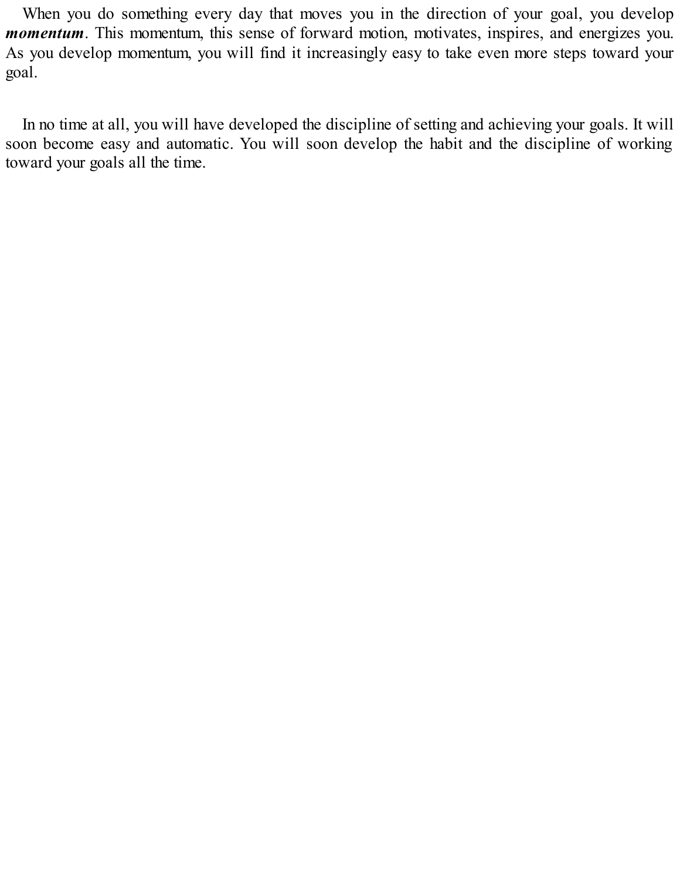When you do something every day that moves you in the direction of your goal, you develop ***momentum***. This momentum, this sense of forward motion, motivates, inspires, and energizes you. As you develop momentum, you will find it increasingly easy to take even more steps toward your goal.

In no time at all, you will have developed the discipline of setting and achieving your goals. It will soon become easy and automatic. You will soon develop the habit and the discipline of working toward your goals all the time.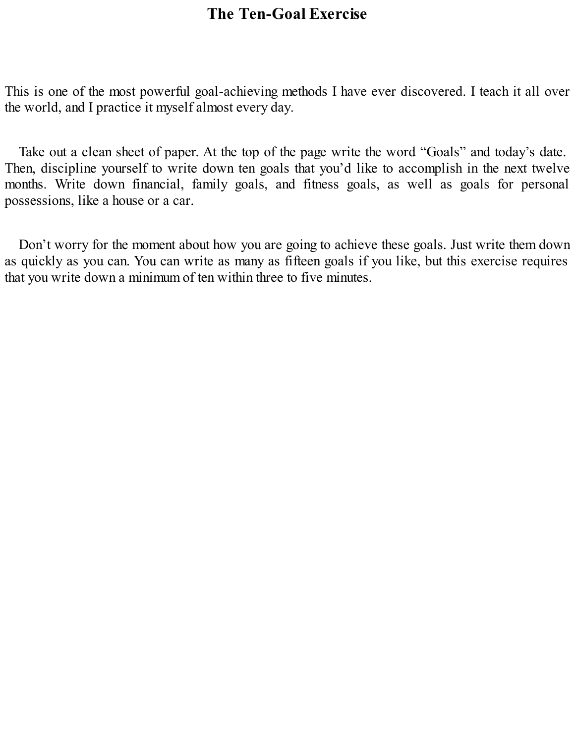# The Ten-Goal Exercise

This is one of the most powerful goal-achieving methods I have ever discovered. I teach it all over the world, and I practice it myself almost every day.

Take out a clean sheet of paper. At the top of the page write the word "Goals" and today's date. Then, discipline yourself to write down ten goals that you'd like to accomplish in the next twelve months. Write down financial, family goals, and fitness goals, as well as goals for personal possessions, like a house or a car.

Don't worry for the moment about how you are going to achieve these goals. Just write them down as quickly as you can. You can write as many as fifteen goals if you like, but this exercise requires that you write down a minimum of ten within three to five minutes.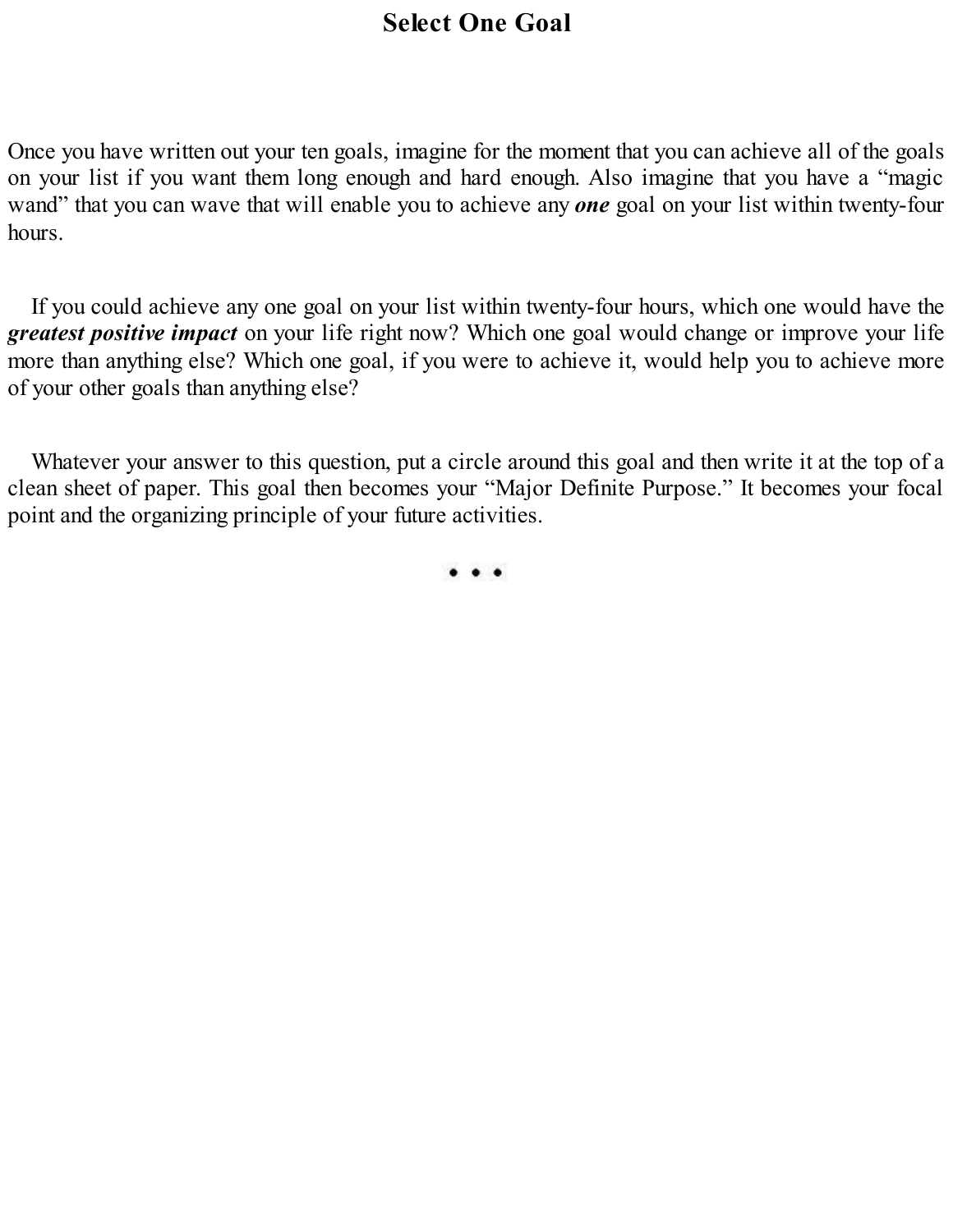## Select One Goal

Once you have written out your ten goals, imagine for the moment that you can achieve all of the goals on your list if you want them long enough and hard enough. Also imagine that you have a "magic wand" that you can wave that will enable you to achieve any ***one*** goal on your list within twenty-four hours.

If you could achieve any one goal on your list within twenty-four hours, which one would have the ***greatest positive impact*** on your life right now? Which one goal would change or improve your life more than anything else? Which one goal, if you were to achieve it, would help you to achieve more of your other goals than anything else?

Whatever your answer to this question, put a circle around this goal and then write it at the top of a clean sheet of paper. This goal then becomes your "Major Definite Purpose." It becomes your focal point and the organizing principle of your future activities.

• • •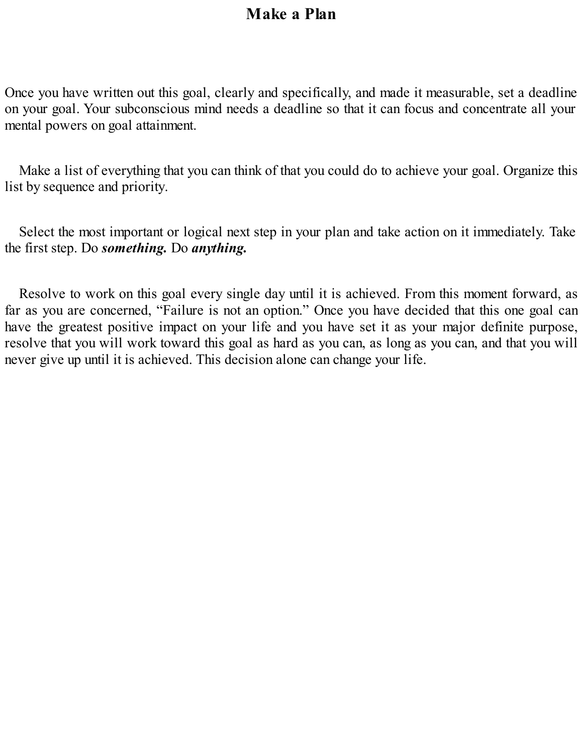## Make a Plan

Once you have written out this goal, clearly and specifically, and made it measurable, set a deadline on your goal. Your subconscious mind needs a deadline so that it can focus and concentrate all your mental powers on goal attainment.

Make a list of everything that you can think of that you could do to achieve your goal. Organize this list by sequence and priority.

Select the most important or logical next step in your plan and take action on it immediately. Take the first step. Do ***something.*** Do ***anything.***

Resolve to work on this goal every single day until it is achieved. From this moment forward, as far as you are concerned, "Failure is not an option." Once you have decided that this one goal can have the greatest positive impact on your life and you have set it as your major definite purpose, resolve that you will work toward this goal as hard as you can, as long as you can, and that you will never give up until it is achieved. This decision alone can change your life.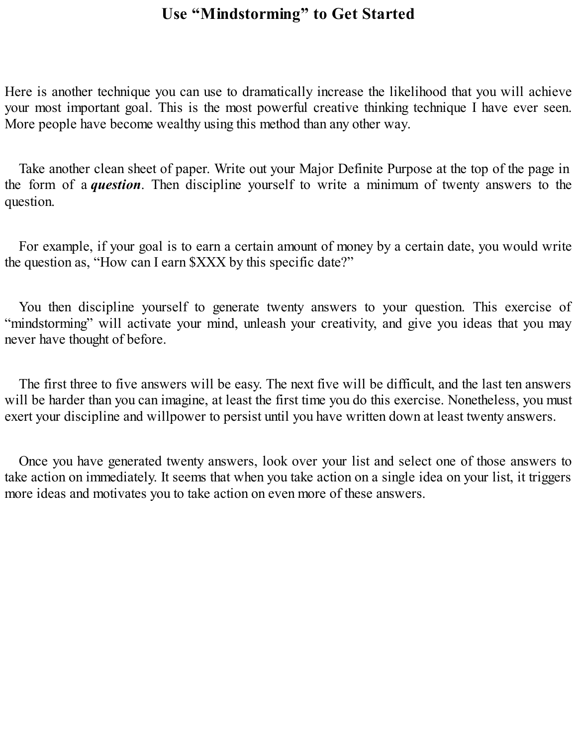# Use "Mindstorming" to Get Started

Here is another technique you can use to dramatically increase the likelihood that you will achieve your most important goal. This is the most powerful creative thinking technique I have ever seen. More people have become wealthy using this method than any other way.

Take another clean sheet of paper. Write out your Major Definite Purpose at the top of the page in the form of a ***question***. Then discipline yourself to write a minimum of twenty answers to the question.

For example, if your goal is to earn a certain amount of money by a certain date, you would write the question as, "How can I earn $XXX by this specific date?"

You then discipline yourself to generate twenty answers to your question. This exercise of "mindstorming" will activate your mind, unleash your creativity, and give you ideas that you may never have thought of before.

The first three to five answers will be easy. The next five will be difficult, and the last ten answers will be harder than you can imagine, at least the first time you do this exercise. Nonetheless, you must exert your discipline and willpower to persist until you have written down at least twenty answers.

Once you have generated twenty answers, look over your list and select one of those answers to take action on immediately. It seems that when you take action on a single idea on your list, it triggers more ideas and motivates you to take action on even more of these answers.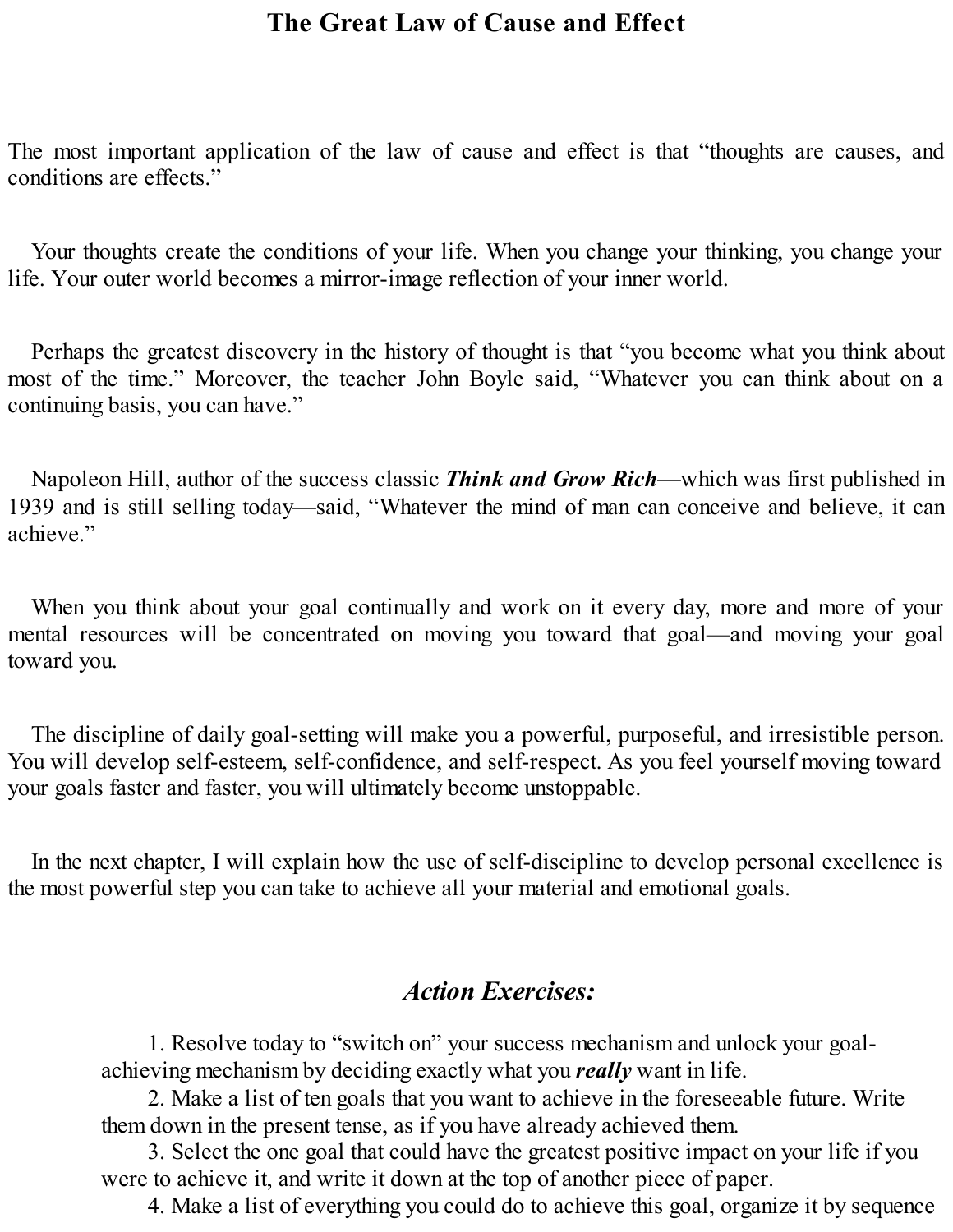# The Great Law of Cause and Effect

The most important application of the law of cause and effect is that “thoughts are causes, and conditions are effects.”

Your thoughts create the conditions of your life. When you change your thinking, you change your life. Your outer world becomes a mirror-image reflection of your inner world.

Perhaps the greatest discovery in the history of thought is that “you become what you think about most of the time.” Moreover, the teacher John Boyle said, “Whatever you can think about on a continuing basis, you can have.”

Napoleon Hill, author of the success classic ***Think and Grow Rich***—which was first published in 1939 and is still selling today—said, “Whatever the mind of man can conceive and believe, it can achieve.”

When you think about your goal continually and work on it every day, more and more of your mental resources will be concentrated on moving you toward that goal—and moving your goal toward you.

The discipline of daily goal-setting will make you a powerful, purposeful, and irresistible person. You will develop self-esteem, self-confidence, and self-respect. As you feel yourself moving toward your goals faster and faster, you will ultimately become unstoppable.

In the next chapter, I will explain how the use of self-discipline to develop personal excellence is the most powerful step you can take to achieve all your material and emotional goals.

## *Action Exercises:*

1. Resolve today to “switch on” your success mechanism and unlock your goal-achieving mechanism by deciding exactly what you ***really*** want in life.
2. Make a list of ten goals that you want to achieve in the foreseeable future. Write them down in the present tense, as if you have already achieved them.
3. Select the one goal that could have the greatest positive impact on your life if you were to achieve it, and write it down at the top of another piece of paper.
4. Make a list of everything you could do to achieve this goal, organize it by sequence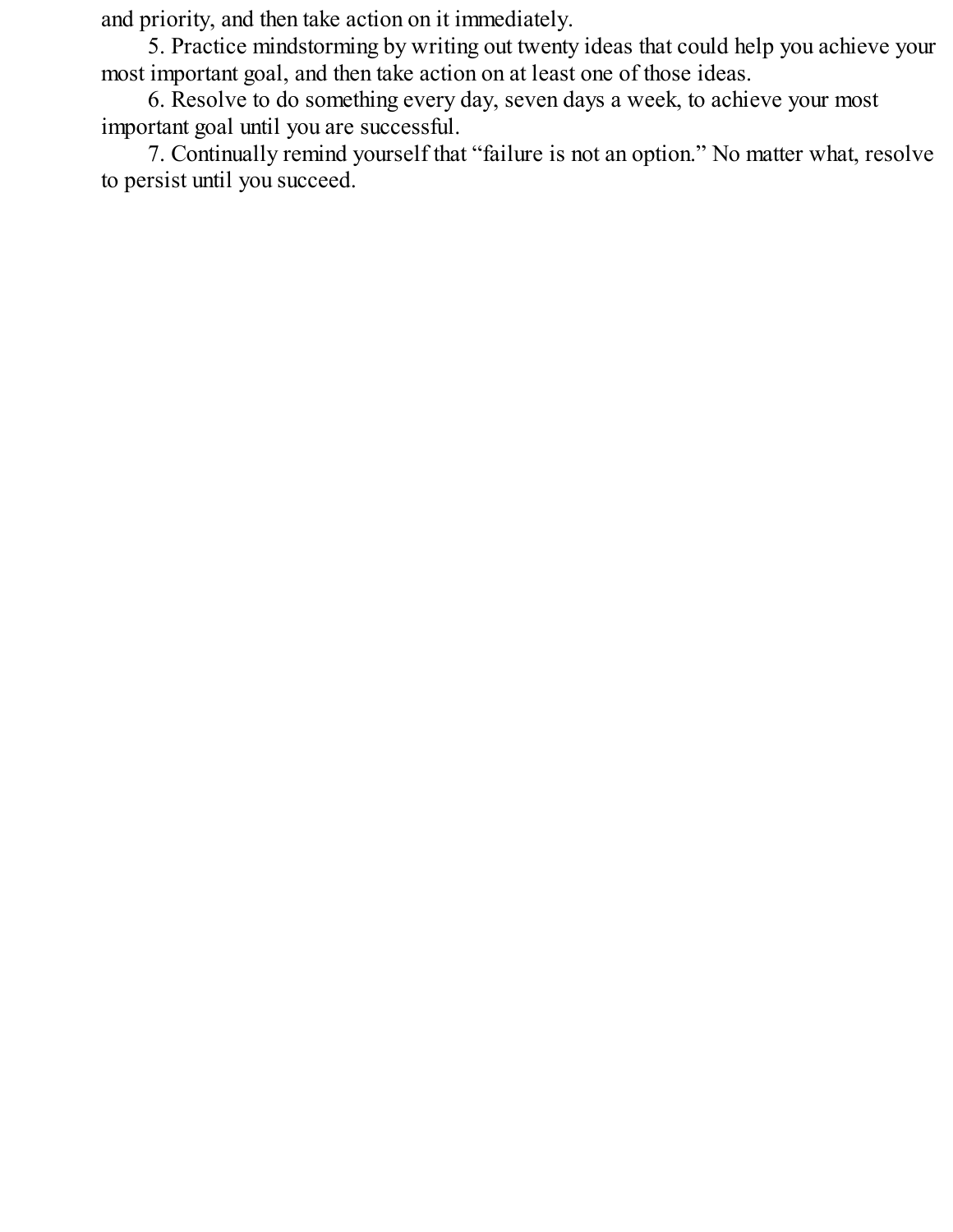and priority, and then take action on it immediately.

5. Practice mindstorming by writing out twenty ideas that could help you achieve your most important goal, and then take action on at least one of those ideas.

6. Resolve to do something every day, seven days a week, to achieve your most important goal until you are successful.

7. Continually remind yourself that "failure is not an option." No matter what, resolve to persist until you succeed.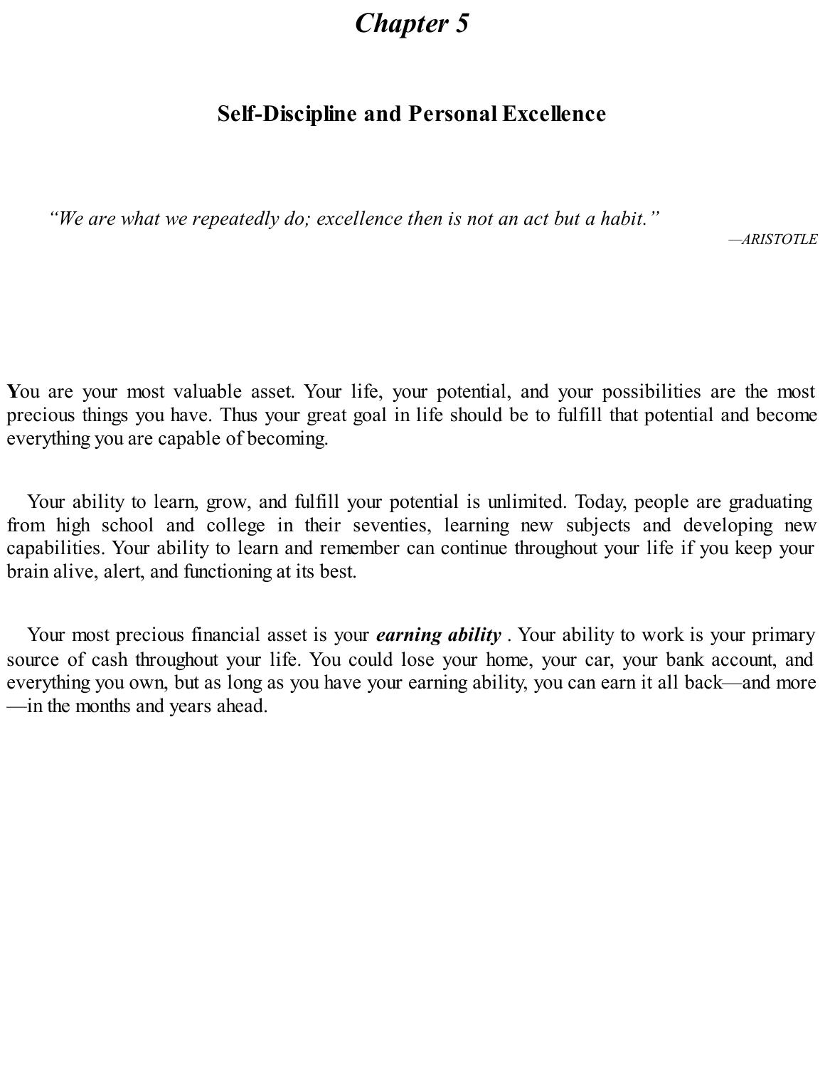# *Chapter 5*

## Self-Discipline and Personal Excellence

*"We are what we repeatedly do; excellence then is not an act but a habit."*

*—ARISTOTLE*

**Y**ou are your most valuable asset. Your life, your potential, and your possibilities are the most precious things you have. Thus your great goal in life should be to fulfill that potential and become everything you are capable of becoming.

Your ability to learn, grow, and fulfill your potential is unlimited. Today, people are graduating from high school and college in their seventies, learning new subjects and developing new capabilities. Your ability to learn and remember can continue throughout your life if you keep your brain alive, alert, and functioning at its best.

Your most precious financial asset is your ***earning ability*** . Your ability to work is your primary source of cash throughout your life. You could lose your home, your car, your bank account, and everything you own, but as long as you have your earning ability, you can earn it all back—and more—in the months and years ahead.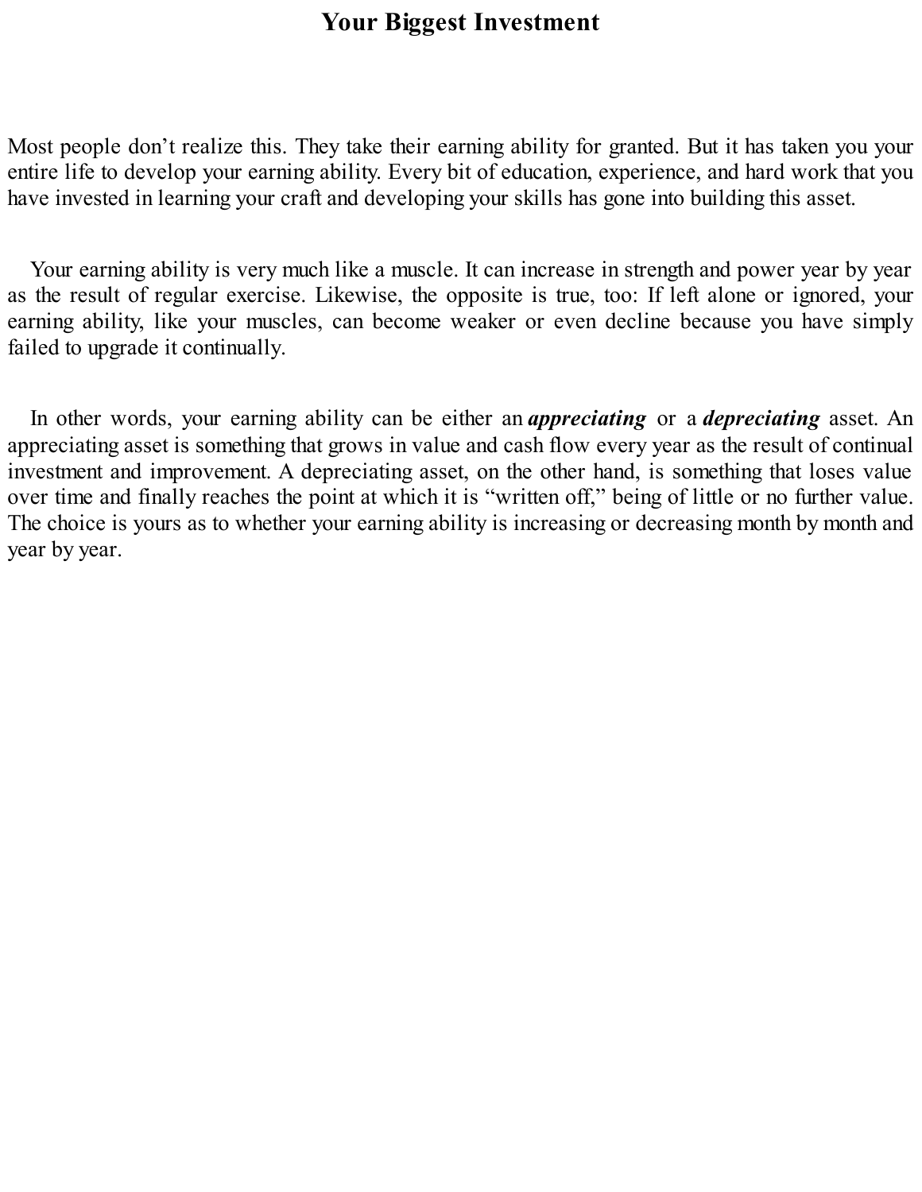# Your Biggest Investment

Most people don’t realize this. They take their earning ability for granted. But it has taken you your entire life to develop your earning ability. Every bit of education, experience, and hard work that you have invested in learning your craft and developing your skills has gone into building this asset.

Your earning ability is very much like a muscle. It can increase in strength and power year by year as the result of regular exercise. Likewise, the opposite is true, too: If left alone or ignored, your earning ability, like your muscles, can become weaker or even decline because you have simply failed to upgrade it continually.

In other words, your earning ability can be either an ***appreciating*** or a ***depreciating*** asset. An appreciating asset is something that grows in value and cash flow every year as the result of continual investment and improvement. A depreciating asset, on the other hand, is something that loses value over time and finally reaches the point at which it is “written off,” being of little or no further value. The choice is yours as to whether your earning ability is increasing or decreasing month by month and year by year.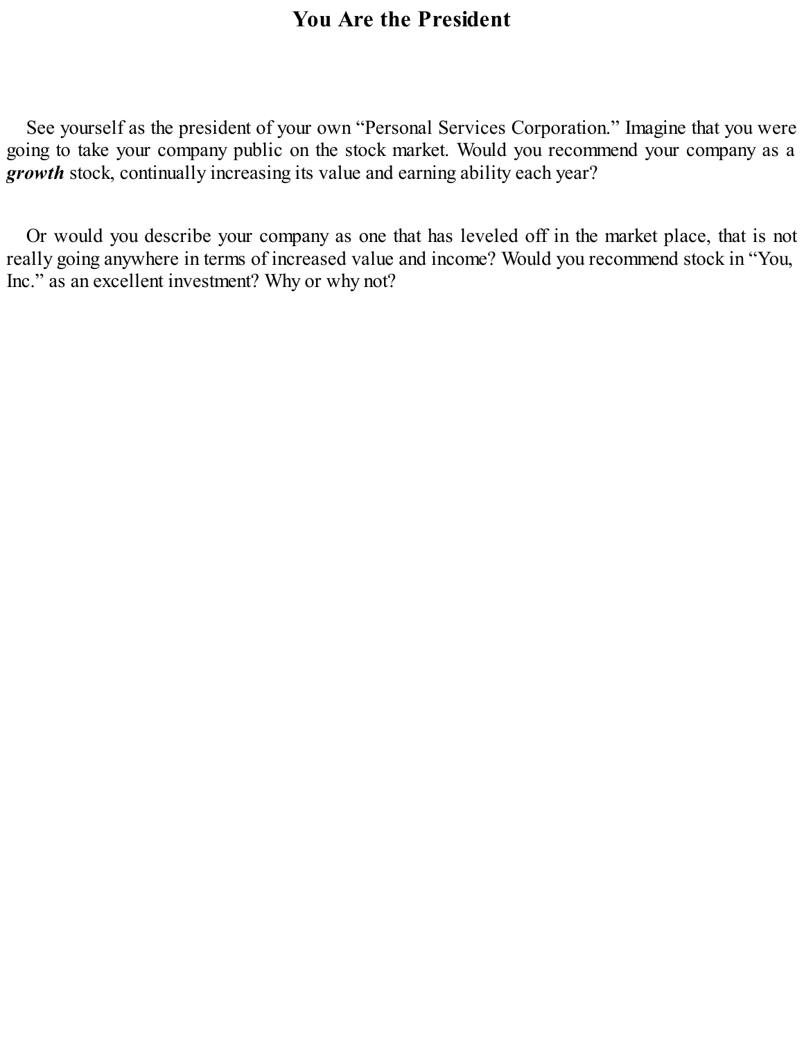# You Are the President

See yourself as the president of your own “Personal Services Corporation.” Imagine that you were going to take your company public on the stock market. Would you recommend your company as a ***growth*** stock, continually increasing its value and earning ability each year?

Or would you describe your company as one that has leveled off in the market place, that is not really going anywhere in terms of increased value and income? Would you recommend stock in “You, Inc.” as an excellent investment? Why or why not?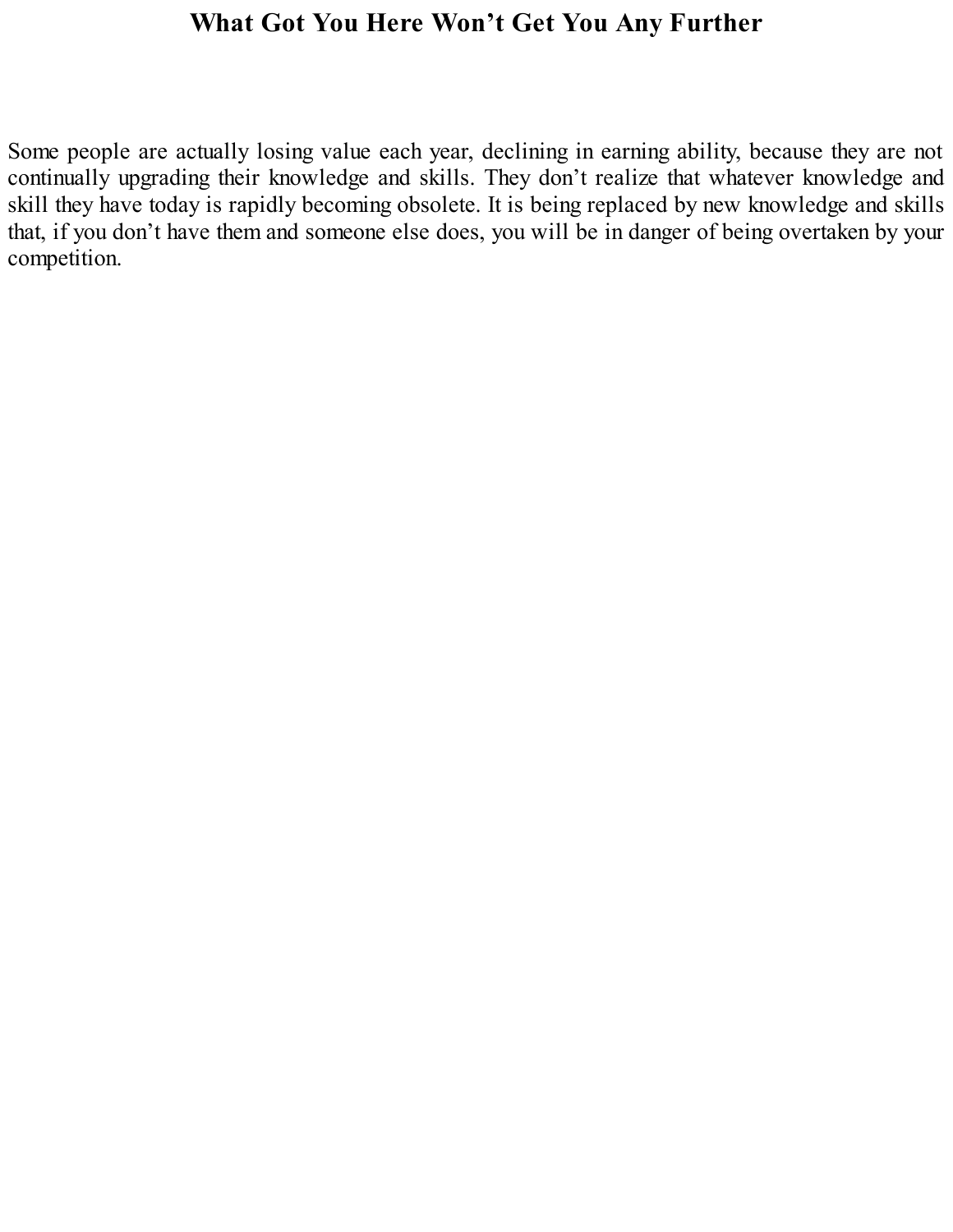# What Got You Here Won't Get You Any Further

Some people are actually losing value each year, declining in earning ability, because they are not continually upgrading their knowledge and skills. They don't realize that whatever knowledge and skill they have today is rapidly becoming obsolete. It is being replaced by new knowledge and skills that, if you don't have them and someone else does, you will be in danger of being overtaken by your competition.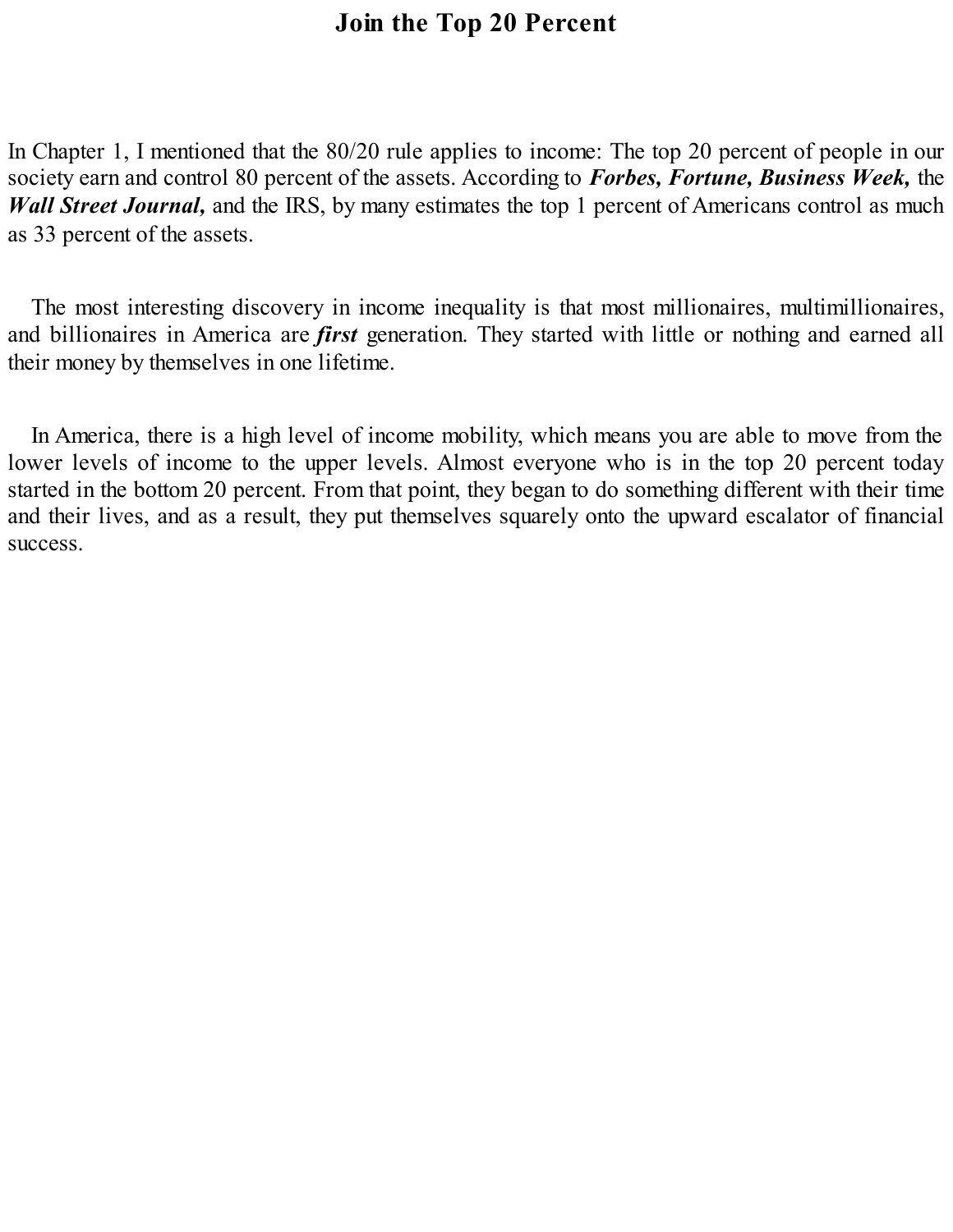# Join the Top 20 Percent

In Chapter 1, I mentioned that the 80/20 rule applies to income: The top 20 percent of people in our society earn and control 80 percent of the assets. According to ***Forbes, Fortune, Business Week,*** the ***Wall Street Journal,*** and the IRS, by many estimates the top 1 percent of Americans control as much as 33 percent of the assets.

The most interesting discovery in income inequality is that most millionaires, multimillionaires, and billionaires in America are ***first*** generation. They started with little or nothing and earned all their money by themselves in one lifetime.

In America, there is a high level of income mobility, which means you are able to move from the lower levels of income to the upper levels. Almost everyone who is in the top 20 percent today started in the bottom 20 percent. From that point, they began to do something different with their time and their lives, and as a result, they put themselves squarely onto the upward escalator of financial success.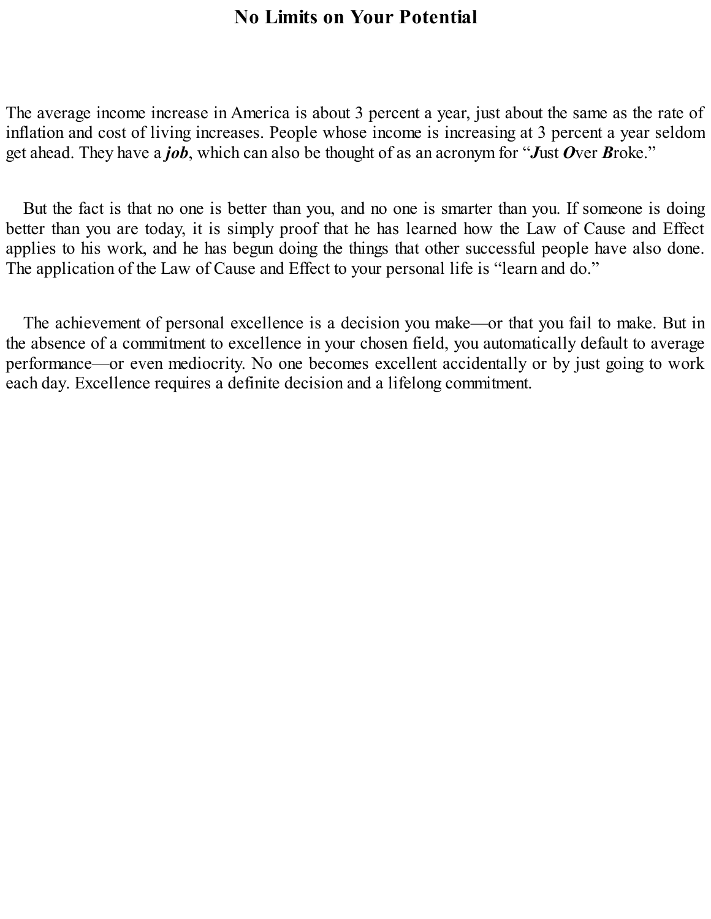# No Limits on Your Potential

The average income increase in America is about 3 percent a year, just about the same as the rate of inflation and cost of living increases. People whose income is increasing at 3 percent a year seldom get ahead. They have a ***job***, which can also be thought of as an acronym for "***J***ust ***O***ver ***B***roke."

But the fact is that no one is better than you, and no one is smarter than you. If someone is doing better than you are today, it is simply proof that he has learned how the Law of Cause and Effect applies to his work, and he has begun doing the things that other successful people have also done. The application of the Law of Cause and Effect to your personal life is "learn and do."

The achievement of personal excellence is a decision you make—or that you fail to make. But in the absence of a commitment to excellence in your chosen field, you automatically default to average performance—or even mediocrity. No one becomes excellent accidentally or by just going to work each day. Excellence requires a definite decision and a lifelong commitment.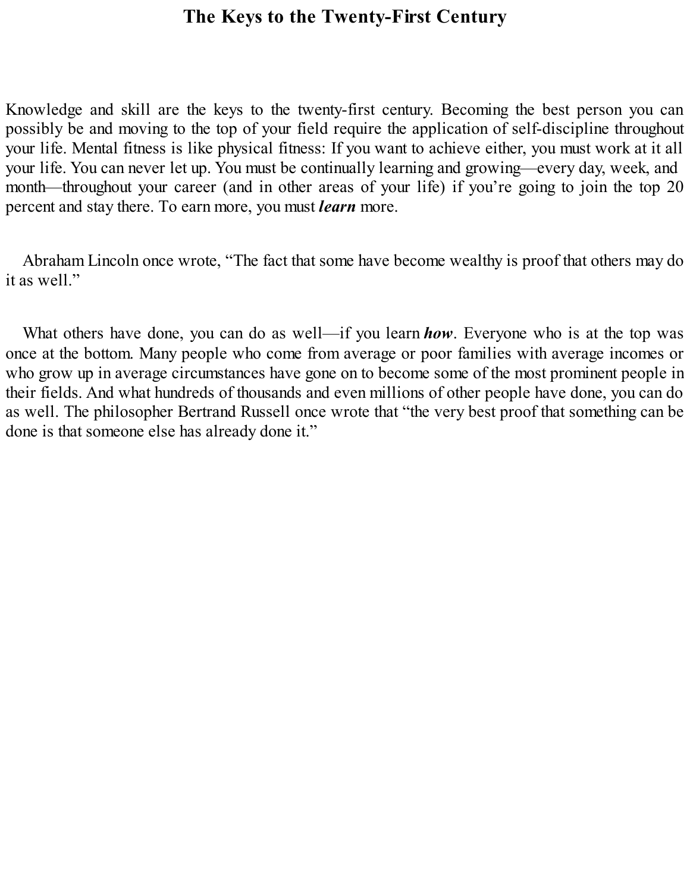# The Keys to the Twenty-First Century

Knowledge and skill are the keys to the twenty-first century. Becoming the best person you can possibly be and moving to the top of your field require the application of self-discipline throughout your life. Mental fitness is like physical fitness: If you want to achieve either, you must work at it all your life. You can never let up. You must be continually learning and growing—every day, week, and month—throughout your career (and in other areas of your life) if you're going to join the top 20 percent and stay there. To earn more, you must ***learn*** more.

Abraham Lincoln once wrote, "The fact that some have become wealthy is proof that others may do it as well."

What others have done, you can do as well—if you learn ***how***. Everyone who is at the top was once at the bottom. Many people who come from average or poor families with average incomes or who grow up in average circumstances have gone on to become some of the most prominent people in their fields. And what hundreds of thousands and even millions of other people have done, you can do as well. The philosopher Bertrand Russell once wrote that "the very best proof that something can be done is that someone else has already done it."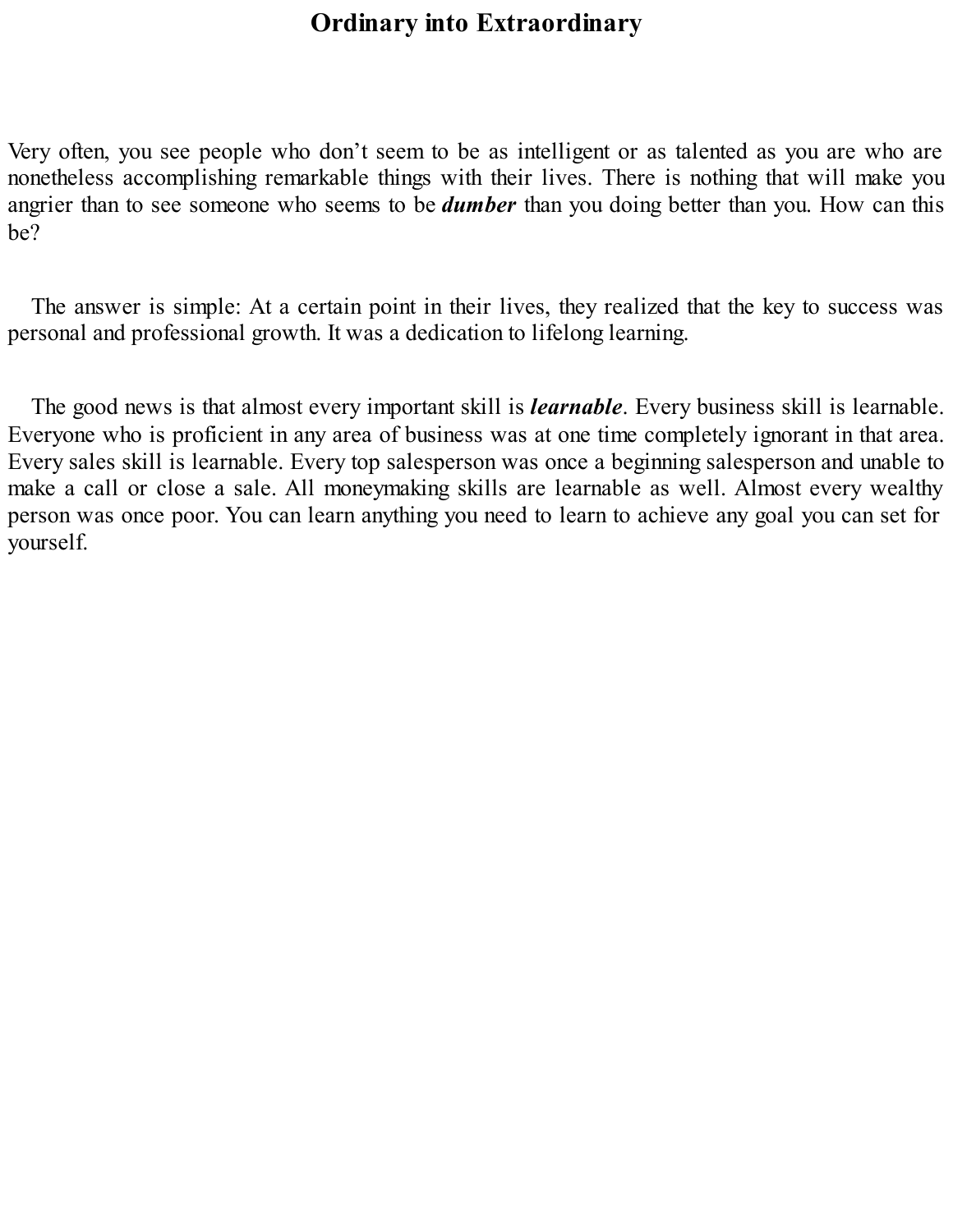# Ordinary into Extraordinary

Very often, you see people who don't seem to be as intelligent or as talented as you are who are nonetheless accomplishing remarkable things with their lives. There is nothing that will make you angrier than to see someone who seems to be ***dumber*** than you doing better than you. How can this be?

The answer is simple: At a certain point in their lives, they realized that the key to success was personal and professional growth. It was a dedication to lifelong learning.

The good news is that almost every important skill is ***learnable***. Every business skill is learnable. Everyone who is proficient in any area of business was at one time completely ignorant in that area. Every sales skill is learnable. Every top salesperson was once a beginning salesperson and unable to make a call or close a sale. All moneymaking skills are learnable as well. Almost every wealthy person was once poor. You can learn anything you need to learn to achieve any goal you can set for yourself.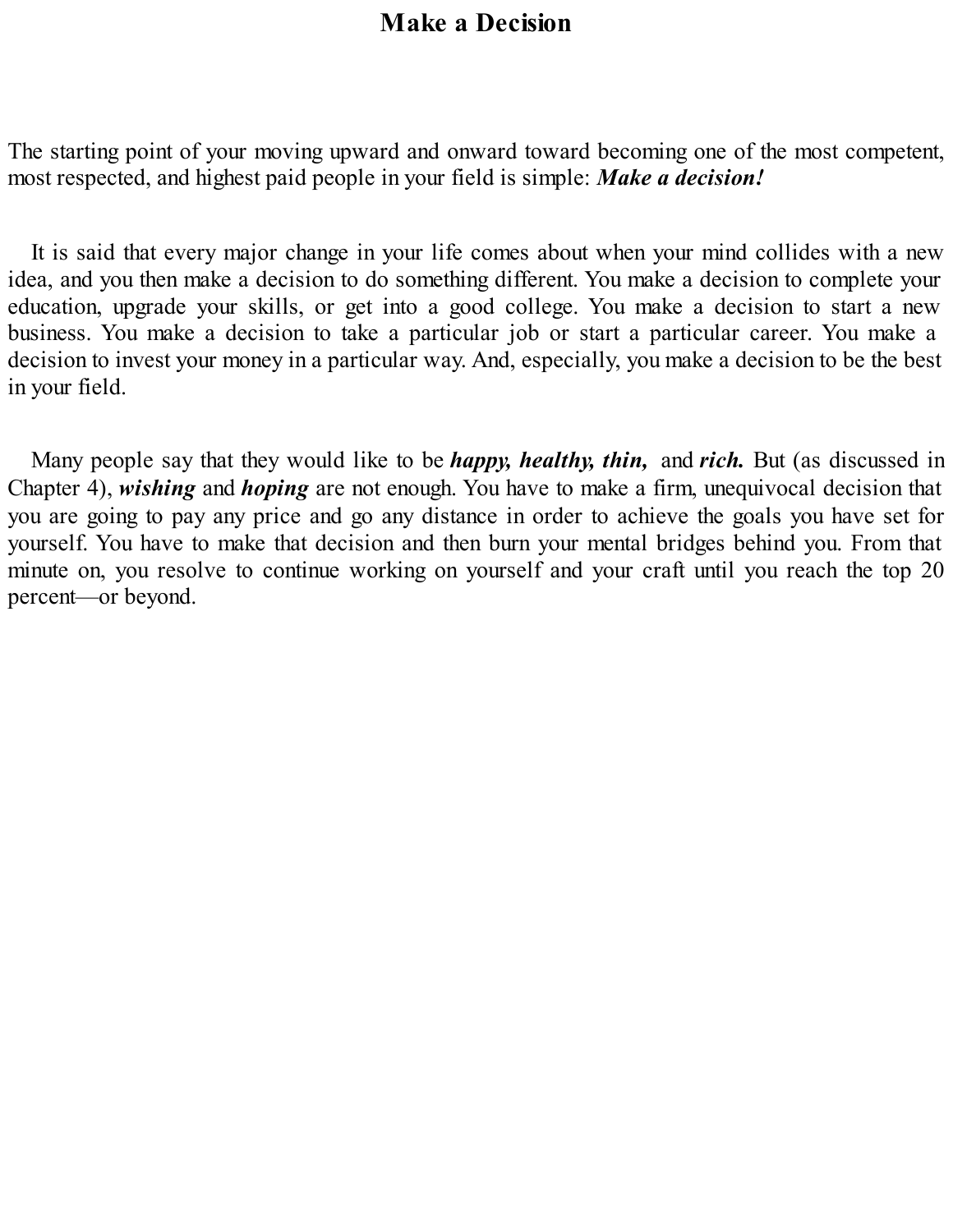# Make a Decision

The starting point of your moving upward and onward toward becoming one of the most competent, most respected, and highest paid people in your field is simple: ***Make a decision!***

It is said that every major change in your life comes about when your mind collides with a new idea, and you then make a decision to do something different. You make a decision to complete your education, upgrade your skills, or get into a good college. You make a decision to start a new business. You make a decision to take a particular job or start a particular career. You make a decision to invest your money in a particular way. And, especially, you make a decision to be the best in your field.

Many people say that they would like to be ***happy, healthy, thin,*** and ***rich.*** But (as discussed in Chapter 4), ***wishing*** and ***hoping*** are not enough. You have to make a firm, unequivocal decision that you are going to pay any price and go any distance in order to achieve the goals you have set for yourself. You have to make that decision and then burn your mental bridges behind you. From that minute on, you resolve to continue working on yourself and your craft until you reach the top 20 percent—or beyond.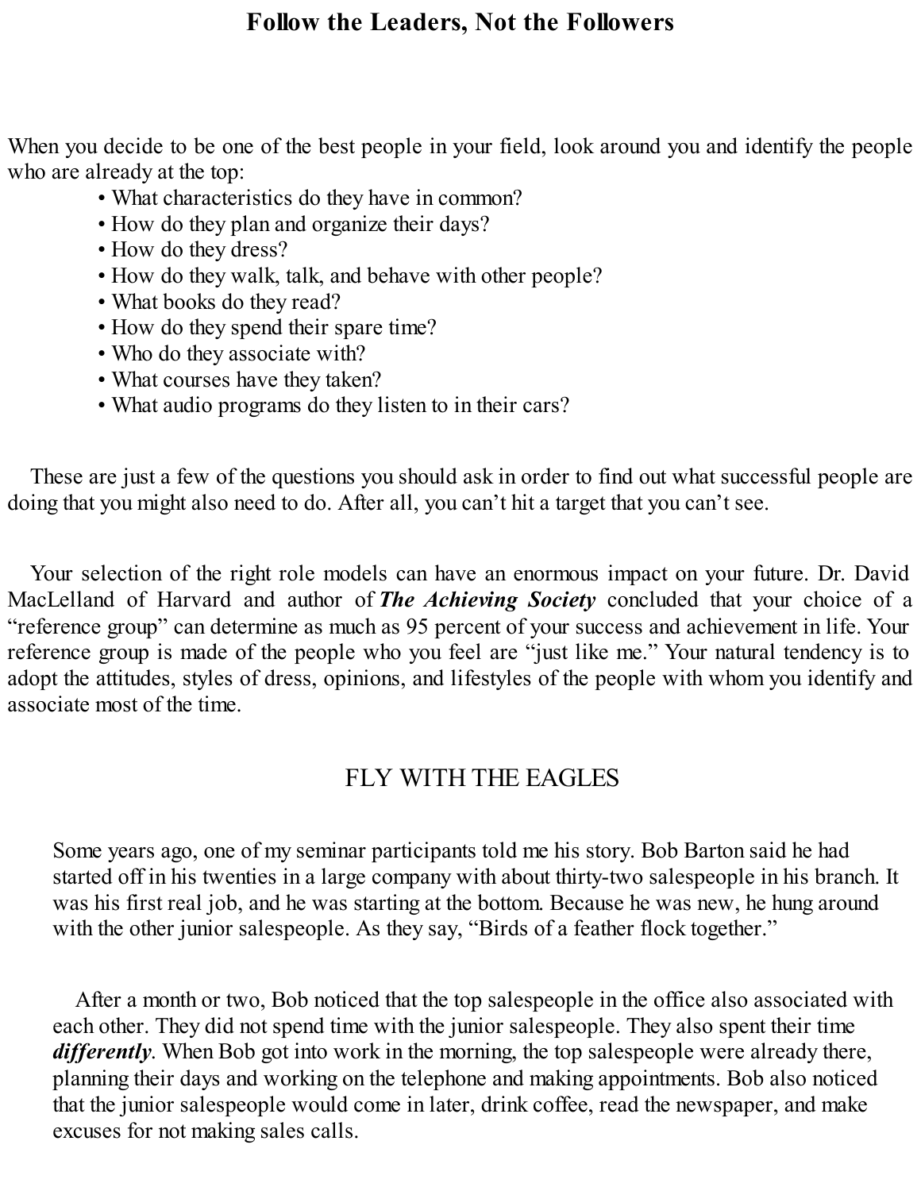# Follow the Leaders, Not the Followers

When you decide to be one of the best people in your field, look around you and identify the people who are already at the top:

- What characteristics do they have in common?
- How do they plan and organize their days?
- How do they dress?
- How do they walk, talk, and behave with other people?
- What books do they read?
- How do they spend their spare time?
- Who do they associate with?
- What courses have they taken?
- What audio programs do they listen to in their cars?

These are just a few of the questions you should ask in order to find out what successful people are doing that you might also need to do. After all, you can't hit a target that you can't see.

Your selection of the right role models can have an enormous impact on your future. Dr. David MacLelland of Harvard and author of ***The Achieving Society*** concluded that your choice of a "reference group" can determine as much as 95 percent of your success and achievement in life. Your reference group is made of the people who you feel are "just like me." Your natural tendency is to adopt the attitudes, styles of dress, opinions, and lifestyles of the people with whom you identify and associate most of the time.

## FLY WITH THE EAGLES

Some years ago, one of my seminar participants told me his story. Bob Barton said he had started off in his twenties in a large company with about thirty-two salespeople in his branch. It was his first real job, and he was starting at the bottom. Because he was new, he hung around with the other junior salespeople. As they say, "Birds of a feather flock together."

After a month or two, Bob noticed that the top salespeople in the office also associated with each other. They did not spend time with the junior salespeople. They also spent their time ***differently***. When Bob got into work in the morning, the top salespeople were already there, planning their days and working on the telephone and making appointments. Bob also noticed that the junior salespeople would come in later, drink coffee, read the newspaper, and make excuses for not making sales calls.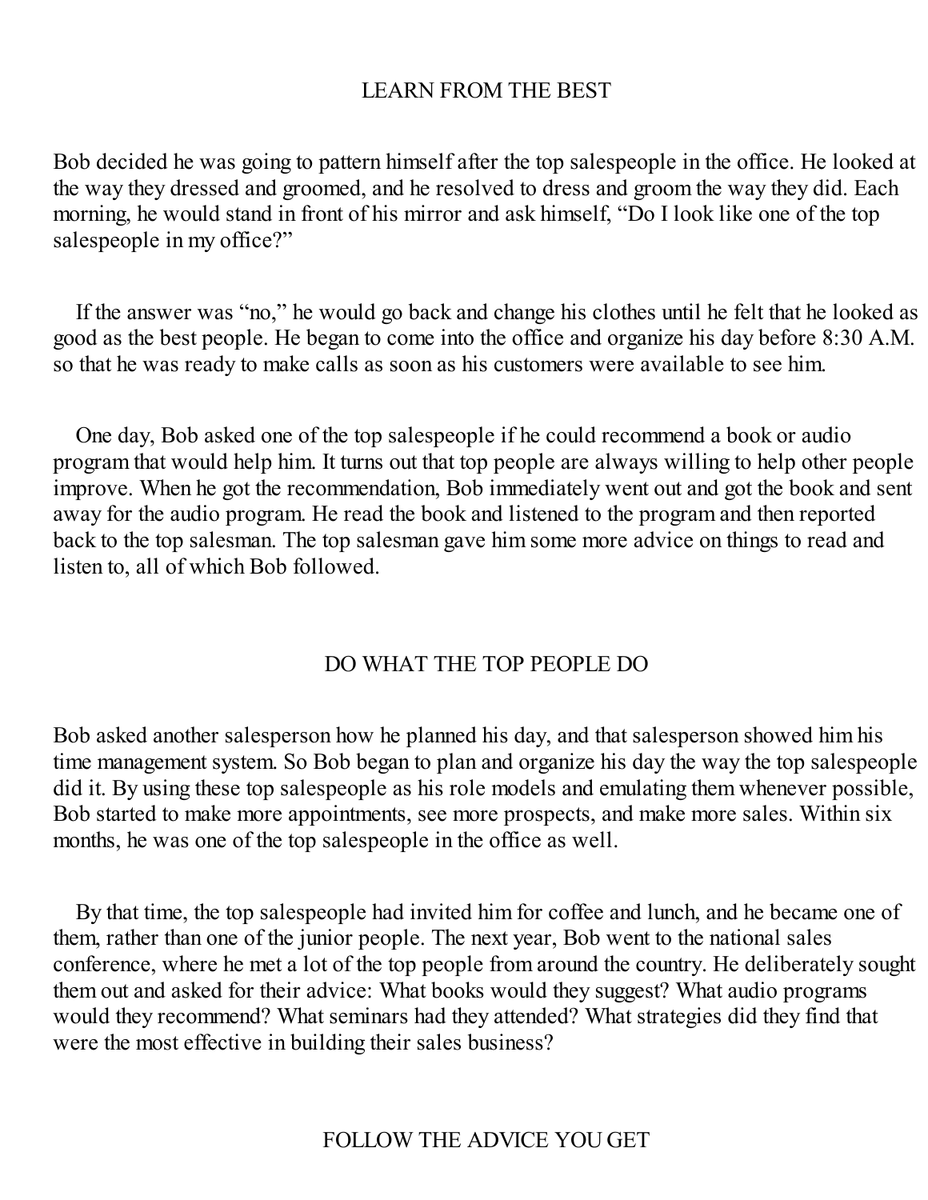## LEARN FROM THE BEST

Bob decided he was going to pattern himself after the top salespeople in the office. He looked at the way they dressed and groomed, and he resolved to dress and groom the way they did. Each morning, he would stand in front of his mirror and ask himself, "Do I look like one of the top salespeople in my office?"

If the answer was "no," he would go back and change his clothes until he felt that he looked as good as the best people. He began to come into the office and organize his day before 8:30 A.M. so that he was ready to make calls as soon as his customers were available to see him.

One day, Bob asked one of the top salespeople if he could recommend a book or audio program that would help him. It turns out that top people are always willing to help other people improve. When he got the recommendation, Bob immediately went out and got the book and sent away for the audio program. He read the book and listened to the program and then reported back to the top salesman. The top salesman gave him some more advice on things to read and listen to, all of which Bob followed.

## DO WHAT THE TOP PEOPLE DO

Bob asked another salesperson how he planned his day, and that salesperson showed him his time management system. So Bob began to plan and organize his day the way the top salespeople did it. By using these top salespeople as his role models and emulating them whenever possible, Bob started to make more appointments, see more prospects, and make more sales. Within six months, he was one of the top salespeople in the office as well.

By that time, the top salespeople had invited him for coffee and lunch, and he became one of them, rather than one of the junior people. The next year, Bob went to the national sales conference, where he met a lot of the top people from around the country. He deliberately sought them out and asked for their advice: What books would they suggest? What audio programs would they recommend? What seminars had they attended? What strategies did they find that were the most effective in building their sales business?

## FOLLOW THE ADVICE YOU GET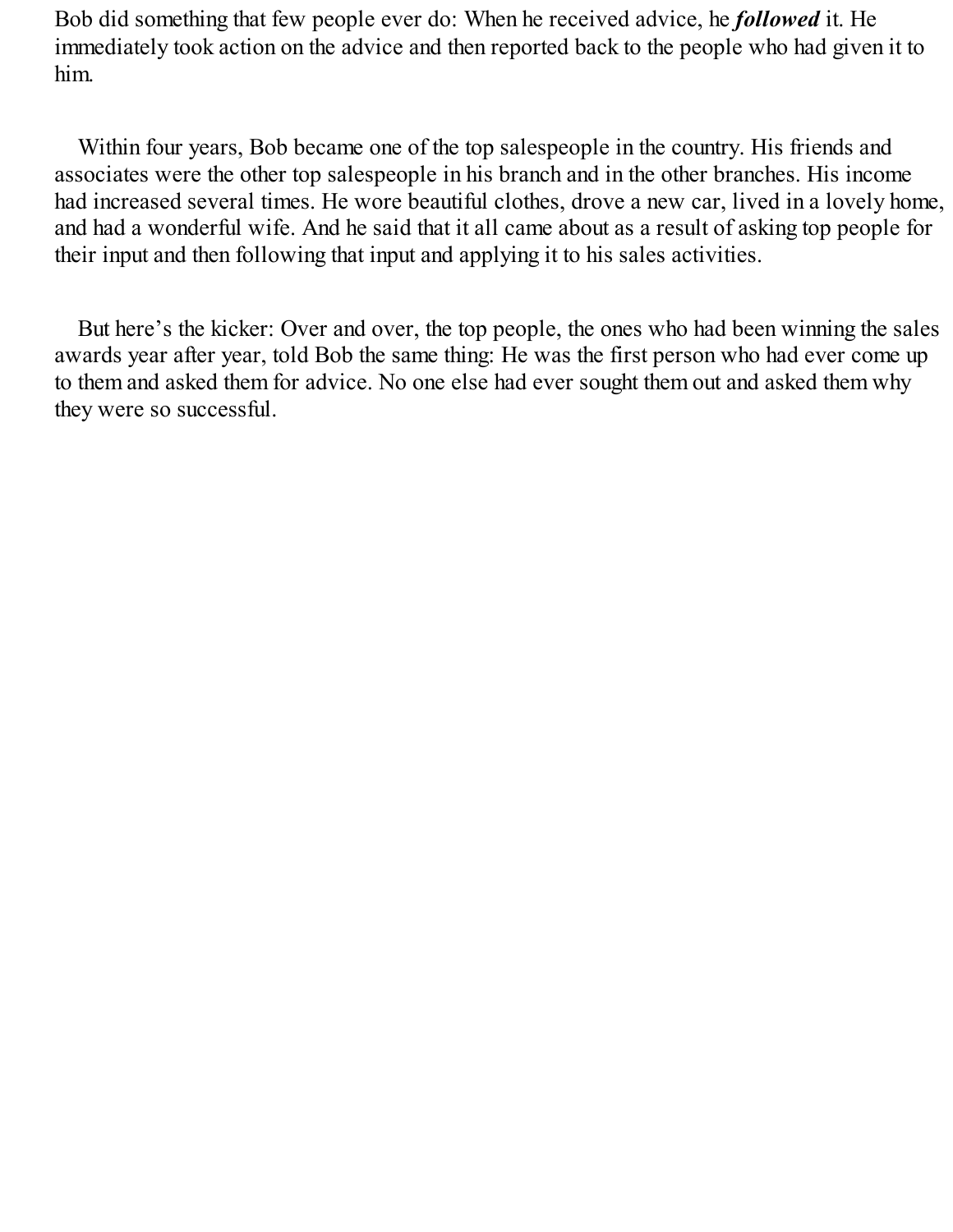Bob did something that few people ever do: When he received advice, he ***followed*** it. He immediately took action on the advice and then reported back to the people who had given it to him.

Within four years, Bob became one of the top salespeople in the country. His friends and associates were the other top salespeople in his branch and in the other branches. His income had increased several times. He wore beautiful clothes, drove a new car, lived in a lovely home, and had a wonderful wife. And he said that it all came about as a result of asking top people for their input and then following that input and applying it to his sales activities.

But here's the kicker: Over and over, the top people, the ones who had been winning the sales awards year after year, told Bob the same thing: He was the first person who had ever come up to them and asked them for advice. No one else had ever sought them out and asked them why they were so successful.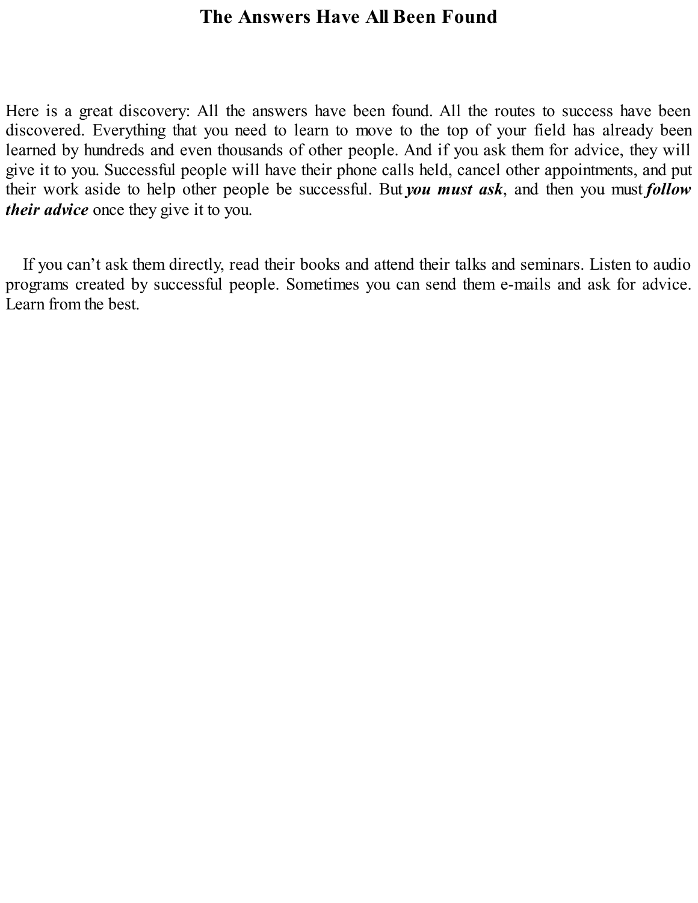# The Answers Have All Been Found

Here is a great discovery: All the answers have been found. All the routes to success have been discovered. Everything that you need to learn to move to the top of your field has already been learned by hundreds and even thousands of other people. And if you ask them for advice, they will give it to you. Successful people will have their phone calls held, cancel other appointments, and put their work aside to help other people be successful. But ***you must ask***, and then you must ***follow their advice*** once they give it to you.

If you can't ask them directly, read their books and attend their talks and seminars. Listen to audio programs created by successful people. Sometimes you can send them e-mails and ask for advice. Learn from the best.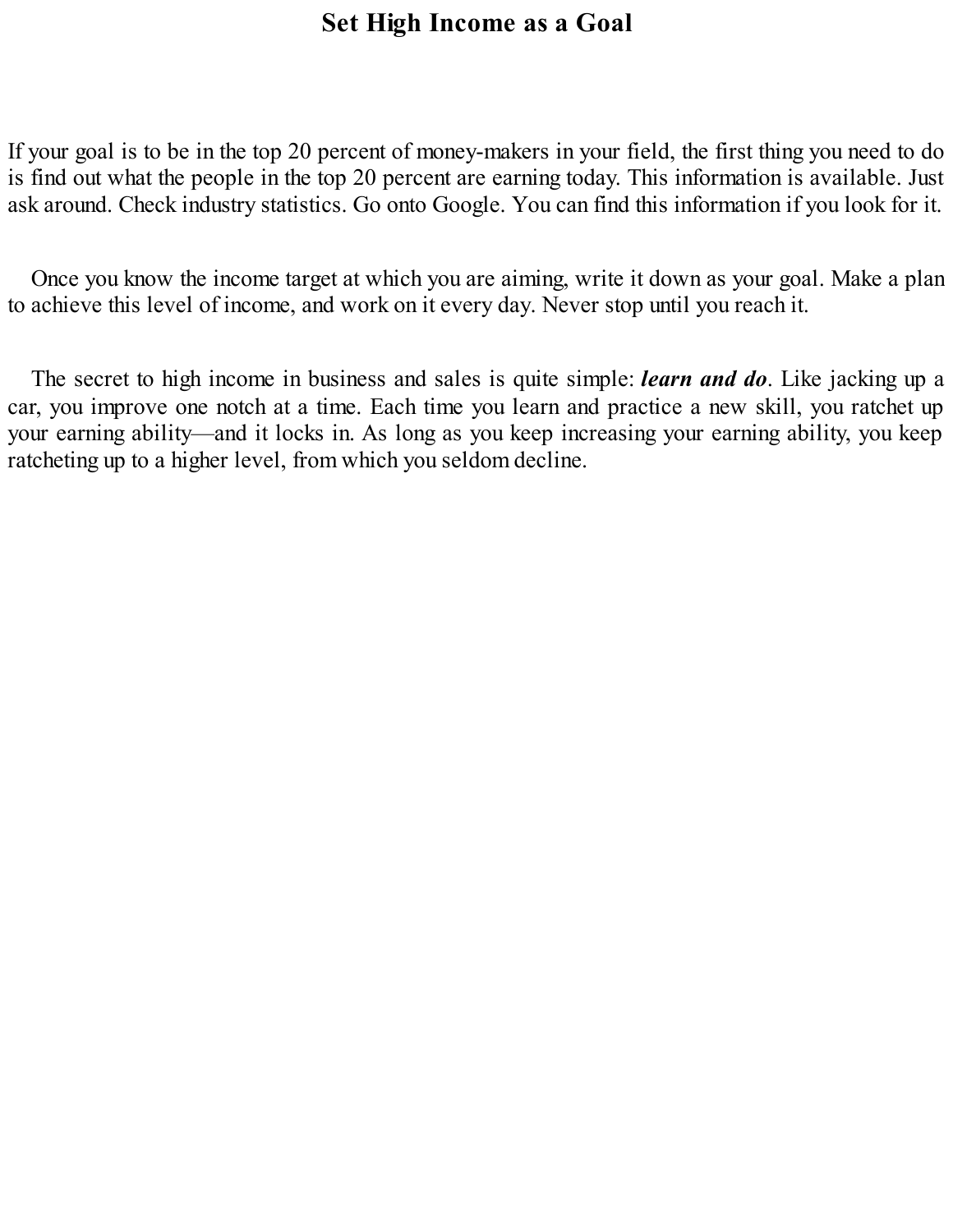# Set High Income as a Goal

If your goal is to be in the top 20 percent of money-makers in your field, the first thing you need to do is find out what the people in the top 20 percent are earning today. This information is available. Just ask around. Check industry statistics. Go onto Google. You can find this information if you look for it.

Once you know the income target at which you are aiming, write it down as your goal. Make a plan to achieve this level of income, and work on it every day. Never stop until you reach it.

The secret to high income in business and sales is quite simple: ***learn and do***. Like jacking up a car, you improve one notch at a time. Each time you learn and practice a new skill, you ratchet up your earning ability—and it locks in. As long as you keep increasing your earning ability, you keep ratcheting up to a higher level, from which you seldom decline.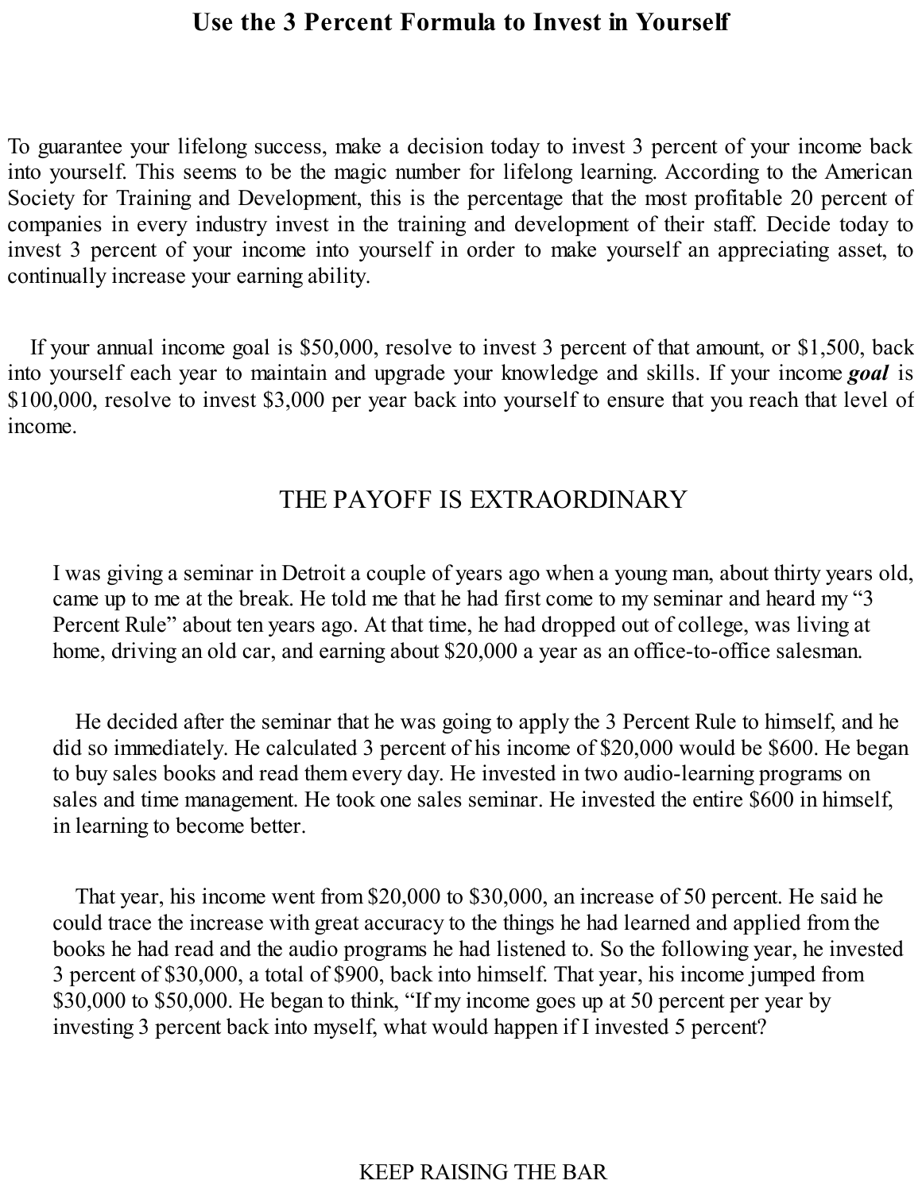# Use the 3 Percent Formula to Invest in Yourself

To guarantee your lifelong success, make a decision today to invest 3 percent of your income back into yourself. This seems to be the magic number for lifelong learning. According to the American Society for Training and Development, this is the percentage that the most profitable 20 percent of companies in every industry invest in the training and development of their staff. Decide today to invest 3 percent of your income into yourself in order to make yourself an appreciating asset, to continually increase your earning ability.

If your annual income goal is $50,000, resolve to invest 3 percent of that amount, or $1,500, back into yourself each year to maintain and upgrade your knowledge and skills. If your income ***goal*** is $100,000, resolve to invest $3,000 per year back into yourself to ensure that you reach that level of income.

## THE PAYOFF IS EXTRAORDINARY

I was giving a seminar in Detroit a couple of years ago when a young man, about thirty years old, came up to me at the break. He told me that he had first come to my seminar and heard my "3 Percent Rule" about ten years ago. At that time, he had dropped out of college, was living at home, driving an old car, and earning about $20,000 a year as an office-to-office salesman.

He decided after the seminar that he was going to apply the 3 Percent Rule to himself, and he did so immediately. He calculated 3 percent of his income of $20,000 would be $600. He began to buy sales books and read them every day. He invested in two audio-learning programs on sales and time management. He took one sales seminar. He invested the entire $600 in himself, in learning to become better.

That year, his income went from $20,000 to $30,000, an increase of 50 percent. He said he could trace the increase with great accuracy to the things he had learned and applied from the books he had read and the audio programs he had listened to. So the following year, he invested 3 percent of $30,000, a total of $900, back into himself. That year, his income jumped from $30,000 to $50,000. He began to think, "If my income goes up at 50 percent per year by investing 3 percent back into myself, what would happen if I invested 5 percent?

## KEEP RAISING THE BAR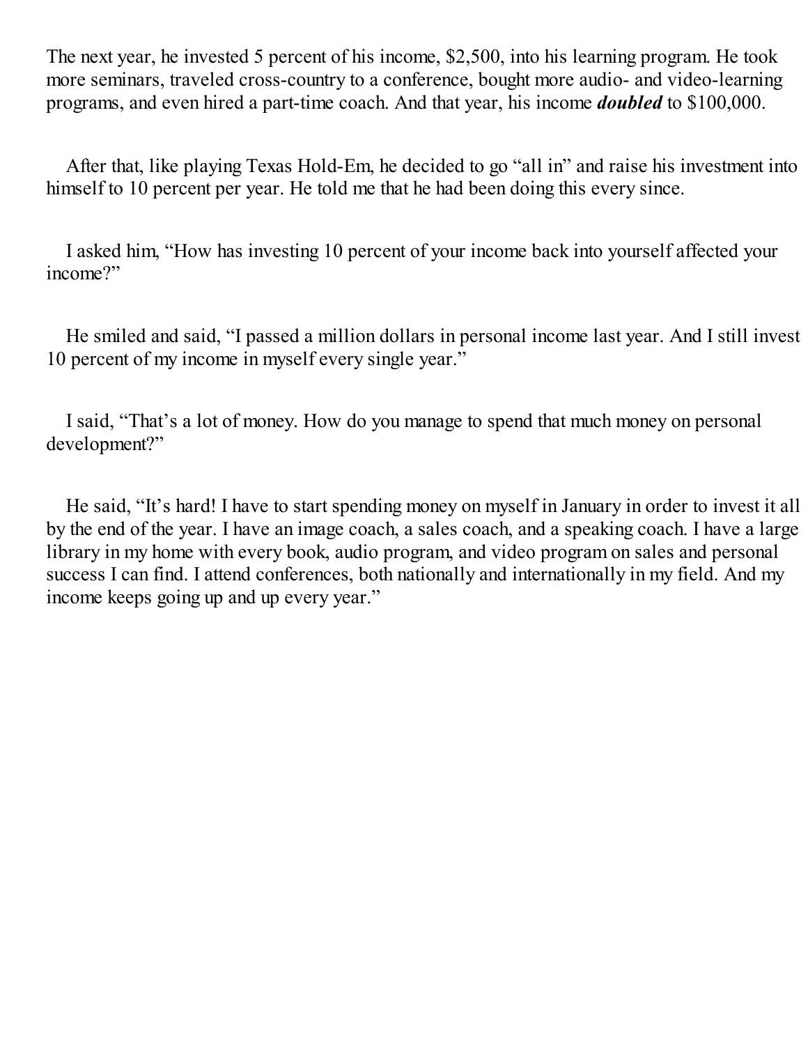The next year, he invested 5 percent of his income, $2,500, into his learning program. He took more seminars, traveled cross-country to a conference, bought more audio- and video-learning programs, and even hired a part-time coach. And that year, his income ***doubled*** to $100,000.

After that, like playing Texas Hold-Em, he decided to go "all in" and raise his investment into himself to 10 percent per year. He told me that he had been doing this every since.

I asked him, "How has investing 10 percent of your income back into yourself affected your income?"

He smiled and said, "I passed a million dollars in personal income last year. And I still invest 10 percent of my income in myself every single year."

I said, "That's a lot of money. How do you manage to spend that much money on personal development?"

He said, "It's hard! I have to start spending money on myself in January in order to invest it all by the end of the year. I have an image coach, a sales coach, and a speaking coach. I have a large library in my home with every book, audio program, and video program on sales and personal success I can find. I attend conferences, both nationally and internationally in my field. And my income keeps going up and up every year."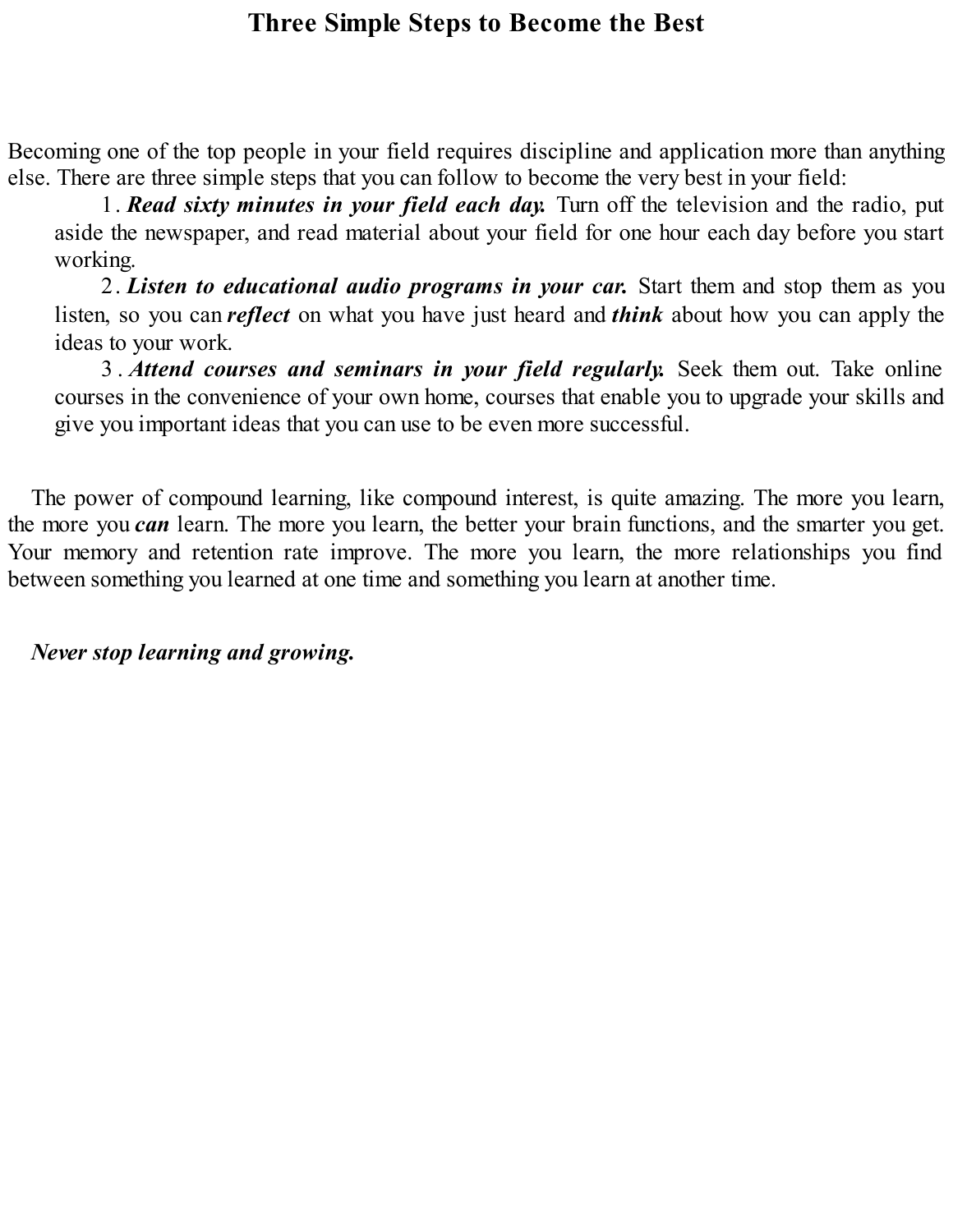# Three Simple Steps to Become the Best

Becoming one of the top people in your field requires discipline and application more than anything else. There are three simple steps that you can follow to become the very best in your field:

1. ***Read sixty minutes in your field each day.*** Turn off the television and the radio, put aside the newspaper, and read material about your field for one hour each day before you start working.
2. ***Listen to educational audio programs in your car.*** Start them and stop them as you listen, so you can ***reflect*** on what you have just heard and ***think*** about how you can apply the ideas to your work.
3. ***Attend courses and seminars in your field regularly.*** Seek them out. Take online courses in the convenience of your own home, courses that enable you to upgrade your skills and give you important ideas that you can use to be even more successful.

The power of compound learning, like compound interest, is quite amazing. The more you learn, the more you ***can*** learn. The more you learn, the better your brain functions, and the smarter you get. Your memory and retention rate improve. The more you learn, the more relationships you find between something you learned at one time and something you learn at another time.

***Never stop learning and growing.***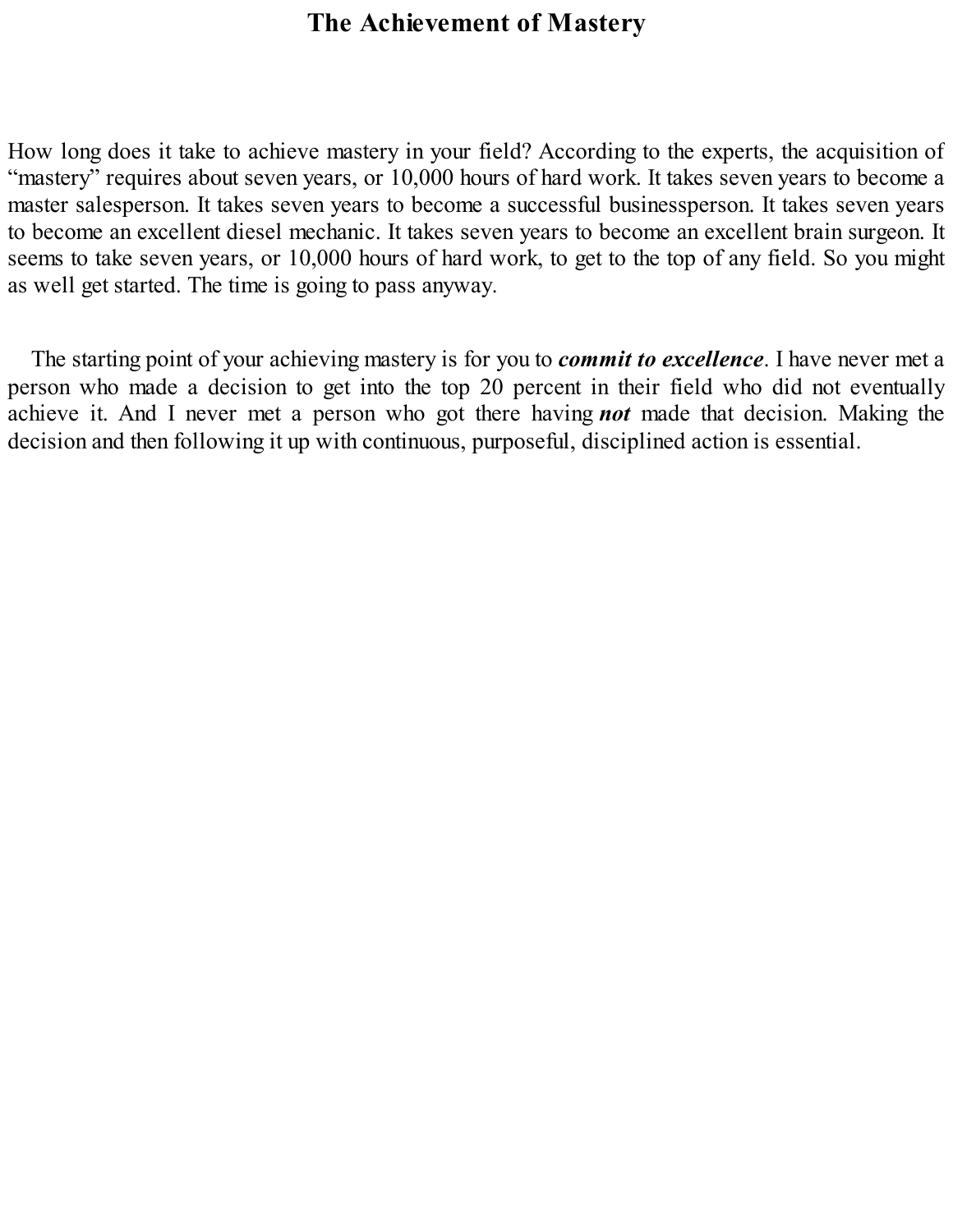# The Achievement of Mastery

How long does it take to achieve mastery in your field? According to the experts, the acquisition of "mastery" requires about seven years, or 10,000 hours of hard work. It takes seven years to become a master salesperson. It takes seven years to become a successful businessperson. It takes seven years to become an excellent diesel mechanic. It takes seven years to become an excellent brain surgeon. It seems to take seven years, or 10,000 hours of hard work, to get to the top of any field. So you might as well get started. The time is going to pass anyway.

The starting point of your achieving mastery is for you to ***commit to excellence***. I have never met a person who made a decision to get into the top 20 percent in their field who did not eventually achieve it. And I never met a person who got there having ***not*** made that decision. Making the decision and then following it up with continuous, purposeful, disciplined action is essential.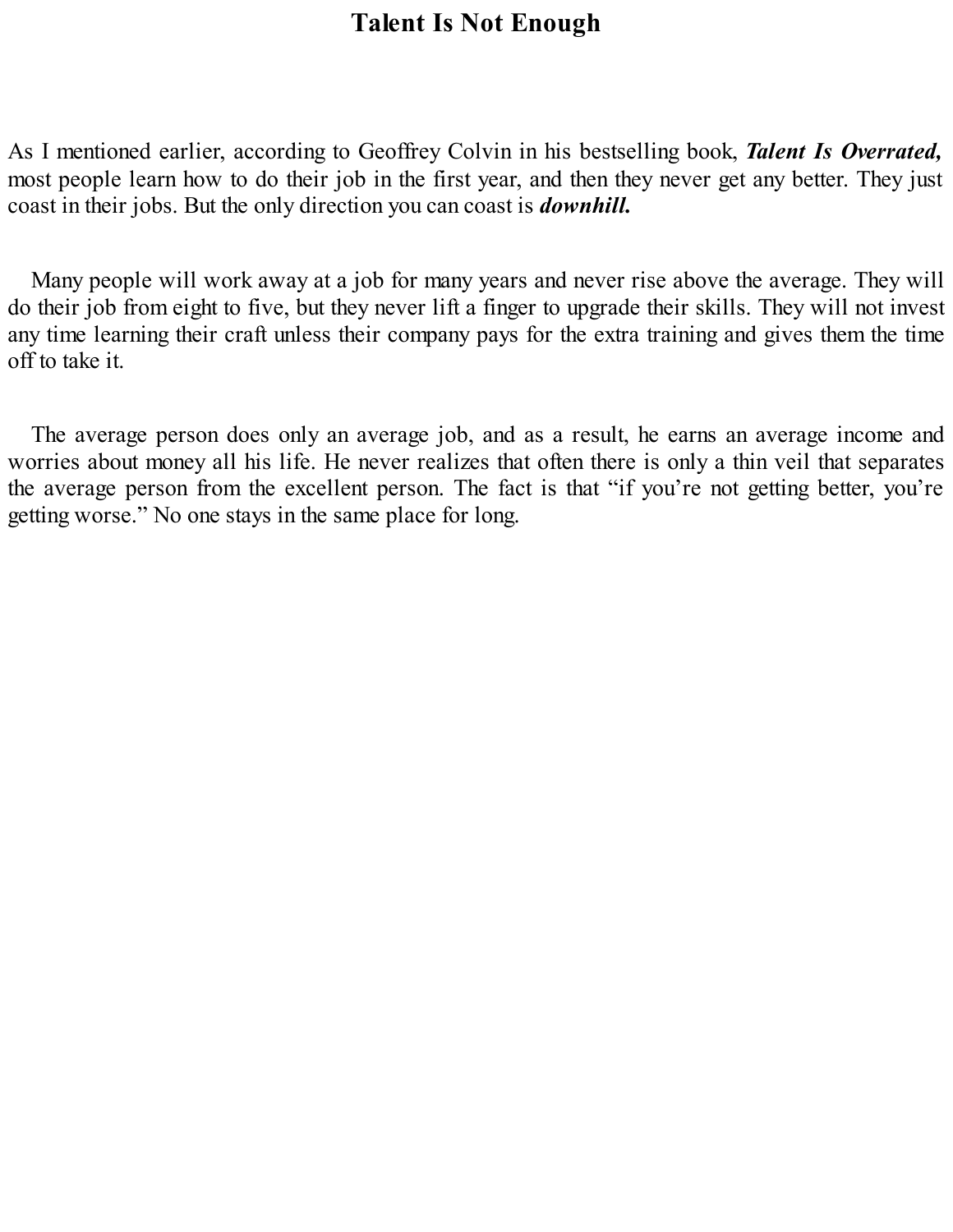# Talent Is Not Enough

As I mentioned earlier, according to Geoffrey Colvin in his bestselling book, ***Talent Is Overrated,*** most people learn how to do their job in the first year, and then they never get any better. They just coast in their jobs. But the only direction you can coast is ***downhill.***

Many people will work away at a job for many years and never rise above the average. They will do their job from eight to five, but they never lift a finger to upgrade their skills. They will not invest any time learning their craft unless their company pays for the extra training and gives them the time off to take it.

The average person does only an average job, and as a result, he earns an average income and worries about money all his life. He never realizes that often there is only a thin veil that separates the average person from the excellent person. The fact is that "if you're not getting better, you're getting worse." No one stays in the same place for long.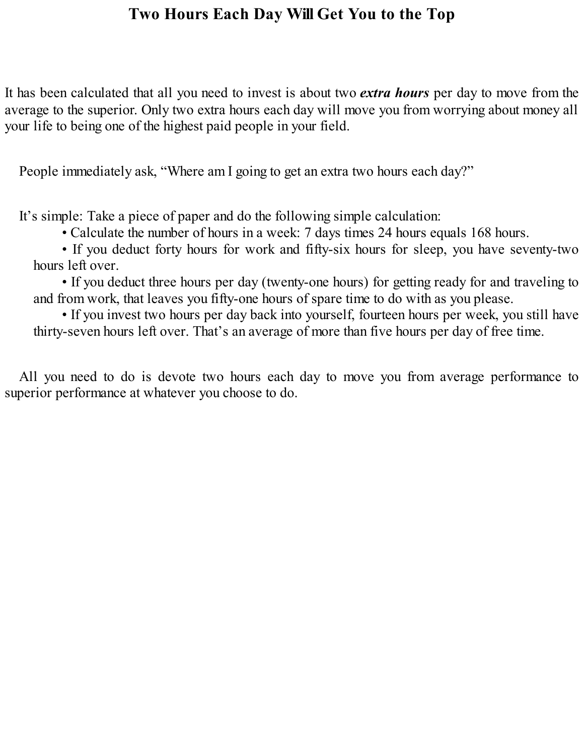# Two Hours Each Day Will Get You to the Top

It has been calculated that all you need to invest is about two ***extra hours*** per day to move from the average to the superior. Only two extra hours each day will move you from worrying about money all your life to being one of the highest paid people in your field.

People immediately ask, "Where am I going to get an extra two hours each day?"

It's simple: Take a piece of paper and do the following simple calculation:

- Calculate the number of hours in a week: 7 days times 24 hours equals 168 hours.
- If you deduct forty hours for work and fifty-six hours for sleep, you have seventy-two hours left over.
- If you deduct three hours per day (twenty-one hours) for getting ready for and traveling to and from work, that leaves you fifty-one hours of spare time to do with as you please.
- If you invest two hours per day back into yourself, fourteen hours per week, you still have thirty-seven hours left over. That's an average of more than five hours per day of free time.

All you need to do is devote two hours each day to move you from average performance to superior performance at whatever you choose to do.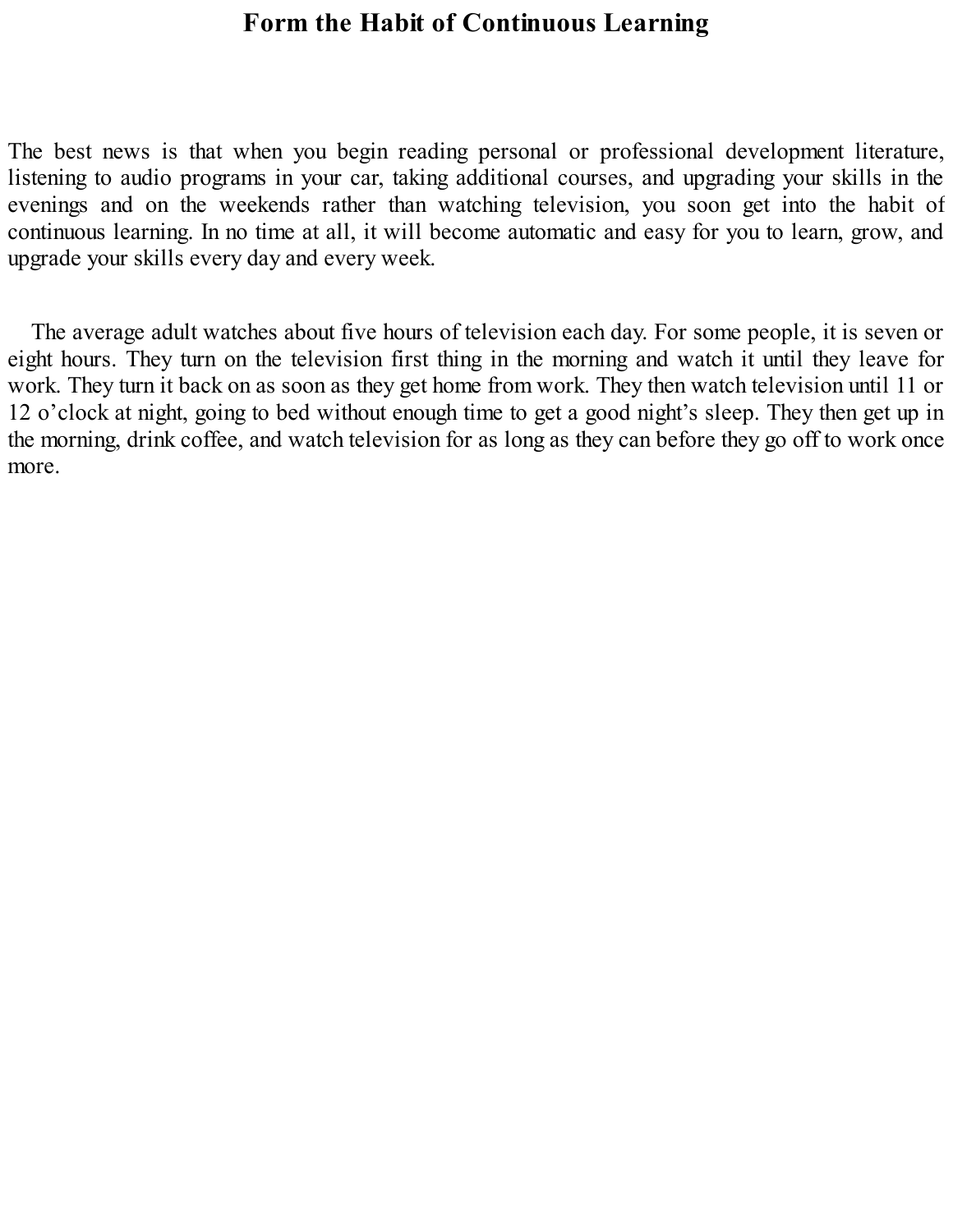# Form the Habit of Continuous Learning

The best news is that when you begin reading personal or professional development literature, listening to audio programs in your car, taking additional courses, and upgrading your skills in the evenings and on the weekends rather than watching television, you soon get into the habit of continuous learning. In no time at all, it will become automatic and easy for you to learn, grow, and upgrade your skills every day and every week.

The average adult watches about five hours of television each day. For some people, it is seven or eight hours. They turn on the television first thing in the morning and watch it until they leave for work. They turn it back on as soon as they get home from work. They then watch television until 11 or 12 o'clock at night, going to bed without enough time to get a good night's sleep. They then get up in the morning, drink coffee, and watch television for as long as they can before they go off to work once more.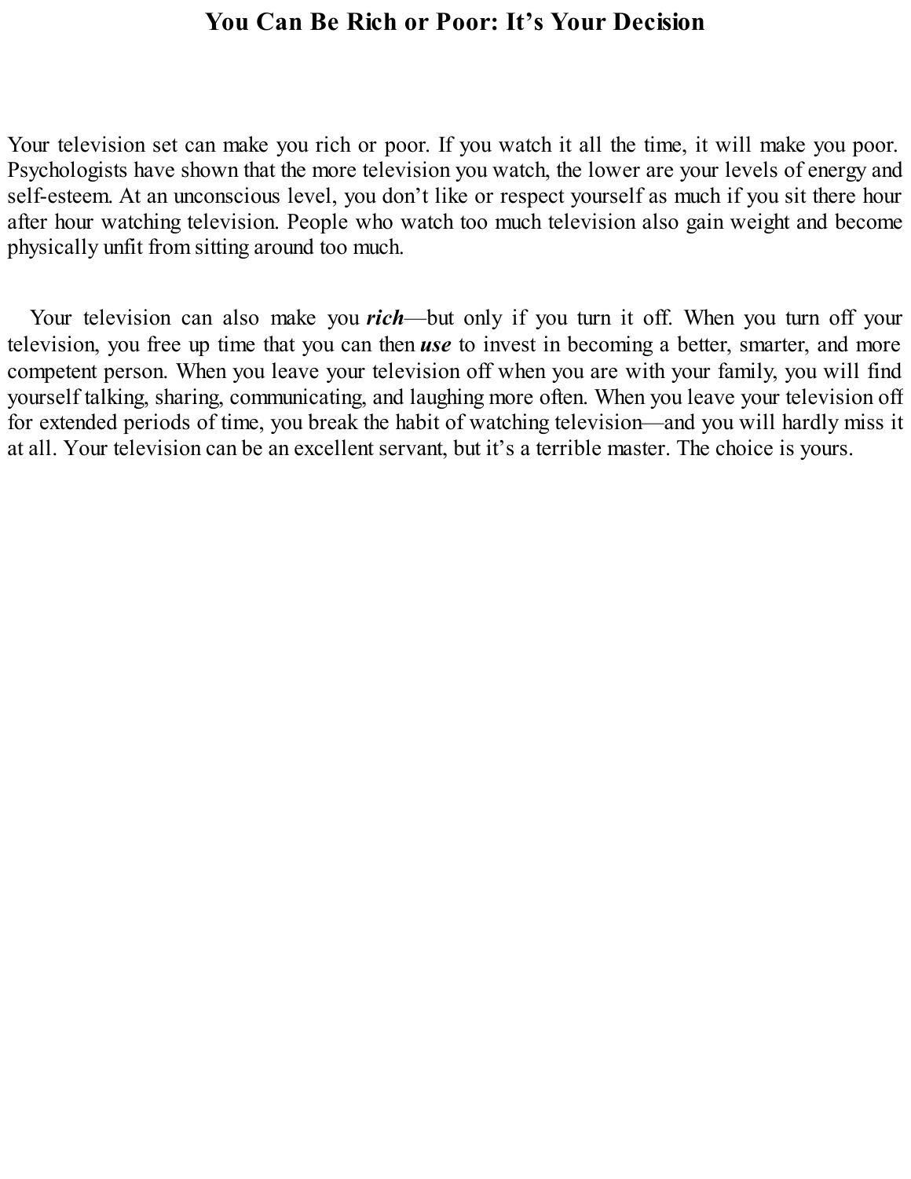# You Can Be Rich or Poor: It's Your Decision

Your television set can make you rich or poor. If you watch it all the time, it will make you poor. Psychologists have shown that the more television you watch, the lower are your levels of energy and self-esteem. At an unconscious level, you don't like or respect yourself as much if you sit there hour after hour watching television. People who watch too much television also gain weight and become physically unfit from sitting around too much.

Your television can also make you ***rich***—but only if you turn it off. When you turn off your television, you free up time that you can then ***use*** to invest in becoming a better, smarter, and more competent person. When you leave your television off when you are with your family, you will find yourself talking, sharing, communicating, and laughing more often. When you leave your television off for extended periods of time, you break the habit of watching television—and you will hardly miss it at all. Your television can be an excellent servant, but it's a terrible master. The choice is yours.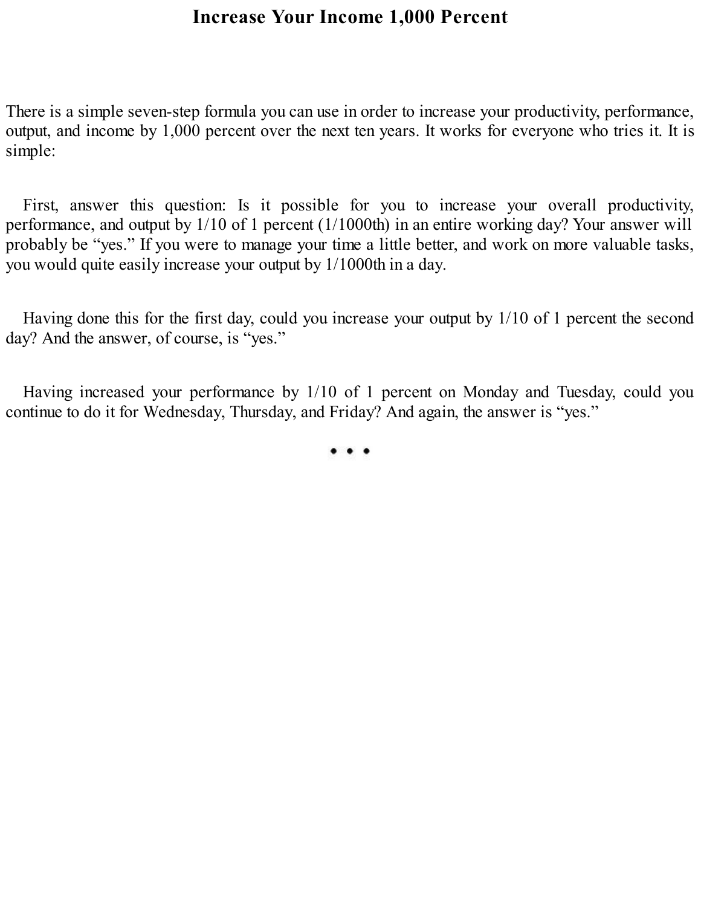# Increase Your Income 1,000 Percent

There is a simple seven-step formula you can use in order to increase your productivity, performance, output, and income by 1,000 percent over the next ten years. It works for everyone who tries it. It is simple:

First, answer this question: Is it possible for you to increase your overall productivity, performance, and output by 1/10 of 1 percent (1/1000th) in an entire working day? Your answer will probably be "yes." If you were to manage your time a little better, and work on more valuable tasks, you would quite easily increase your output by 1/1000th in a day.

Having done this for the first day, could you increase your output by 1/10 of 1 percent the second day? And the answer, of course, is "yes."

Having increased your performance by 1/10 of 1 percent on Monday and Tuesday, could you continue to do it for Wednesday, Thursday, and Friday? And again, the answer is "yes."

• • •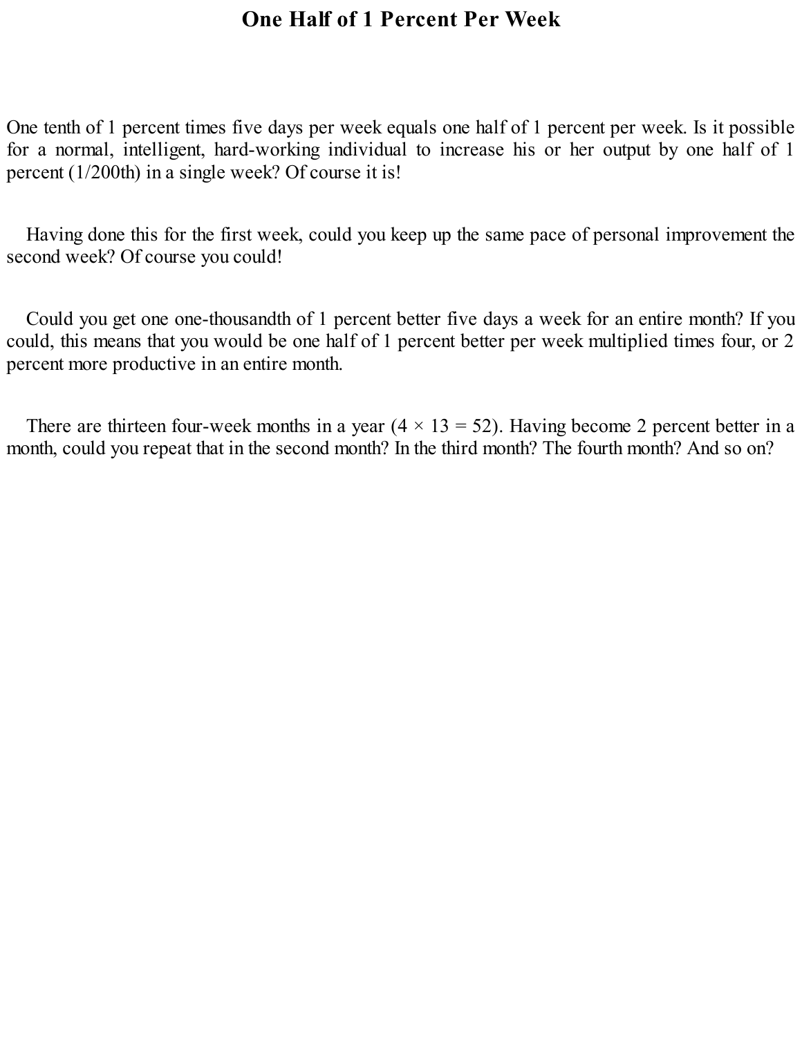# One Half of 1 Percent Per Week

One tenth of 1 percent times five days per week equals one half of 1 percent per week. Is it possible for a normal, intelligent, hard-working individual to increase his or her output by one half of 1 percent (1/200th) in a single week? Of course it is!

Having done this for the first week, could you keep up the same pace of personal improvement the second week? Of course you could!

Could you get one one-thousandth of 1 percent better five days a week for an entire month? If you could, this means that you would be one half of 1 percent better per week multiplied times four, or 2 percent more productive in an entire month.

There are thirteen four-week months in a year (4 × 13 = 52). Having become 2 percent better in a month, could you repeat that in the second month? In the third month? The fourth month? And so on?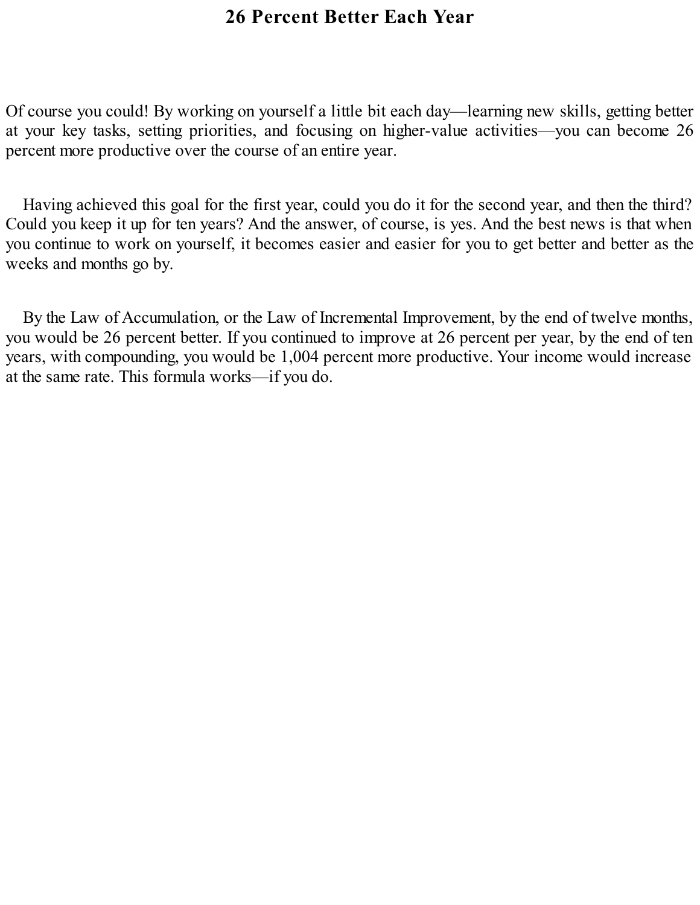# 26 Percent Better Each Year

Of course you could! By working on yourself a little bit each day—learning new skills, getting better at your key tasks, setting priorities, and focusing on higher-value activities—you can become 26 percent more productive over the course of an entire year.

Having achieved this goal for the first year, could you do it for the second year, and then the third? Could you keep it up for ten years? And the answer, of course, is yes. And the best news is that when you continue to work on yourself, it becomes easier and easier for you to get better and better as the weeks and months go by.

By the Law of Accumulation, or the Law of Incremental Improvement, by the end of twelve months, you would be 26 percent better. If you continued to improve at 26 percent per year, by the end of ten years, with compounding, you would be 1,004 percent more productive. Your income would increase at the same rate. This formula works—if you do.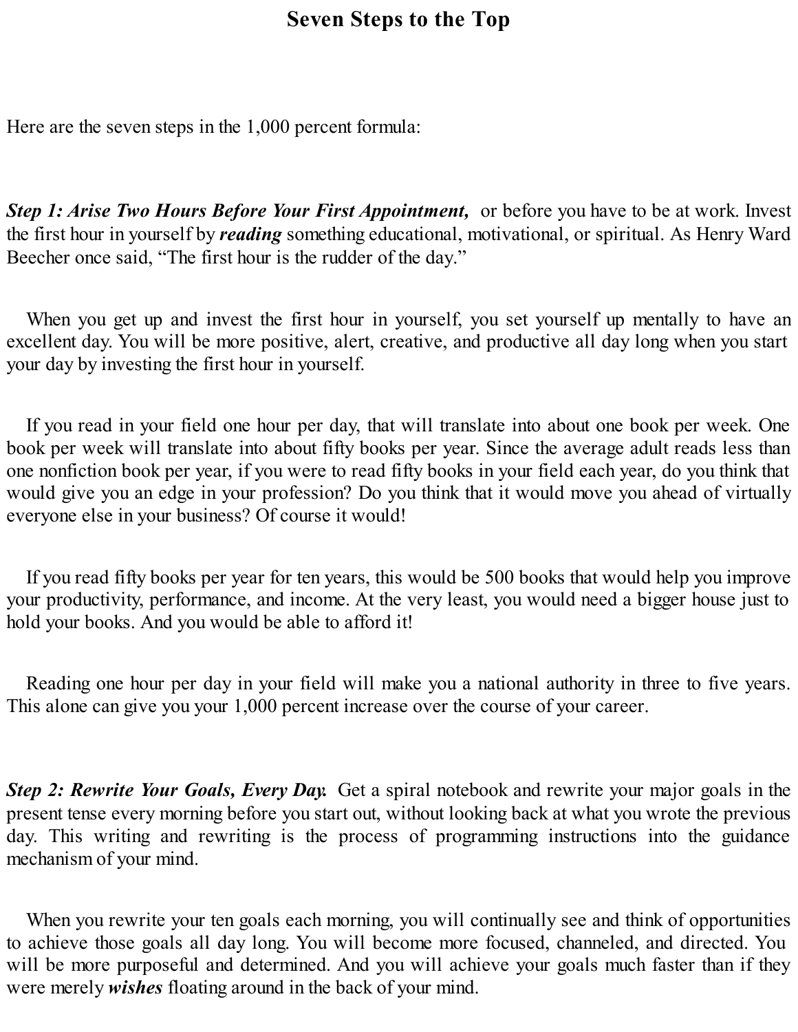# Seven Steps to the Top

Here are the seven steps in the 1,000 percent formula:

***Step 1: Arise Two Hours Before Your First Appointment,*** or before you have to be at work. Invest the first hour in yourself by ***reading*** something educational, motivational, or spiritual. As Henry Ward Beecher once said, "The first hour is the rudder of the day."

When you get up and invest the first hour in yourself, you set yourself up mentally to have an excellent day. You will be more positive, alert, creative, and productive all day long when you start your day by investing the first hour in yourself.

If you read in your field one hour per day, that will translate into about one book per week. One book per week will translate into about fifty books per year. Since the average adult reads less than one nonfiction book per year, if you were to read fifty books in your field each year, do you think that would give you an edge in your profession? Do you think that it would move you ahead of virtually everyone else in your business? Of course it would!

If you read fifty books per year for ten years, this would be 500 books that would help you improve your productivity, performance, and income. At the very least, you would need a bigger house just to hold your books. And you would be able to afford it!

Reading one hour per day in your field will make you a national authority in three to five years. This alone can give you your 1,000 percent increase over the course of your career.

***Step 2: Rewrite Your Goals, Every Day.*** Get a spiral notebook and rewrite your major goals in the present tense every morning before you start out, without looking back at what you wrote the previous day. This writing and rewriting is the process of programming instructions into the guidance mechanism of your mind.

When you rewrite your ten goals each morning, you will continually see and think of opportunities to achieve those goals all day long. You will become more focused, channeled, and directed. You will be more purposeful and determined. And you will achieve your goals much faster than if they were merely ***wishes*** floating around in the back of your mind.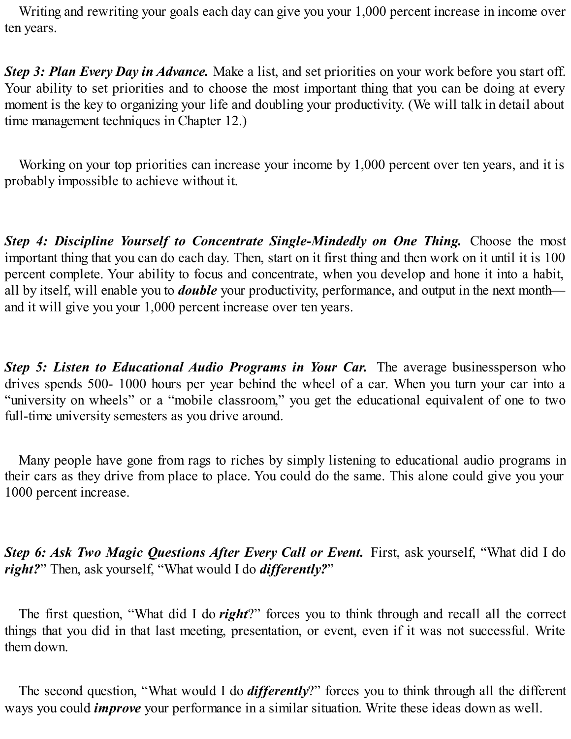Writing and rewriting your goals each day can give you your 1,000 percent increase in income over ten years.

***Step 3: Plan Every Day in Advance.*** Make a list, and set priorities on your work before you start off. Your ability to set priorities and to choose the most important thing that you can be doing at every moment is the key to organizing your life and doubling your productivity. (We will talk in detail about time management techniques in Chapter 12.)

Working on your top priorities can increase your income by 1,000 percent over ten years, and it is probably impossible to achieve without it.

***Step 4: Discipline Yourself to Concentrate Single-Mindedly on One Thing.*** Choose the most important thing that you can do each day. Then, start on it first thing and then work on it until it is 100 percent complete. Your ability to focus and concentrate, when you develop and hone it into a habit, all by itself, will enable you to ***double*** your productivity, performance, and output in the next month—and it will give you your 1,000 percent increase over ten years.

***Step 5: Listen to Educational Audio Programs in Your Car.*** The average businessperson who drives spends 500- 1000 hours per year behind the wheel of a car. When you turn your car into a "university on wheels" or a "mobile classroom," you get the educational equivalent of one to two full-time university semesters as you drive around.

Many people have gone from rags to riches by simply listening to educational audio programs in their cars as they drive from place to place. You could do the same. This alone could give you your 1000 percent increase.

***Step 6: Ask Two Magic Questions After Every Call or Event.*** First, ask yourself, "What did I do ***right?***" Then, ask yourself, "What would I do ***differently?***"

The first question, "What did I do ***right***?" forces you to think through and recall all the correct things that you did in that last meeting, presentation, or event, even if it was not successful. Write them down.

The second question, "What would I do ***differently***?" forces you to think through all the different ways you could ***improve*** your performance in a similar situation. Write these ideas down as well.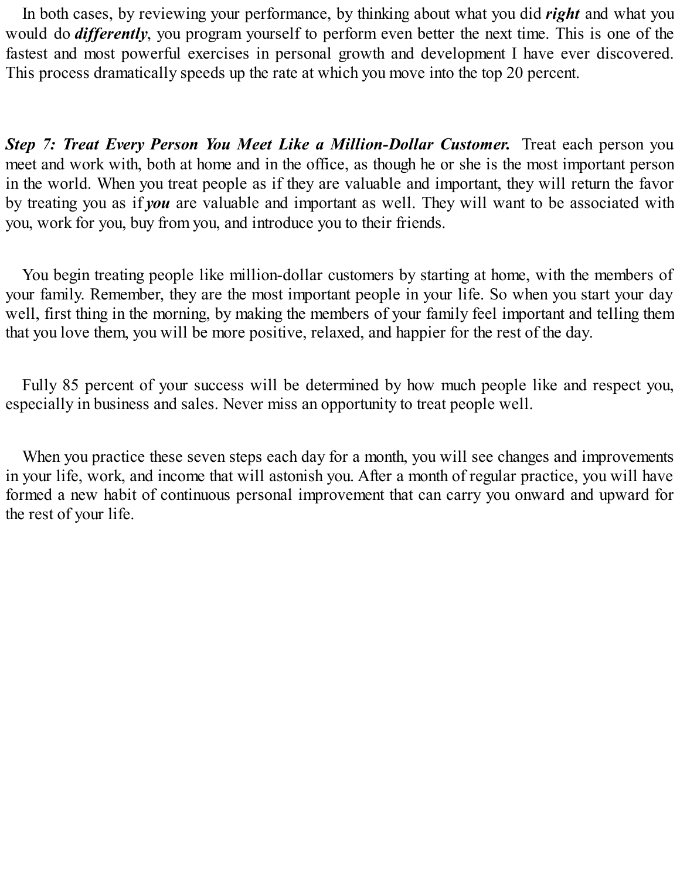In both cases, by reviewing your performance, by thinking about what you did ***right*** and what you would do ***differently***, you program yourself to perform even better the next time. This is one of the fastest and most powerful exercises in personal growth and development I have ever discovered. This process dramatically speeds up the rate at which you move into the top 20 percent.

***Step 7: Treat Every Person You Meet Like a Million-Dollar Customer.*** Treat each person you meet and work with, both at home and in the office, as though he or she is the most important person in the world. When you treat people as if they are valuable and important, they will return the favor by treating you as if ***you*** are valuable and important as well. They will want to be associated with you, work for you, buy from you, and introduce you to their friends.

You begin treating people like million-dollar customers by starting at home, with the members of your family. Remember, they are the most important people in your life. So when you start your day well, first thing in the morning, by making the members of your family feel important and telling them that you love them, you will be more positive, relaxed, and happier for the rest of the day.

Fully 85 percent of your success will be determined by how much people like and respect you, especially in business and sales. Never miss an opportunity to treat people well.

When you practice these seven steps each day for a month, you will see changes and improvements in your life, work, and income that will astonish you. After a month of regular practice, you will have formed a new habit of continuous personal improvement that can carry you onward and upward for the rest of your life.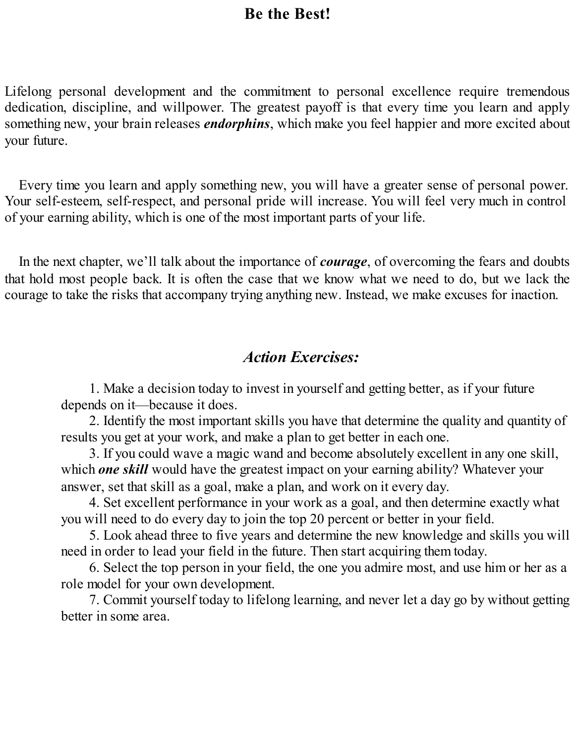## Be the Best!

Lifelong personal development and the commitment to personal excellence require tremendous dedication, discipline, and willpower. The greatest payoff is that every time you learn and apply something new, your brain releases ***endorphins***, which make you feel happier and more excited about your future.

Every time you learn and apply something new, you will have a greater sense of personal power. Your self-esteem, self-respect, and personal pride will increase. You will feel very much in control of your earning ability, which is one of the most important parts of your life.

In the next chapter, we'll talk about the importance of ***courage***, of overcoming the fears and doubts that hold most people back. It is often the case that we know what we need to do, but we lack the courage to take the risks that accompany trying anything new. Instead, we make excuses for inaction.

### *Action Exercises:*

1. Make a decision today to invest in yourself and getting better, as if your future depends on it—because it does.
2. Identify the most important skills you have that determine the quality and quantity of results you get at your work, and make a plan to get better in each one.
3. If you could wave a magic wand and become absolutely excellent in any one skill, which ***one skill*** would have the greatest impact on your earning ability? Whatever your answer, set that skill as a goal, make a plan, and work on it every day.
4. Set excellent performance in your work as a goal, and then determine exactly what you will need to do every day to join the top 20 percent or better in your field.
5. Look ahead three to five years and determine the new knowledge and skills you will need in order to lead your field in the future. Then start acquiring them today.
6. Select the top person in your field, the one you admire most, and use him or her as a role model for your own development.
7. Commit yourself today to lifelong learning, and never let a day go by without getting better in some area.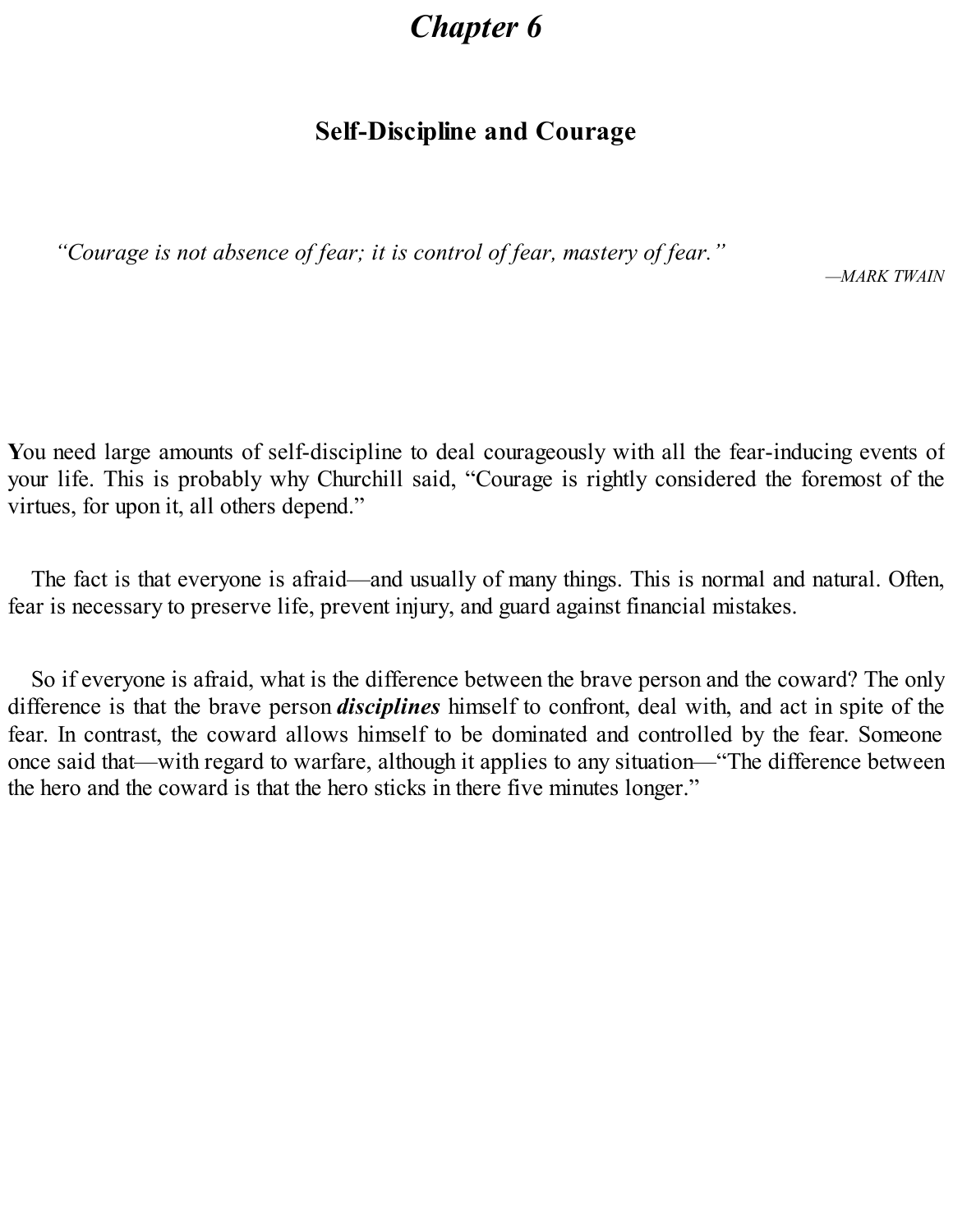# *Chapter 6*

## Self-Discipline and Courage

*"Courage is not absence of fear; it is control of fear, mastery of fear."*

—*MARK TWAIN*

**Y**ou need large amounts of self-discipline to deal courageously with all the fear-inducing events of your life. This is probably why Churchill said, "Courage is rightly considered the foremost of the virtues, for upon it, all others depend."

The fact is that everyone is afraid—and usually of many things. This is normal and natural. Often, fear is necessary to preserve life, prevent injury, and guard against financial mistakes.

So if everyone is afraid, what is the difference between the brave person and the coward? The only difference is that the brave person ***disciplines*** himself to confront, deal with, and act in spite of the fear. In contrast, the coward allows himself to be dominated and controlled by the fear. Someone once said that—with regard to warfare, although it applies to any situation—"The difference between the hero and the coward is that the hero sticks in there five minutes longer."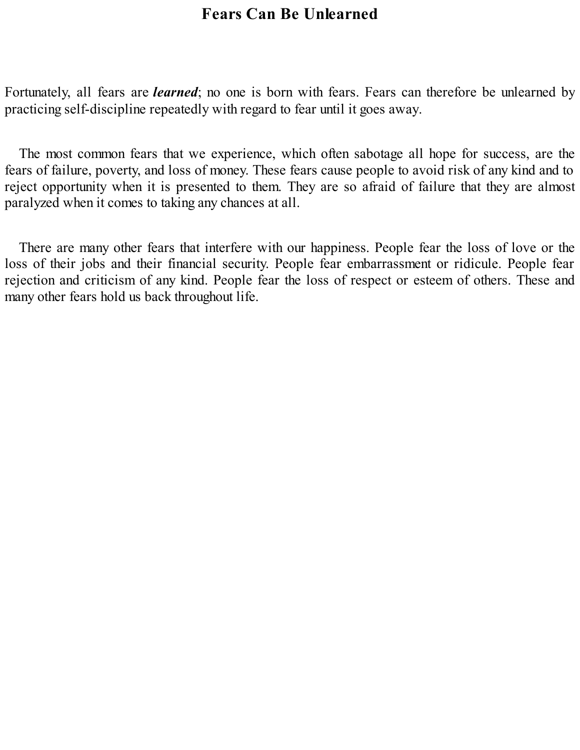# Fears Can Be Unlearned

Fortunately, all fears are ***learned***; no one is born with fears. Fears can therefore be unlearned by practicing self-discipline repeatedly with regard to fear until it goes away.

The most common fears that we experience, which often sabotage all hope for success, are the fears of failure, poverty, and loss of money. These fears cause people to avoid risk of any kind and to reject opportunity when it is presented to them. They are so afraid of failure that they are almost paralyzed when it comes to taking any chances at all.

There are many other fears that interfere with our happiness. People fear the loss of love or the loss of their jobs and their financial security. People fear embarrassment or ridicule. People fear rejection and criticism of any kind. People fear the loss of respect or esteem of others. These and many other fears hold us back throughout life.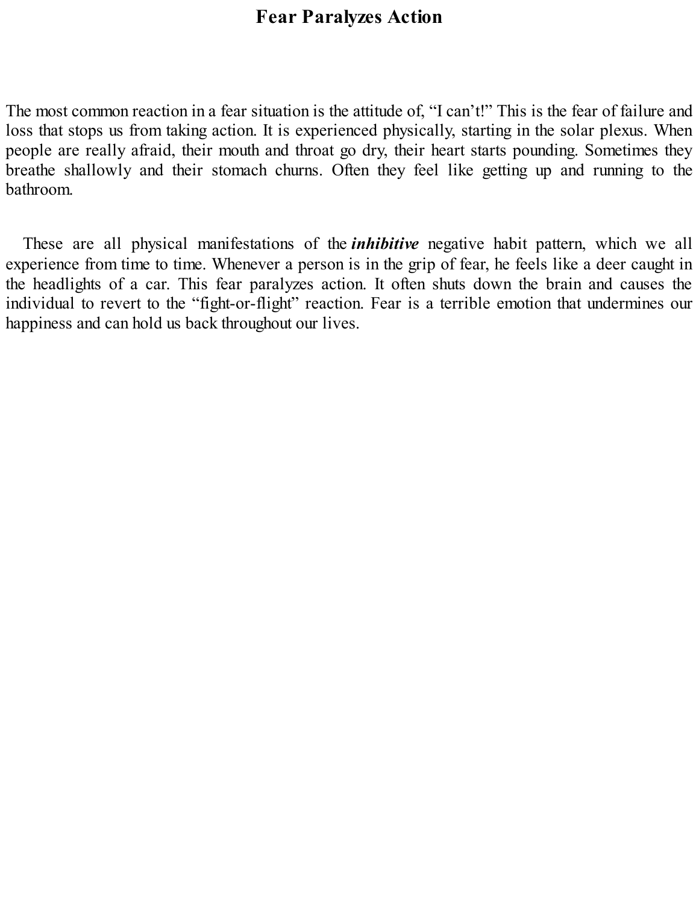# Fear Paralyzes Action

The most common reaction in a fear situation is the attitude of, "I can't!" This is the fear of failure and loss that stops us from taking action. It is experienced physically, starting in the solar plexus. When people are really afraid, their mouth and throat go dry, their heart starts pounding. Sometimes they breathe shallowly and their stomach churns. Often they feel like getting up and running to the bathroom.

These are all physical manifestations of the ***inhibitive*** negative habit pattern, which we all experience from time to time. Whenever a person is in the grip of fear, he feels like a deer caught in the headlights of a car. This fear paralyzes action. It often shuts down the brain and causes the individual to revert to the "fight-or-flight" reaction. Fear is a terrible emotion that undermines our happiness and can hold us back throughout our lives.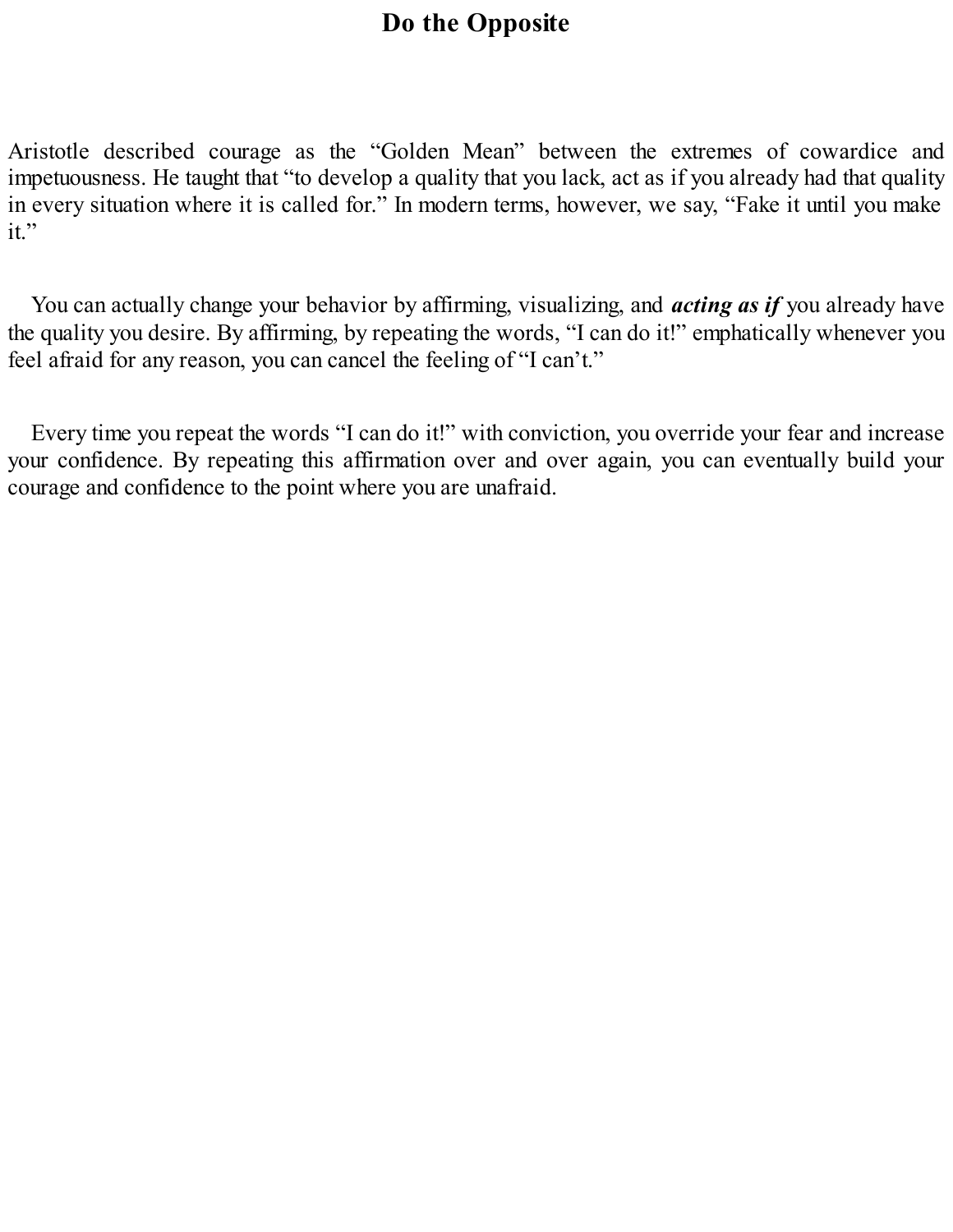# Do the Opposite

Aristotle described courage as the "Golden Mean" between the extremes of cowardice and impetuousness. He taught that "to develop a quality that you lack, act as if you already had that quality in every situation where it is called for." In modern terms, however, we say, "Fake it until you make it."

You can actually change your behavior by affirming, visualizing, and ***acting as if*** you already have the quality you desire. By affirming, by repeating the words, "I can do it!" emphatically whenever you feel afraid for any reason, you can cancel the feeling of "I can't."

Every time you repeat the words "I can do it!" with conviction, you override your fear and increase your confidence. By repeating this affirmation over and over again, you can eventually build your courage and confidence to the point where you are unafraid.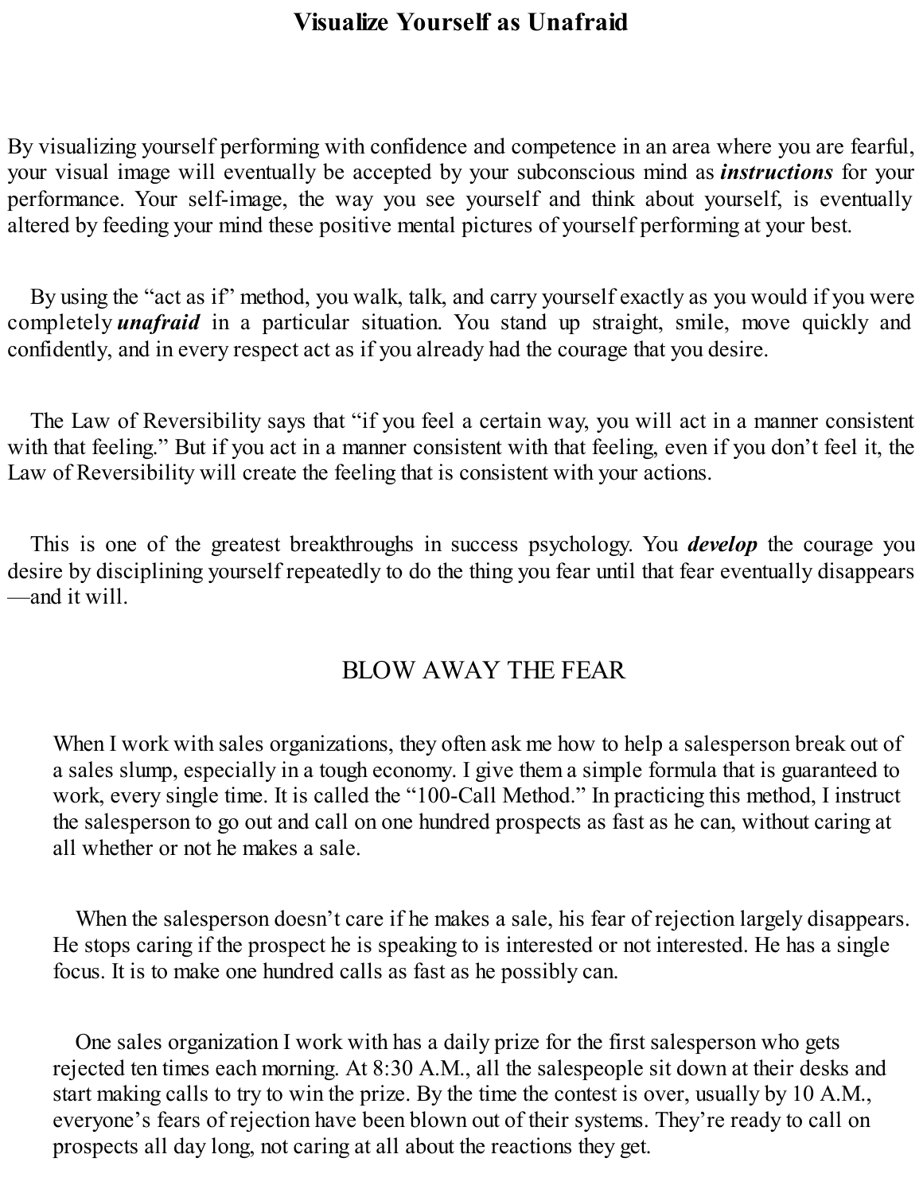# Visualize Yourself as Unafraid

By visualizing yourself performing with confidence and competence in an area where you are fearful, your visual image will eventually be accepted by your subconscious mind as ***instructions*** for your performance. Your self-image, the way you see yourself and think about yourself, is eventually altered by feeding your mind these positive mental pictures of yourself performing at your best.

By using the "act as if" method, you walk, talk, and carry yourself exactly as you would if you were completely ***unafraid*** in a particular situation. You stand up straight, smile, move quickly and confidently, and in every respect act as if you already had the courage that you desire.

The Law of Reversibility says that "if you feel a certain way, you will act in a manner consistent with that feeling." But if you act in a manner consistent with that feeling, even if you don't feel it, the Law of Reversibility will create the feeling that is consistent with your actions.

This is one of the greatest breakthroughs in success psychology. You ***develop*** the courage you desire by disciplining yourself repeatedly to do the thing you fear until that fear eventually disappears—and it will.

## BLOW AWAY THE FEAR

> When I work with sales organizations, they often ask me how to help a salesperson break out of a sales slump, especially in a tough economy. I give them a simple formula that is guaranteed to work, every single time. It is called the "100-Call Method." In practicing this method, I instruct the salesperson to go out and call on one hundred prospects as fast as he can, without caring at all whether or not he makes a sale.
>
> When the salesperson doesn't care if he makes a sale, his fear of rejection largely disappears. He stops caring if the prospect he is speaking to is interested or not interested. He has a single focus. It is to make one hundred calls as fast as he possibly can.
>
> One sales organization I work with has a daily prize for the first salesperson who gets rejected ten times each morning. At 8:30 A.M., all the salespeople sit down at their desks and start making calls to try to win the prize. By the time the contest is over, usually by 10 A.M., everyone's fears of rejection have been blown out of their systems. They're ready to call on prospects all day long, not caring at all about the reactions they get.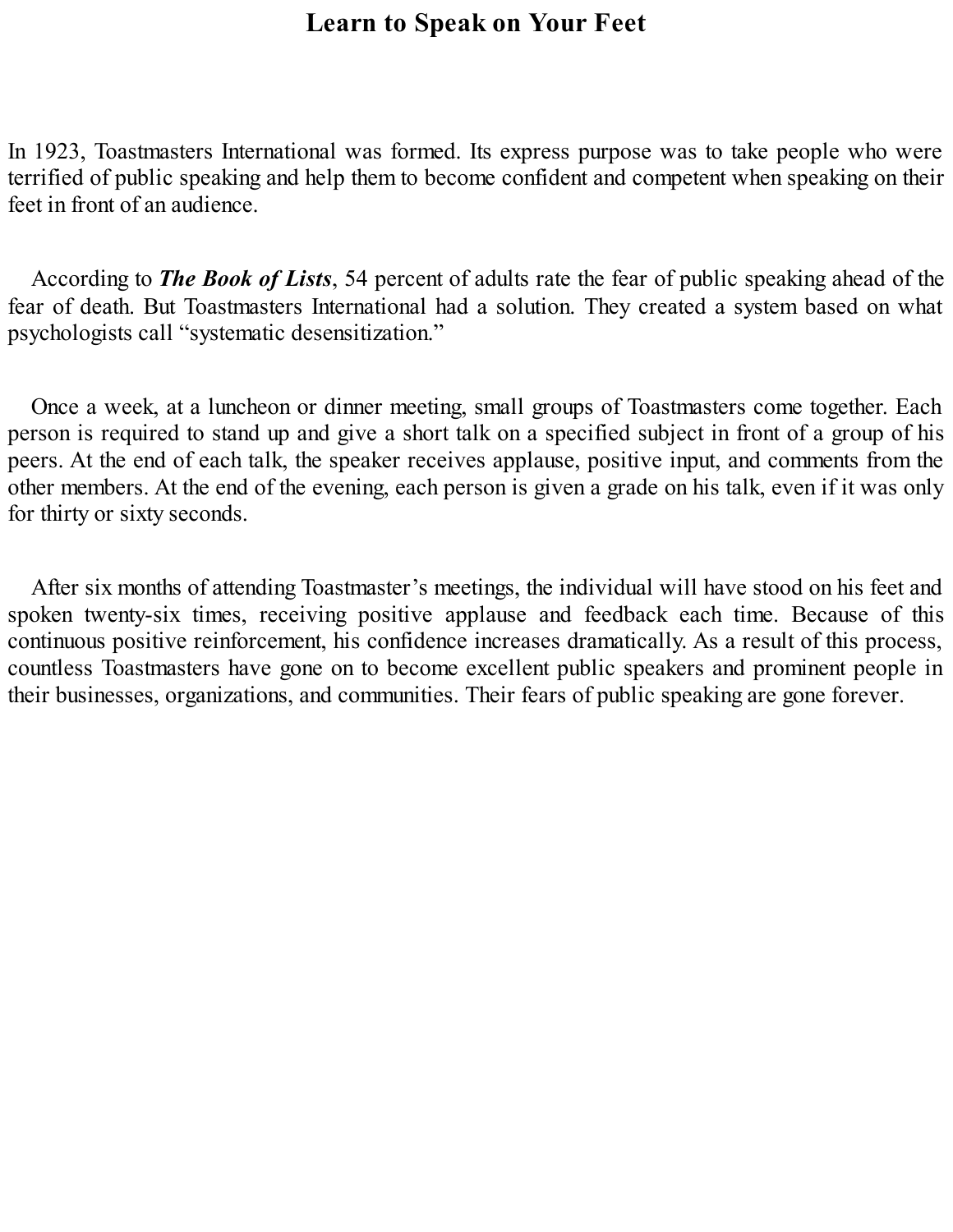# Learn to Speak on Your Feet

In 1923, Toastmasters International was formed. Its express purpose was to take people who were terrified of public speaking and help them to become confident and competent when speaking on their feet in front of an audience.

According to ***The Book of Lists***, 54 percent of adults rate the fear of public speaking ahead of the fear of death. But Toastmasters International had a solution. They created a system based on what psychologists call "systematic desensitization."

Once a week, at a luncheon or dinner meeting, small groups of Toastmasters come together. Each person is required to stand up and give a short talk on a specified subject in front of a group of his peers. At the end of each talk, the speaker receives applause, positive input, and comments from the other members. At the end of the evening, each person is given a grade on his talk, even if it was only for thirty or sixty seconds.

After six months of attending Toastmaster's meetings, the individual will have stood on his feet and spoken twenty-six times, receiving positive applause and feedback each time. Because of this continuous positive reinforcement, his confidence increases dramatically. As a result of this process, countless Toastmasters have gone on to become excellent public speakers and prominent people in their businesses, organizations, and communities. Their fears of public speaking are gone forever.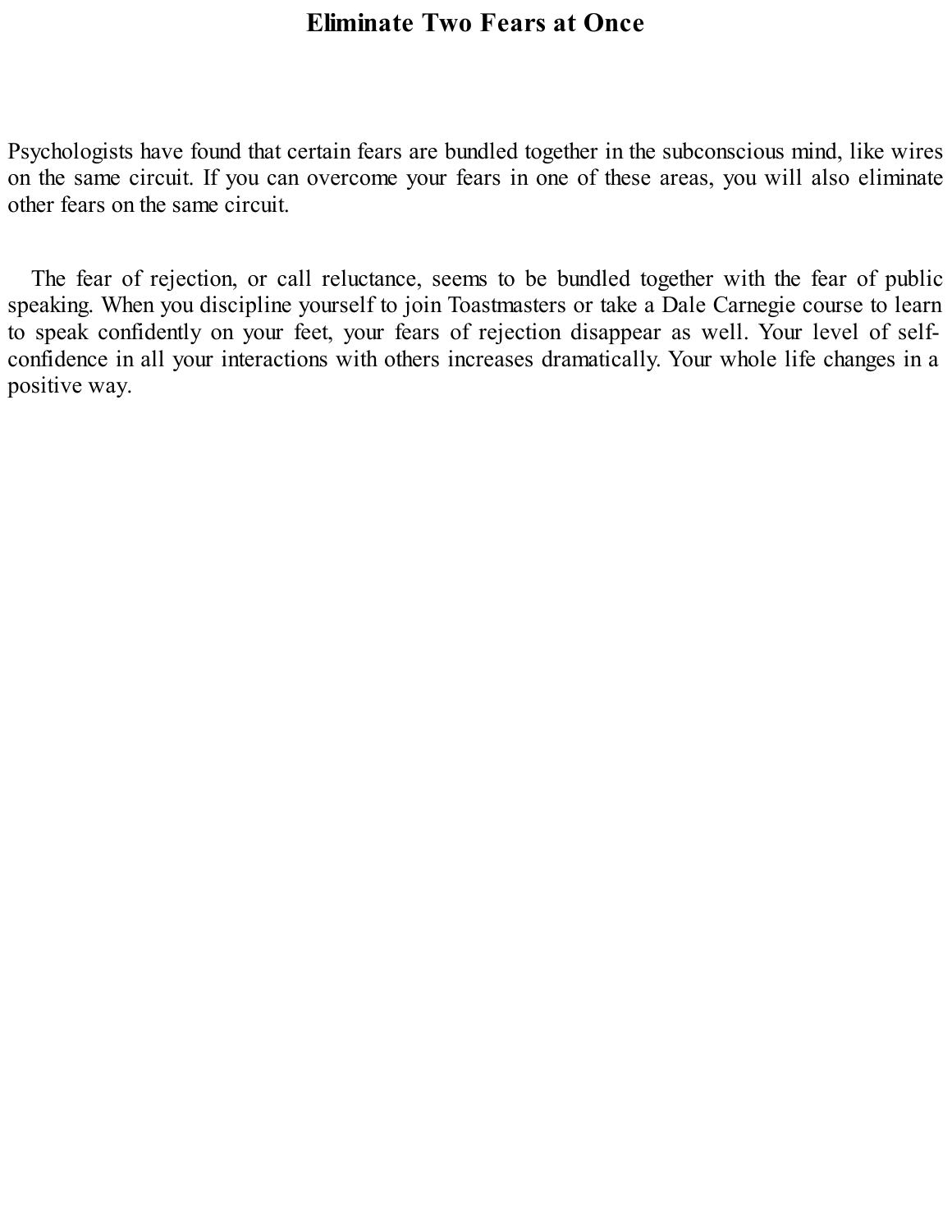# Eliminate Two Fears at Once

Psychologists have found that certain fears are bundled together in the subconscious mind, like wires on the same circuit. If you can overcome your fears in one of these areas, you will also eliminate other fears on the same circuit.

The fear of rejection, or call reluctance, seems to be bundled together with the fear of public speaking. When you discipline yourself to join Toastmasters or take a Dale Carnegie course to learn to speak confidently on your feet, your fears of rejection disappear as well. Your level of self-confidence in all your interactions with others increases dramatically. Your whole life changes in a positive way.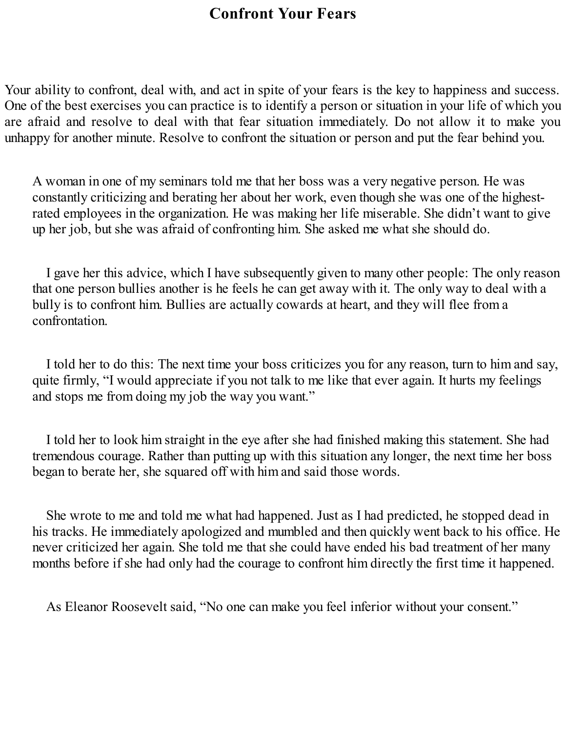# Confront Your Fears

Your ability to confront, deal with, and act in spite of your fears is the key to happiness and success. One of the best exercises you can practice is to identify a person or situation in your life of which you are afraid and resolve to deal with that fear situation immediately. Do not allow it to make you unhappy for another minute. Resolve to confront the situation or person and put the fear behind you.

A woman in one of my seminars told me that her boss was a very negative person. He was constantly criticizing and berating her about her work, even though she was one of the highest-rated employees in the organization. He was making her life miserable. She didn't want to give up her job, but she was afraid of confronting him. She asked me what she should do.

I gave her this advice, which I have subsequently given to many other people: The only reason that one person bullies another is he feels he can get away with it. The only way to deal with a bully is to confront him. Bullies are actually cowards at heart, and they will flee from a confrontation.

I told her to do this: The next time your boss criticizes you for any reason, turn to him and say, quite firmly, "I would appreciate if you not talk to me like that ever again. It hurts my feelings and stops me from doing my job the way you want."

I told her to look him straight in the eye after she had finished making this statement. She had tremendous courage. Rather than putting up with this situation any longer, the next time her boss began to berate her, she squared off with him and said those words.

She wrote to me and told me what had happened. Just as I had predicted, he stopped dead in his tracks. He immediately apologized and mumbled and then quickly went back to his office. He never criticized her again. She told me that she could have ended his bad treatment of her many months before if she had only had the courage to confront him directly the first time it happened.

As Eleanor Roosevelt said, "No one can make you feel inferior without your consent."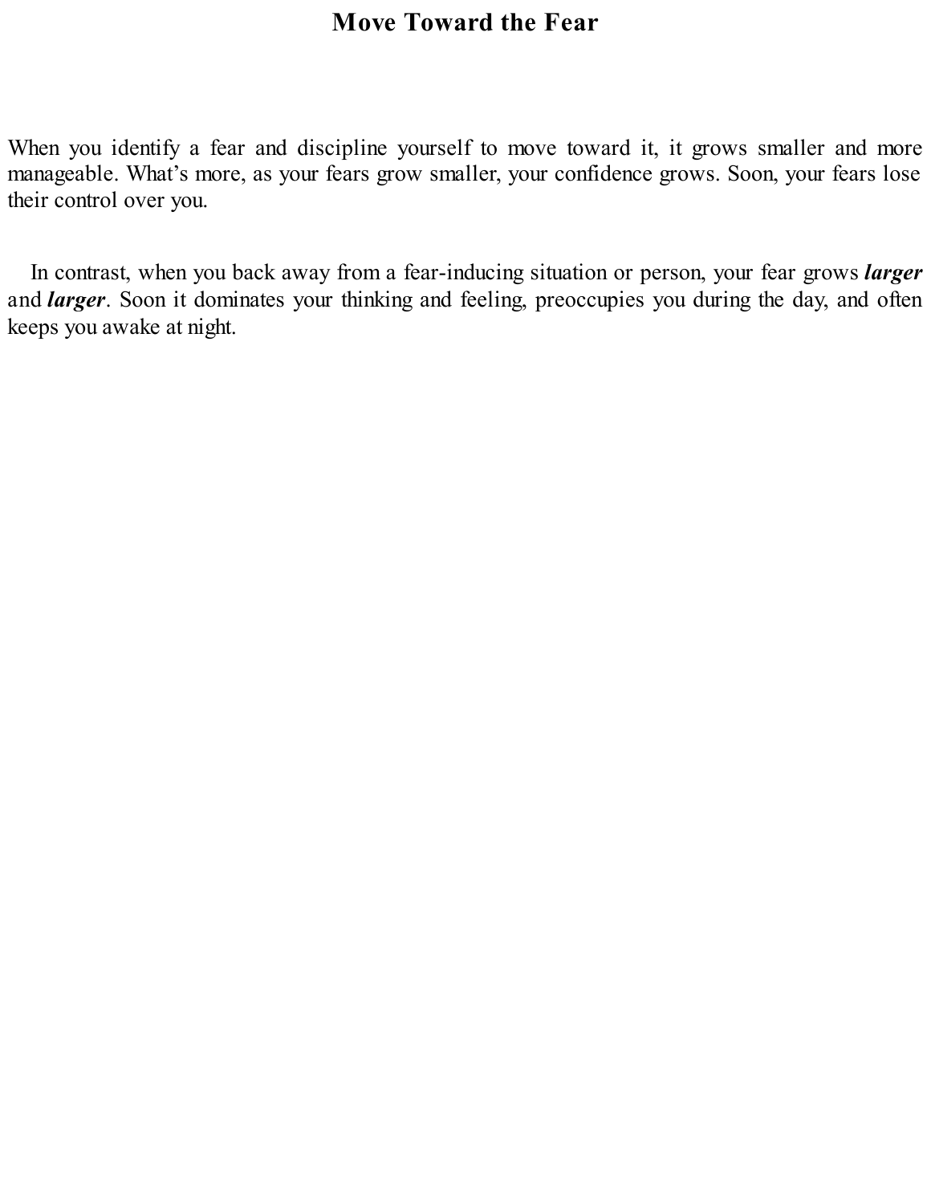# Move Toward the Fear

When you identify a fear and discipline yourself to move toward it, it grows smaller and more manageable. What's more, as your fears grow smaller, your confidence grows. Soon, your fears lose their control over you.

In contrast, when you back away from a fear-inducing situation or person, your fear grows ***larger*** and ***larger***. Soon it dominates your thinking and feeling, preoccupies you during the day, and often keeps you awake at night.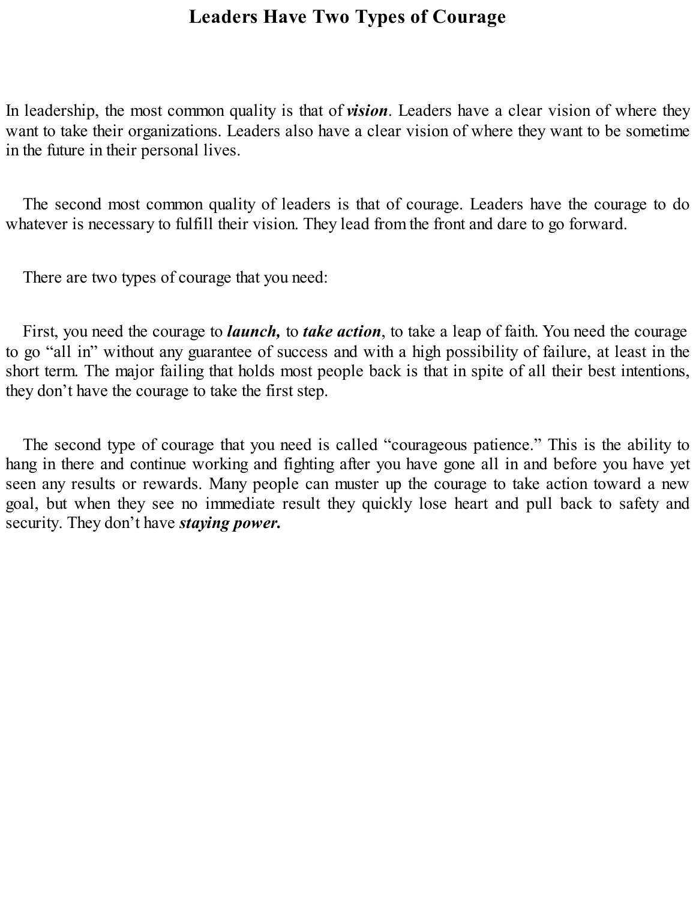# Leaders Have Two Types of Courage

In leadership, the most common quality is that of ***vision***. Leaders have a clear vision of where they want to take their organizations. Leaders also have a clear vision of where they want to be sometime in the future in their personal lives.

The second most common quality of leaders is that of courage. Leaders have the courage to do whatever is necessary to fulfill their vision. They lead from the front and dare to go forward.

There are two types of courage that you need:

First, you need the courage to ***launch,*** to ***take action***, to take a leap of faith. You need the courage to go "all in" without any guarantee of success and with a high possibility of failure, at least in the short term. The major failing that holds most people back is that in spite of all their best intentions, they don't have the courage to take the first step.

The second type of courage that you need is called "courageous patience." This is the ability to hang in there and continue working and fighting after you have gone all in and before you have yet seen any results or rewards. Many people can muster up the courage to take action toward a new goal, but when they see no immediate result they quickly lose heart and pull back to safety and security. They don't have ***staying power.***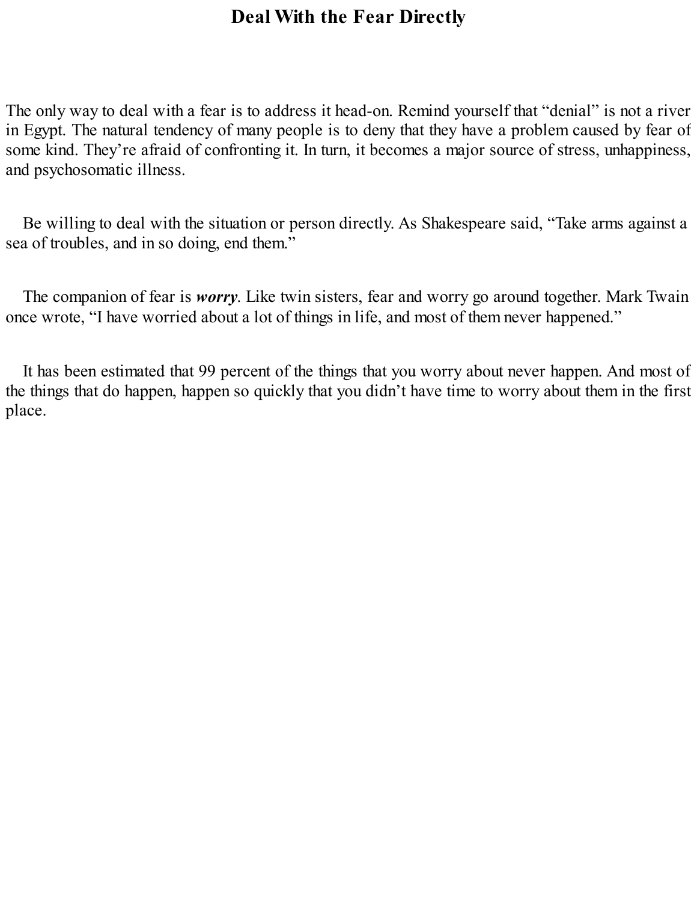# Deal With the Fear Directly

The only way to deal with a fear is to address it head-on. Remind yourself that “denial” is not a river in Egypt. The natural tendency of many people is to deny that they have a problem caused by fear of some kind. They’re afraid of confronting it. In turn, it becomes a major source of stress, unhappiness, and psychosomatic illness.

Be willing to deal with the situation or person directly. As Shakespeare said, “Take arms against a sea of troubles, and in so doing, end them.”

The companion of fear is ***worry***. Like twin sisters, fear and worry go around together. Mark Twain once wrote, “I have worried about a lot of things in life, and most of them never happened.”

It has been estimated that 99 percent of the things that you worry about never happen. And most of the things that do happen, happen so quickly that you didn’t have time to worry about them in the first place.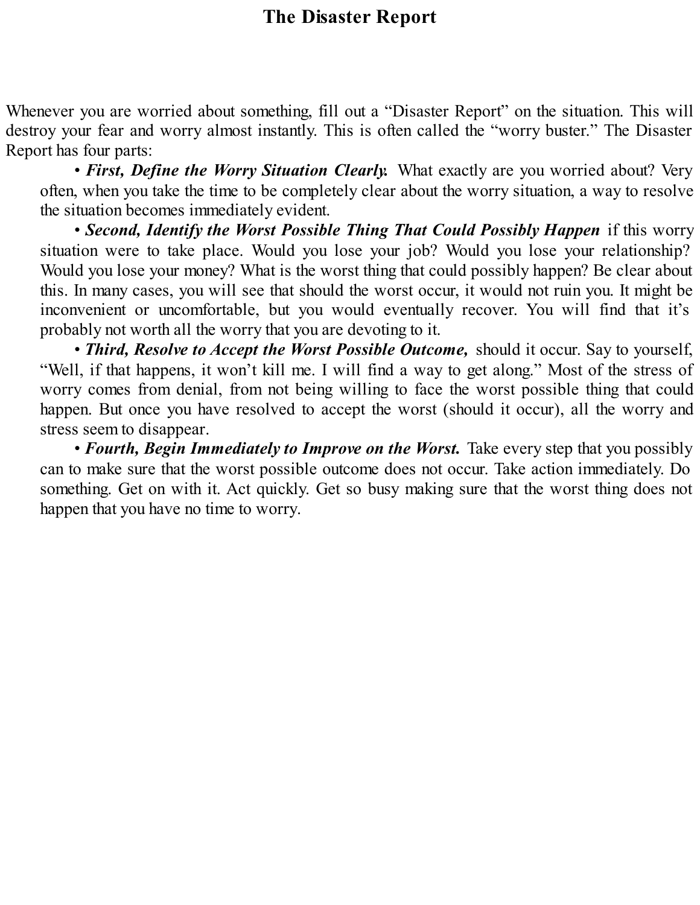# The Disaster Report

Whenever you are worried about something, fill out a "Disaster Report" on the situation. This will destroy your fear and worry almost instantly. This is often called the "worry buster." The Disaster Report has four parts:

- ***First, Define the Worry Situation Clearly.*** What exactly are you worried about? Very often, when you take the time to be completely clear about the worry situation, a way to resolve the situation becomes immediately evident.
- ***Second, Identify the Worst Possible Thing That Could Possibly Happen*** if this worry situation were to take place. Would you lose your job? Would you lose your relationship? Would you lose your money? What is the worst thing that could possibly happen? Be clear about this. In many cases, you will see that should the worst occur, it would not ruin you. It might be inconvenient or uncomfortable, but you would eventually recover. You will find that it's probably not worth all the worry that you are devoting to it.
- ***Third, Resolve to Accept the Worst Possible Outcome,*** should it occur. Say to yourself, "Well, if that happens, it won't kill me. I will find a way to get along." Most of the stress of worry comes from denial, from not being willing to face the worst possible thing that could happen. But once you have resolved to accept the worst (should it occur), all the worry and stress seem to disappear.
- ***Fourth, Begin Immediately to Improve on the Worst.*** Take every step that you possibly can to make sure that the worst possible outcome does not occur. Take action immediately. Do something. Get on with it. Act quickly. Get so busy making sure that the worst thing does not happen that you have no time to worry.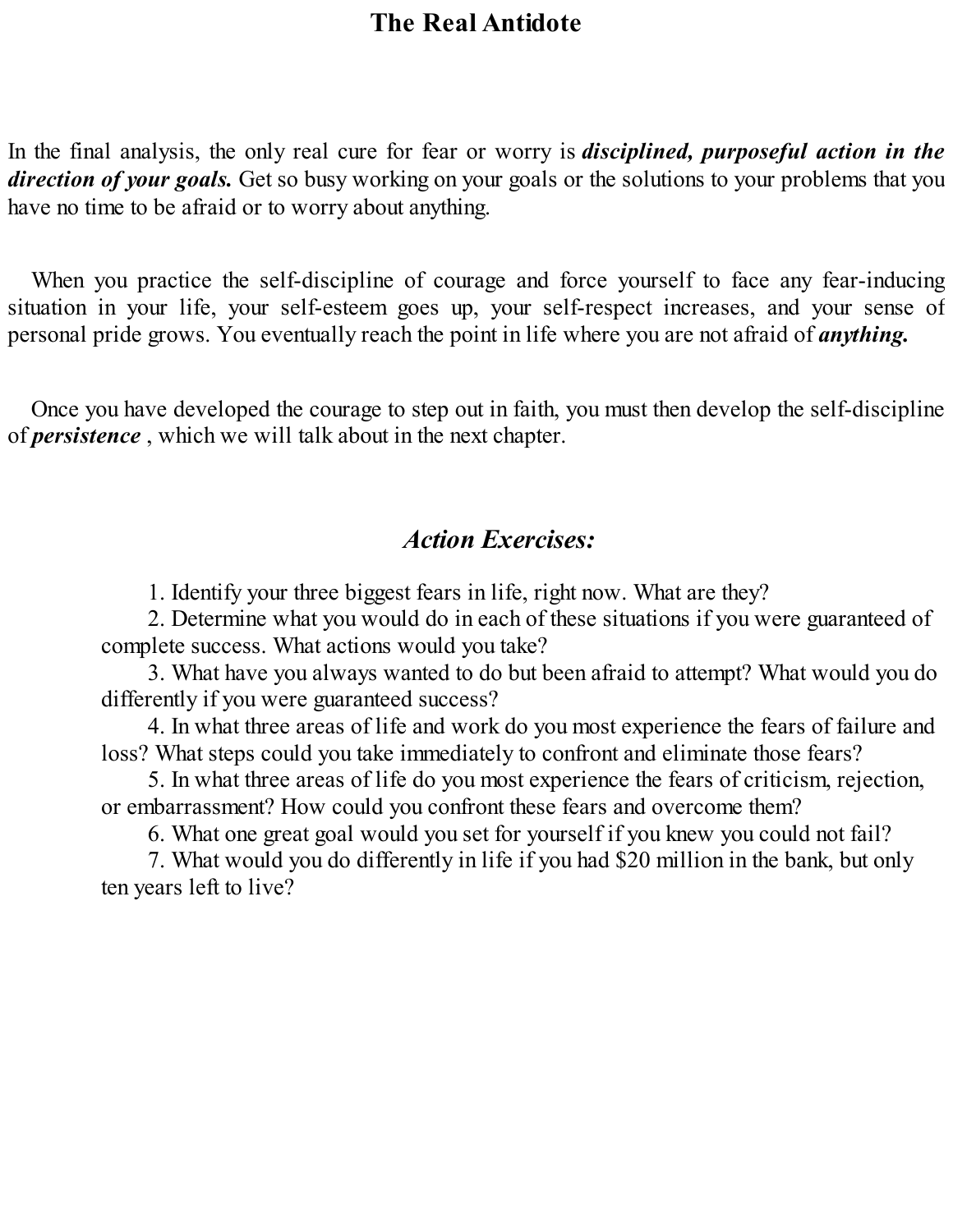## The Real Antidote

In the final analysis, the only real cure for fear or worry is ***disciplined, purposeful action in the direction of your goals.*** Get so busy working on your goals or the solutions to your problems that you have no time to be afraid or to worry about anything.

When you practice the self-discipline of courage and force yourself to face any fear-inducing situation in your life, your self-esteem goes up, your self-respect increases, and your sense of personal pride grows. You eventually reach the point in life where you are not afraid of ***anything.***

Once you have developed the courage to step out in faith, you must then develop the self-discipline of ***persistence*** , which we will talk about in the next chapter.

### *Action Exercises:*

1. Identify your three biggest fears in life, right now. What are they?
2. Determine what you would do in each of these situations if you were guaranteed of complete success. What actions would you take?
3. What have you always wanted to do but been afraid to attempt? What would you do differently if you were guaranteed success?
4. In what three areas of life and work do you most experience the fears of failure and loss? What steps could you take immediately to confront and eliminate those fears?
5. In what three areas of life do you most experience the fears of criticism, rejection, or embarrassment? How could you confront these fears and overcome them?
6. What one great goal would you set for yourself if you knew you could not fail?
7. What would you do differently in life if you had $20 million in the bank, but only ten years left to live?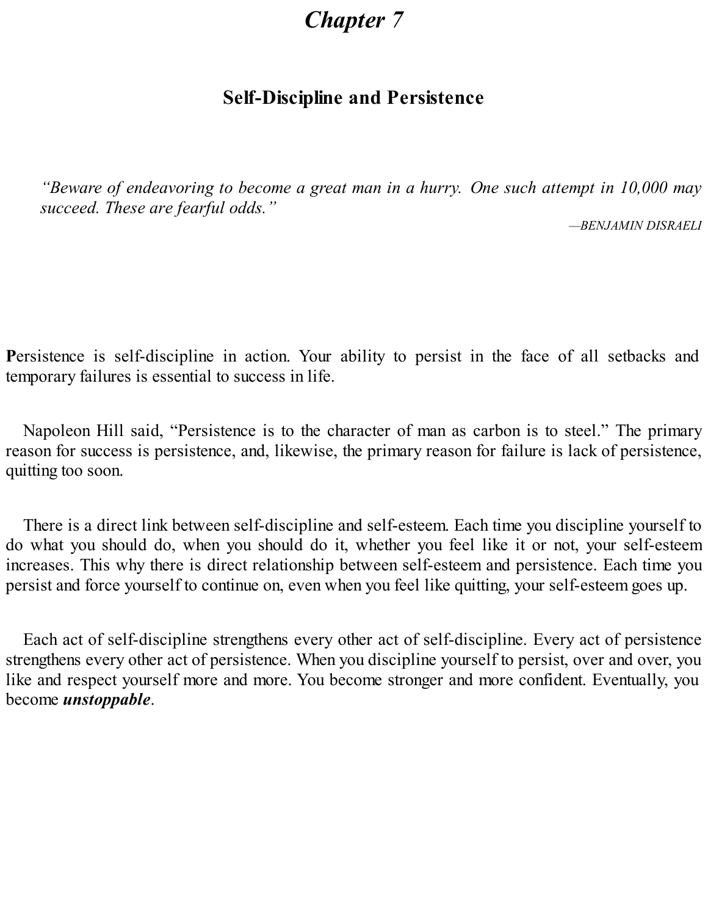# Chapter 7

## Self-Discipline and Persistence

> *"Beware of endeavoring to become a great man in a hurry. One such attempt in 10,000 may succeed. These are fearful odds."*
>
> —*BENJAMIN DISRAELI*

**P**ersistence is self-discipline in action. Your ability to persist in the face of all setbacks and temporary failures is essential to success in life.

Napoleon Hill said, "Persistence is to the character of man as carbon is to steel." The primary reason for success is persistence, and, likewise, the primary reason for failure is lack of persistence, quitting too soon.

There is a direct link between self-discipline and self-esteem. Each time you discipline yourself to do what you should do, when you should do it, whether you feel like it or not, your self-esteem increases. This why there is direct relationship between self-esteem and persistence. Each time you persist and force yourself to continue on, even when you feel like quitting, your self-esteem goes up.

Each act of self-discipline strengthens every other act of self-discipline. Every act of persistence strengthens every other act of persistence. When you discipline yourself to persist, over and over, you like and respect yourself more and more. You become stronger and more confident. Eventually, you become ***unstoppable***.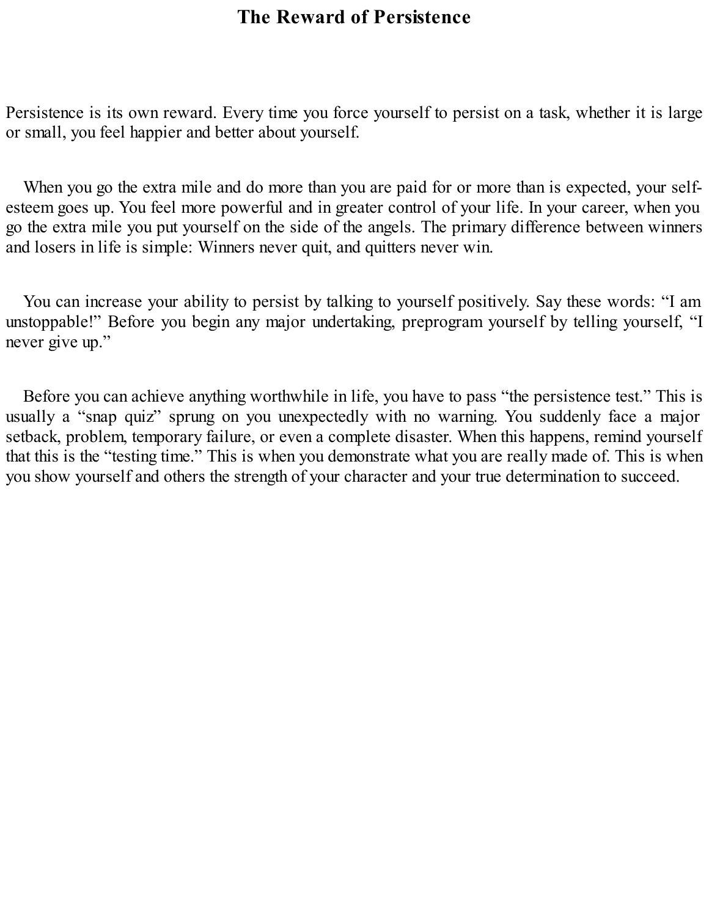# The Reward of Persistence

Persistence is its own reward. Every time you force yourself to persist on a task, whether it is large or small, you feel happier and better about yourself.

When you go the extra mile and do more than you are paid for or more than is expected, your self-esteem goes up. You feel more powerful and in greater control of your life. In your career, when you go the extra mile you put yourself on the side of the angels. The primary difference between winners and losers in life is simple: Winners never quit, and quitters never win.

You can increase your ability to persist by talking to yourself positively. Say these words: “I am unstoppable!” Before you begin any major undertaking, preprogram yourself by telling yourself, “I never give up.”

Before you can achieve anything worthwhile in life, you have to pass “the persistence test.” This is usually a “snap quiz” sprung on you unexpectedly with no warning. You suddenly face a major setback, problem, temporary failure, or even a complete disaster. When this happens, remind yourself that this is the “testing time.” This is when you demonstrate what you are really made of. This is when you show yourself and others the strength of your character and your true determination to succeed.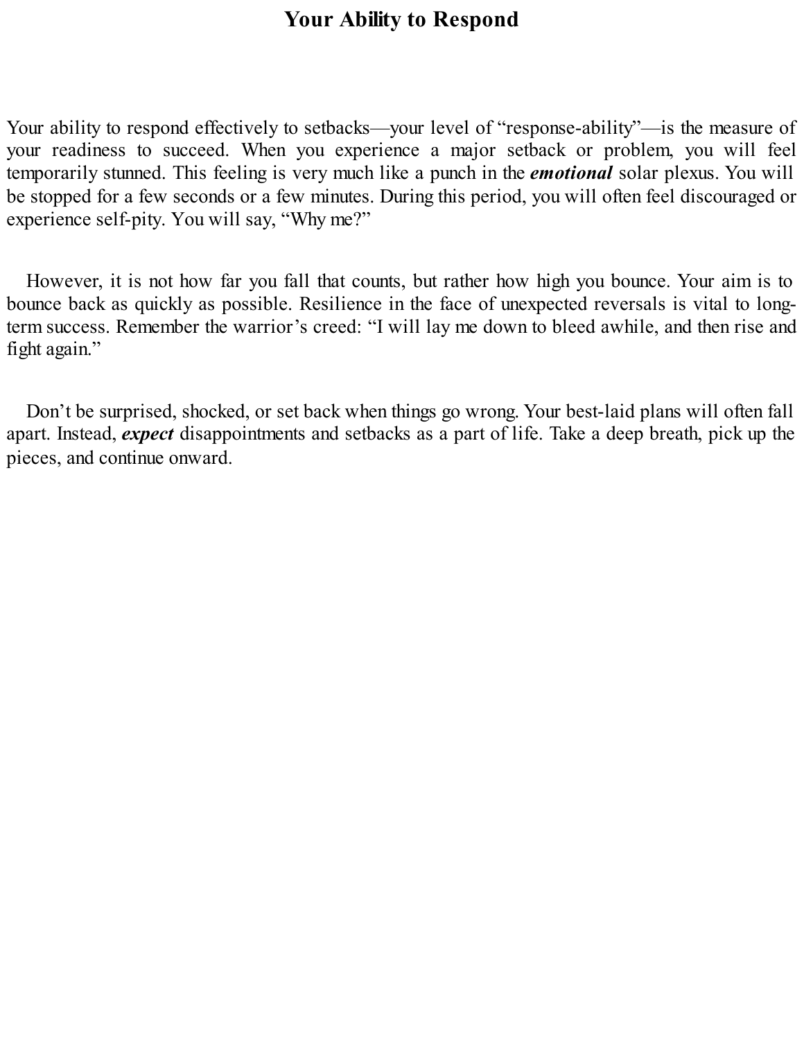# Your Ability to Respond

Your ability to respond effectively to setbacks—your level of "response-ability"—is the measure of your readiness to succeed. When you experience a major setback or problem, you will feel temporarily stunned. This feeling is very much like a punch in the ***emotional*** solar plexus. You will be stopped for a few seconds or a few minutes. During this period, you will often feel discouraged or experience self-pity. You will say, "Why me?"

However, it is not how far you fall that counts, but rather how high you bounce. Your aim is to bounce back as quickly as possible. Resilience in the face of unexpected reversals is vital to long-term success. Remember the warrior's creed: "I will lay me down to bleed awhile, and then rise and fight again."

Don't be surprised, shocked, or set back when things go wrong. Your best-laid plans will often fall apart. Instead, ***expect*** disappointments and setbacks as a part of life. Take a deep breath, pick up the pieces, and continue onward.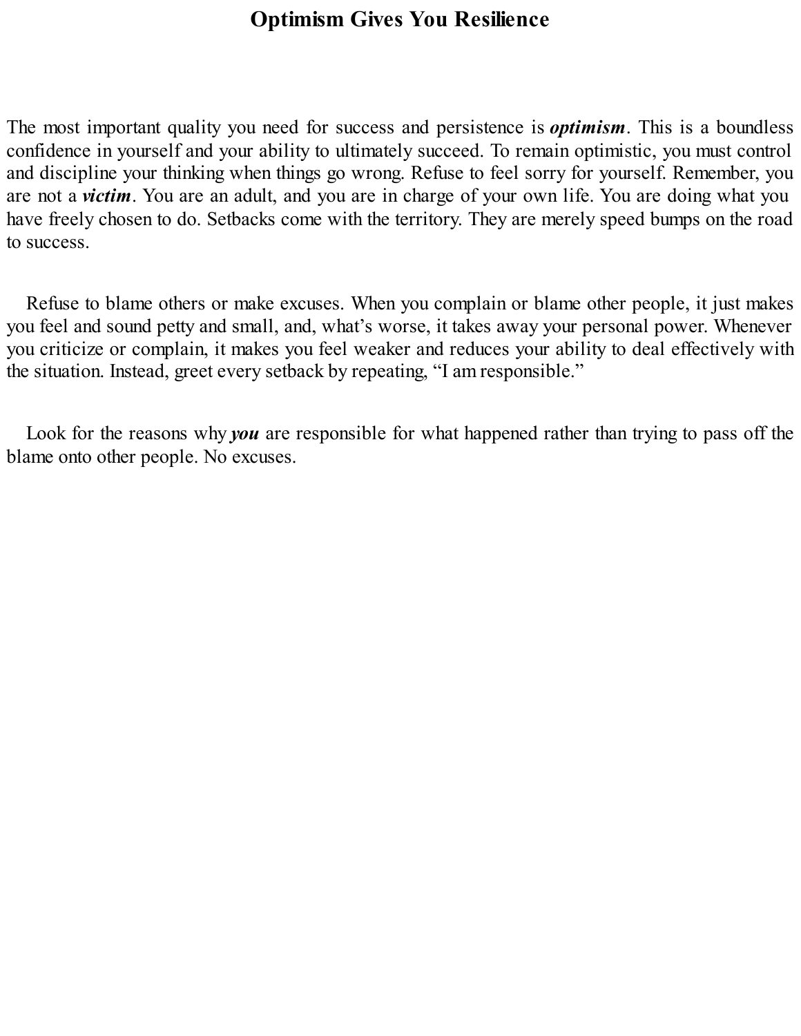# Optimism Gives You Resilience

The most important quality you need for success and persistence is ***optimism***. This is a boundless confidence in yourself and your ability to ultimately succeed. To remain optimistic, you must control and discipline your thinking when things go wrong. Refuse to feel sorry for yourself. Remember, you are not a ***victim***. You are an adult, and you are in charge of your own life. You are doing what you have freely chosen to do. Setbacks come with the territory. They are merely speed bumps on the road to success.

Refuse to blame others or make excuses. When you complain or blame other people, it just makes you feel and sound petty and small, and, what's worse, it takes away your personal power. Whenever you criticize or complain, it makes you feel weaker and reduces your ability to deal effectively with the situation. Instead, greet every setback by repeating, "I am responsible."

Look for the reasons why ***you*** are responsible for what happened rather than trying to pass off the blame onto other people. No excuses.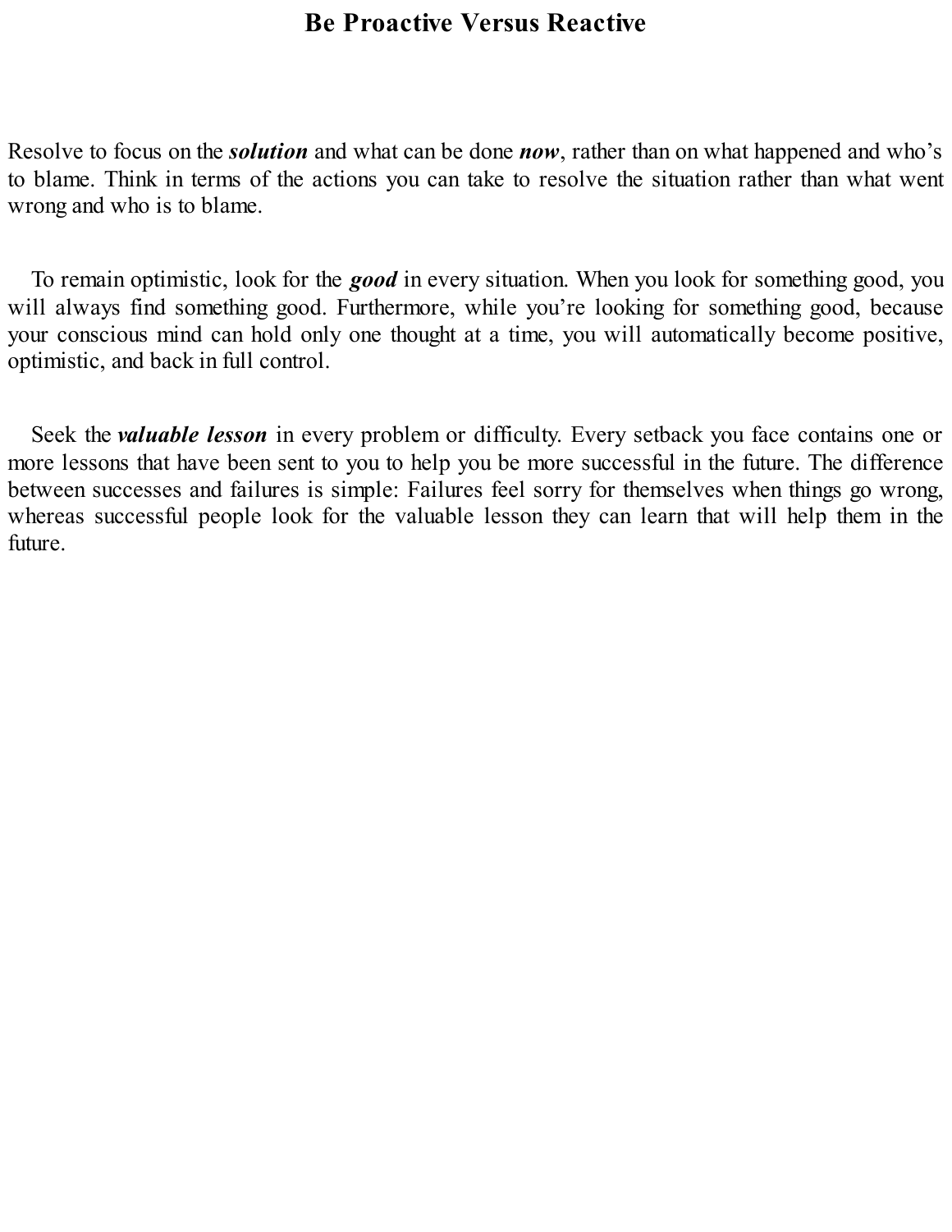# Be Proactive Versus Reactive

Resolve to focus on the ***solution*** and what can be done ***now***, rather than on what happened and who's to blame. Think in terms of the actions you can take to resolve the situation rather than what went wrong and who is to blame.

To remain optimistic, look for the ***good*** in every situation. When you look for something good, you will always find something good. Furthermore, while you're looking for something good, because your conscious mind can hold only one thought at a time, you will automatically become positive, optimistic, and back in full control.

Seek the ***valuable lesson*** in every problem or difficulty. Every setback you face contains one or more lessons that have been sent to you to help you be more successful in the future. The difference between successes and failures is simple: Failures feel sorry for themselves when things go wrong, whereas successful people look for the valuable lesson they can learn that will help them in the future.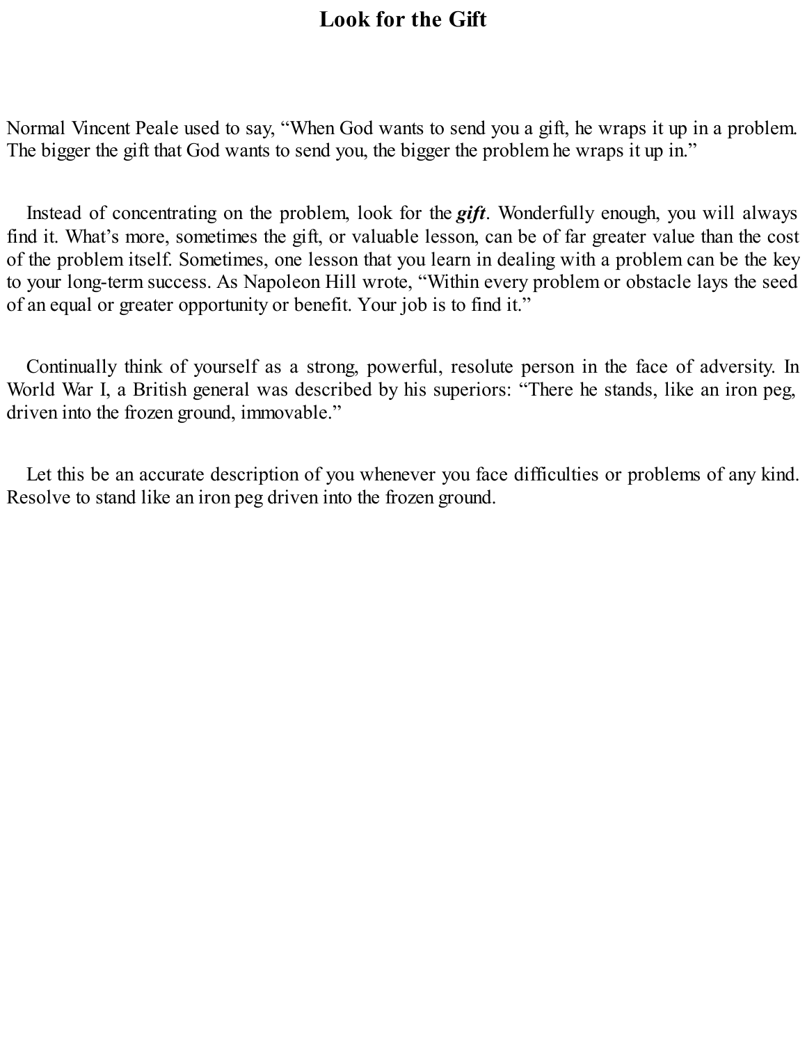# Look for the Gift

Normal Vincent Peale used to say, “When God wants to send you a gift, he wraps it up in a problem. The bigger the gift that God wants to send you, the bigger the problem he wraps it up in.”

Instead of concentrating on the problem, look for the ***gift***. Wonderfully enough, you will always find it. What’s more, sometimes the gift, or valuable lesson, can be of far greater value than the cost of the problem itself. Sometimes, one lesson that you learn in dealing with a problem can be the key to your long-term success. As Napoleon Hill wrote, “Within every problem or obstacle lays the seed of an equal or greater opportunity or benefit. Your job is to find it.”

Continually think of yourself as a strong, powerful, resolute person in the face of adversity. In World War I, a British general was described by his superiors: “There he stands, like an iron peg, driven into the frozen ground, immovable.”

Let this be an accurate description of you whenever you face difficulties or problems of any kind. Resolve to stand like an iron peg driven into the frozen ground.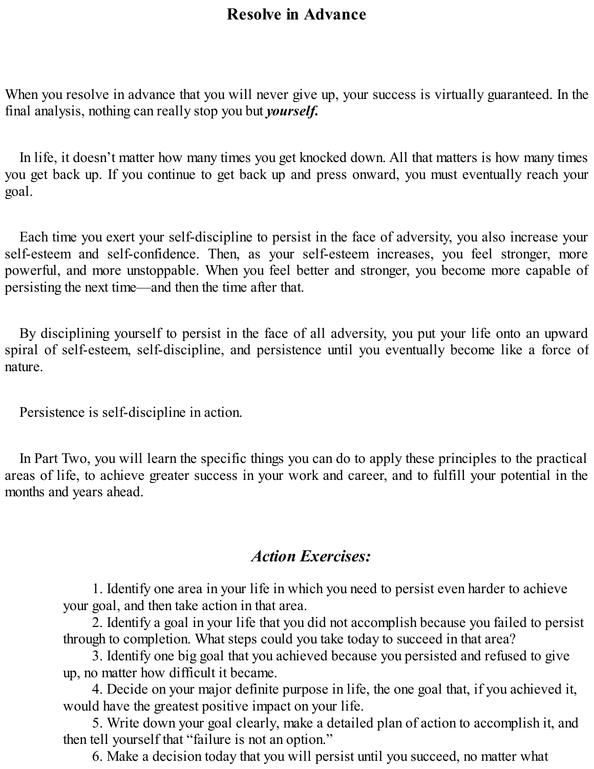# Resolve in Advance

When you resolve in advance that you will never give up, your success is virtually guaranteed. In the final analysis, nothing can really stop you but ***yourself.***

In life, it doesn't matter how many times you get knocked down. All that matters is how many times you get back up. If you continue to get back up and press onward, you must eventually reach your goal.

Each time you exert your self-discipline to persist in the face of adversity, you also increase your self-esteem and self-confidence. Then, as your self-esteem increases, you feel stronger, more powerful, and more unstoppable. When you feel better and stronger, you become more capable of persisting the next time—and then the time after that.

By disciplining yourself to persist in the face of all adversity, you put your life onto an upward spiral of self-esteem, self-discipline, and persistence until you eventually become like a force of nature.

Persistence is self-discipline in action.

In Part Two, you will learn the specific things you can do to apply these principles to the practical areas of life, to achieve greater success in your work and career, and to fulfill your potential in the months and years ahead.

## *Action Exercises:*

1. Identify one area in your life in which you need to persist even harder to achieve your goal, and then take action in that area.
2. Identify a goal in your life that you did not accomplish because you failed to persist through to completion. What steps could you take today to succeed in that area?
3. Identify one big goal that you achieved because you persisted and refused to give up, no matter how difficult it became.
4. Decide on your major definite purpose in life, the one goal that, if you achieved it, would have the greatest positive impact on your life.
5. Write down your goal clearly, make a detailed plan of action to accomplish it, and then tell yourself that "failure is not an option."
6. Make a decision today that you will persist until you succeed, no matter what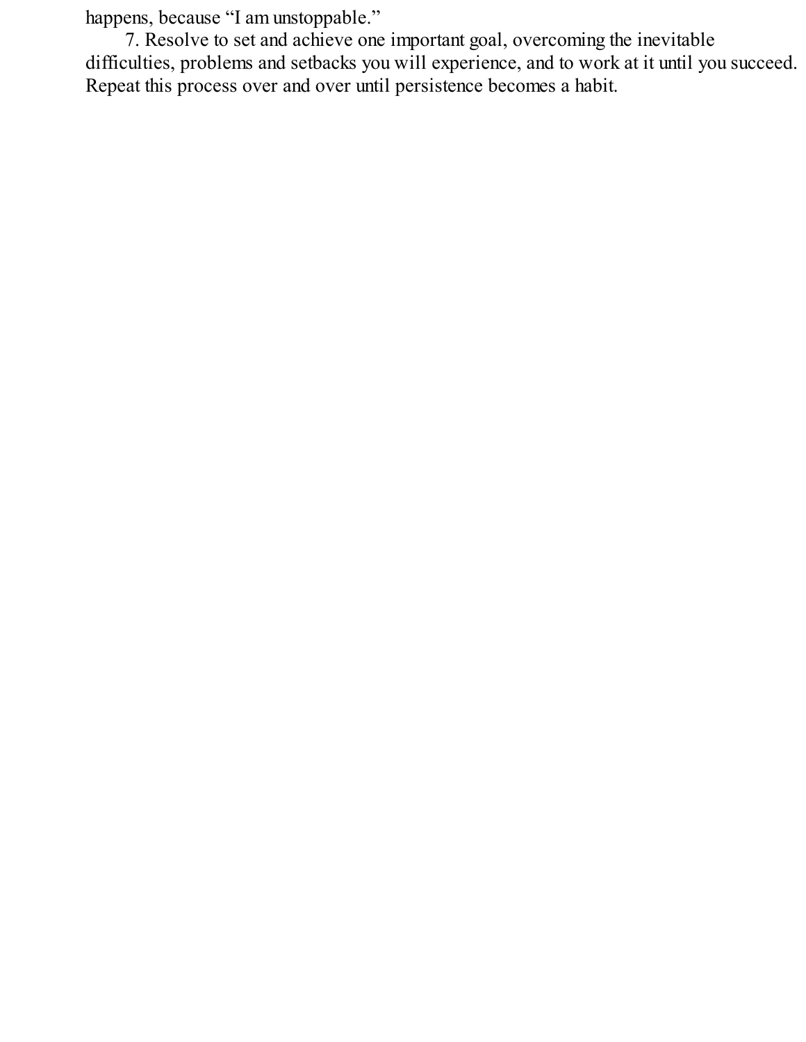happens, because “I am unstoppable.”

7. Resolve to set and achieve one important goal, overcoming the inevitable difficulties, problems and setbacks you will experience, and to work at it until you succeed. Repeat this process over and over until persistence becomes a habit.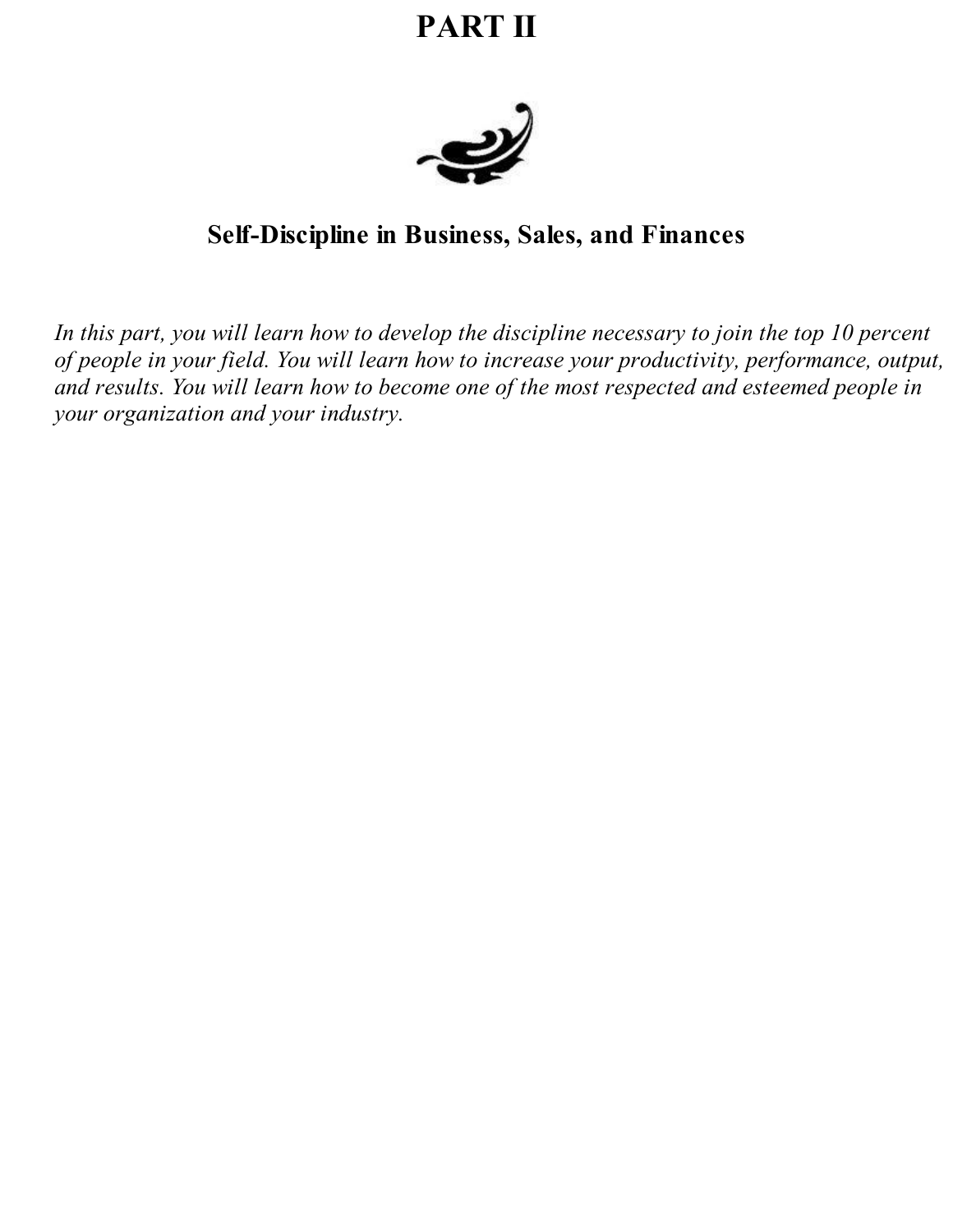# PART II

## Self-Discipline in Business, Sales, and Finances

*In this part, you will learn how to develop the discipline necessary to join the top 10 percent of people in your field. You will learn how to increase your productivity, performance, output, and results. You will learn how to become one of the most respected and esteemed people in your organization and your industry.*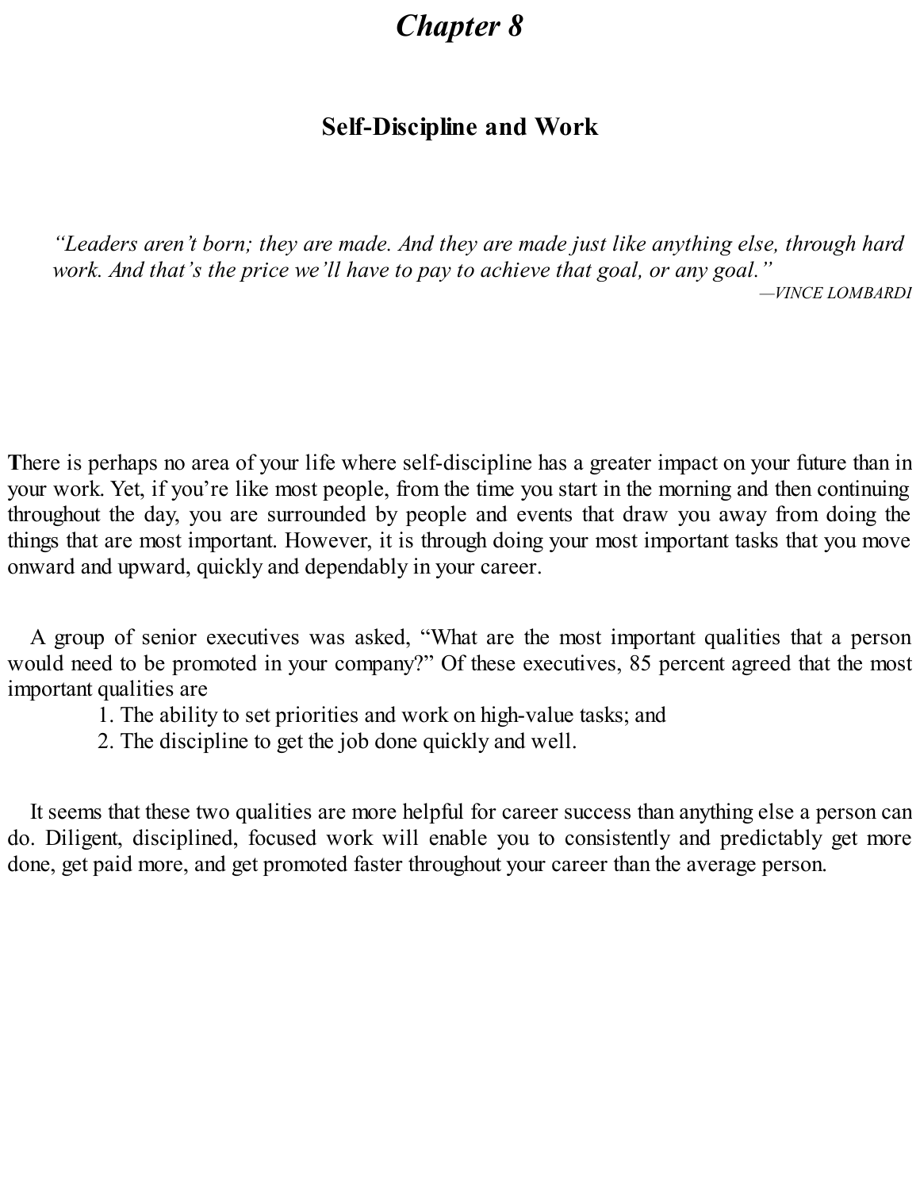# *Chapter 8*

## Self-Discipline and Work

> *"Leaders aren't born; they are made. And they are made just like anything else, through hard work. And that's the price we'll have to pay to achieve that goal, or any goal."*
>
> —*VINCE LOMBARDI*

**T**here is perhaps no area of your life where self-discipline has a greater impact on your future than in your work. Yet, if you're like most people, from the time you start in the morning and then continuing throughout the day, you are surrounded by people and events that draw you away from doing the things that are most important. However, it is through doing your most important tasks that you move onward and upward, quickly and dependably in your career.

A group of senior executives was asked, "What are the most important qualities that a person would need to be promoted in your company?" Of these executives, 85 percent agreed that the most important qualities are

1. The ability to set priorities and work on high-value tasks; and
2. The discipline to get the job done quickly and well.

It seems that these two qualities are more helpful for career success than anything else a person can do. Diligent, disciplined, focused work will enable you to consistently and predictably get more done, get paid more, and get promoted faster throughout your career than the average person.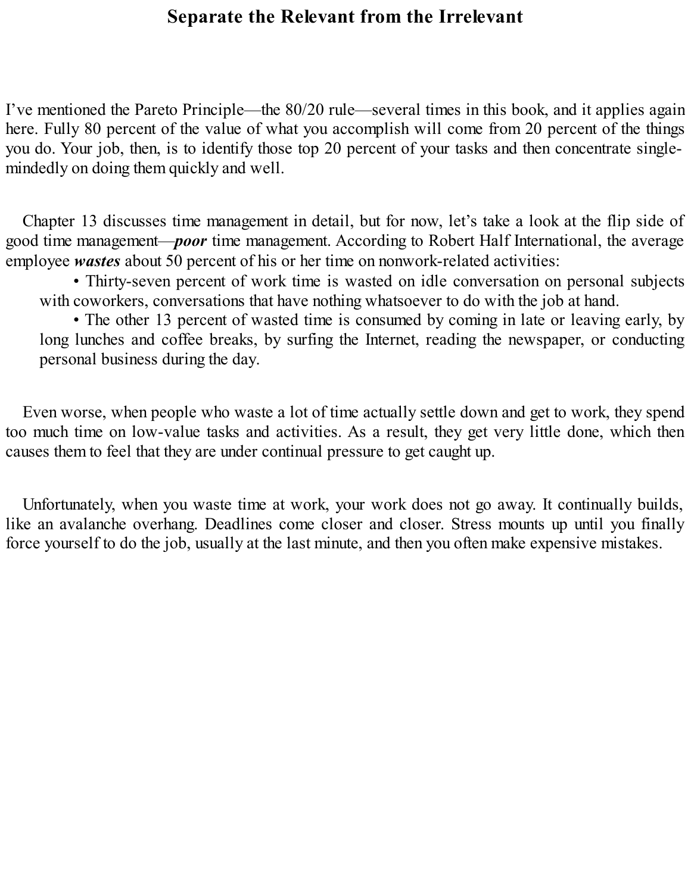## Separate the Relevant from the Irrelevant

I've mentioned the Pareto Principle—the 80/20 rule—several times in this book, and it applies again here. Fully 80 percent of the value of what you accomplish will come from 20 percent of the things you do. Your job, then, is to identify those top 20 percent of your tasks and then concentrate single-mindedly on doing them quickly and well.

Chapter 13 discusses time management in detail, but for now, let's take a look at the flip side of good time management—***poor*** time management. According to Robert Half International, the average employee ***wastes*** about 50 percent of his or her time on nonwork-related activities:

- Thirty-seven percent of work time is wasted on idle conversation on personal subjects with coworkers, conversations that have nothing whatsoever to do with the job at hand.
- The other 13 percent of wasted time is consumed by coming in late or leaving early, by long lunches and coffee breaks, by surfing the Internet, reading the newspaper, or conducting personal business during the day.

Even worse, when people who waste a lot of time actually settle down and get to work, they spend too much time on low-value tasks and activities. As a result, they get very little done, which then causes them to feel that they are under continual pressure to get caught up.

Unfortunately, when you waste time at work, your work does not go away. It continually builds, like an avalanche overhang. Deadlines come closer and closer. Stress mounts up until you finally force yourself to do the job, usually at the last minute, and then you often make expensive mistakes.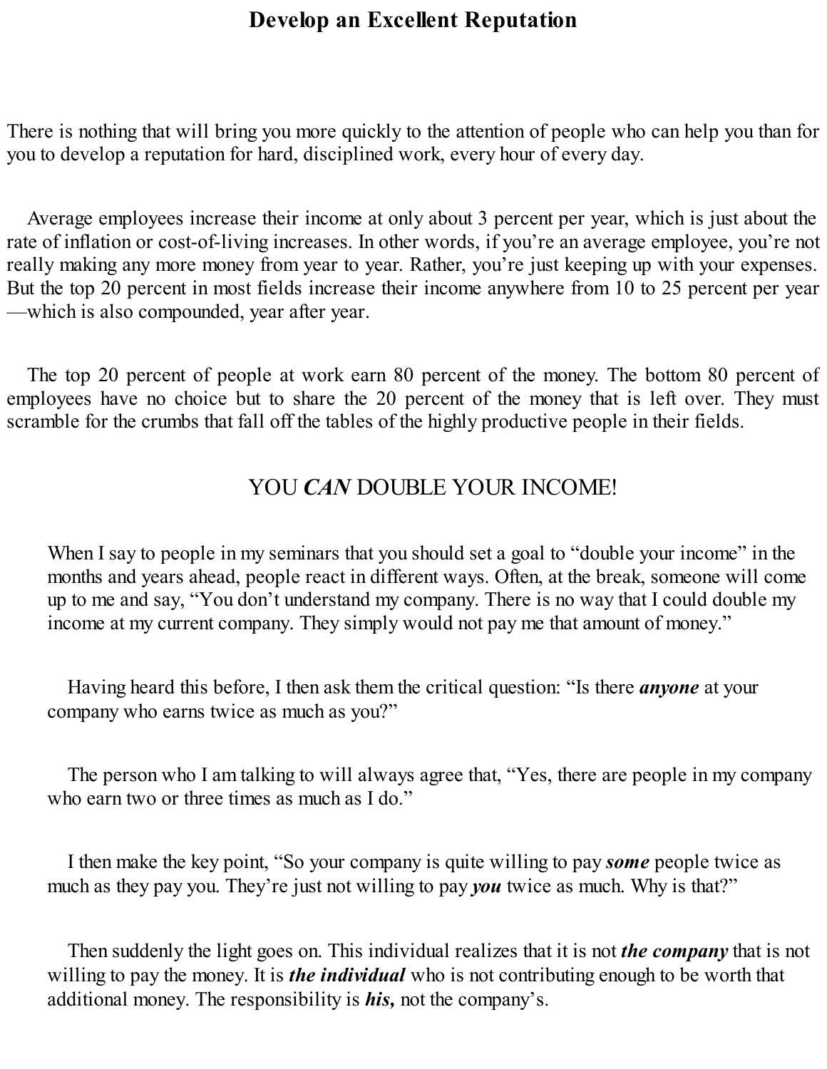# Develop an Excellent Reputation

There is nothing that will bring you more quickly to the attention of people who can help you than for you to develop a reputation for hard, disciplined work, every hour of every day.

Average employees increase their income at only about 3 percent per year, which is just about the rate of inflation or cost-of-living increases. In other words, if you're an average employee, you're not really making any more money from year to year. Rather, you're just keeping up with your expenses. But the top 20 percent in most fields increase their income anywhere from 10 to 25 percent per year —which is also compounded, year after year.

The top 20 percent of people at work earn 80 percent of the money. The bottom 80 percent of employees have no choice but to share the 20 percent of the money that is left over. They must scramble for the crumbs that fall off the tables of the highly productive people in their fields.

## YOU ***CAN*** DOUBLE YOUR INCOME!

When I say to people in my seminars that you should set a goal to "double your income" in the months and years ahead, people react in different ways. Often, at the break, someone will come up to me and say, "You don't understand my company. There is no way that I could double my income at my current company. They simply would not pay me that amount of money."

Having heard this before, I then ask them the critical question: "Is there ***anyone*** at your company who earns twice as much as you?"

The person who I am talking to will always agree that, "Yes, there are people in my company who earn two or three times as much as I do."

I then make the key point, "So your company is quite willing to pay ***some*** people twice as much as they pay you. They're just not willing to pay ***you*** twice as much. Why is that?"

Then suddenly the light goes on. This individual realizes that it is not ***the company*** that is not willing to pay the money. It is ***the individual*** who is not contributing enough to be worth that additional money. The responsibility is ***his,*** not the company's.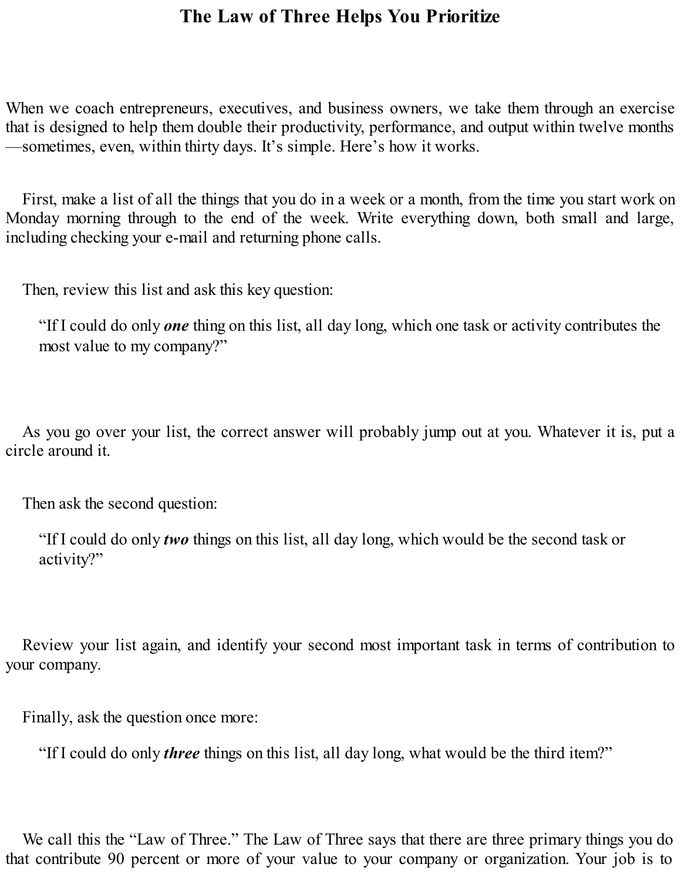# The Law of Three Helps You Prioritize

When we coach entrepreneurs, executives, and business owners, we take them through an exercise that is designed to help them double their productivity, performance, and output within twelve months—sometimes, even, within thirty days. It's simple. Here's how it works.

First, make a list of all the things that you do in a week or a month, from the time you start work on Monday morning through to the end of the week. Write everything down, both small and large, including checking your e-mail and returning phone calls.

Then, review this list and ask this key question:

> "If I could do only ***one*** thing on this list, all day long, which one task or activity contributes the most value to my company?"

As you go over your list, the correct answer will probably jump out at you. Whatever it is, put a circle around it.

Then ask the second question:

> "If I could do only ***two*** things on this list, all day long, which would be the second task or activity?"

Review your list again, and identify your second most important task in terms of contribution to your company.

Finally, ask the question once more:

> "If I could do only ***three*** things on this list, all day long, what would be the third item?"

We call this the "Law of Three." The Law of Three says that there are three primary things you do that contribute 90 percent or more of your value to your company or organization. Your job is to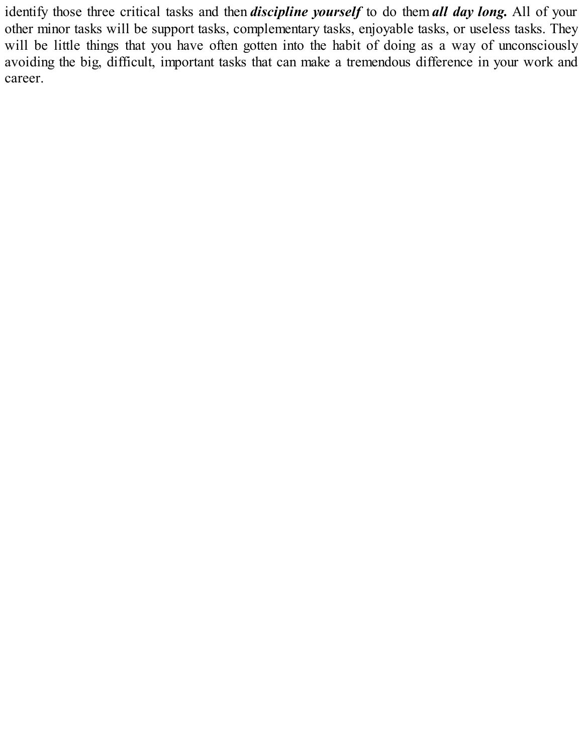identify those three critical tasks and then ***discipline yourself*** to do them ***all day long.*** All of your other minor tasks will be support tasks, complementary tasks, enjoyable tasks, or useless tasks. They will be little things that you have often gotten into the habit of doing as a way of unconsciously avoiding the big, difficult, important tasks that can make a tremendous difference in your work and career.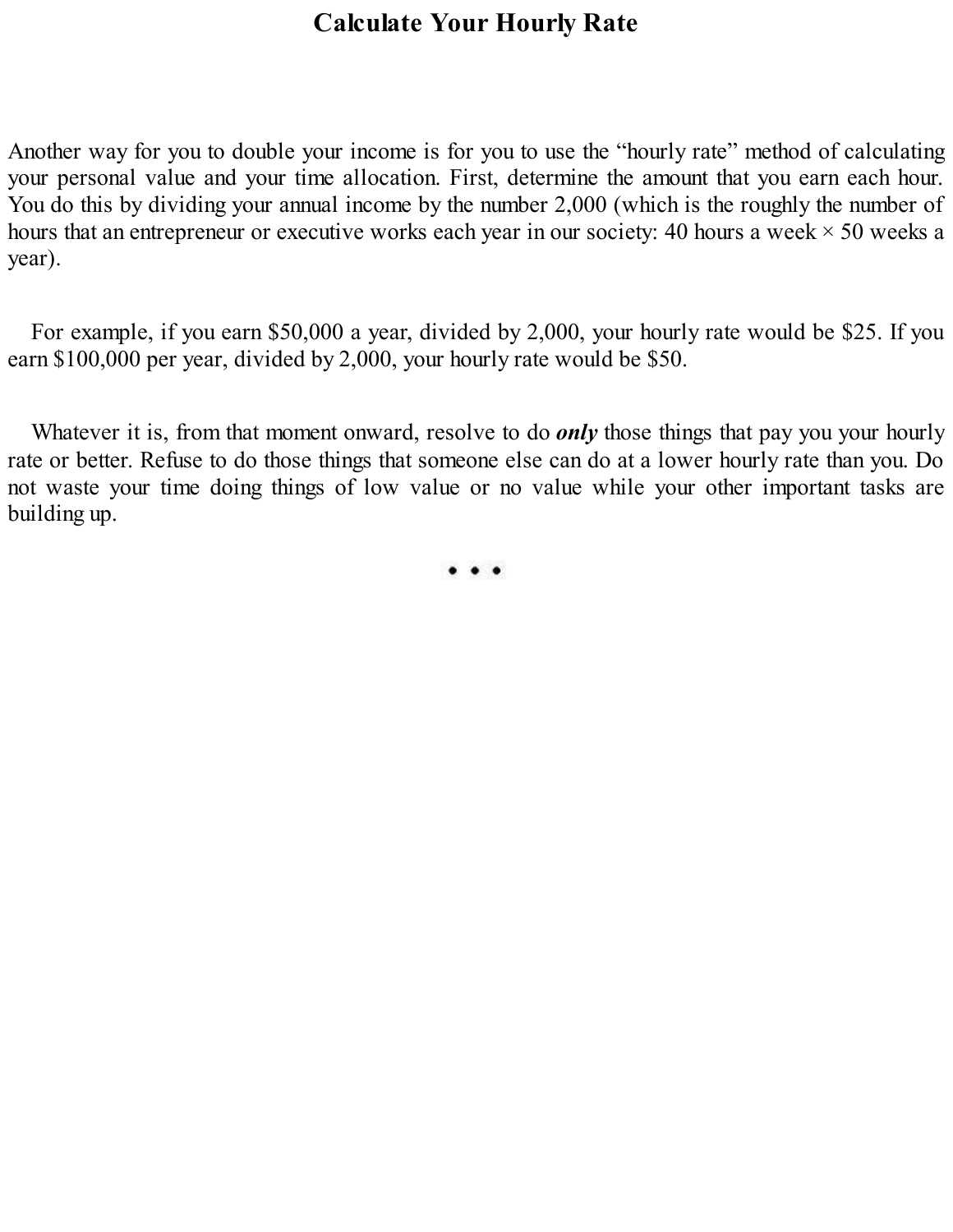# Calculate Your Hourly Rate

Another way for you to double your income is for you to use the “hourly rate” method of calculating your personal value and your time allocation. First, determine the amount that you earn each hour. You do this by dividing your annual income by the number 2,000 (which is the roughly the number of hours that an entrepreneur or executive works each year in our society: 40 hours a week × 50 weeks a year).

For example, if you earn $50,000 a year, divided by 2,000, your hourly rate would be $25. If you earn $100,000 per year, divided by 2,000, your hourly rate would be $50.

Whatever it is, from that moment onward, resolve to do ***only*** those things that pay you your hourly rate or better. Refuse to do those things that someone else can do at a lower hourly rate than you. Do not waste your time doing things of low value or no value while your other important tasks are building up.

• • •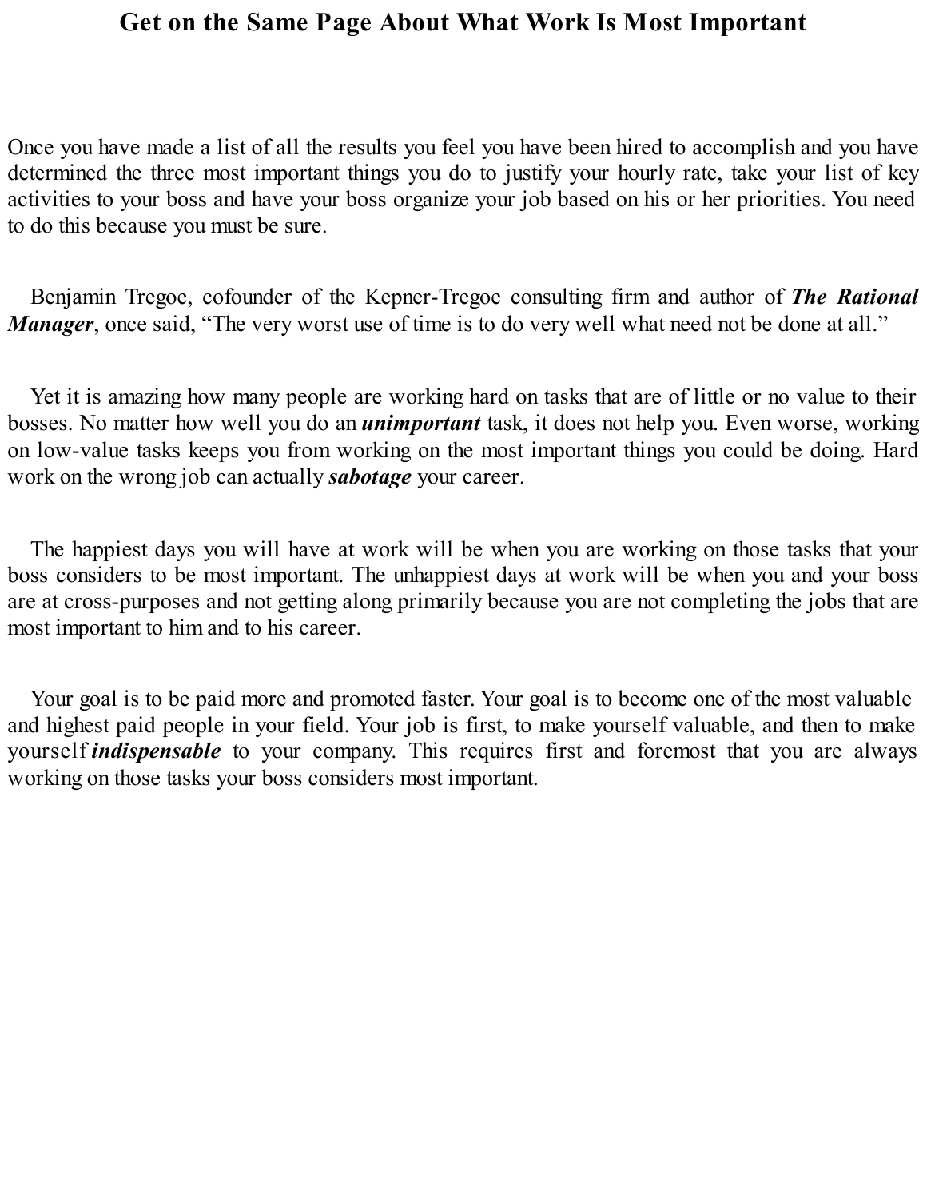# Get on the Same Page About What Work Is Most Important

Once you have made a list of all the results you feel you have been hired to accomplish and you have determined the three most important things you do to justify your hourly rate, take your list of key activities to your boss and have your boss organize your job based on his or her priorities. You need to do this because you must be sure.

Benjamin Tregoe, cofounder of the Kepner-Tregoe consulting firm and author of ***The Rational Manager***, once said, “The very worst use of time is to do very well what need not be done at all.”

Yet it is amazing how many people are working hard on tasks that are of little or no value to their bosses. No matter how well you do an ***unimportant*** task, it does not help you. Even worse, working on low-value tasks keeps you from working on the most important things you could be doing. Hard work on the wrong job can actually ***sabotage*** your career.

The happiest days you will have at work will be when you are working on those tasks that your boss considers to be most important. The unhappiest days at work will be when you and your boss are at cross-purposes and not getting along primarily because you are not completing the jobs that are most important to him and to his career.

Your goal is to be paid more and promoted faster. Your goal is to become one of the most valuable and highest paid people in your field. Your job is first, to make yourself valuable, and then to make yourself ***indispensable*** to your company. This requires first and foremost that you are always working on those tasks your boss considers most important.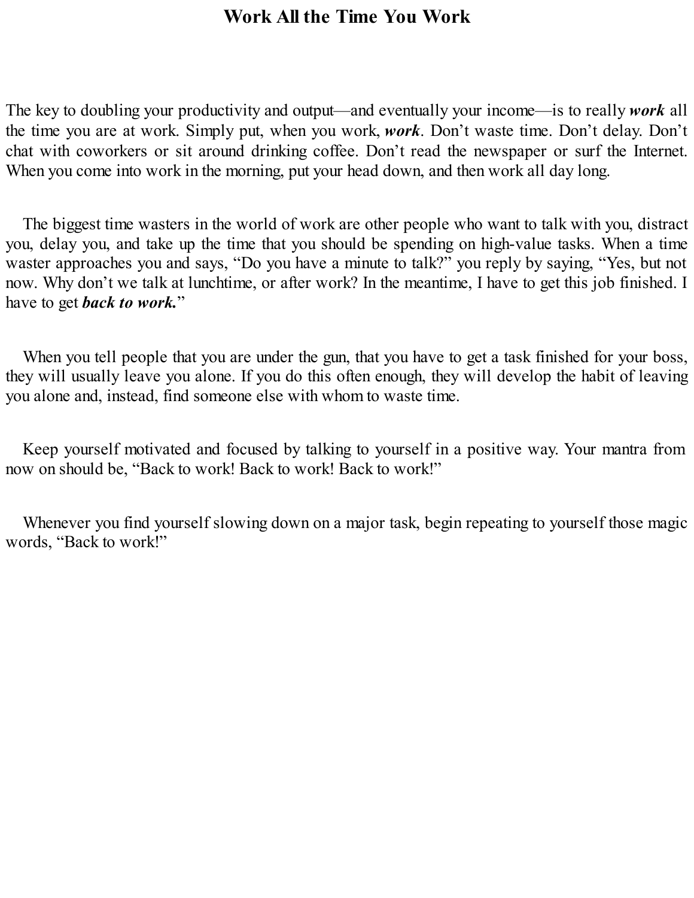# Work All the Time You Work

The key to doubling your productivity and output—and eventually your income—is to really ***work*** all the time you are at work. Simply put, when you work, ***work***. Don't waste time. Don't delay. Don't chat with coworkers or sit around drinking coffee. Don't read the newspaper or surf the Internet. When you come into work in the morning, put your head down, and then work all day long.

The biggest time wasters in the world of work are other people who want to talk with you, distract you, delay you, and take up the time that you should be spending on high-value tasks. When a time waster approaches you and says, "Do you have a minute to talk?" you reply by saying, "Yes, but not now. Why don't we talk at lunchtime, or after work? In the meantime, I have to get this job finished. I have to get ***back to work.***"

When you tell people that you are under the gun, that you have to get a task finished for your boss, they will usually leave you alone. If you do this often enough, they will develop the habit of leaving you alone and, instead, find someone else with whom to waste time.

Keep yourself motivated and focused by talking to yourself in a positive way. Your mantra from now on should be, "Back to work! Back to work! Back to work!"

Whenever you find yourself slowing down on a major task, begin repeating to yourself those magic words, "Back to work!"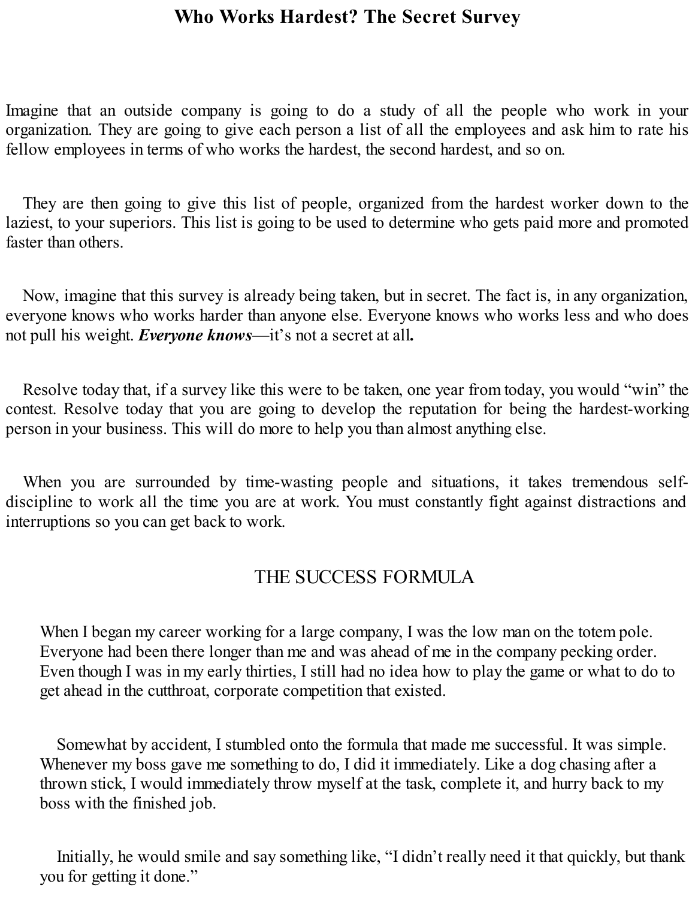# Who Works Hardest? The Secret Survey

Imagine that an outside company is going to do a study of all the people who work in your organization. They are going to give each person a list of all the employees and ask him to rate his fellow employees in terms of who works the hardest, the second hardest, and so on.

They are then going to give this list of people, organized from the hardest worker down to the laziest, to your superiors. This list is going to be used to determine who gets paid more and promoted faster than others.

Now, imagine that this survey is already being taken, but in secret. The fact is, in any organization, everyone knows who works harder than anyone else. Everyone knows who works less and who does not pull his weight. ***Everyone knows***—it's not a secret at all**.**

Resolve today that, if a survey like this were to be taken, one year from today, you would "win" the contest. Resolve today that you are going to develop the reputation for being the hardest-working person in your business. This will do more to help you than almost anything else.

When you are surrounded by time-wasting people and situations, it takes tremendous self-discipline to work all the time you are at work. You must constantly fight against distractions and interruptions so you can get back to work.

## THE SUCCESS FORMULA

> When I began my career working for a large company, I was the low man on the totem pole. Everyone had been there longer than me and was ahead of me in the company pecking order. Even though I was in my early thirties, I still had no idea how to play the game or what to do to get ahead in the cutthroat, corporate competition that existed.
>
> Somewhat by accident, I stumbled onto the formula that made me successful. It was simple. Whenever my boss gave me something to do, I did it immediately. Like a dog chasing after a thrown stick, I would immediately throw myself at the task, complete it, and hurry back to my boss with the finished job.
>
> Initially, he would smile and say something like, "I didn't really need it that quickly, but thank you for getting it done."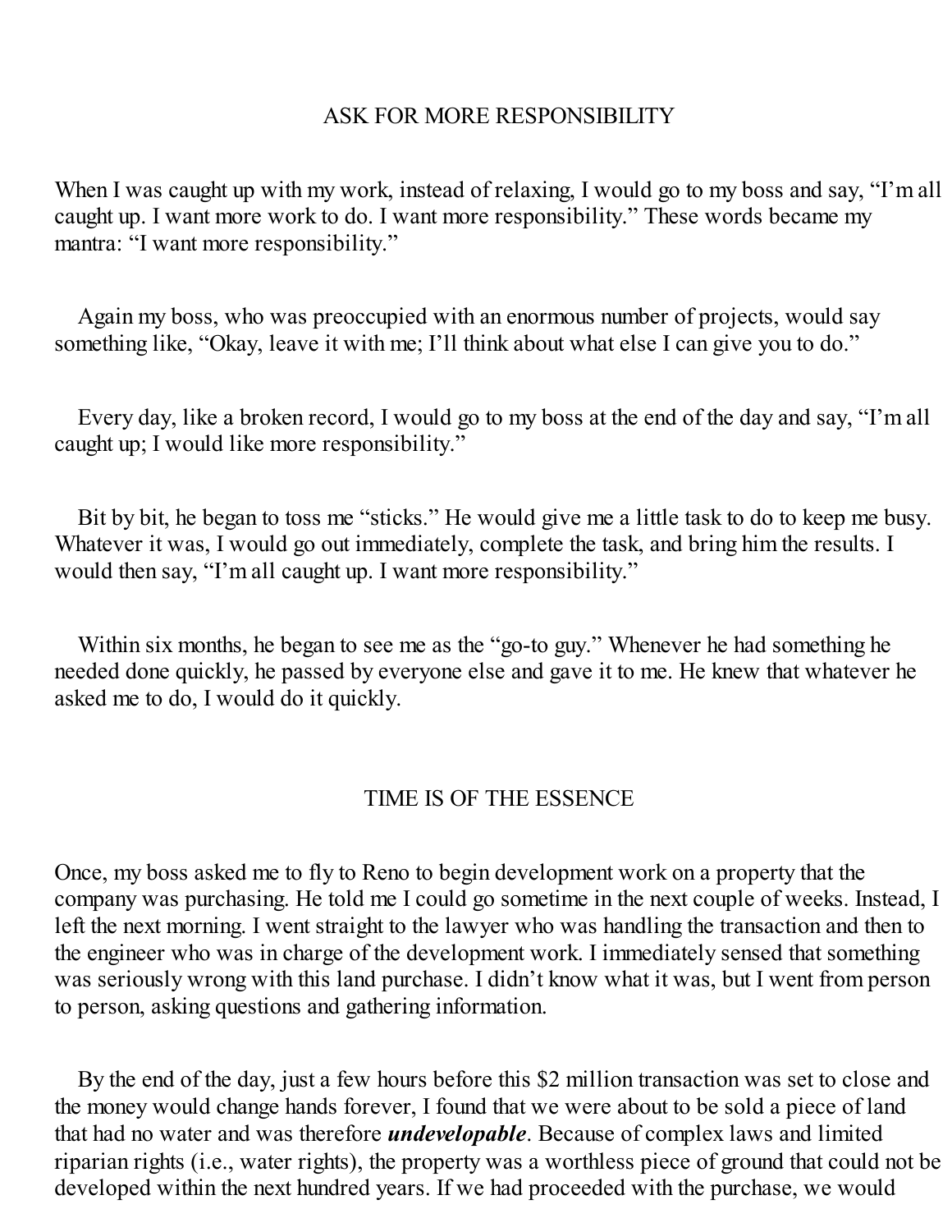## ASK FOR MORE RESPONSIBILITY

When I was caught up with my work, instead of relaxing, I would go to my boss and say, "I'm all caught up. I want more work to do. I want more responsibility." These words became my mantra: "I want more responsibility."

Again my boss, who was preoccupied with an enormous number of projects, would say something like, "Okay, leave it with me; I'll think about what else I can give you to do."

Every day, like a broken record, I would go to my boss at the end of the day and say, "I'm all caught up; I would like more responsibility."

Bit by bit, he began to toss me "sticks." He would give me a little task to do to keep me busy. Whatever it was, I would go out immediately, complete the task, and bring him the results. I would then say, "I'm all caught up. I want more responsibility."

Within six months, he began to see me as the "go-to guy." Whenever he had something he needed done quickly, he passed by everyone else and gave it to me. He knew that whatever he asked me to do, I would do it quickly.

## TIME IS OF THE ESSENCE

Once, my boss asked me to fly to Reno to begin development work on a property that the company was purchasing. He told me I could go sometime in the next couple of weeks. Instead, I left the next morning. I went straight to the lawyer who was handling the transaction and then to the engineer who was in charge of the development work. I immediately sensed that something was seriously wrong with this land purchase. I didn't know what it was, but I went from person to person, asking questions and gathering information.

By the end of the day, just a few hours before this $2 million transaction was set to close and the money would change hands forever, I found that we were about to be sold a piece of land that had no water and was therefore ***undevelopable***. Because of complex laws and limited riparian rights (i.e., water rights), the property was a worthless piece of ground that could not be developed within the next hundred years. If we had proceeded with the purchase, we would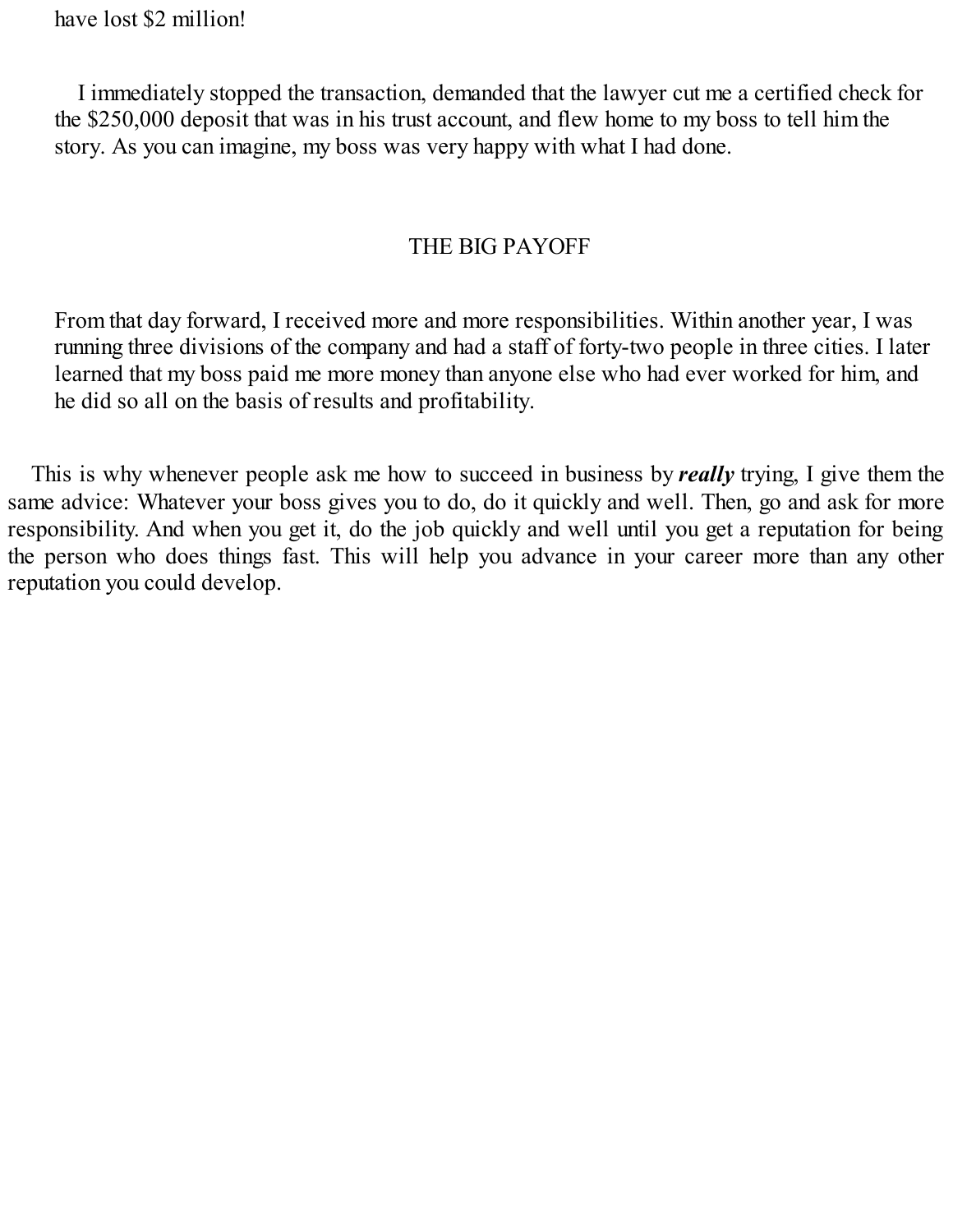have lost $2 million!

I immediately stopped the transaction, demanded that the lawyer cut me a certified check for the $250,000 deposit that was in his trust account, and flew home to my boss to tell him the story. As you can imagine, my boss was very happy with what I had done.

## THE BIG PAYOFF

From that day forward, I received more and more responsibilities. Within another year, I was running three divisions of the company and had a staff of forty-two people in three cities. I later learned that my boss paid me more money than anyone else who had ever worked for him, and he did so all on the basis of results and profitability.

This is why whenever people ask me how to succeed in business by ***really*** trying, I give them the same advice: Whatever your boss gives you to do, do it quickly and well. Then, go and ask for more responsibility. And when you get it, do the job quickly and well until you get a reputation for being the person who does things fast. This will help you advance in your career more than any other reputation you could develop.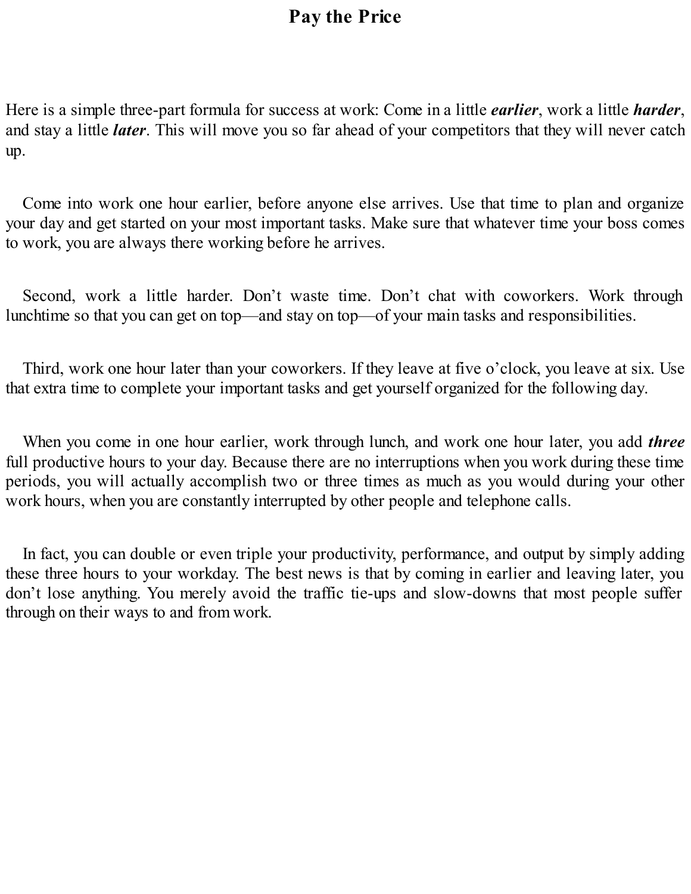# Pay the Price

Here is a simple three-part formula for success at work: Come in a little ***earlier***, work a little ***harder***, and stay a little ***later***. This will move you so far ahead of your competitors that they will never catch up.

Come into work one hour earlier, before anyone else arrives. Use that time to plan and organize your day and get started on your most important tasks. Make sure that whatever time your boss comes to work, you are always there working before he arrives.

Second, work a little harder. Don't waste time. Don't chat with coworkers. Work through lunchtime so that you can get on top—and stay on top—of your main tasks and responsibilities.

Third, work one hour later than your coworkers. If they leave at five o'clock, you leave at six. Use that extra time to complete your important tasks and get yourself organized for the following day.

When you come in one hour earlier, work through lunch, and work one hour later, you add ***three*** full productive hours to your day. Because there are no interruptions when you work during these time periods, you will actually accomplish two or three times as much as you would during your other work hours, when you are constantly interrupted by other people and telephone calls.

In fact, you can double or even triple your productivity, performance, and output by simply adding these three hours to your workday. The best news is that by coming in earlier and leaving later, you don't lose anything. You merely avoid the traffic tie-ups and slow-downs that most people suffer through on their ways to and from work.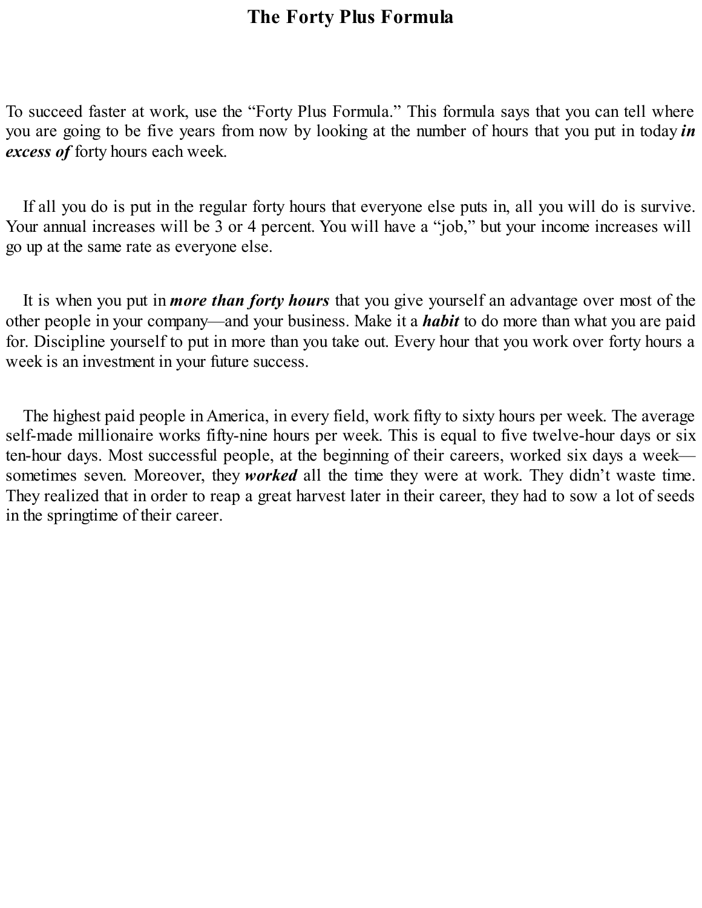# The Forty Plus Formula

To succeed faster at work, use the "Forty Plus Formula." This formula says that you can tell where you are going to be five years from now by looking at the number of hours that you put in today ***in excess of*** forty hours each week.

If all you do is put in the regular forty hours that everyone else puts in, all you will do is survive. Your annual increases will be 3 or 4 percent. You will have a "job," but your income increases will go up at the same rate as everyone else.

It is when you put in ***more than forty hours*** that you give yourself an advantage over most of the other people in your company—and your business. Make it a ***habit*** to do more than what you are paid for. Discipline yourself to put in more than you take out. Every hour that you work over forty hours a week is an investment in your future success.

The highest paid people in America, in every field, work fifty to sixty hours per week. The average self-made millionaire works fifty-nine hours per week. This is equal to five twelve-hour days or six ten-hour days. Most successful people, at the beginning of their careers, worked six days a week—sometimes seven. Moreover, they ***worked*** all the time they were at work. They didn't waste time. They realized that in order to reap a great harvest later in their career, they had to sow a lot of seeds in the springtime of their career.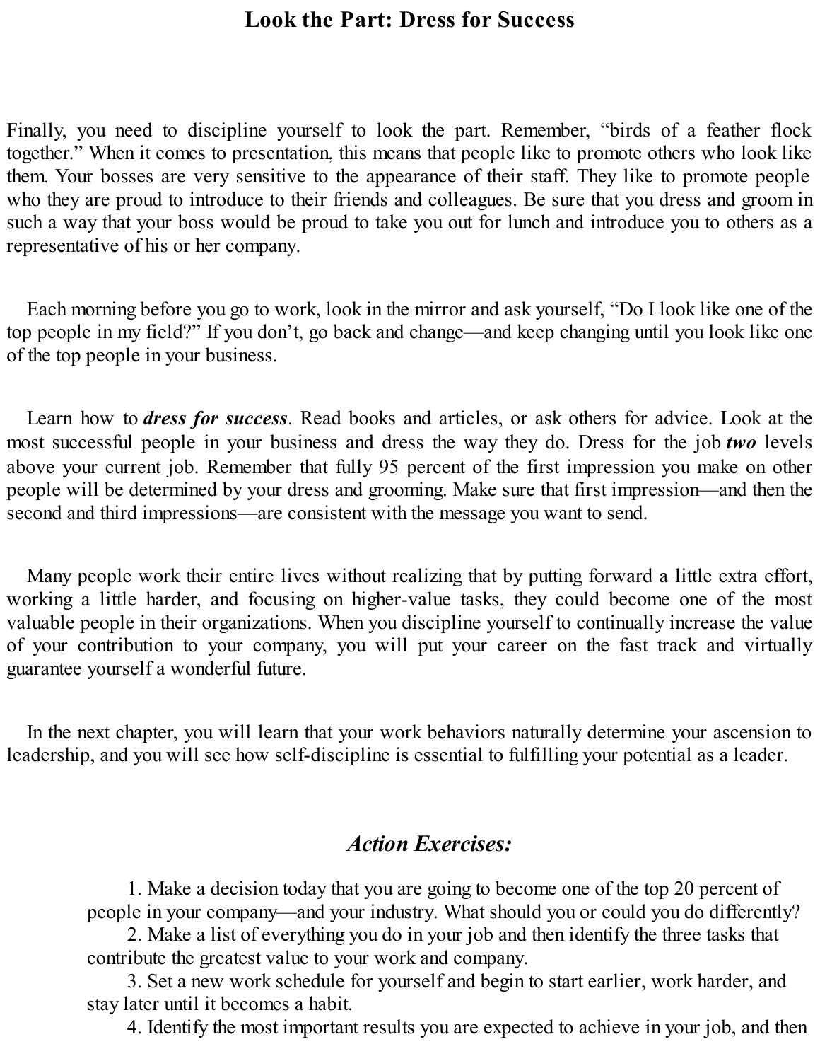## Look the Part: Dress for Success

Finally, you need to discipline yourself to look the part. Remember, "birds of a feather flock together." When it comes to presentation, this means that people like to promote others who look like them. Your bosses are very sensitive to the appearance of their staff. They like to promote people who they are proud to introduce to their friends and colleagues. Be sure that you dress and groom in such a way that your boss would be proud to take you out for lunch and introduce you to others as a representative of his or her company.

Each morning before you go to work, look in the mirror and ask yourself, "Do I look like one of the top people in my field?" If you don't, go back and change—and keep changing until you look like one of the top people in your business.

Learn how to ***dress for success***. Read books and articles, or ask others for advice. Look at the most successful people in your business and dress the way they do. Dress for the job ***two*** levels above your current job. Remember that fully 95 percent of the first impression you make on other people will be determined by your dress and grooming. Make sure that first impression—and then the second and third impressions—are consistent with the message you want to send.

Many people work their entire lives without realizing that by putting forward a little extra effort, working a little harder, and focusing on higher-value tasks, they could become one of the most valuable people in their organizations. When you discipline yourself to continually increase the value of your contribution to your company, you will put your career on the fast track and virtually guarantee yourself a wonderful future.

In the next chapter, you will learn that your work behaviors naturally determine your ascension to leadership, and you will see how self-discipline is essential to fulfilling your potential as a leader.

### *Action Exercises:*

1. Make a decision today that you are going to become one of the top 20 percent of people in your company—and your industry. What should you or could you do differently?
2. Make a list of everything you do in your job and then identify the three tasks that contribute the greatest value to your work and company.
3. Set a new work schedule for yourself and begin to start earlier, work harder, and stay later until it becomes a habit.
4. Identify the most important results you are expected to achieve in your job, and then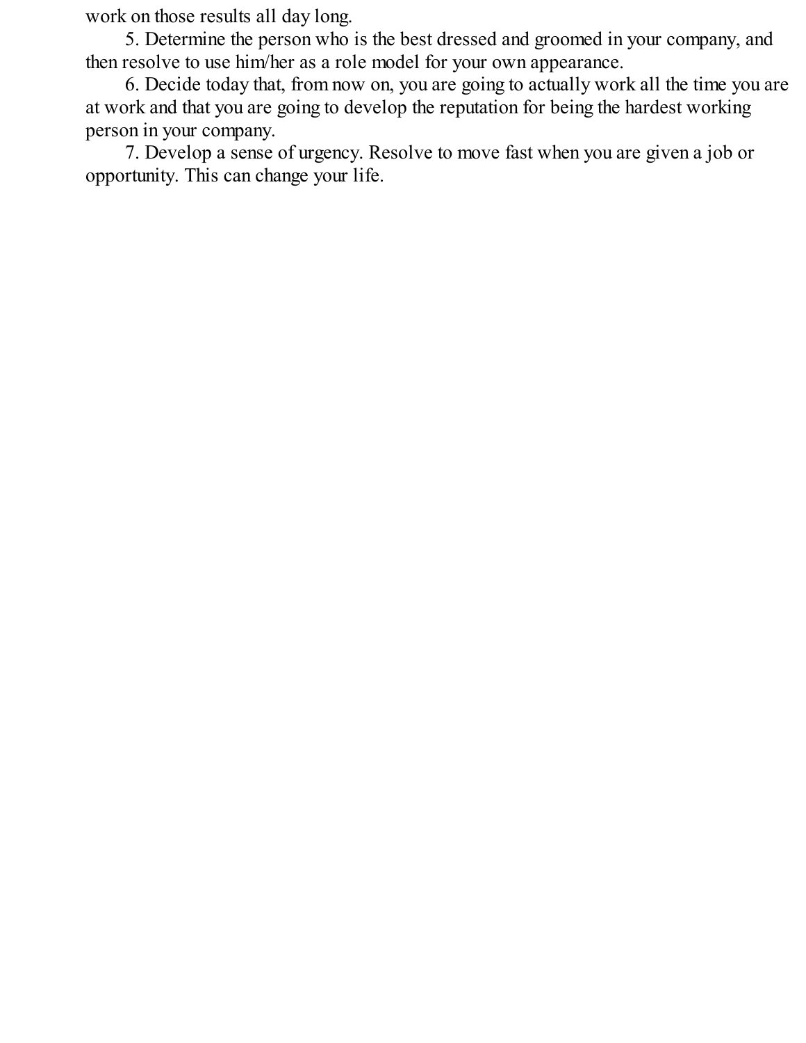work on those results all day long.

5. Determine the person who is the best dressed and groomed in your company, and then resolve to use him/her as a role model for your own appearance.

6. Decide today that, from now on, you are going to actually work all the time you are at work and that you are going to develop the reputation for being the hardest working person in your company.

7. Develop a sense of urgency. Resolve to move fast when you are given a job or opportunity. This can change your life.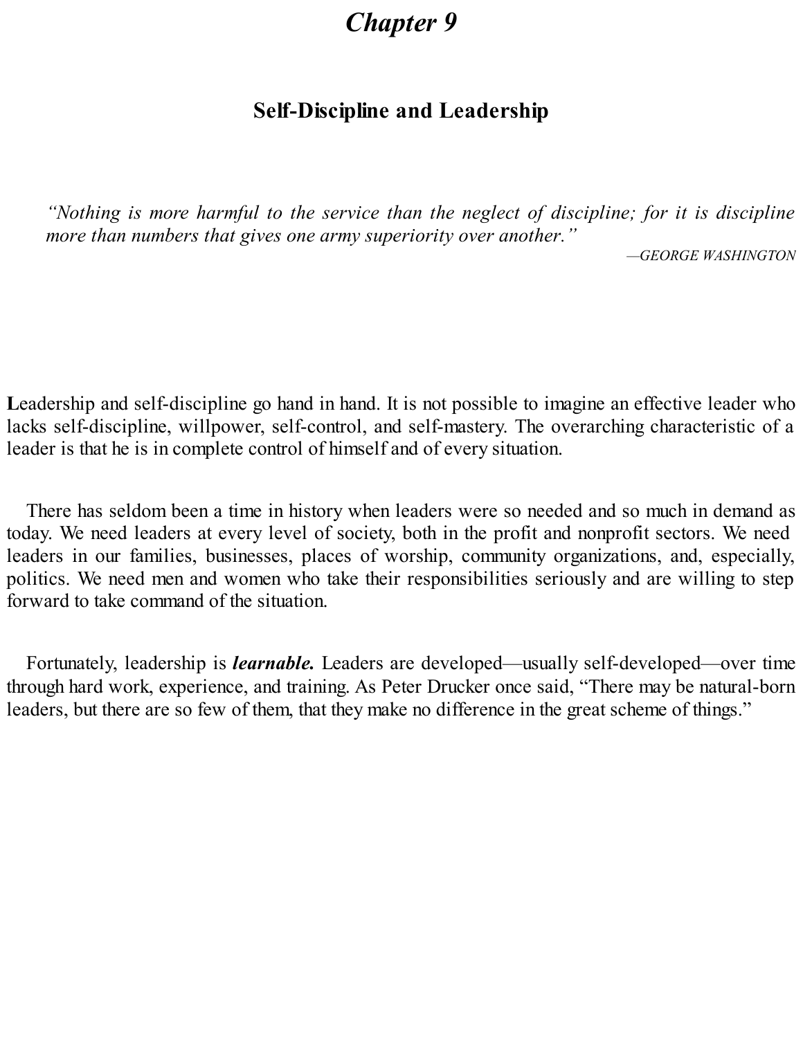# Chapter 9

## Self-Discipline and Leadership

> *"Nothing is more harmful to the service than the neglect of discipline; for it is discipline more than numbers that gives one army superiority over another."*
>
> —*GEORGE WASHINGTON*

Leadership and self-discipline go hand in hand. It is not possible to imagine an effective leader who lacks self-discipline, willpower, self-control, and self-mastery. The overarching characteristic of a leader is that he is in complete control of himself and of every situation.

There has seldom been a time in history when leaders were so needed and so much in demand as today. We need leaders at every level of society, both in the profit and nonprofit sectors. We need leaders in our families, businesses, places of worship, community organizations, and, especially, politics. We need men and women who take their responsibilities seriously and are willing to step forward to take command of the situation.

Fortunately, leadership is ***learnable.*** Leaders are developed—usually self-developed—over time through hard work, experience, and training. As Peter Drucker once said, "There may be natural-born leaders, but there are so few of them, that they make no difference in the great scheme of things."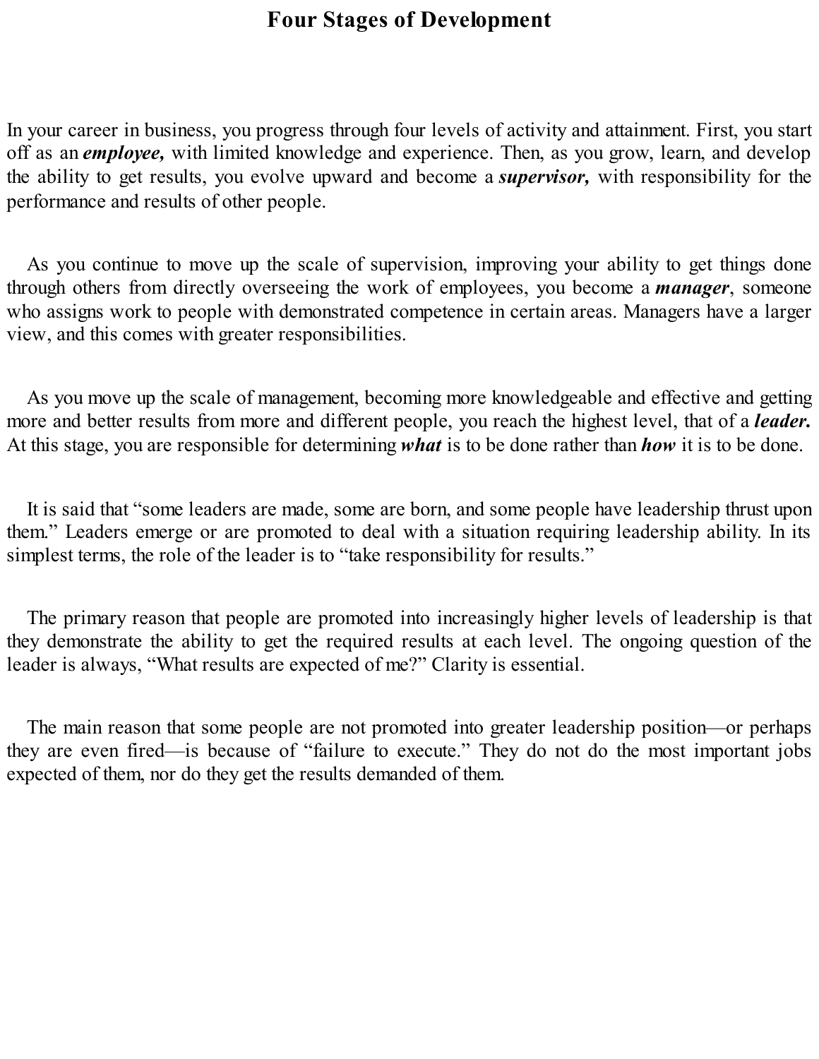# Four Stages of Development

In your career in business, you progress through four levels of activity and attainment. First, you start off as an ***employee,*** with limited knowledge and experience. Then, as you grow, learn, and develop the ability to get results, you evolve upward and become a ***supervisor,*** with responsibility for the performance and results of other people.

As you continue to move up the scale of supervision, improving your ability to get things done through others from directly overseeing the work of employees, you become a ***manager***, someone who assigns work to people with demonstrated competence in certain areas. Managers have a larger view, and this comes with greater responsibilities.

As you move up the scale of management, becoming more knowledgeable and effective and getting more and better results from more and different people, you reach the highest level, that of a ***leader.*** At this stage, you are responsible for determining ***what*** is to be done rather than ***how*** it is to be done.

It is said that "some leaders are made, some are born, and some people have leadership thrust upon them." Leaders emerge or are promoted to deal with a situation requiring leadership ability. In its simplest terms, the role of the leader is to "take responsibility for results."

The primary reason that people are promoted into increasingly higher levels of leadership is that they demonstrate the ability to get the required results at each level. The ongoing question of the leader is always, "What results are expected of me?" Clarity is essential.

The main reason that some people are not promoted into greater leadership position—or perhaps they are even fired—is because of "failure to execute." They do not do the most important jobs expected of them, nor do they get the results demanded of them.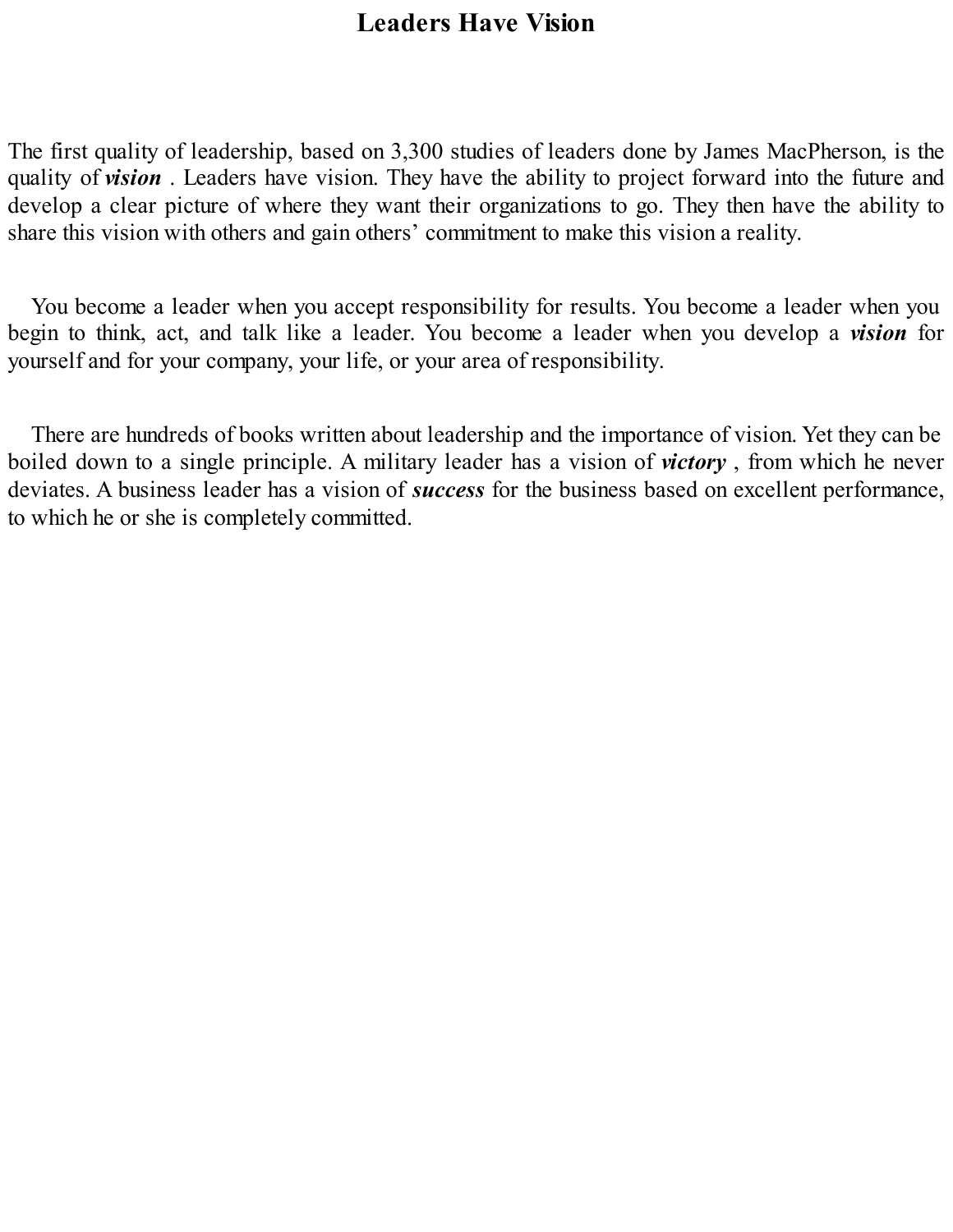# Leaders Have Vision

The first quality of leadership, based on 3,300 studies of leaders done by James MacPherson, is the quality of ***vision*** . Leaders have vision. They have the ability to project forward into the future and develop a clear picture of where they want their organizations to go. They then have the ability to share this vision with others and gain others' commitment to make this vision a reality.

You become a leader when you accept responsibility for results. You become a leader when you begin to think, act, and talk like a leader. You become a leader when you develop a ***vision*** for yourself and for your company, your life, or your area of responsibility.

There are hundreds of books written about leadership and the importance of vision. Yet they can be boiled down to a single principle. A military leader has a vision of ***victory*** , from which he never deviates. A business leader has a vision of ***success*** for the business based on excellent performance, to which he or she is completely committed.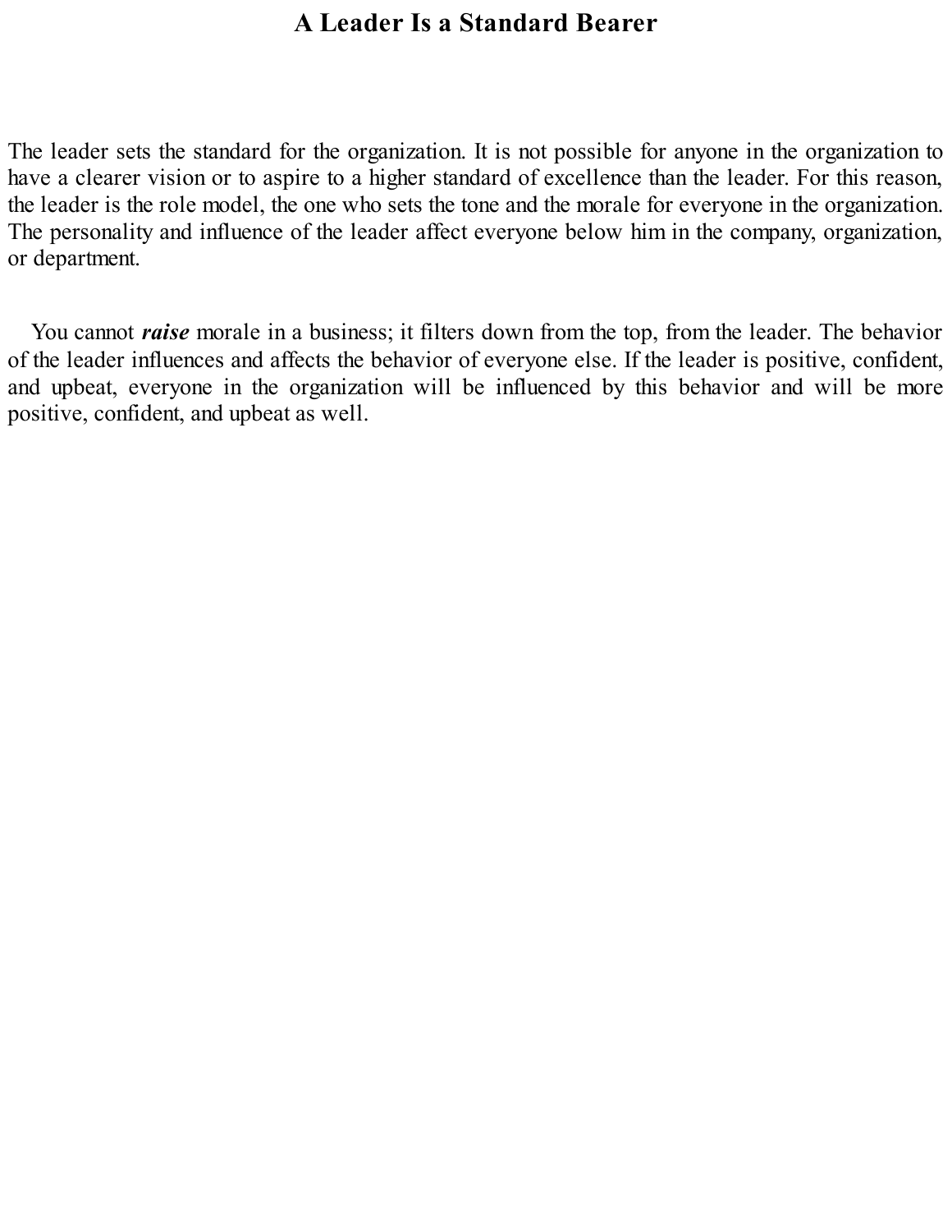# A Leader Is a Standard Bearer

The leader sets the standard for the organization. It is not possible for anyone in the organization to have a clearer vision or to aspire to a higher standard of excellence than the leader. For this reason, the leader is the role model, the one who sets the tone and the morale for everyone in the organization. The personality and influence of the leader affect everyone below him in the company, organization, or department.

You cannot ***raise*** morale in a business; it filters down from the top, from the leader. The behavior of the leader influences and affects the behavior of everyone else. If the leader is positive, confident, and upbeat, everyone in the organization will be influenced by this behavior and will be more positive, confident, and upbeat as well.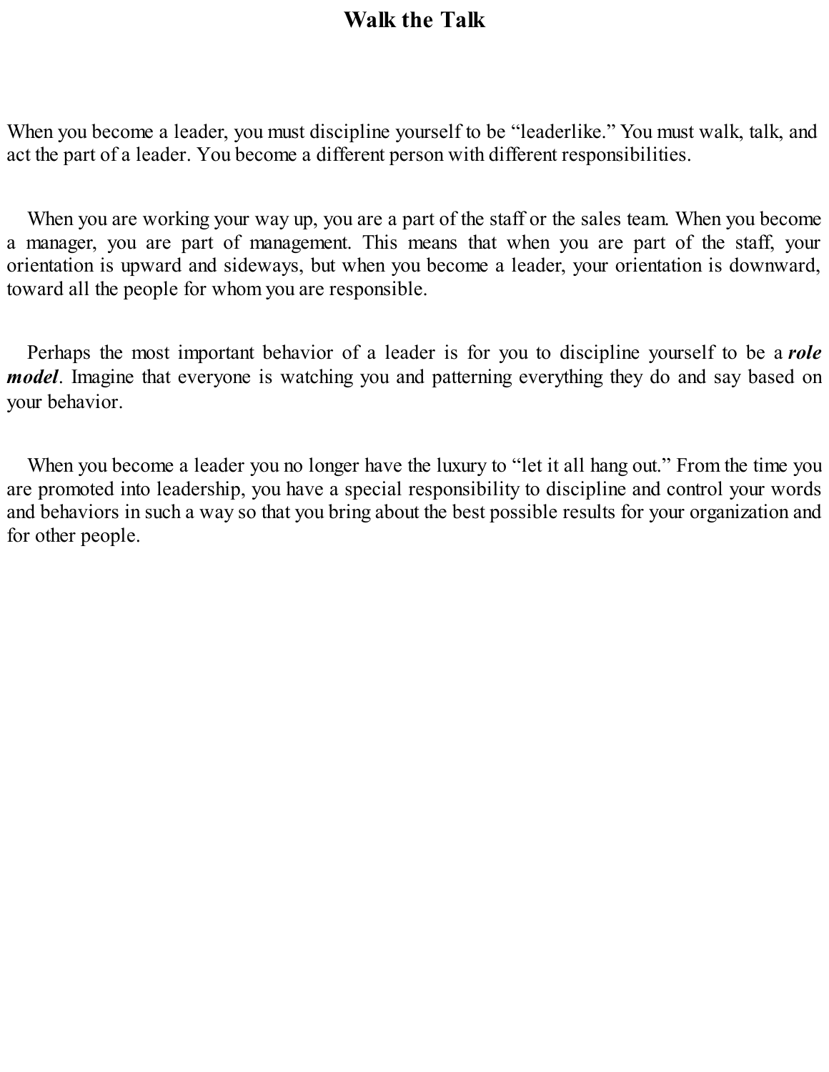# Walk the Talk

When you become a leader, you must discipline yourself to be “leaderlike.” You must walk, talk, and act the part of a leader. You become a different person with different responsibilities.

When you are working your way up, you are a part of the staff or the sales team. When you become a manager, you are part of management. This means that when you are part of the staff, your orientation is upward and sideways, but when you become a leader, your orientation is downward, toward all the people for whom you are responsible.

Perhaps the most important behavior of a leader is for you to discipline yourself to be a ***role model***. Imagine that everyone is watching you and patterning everything they do and say based on your behavior.

When you become a leader you no longer have the luxury to “let it all hang out.” From the time you are promoted into leadership, you have a special responsibility to discipline and control your words and behaviors in such a way so that you bring about the best possible results for your organization and for other people.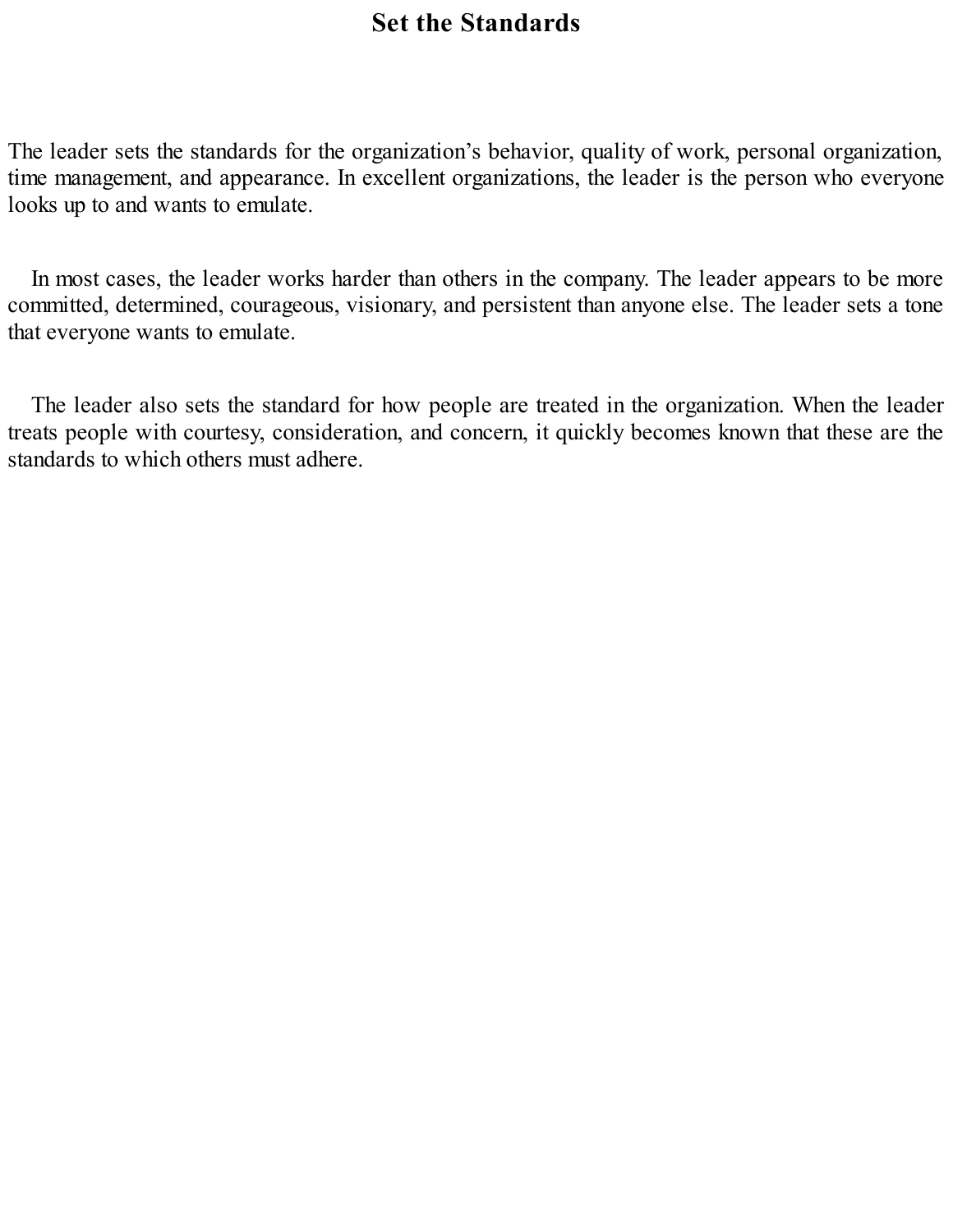# Set the Standards

The leader sets the standards for the organization's behavior, quality of work, personal organization, time management, and appearance. In excellent organizations, the leader is the person who everyone looks up to and wants to emulate.

In most cases, the leader works harder than others in the company. The leader appears to be more committed, determined, courageous, visionary, and persistent than anyone else. The leader sets a tone that everyone wants to emulate.

The leader also sets the standard for how people are treated in the organization. When the leader treats people with courtesy, consideration, and concern, it quickly becomes known that these are the standards to which others must adhere.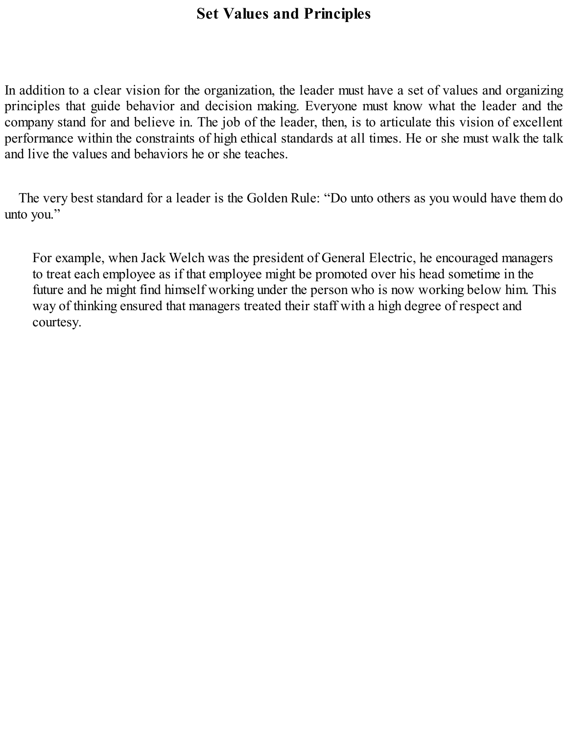# Set Values and Principles

In addition to a clear vision for the organization, the leader must have a set of values and organizing principles that guide behavior and decision making. Everyone must know what the leader and the company stand for and believe in. The job of the leader, then, is to articulate this vision of excellent performance within the constraints of high ethical standards at all times. He or she must walk the talk and live the values and behaviors he or she teaches.

The very best standard for a leader is the Golden Rule: "Do unto others as you would have them do unto you."

> For example, when Jack Welch was the president of General Electric, he encouraged managers to treat each employee as if that employee might be promoted over his head sometime in the future and he might find himself working under the person who is now working below him. This way of thinking ensured that managers treated their staff with a high degree of respect and courtesy.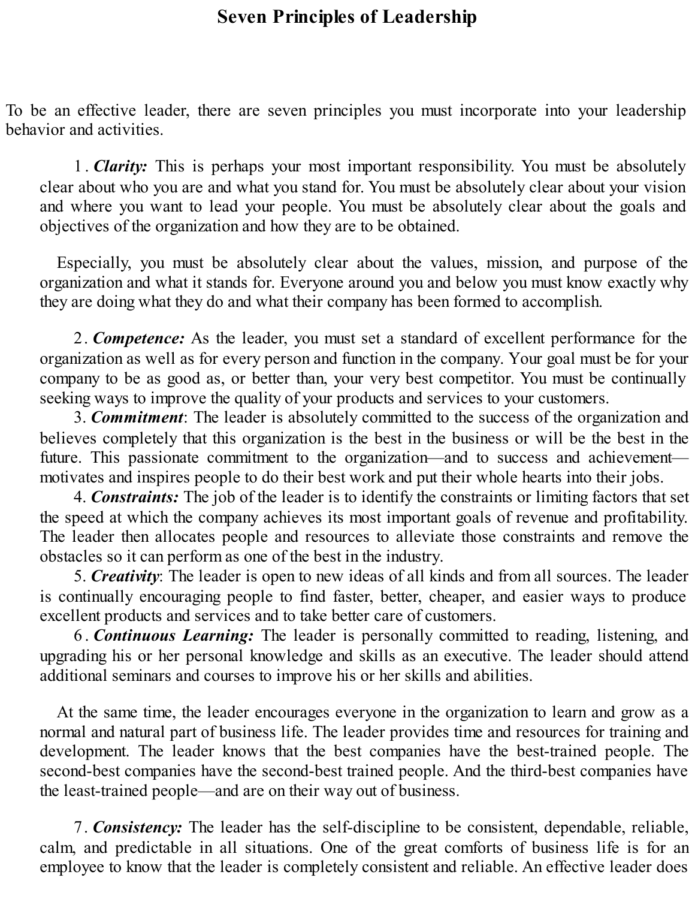# Seven Principles of Leadership

To be an effective leader, there are seven principles you must incorporate into your leadership behavior and activities.

1. ***Clarity:*** This is perhaps your most important responsibility. You must be absolutely clear about who you are and what you stand for. You must be absolutely clear about your vision and where you want to lead your people. You must be absolutely clear about the goals and objectives of the organization and how they are to be obtained.

   Especially, you must be absolutely clear about the values, mission, and purpose of the organization and what it stands for. Everyone around you and below you must know exactly why they are doing what they do and what their company has been formed to accomplish.

2. ***Competence:*** As the leader, you must set a standard of excellent performance for the organization as well as for every person and function in the company. Your goal must be for your company to be as good as, or better than, your very best competitor. You must be continually seeking ways to improve the quality of your products and services to your customers.
3. ***Commitment***: The leader is absolutely committed to the success of the organization and believes completely that this organization is the best in the business or will be the best in the future. This passionate commitment to the organization—and to success and achievement—motivates and inspires people to do their best work and put their whole hearts into their jobs.
4. ***Constraints:*** The job of the leader is to identify the constraints or limiting factors that set the speed at which the company achieves its most important goals of revenue and profitability. The leader then allocates people and resources to alleviate those constraints and remove the obstacles so it can perform as one of the best in the industry.
5. ***Creativity***: The leader is open to new ideas of all kinds and from all sources. The leader is continually encouraging people to find faster, better, cheaper, and easier ways to produce excellent products and services and to take better care of customers.
6. ***Continuous Learning:*** The leader is personally committed to reading, listening, and upgrading his or her personal knowledge and skills as an executive. The leader should attend additional seminars and courses to improve his or her skills and abilities.

   At the same time, the leader encourages everyone in the organization to learn and grow as a normal and natural part of business life. The leader provides time and resources for training and development. The leader knows that the best companies have the best-trained people. The second-best companies have the second-best trained people. And the third-best companies have the least-trained people—and are on their way out of business.

7. ***Consistency:*** The leader has the self-discipline to be consistent, dependable, reliable, calm, and predictable in all situations. One of the great comforts of business life is for an employee to know that the leader is completely consistent and reliable. An effective leader does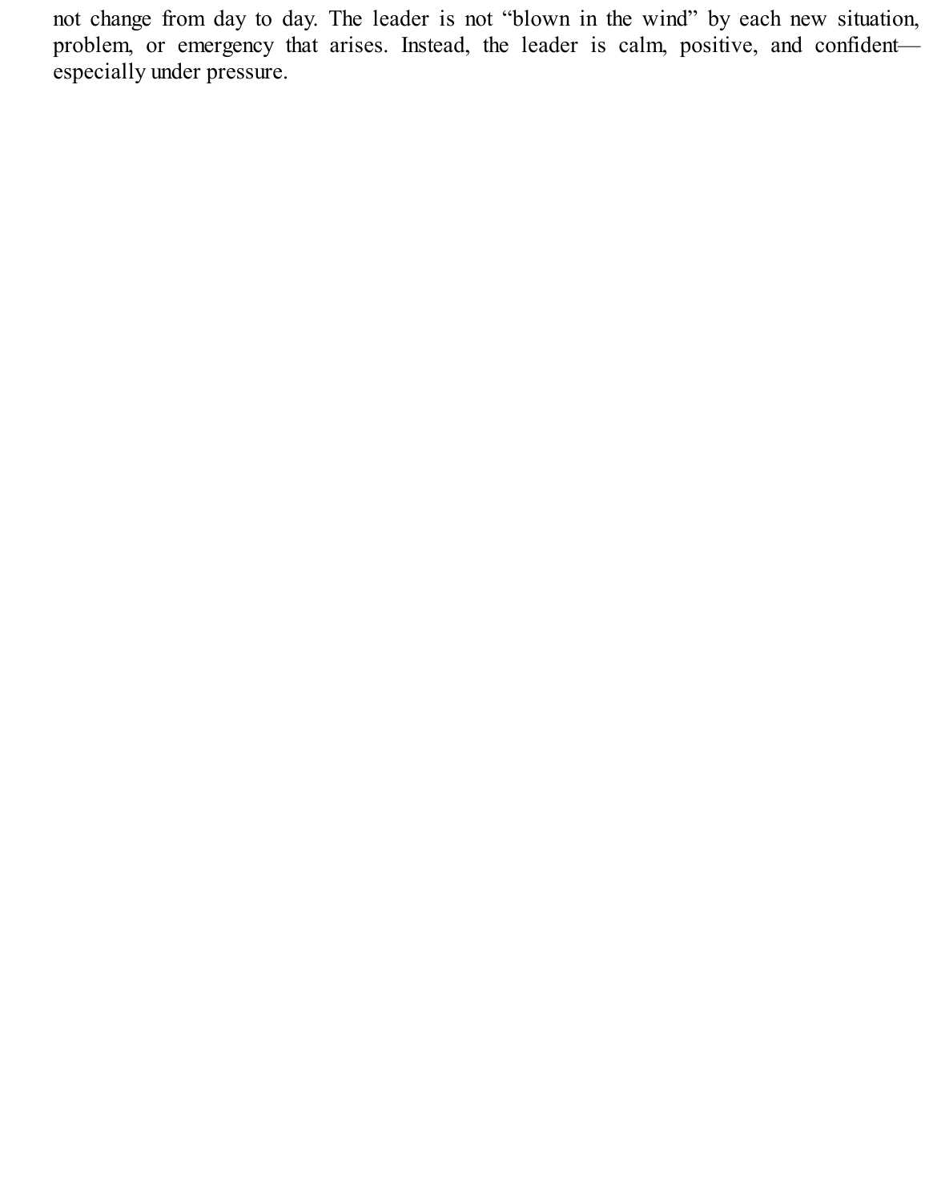not change from day to day. The leader is not “blown in the wind” by each new situation, problem, or emergency that arises. Instead, the leader is calm, positive, and confident—especially under pressure.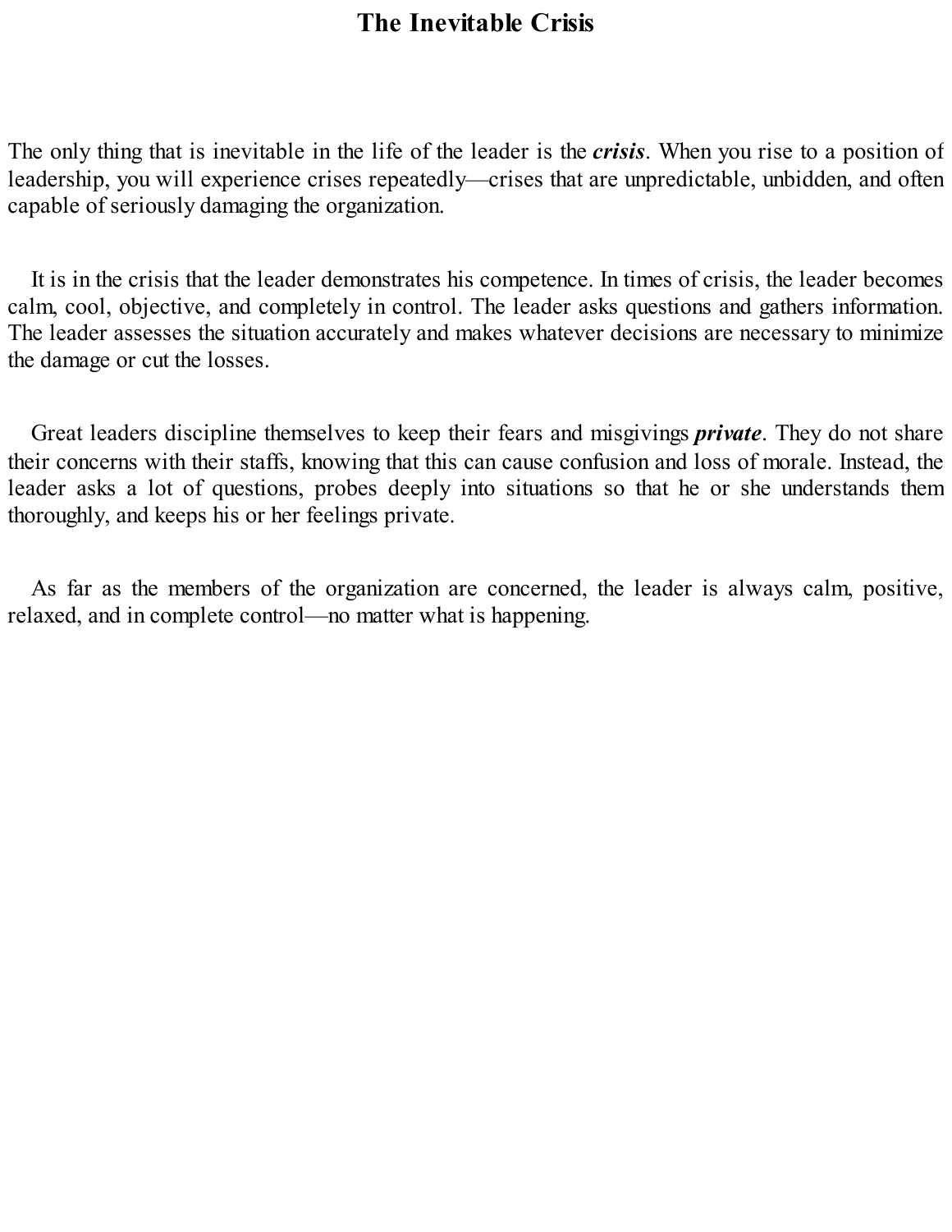# The Inevitable Crisis

The only thing that is inevitable in the life of the leader is the ***crisis***. When you rise to a position of leadership, you will experience crises repeatedly—crises that are unpredictable, unbidden, and often capable of seriously damaging the organization.

It is in the crisis that the leader demonstrates his competence. In times of crisis, the leader becomes calm, cool, objective, and completely in control. The leader asks questions and gathers information. The leader assesses the situation accurately and makes whatever decisions are necessary to minimize the damage or cut the losses.

Great leaders discipline themselves to keep their fears and misgivings ***private***. They do not share their concerns with their staffs, knowing that this can cause confusion and loss of morale. Instead, the leader asks a lot of questions, probes deeply into situations so that he or she understands them thoroughly, and keeps his or her feelings private.

As far as the members of the organization are concerned, the leader is always calm, positive, relaxed, and in complete control—no matter what is happening.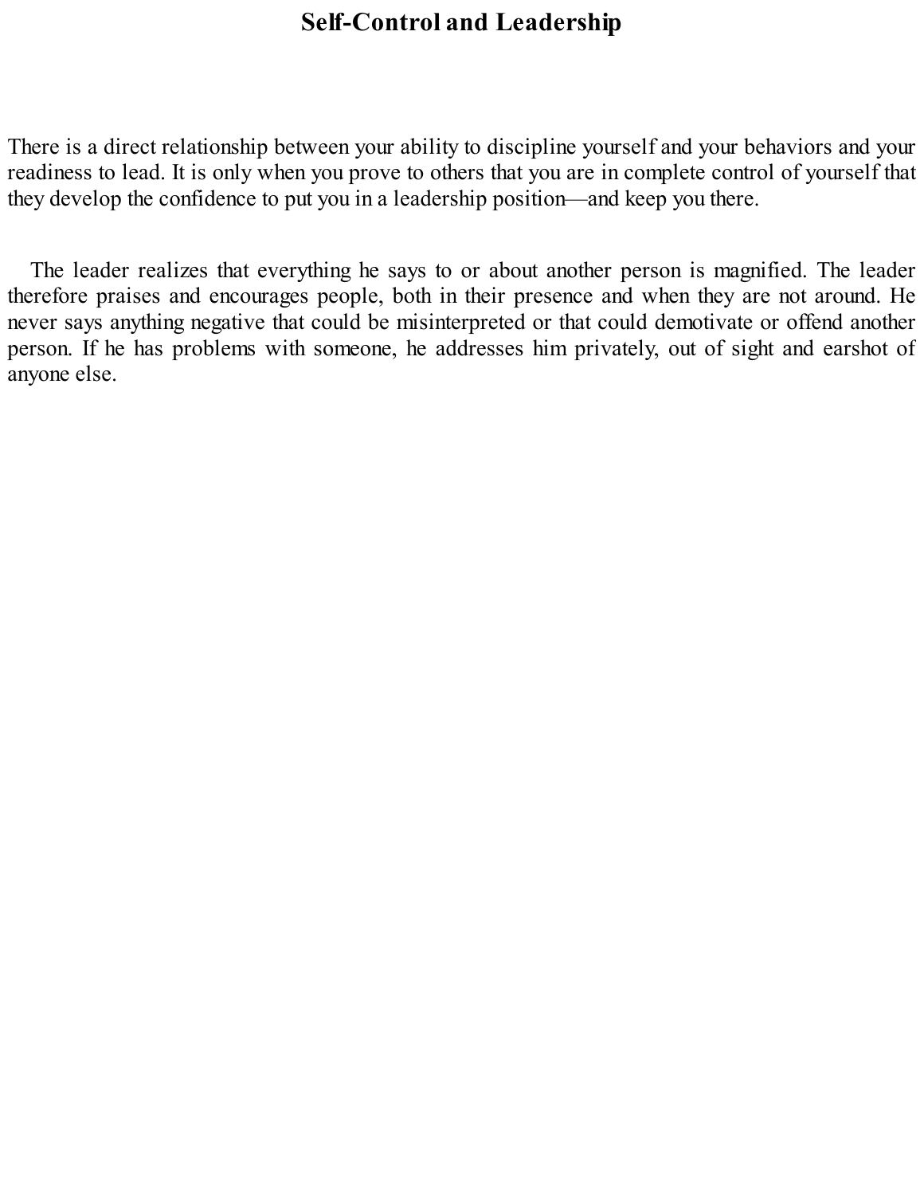# Self-Control and Leadership

There is a direct relationship between your ability to discipline yourself and your behaviors and your readiness to lead. It is only when you prove to others that you are in complete control of yourself that they develop the confidence to put you in a leadership position—and keep you there.

The leader realizes that everything he says to or about another person is magnified. The leader therefore praises and encourages people, both in their presence and when they are not around. He never says anything negative that could be misinterpreted or that could demotivate or offend another person. If he has problems with someone, he addresses him privately, out of sight and earshot of anyone else.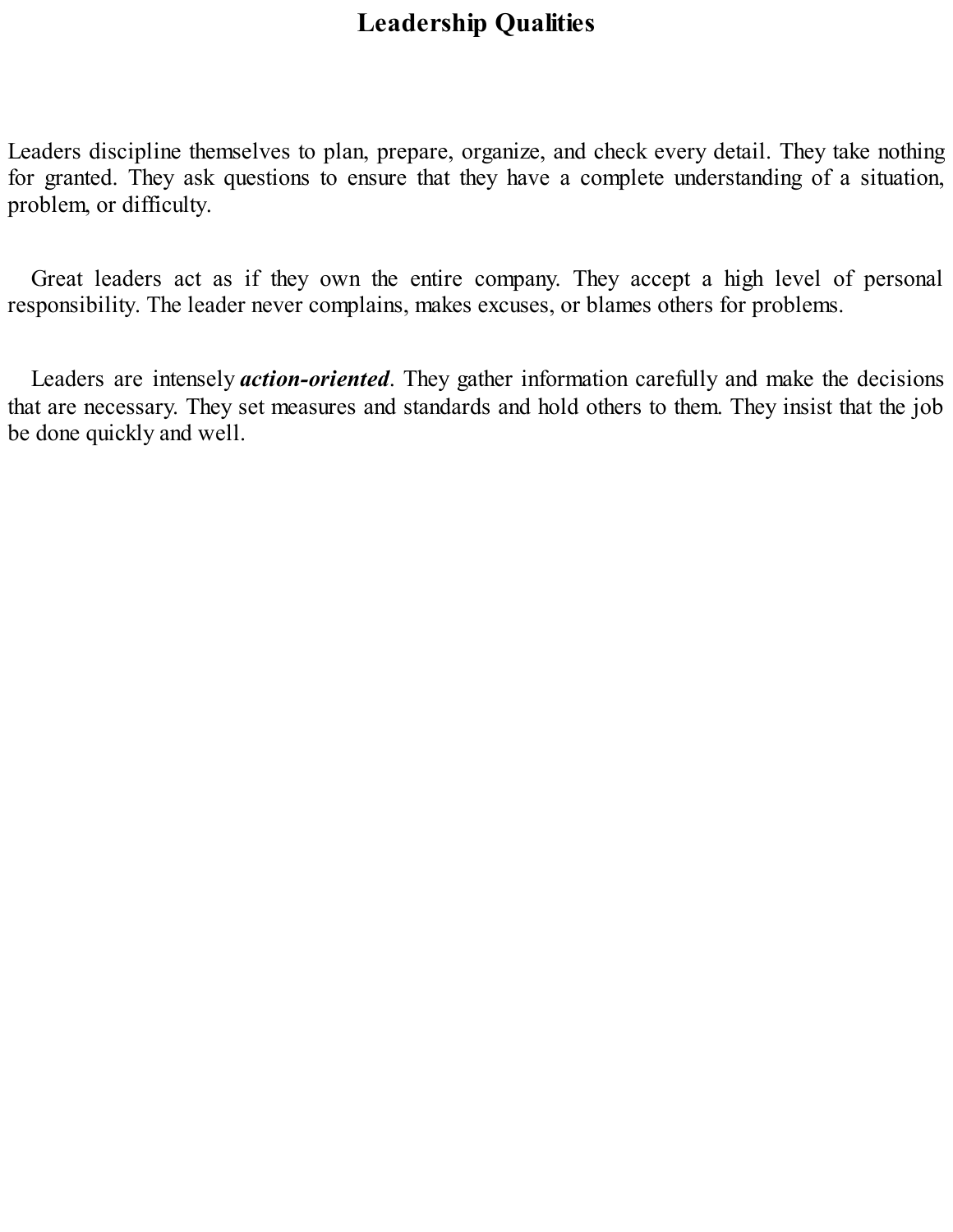# Leadership Qualities

Leaders discipline themselves to plan, prepare, organize, and check every detail. They take nothing for granted. They ask questions to ensure that they have a complete understanding of a situation, problem, or difficulty.

Great leaders act as if they own the entire company. They accept a high level of personal responsibility. The leader never complains, makes excuses, or blames others for problems.

Leaders are intensely ***action-oriented***. They gather information carefully and make the decisions that are necessary. They set measures and standards and hold others to them. They insist that the job be done quickly and well.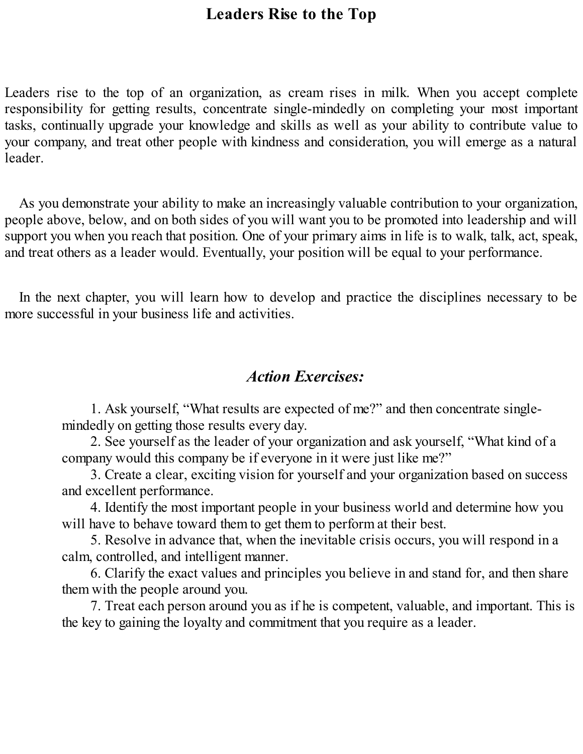## Leaders Rise to the Top

Leaders rise to the top of an organization, as cream rises in milk. When you accept complete responsibility for getting results, concentrate single-mindedly on completing your most important tasks, continually upgrade your knowledge and skills as well as your ability to contribute value to your company, and treat other people with kindness and consideration, you will emerge as a natural leader.

As you demonstrate your ability to make an increasingly valuable contribution to your organization, people above, below, and on both sides of you will want you to be promoted into leadership and will support you when you reach that position. One of your primary aims in life is to walk, talk, act, speak, and treat others as a leader would. Eventually, your position will be equal to your performance.

In the next chapter, you will learn how to develop and practice the disciplines necessary to be more successful in your business life and activities.

### *Action Exercises:*

1. Ask yourself, “What results are expected of me?” and then concentrate single-mindedly on getting those results every day.
2. See yourself as the leader of your organization and ask yourself, “What kind of a company would this company be if everyone in it were just like me?”
3. Create a clear, exciting vision for yourself and your organization based on success and excellent performance.
4. Identify the most important people in your business world and determine how you will have to behave toward them to get them to perform at their best.
5. Resolve in advance that, when the inevitable crisis occurs, you will respond in a calm, controlled, and intelligent manner.
6. Clarify the exact values and principles you believe in and stand for, and then share them with the people around you.
7. Treat each person around you as if he is competent, valuable, and important. This is the key to gaining the loyalty and commitment that you require as a leader.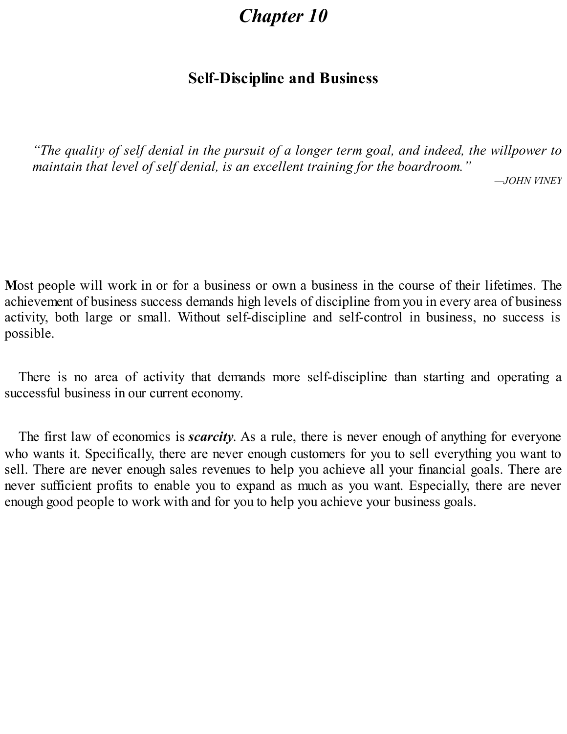# *Chapter 10*

## Self-Discipline and Business

> *"The quality of self denial in the pursuit of a longer term goal, and indeed, the willpower to maintain that level of self denial, is an excellent training for the boardroom."*
>
> —*JOHN VINEY*

**M**ost people will work in or for a business or own a business in the course of their lifetimes. The achievement of business success demands high levels of discipline from you in every area of business activity, both large or small. Without self-discipline and self-control in business, no success is possible.

There is no area of activity that demands more self-discipline than starting and operating a successful business in our current economy.

The first law of economics is ***scarcity***. As a rule, there is never enough of anything for everyone who wants it. Specifically, there are never enough customers for you to sell everything you want to sell. There are never enough sales revenues to help you achieve all your financial goals. There are never sufficient profits to enable you to expand as much as you want. Especially, there are never enough good people to work with and for you to help you achieve your business goals.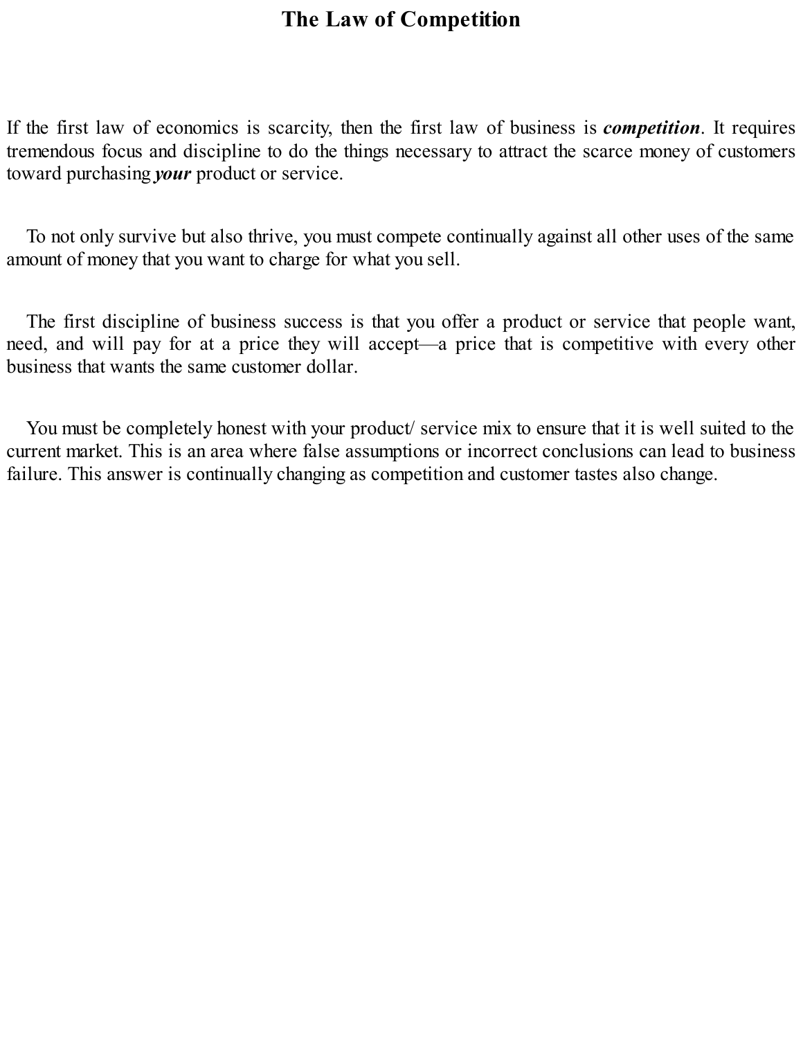# The Law of Competition

If the first law of economics is scarcity, then the first law of business is ***competition***. It requires tremendous focus and discipline to do the things necessary to attract the scarce money of customers toward purchasing ***your*** product or service.

To not only survive but also thrive, you must compete continually against all other uses of the same amount of money that you want to charge for what you sell.

The first discipline of business success is that you offer a product or service that people want, need, and will pay for at a price they will accept—a price that is competitive with every other business that wants the same customer dollar.

You must be completely honest with your product/ service mix to ensure that it is well suited to the current market. This is an area where false assumptions or incorrect conclusions can lead to business failure. This answer is continually changing as competition and customer tastes also change.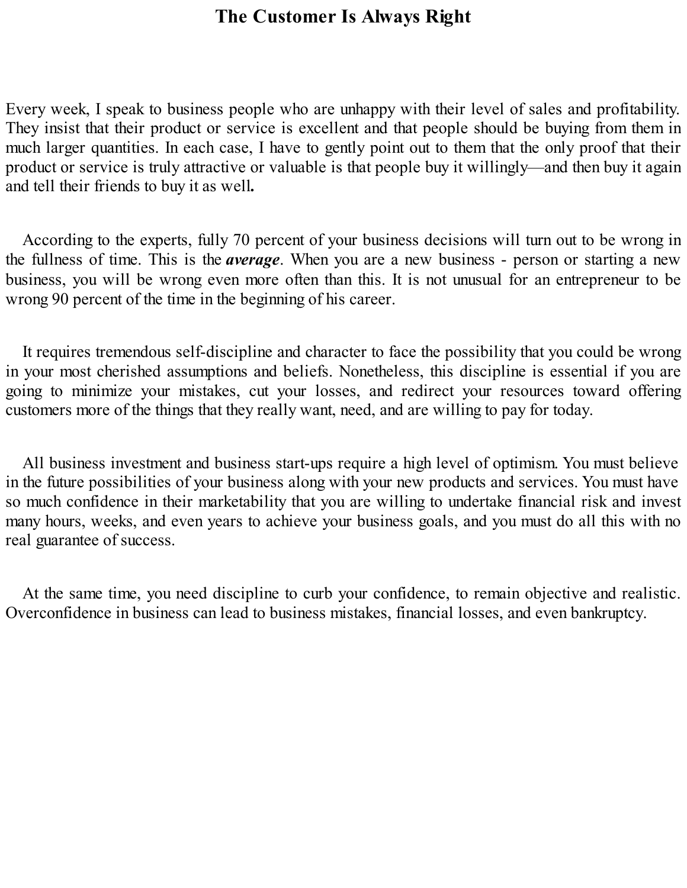# The Customer Is Always Right

Every week, I speak to business people who are unhappy with their level of sales and profitability. They insist that their product or service is excellent and that people should be buying from them in much larger quantities. In each case, I have to gently point out to them that the only proof that their product or service is truly attractive or valuable is that people buy it willingly—and then buy it again and tell their friends to buy it as well.

According to the experts, fully 70 percent of your business decisions will turn out to be wrong in the fullness of time. This is the ***average***. When you are a new business - person or starting a new business, you will be wrong even more often than this. It is not unusual for an entrepreneur to be wrong 90 percent of the time in the beginning of his career.

It requires tremendous self-discipline and character to face the possibility that you could be wrong in your most cherished assumptions and beliefs. Nonetheless, this discipline is essential if you are going to minimize your mistakes, cut your losses, and redirect your resources toward offering customers more of the things that they really want, need, and are willing to pay for today.

All business investment and business start-ups require a high level of optimism. You must believe in the future possibilities of your business along with your new products and services. You must have so much confidence in their marketability that you are willing to undertake financial risk and invest many hours, weeks, and even years to achieve your business goals, and you must do all this with no real guarantee of success.

At the same time, you need discipline to curb your confidence, to remain objective and realistic. Overconfidence in business can lead to business mistakes, financial losses, and even bankruptcy.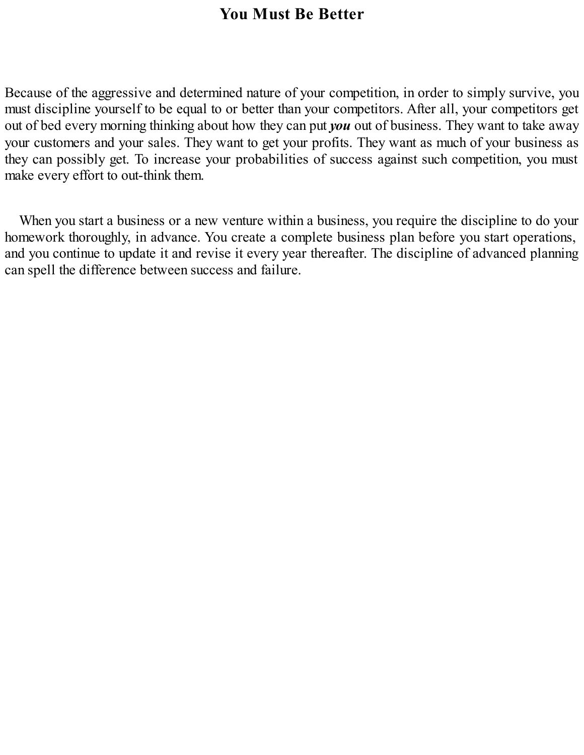# You Must Be Better

Because of the aggressive and determined nature of your competition, in order to simply survive, you must discipline yourself to be equal to or better than your competitors. After all, your competitors get out of bed every morning thinking about how they can put ***you*** out of business. They want to take away your customers and your sales. They want to get your profits. They want as much of your business as they can possibly get. To increase your probabilities of success against such competition, you must make every effort to out-think them.

When you start a business or a new venture within a business, you require the discipline to do your homework thoroughly, in advance. You create a complete business plan before you start operations, and you continue to update it and revise it every year thereafter. The discipline of advanced planning can spell the difference between success and failure.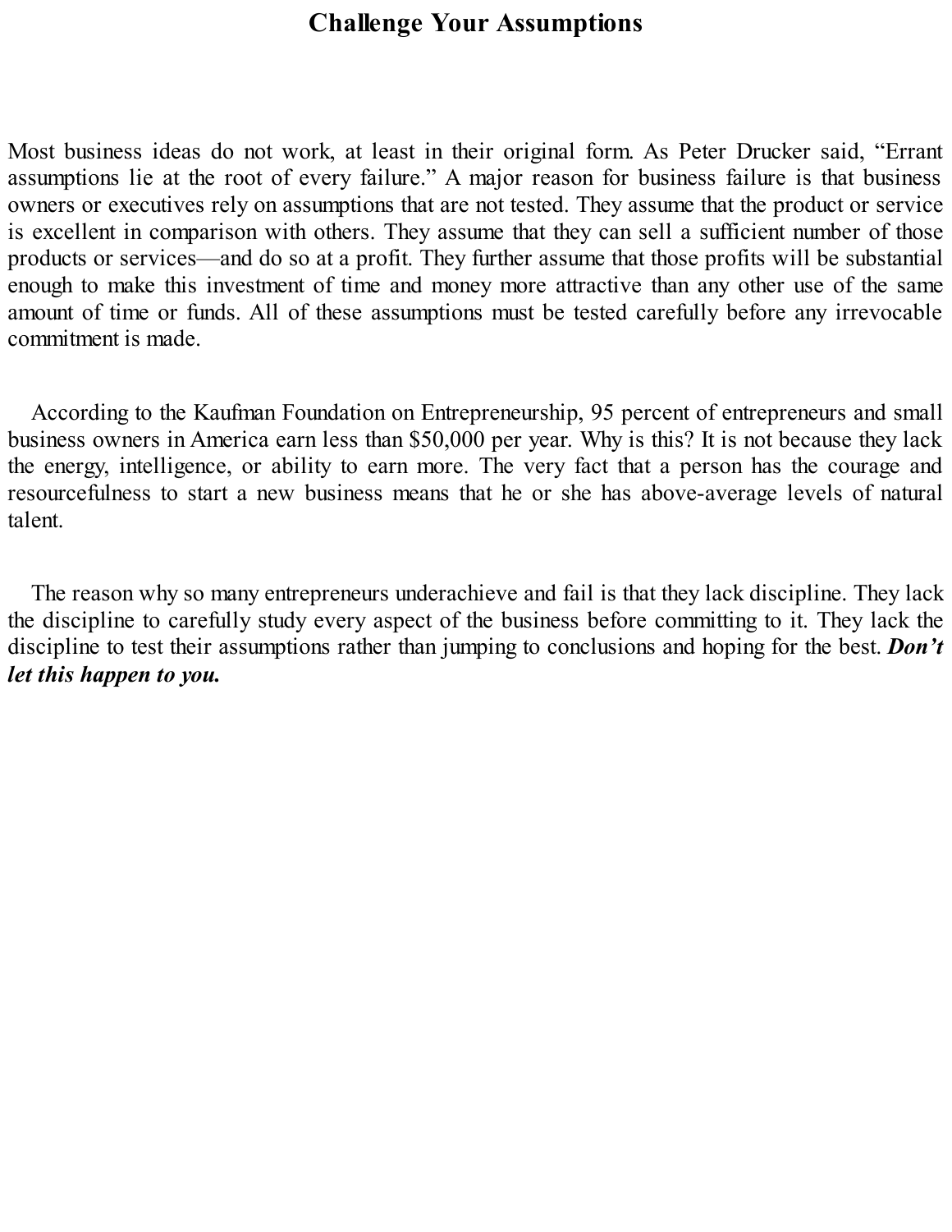# Challenge Your Assumptions

Most business ideas do not work, at least in their original form. As Peter Drucker said, "Errant assumptions lie at the root of every failure." A major reason for business failure is that business owners or executives rely on assumptions that are not tested. They assume that the product or service is excellent in comparison with others. They assume that they can sell a sufficient number of those products or services—and do so at a profit. They further assume that those profits will be substantial enough to make this investment of time and money more attractive than any other use of the same amount of time or funds. All of these assumptions must be tested carefully before any irrevocable commitment is made.

According to the Kaufman Foundation on Entrepreneurship, 95 percent of entrepreneurs and small business owners in America earn less than $50,000 per year. Why is this? It is not because they lack the energy, intelligence, or ability to earn more. The very fact that a person has the courage and resourcefulness to start a new business means that he or she has above-average levels of natural talent.

The reason why so many entrepreneurs underachieve and fail is that they lack discipline. They lack the discipline to carefully study every aspect of the business before committing to it. They lack the discipline to test their assumptions rather than jumping to conclusions and hoping for the best. ***Don't let this happen to you.***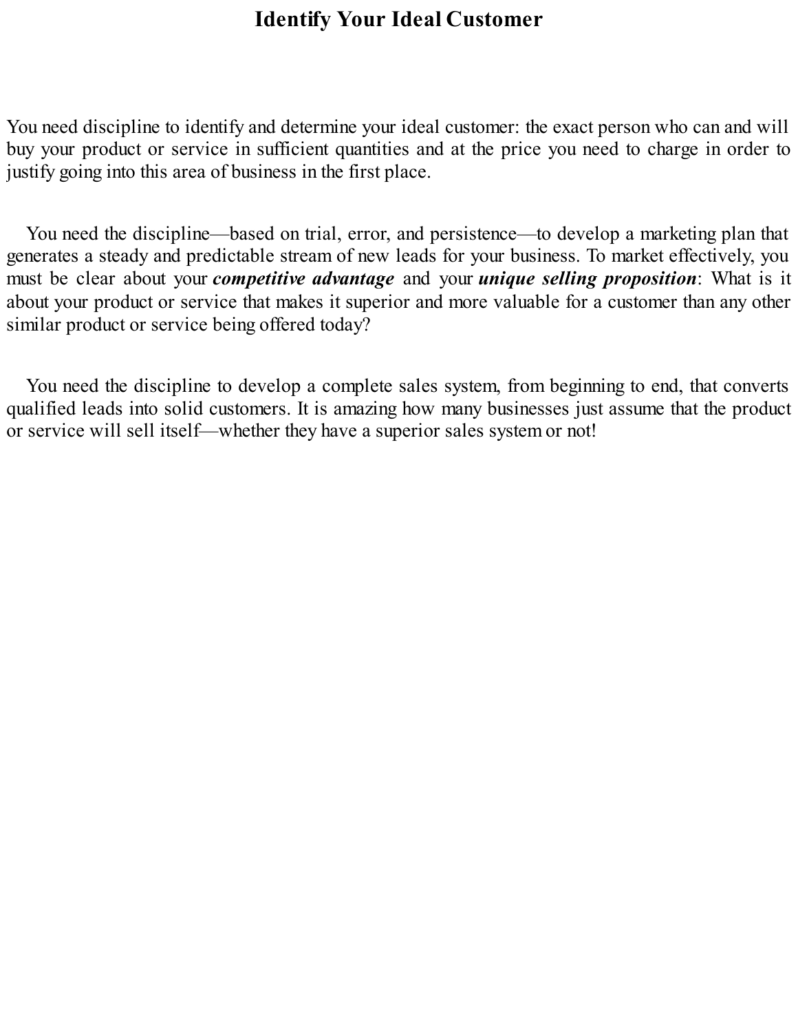# Identify Your Ideal Customer

You need discipline to identify and determine your ideal customer: the exact person who can and will buy your product or service in sufficient quantities and at the price you need to charge in order to justify going into this area of business in the first place.

You need the discipline—based on trial, error, and persistence—to develop a marketing plan that generates a steady and predictable stream of new leads for your business. To market effectively, you must be clear about your ***competitive advantage*** and your ***unique selling proposition***: What is it about your product or service that makes it superior and more valuable for a customer than any other similar product or service being offered today?

You need the discipline to develop a complete sales system, from beginning to end, that converts qualified leads into solid customers. It is amazing how many businesses just assume that the product or service will sell itself—whether they have a superior sales system or not!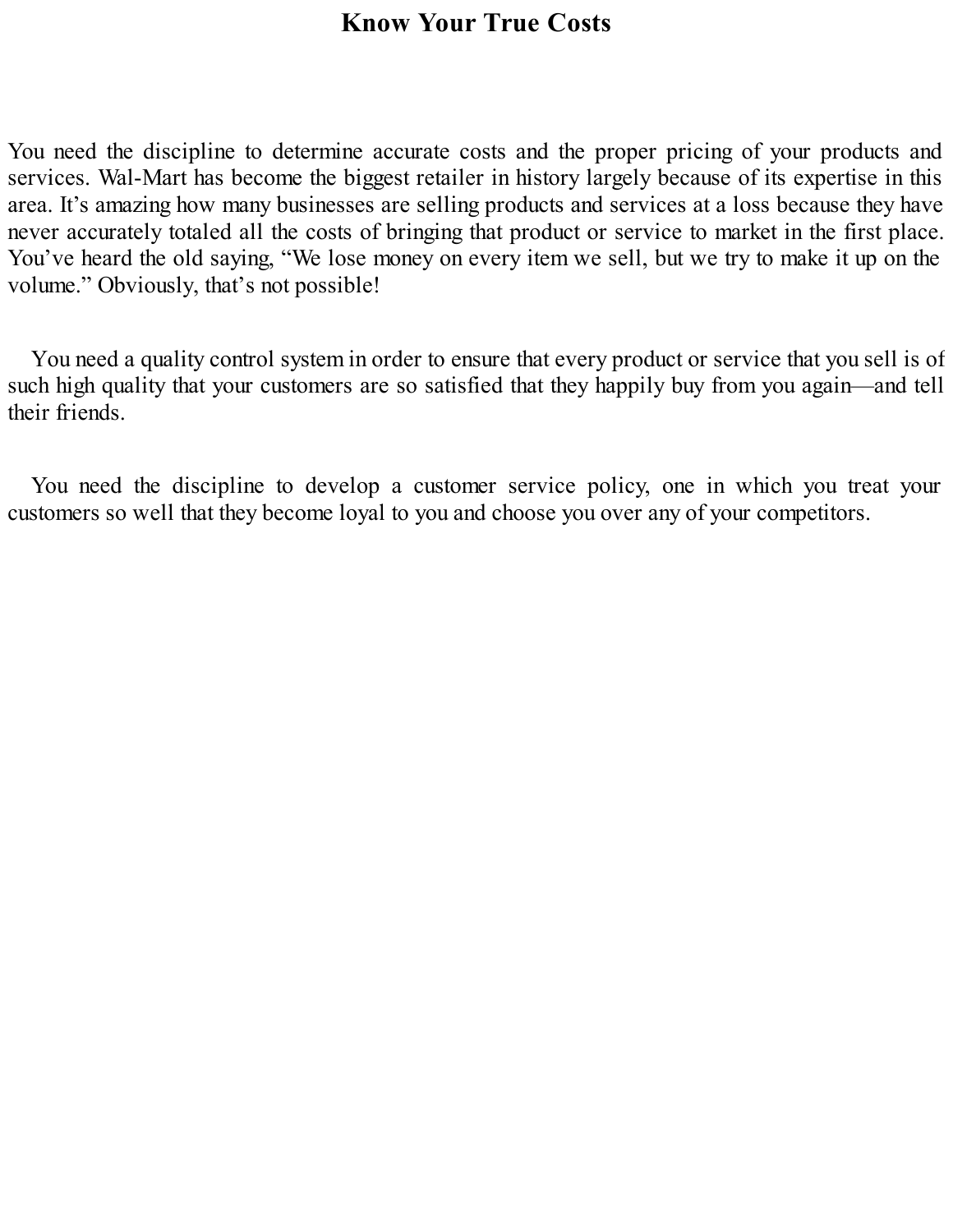# Know Your True Costs

You need the discipline to determine accurate costs and the proper pricing of your products and services. Wal-Mart has become the biggest retailer in history largely because of its expertise in this area. It's amazing how many businesses are selling products and services at a loss because they have never accurately totaled all the costs of bringing that product or service to market in the first place. You've heard the old saying, "We lose money on every item we sell, but we try to make it up on the volume." Obviously, that's not possible!

You need a quality control system in order to ensure that every product or service that you sell is of such high quality that your customers are so satisfied that they happily buy from you again—and tell their friends.

You need the discipline to develop a customer service policy, one in which you treat your customers so well that they become loyal to you and choose you over any of your competitors.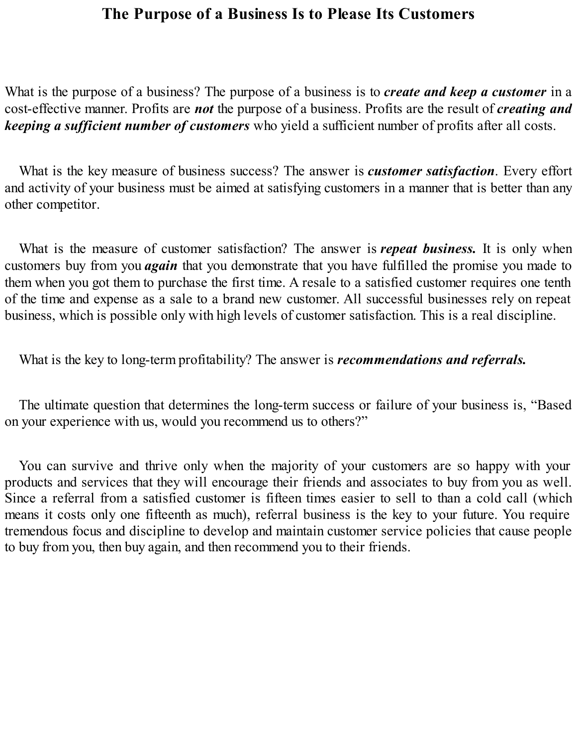# The Purpose of a Business Is to Please Its Customers

What is the purpose of a business? The purpose of a business is to ***create and keep a customer*** in a cost-effective manner. Profits are ***not*** the purpose of a business. Profits are the result of ***creating and keeping a sufficient number of customers*** who yield a sufficient number of profits after all costs.

What is the key measure of business success? The answer is ***customer satisfaction***. Every effort and activity of your business must be aimed at satisfying customers in a manner that is better than any other competitor.

What is the measure of customer satisfaction? The answer is ***repeat business.*** It is only when customers buy from you ***again*** that you demonstrate that you have fulfilled the promise you made to them when you got them to purchase the first time. A resale to a satisfied customer requires one tenth of the time and expense as a sale to a brand new customer. All successful businesses rely on repeat business, which is possible only with high levels of customer satisfaction. This is a real discipline.

What is the key to long-term profitability? The answer is ***recommendations and referrals.***

The ultimate question that determines the long-term success or failure of your business is, "Based on your experience with us, would you recommend us to others?"

You can survive and thrive only when the majority of your customers are so happy with your products and services that they will encourage their friends and associates to buy from you as well. Since a referral from a satisfied customer is fifteen times easier to sell to than a cold call (which means it costs only one fifteenth as much), referral business is the key to your future. You require tremendous focus and discipline to develop and maintain customer service policies that cause people to buy from you, then buy again, and then recommend you to their friends.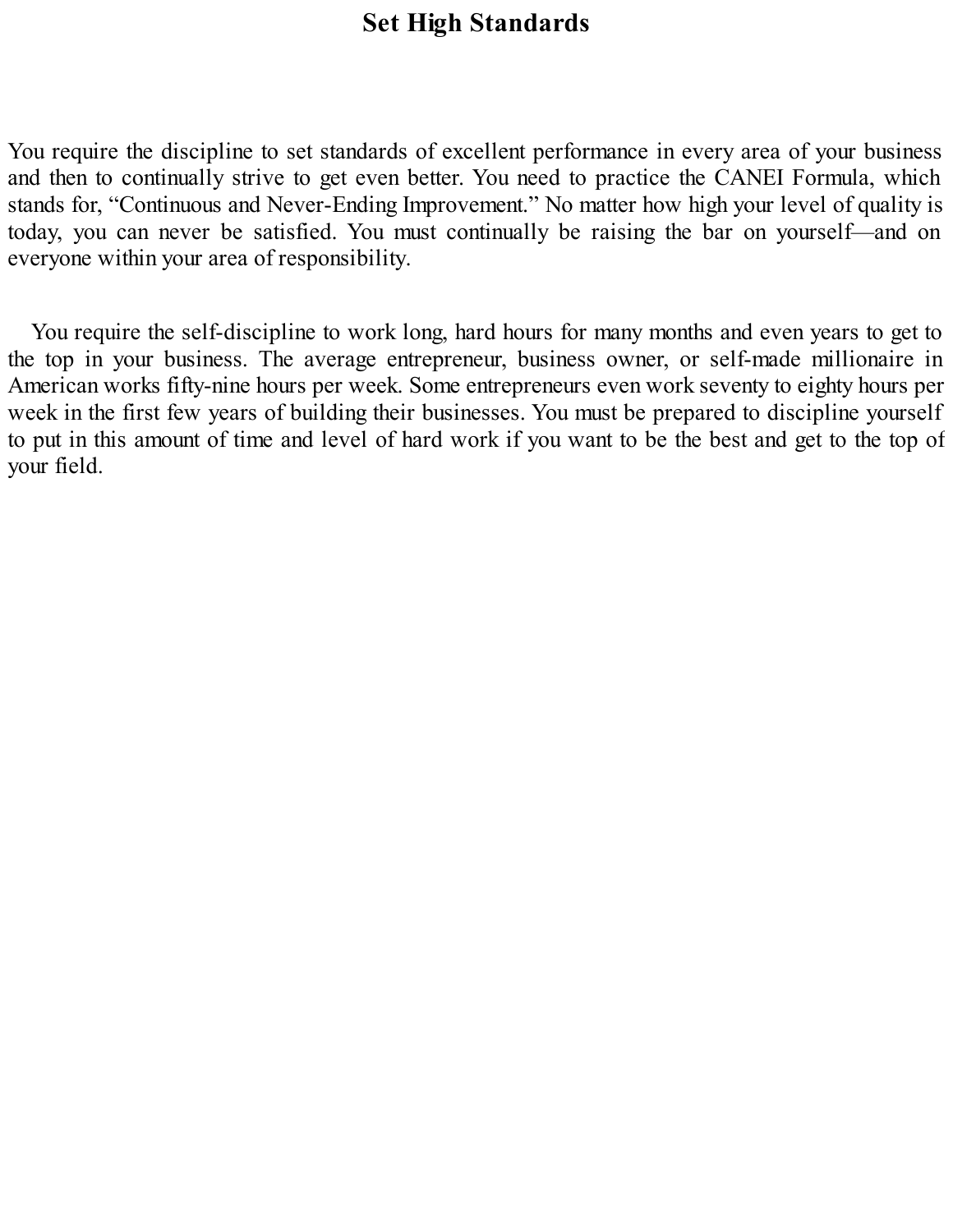# Set High Standards

You require the discipline to set standards of excellent performance in every area of your business and then to continually strive to get even better. You need to practice the CANEI Formula, which stands for, "Continuous and Never-Ending Improvement." No matter how high your level of quality is today, you can never be satisfied. You must continually be raising the bar on yourself—and on everyone within your area of responsibility.

You require the self-discipline to work long, hard hours for many months and even years to get to the top in your business. The average entrepreneur, business owner, or self-made millionaire in American works fifty-nine hours per week. Some entrepreneurs even work seventy to eighty hours per week in the first few years of building their businesses. You must be prepared to discipline yourself to put in this amount of time and level of hard work if you want to be the best and get to the top of your field.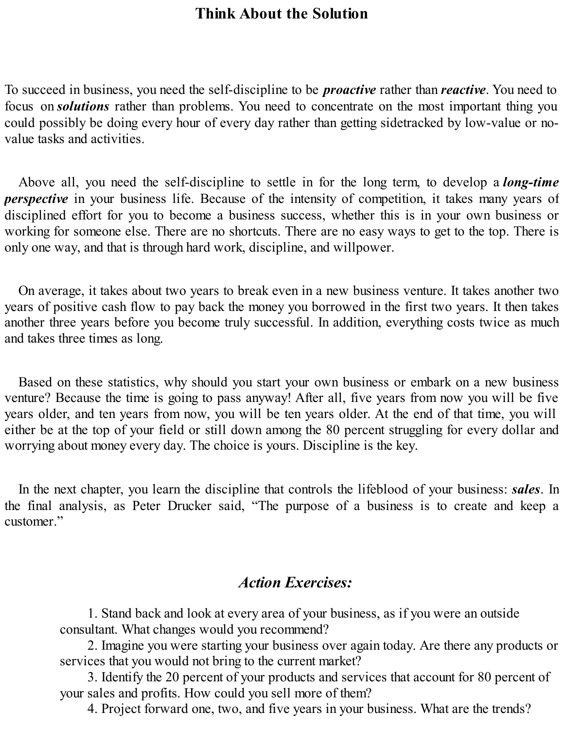## Think About the Solution

To succeed in business, you need the self-discipline to be ***proactive*** rather than ***reactive***. You need to focus on ***solutions*** rather than problems. You need to concentrate on the most important thing you could possibly be doing every hour of every day rather than getting sidetracked by low-value or no-value tasks and activities.

Above all, you need the self-discipline to settle in for the long term, to develop a ***long-time perspective*** in your business life. Because of the intensity of competition, it takes many years of disciplined effort for you to become a business success, whether this is in your own business or working for someone else. There are no shortcuts. There are no easy ways to get to the top. There is only one way, and that is through hard work, discipline, and willpower.

On average, it takes about two years to break even in a new business venture. It takes another two years of positive cash flow to pay back the money you borrowed in the first two years. It then takes another three years before you become truly successful. In addition, everything costs twice as much and takes three times as long.

Based on these statistics, why should you start your own business or embark on a new business venture? Because the time is going to pass anyway! After all, five years from now you will be five years older, and ten years from now, you will be ten years older. At the end of that time, you will either be at the top of your field or still down among the 80 percent struggling for every dollar and worrying about money every day. The choice is yours. Discipline is the key.

In the next chapter, you learn the discipline that controls the lifeblood of your business: ***sales***. In the final analysis, as Peter Drucker said, "The purpose of a business is to create and keep a customer."

### *Action Exercises:*

1. Stand back and look at every area of your business, as if you were an outside consultant. What changes would you recommend?
2. Imagine you were starting your business over again today. Are there any products or services that you would not bring to the current market?
3. Identify the 20 percent of your products and services that account for 80 percent of your sales and profits. How could you sell more of them?
4. Project forward one, two, and five years in your business. What are the trends?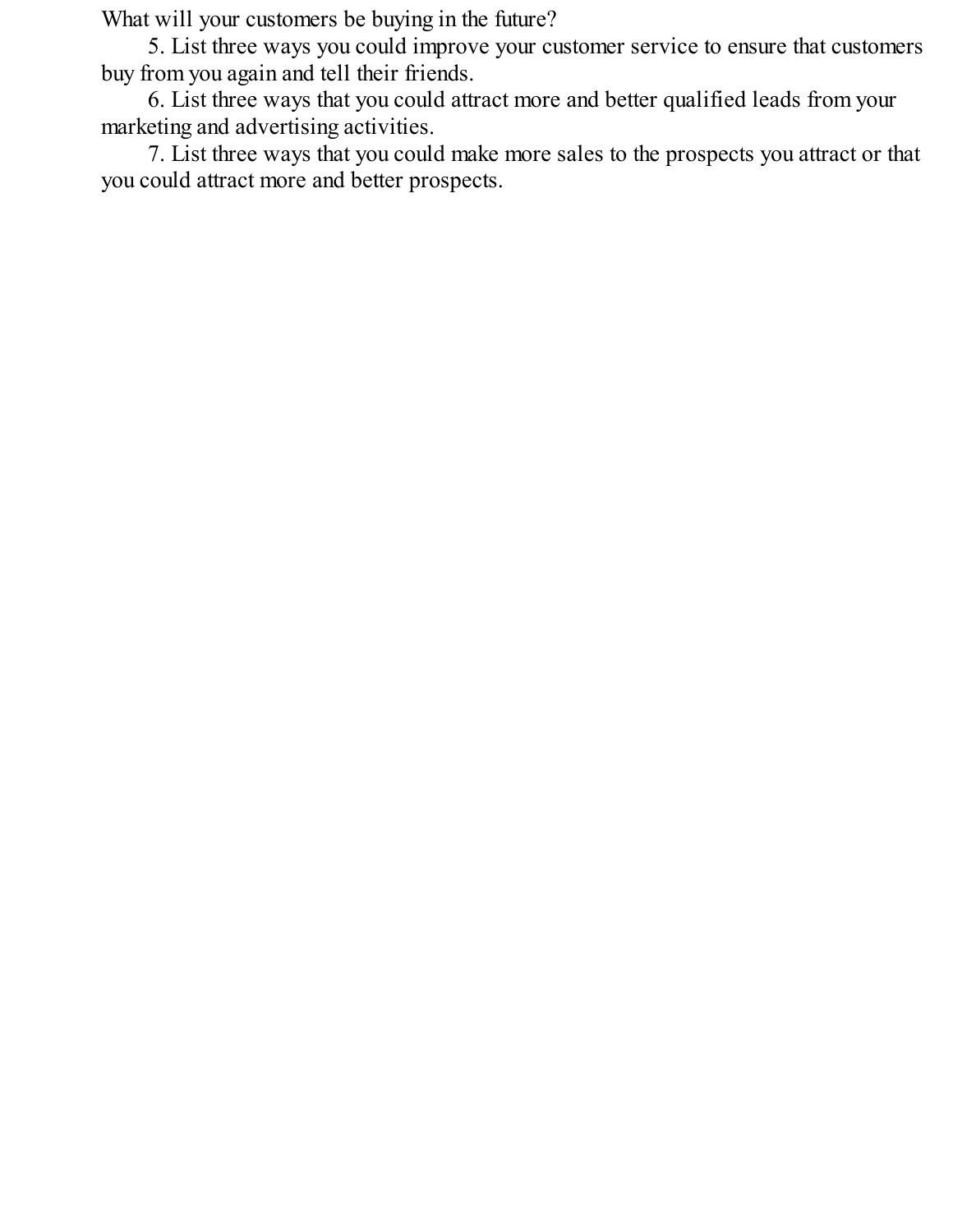What will your customers be buying in the future?

5. List three ways you could improve your customer service to ensure that customers buy from you again and tell their friends.

6. List three ways that you could attract more and better qualified leads from your marketing and advertising activities.

7. List three ways that you could make more sales to the prospects you attract or that you could attract more and better prospects.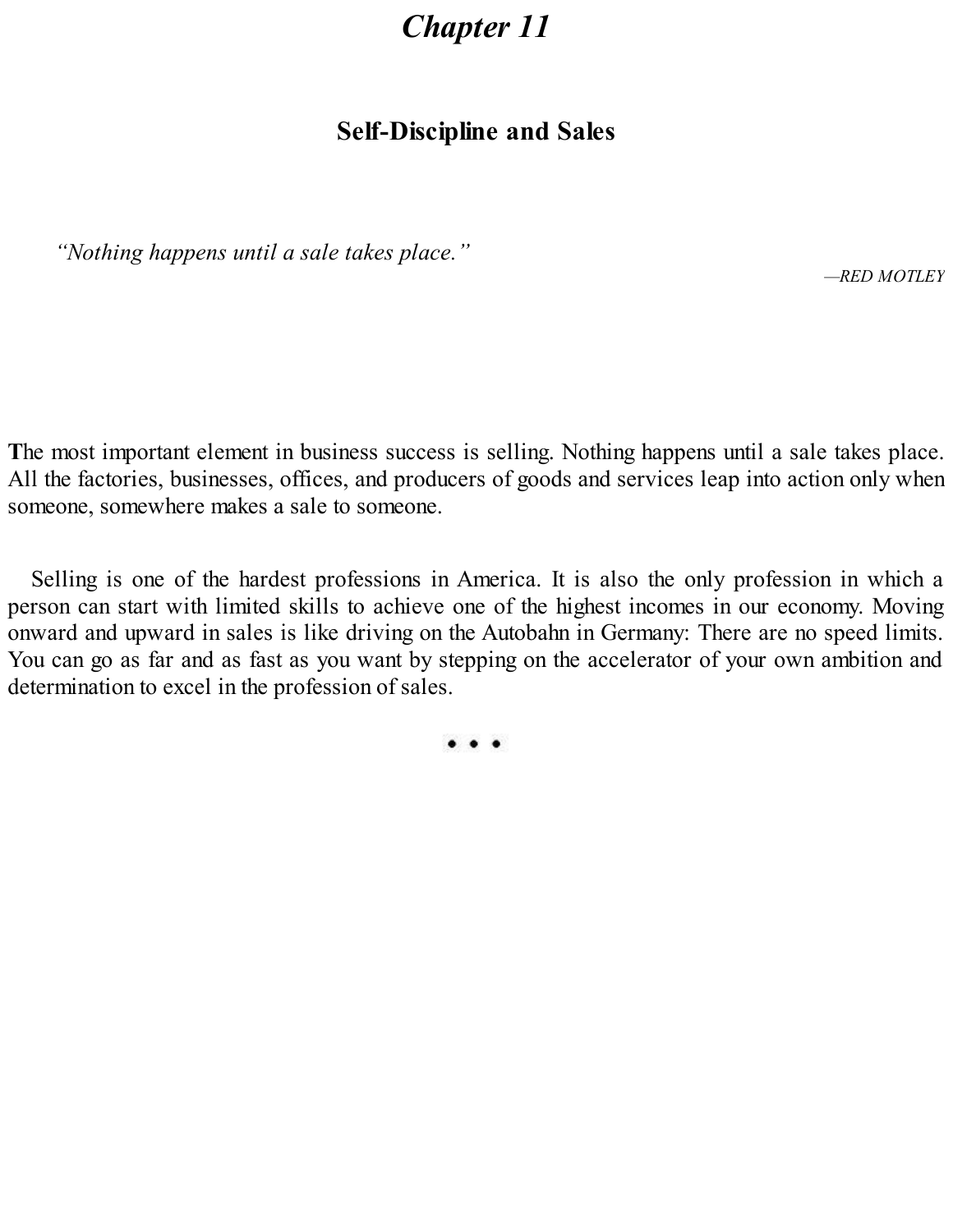# *Chapter 11*

## Self-Discipline and Sales

> *"Nothing happens until a sale takes place."*
>
> —*RED MOTLEY*

**T**he most important element in business success is selling. Nothing happens until a sale takes place. All the factories, businesses, offices, and producers of goods and services leap into action only when someone, somewhere makes a sale to someone.

Selling is one of the hardest professions in America. It is also the only profession in which a person can start with limited skills to achieve one of the highest incomes in our economy. Moving onward and upward in sales is like driving on the Autobahn in Germany: There are no speed limits. You can go as far and as fast as you want by stepping on the accelerator of your own ambition and determination to excel in the profession of sales.

• • •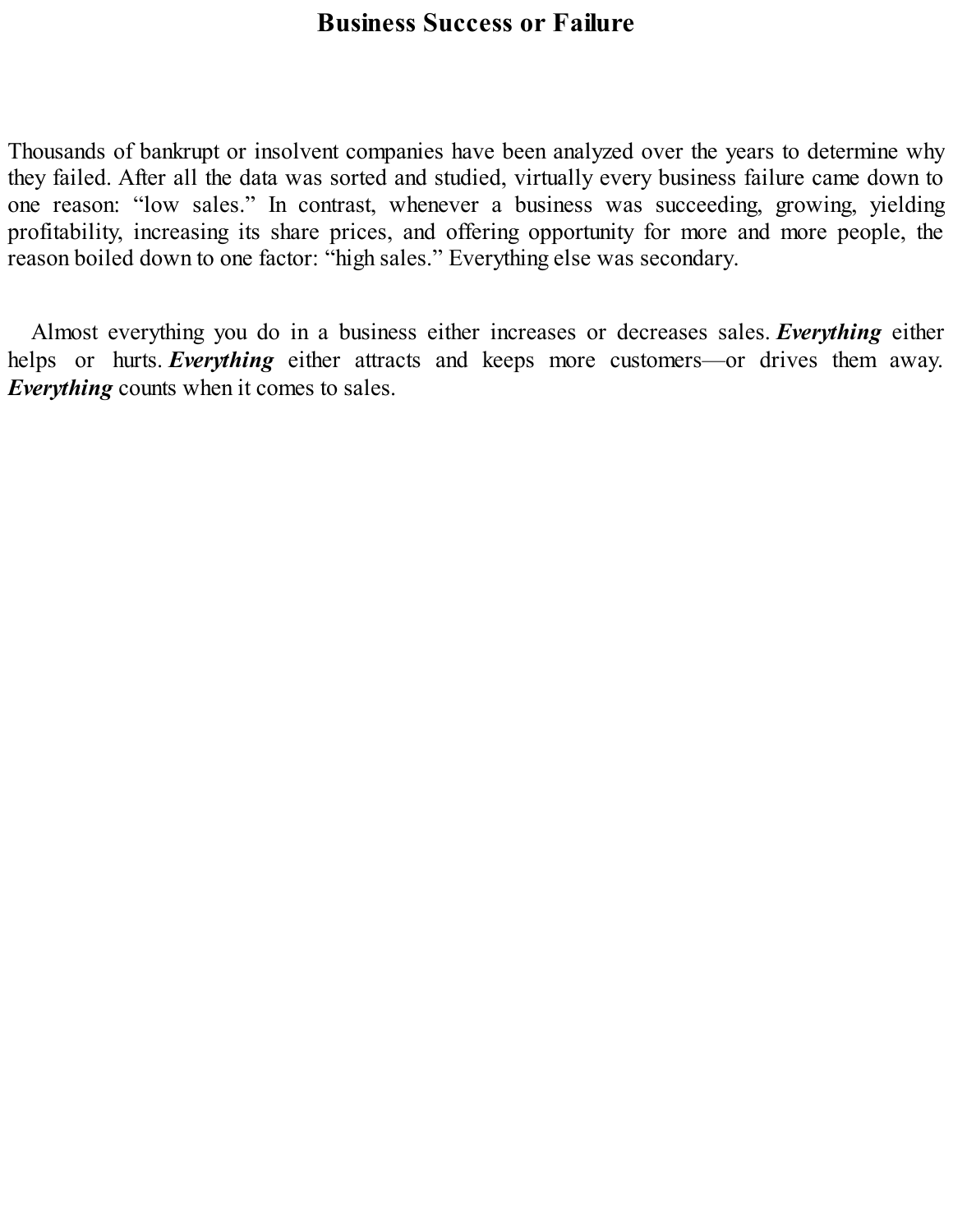# Business Success or Failure

Thousands of bankrupt or insolvent companies have been analyzed over the years to determine why they failed. After all the data was sorted and studied, virtually every business failure came down to one reason: “low sales.” In contrast, whenever a business was succeeding, growing, yielding profitability, increasing its share prices, and offering opportunity for more and more people, the reason boiled down to one factor: “high sales.” Everything else was secondary.

Almost everything you do in a business either increases or decreases sales. ***Everything*** either helps or hurts. ***Everything*** either attracts and keeps more customers—or drives them away. ***Everything*** counts when it comes to sales.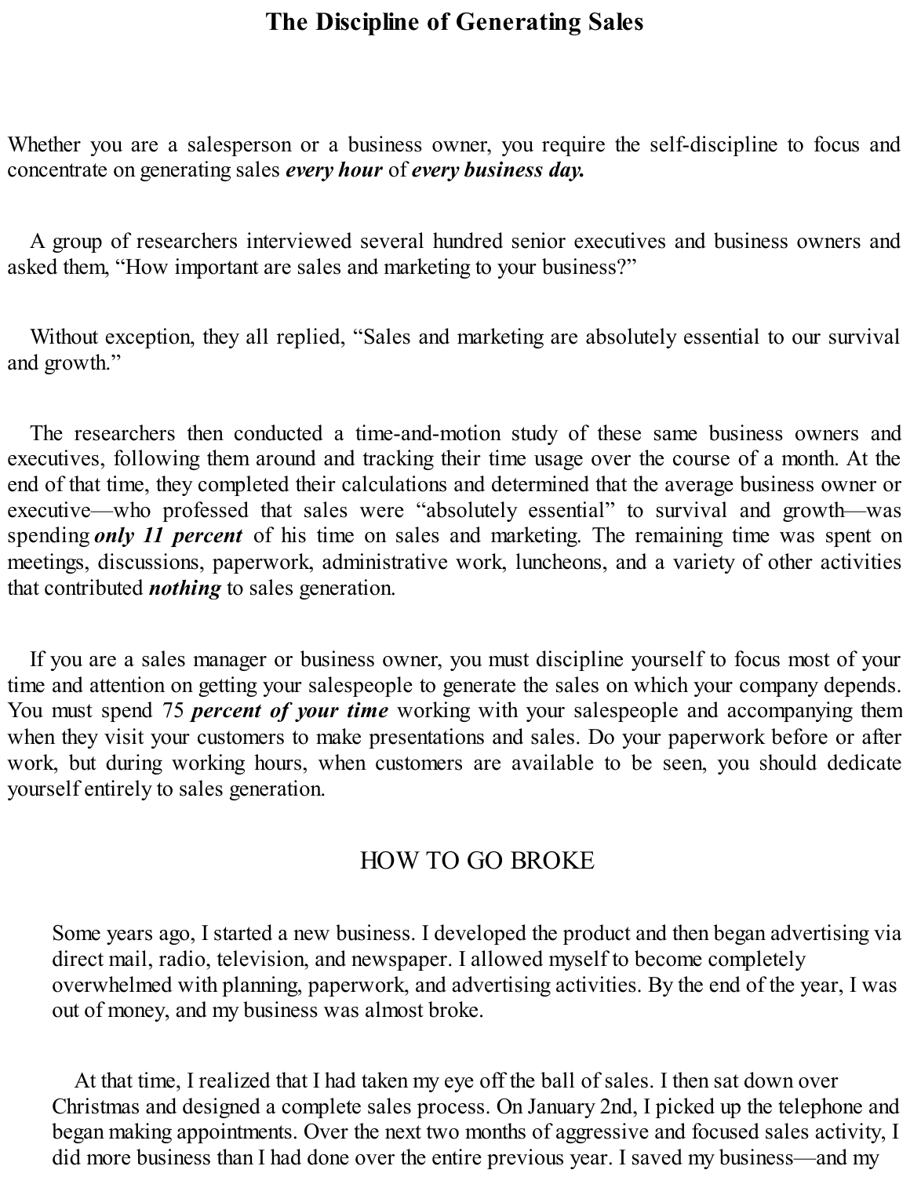# The Discipline of Generating Sales

Whether you are a salesperson or a business owner, you require the self-discipline to focus and concentrate on generating sales ***every hour*** of ***every business day.***

A group of researchers interviewed several hundred senior executives and business owners and asked them, “How important are sales and marketing to your business?”

Without exception, they all replied, “Sales and marketing are absolutely essential to our survival and growth.”

The researchers then conducted a time-and-motion study of these same business owners and executives, following them around and tracking their time usage over the course of a month. At the end of that time, they completed their calculations and determined that the average business owner or executive—who professed that sales were “absolutely essential” to survival and growth—was spending ***only 11 percent*** of his time on sales and marketing. The remaining time was spent on meetings, discussions, paperwork, administrative work, luncheons, and a variety of other activities that contributed ***nothing*** to sales generation.

If you are a sales manager or business owner, you must discipline yourself to focus most of your time and attention on getting your salespeople to generate the sales on which your company depends. You must spend 75 ***percent of your time*** working with your salespeople and accompanying them when they visit your customers to make presentations and sales. Do your paperwork before or after work, but during working hours, when customers are available to be seen, you should dedicate yourself entirely to sales generation.

## HOW TO GO BROKE

> Some years ago, I started a new business. I developed the product and then began advertising via direct mail, radio, television, and newspaper. I allowed myself to become completely overwhelmed with planning, paperwork, and advertising activities. By the end of the year, I was out of money, and my business was almost broke.
>
> At that time, I realized that I had taken my eye off the ball of sales. I then sat down over Christmas and designed a complete sales process. On January 2nd, I picked up the telephone and began making appointments. Over the next two months of aggressive and focused sales activity, I did more business than I had done over the entire previous year. I saved my business—and my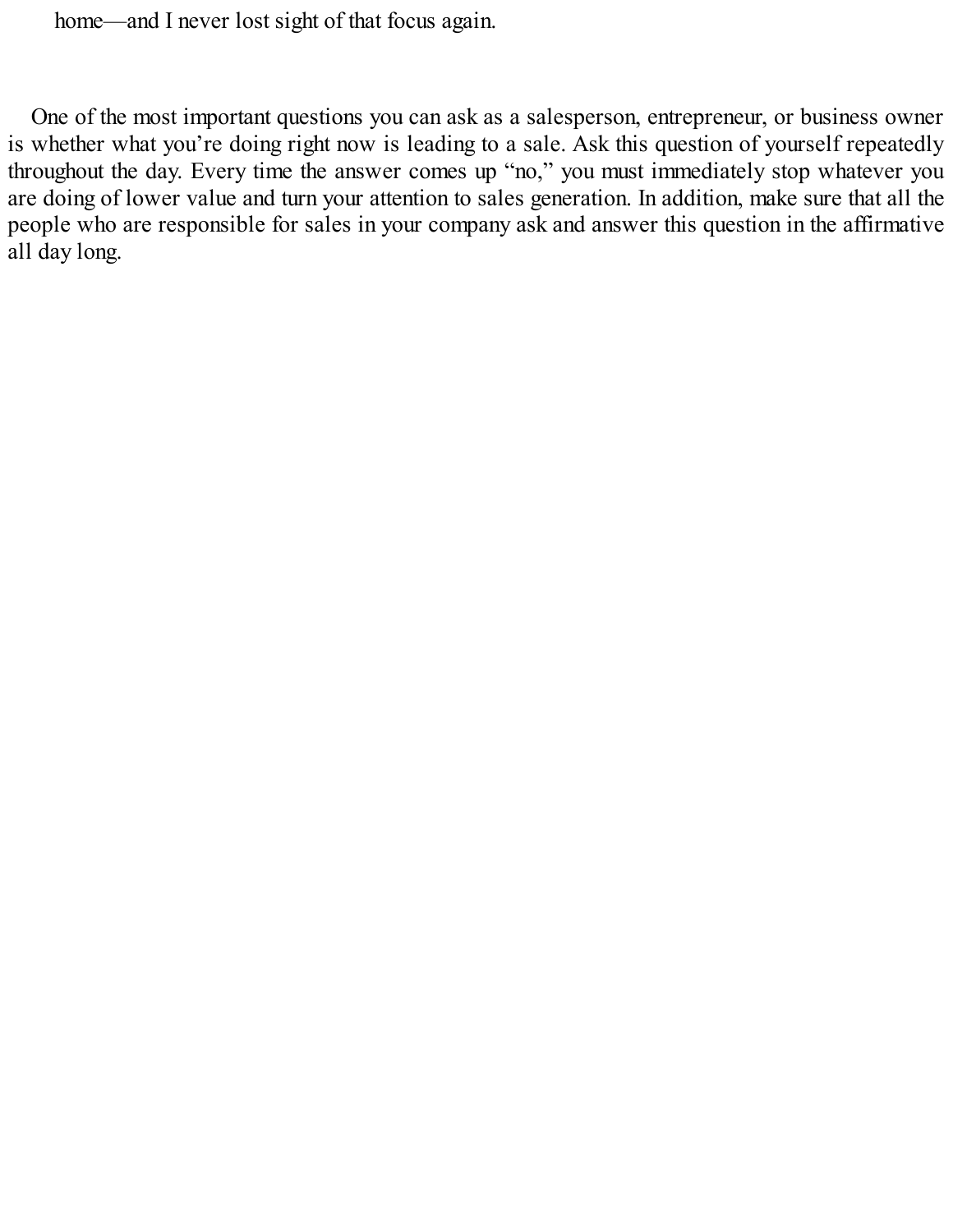home—and I never lost sight of that focus again.

One of the most important questions you can ask as a salesperson, entrepreneur, or business owner is whether what you're doing right now is leading to a sale. Ask this question of yourself repeatedly throughout the day. Every time the answer comes up "no," you must immediately stop whatever you are doing of lower value and turn your attention to sales generation. In addition, make sure that all the people who are responsible for sales in your company ask and answer this question in the affirmative all day long.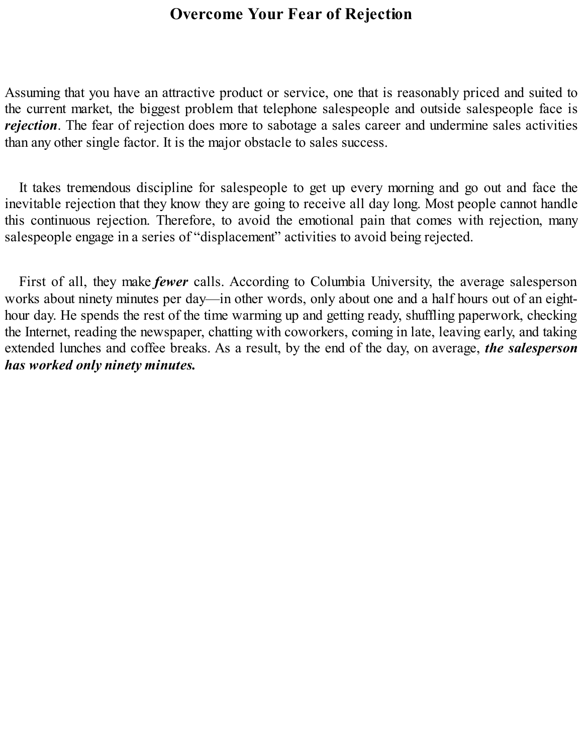# Overcome Your Fear of Rejection

Assuming that you have an attractive product or service, one that is reasonably priced and suited to the current market, the biggest problem that telephone salespeople and outside salespeople face is ***rejection***. The fear of rejection does more to sabotage a sales career and undermine sales activities than any other single factor. It is the major obstacle to sales success.

It takes tremendous discipline for salespeople to get up every morning and go out and face the inevitable rejection that they know they are going to receive all day long. Most people cannot handle this continuous rejection. Therefore, to avoid the emotional pain that comes with rejection, many salespeople engage in a series of "displacement" activities to avoid being rejected.

First of all, they make ***fewer*** calls. According to Columbia University, the average salesperson works about ninety minutes per day—in other words, only about one and a half hours out of an eight-hour day. He spends the rest of the time warming up and getting ready, shuffling paperwork, checking the Internet, reading the newspaper, chatting with coworkers, coming in late, leaving early, and taking extended lunches and coffee breaks. As a result, by the end of the day, on average, ***the salesperson has worked only ninety minutes.***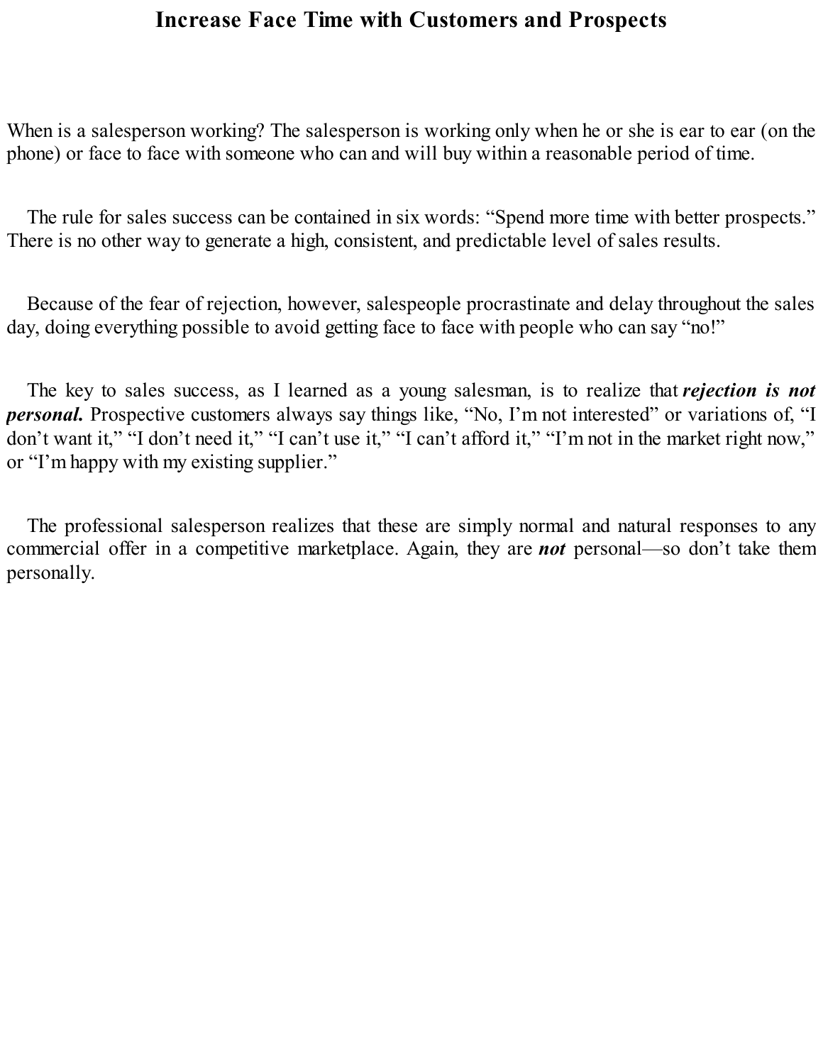# Increase Face Time with Customers and Prospects

When is a salesperson working? The salesperson is working only when he or she is ear to ear (on the phone) or face to face with someone who can and will buy within a reasonable period of time.

The rule for sales success can be contained in six words: "Spend more time with better prospects." There is no other way to generate a high, consistent, and predictable level of sales results.

Because of the fear of rejection, however, salespeople procrastinate and delay throughout the sales day, doing everything possible to avoid getting face to face with people who can say "no!"

The key to sales success, as I learned as a young salesman, is to realize that ***rejection is not personal.*** Prospective customers always say things like, "No, I'm not interested" or variations of, "I don't want it," "I don't need it," "I can't use it," "I can't afford it," "I'm not in the market right now," or "I'm happy with my existing supplier."

The professional salesperson realizes that these are simply normal and natural responses to any commercial offer in a competitive marketplace. Again, they are ***not*** personal—so don't take them personally.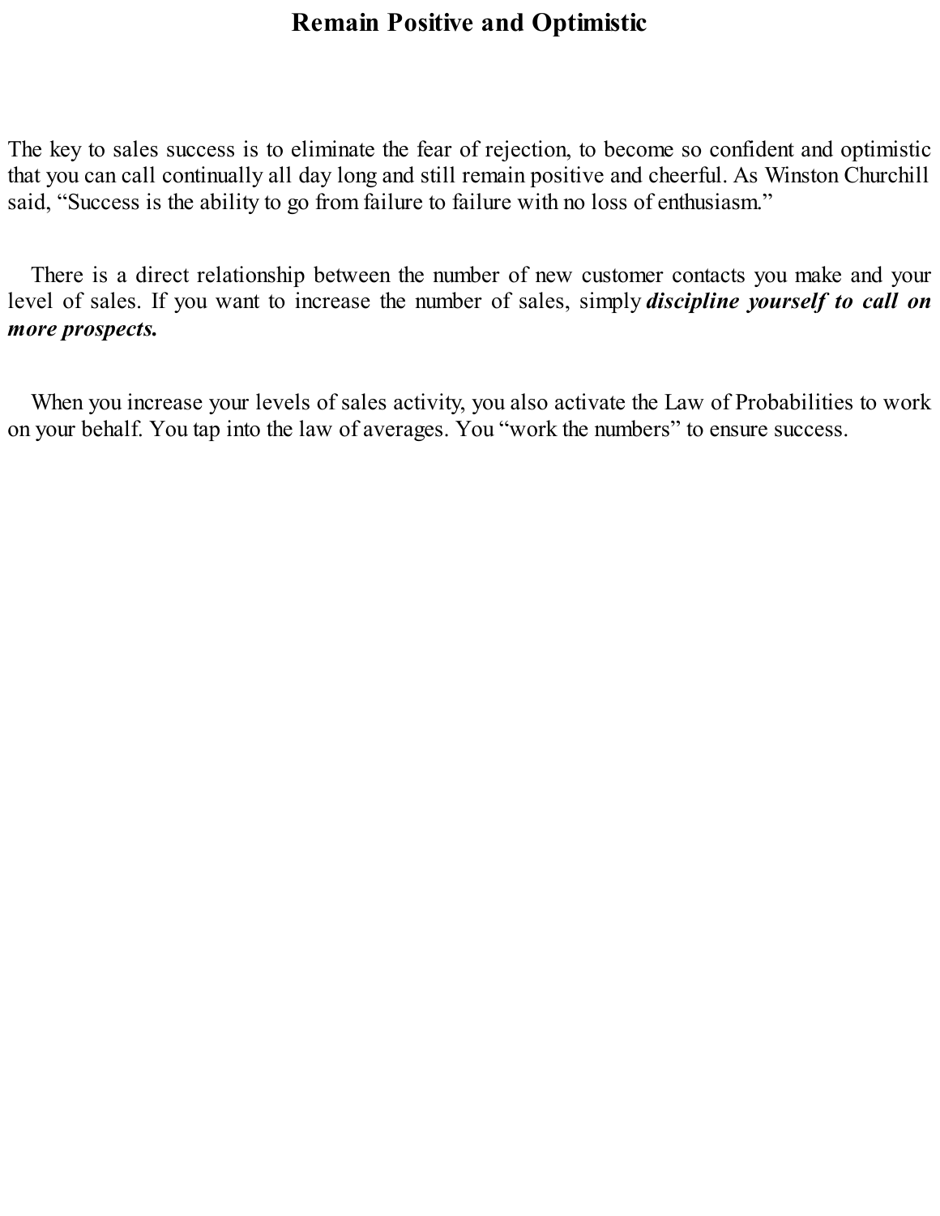# Remain Positive and Optimistic

The key to sales success is to eliminate the fear of rejection, to become so confident and optimistic that you can call continually all day long and still remain positive and cheerful. As Winston Churchill said, “Success is the ability to go from failure to failure with no loss of enthusiasm.”

There is a direct relationship between the number of new customer contacts you make and your level of sales. If you want to increase the number of sales, simply ***discipline yourself to call on more prospects.***

When you increase your levels of sales activity, you also activate the Law of Probabilities to work on your behalf. You tap into the law of averages. You “work the numbers” to ensure success.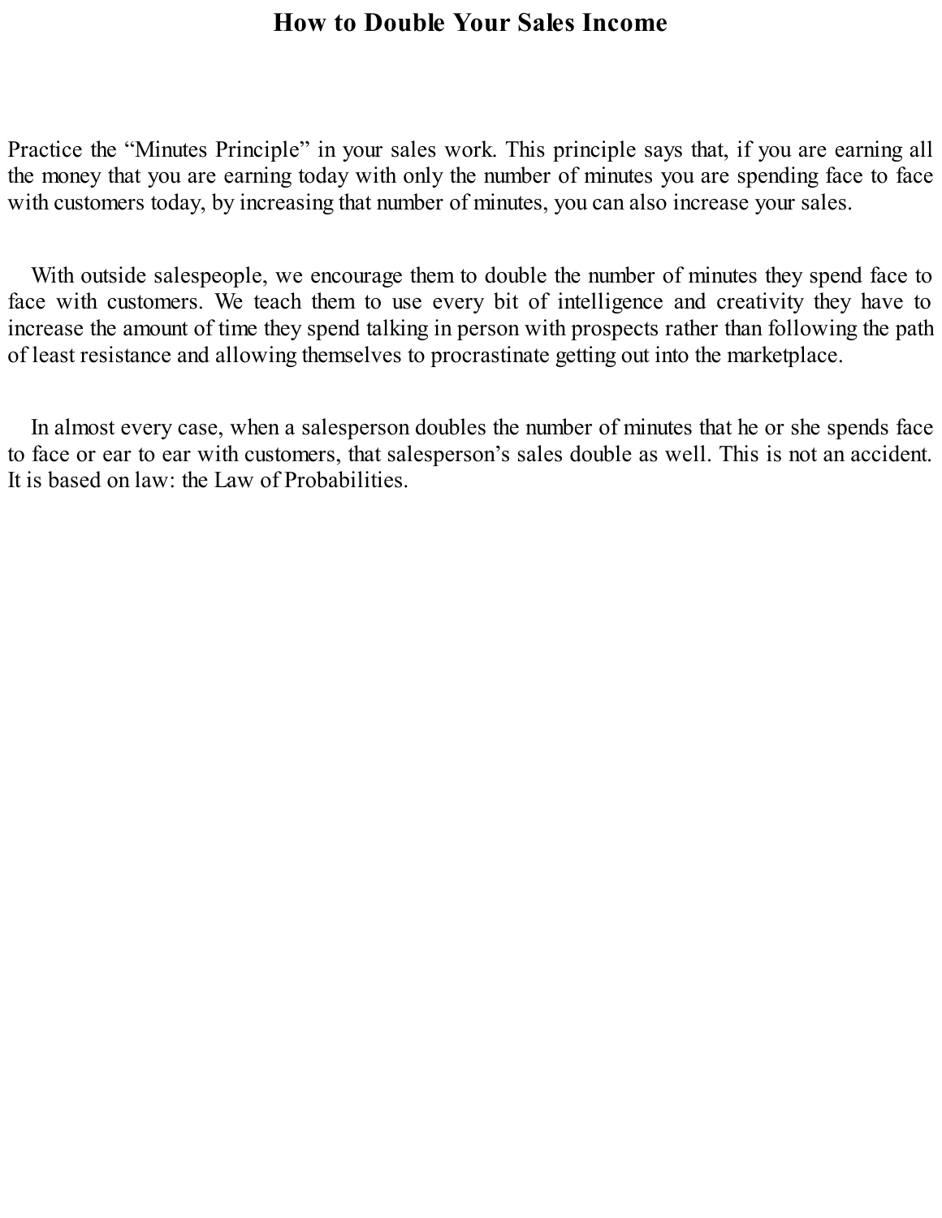# How to Double Your Sales Income

Practice the "Minutes Principle" in your sales work. This principle says that, if you are earning all the money that you are earning today with only the number of minutes you are spending face to face with customers today, by increasing that number of minutes, you can also increase your sales.

With outside salespeople, we encourage them to double the number of minutes they spend face to face with customers. We teach them to use every bit of intelligence and creativity they have to increase the amount of time they spend talking in person with prospects rather than following the path of least resistance and allowing themselves to procrastinate getting out into the marketplace.

In almost every case, when a salesperson doubles the number of minutes that he or she spends face to face or ear to ear with customers, that salesperson's sales double as well. This is not an accident. It is based on law: the Law of Probabilities.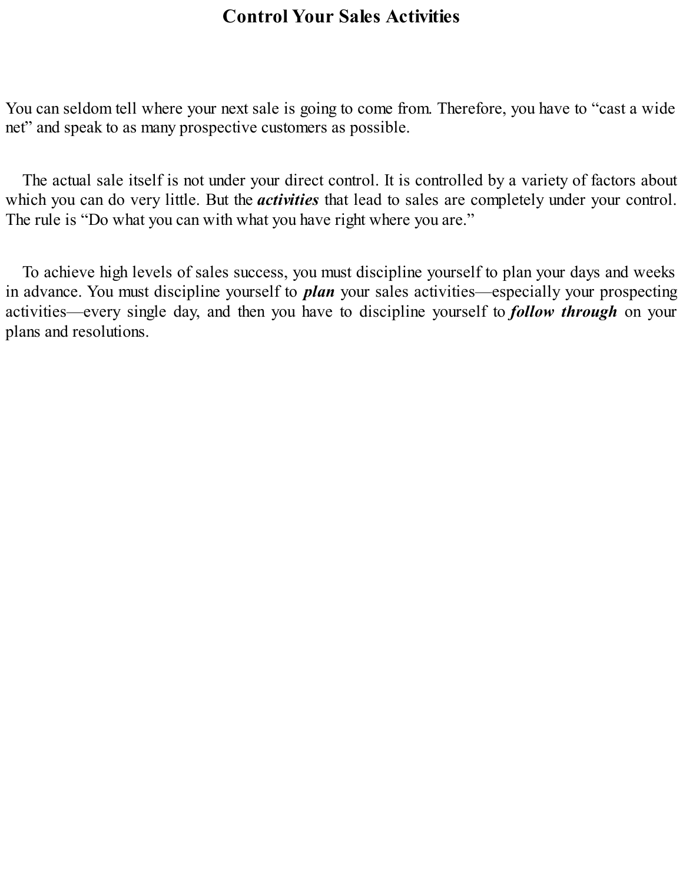# Control Your Sales Activities

You can seldom tell where your next sale is going to come from. Therefore, you have to "cast a wide net" and speak to as many prospective customers as possible.

The actual sale itself is not under your direct control. It is controlled by a variety of factors about which you can do very little. But the ***activities*** that lead to sales are completely under your control. The rule is "Do what you can with what you have right where you are."

To achieve high levels of sales success, you must discipline yourself to plan your days and weeks in advance. You must discipline yourself to ***plan*** your sales activities—especially your prospecting activities—every single day, and then you have to discipline yourself to ***follow through*** on your plans and resolutions.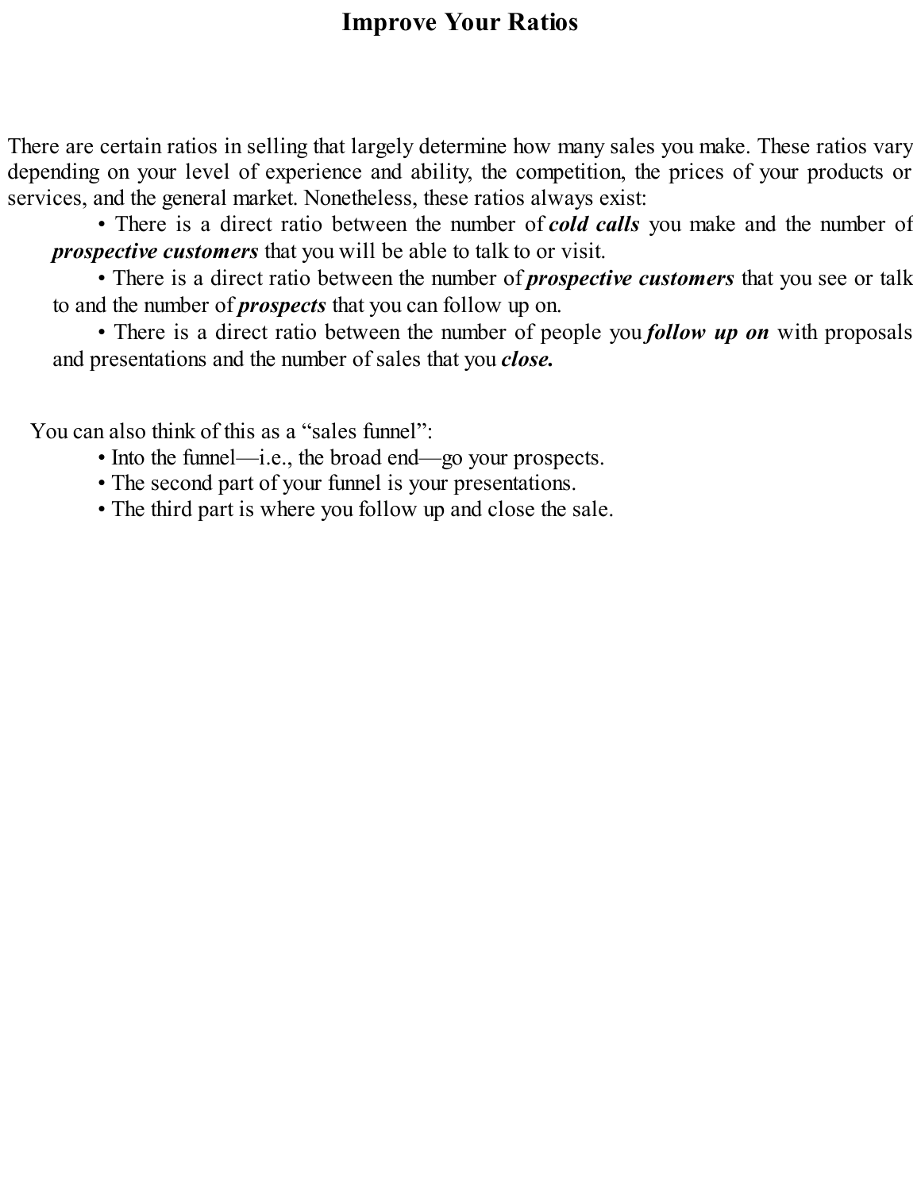# Improve Your Ratios

There are certain ratios in selling that largely determine how many sales you make. These ratios vary depending on your level of experience and ability, the competition, the prices of your products or services, and the general market. Nonetheless, these ratios always exist:

- There is a direct ratio between the number of ***cold calls*** you make and the number of ***prospective customers*** that you will be able to talk to or visit.
- There is a direct ratio between the number of ***prospective customers*** that you see or talk to and the number of ***prospects*** that you can follow up on.
- There is a direct ratio between the number of people you ***follow up on*** with proposals and presentations and the number of sales that you ***close.***

You can also think of this as a "sales funnel":

- Into the funnel—i.e., the broad end—go your prospects.
- The second part of your funnel is your presentations.
- The third part is where you follow up and close the sale.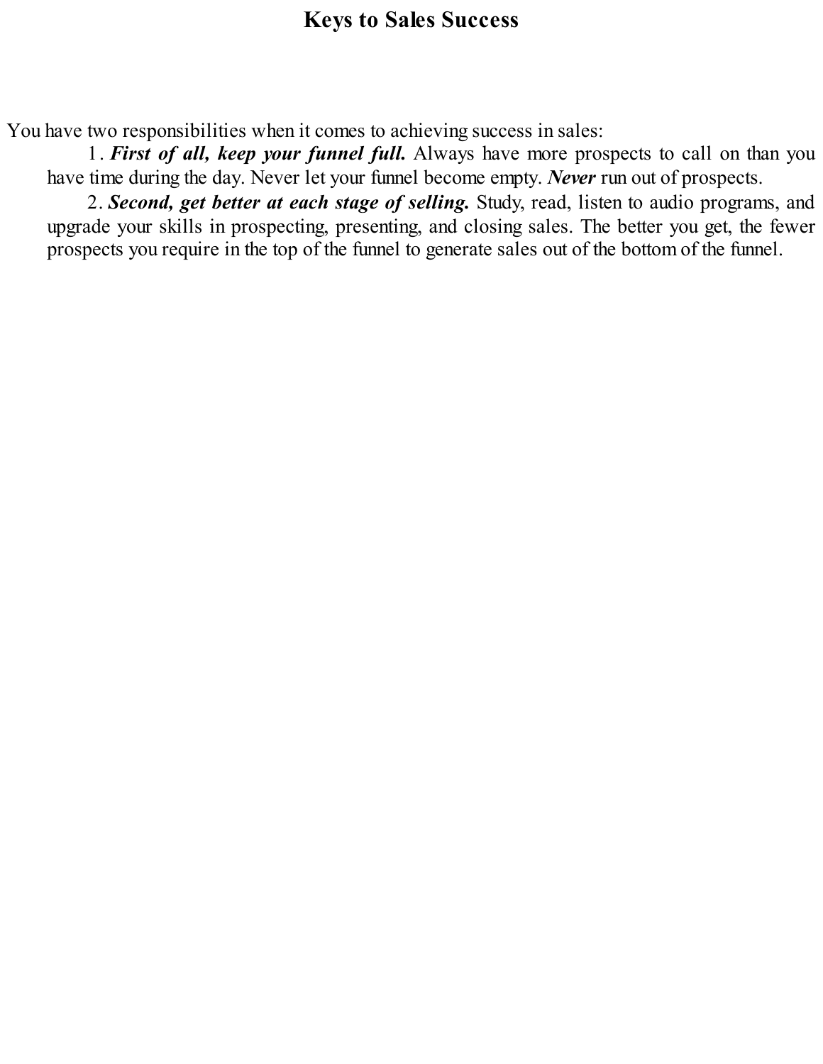# Keys to Sales Success

You have two responsibilities when it comes to achieving success in sales:

1. ***First of all, keep your funnel full.*** Always have more prospects to call on than you have time during the day. Never let your funnel become empty. ***Never*** run out of prospects.
2. ***Second, get better at each stage of selling.*** Study, read, listen to audio programs, and upgrade your skills in prospecting, presenting, and closing sales. The better you get, the fewer prospects you require in the top of the funnel to generate sales out of the bottom of the funnel.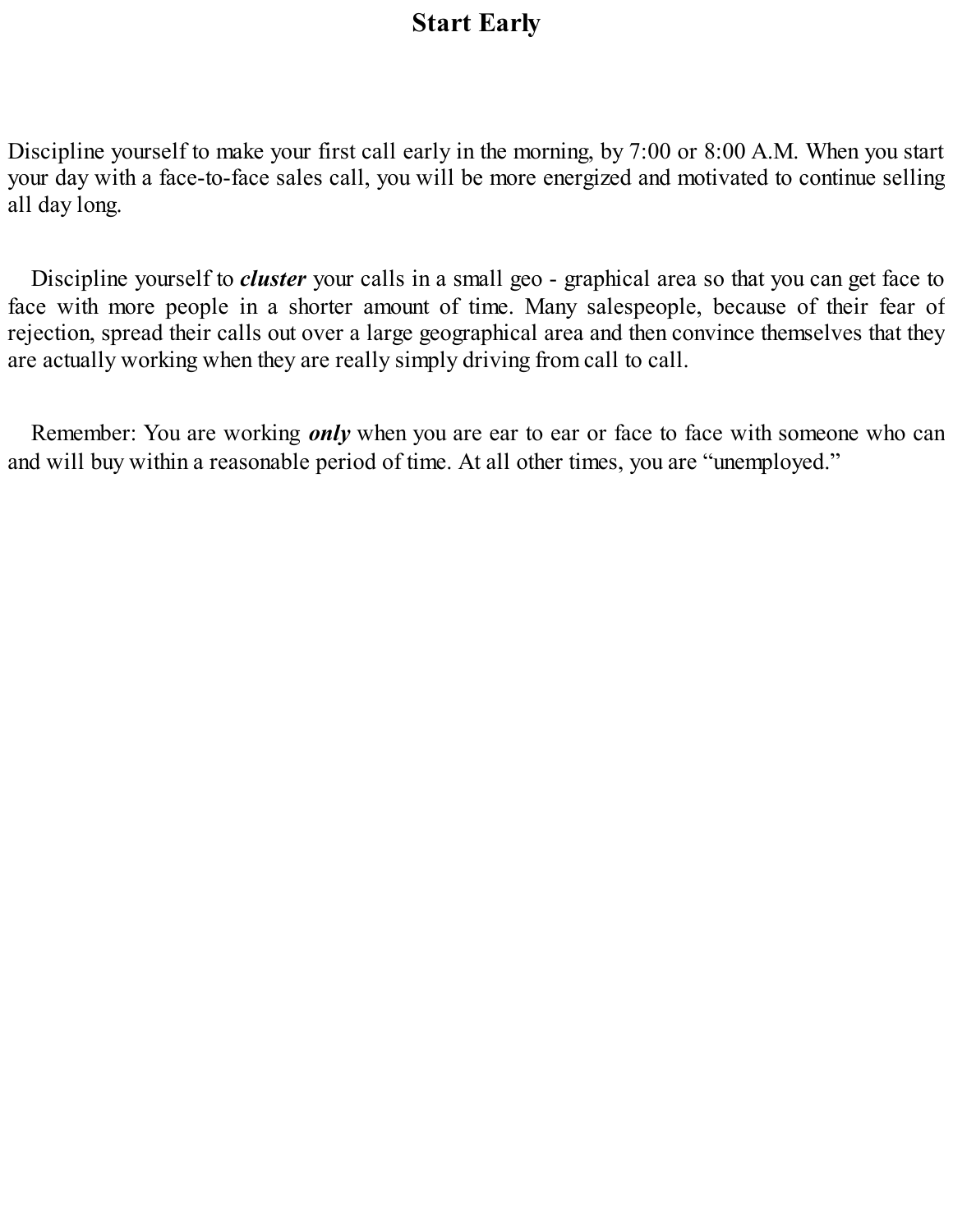# Start Early

Discipline yourself to make your first call early in the morning, by 7:00 or 8:00 A.M. When you start your day with a face-to-face sales call, you will be more energized and motivated to continue selling all day long.

Discipline yourself to ***cluster*** your calls in a small geo - graphical area so that you can get face to face with more people in a shorter amount of time. Many salespeople, because of their fear of rejection, spread their calls out over a large geographical area and then convince themselves that they are actually working when they are really simply driving from call to call.

Remember: You are working ***only*** when you are ear to ear or face to face with someone who can and will buy within a reasonable period of time. At all other times, you are "unemployed."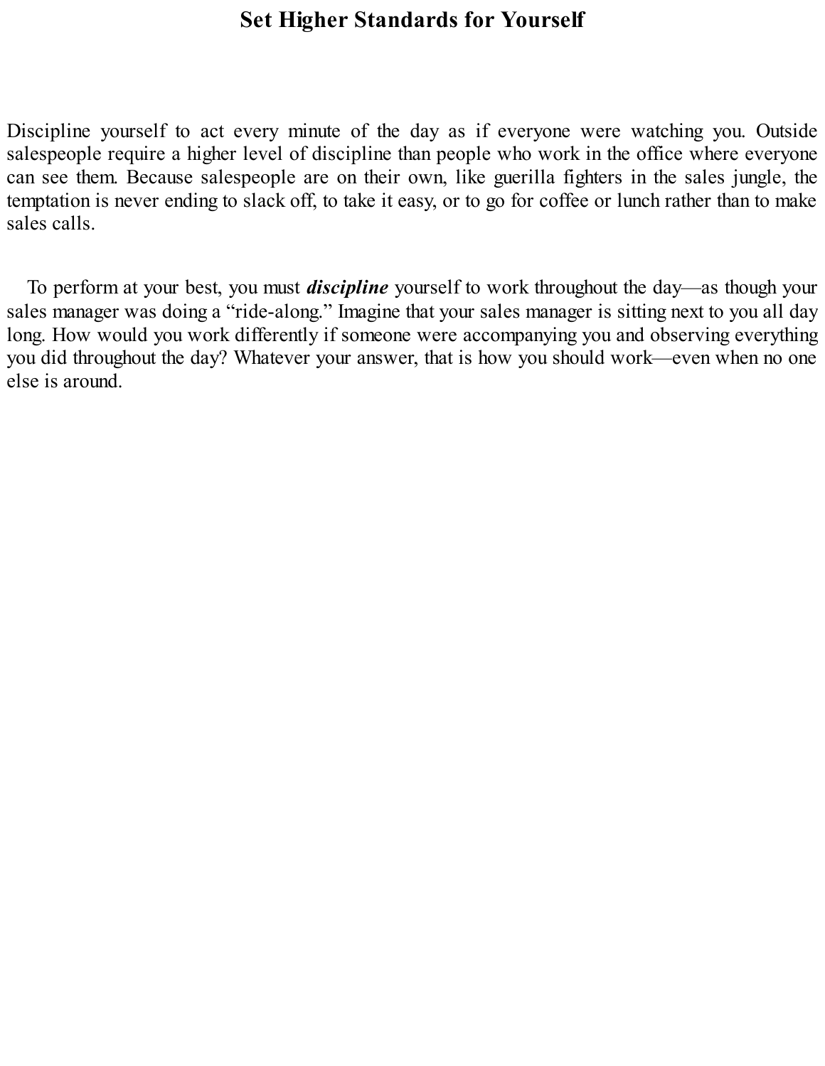# Set Higher Standards for Yourself

Discipline yourself to act every minute of the day as if everyone were watching you. Outside salespeople require a higher level of discipline than people who work in the office where everyone can see them. Because salespeople are on their own, like guerilla fighters in the sales jungle, the temptation is never ending to slack off, to take it easy, or to go for coffee or lunch rather than to make sales calls.

To perform at your best, you must ***discipline*** yourself to work throughout the day—as though your sales manager was doing a "ride-along." Imagine that your sales manager is sitting next to you all day long. How would you work differently if someone were accompanying you and observing everything you did throughout the day? Whatever your answer, that is how you should work—even when no one else is around.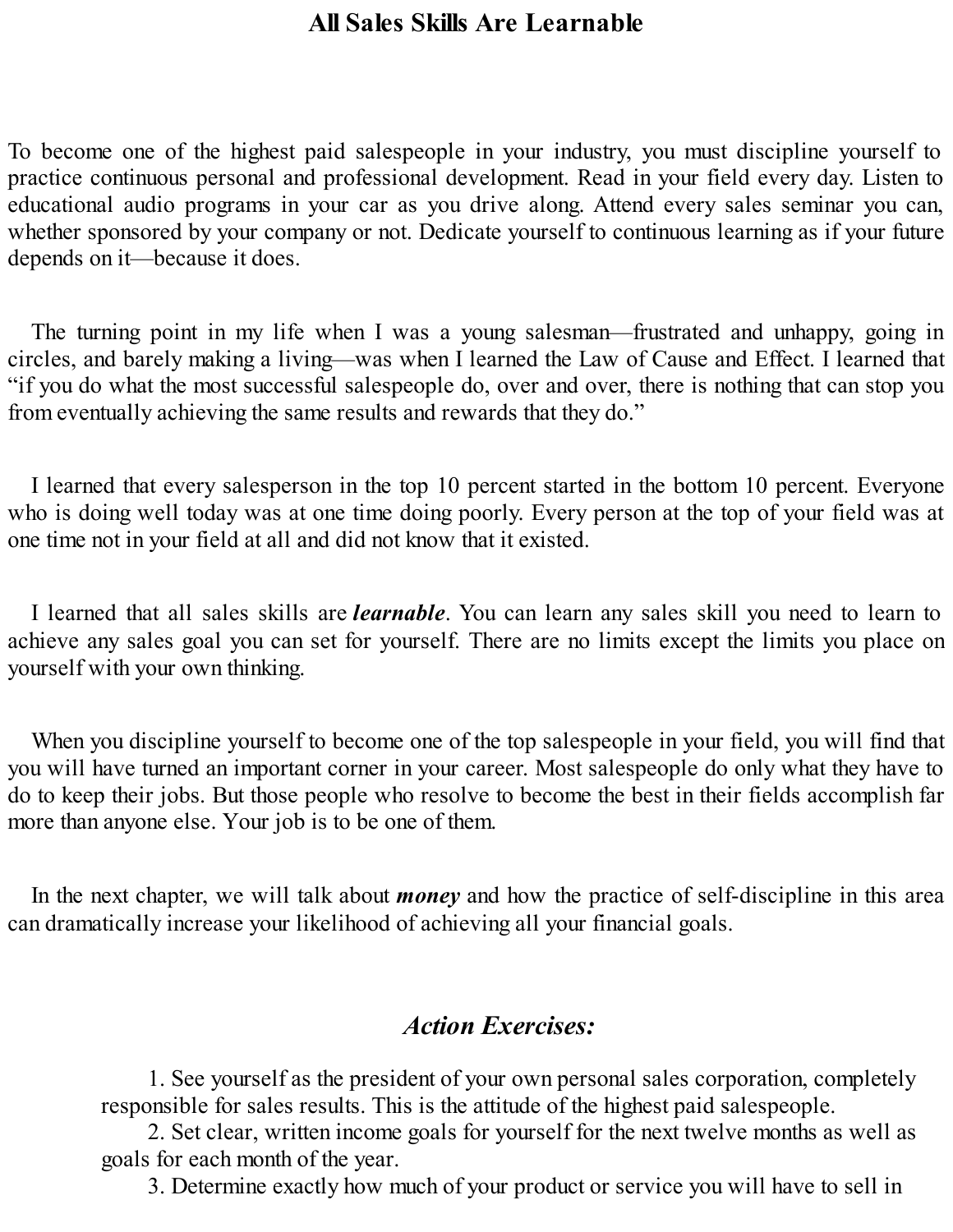# All Sales Skills Are Learnable

To become one of the highest paid salespeople in your industry, you must discipline yourself to practice continuous personal and professional development. Read in your field every day. Listen to educational audio programs in your car as you drive along. Attend every sales seminar you can, whether sponsored by your company or not. Dedicate yourself to continuous learning as if your future depends on it—because it does.

The turning point in my life when I was a young salesman—frustrated and unhappy, going in circles, and barely making a living—was when I learned the Law of Cause and Effect. I learned that "if you do what the most successful salespeople do, over and over, there is nothing that can stop you from eventually achieving the same results and rewards that they do."

I learned that every salesperson in the top 10 percent started in the bottom 10 percent. Everyone who is doing well today was at one time doing poorly. Every person at the top of your field was at one time not in your field at all and did not know that it existed.

I learned that all sales skills are ***learnable***. You can learn any sales skill you need to learn to achieve any sales goal you can set for yourself. There are no limits except the limits you place on yourself with your own thinking.

When you discipline yourself to become one of the top salespeople in your field, you will find that you will have turned an important corner in your career. Most salespeople do only what they have to do to keep their jobs. But those people who resolve to become the best in their fields accomplish far more than anyone else. Your job is to be one of them.

In the next chapter, we will talk about ***money*** and how the practice of self-discipline in this area can dramatically increase your likelihood of achieving all your financial goals.

## *Action Exercises:*

1. See yourself as the president of your own personal sales corporation, completely responsible for sales results. This is the attitude of the highest paid salespeople.
2. Set clear, written income goals for yourself for the next twelve months as well as goals for each month of the year.
3. Determine exactly how much of your product or service you will have to sell in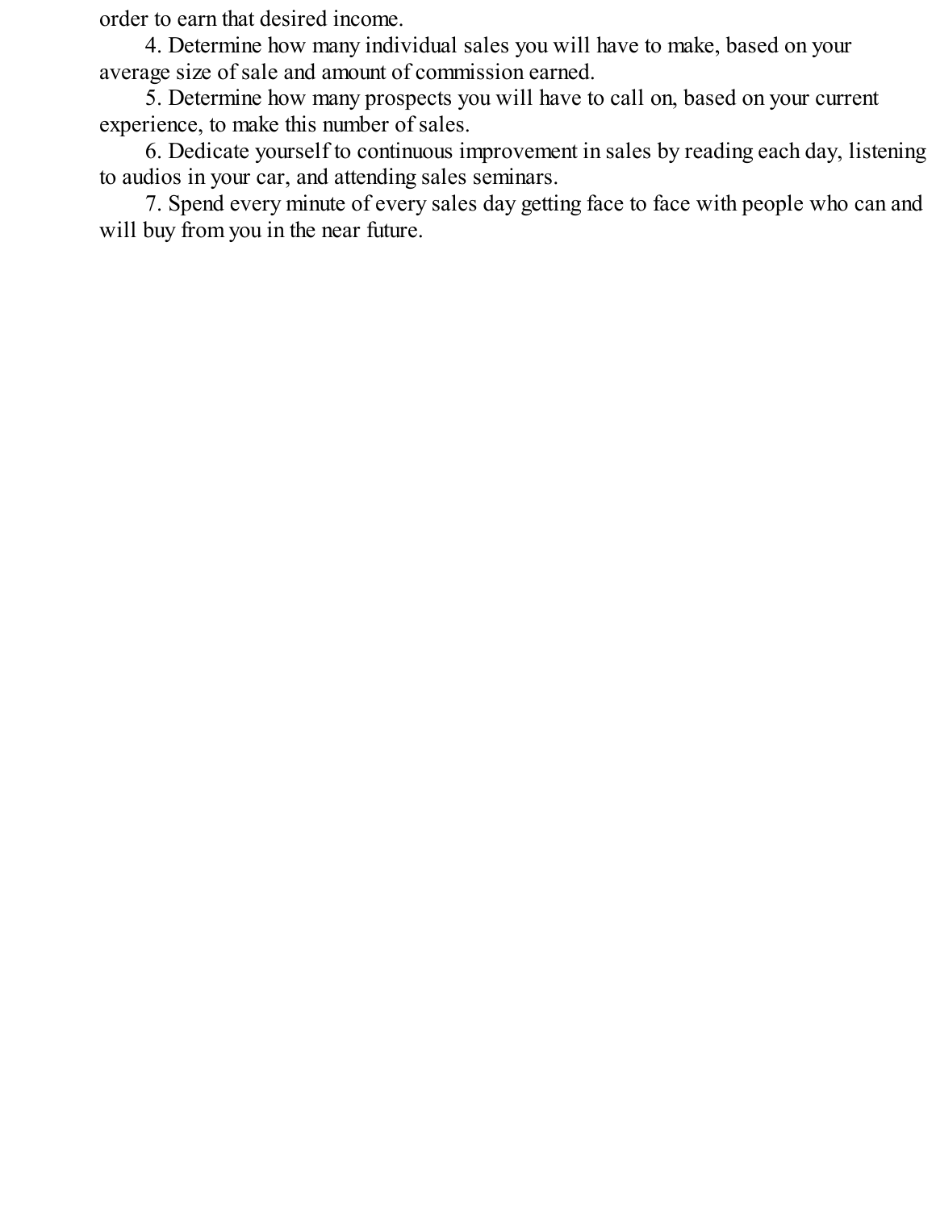order to earn that desired income.

4. Determine how many individual sales you will have to make, based on your average size of sale and amount of commission earned.

5. Determine how many prospects you will have to call on, based on your current experience, to make this number of sales.

6. Dedicate yourself to continuous improvement in sales by reading each day, listening to audios in your car, and attending sales seminars.

7. Spend every minute of every sales day getting face to face with people who can and will buy from you in the near future.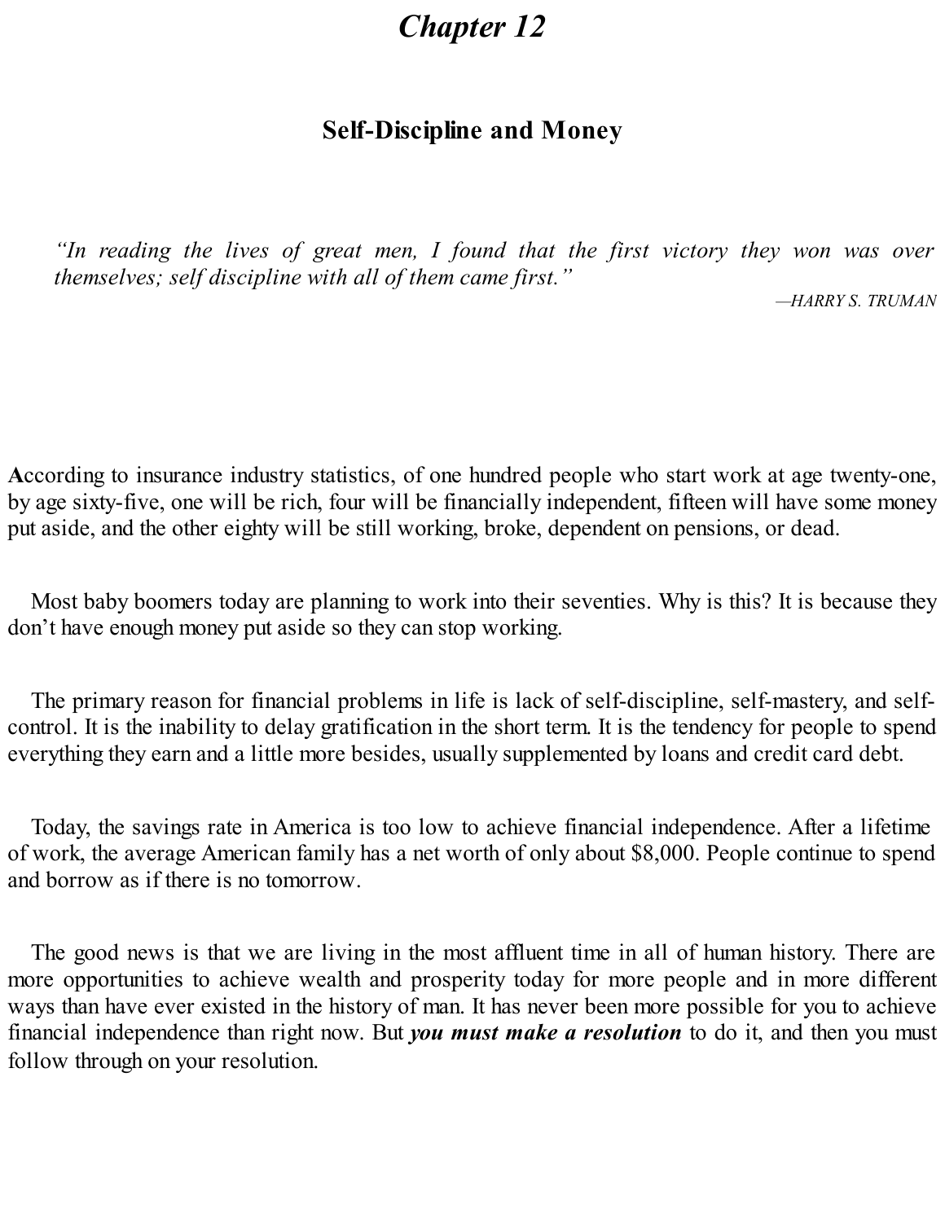# *Chapter 12*

## Self-Discipline and Money

> *"In reading the lives of great men, I found that the first victory they won was over themselves; self discipline with all of them came first."*
>
> *—HARRY S. TRUMAN*

According to insurance industry statistics, of one hundred people who start work at age twenty-one, by age sixty-five, one will be rich, four will be financially independent, fifteen will have some money put aside, and the other eighty will be still working, broke, dependent on pensions, or dead.

Most baby boomers today are planning to work into their seventies. Why is this? It is because they don't have enough money put aside so they can stop working.

The primary reason for financial problems in life is lack of self-discipline, self-mastery, and self-control. It is the inability to delay gratification in the short term. It is the tendency for people to spend everything they earn and a little more besides, usually supplemented by loans and credit card debt.

Today, the savings rate in America is too low to achieve financial independence. After a lifetime of work, the average American family has a net worth of only about $8,000. People continue to spend and borrow as if there is no tomorrow.

The good news is that we are living in the most affluent time in all of human history. There are more opportunities to achieve wealth and prosperity today for more people and in more different ways than have ever existed in the history of man. It has never been more possible for you to achieve financial independence than right now. But ***you must make a resolution*** to do it, and then you must follow through on your resolution.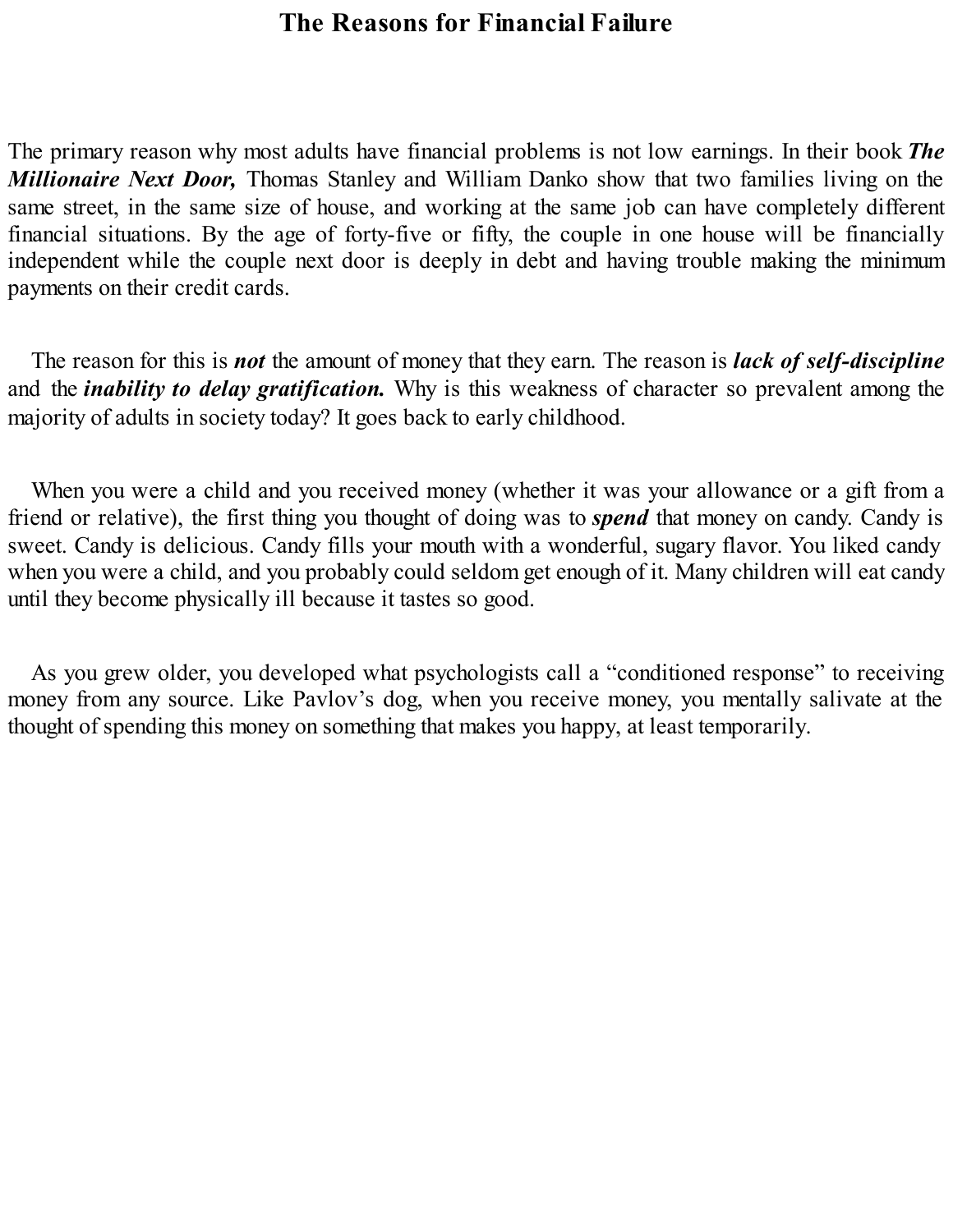# The Reasons for Financial Failure

The primary reason why most adults have financial problems is not low earnings. In their book ***The Millionaire Next Door,*** Thomas Stanley and William Danko show that two families living on the same street, in the same size of house, and working at the same job can have completely different financial situations. By the age of forty-five or fifty, the couple in one house will be financially independent while the couple next door is deeply in debt and having trouble making the minimum payments on their credit cards.

The reason for this is ***not*** the amount of money that they earn. The reason is ***lack of self-discipline*** and the ***inability to delay gratification.*** Why is this weakness of character so prevalent among the majority of adults in society today? It goes back to early childhood.

When you were a child and you received money (whether it was your allowance or a gift from a friend or relative), the first thing you thought of doing was to ***spend*** that money on candy. Candy is sweet. Candy is delicious. Candy fills your mouth with a wonderful, sugary flavor. You liked candy when you were a child, and you probably could seldom get enough of it. Many children will eat candy until they become physically ill because it tastes so good.

As you grew older, you developed what psychologists call a "conditioned response" to receiving money from any source. Like Pavlov's dog, when you receive money, you mentally salivate at the thought of spending this money on something that makes you happy, at least temporarily.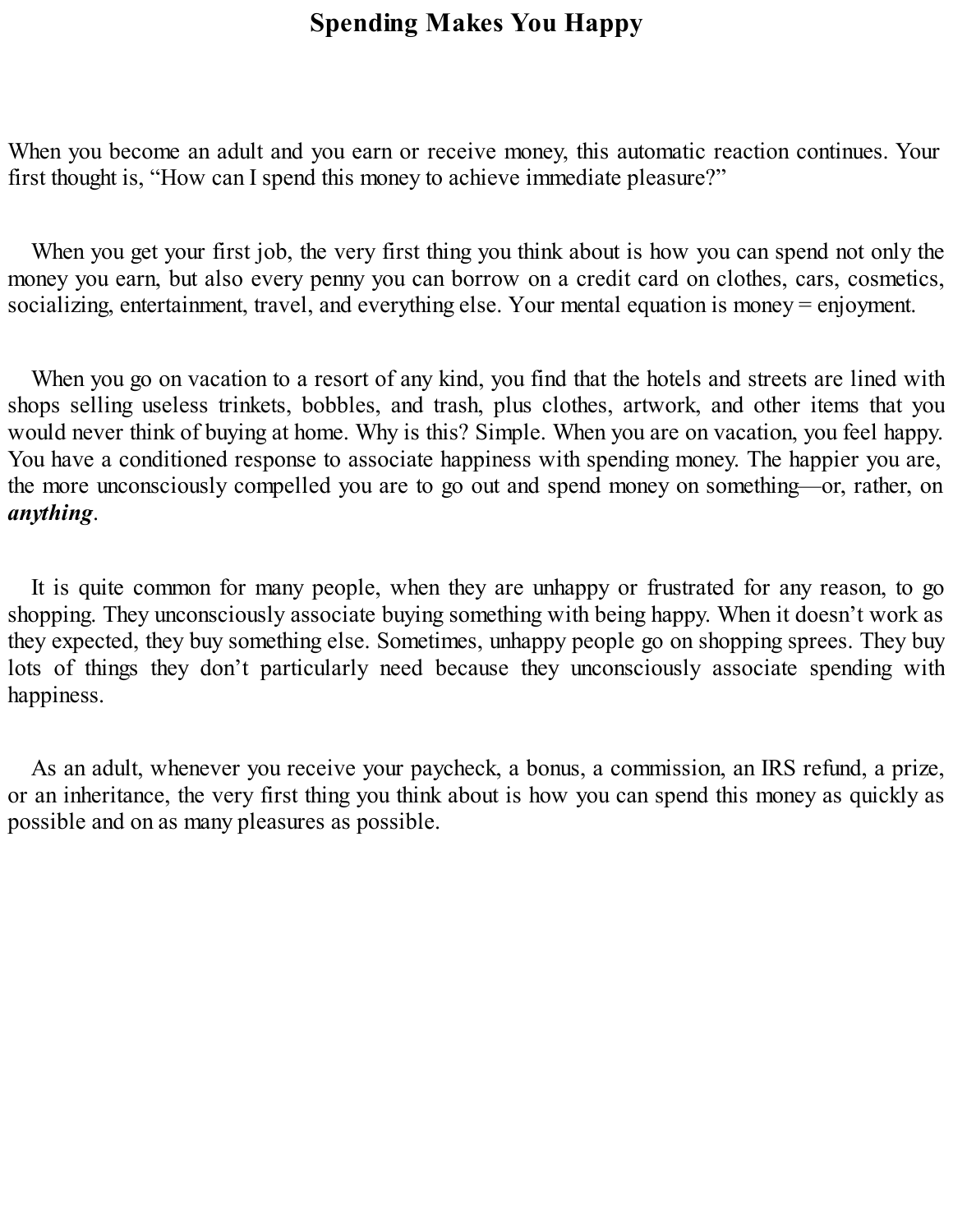# Spending Makes You Happy

When you become an adult and you earn or receive money, this automatic reaction continues. Your first thought is, "How can I spend this money to achieve immediate pleasure?"

When you get your first job, the very first thing you think about is how you can spend not only the money you earn, but also every penny you can borrow on a credit card on clothes, cars, cosmetics, socializing, entertainment, travel, and everything else. Your mental equation is money = enjoyment.

When you go on vacation to a resort of any kind, you find that the hotels and streets are lined with shops selling useless trinkets, bobbles, and trash, plus clothes, artwork, and other items that you would never think of buying at home. Why is this? Simple. When you are on vacation, you feel happy. You have a conditioned response to associate happiness with spending money. The happier you are, the more unconsciously compelled you are to go out and spend money on something—or, rather, on ***anything***.

It is quite common for many people, when they are unhappy or frustrated for any reason, to go shopping. They unconsciously associate buying something with being happy. When it doesn't work as they expected, they buy something else. Sometimes, unhappy people go on shopping sprees. They buy lots of things they don't particularly need because they unconsciously associate spending with happiness.

As an adult, whenever you receive your paycheck, a bonus, a commission, an IRS refund, a prize, or an inheritance, the very first thing you think about is how you can spend this money as quickly as possible and on as many pleasures as possible.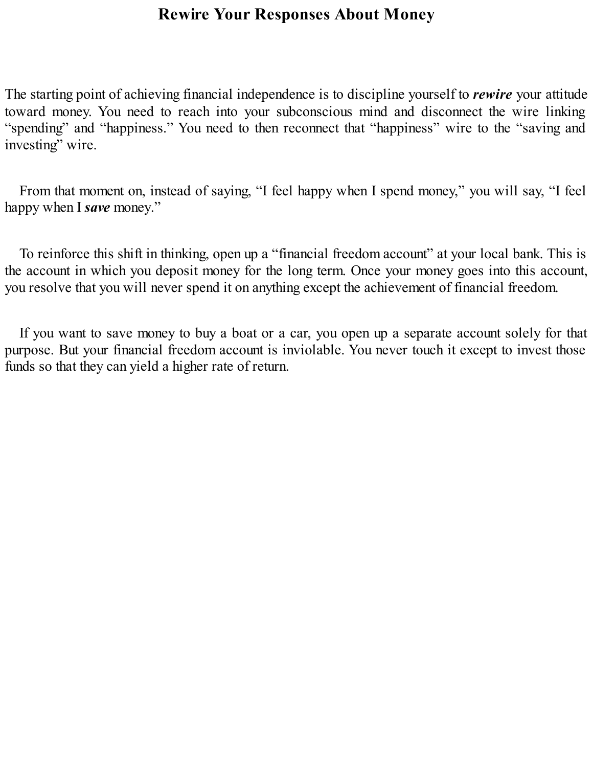# Rewire Your Responses About Money

The starting point of achieving financial independence is to discipline yourself to ***rewire*** your attitude toward money. You need to reach into your subconscious mind and disconnect the wire linking “spending” and “happiness.” You need to then reconnect that “happiness” wire to the “saving and investing” wire.

From that moment on, instead of saying, “I feel happy when I spend money,” you will say, “I feel happy when I ***save*** money.”

To reinforce this shift in thinking, open up a “financial freedom account” at your local bank. This is the account in which you deposit money for the long term. Once your money goes into this account, you resolve that you will never spend it on anything except the achievement of financial freedom.

If you want to save money to buy a boat or a car, you open up a separate account solely for that purpose. But your financial freedom account is inviolable. You never touch it except to invest those funds so that they can yield a higher rate of return.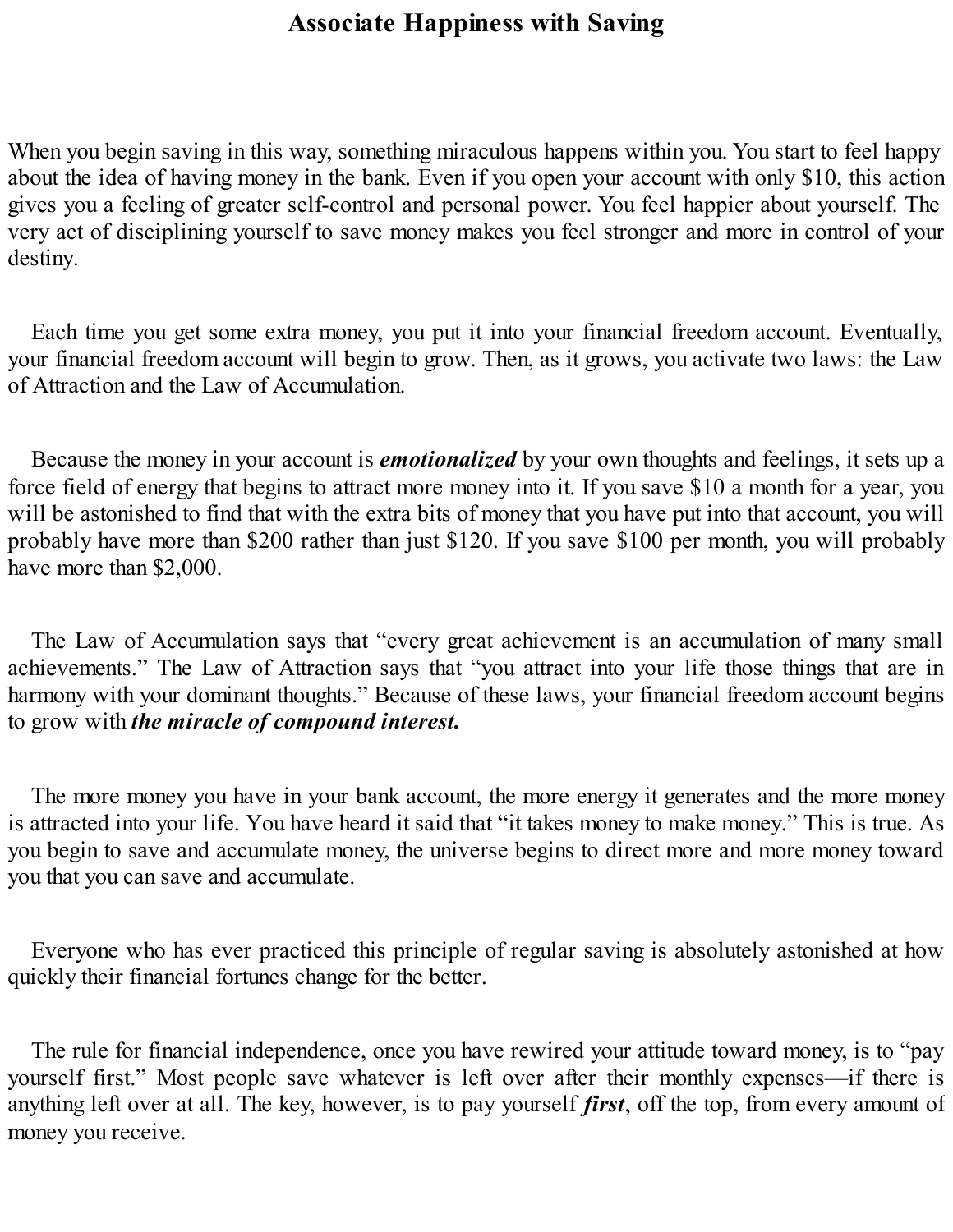# Associate Happiness with Saving

When you begin saving in this way, something miraculous happens within you. You start to feel happy about the idea of having money in the bank. Even if you open your account with only $10, this action gives you a feeling of greater self-control and personal power. You feel happier about yourself. The very act of disciplining yourself to save money makes you feel stronger and more in control of your destiny.

Each time you get some extra money, you put it into your financial freedom account. Eventually, your financial freedom account will begin to grow. Then, as it grows, you activate two laws: the Law of Attraction and the Law of Accumulation.

Because the money in your account is ***emotionalized*** by your own thoughts and feelings, it sets up a force field of energy that begins to attract more money into it. If you save $10 a month for a year, you will be astonished to find that with the extra bits of money that you have put into that account, you will probably have more than $200 rather than just $120. If you save $100 per month, you will probably have more than $2,000.

The Law of Accumulation says that "every great achievement is an accumulation of many small achievements." The Law of Attraction says that "you attract into your life those things that are in harmony with your dominant thoughts." Because of these laws, your financial freedom account begins to grow with ***the miracle of compound interest.***

The more money you have in your bank account, the more energy it generates and the more money is attracted into your life. You have heard it said that "it takes money to make money." This is true. As you begin to save and accumulate money, the universe begins to direct more and more money toward you that you can save and accumulate.

Everyone who has ever practiced this principle of regular saving is absolutely astonished at how quickly their financial fortunes change for the better.

The rule for financial independence, once you have rewired your attitude toward money, is to "pay yourself first." Most people save whatever is left over after their monthly expenses—if there is anything left over at all. The key, however, is to pay yourself ***first***, off the top, from every amount of money you receive.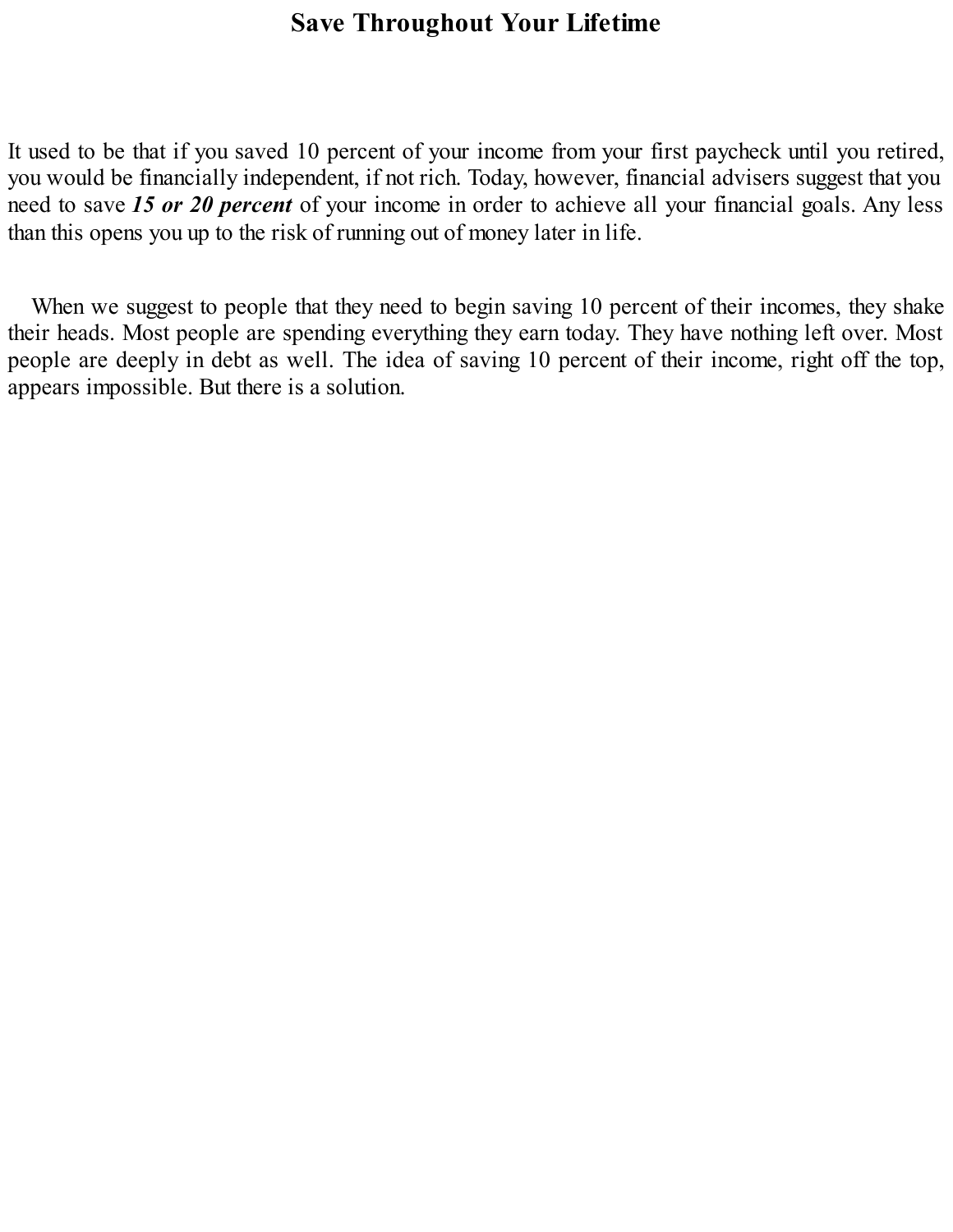## Save Throughout Your Lifetime

It used to be that if you saved 10 percent of your income from your first paycheck until you retired, you would be financially independent, if not rich. Today, however, financial advisers suggest that you need to save ***15 or 20 percent*** of your income in order to achieve all your financial goals. Any less than this opens you up to the risk of running out of money later in life.

When we suggest to people that they need to begin saving 10 percent of their incomes, they shake their heads. Most people are spending everything they earn today. They have nothing left over. Most people are deeply in debt as well. The idea of saving 10 percent of their income, right off the top, appears impossible. But there is a solution.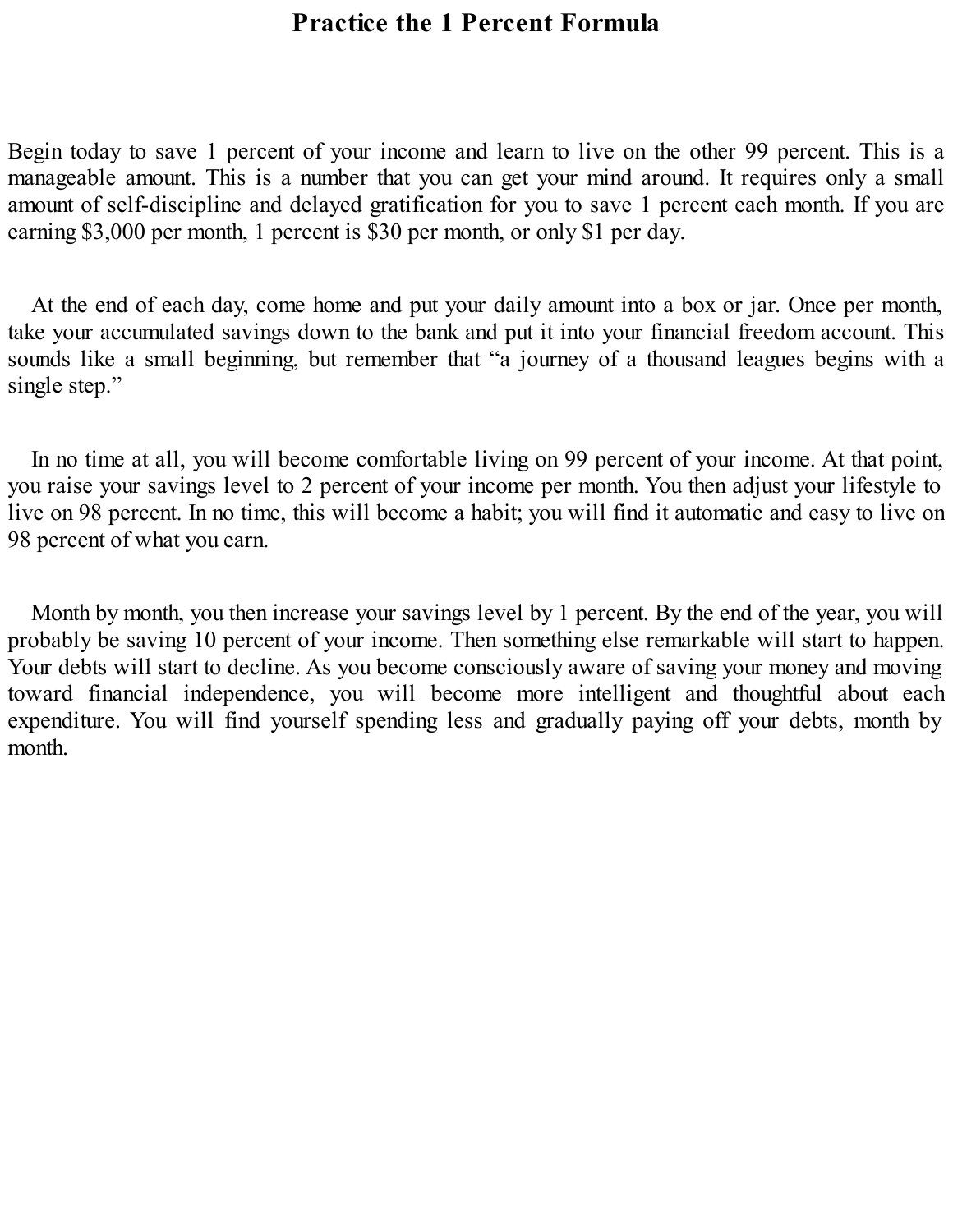# Practice the 1 Percent Formula

Begin today to save 1 percent of your income and learn to live on the other 99 percent. This is a manageable amount. This is a number that you can get your mind around. It requires only a small amount of self-discipline and delayed gratification for you to save 1 percent each month. If you are earning $3,000 per month, 1 percent is $30 per month, or only $1 per day.

At the end of each day, come home and put your daily amount into a box or jar. Once per month, take your accumulated savings down to the bank and put it into your financial freedom account. This sounds like a small beginning, but remember that "a journey of a thousand leagues begins with a single step."

In no time at all, you will become comfortable living on 99 percent of your income. At that point, you raise your savings level to 2 percent of your income per month. You then adjust your lifestyle to live on 98 percent. In no time, this will become a habit; you will find it automatic and easy to live on 98 percent of what you earn.

Month by month, you then increase your savings level by 1 percent. By the end of the year, you will probably be saving 10 percent of your income. Then something else remarkable will start to happen. Your debts will start to decline. As you become consciously aware of saving your money and moving toward financial independence, you will become more intelligent and thoughtful about each expenditure. You will find yourself spending less and gradually paying off your debts, month by month.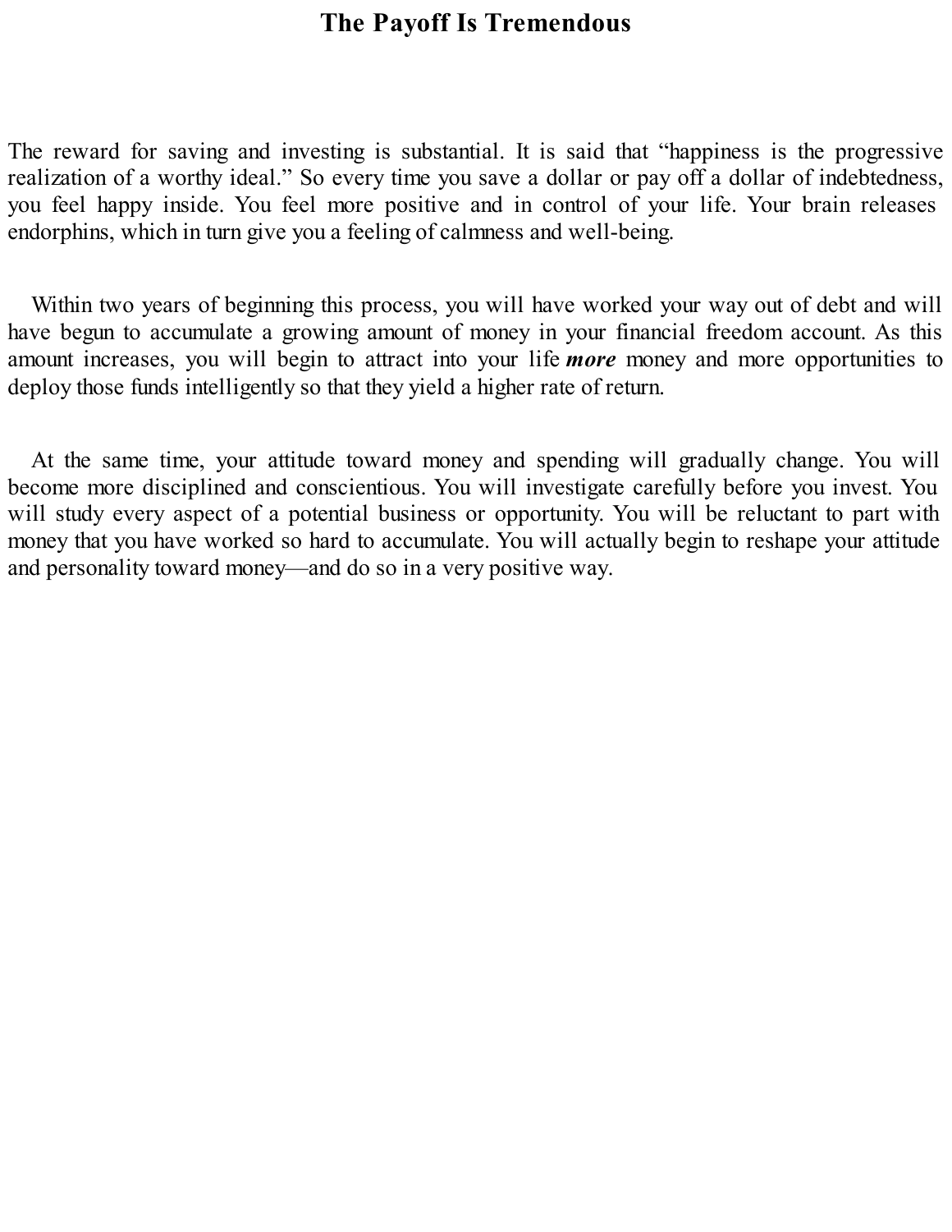# The Payoff Is Tremendous

The reward for saving and investing is substantial. It is said that "happiness is the progressive realization of a worthy ideal." So every time you save a dollar or pay off a dollar of indebtedness, you feel happy inside. You feel more positive and in control of your life. Your brain releases endorphins, which in turn give you a feeling of calmness and well-being.

Within two years of beginning this process, you will have worked your way out of debt and will have begun to accumulate a growing amount of money in your financial freedom account. As this amount increases, you will begin to attract into your life ***more*** money and more opportunities to deploy those funds intelligently so that they yield a higher rate of return.

At the same time, your attitude toward money and spending will gradually change. You will become more disciplined and conscientious. You will investigate carefully before you invest. You will study every aspect of a potential business or opportunity. You will be reluctant to part with money that you have worked so hard to accumulate. You will actually begin to reshape your attitude and personality toward money—and do so in a very positive way.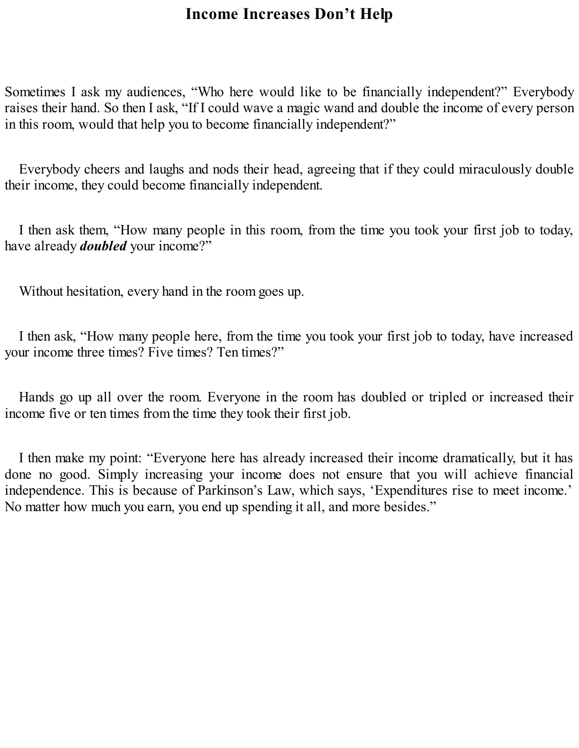# Income Increases Don’t Help

Sometimes I ask my audiences, “Who here would like to be financially independent?” Everybody raises their hand. So then I ask, “If I could wave a magic wand and double the income of every person in this room, would that help you to become financially independent?”

Everybody cheers and laughs and nods their head, agreeing that if they could miraculously double their income, they could become financially independent.

I then ask them, “How many people in this room, from the time you took your first job to today, have already ***doubled*** your income?”

Without hesitation, every hand in the room goes up.

I then ask, “How many people here, from the time you took your first job to today, have increased your income three times? Five times? Ten times?”

Hands go up all over the room. Everyone in the room has doubled or tripled or increased their income five or ten times from the time they took their first job.

I then make my point: “Everyone here has already increased their income dramatically, but it has done no good. Simply increasing your income does not ensure that you will achieve financial independence. This is because of Parkinson’s Law, which says, ‘Expenditures rise to meet income.’ No matter how much you earn, you end up spending it all, and more besides.”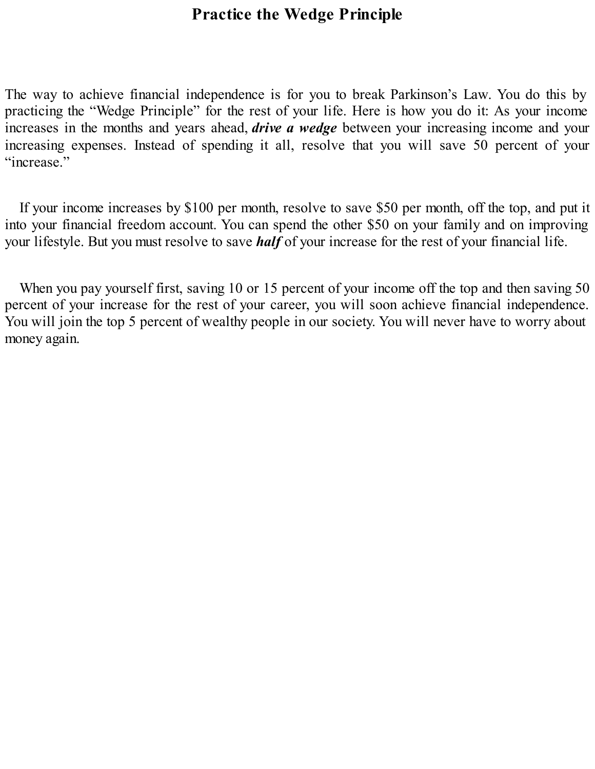# Practice the Wedge Principle

The way to achieve financial independence is for you to break Parkinson’s Law. You do this by practicing the “Wedge Principle” for the rest of your life. Here is how you do it: As your income increases in the months and years ahead, ***drive a wedge*** between your increasing income and your increasing expenses. Instead of spending it all, resolve that you will save 50 percent of your “increase.”

If your income increases by $100 per month, resolve to save $50 per month, off the top, and put it into your financial freedom account. You can spend the other $50 on your family and on improving your lifestyle. But you must resolve to save ***half*** of your increase for the rest of your financial life.

When you pay yourself first, saving 10 or 15 percent of your income off the top and then saving 50 percent of your increase for the rest of your career, you will soon achieve financial independence. You will join the top 5 percent of wealthy people in our society. You will never have to worry about money again.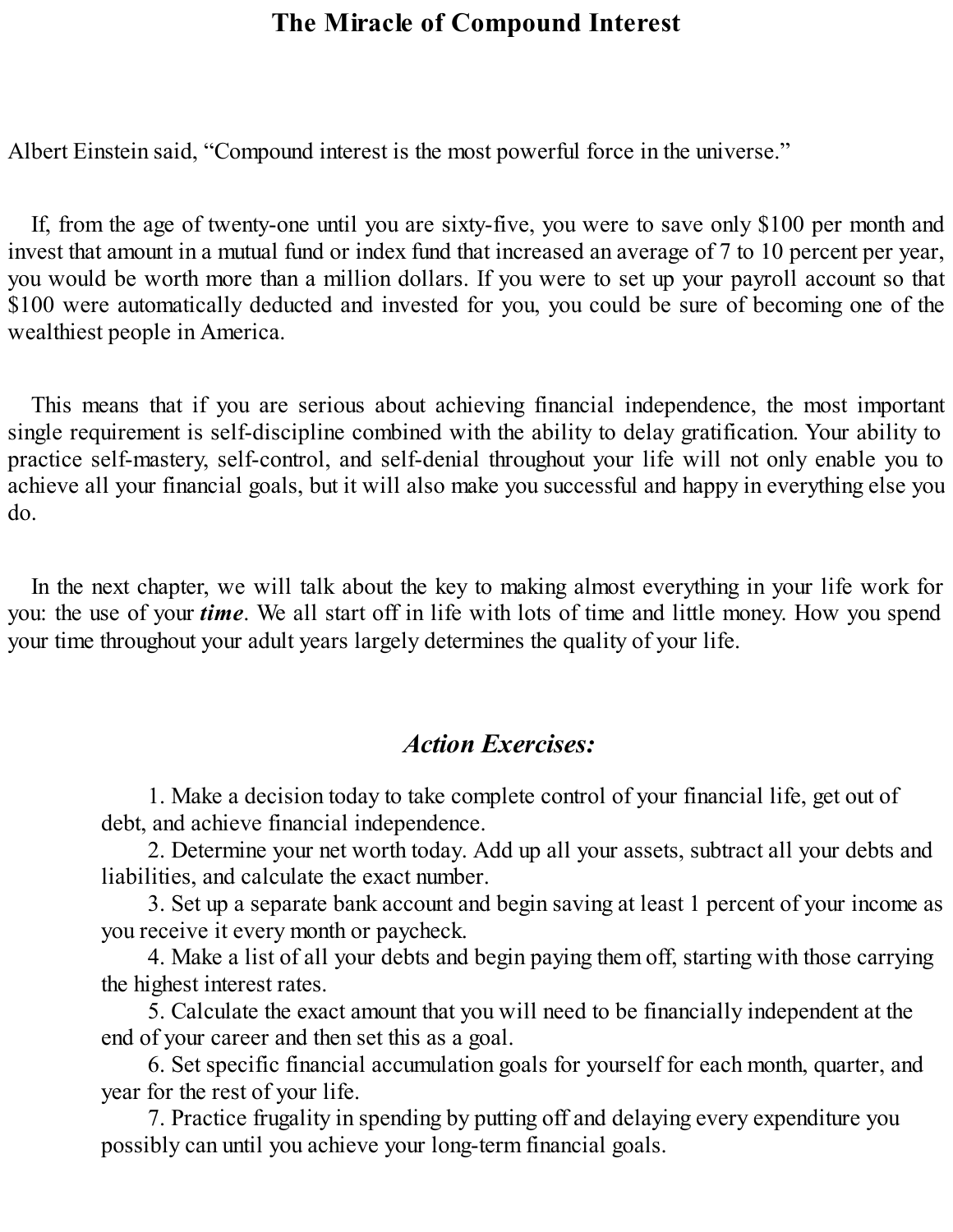# The Miracle of Compound Interest

Albert Einstein said, "Compound interest is the most powerful force in the universe."

If, from the age of twenty-one until you are sixty-five, you were to save only $100 per month and invest that amount in a mutual fund or index fund that increased an average of 7 to 10 percent per year, you would be worth more than a million dollars. If you were to set up your payroll account so that $100 were automatically deducted and invested for you, you could be sure of becoming one of the wealthiest people in America.

This means that if you are serious about achieving financial independence, the most important single requirement is self-discipline combined with the ability to delay gratification. Your ability to practice self-mastery, self-control, and self-denial throughout your life will not only enable you to achieve all your financial goals, but it will also make you successful and happy in everything else you do.

In the next chapter, we will talk about the key to making almost everything in your life work for you: the use of your ***time***. We all start off in life with lots of time and little money. How you spend your time throughout your adult years largely determines the quality of your life.

## *Action Exercises:*

1. Make a decision today to take complete control of your financial life, get out of debt, and achieve financial independence.
2. Determine your net worth today. Add up all your assets, subtract all your debts and liabilities, and calculate the exact number.
3. Set up a separate bank account and begin saving at least 1 percent of your income as you receive it every month or paycheck.
4. Make a list of all your debts and begin paying them off, starting with those carrying the highest interest rates.
5. Calculate the exact amount that you will need to be financially independent at the end of your career and then set this as a goal.
6. Set specific financial accumulation goals for yourself for each month, quarter, and year for the rest of your life.
7. Practice frugality in spending by putting off and delaying every expenditure you possibly can until you achieve your long-term financial goals.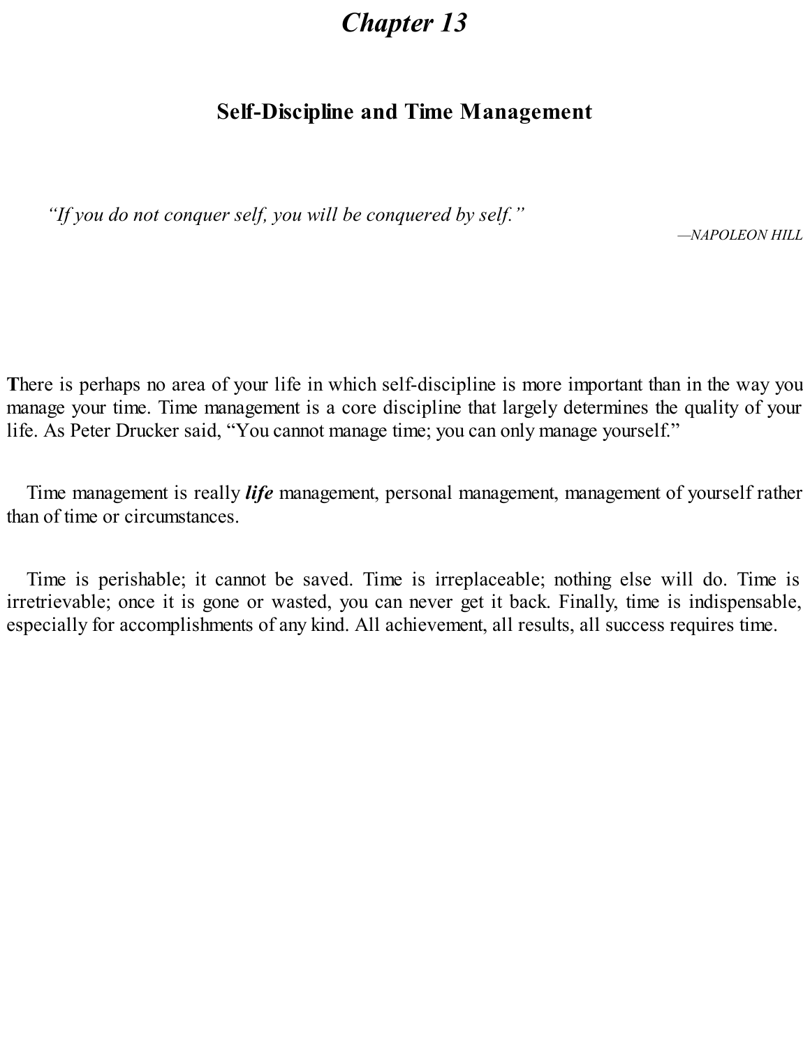# *Chapter 13*

## Self-Discipline and Time Management

*"If you do not conquer self, you will be conquered by self."*

—*NAPOLEON HILL*

There is perhaps no area of your life in which self-discipline is more important than in the way you manage your time. Time management is a core discipline that largely determines the quality of your life. As Peter Drucker said, "You cannot manage time; you can only manage yourself."

Time management is really ***life*** management, personal management, management of yourself rather than of time or circumstances.

Time is perishable; it cannot be saved. Time is irreplaceable; nothing else will do. Time is irretrievable; once it is gone or wasted, you can never get it back. Finally, time is indispensable, especially for accomplishments of any kind. All achievement, all results, all success requires time.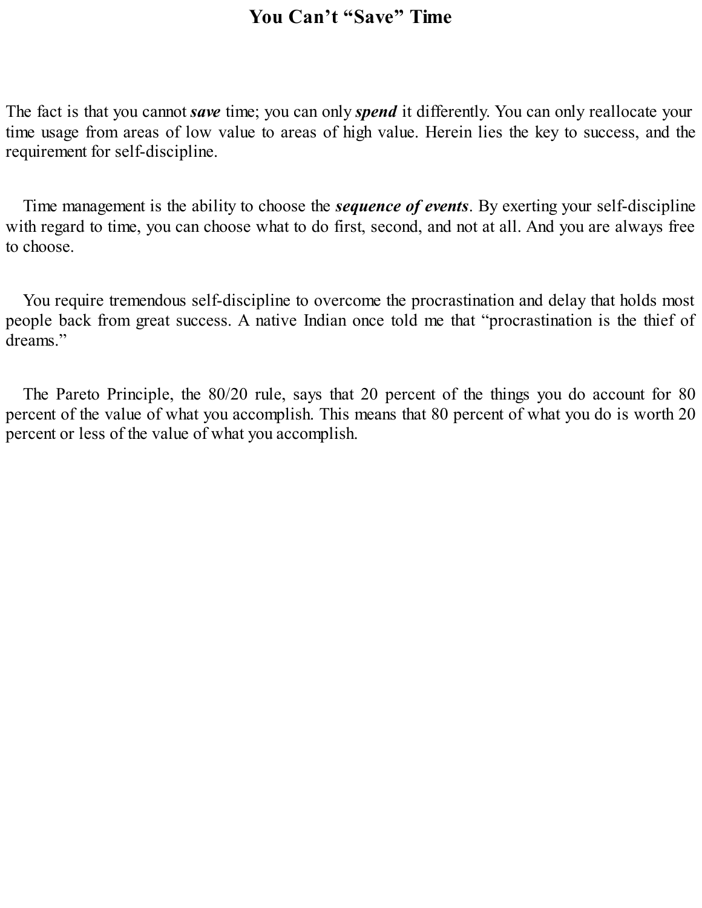# You Can't "Save" Time

The fact is that you cannot ***save*** time; you can only ***spend*** it differently. You can only reallocate your time usage from areas of low value to areas of high value. Herein lies the key to success, and the requirement for self-discipline.

Time management is the ability to choose the ***sequence of events***. By exerting your self-discipline with regard to time, you can choose what to do first, second, and not at all. And you are always free to choose.

You require tremendous self-discipline to overcome the procrastination and delay that holds most people back from great success. A native Indian once told me that "procrastination is the thief of dreams."

The Pareto Principle, the 80/20 rule, says that 20 percent of the things you do account for 80 percent of the value of what you accomplish. This means that 80 percent of what you do is worth 20 percent or less of the value of what you accomplish.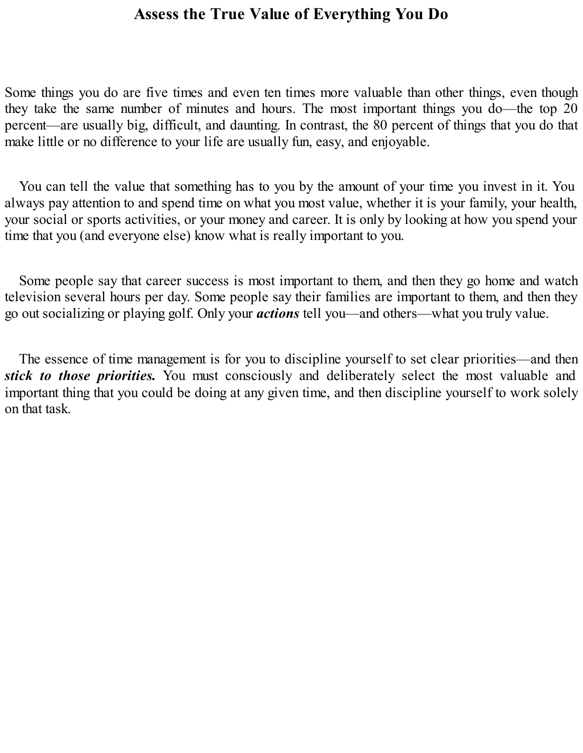# Assess the True Value of Everything You Do

Some things you do are five times and even ten times more valuable than other things, even though they take the same number of minutes and hours. The most important things you do—the top 20 percent—are usually big, difficult, and daunting. In contrast, the 80 percent of things that you do that make little or no difference to your life are usually fun, easy, and enjoyable.

You can tell the value that something has to you by the amount of your time you invest in it. You always pay attention to and spend time on what you most value, whether it is your family, your health, your social or sports activities, or your money and career. It is only by looking at how you spend your time that you (and everyone else) know what is really important to you.

Some people say that career success is most important to them, and then they go home and watch television several hours per day. Some people say their families are important to them, and then they go out socializing or playing golf. Only your ***actions*** tell you—and others—what you truly value.

The essence of time management is for you to discipline yourself to set clear priorities—and then ***stick to those priorities.*** You must consciously and deliberately select the most valuable and important thing that you could be doing at any given time, and then discipline yourself to work solely on that task.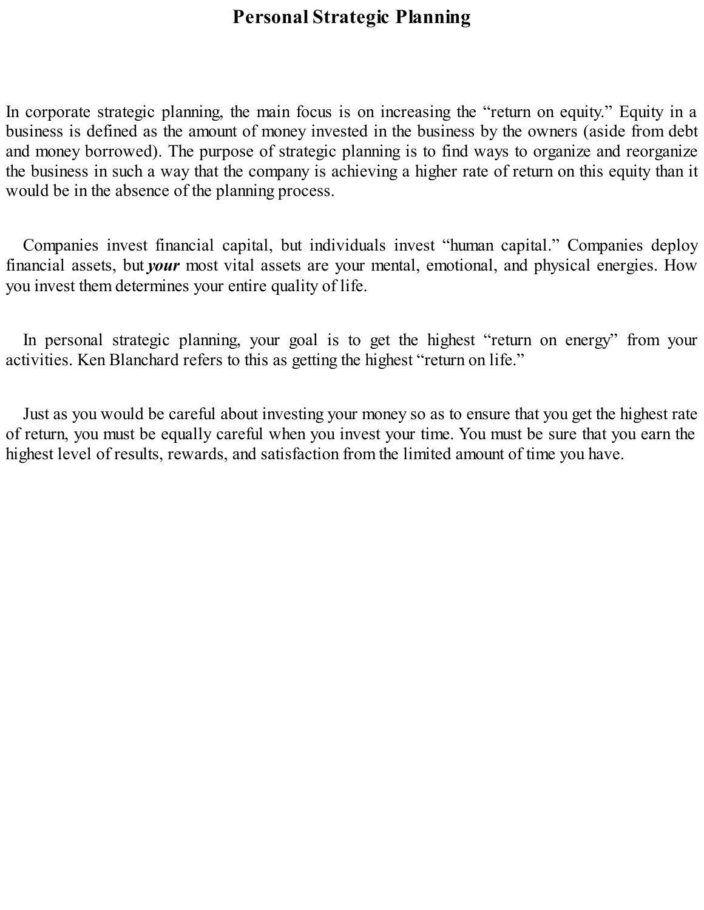# Personal Strategic Planning

In corporate strategic planning, the main focus is on increasing the "return on equity." Equity in a business is defined as the amount of money invested in the business by the owners (aside from debt and money borrowed). The purpose of strategic planning is to find ways to organize and reorganize the business in such a way that the company is achieving a higher rate of return on this equity than it would be in the absence of the planning process.

Companies invest financial capital, but individuals invest "human capital." Companies deploy financial assets, but ***your*** most vital assets are your mental, emotional, and physical energies. How you invest them determines your entire quality of life.

In personal strategic planning, your goal is to get the highest "return on energy" from your activities. Ken Blanchard refers to this as getting the highest "return on life."

Just as you would be careful about investing your money so as to ensure that you get the highest rate of return, you must be equally careful when you invest your time. You must be sure that you earn the highest level of results, rewards, and satisfaction from the limited amount of time you have.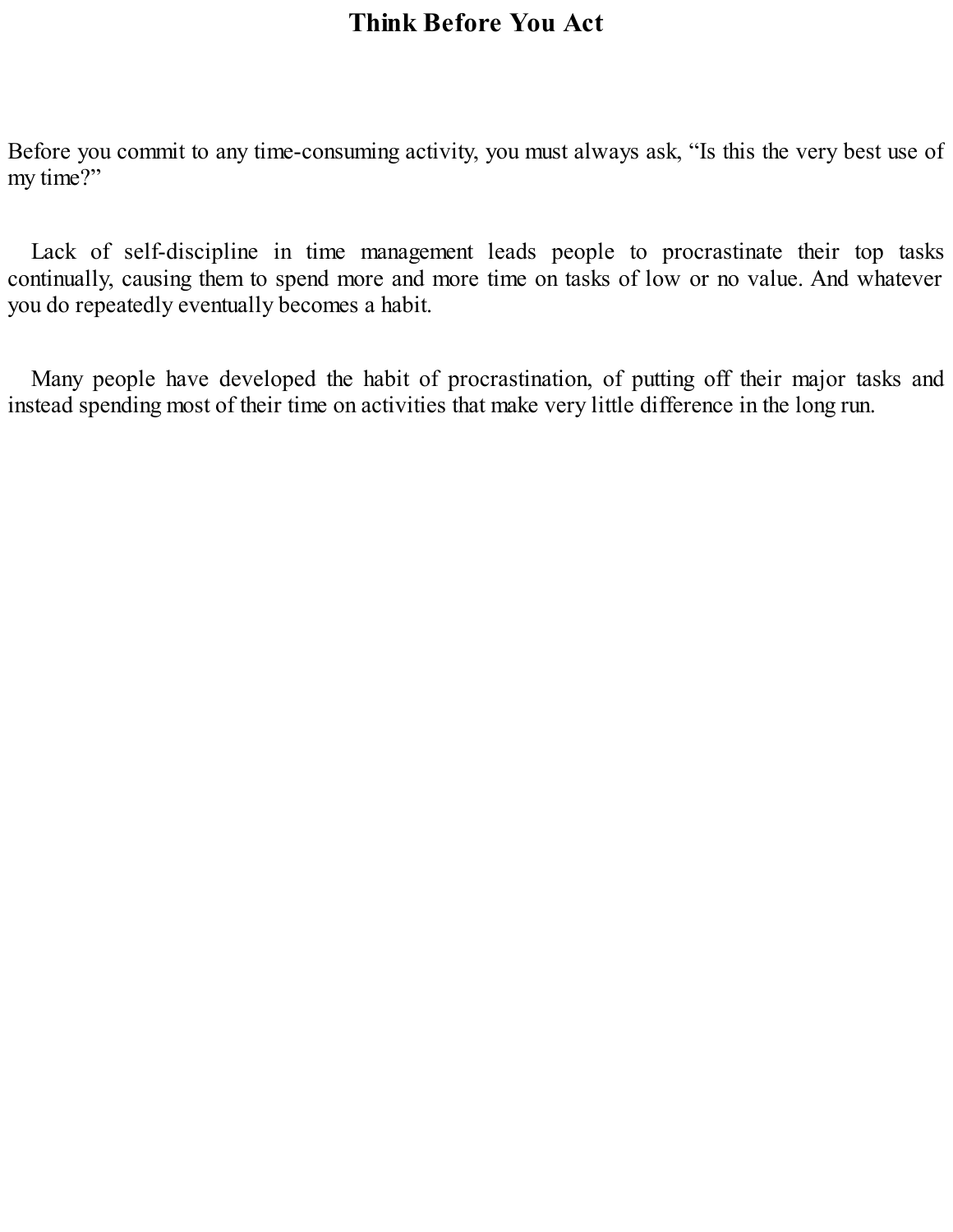# Think Before You Act

Before you commit to any time-consuming activity, you must always ask, “Is this the very best use of my time?”

Lack of self-discipline in time management leads people to procrastinate their top tasks continually, causing them to spend more and more time on tasks of low or no value. And whatever you do repeatedly eventually becomes a habit.

Many people have developed the habit of procrastination, of putting off their major tasks and instead spending most of their time on activities that make very little difference in the long run.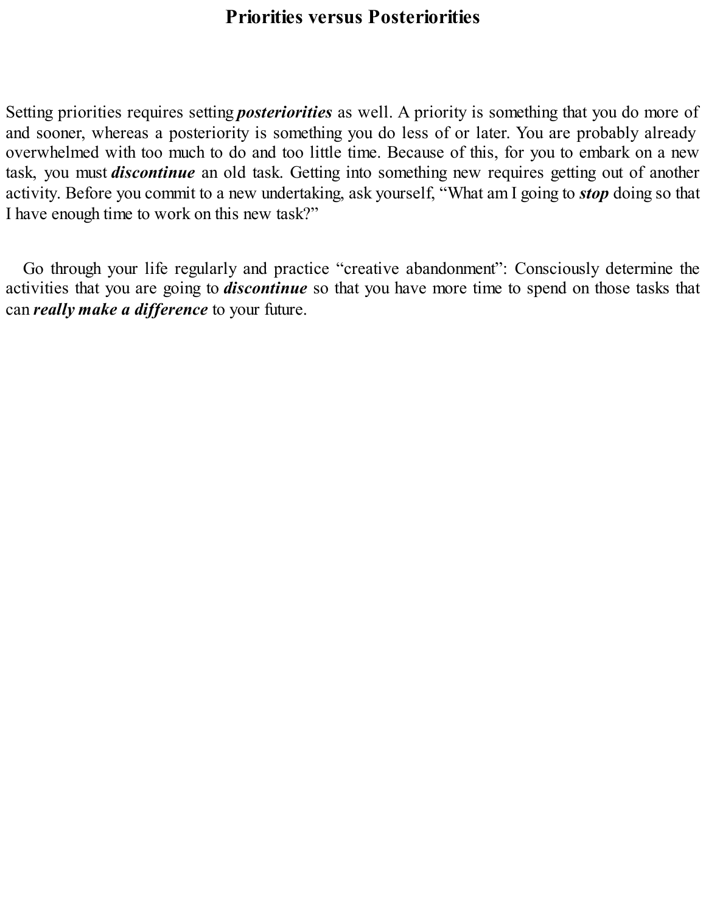# Priorities versus Posteriorities

Setting priorities requires setting ***posteriorities*** as well. A priority is something that you do more of and sooner, whereas a posteriority is something you do less of or later. You are probably already overwhelmed with too much to do and too little time. Because of this, for you to embark on a new task, you must ***discontinue*** an old task. Getting into something new requires getting out of another activity. Before you commit to a new undertaking, ask yourself, "What am I going to ***stop*** doing so that I have enough time to work on this new task?"

Go through your life regularly and practice "creative abandonment": Consciously determine the activities that you are going to ***discontinue*** so that you have more time to spend on those tasks that can ***really make a difference*** to your future.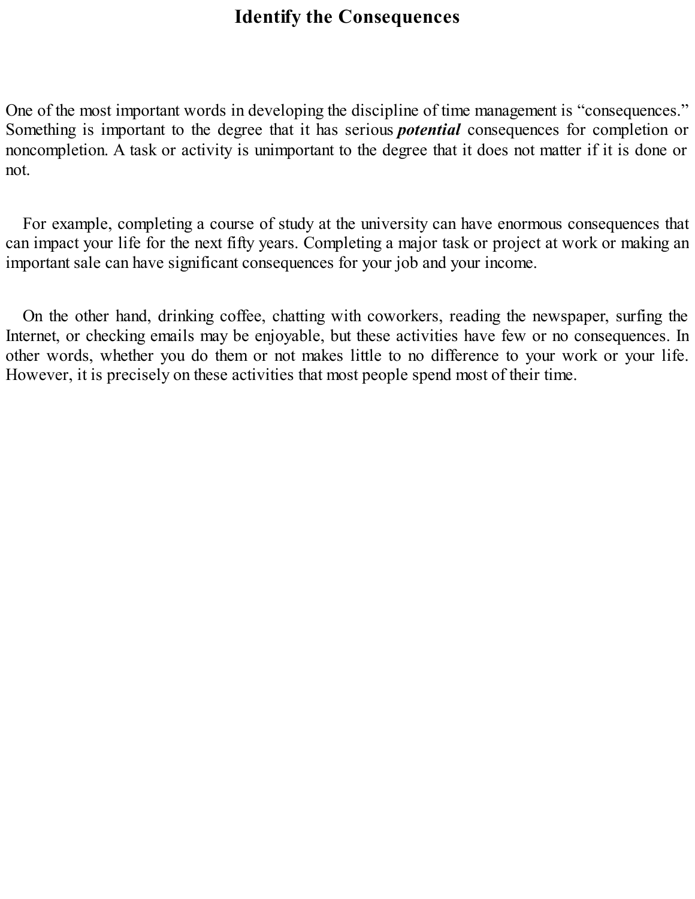# Identify the Consequences

One of the most important words in developing the discipline of time management is "consequences." Something is important to the degree that it has serious ***potential*** consequences for completion or noncompletion. A task or activity is unimportant to the degree that it does not matter if it is done or not.

For example, completing a course of study at the university can have enormous consequences that can impact your life for the next fifty years. Completing a major task or project at work or making an important sale can have significant consequences for your job and your income.

On the other hand, drinking coffee, chatting with coworkers, reading the newspaper, surfing the Internet, or checking emails may be enjoyable, but these activities have few or no consequences. In other words, whether you do them or not makes little to no difference to your work or your life. However, it is precisely on these activities that most people spend most of their time.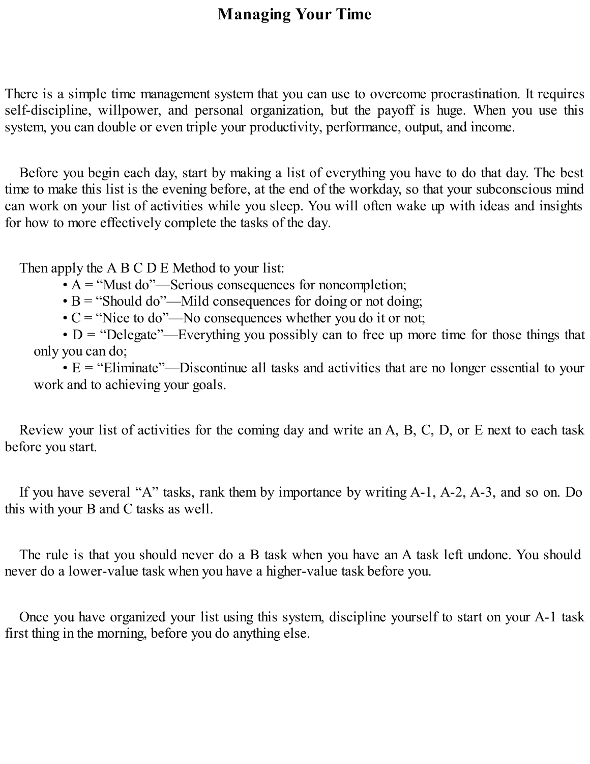# Managing Your Time

There is a simple time management system that you can use to overcome procrastination. It requires self-discipline, willpower, and personal organization, but the payoff is huge. When you use this system, you can double or even triple your productivity, performance, output, and income.

Before you begin each day, start by making a list of everything you have to do that day. The best time to make this list is the evening before, at the end of the workday, so that your subconscious mind can work on your list of activities while you sleep. You will often wake up with ideas and insights for how to more effectively complete the tasks of the day.

Then apply the A B C D E Method to your list:

- A = “Must do”—Serious consequences for noncompletion;
- B = “Should do”—Mild consequences for doing or not doing;
- C = “Nice to do”—No consequences whether you do it or not;
- D = “Delegate”—Everything you possibly can to free up more time for those things that only you can do;
- E = “Eliminate”—Discontinue all tasks and activities that are no longer essential to your work and to achieving your goals.

Review your list of activities for the coming day and write an A, B, C, D, or E next to each task before you start.

If you have several “A” tasks, rank them by importance by writing A-1, A-2, A-3, and so on. Do this with your B and C tasks as well.

The rule is that you should never do a B task when you have an A task left undone. You should never do a lower-value task when you have a higher-value task before you.

Once you have organized your list using this system, discipline yourself to start on your A-1 task first thing in the morning, before you do anything else.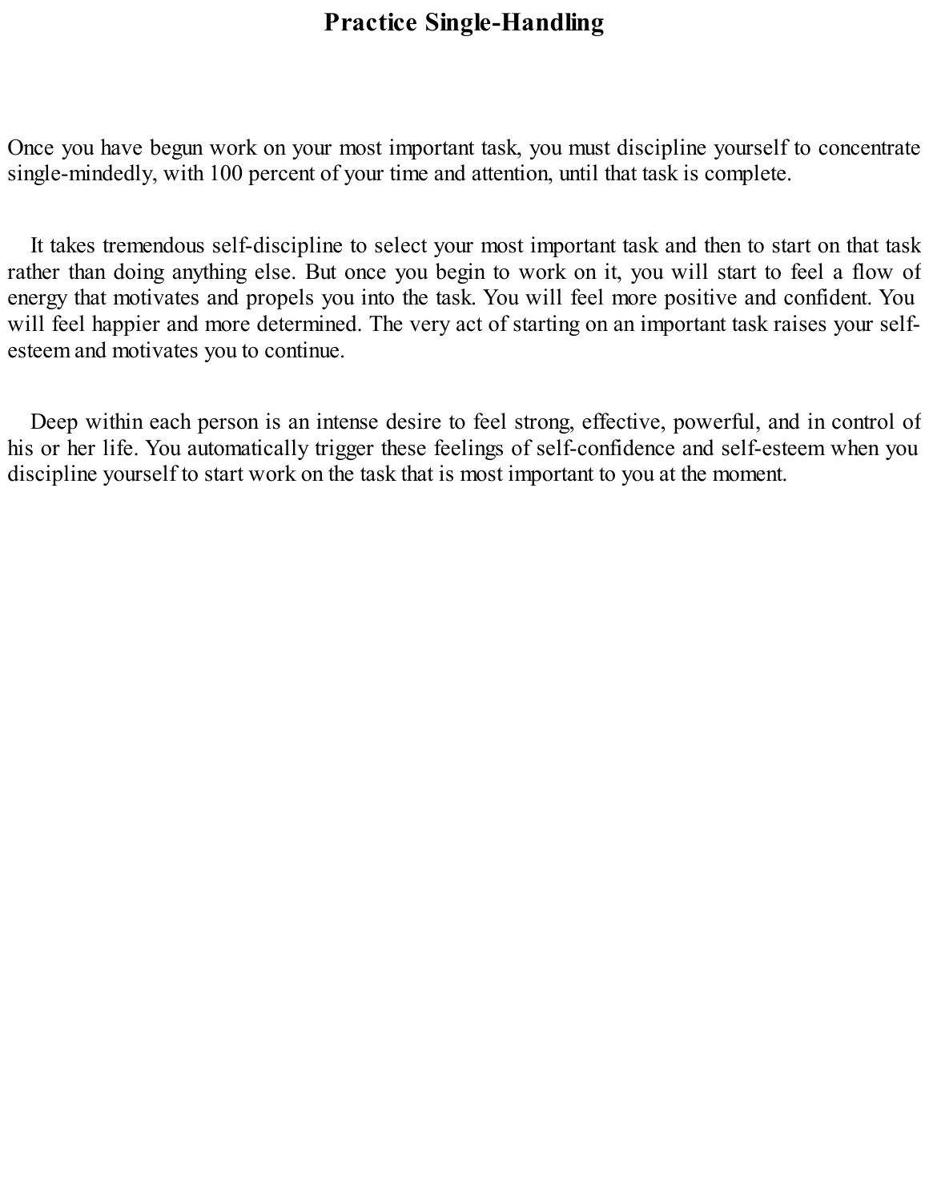# Practice Single-Handling

Once you have begun work on your most important task, you must discipline yourself to concentrate single-mindedly, with 100 percent of your time and attention, until that task is complete.

It takes tremendous self-discipline to select your most important task and then to start on that task rather than doing anything else. But once you begin to work on it, you will start to feel a flow of energy that motivates and propels you into the task. You will feel more positive and confident. You will feel happier and more determined. The very act of starting on an important task raises your self-esteem and motivates you to continue.

Deep within each person is an intense desire to feel strong, effective, powerful, and in control of his or her life. You automatically trigger these feelings of self-confidence and self-esteem when you discipline yourself to start work on the task that is most important to you at the moment.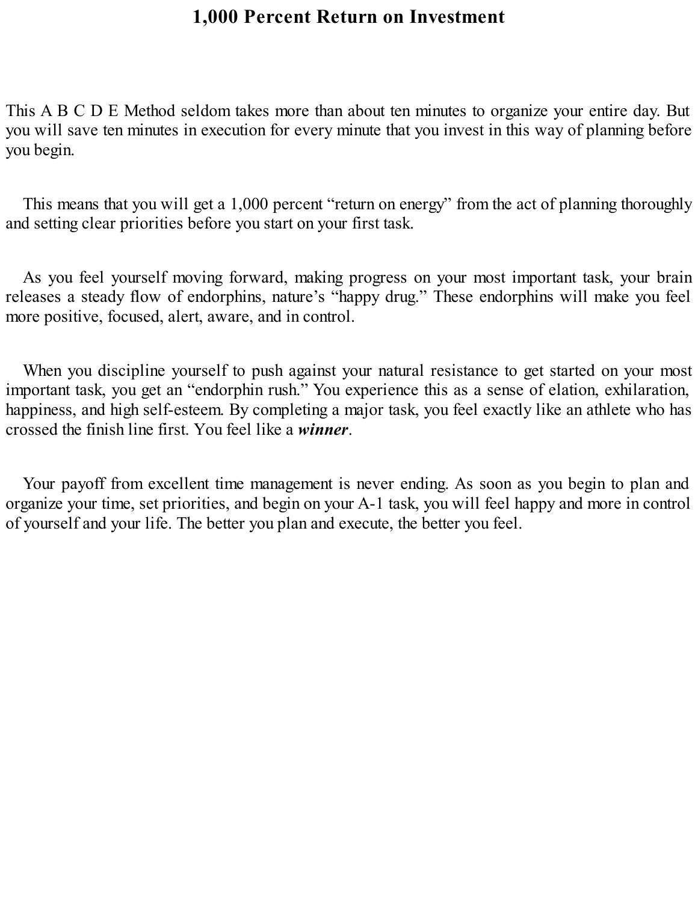# 1,000 Percent Return on Investment

This A B C D E Method seldom takes more than about ten minutes to organize your entire day. But you will save ten minutes in execution for every minute that you invest in this way of planning before you begin.

This means that you will get a 1,000 percent “return on energy” from the act of planning thoroughly and setting clear priorities before you start on your first task.

As you feel yourself moving forward, making progress on your most important task, your brain releases a steady flow of endorphins, nature’s “happy drug.” These endorphins will make you feel more positive, focused, alert, aware, and in control.

When you discipline yourself to push against your natural resistance to get started on your most important task, you get an “endorphin rush.” You experience this as a sense of elation, exhilaration, happiness, and high self-esteem. By completing a major task, you feel exactly like an athlete who has crossed the finish line first. You feel like a ***winner***.

Your payoff from excellent time management is never ending. As soon as you begin to plan and organize your time, set priorities, and begin on your A-1 task, you will feel happy and more in control of yourself and your life. The better you plan and execute, the better you feel.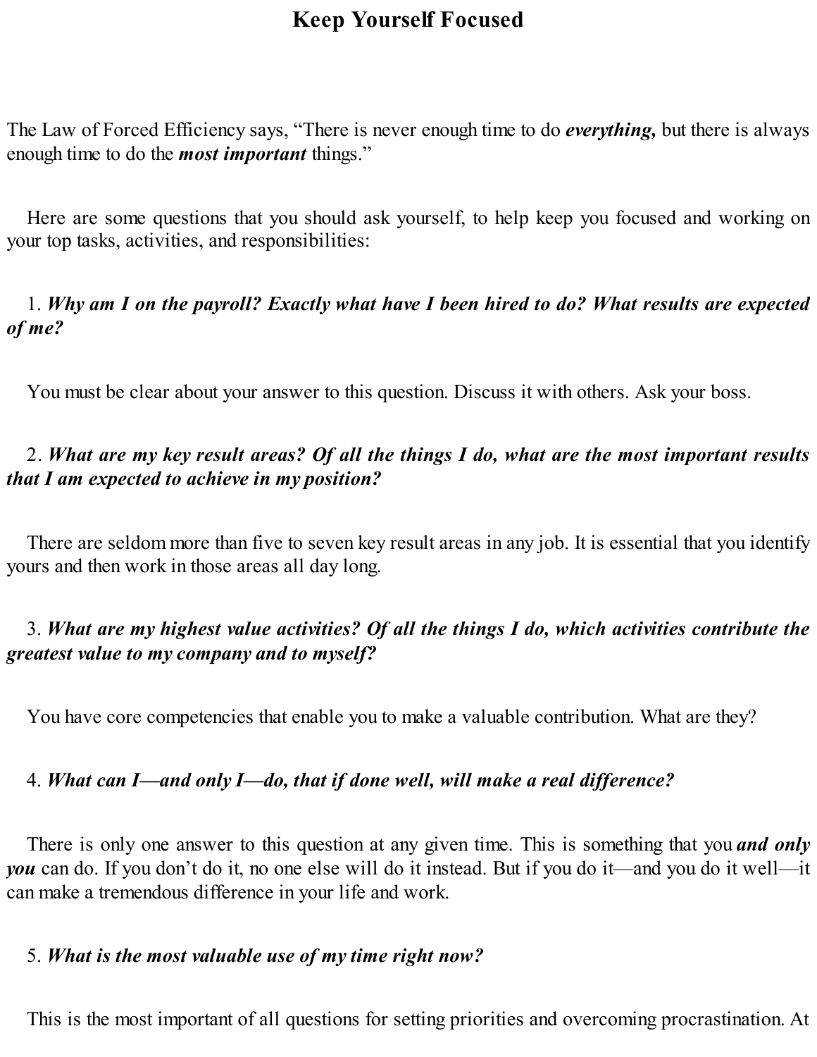# Keep Yourself Focused

The Law of Forced Efficiency says, "There is never enough time to do ***everything,*** but there is always enough time to do the ***most important*** things."

Here are some questions that you should ask yourself, to help keep you focused and working on your top tasks, activities, and responsibilities:

1. ***Why am I on the payroll? Exactly what have I been hired to do? What results are expected of me?***

You must be clear about your answer to this question. Discuss it with others. Ask your boss.

2. ***What are my key result areas? Of all the things I do, what are the most important results that I am expected to achieve in my position?***

There are seldom more than five to seven key result areas in any job. It is essential that you identify yours and then work in those areas all day long.

3. ***What are my highest value activities? Of all the things I do, which activities contribute the greatest value to my company and to myself?***

You have core competencies that enable you to make a valuable contribution. What are they?

4. ***What can I—and only I—do, that if done well, will make a real difference?***

There is only one answer to this question at any given time. This is something that you ***and only you*** can do. If you don't do it, no one else will do it instead. But if you do it—and you do it well—it can make a tremendous difference in your life and work.

5. ***What is the most valuable use of my time right now?***

This is the most important of all questions for setting priorities and overcoming procrastination. At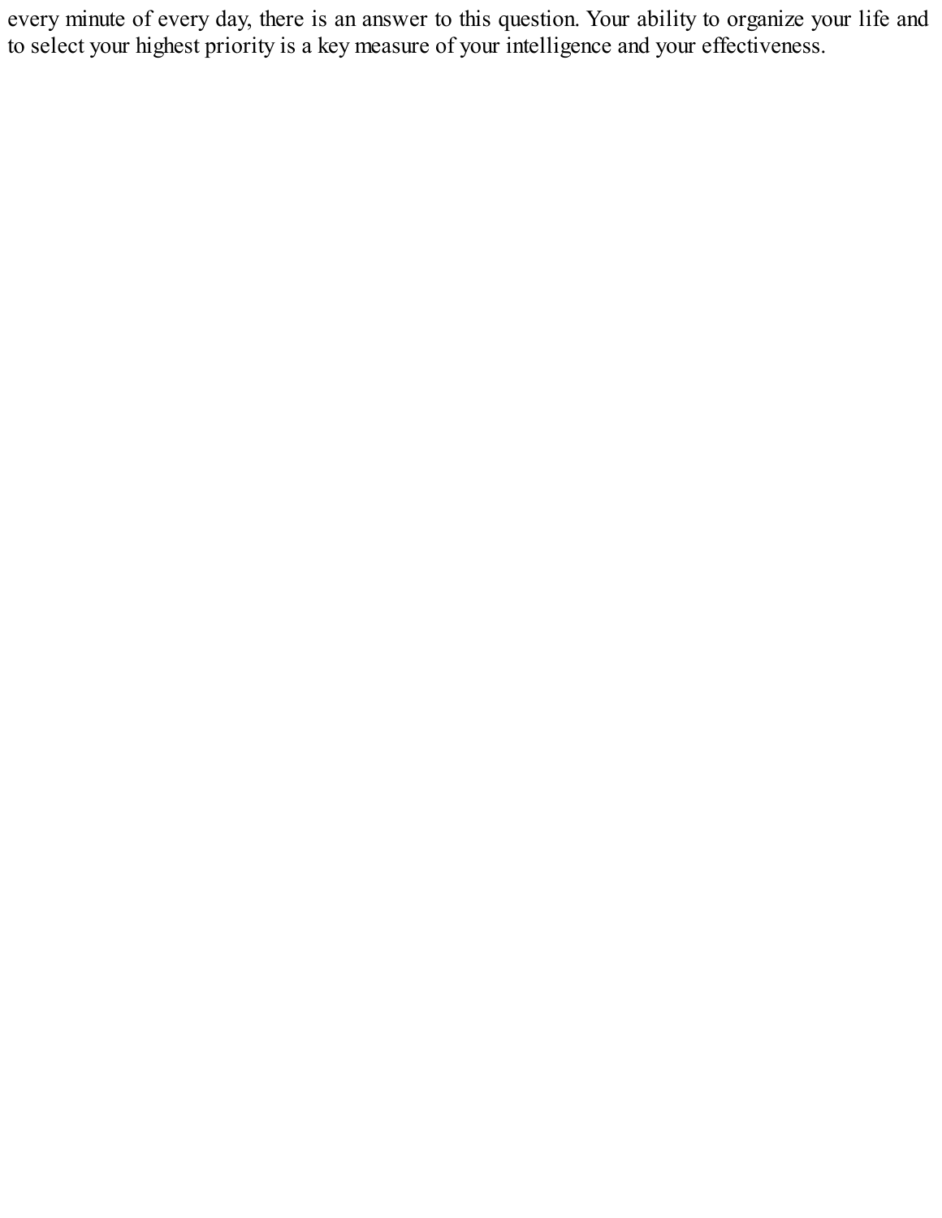every minute of every day, there is an answer to this question. Your ability to organize your life and to select your highest priority is a key measure of your intelligence and your effectiveness.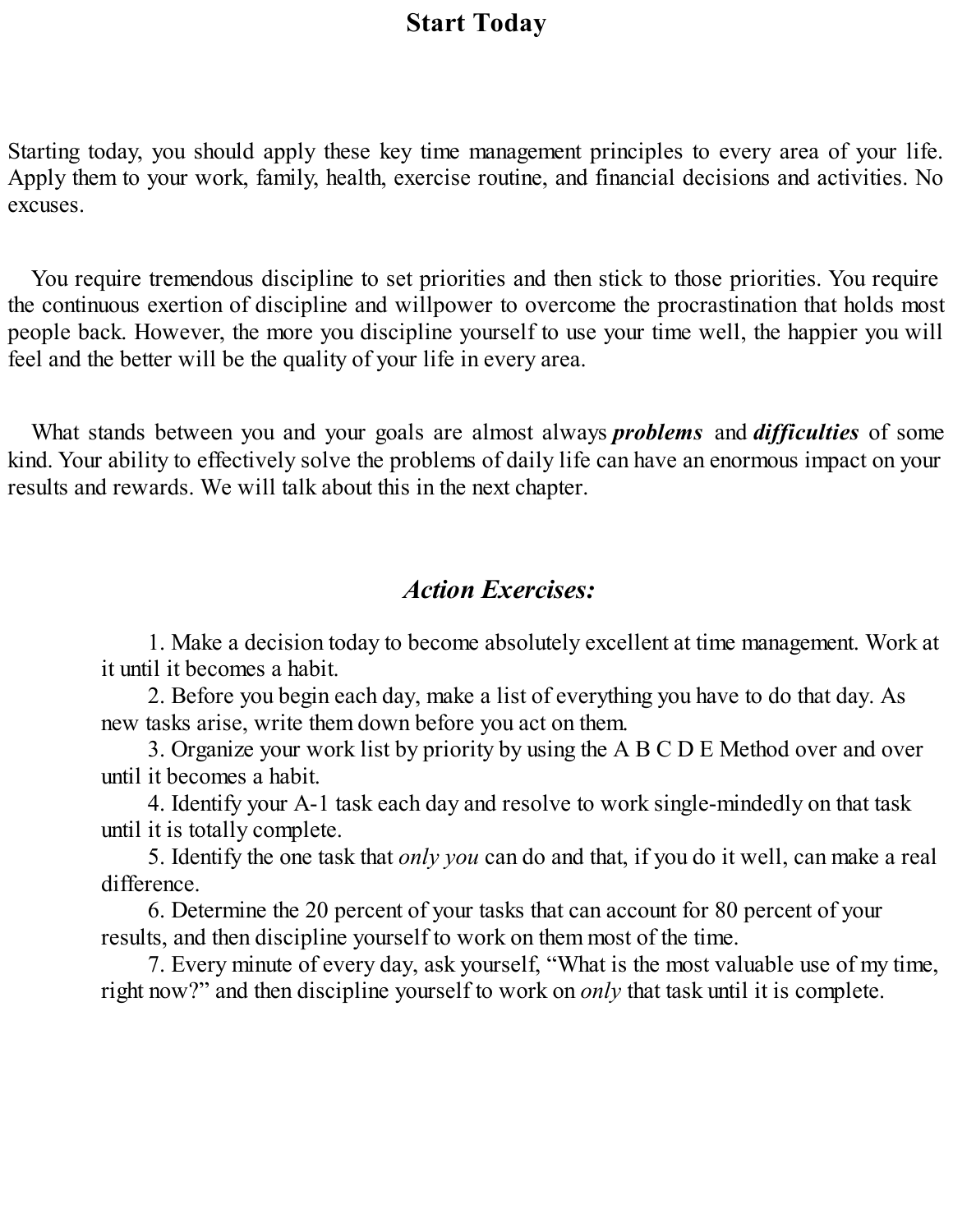# Start Today

Starting today, you should apply these key time management principles to every area of your life. Apply them to your work, family, health, exercise routine, and financial decisions and activities. No excuses.

You require tremendous discipline to set priorities and then stick to those priorities. You require the continuous exertion of discipline and willpower to overcome the procrastination that holds most people back. However, the more you discipline yourself to use your time well, the happier you will feel and the better will be the quality of your life in every area.

What stands between you and your goals are almost always ***problems*** and ***difficulties*** of some kind. Your ability to effectively solve the problems of daily life can have an enormous impact on your results and rewards. We will talk about this in the next chapter.

## *Action Exercises:*

1. Make a decision today to become absolutely excellent at time management. Work at it until it becomes a habit.
2. Before you begin each day, make a list of everything you have to do that day. As new tasks arise, write them down before you act on them.
3. Organize your work list by priority by using the A B C D E Method over and over until it becomes a habit.
4. Identify your A-1 task each day and resolve to work single-mindedly on that task until it is totally complete.
5. Identify the one task that *only you* can do and that, if you do it well, can make a real difference.
6. Determine the 20 percent of your tasks that can account for 80 percent of your results, and then discipline yourself to work on them most of the time.
7. Every minute of every day, ask yourself, "What is the most valuable use of my time, right now?" and then discipline yourself to work on *only* that task until it is complete.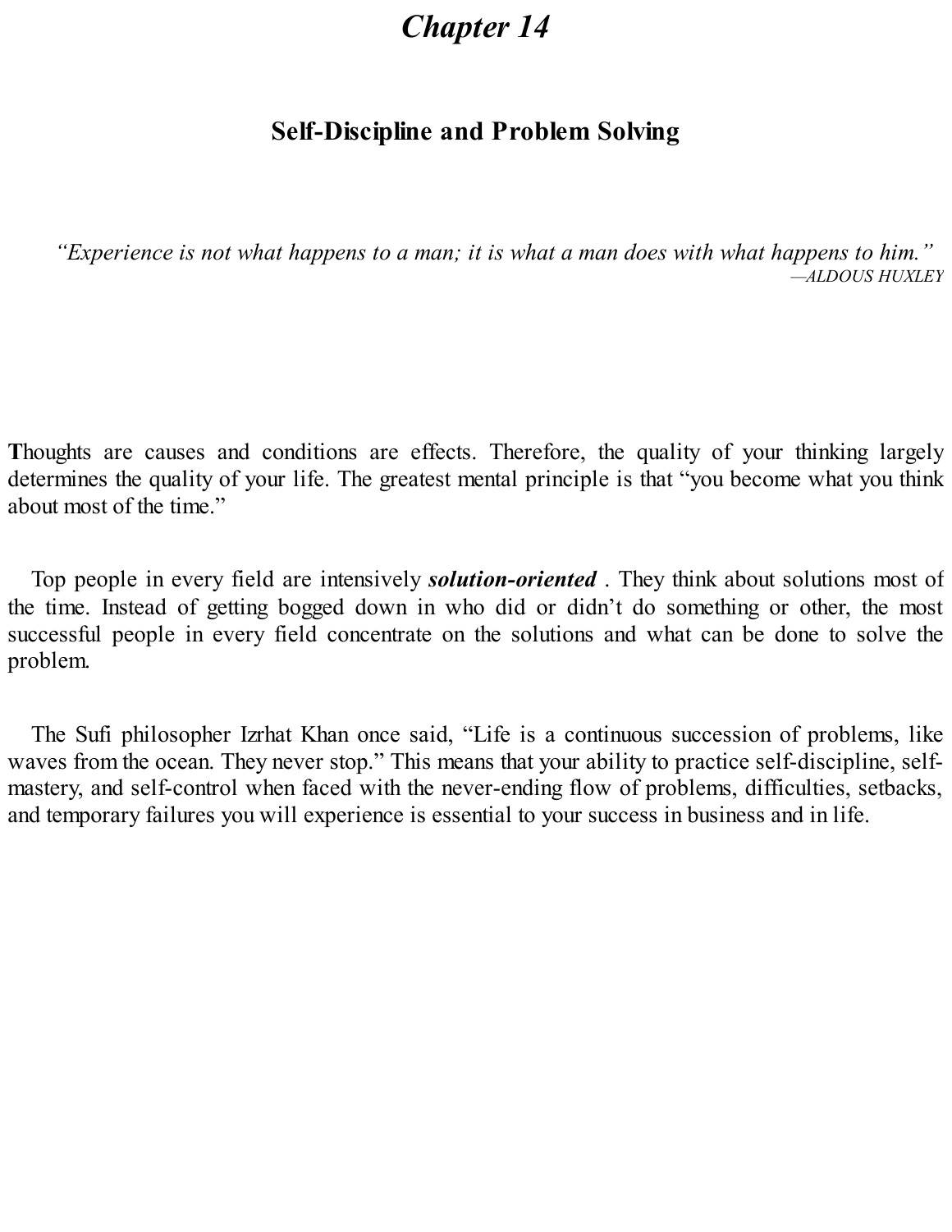# *Chapter 14*

## Self-Discipline and Problem Solving

> *"Experience is not what happens to a man; it is what a man does with what happens to him."*
>
> *—ALDOUS HUXLEY*

**T**houghts are causes and conditions are effects. Therefore, the quality of your thinking largely determines the quality of your life. The greatest mental principle is that "you become what you think about most of the time."

Top people in every field are intensively ***solution-oriented*** . They think about solutions most of the time. Instead of getting bogged down in who did or didn't do something or other, the most successful people in every field concentrate on the solutions and what can be done to solve the problem.

The Sufi philosopher Izrhat Khan once said, "Life is a continuous succession of problems, like waves from the ocean. They never stop." This means that your ability to practice self-discipline, self-mastery, and self-control when faced with the never-ending flow of problems, difficulties, setbacks, and temporary failures you will experience is essential to your success in business and in life.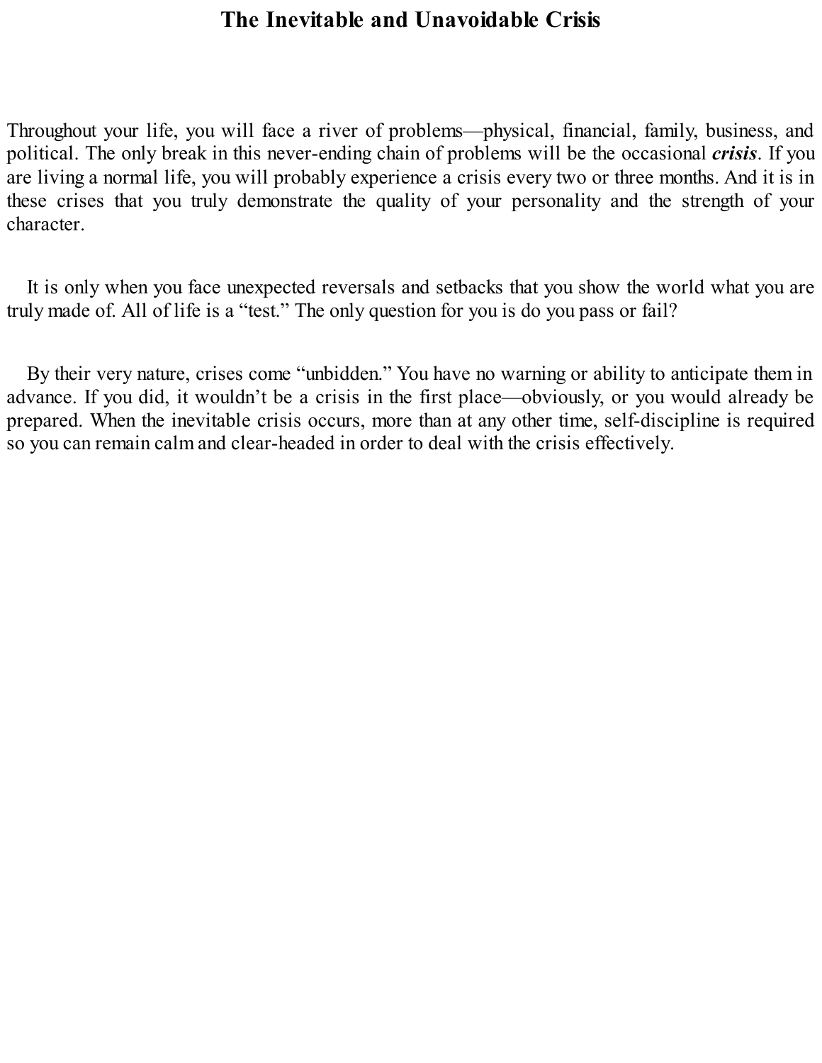# The Inevitable and Unavoidable Crisis

Throughout your life, you will face a river of problems—physical, financial, family, business, and political. The only break in this never-ending chain of problems will be the occasional ***crisis***. If you are living a normal life, you will probably experience a crisis every two or three months. And it is in these crises that you truly demonstrate the quality of your personality and the strength of your character.

It is only when you face unexpected reversals and setbacks that you show the world what you are truly made of. All of life is a "test." The only question for you is do you pass or fail?

By their very nature, crises come "unbidden." You have no warning or ability to anticipate them in advance. If you did, it wouldn't be a crisis in the first place—obviously, or you would already be prepared. When the inevitable crisis occurs, more than at any other time, self-discipline is required so you can remain calm and clear-headed in order to deal with the crisis effectively.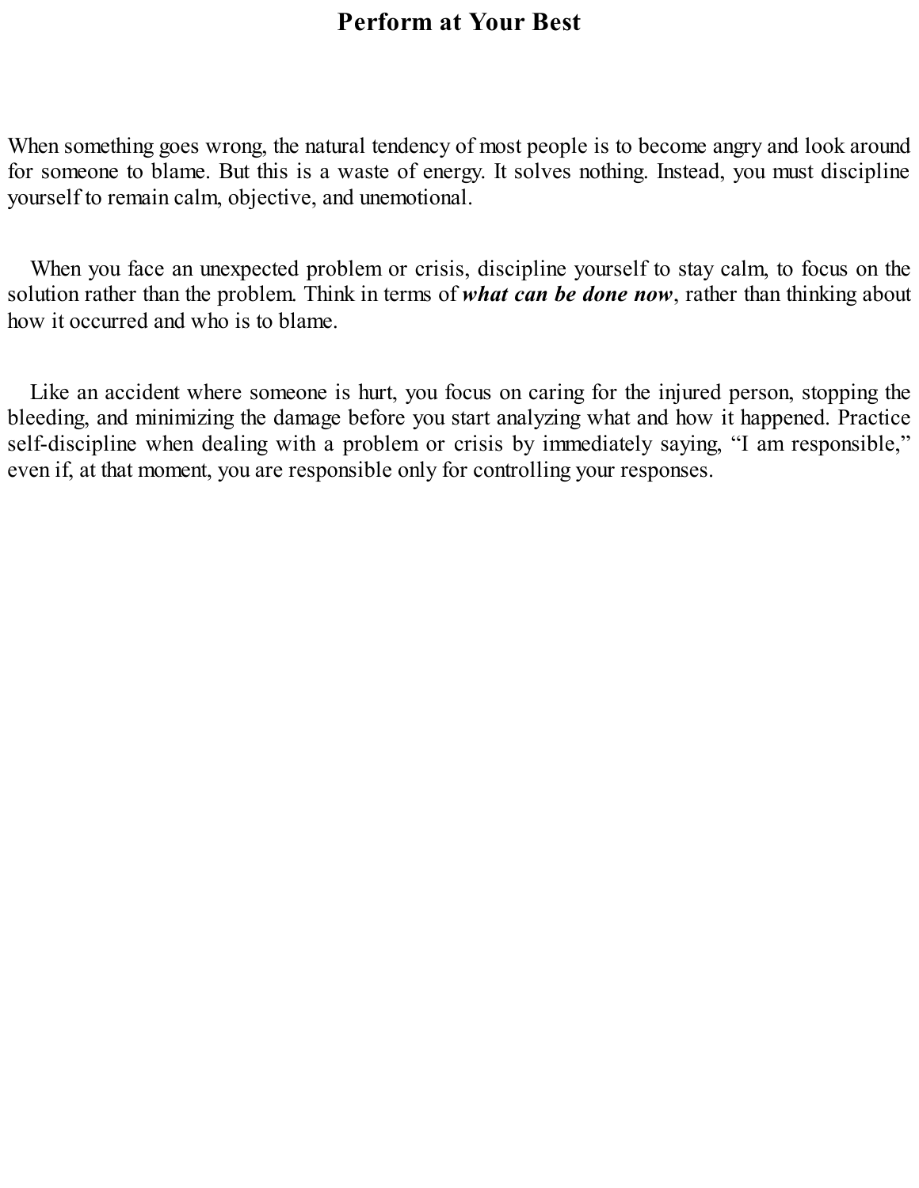# Perform at Your Best

When something goes wrong, the natural tendency of most people is to become angry and look around for someone to blame. But this is a waste of energy. It solves nothing. Instead, you must discipline yourself to remain calm, objective, and unemotional.

When you face an unexpected problem or crisis, discipline yourself to stay calm, to focus on the solution rather than the problem. Think in terms of ***what can be done now***, rather than thinking about how it occurred and who is to blame.

Like an accident where someone is hurt, you focus on caring for the injured person, stopping the bleeding, and minimizing the damage before you start analyzing what and how it happened. Practice self-discipline when dealing with a problem or crisis by immediately saying, "I am responsible," even if, at that moment, you are responsible only for controlling your responses.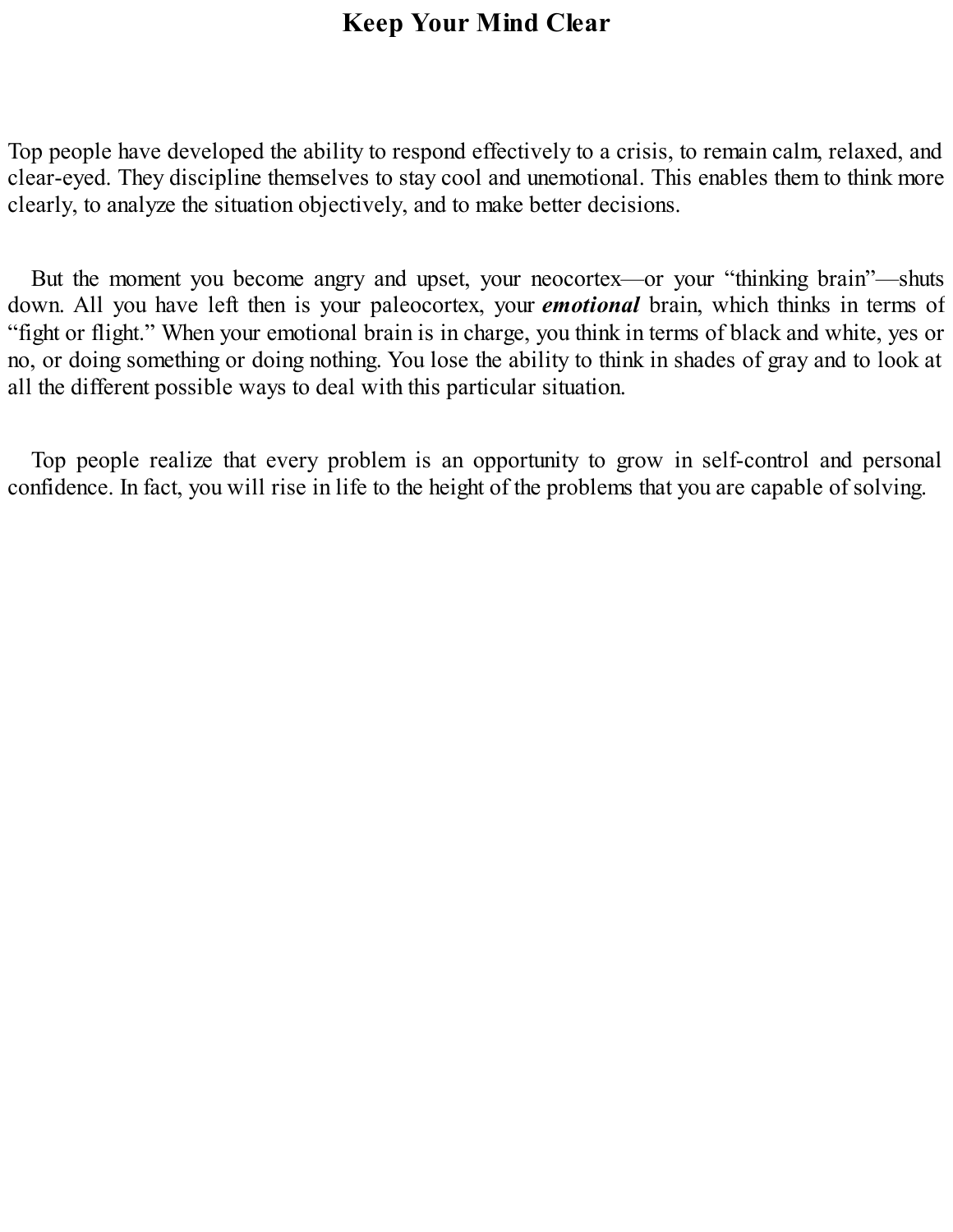# Keep Your Mind Clear

Top people have developed the ability to respond effectively to a crisis, to remain calm, relaxed, and clear-eyed. They discipline themselves to stay cool and unemotional. This enables them to think more clearly, to analyze the situation objectively, and to make better decisions.

But the moment you become angry and upset, your neocortex—or your "thinking brain"—shuts down. All you have left then is your paleocortex, your ***emotional*** brain, which thinks in terms of "fight or flight." When your emotional brain is in charge, you think in terms of black and white, yes or no, or doing something or doing nothing. You lose the ability to think in shades of gray and to look at all the different possible ways to deal with this particular situation.

Top people realize that every problem is an opportunity to grow in self-control and personal confidence. In fact, you will rise in life to the height of the problems that you are capable of solving.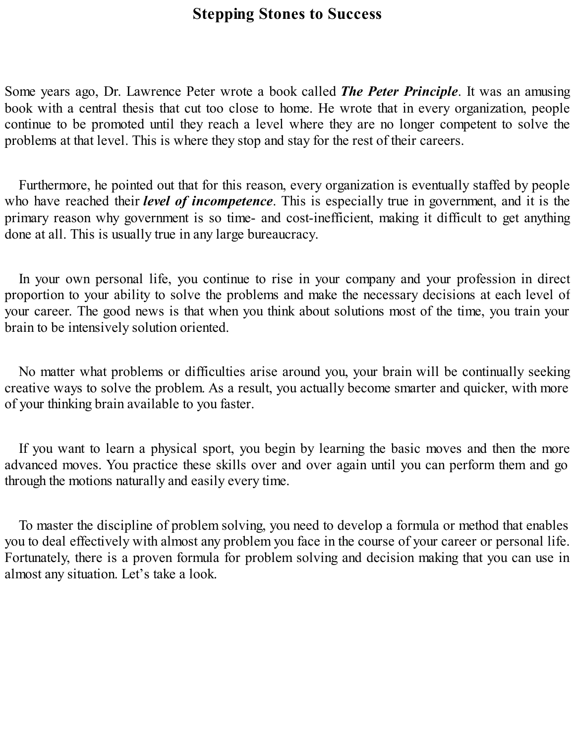# Stepping Stones to Success

Some years ago, Dr. Lawrence Peter wrote a book called ***The Peter Principle***. It was an amusing book with a central thesis that cut too close to home. He wrote that in every organization, people continue to be promoted until they reach a level where they are no longer competent to solve the problems at that level. This is where they stop and stay for the rest of their careers.

Furthermore, he pointed out that for this reason, every organization is eventually staffed by people who have reached their ***level of incompetence***. This is especially true in government, and it is the primary reason why government is so time- and cost-inefficient, making it difficult to get anything done at all. This is usually true in any large bureaucracy.

In your own personal life, you continue to rise in your company and your profession in direct proportion to your ability to solve the problems and make the necessary decisions at each level of your career. The good news is that when you think about solutions most of the time, you train your brain to be intensively solution oriented.

No matter what problems or difficulties arise around you, your brain will be continually seeking creative ways to solve the problem. As a result, you actually become smarter and quicker, with more of your thinking brain available to you faster.

If you want to learn a physical sport, you begin by learning the basic moves and then the more advanced moves. You practice these skills over and over again until you can perform them and go through the motions naturally and easily every time.

To master the discipline of problem solving, you need to develop a formula or method that enables you to deal effectively with almost any problem you face in the course of your career or personal life. Fortunately, there is a proven formula for problem solving and decision making that you can use in almost any situation. Let's take a look.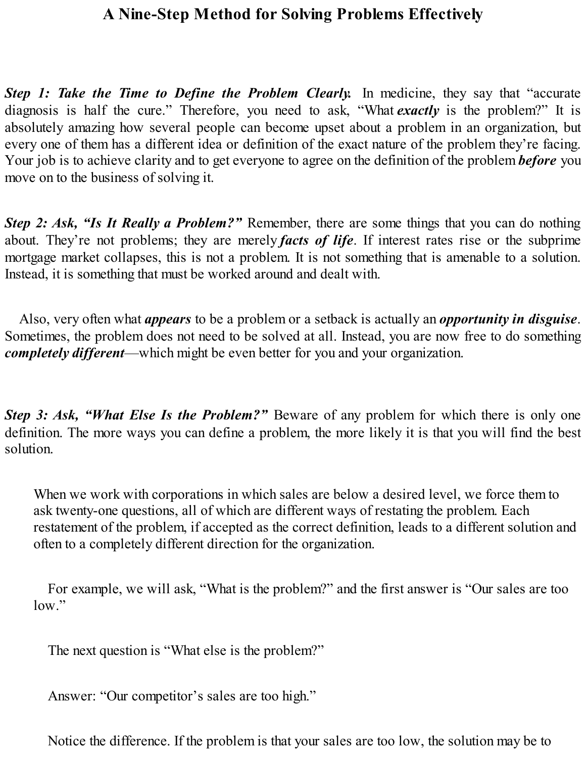# A Nine-Step Method for Solving Problems Effectively

***Step 1: Take the Time to Define the Problem Clearly.*** In medicine, they say that "accurate diagnosis is half the cure." Therefore, you need to ask, "What ***exactly*** is the problem?" It is absolutely amazing how several people can become upset about a problem in an organization, but every one of them has a different idea or definition of the exact nature of the problem they're facing. Your job is to achieve clarity and to get everyone to agree on the definition of the problem ***before*** you move on to the business of solving it.

***Step 2: Ask, "Is It Really a Problem?"*** Remember, there are some things that you can do nothing about. They're not problems; they are merely ***facts of life***. If interest rates rise or the subprime mortgage market collapses, this is not a problem. It is not something that is amenable to a solution. Instead, it is something that must be worked around and dealt with.

Also, very often what ***appears*** to be a problem or a setback is actually an ***opportunity in disguise***. Sometimes, the problem does not need to be solved at all. Instead, you are now free to do something ***completely different***—which might be even better for you and your organization.

***Step 3: Ask, "What Else Is the Problem?"*** Beware of any problem for which there is only one definition. The more ways you can define a problem, the more likely it is that you will find the best solution.

> When we work with corporations in which sales are below a desired level, we force them to ask twenty-one questions, all of which are different ways of restating the problem. Each restatement of the problem, if accepted as the correct definition, leads to a different solution and often to a completely different direction for the organization.
>
> For example, we will ask, "What is the problem?" and the first answer is "Our sales are too low."
>
> The next question is "What else is the problem?"
>
> Answer: "Our competitor's sales are too high."
>
> Notice the difference. If the problem is that your sales are too low, the solution may be to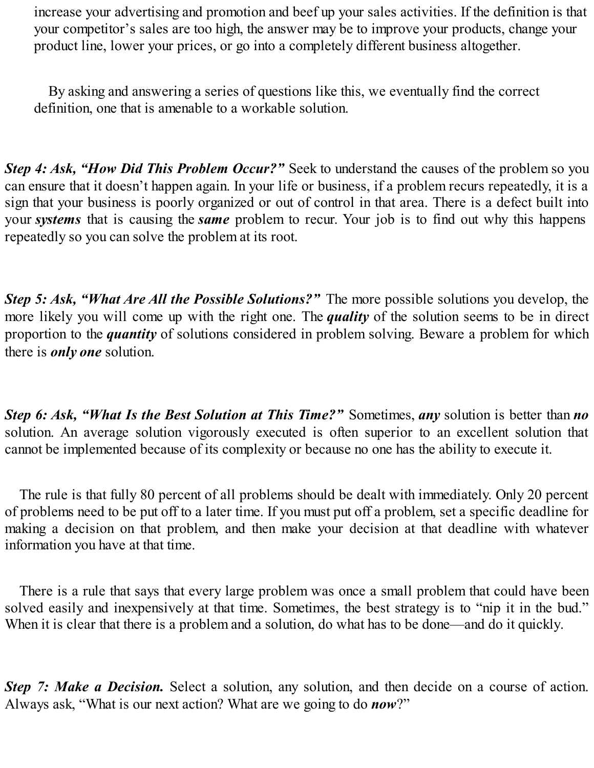increase your advertising and promotion and beef up your sales activities. If the definition is that your competitor's sales are too high, the answer may be to improve your products, change your product line, lower your prices, or go into a completely different business altogether.

By asking and answering a series of questions like this, we eventually find the correct definition, one that is amenable to a workable solution.

***Step 4: Ask, "How Did This Problem Occur?"*** Seek to understand the causes of the problem so you can ensure that it doesn't happen again. In your life or business, if a problem recurs repeatedly, it is a sign that your business is poorly organized or out of control in that area. There is a defect built into your ***systems*** that is causing the ***same*** problem to recur. Your job is to find out why this happens repeatedly so you can solve the problem at its root.

***Step 5: Ask, "What Are All the Possible Solutions?"*** The more possible solutions you develop, the more likely you will come up with the right one. The ***quality*** of the solution seems to be in direct proportion to the ***quantity*** of solutions considered in problem solving. Beware a problem for which there is ***only one*** solution.

***Step 6: Ask, "What Is the Best Solution at This Time?"*** Sometimes, ***any*** solution is better than ***no*** solution. An average solution vigorously executed is often superior to an excellent solution that cannot be implemented because of its complexity or because no one has the ability to execute it.

The rule is that fully 80 percent of all problems should be dealt with immediately. Only 20 percent of problems need to be put off to a later time. If you must put off a problem, set a specific deadline for making a decision on that problem, and then make your decision at that deadline with whatever information you have at that time.

There is a rule that says that every large problem was once a small problem that could have been solved easily and inexpensively at that time. Sometimes, the best strategy is to "nip it in the bud." When it is clear that there is a problem and a solution, do what has to be done—and do it quickly.

***Step 7: Make a Decision.*** Select a solution, any solution, and then decide on a course of action. Always ask, "What is our next action? What are we going to do ***now***?"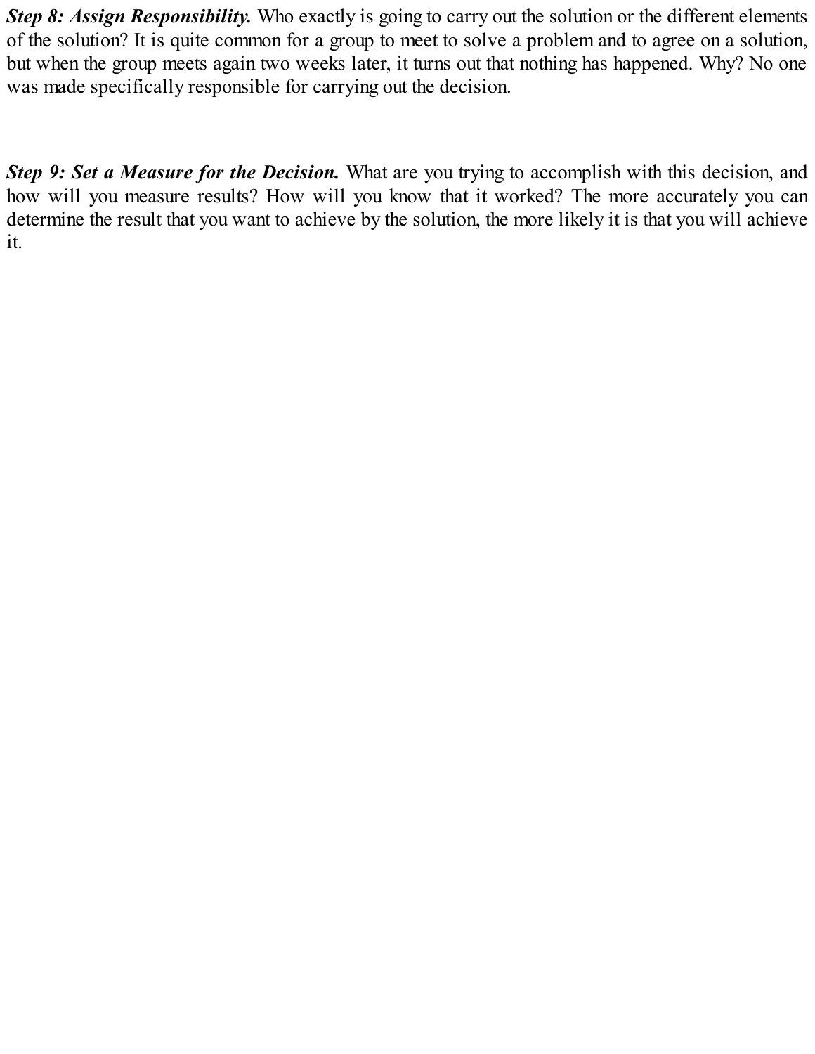***Step 8: Assign Responsibility.*** Who exactly is going to carry out the solution or the different elements of the solution? It is quite common for a group to meet to solve a problem and to agree on a solution, but when the group meets again two weeks later, it turns out that nothing has happened. Why? No one was made specifically responsible for carrying out the decision.

***Step 9: Set a Measure for the Decision.*** What are you trying to accomplish with this decision, and how will you measure results? How will you know that it worked? The more accurately you can determine the result that you want to achieve by the solution, the more likely it is that you will achieve it.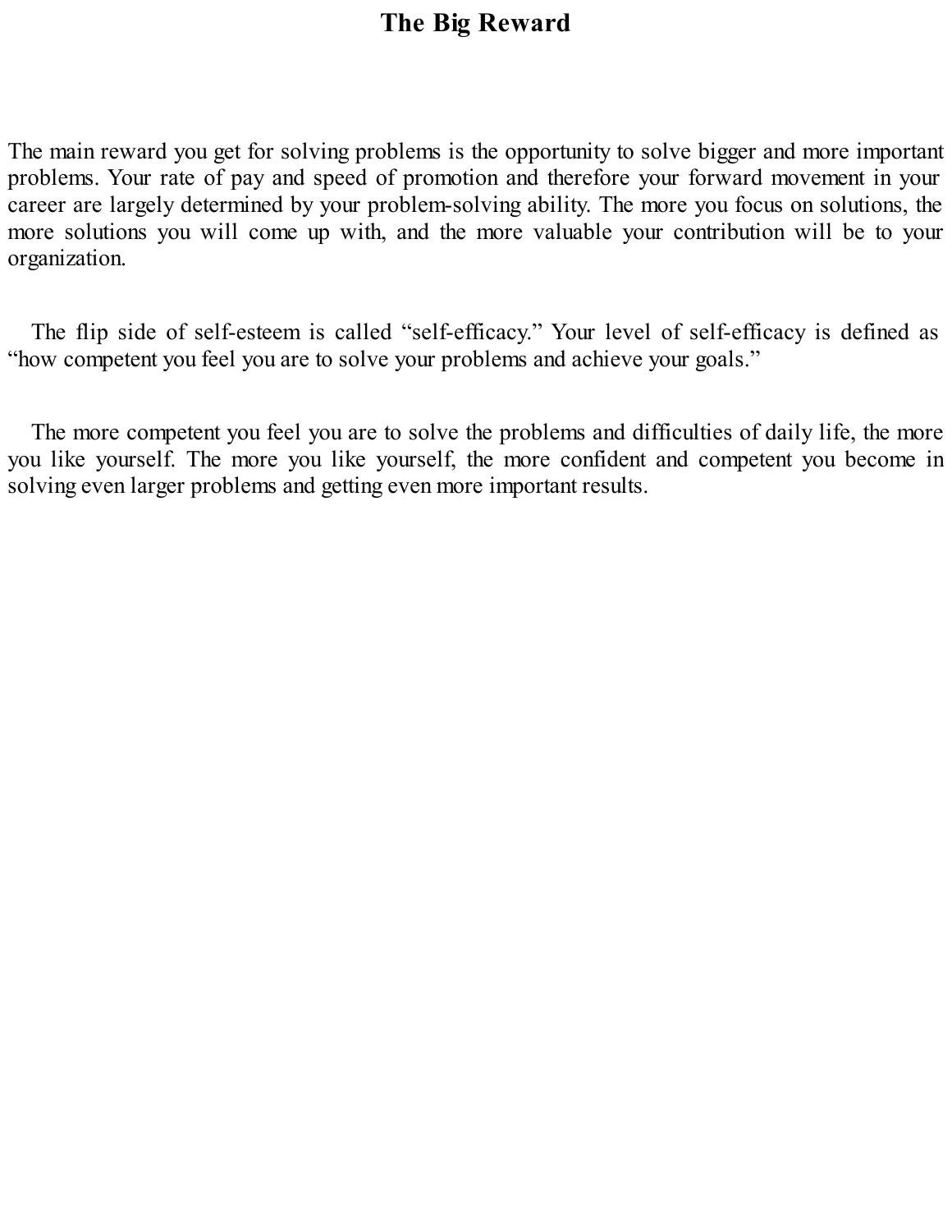# The Big Reward

The main reward you get for solving problems is the opportunity to solve bigger and more important problems. Your rate of pay and speed of promotion and therefore your forward movement in your career are largely determined by your problem-solving ability. The more you focus on solutions, the more solutions you will come up with, and the more valuable your contribution will be to your organization.

The flip side of self-esteem is called “self-efficacy.” Your level of self-efficacy is defined as “how competent you feel you are to solve your problems and achieve your goals.”

The more competent you feel you are to solve the problems and difficulties of daily life, the more you like yourself. The more you like yourself, the more confident and competent you become in solving even larger problems and getting even more important results.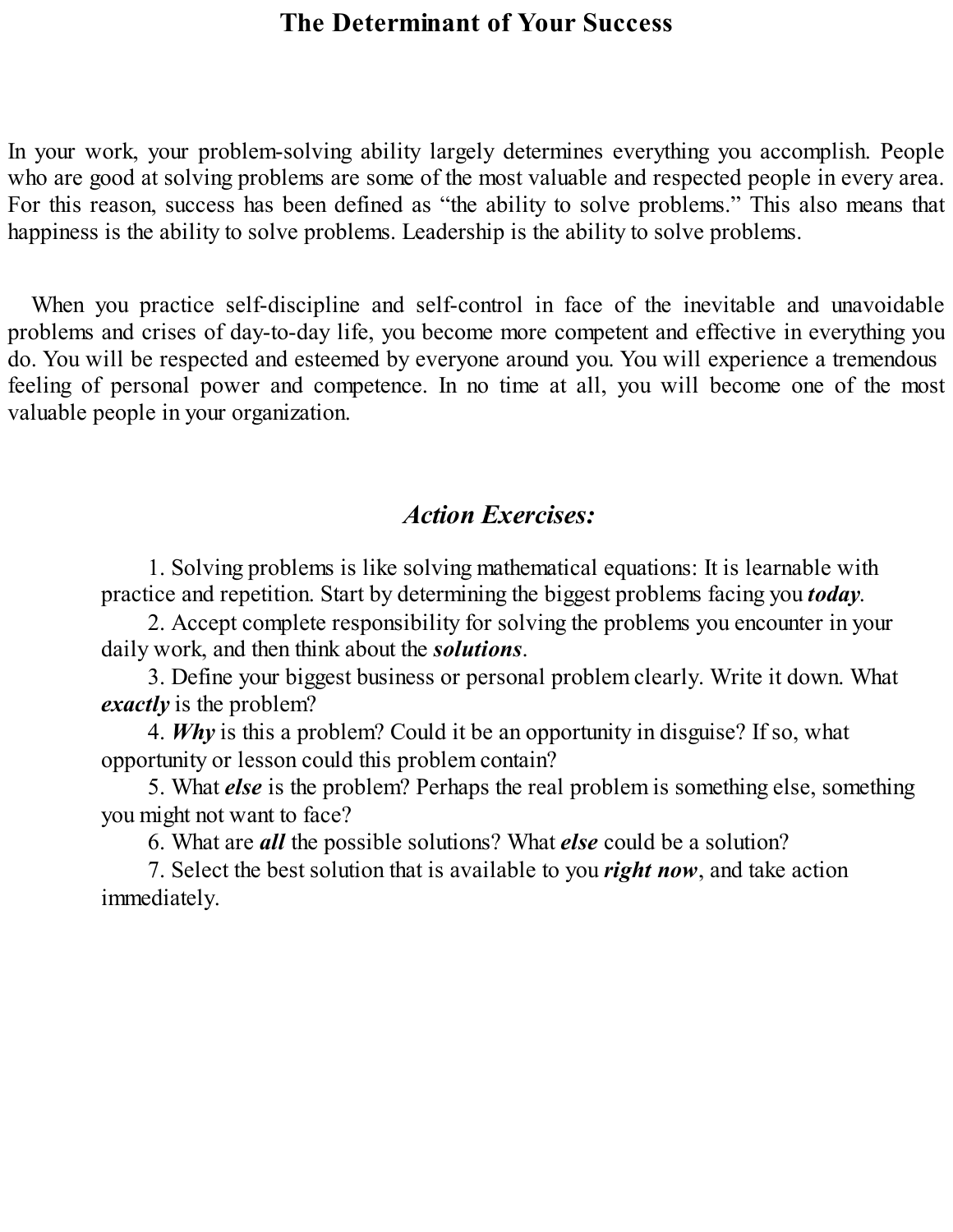# The Determinant of Your Success

In your work, your problem-solving ability largely determines everything you accomplish. People who are good at solving problems are some of the most valuable and respected people in every area. For this reason, success has been defined as "the ability to solve problems." This also means that happiness is the ability to solve problems. Leadership is the ability to solve problems.

When you practice self-discipline and self-control in face of the inevitable and unavoidable problems and crises of day-to-day life, you become more competent and effective in everything you do. You will be respected and esteemed by everyone around you. You will experience a tremendous feeling of personal power and competence. In no time at all, you will become one of the most valuable people in your organization.

## *Action Exercises:*

1. Solving problems is like solving mathematical equations: It is learnable with practice and repetition. Start by determining the biggest problems facing you ***today***.
2. Accept complete responsibility for solving the problems you encounter in your daily work, and then think about the ***solutions***.
3. Define your biggest business or personal problem clearly. Write it down. What ***exactly*** is the problem?
4. ***Why*** is this a problem? Could it be an opportunity in disguise? If so, what opportunity or lesson could this problem contain?
5. What ***else*** is the problem? Perhaps the real problem is something else, something you might not want to face?
6. What are ***all*** the possible solutions? What ***else*** could be a solution?
7. Select the best solution that is available to you ***right now***, and take action immediately.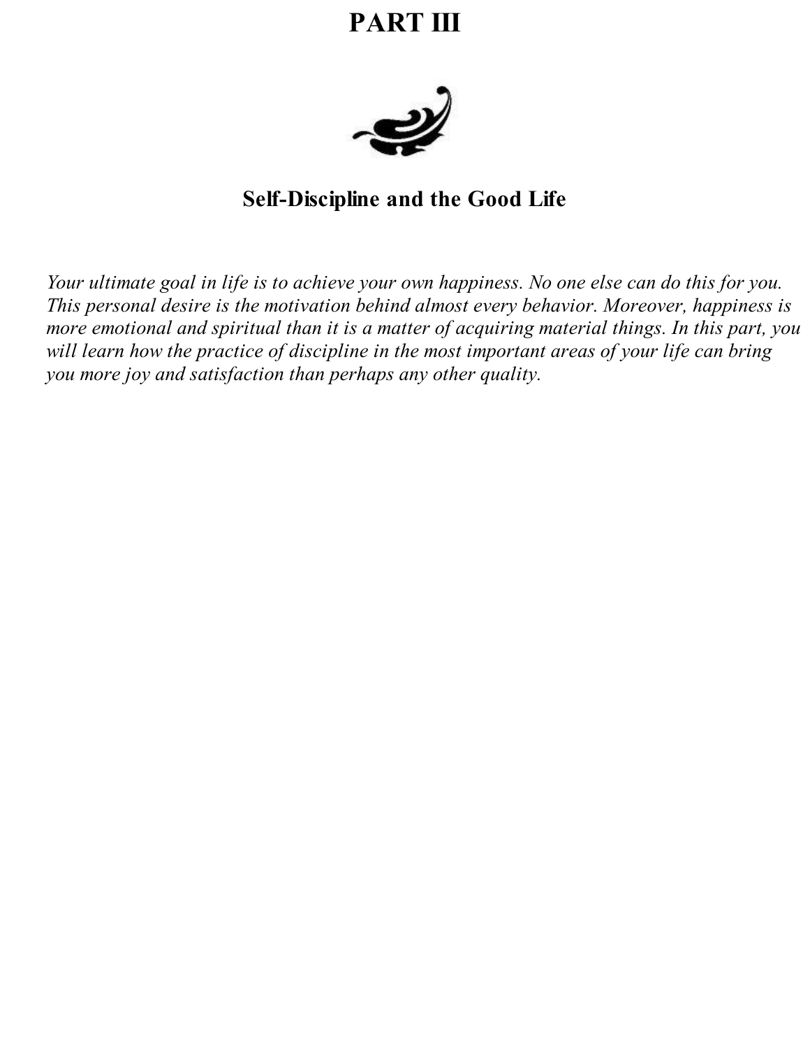# PART III

## Self-Discipline and the Good Life

*Your ultimate goal in life is to achieve your own happiness. No one else can do this for you. This personal desire is the motivation behind almost every behavior. Moreover, happiness is more emotional and spiritual than it is a matter of acquiring material things. In this part, you will learn how the practice of discipline in the most important areas of your life can bring you more joy and satisfaction than perhaps any other quality.*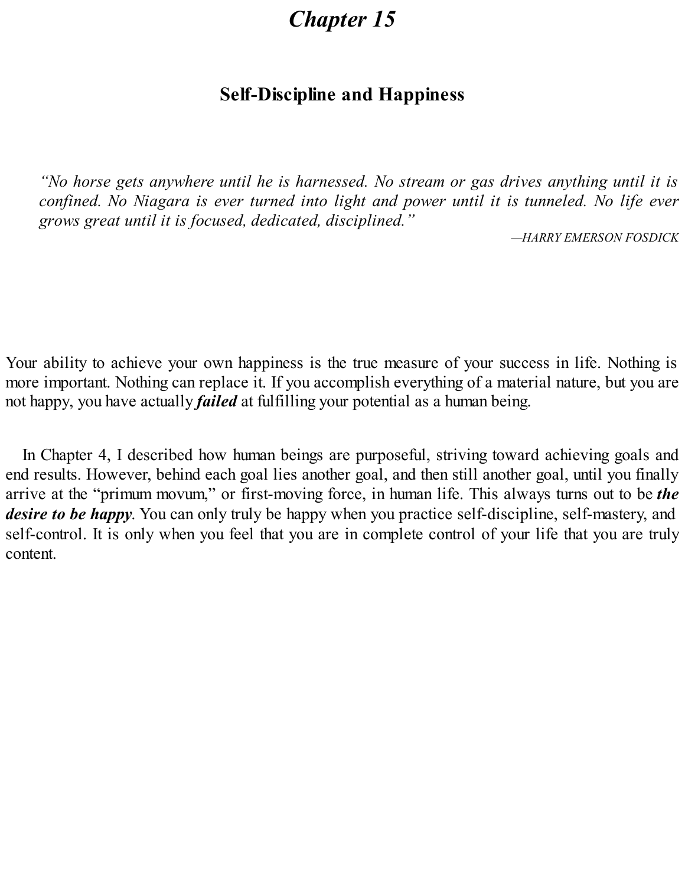# *Chapter 15*

## Self-Discipline and Happiness

> *"No horse gets anywhere until he is harnessed. No stream or gas drives anything until it is confined. No Niagara is ever turned into light and power until it is tunneled. No life ever grows great until it is focused, dedicated, disciplined."*
>
> —*HARRY EMERSON FOSDICK*

Your ability to achieve your own happiness is the true measure of your success in life. Nothing is more important. Nothing can replace it. If you accomplish everything of a material nature, but you are not happy, you have actually ***failed*** at fulfilling your potential as a human being.

In Chapter 4, I described how human beings are purposeful, striving toward achieving goals and end results. However, behind each goal lies another goal, and then still another goal, until you finally arrive at the "primum movum," or first-moving force, in human life. This always turns out to be ***the desire to be happy***. You can only truly be happy when you practice self-discipline, self-mastery, and self-control. It is only when you feel that you are in complete control of your life that you are truly content.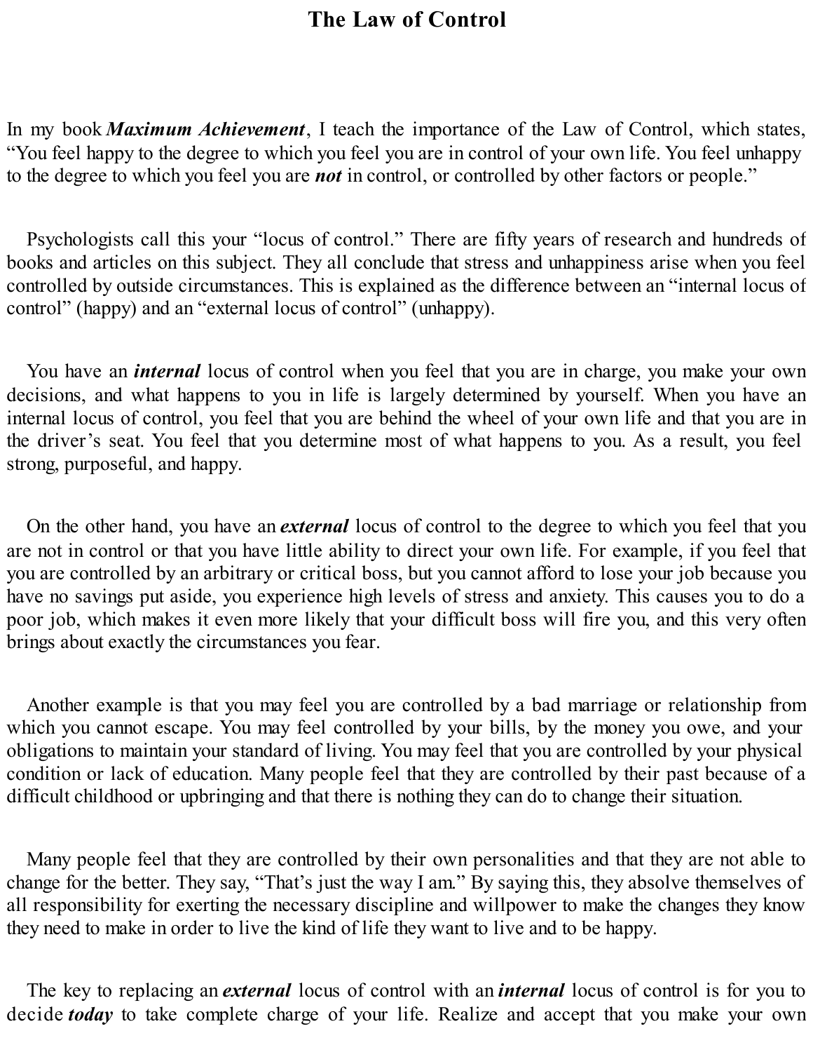# The Law of Control

In my book ***Maximum Achievement***, I teach the importance of the Law of Control, which states, "You feel happy to the degree to which you feel you are in control of your own life. You feel unhappy to the degree to which you feel you are ***not*** in control, or controlled by other factors or people."

Psychologists call this your "locus of control." There are fifty years of research and hundreds of books and articles on this subject. They all conclude that stress and unhappiness arise when you feel controlled by outside circumstances. This is explained as the difference between an "internal locus of control" (happy) and an "external locus of control" (unhappy).

You have an ***internal*** locus of control when you feel that you are in charge, you make your own decisions, and what happens to you in life is largely determined by yourself. When you have an internal locus of control, you feel that you are behind the wheel of your own life and that you are in the driver's seat. You feel that you determine most of what happens to you. As a result, you feel strong, purposeful, and happy.

On the other hand, you have an ***external*** locus of control to the degree to which you feel that you are not in control or that you have little ability to direct your own life. For example, if you feel that you are controlled by an arbitrary or critical boss, but you cannot afford to lose your job because you have no savings put aside, you experience high levels of stress and anxiety. This causes you to do a poor job, which makes it even more likely that your difficult boss will fire you, and this very often brings about exactly the circumstances you fear.

Another example is that you may feel you are controlled by a bad marriage or relationship from which you cannot escape. You may feel controlled by your bills, by the money you owe, and your obligations to maintain your standard of living. You may feel that you are controlled by your physical condition or lack of education. Many people feel that they are controlled by their past because of a difficult childhood or upbringing and that there is nothing they can do to change their situation.

Many people feel that they are controlled by their own personalities and that they are not able to change for the better. They say, "That's just the way I am." By saying this, they absolve themselves of all responsibility for exerting the necessary discipline and willpower to make the changes they know they need to make in order to live the kind of life they want to live and to be happy.

The key to replacing an ***external*** locus of control with an ***internal*** locus of control is for you to decide ***today*** to take complete charge of your life. Realize and accept that you make your own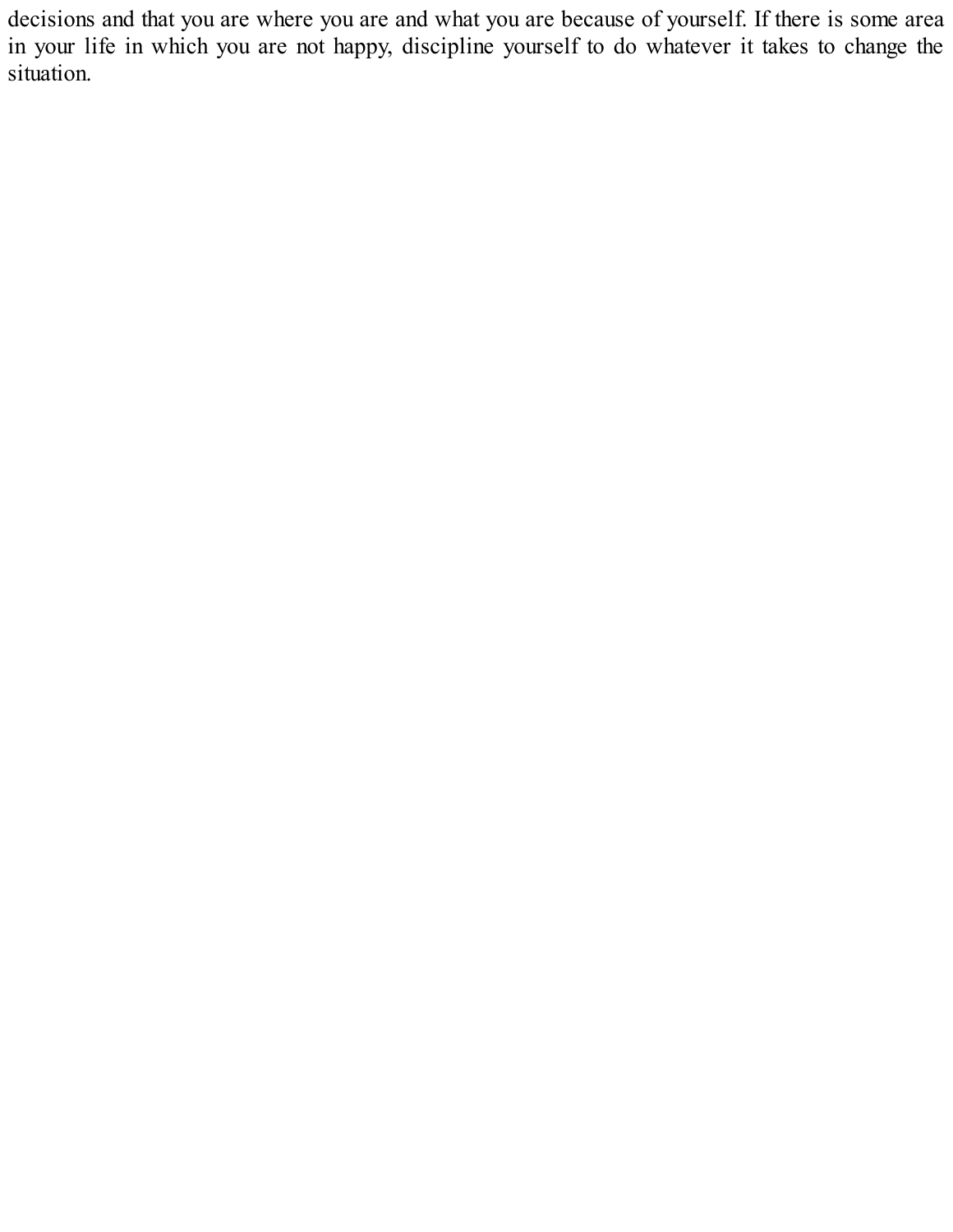decisions and that you are where you are and what you are because of yourself. If there is some area in your life in which you are not happy, discipline yourself to do whatever it takes to change the situation.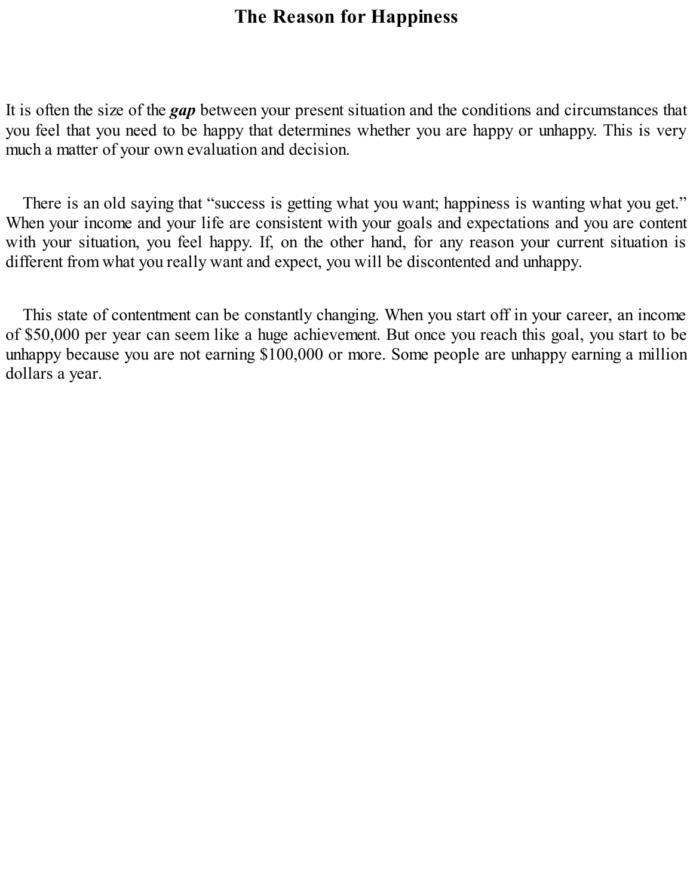# The Reason for Happiness

It is often the size of the ***gap*** between your present situation and the conditions and circumstances that you feel that you need to be happy that determines whether you are happy or unhappy. This is very much a matter of your own evaluation and decision.

There is an old saying that "success is getting what you want; happiness is wanting what you get." When your income and your life are consistent with your goals and expectations and you are content with your situation, you feel happy. If, on the other hand, for any reason your current situation is different from what you really want and expect, you will be discontented and unhappy.

This state of contentment can be constantly changing. When you start off in your career, an income of $50,000 per year can seem like a huge achievement. But once you reach this goal, you start to be unhappy because you are not earning $100,000 or more. Some people are unhappy earning a million dollars a year.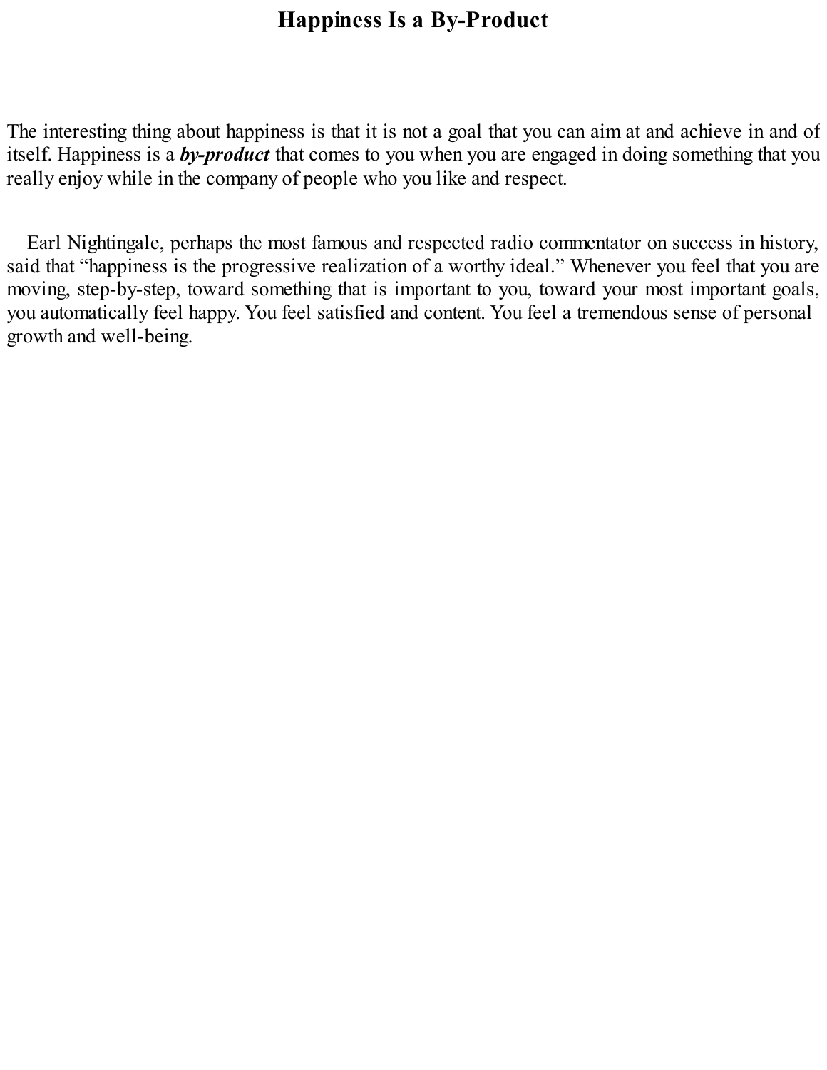# Happiness Is a By-Product

The interesting thing about happiness is that it is not a goal that you can aim at and achieve in and of itself. Happiness is a ***by-product*** that comes to you when you are engaged in doing something that you really enjoy while in the company of people who you like and respect.

Earl Nightingale, perhaps the most famous and respected radio commentator on success in history, said that "happiness is the progressive realization of a worthy ideal." Whenever you feel that you are moving, step-by-step, toward something that is important to you, toward your most important goals, you automatically feel happy. You feel satisfied and content. You feel a tremendous sense of personal growth and well-being.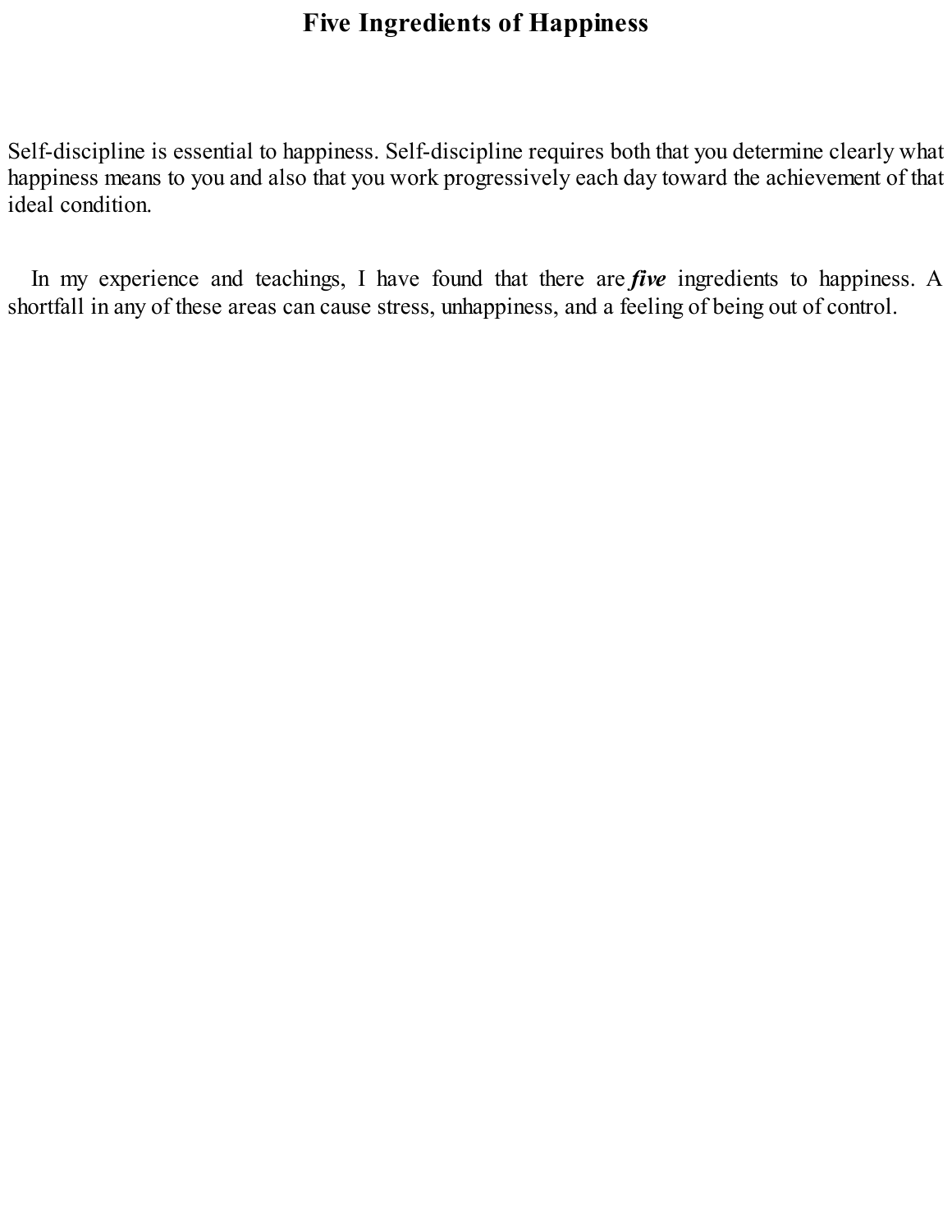# Five Ingredients of Happiness

Self-discipline is essential to happiness. Self-discipline requires both that you determine clearly what happiness means to you and also that you work progressively each day toward the achievement of that ideal condition.

In my experience and teachings, I have found that there are ***five*** ingredients to happiness. A shortfall in any of these areas can cause stress, unhappiness, and a feeling of being out of control.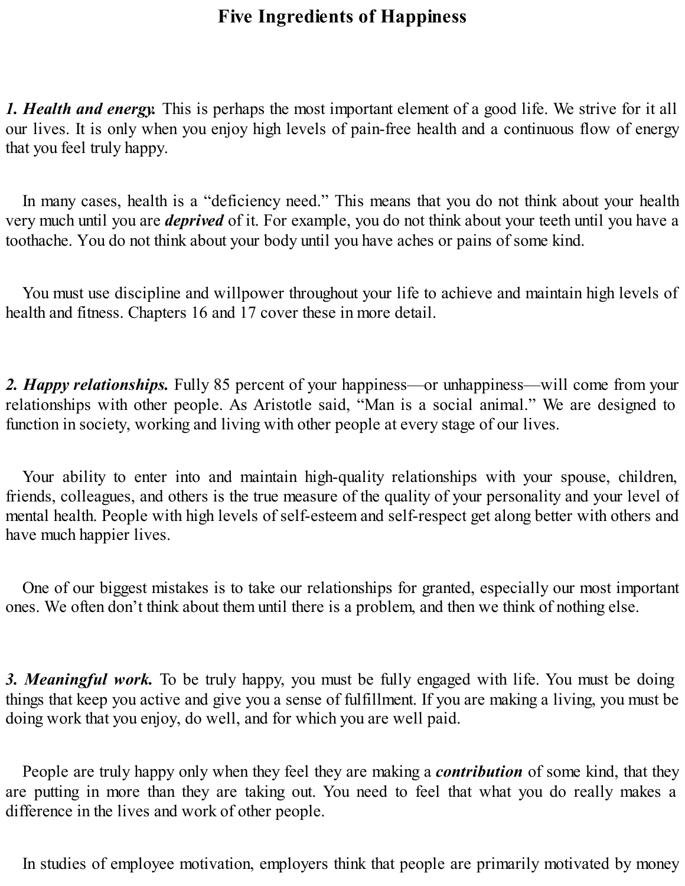# Five Ingredients of Happiness

***1. Health and energy.*** This is perhaps the most important element of a good life. We strive for it all our lives. It is only when you enjoy high levels of pain-free health and a continuous flow of energy that you feel truly happy.

In many cases, health is a "deficiency need." This means that you do not think about your health very much until you are ***deprived*** of it. For example, you do not think about your teeth until you have a toothache. You do not think about your body until you have aches or pains of some kind.

You must use discipline and willpower throughout your life to achieve and maintain high levels of health and fitness. Chapters 16 and 17 cover these in more detail.

***2. Happy relationships.*** Fully 85 percent of your happiness—or unhappiness—will come from your relationships with other people. As Aristotle said, "Man is a social animal." We are designed to function in society, working and living with other people at every stage of our lives.

Your ability to enter into and maintain high-quality relationships with your spouse, children, friends, colleagues, and others is the true measure of the quality of your personality and your level of mental health. People with high levels of self-esteem and self-respect get along better with others and have much happier lives.

One of our biggest mistakes is to take our relationships for granted, especially our most important ones. We often don't think about them until there is a problem, and then we think of nothing else.

***3. Meaningful work.*** To be truly happy, you must be fully engaged with life. You must be doing things that keep you active and give you a sense of fulfillment. If you are making a living, you must be doing work that you enjoy, do well, and for which you are well paid.

People are truly happy only when they feel they are making a ***contribution*** of some kind, that they are putting in more than they are taking out. You need to feel that what you do really makes a difference in the lives and work of other people.

In studies of employee motivation, employers think that people are primarily motivated by money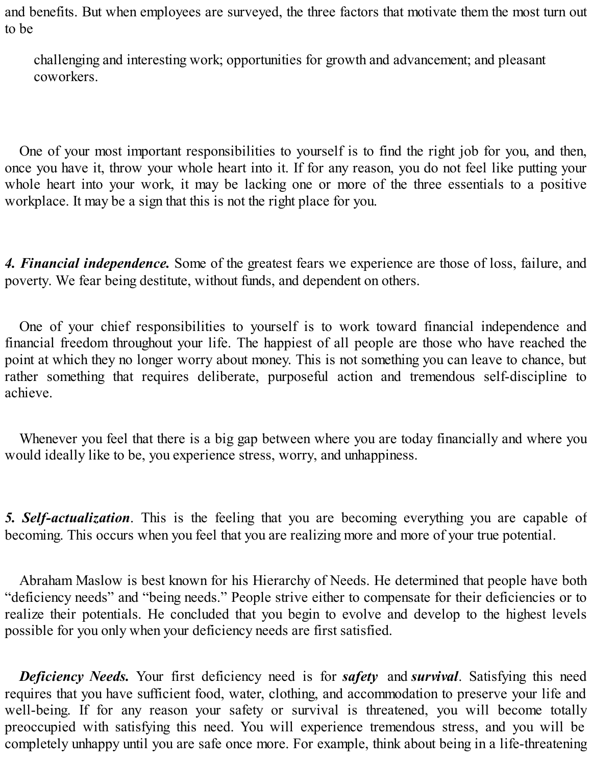and benefits. But when employees are surveyed, the three factors that motivate them the most turn out to be

> challenging and interesting work; opportunities for growth and advancement; and pleasant coworkers.

One of your most important responsibilities to yourself is to find the right job for you, and then, once you have it, throw your whole heart into it. If for any reason, you do not feel like putting your whole heart into your work, it may be lacking one or more of the three essentials to a positive workplace. It may be a sign that this is not the right place for you.

***4. Financial independence.*** Some of the greatest fears we experience are those of loss, failure, and poverty. We fear being destitute, without funds, and dependent on others.

One of your chief responsibilities to yourself is to work toward financial independence and financial freedom throughout your life. The happiest of all people are those who have reached the point at which they no longer worry about money. This is not something you can leave to chance, but rather something that requires deliberate, purposeful action and tremendous self-discipline to achieve.

Whenever you feel that there is a big gap between where you are today financially and where you would ideally like to be, you experience stress, worry, and unhappiness.

***5. Self-actualization***. This is the feeling that you are becoming everything you are capable of becoming. This occurs when you feel that you are realizing more and more of your true potential.

Abraham Maslow is best known for his Hierarchy of Needs. He determined that people have both "deficiency needs" and "being needs." People strive either to compensate for their deficiencies or to realize their potentials. He concluded that you begin to evolve and develop to the highest levels possible for you only when your deficiency needs are first satisfied.

***Deficiency Needs.*** Your first deficiency need is for ***safety*** and ***survival***. Satisfying this need requires that you have sufficient food, water, clothing, and accommodation to preserve your life and well-being. If for any reason your safety or survival is threatened, you will become totally preoccupied with satisfying this need. You will experience tremendous stress, and you will be completely unhappy until you are safe once more. For example, think about being in a life-threatening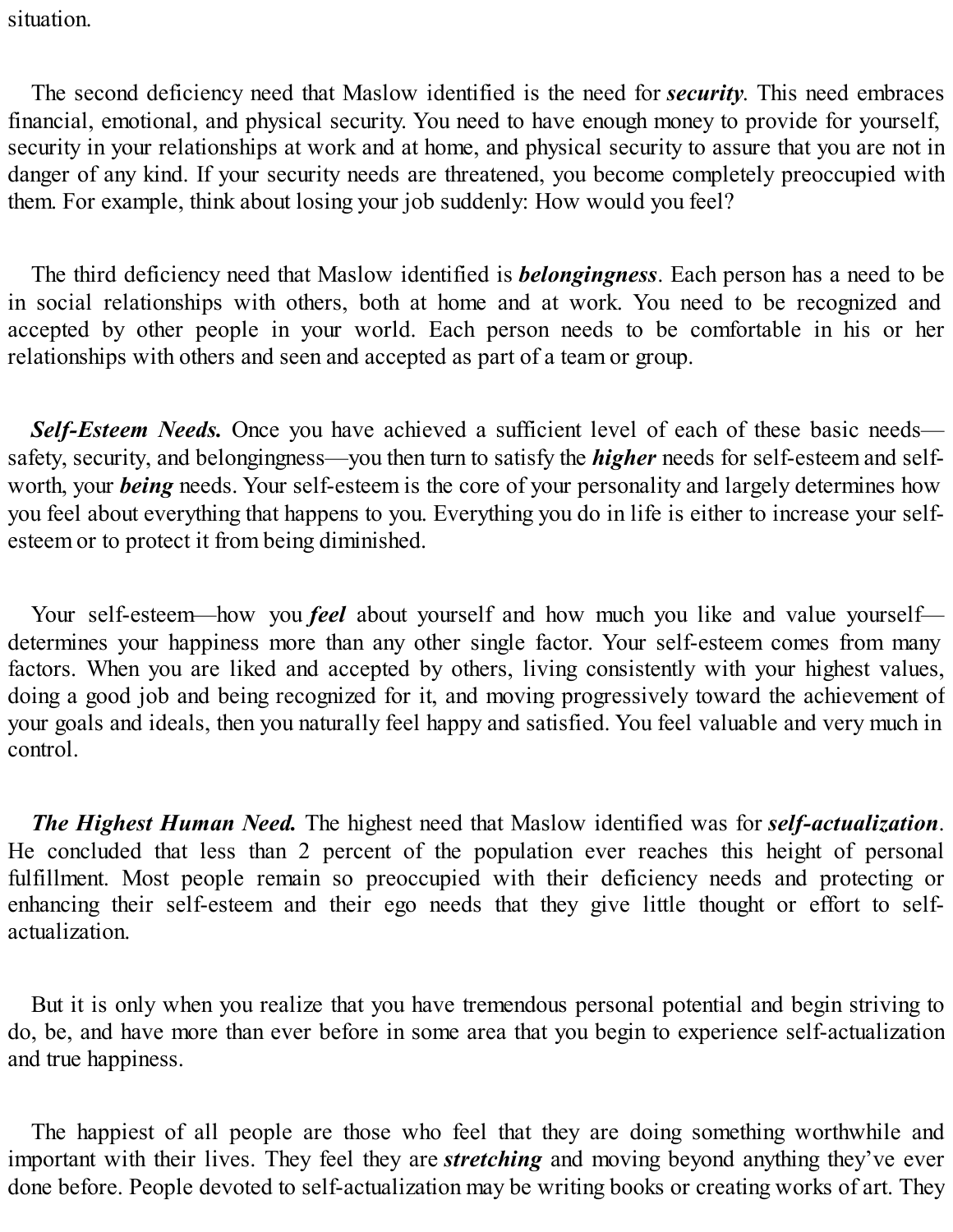situation.

The second deficiency need that Maslow identified is the need for ***security***. This need embraces financial, emotional, and physical security. You need to have enough money to provide for yourself, security in your relationships at work and at home, and physical security to assure that you are not in danger of any kind. If your security needs are threatened, you become completely preoccupied with them. For example, think about losing your job suddenly: How would you feel?

The third deficiency need that Maslow identified is ***belongingness***. Each person has a need to be in social relationships with others, both at home and at work. You need to be recognized and accepted by other people in your world. Each person needs to be comfortable in his or her relationships with others and seen and accepted as part of a team or group.

***Self-Esteem Needs.*** Once you have achieved a sufficient level of each of these basic needs—safety, security, and belongingness—you then turn to satisfy the ***higher*** needs for self-esteem and self-worth, your ***being*** needs. Your self-esteem is the core of your personality and largely determines how you feel about everything that happens to you. Everything you do in life is either to increase your self-esteem or to protect it from being diminished.

Your self-esteem—how you ***feel*** about yourself and how much you like and value yourself—determines your happiness more than any other single factor. Your self-esteem comes from many factors. When you are liked and accepted by others, living consistently with your highest values, doing a good job and being recognized for it, and moving progressively toward the achievement of your goals and ideals, then you naturally feel happy and satisfied. You feel valuable and very much in control.

***The Highest Human Need.*** The highest need that Maslow identified was for ***self-actualization***. He concluded that less than 2 percent of the population ever reaches this height of personal fulfillment. Most people remain so preoccupied with their deficiency needs and protecting or enhancing their self-esteem and their ego needs that they give little thought or effort to self-actualization.

But it is only when you realize that you have tremendous personal potential and begin striving to do, be, and have more than ever before in some area that you begin to experience self-actualization and true happiness.

The happiest of all people are those who feel that they are doing something worthwhile and important with their lives. They feel they are ***stretching*** and moving beyond anything they've ever done before. People devoted to self-actualization may be writing books or creating works of art. They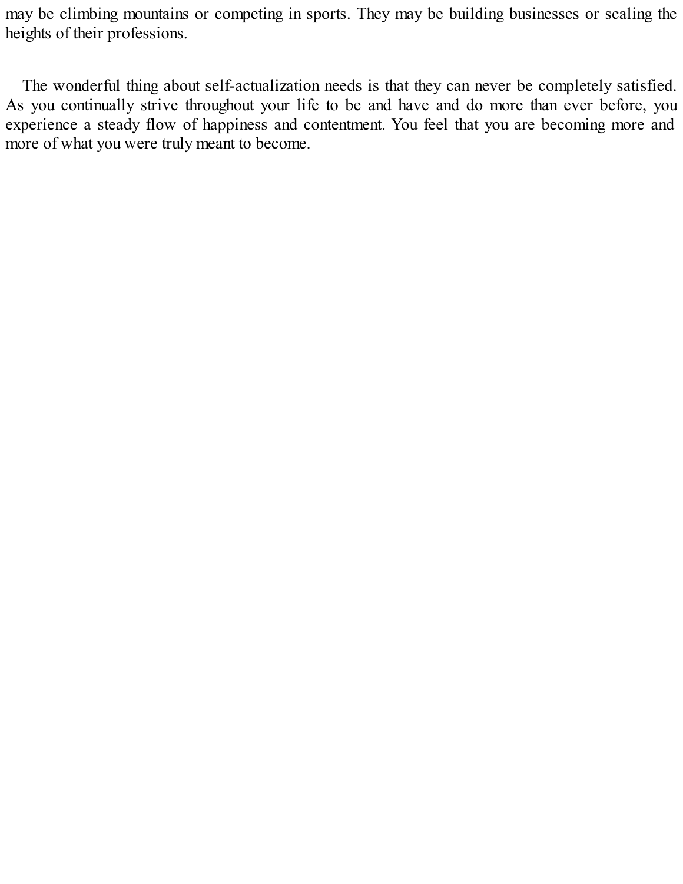may be climbing mountains or competing in sports. They may be building businesses or scaling the heights of their professions.

The wonderful thing about self-actualization needs is that they can never be completely satisfied. As you continually strive throughout your life to be and have and do more than ever before, you experience a steady flow of happiness and contentment. You feel that you are becoming more and more of what you were truly meant to become.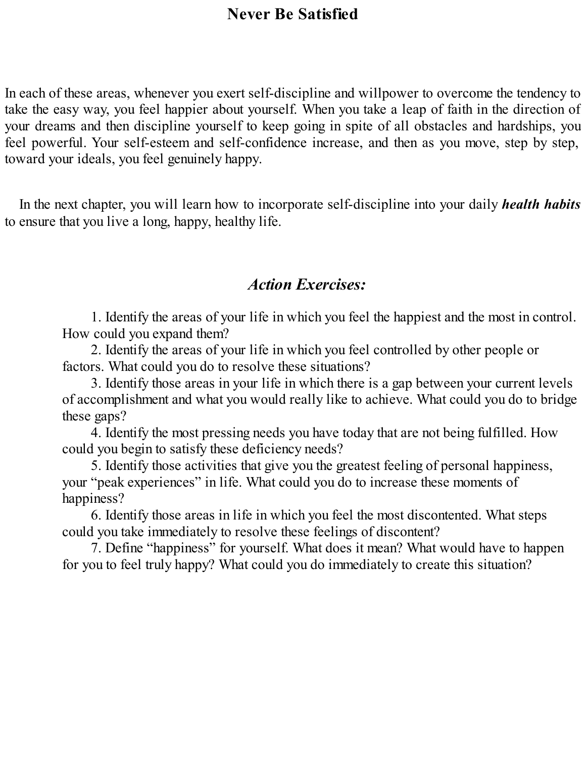In each of these areas, whenever you exert self-discipline and willpower to overcome the tendency to take the easy way, you feel happier about yourself. When you take a leap of faith in the direction of your dreams and then discipline yourself to keep going in spite of all obstacles and hardships, you feel powerful. Your self-esteem and self-confidence increase, and then as you move, step by step, toward your ideals, you feel genuinely happy.

In the next chapter, you will learn how to incorporate self-discipline into your daily ***health habits*** to ensure that you live a long, happy, healthy life.

## *Action Exercises:*

1. Identify the areas of your life in which you feel the happiest and the most in control. How could you expand them?
2. Identify the areas of your life in which you feel controlled by other people or factors. What could you do to resolve these situations?
3. Identify those areas in your life in which there is a gap between your current levels of accomplishment and what you would really like to achieve. What could you do to bridge these gaps?
4. Identify the most pressing needs you have today that are not being fulfilled. How could you begin to satisfy these deficiency needs?
5. Identify those activities that give you the greatest feeling of personal happiness, your "peak experiences" in life. What could you do to increase these moments of happiness?
6. Identify those areas in life in which you feel the most discontented. What steps could you take immediately to resolve these feelings of discontent?
7. Define "happiness" for yourself. What does it mean? What would have to happen for you to feel truly happy? What could you do immediately to create this situation?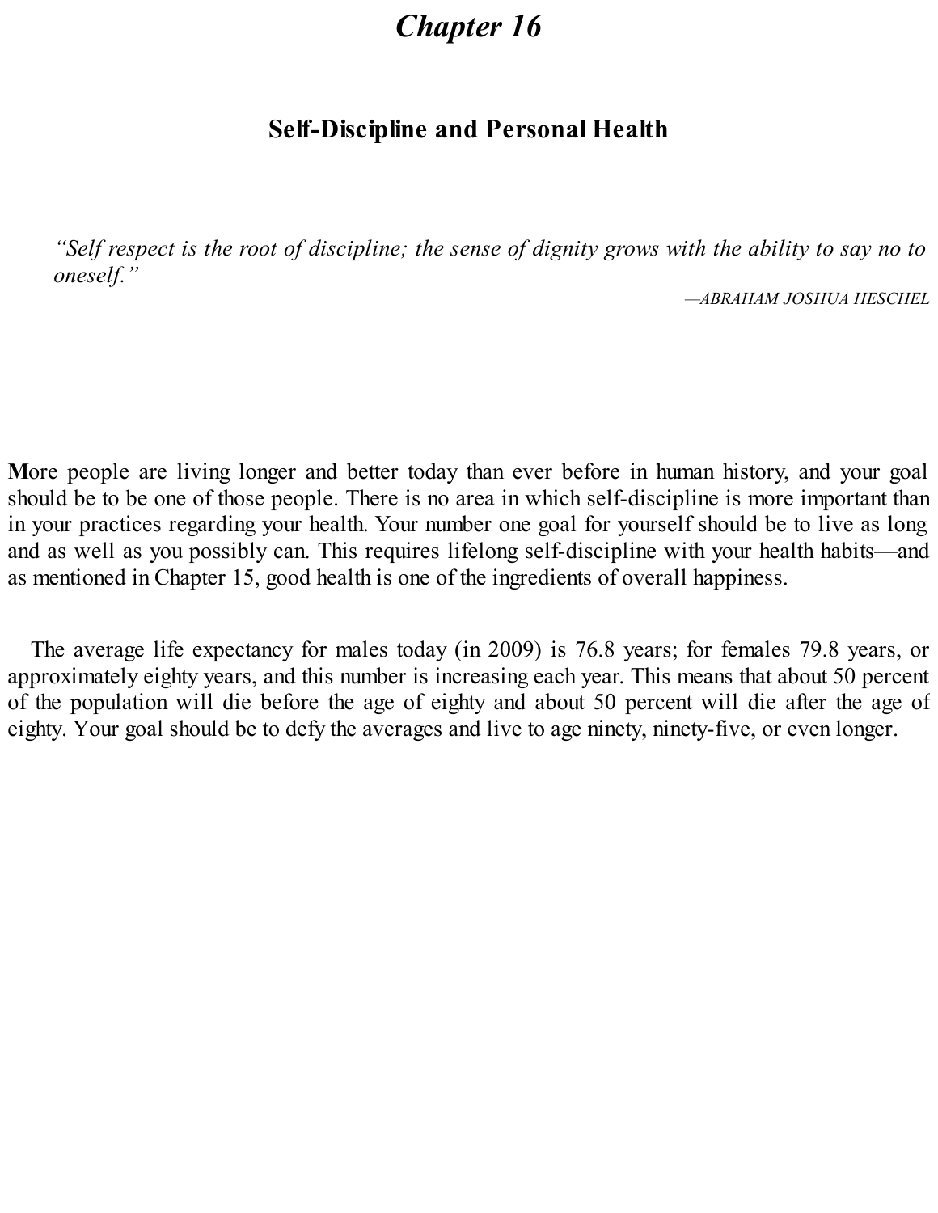# *Chapter 16*

## Self-Discipline and Personal Health

> *“Self respect is the root of discipline; the sense of dignity grows with the ability to say no to oneself.”*
>
> —*ABRAHAM JOSHUA HESCHEL*

**M**ore people are living longer and better today than ever before in human history, and your goal should be to be one of those people. There is no area in which self-discipline is more important than in your practices regarding your health. Your number one goal for yourself should be to live as long and as well as you possibly can. This requires lifelong self-discipline with your health habits—and as mentioned in Chapter 15, good health is one of the ingredients of overall happiness.

The average life expectancy for males today (in 2009) is 76.8 years; for females 79.8 years, or approximately eighty years, and this number is increasing each year. This means that about 50 percent of the population will die before the age of eighty and about 50 percent will die after the age of eighty. Your goal should be to defy the averages and live to age ninety, ninety-five, or even longer.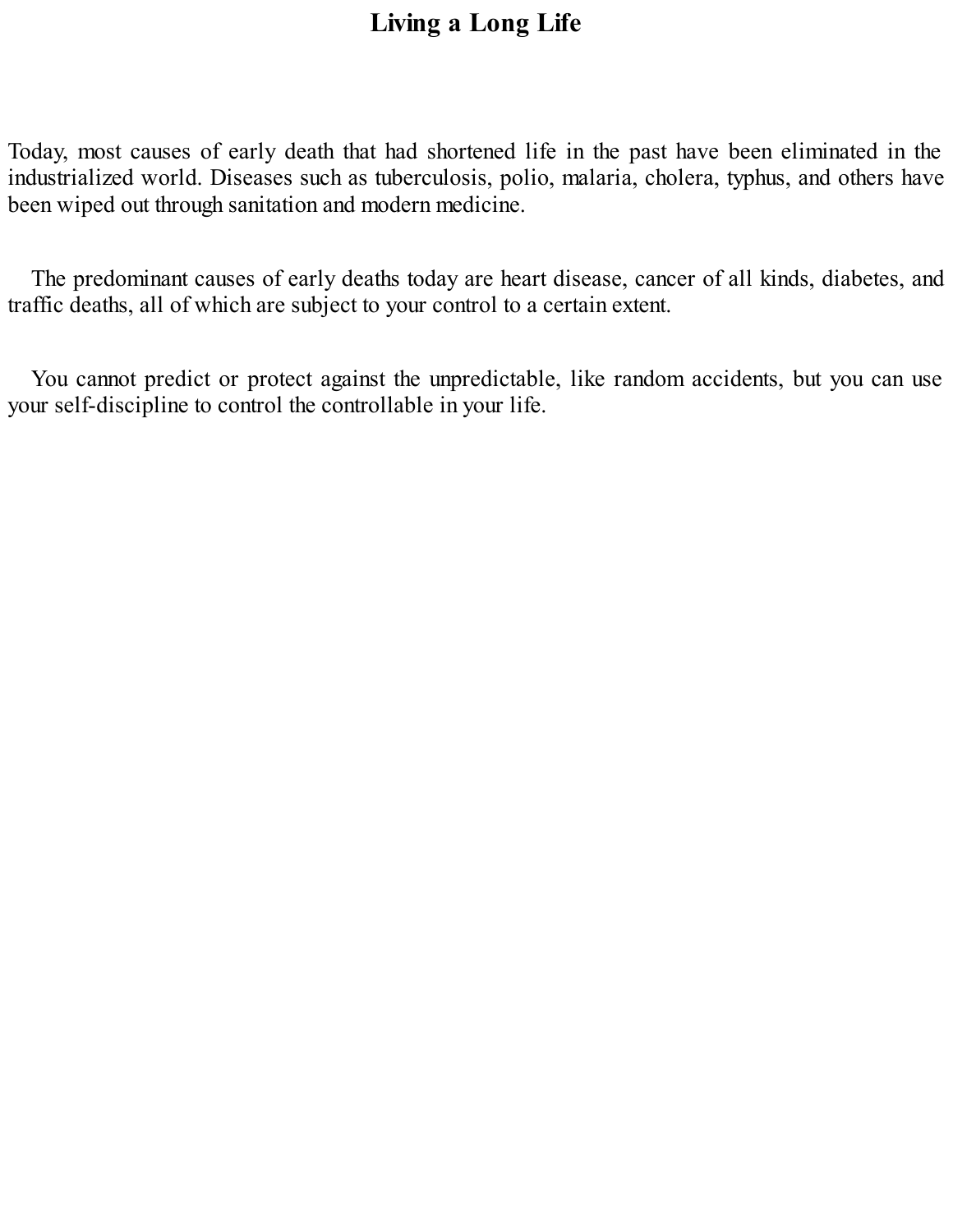# Living a Long Life

Today, most causes of early death that had shortened life in the past have been eliminated in the industrialized world. Diseases such as tuberculosis, polio, malaria, cholera, typhus, and others have been wiped out through sanitation and modern medicine.

The predominant causes of early deaths today are heart disease, cancer of all kinds, diabetes, and traffic deaths, all of which are subject to your control to a certain extent.

You cannot predict or protect against the unpredictable, like random accidents, but you can use your self-discipline to control the controllable in your life.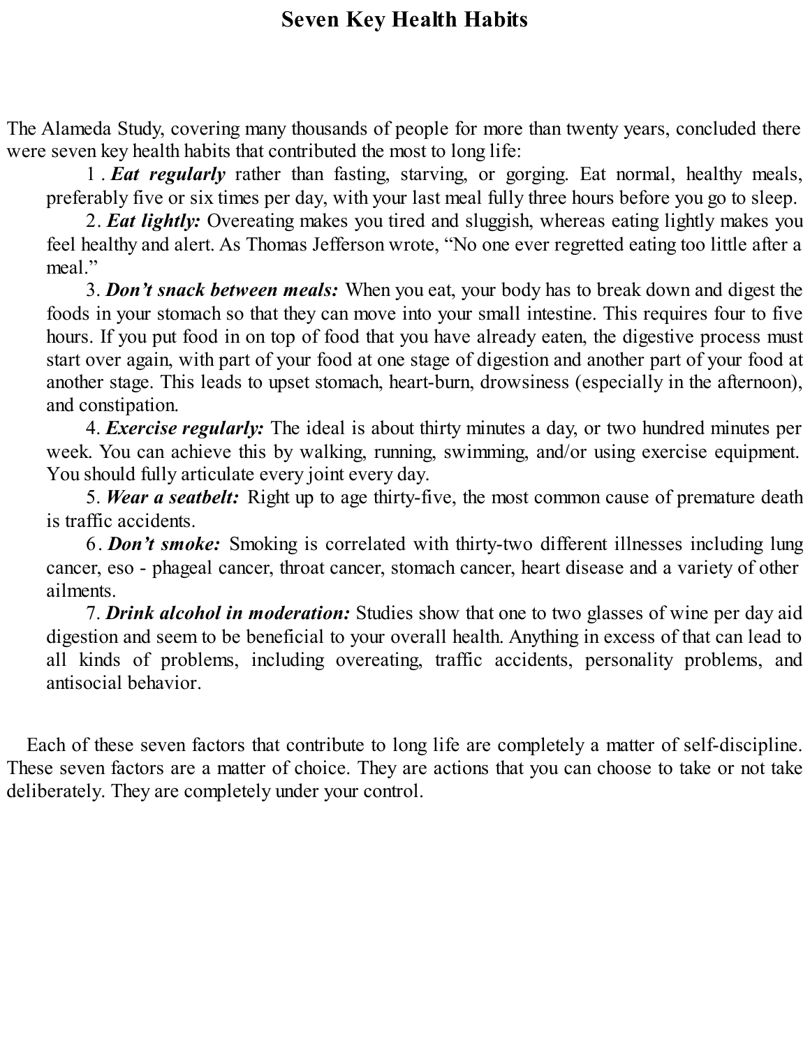# Seven Key Health Habits

The Alameda Study, covering many thousands of people for more than twenty years, concluded there were seven key health habits that contributed the most to long life:

1. ***Eat regularly*** rather than fasting, starving, or gorging. Eat normal, healthy meals, preferably five or six times per day, with your last meal fully three hours before you go to sleep.
2. ***Eat lightly:*** Overeating makes you tired and sluggish, whereas eating lightly makes you feel healthy and alert. As Thomas Jefferson wrote, "No one ever regretted eating too little after a meal."
3. ***Don't snack between meals:*** When you eat, your body has to break down and digest the foods in your stomach so that they can move into your small intestine. This requires four to five hours. If you put food in on top of food that you have already eaten, the digestive process must start over again, with part of your food at one stage of digestion and another part of your food at another stage. This leads to upset stomach, heart-burn, drowsiness (especially in the afternoon), and constipation.
4. ***Exercise regularly:*** The ideal is about thirty minutes a day, or two hundred minutes per week. You can achieve this by walking, running, swimming, and/or using exercise equipment. You should fully articulate every joint every day.
5. ***Wear a seatbelt:*** Right up to age thirty-five, the most common cause of premature death is traffic accidents.
6. ***Don't smoke:*** Smoking is correlated with thirty-two different illnesses including lung cancer, eso - phageal cancer, throat cancer, stomach cancer, heart disease and a variety of other ailments.
7. ***Drink alcohol in moderation:*** Studies show that one to two glasses of wine per day aid digestion and seem to be beneficial to your overall health. Anything in excess of that can lead to all kinds of problems, including overeating, traffic accidents, personality problems, and antisocial behavior.

Each of these seven factors that contribute to long life are completely a matter of self-discipline. These seven factors are a matter of choice. They are actions that you can choose to take or not take deliberately. They are completely under your control.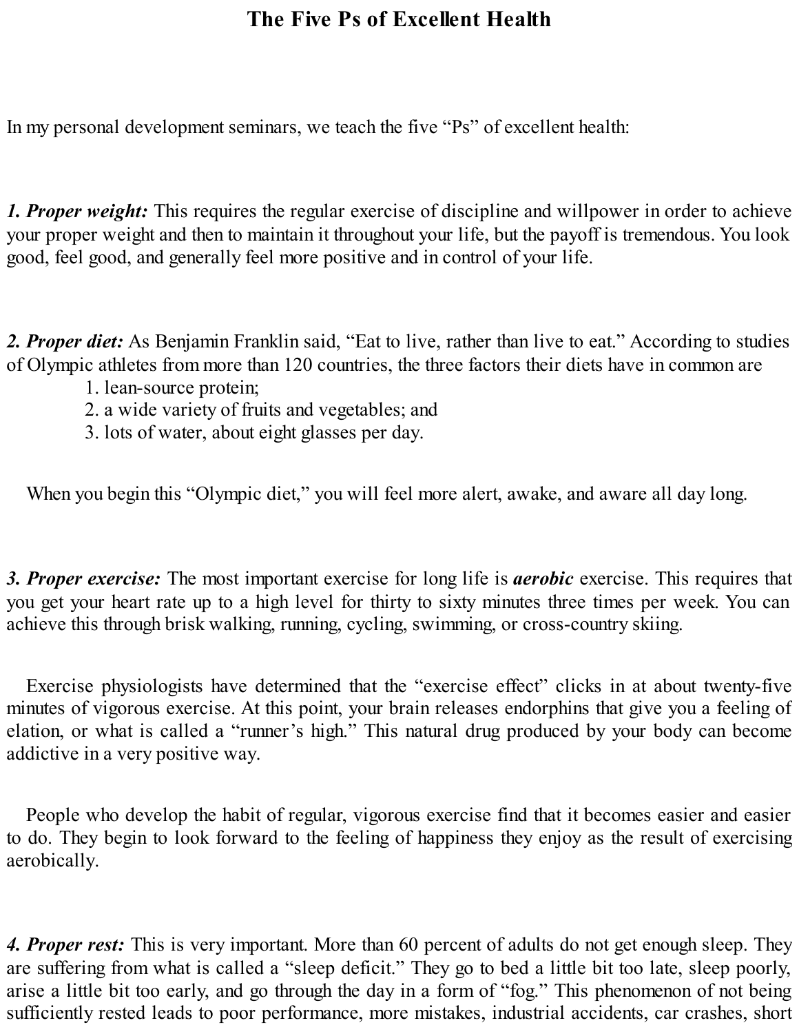# The Five Ps of Excellent Health

In my personal development seminars, we teach the five "Ps" of excellent health:

***1. Proper weight:*** This requires the regular exercise of discipline and willpower in order to achieve your proper weight and then to maintain it throughout your life, but the payoff is tremendous. You look good, feel good, and generally feel more positive and in control of your life.

***2. Proper diet:*** As Benjamin Franklin said, "Eat to live, rather than live to eat." According to studies of Olympic athletes from more than 120 countries, the three factors their diets have in common are

1. lean-source protein;
2. a wide variety of fruits and vegetables; and
3. lots of water, about eight glasses per day.

When you begin this "Olympic diet," you will feel more alert, awake, and aware all day long.

***3. Proper exercise:*** The most important exercise for long life is ***aerobic*** exercise. This requires that you get your heart rate up to a high level for thirty to sixty minutes three times per week. You can achieve this through brisk walking, running, cycling, swimming, or cross-country skiing.

Exercise physiologists have determined that the "exercise effect" clicks in at about twenty-five minutes of vigorous exercise. At this point, your brain releases endorphins that give you a feeling of elation, or what is called a "runner's high." This natural drug produced by your body can become addictive in a very positive way.

People who develop the habit of regular, vigorous exercise find that it becomes easier and easier to do. They begin to look forward to the feeling of happiness they enjoy as the result of exercising aerobically.

***4. Proper rest:*** This is very important. More than 60 percent of adults do not get enough sleep. They are suffering from what is called a "sleep deficit." They go to bed a little bit too late, sleep poorly, arise a little bit too early, and go through the day in a form of "fog." This phenomenon of not being sufficiently rested leads to poor performance, more mistakes, industrial accidents, car crashes, short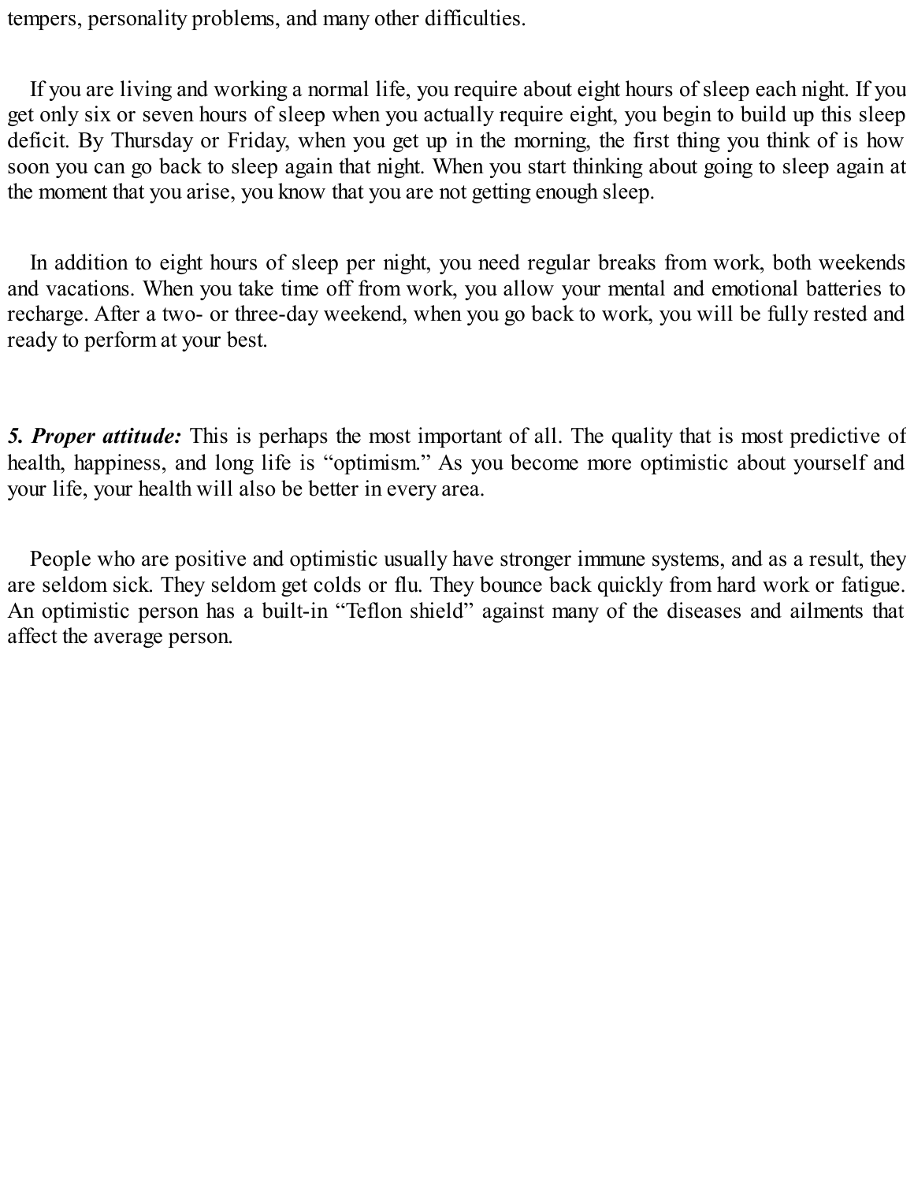tempers, personality problems, and many other difficulties.

If you are living and working a normal life, you require about eight hours of sleep each night. If you get only six or seven hours of sleep when you actually require eight, you begin to build up this sleep deficit. By Thursday or Friday, when you get up in the morning, the first thing you think of is how soon you can go back to sleep again that night. When you start thinking about going to sleep again at the moment that you arise, you know that you are not getting enough sleep.

In addition to eight hours of sleep per night, you need regular breaks from work, both weekends and vacations. When you take time off from work, you allow your mental and emotional batteries to recharge. After a two- or three-day weekend, when you go back to work, you will be fully rested and ready to perform at your best.

***5. Proper attitude:*** This is perhaps the most important of all. The quality that is most predictive of health, happiness, and long life is "optimism." As you become more optimistic about yourself and your life, your health will also be better in every area.

People who are positive and optimistic usually have stronger immune systems, and as a result, they are seldom sick. They seldom get colds or flu. They bounce back quickly from hard work or fatigue. An optimistic person has a built-in "Teflon shield" against many of the diseases and ailments that affect the average person.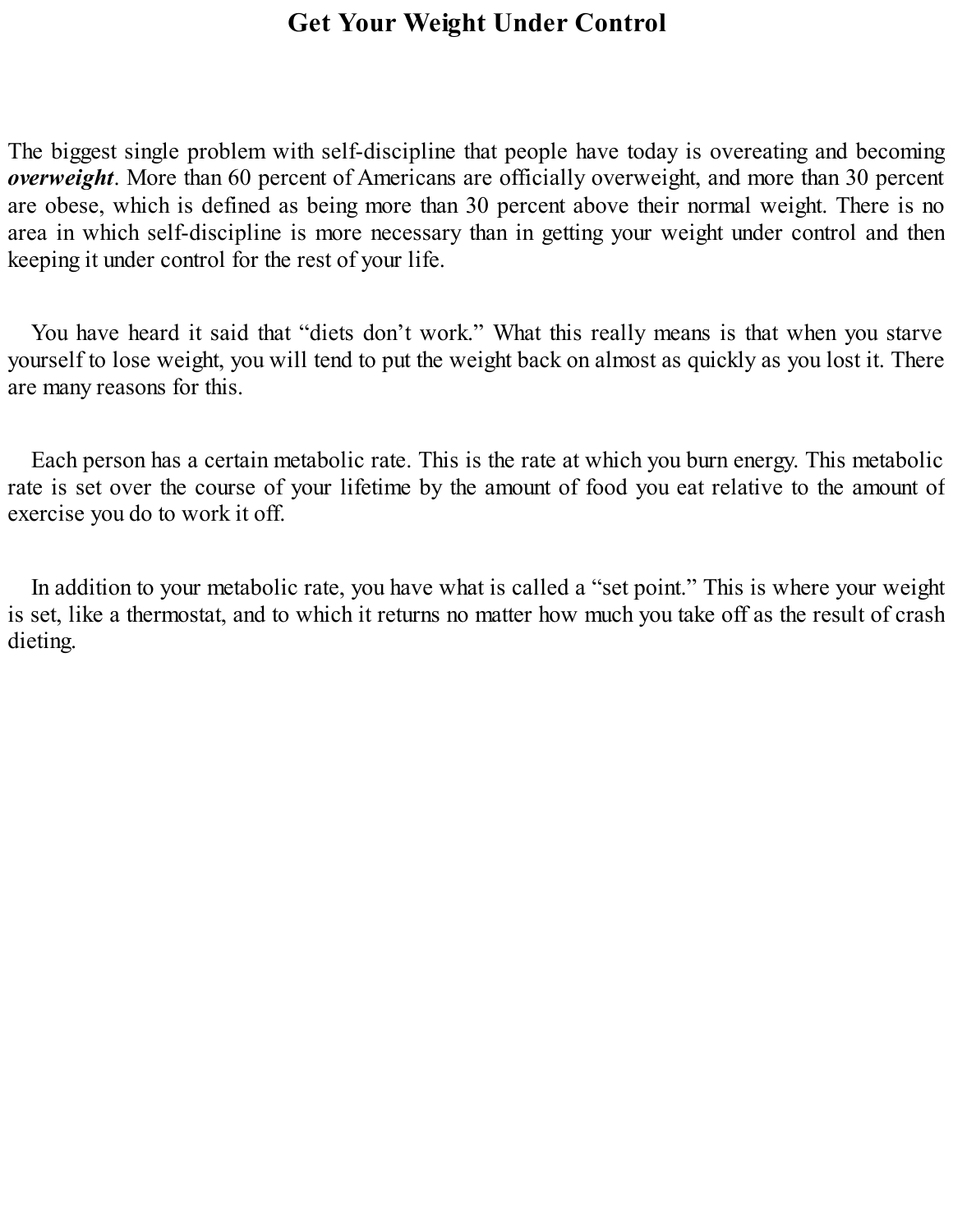# Get Your Weight Under Control

The biggest single problem with self-discipline that people have today is overeating and becoming ***overweight***. More than 60 percent of Americans are officially overweight, and more than 30 percent are obese, which is defined as being more than 30 percent above their normal weight. There is no area in which self-discipline is more necessary than in getting your weight under control and then keeping it under control for the rest of your life.

You have heard it said that "diets don't work." What this really means is that when you starve yourself to lose weight, you will tend to put the weight back on almost as quickly as you lost it. There are many reasons for this.

Each person has a certain metabolic rate. This is the rate at which you burn energy. This metabolic rate is set over the course of your lifetime by the amount of food you eat relative to the amount of exercise you do to work it off.

In addition to your metabolic rate, you have what is called a "set point." This is where your weight is set, like a thermostat, and to which it returns no matter how much you take off as the result of crash dieting.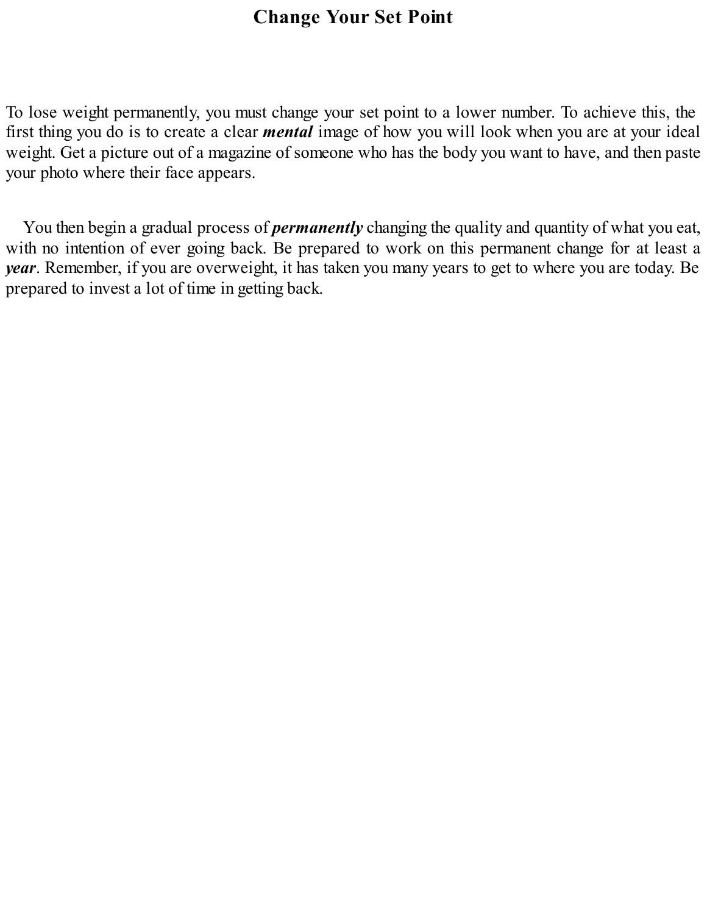# Change Your Set Point

To lose weight permanently, you must change your set point to a lower number. To achieve this, the first thing you do is to create a clear ***mental*** image of how you will look when you are at your ideal weight. Get a picture out of a magazine of someone who has the body you want to have, and then paste your photo where their face appears.

You then begin a gradual process of ***permanently*** changing the quality and quantity of what you eat, with no intention of ever going back. Be prepared to work on this permanent change for at least a ***year***. Remember, if you are overweight, it has taken you many years to get to where you are today. Be prepared to invest a lot of time in getting back.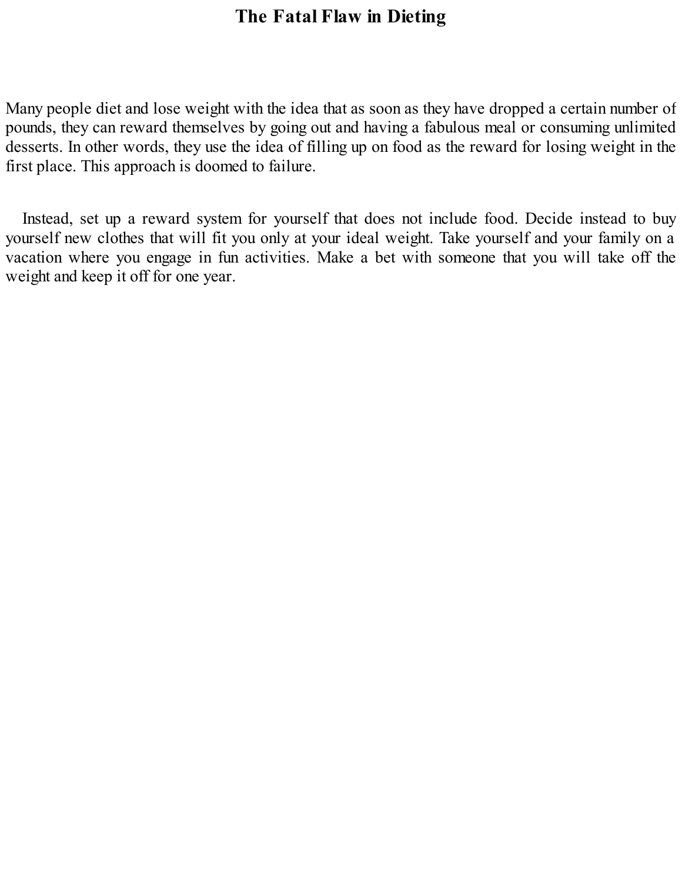# The Fatal Flaw in Dieting

Many people diet and lose weight with the idea that as soon as they have dropped a certain number of pounds, they can reward themselves by going out and having a fabulous meal or consuming unlimited desserts. In other words, they use the idea of filling up on food as the reward for losing weight in the first place. This approach is doomed to failure.

Instead, set up a reward system for yourself that does not include food. Decide instead to buy yourself new clothes that will fit you only at your ideal weight. Take yourself and your family on a vacation where you engage in fun activities. Make a bet with someone that you will take off the weight and keep it off for one year.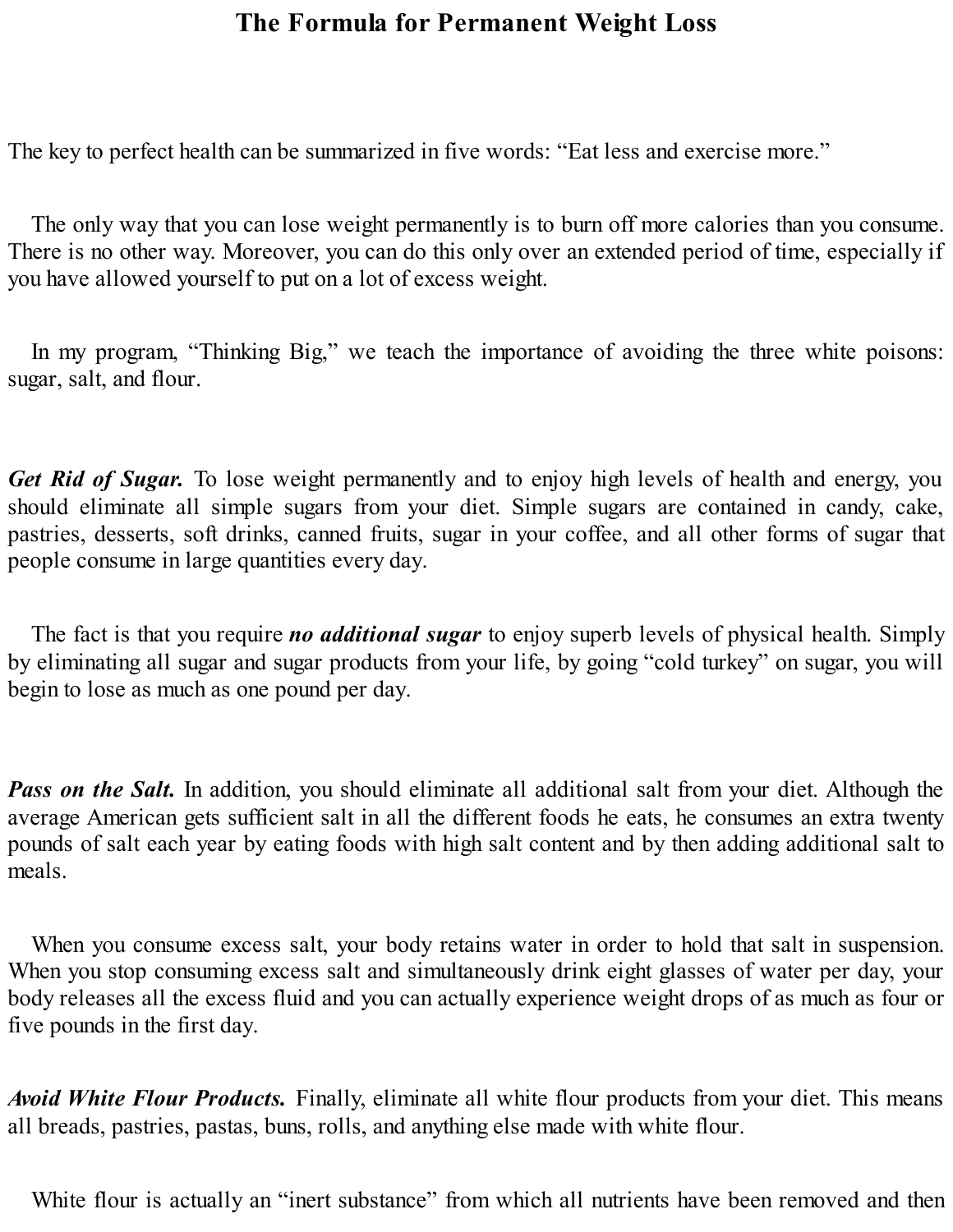# The Formula for Permanent Weight Loss

The key to perfect health can be summarized in five words: "Eat less and exercise more."

The only way that you can lose weight permanently is to burn off more calories than you consume. There is no other way. Moreover, you can do this only over an extended period of time, especially if you have allowed yourself to put on a lot of excess weight.

In my program, "Thinking Big," we teach the importance of avoiding the three white poisons: sugar, salt, and flour.

***Get Rid of Sugar.*** To lose weight permanently and to enjoy high levels of health and energy, you should eliminate all simple sugars from your diet. Simple sugars are contained in candy, cake, pastries, desserts, soft drinks, canned fruits, sugar in your coffee, and all other forms of sugar that people consume in large quantities every day.

The fact is that you require ***no additional sugar*** to enjoy superb levels of physical health. Simply by eliminating all sugar and sugar products from your life, by going "cold turkey" on sugar, you will begin to lose as much as one pound per day.

***Pass on the Salt.*** In addition, you should eliminate all additional salt from your diet. Although the average American gets sufficient salt in all the different foods he eats, he consumes an extra twenty pounds of salt each year by eating foods with high salt content and by then adding additional salt to meals.

When you consume excess salt, your body retains water in order to hold that salt in suspension. When you stop consuming excess salt and simultaneously drink eight glasses of water per day, your body releases all the excess fluid and you can actually experience weight drops of as much as four or five pounds in the first day.

***Avoid White Flour Products.*** Finally, eliminate all white flour products from your diet. This means all breads, pastries, pastas, buns, rolls, and anything else made with white flour.

White flour is actually an "inert substance" from which all nutrients have been removed and then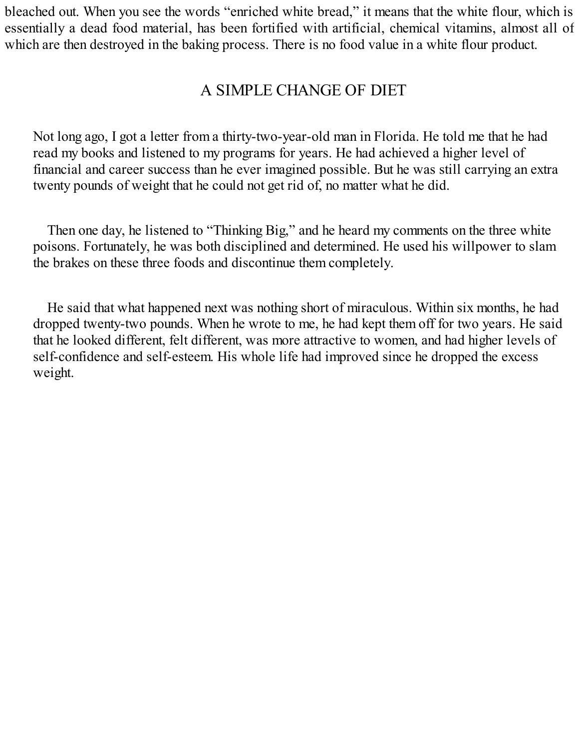bleached out. When you see the words "enriched white bread," it means that the white flour, which is essentially a dead food material, has been fortified with artificial, chemical vitamins, almost all of which are then destroyed in the baking process. There is no food value in a white flour product.

## A SIMPLE CHANGE OF DIET

Not long ago, I got a letter from a thirty-two-year-old man in Florida. He told me that he had read my books and listened to my programs for years. He had achieved a higher level of financial and career success than he ever imagined possible. But he was still carrying an extra twenty pounds of weight that he could not get rid of, no matter what he did.

Then one day, he listened to "Thinking Big," and he heard my comments on the three white poisons. Fortunately, he was both disciplined and determined. He used his willpower to slam the brakes on these three foods and discontinue them completely.

He said that what happened next was nothing short of miraculous. Within six months, he had dropped twenty-two pounds. When he wrote to me, he had kept them off for two years. He said that he looked different, felt different, was more attractive to women, and had higher levels of self-confidence and self-esteem. His whole life had improved since he dropped the excess weight.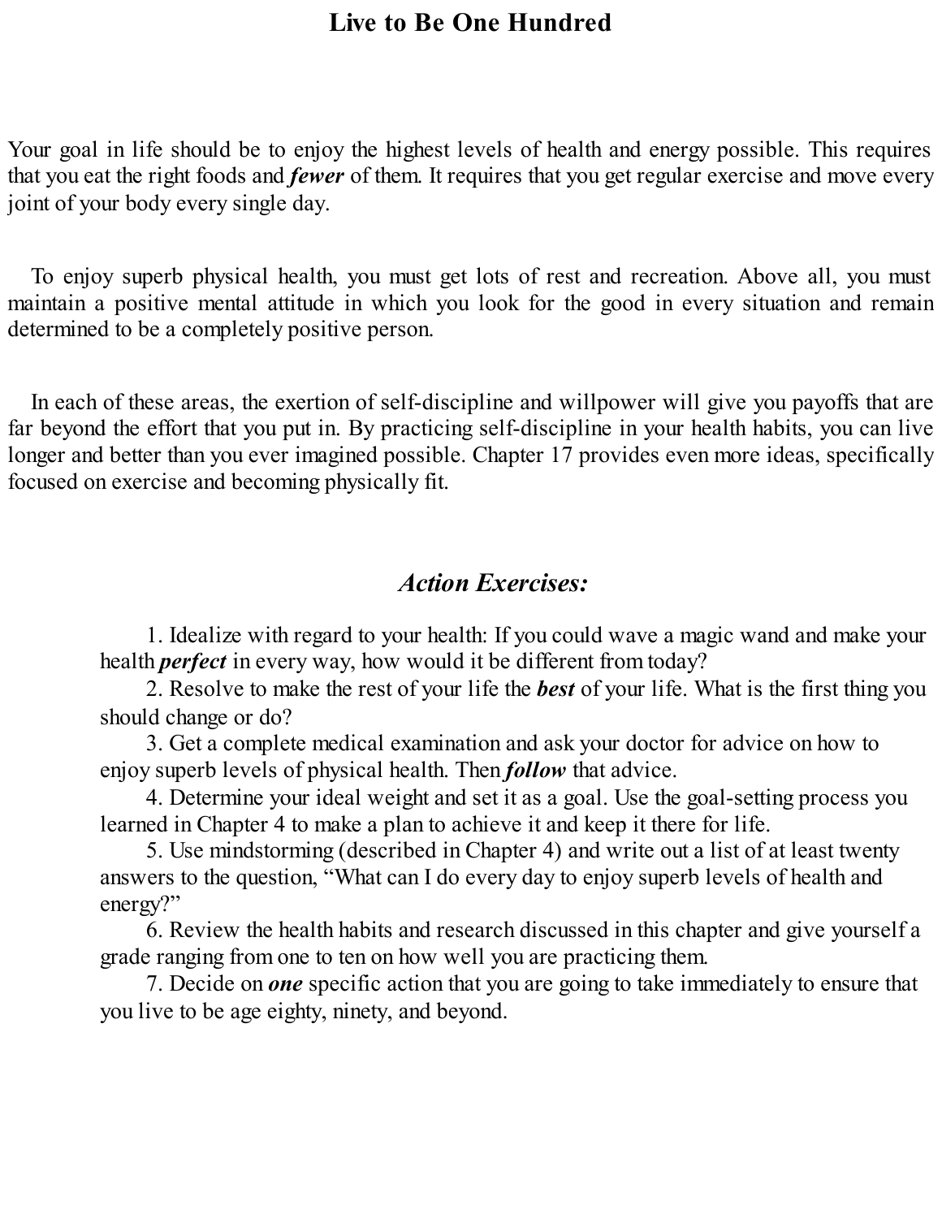## Live to Be One Hundred

Your goal in life should be to enjoy the highest levels of health and energy possible. This requires that you eat the right foods and ***fewer*** of them. It requires that you get regular exercise and move every joint of your body every single day.

To enjoy superb physical health, you must get lots of rest and recreation. Above all, you must maintain a positive mental attitude in which you look for the good in every situation and remain determined to be a completely positive person.

In each of these areas, the exertion of self-discipline and willpower will give you payoffs that are far beyond the effort that you put in. By practicing self-discipline in your health habits, you can live longer and better than you ever imagined possible. Chapter 17 provides even more ideas, specifically focused on exercise and becoming physically fit.

### *Action Exercises:*

1. Idealize with regard to your health: If you could wave a magic wand and make your health ***perfect*** in every way, how would it be different from today?
2. Resolve to make the rest of your life the ***best*** of your life. What is the first thing you should change or do?
3. Get a complete medical examination and ask your doctor for advice on how to enjoy superb levels of physical health. Then ***follow*** that advice.
4. Determine your ideal weight and set it as a goal. Use the goal-setting process you learned in Chapter 4 to make a plan to achieve it and keep it there for life.
5. Use mindstorming (described in Chapter 4) and write out a list of at least twenty answers to the question, "What can I do every day to enjoy superb levels of health and energy?"
6. Review the health habits and research discussed in this chapter and give yourself a grade ranging from one to ten on how well you are practicing them.
7. Decide on ***one*** specific action that you are going to take immediately to ensure that you live to be age eighty, ninety, and beyond.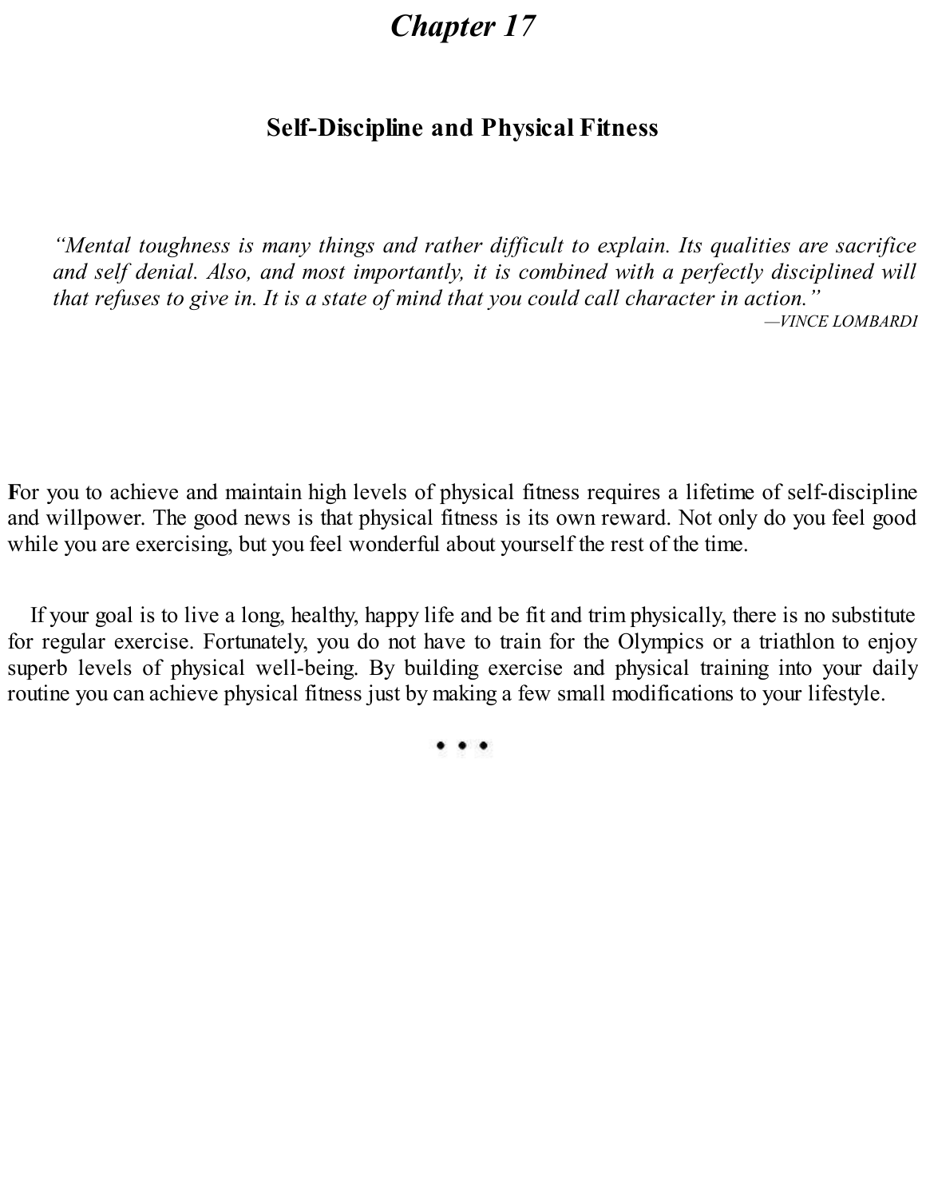# *Chapter 17*

## Self-Discipline and Physical Fitness

> *"Mental toughness is many things and rather difficult to explain. Its qualities are sacrifice and self denial. Also, and most importantly, it is combined with a perfectly disciplined will that refuses to give in. It is a state of mind that you could call character in action."*
>
> *—VINCE LOMBARDI*

**F**or you to achieve and maintain high levels of physical fitness requires a lifetime of self-discipline and willpower. The good news is that physical fitness is its own reward. Not only do you feel good while you are exercising, but you feel wonderful about yourself the rest of the time.

If your goal is to live a long, healthy, happy life and be fit and trim physically, there is no substitute for regular exercise. Fortunately, you do not have to train for the Olympics or a triathlon to enjoy superb levels of physical well-being. By building exercise and physical training into your daily routine you can achieve physical fitness just by making a few small modifications to your lifestyle.

• • •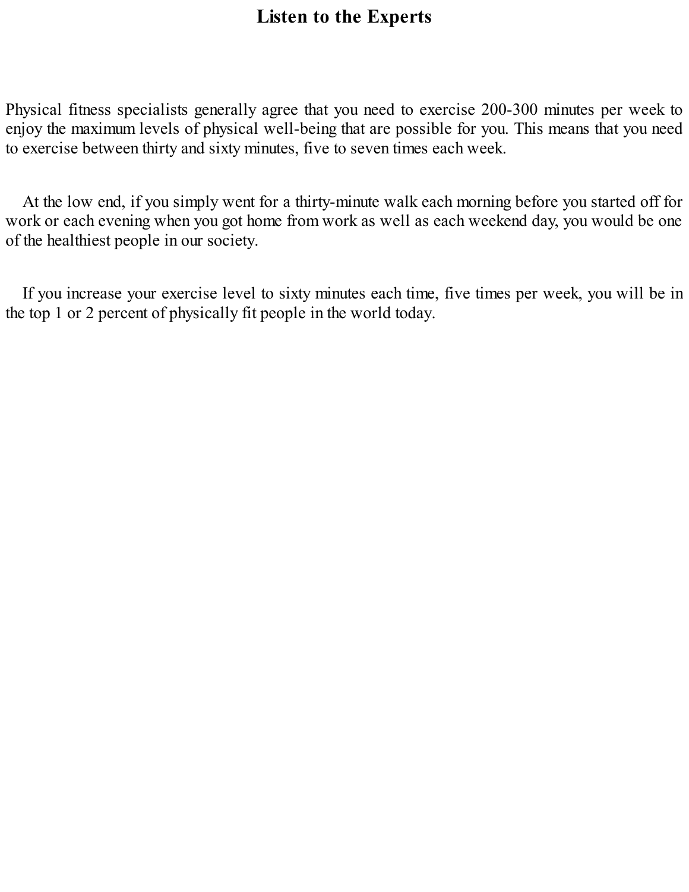## Listen to the Experts

Physical fitness specialists generally agree that you need to exercise 200-300 minutes per week to enjoy the maximum levels of physical well-being that are possible for you. This means that you need to exercise between thirty and sixty minutes, five to seven times each week.

At the low end, if you simply went for a thirty-minute walk each morning before you started off for work or each evening when you got home from work as well as each weekend day, you would be one of the healthiest people in our society.

If you increase your exercise level to sixty minutes each time, five times per week, you will be in the top 1 or 2 percent of physically fit people in the world today.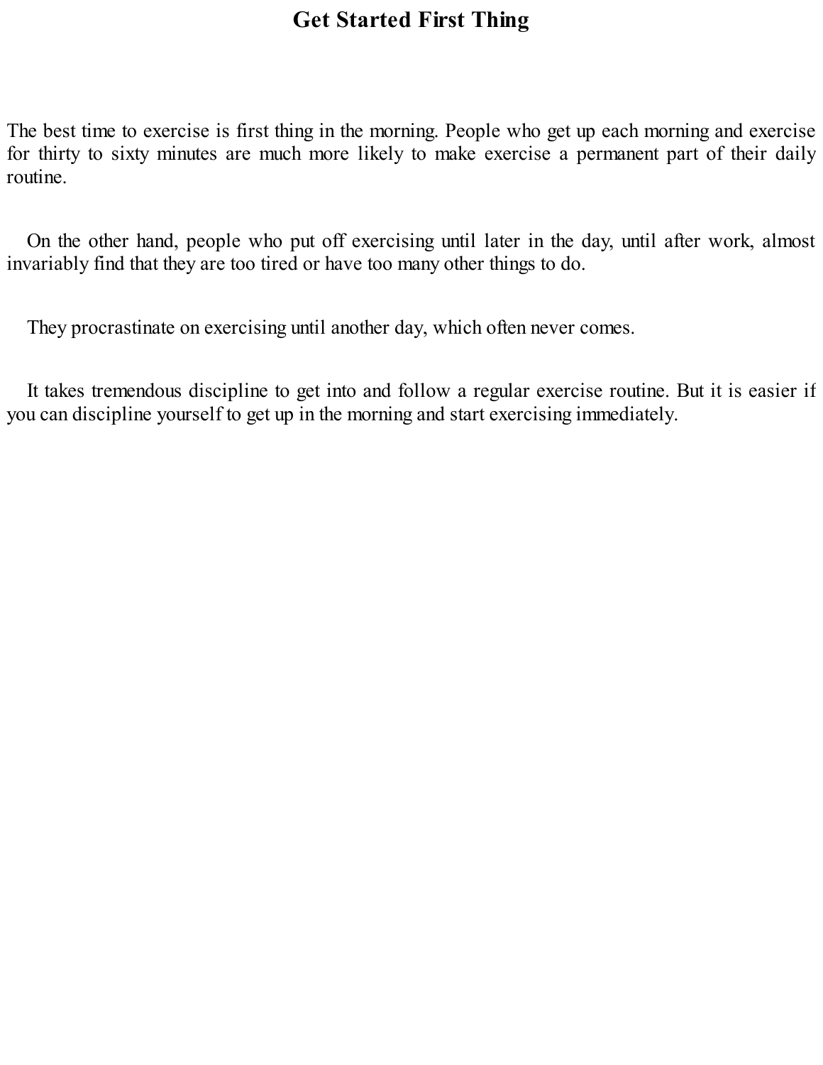# Get Started First Thing

The best time to exercise is first thing in the morning. People who get up each morning and exercise for thirty to sixty minutes are much more likely to make exercise a permanent part of their daily routine.

On the other hand, people who put off exercising until later in the day, until after work, almost invariably find that they are too tired or have too many other things to do.

They procrastinate on exercising until another day, which often never comes.

It takes tremendous discipline to get into and follow a regular exercise routine. But it is easier if you can discipline yourself to get up in the morning and start exercising immediately.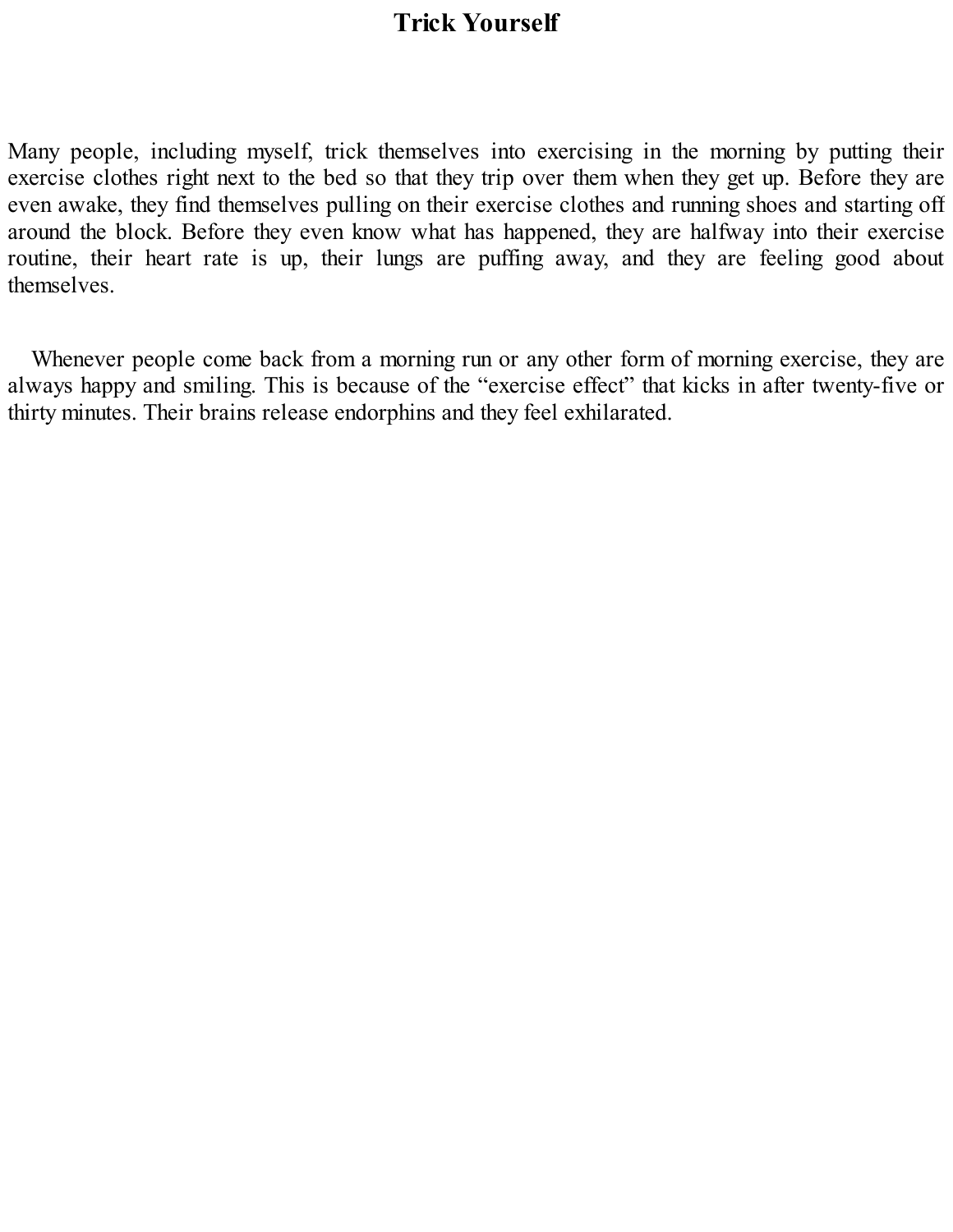# Trick Yourself

Many people, including myself, trick themselves into exercising in the morning by putting their exercise clothes right next to the bed so that they trip over them when they get up. Before they are even awake, they find themselves pulling on their exercise clothes and running shoes and starting off around the block. Before they even know what has happened, they are halfway into their exercise routine, their heart rate is up, their lungs are puffing away, and they are feeling good about themselves.

Whenever people come back from a morning run or any other form of morning exercise, they are always happy and smiling. This is because of the “exercise effect” that kicks in after twenty-five or thirty minutes. Their brains release endorphins and they feel exhilarated.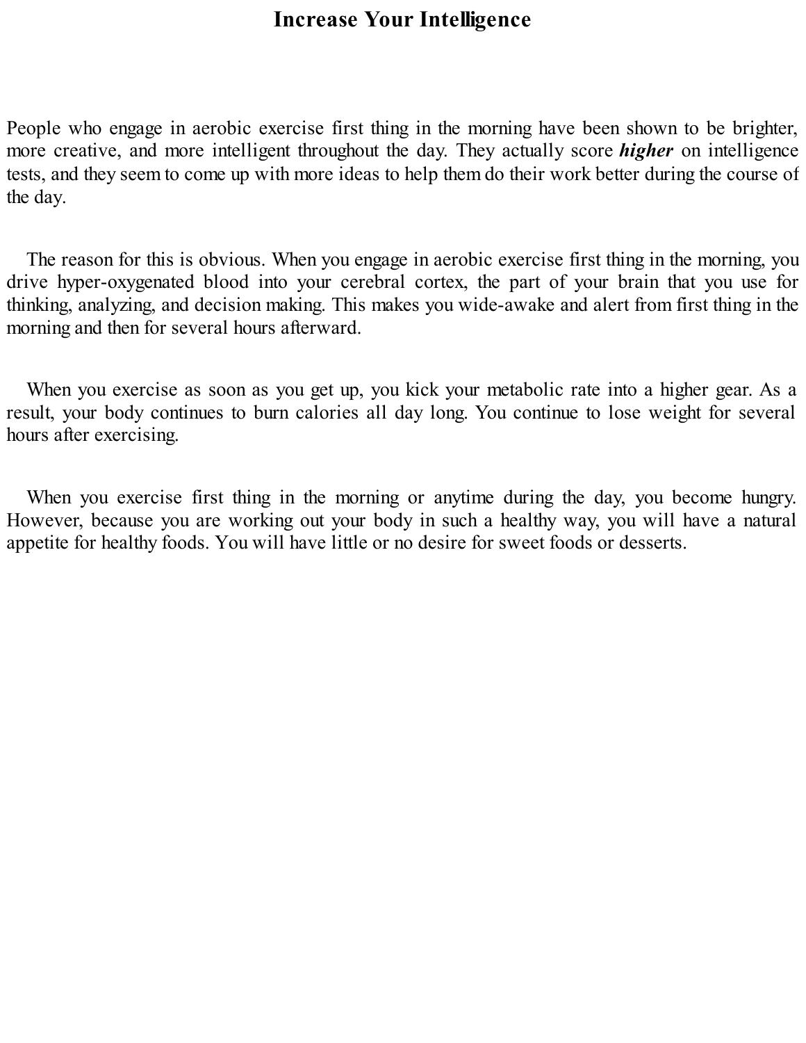# Increase Your Intelligence

People who engage in aerobic exercise first thing in the morning have been shown to be brighter, more creative, and more intelligent throughout the day. They actually score ***higher*** on intelligence tests, and they seem to come up with more ideas to help them do their work better during the course of the day.

The reason for this is obvious. When you engage in aerobic exercise first thing in the morning, you drive hyper-oxygenated blood into your cerebral cortex, the part of your brain that you use for thinking, analyzing, and decision making. This makes you wide-awake and alert from first thing in the morning and then for several hours afterward.

When you exercise as soon as you get up, you kick your metabolic rate into a higher gear. As a result, your body continues to burn calories all day long. You continue to lose weight for several hours after exercising.

When you exercise first thing in the morning or anytime during the day, you become hungry. However, because you are working out your body in such a healthy way, you will have a natural appetite for healthy foods. You will have little or no desire for sweet foods or desserts.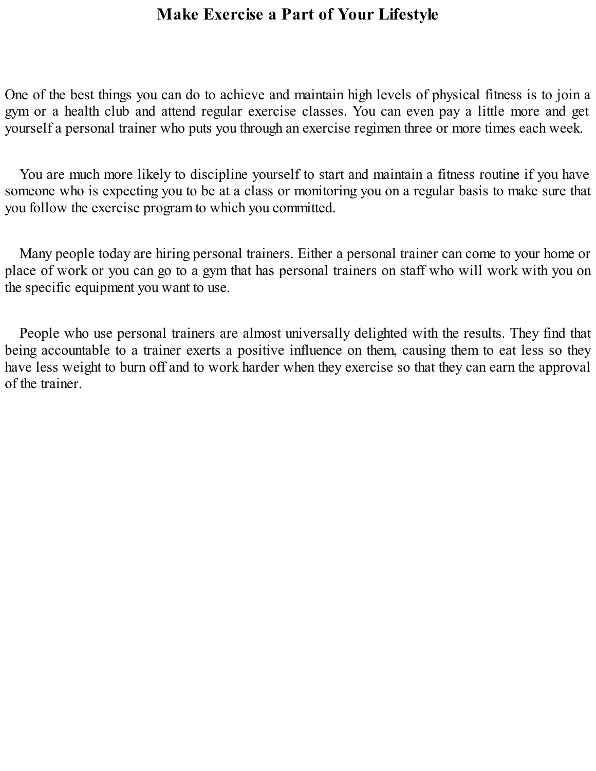# Make Exercise a Part of Your Lifestyle

One of the best things you can do to achieve and maintain high levels of physical fitness is to join a gym or a health club and attend regular exercise classes. You can even pay a little more and get yourself a personal trainer who puts you through an exercise regimen three or more times each week.

You are much more likely to discipline yourself to start and maintain a fitness routine if you have someone who is expecting you to be at a class or monitoring you on a regular basis to make sure that you follow the exercise program to which you committed.

Many people today are hiring personal trainers. Either a personal trainer can come to your home or place of work or you can go to a gym that has personal trainers on staff who will work with you on the specific equipment you want to use.

People who use personal trainers are almost universally delighted with the results. They find that being accountable to a trainer exerts a positive influence on them, causing them to eat less so they have less weight to burn off and to work harder when they exercise so that they can earn the approval of the trainer.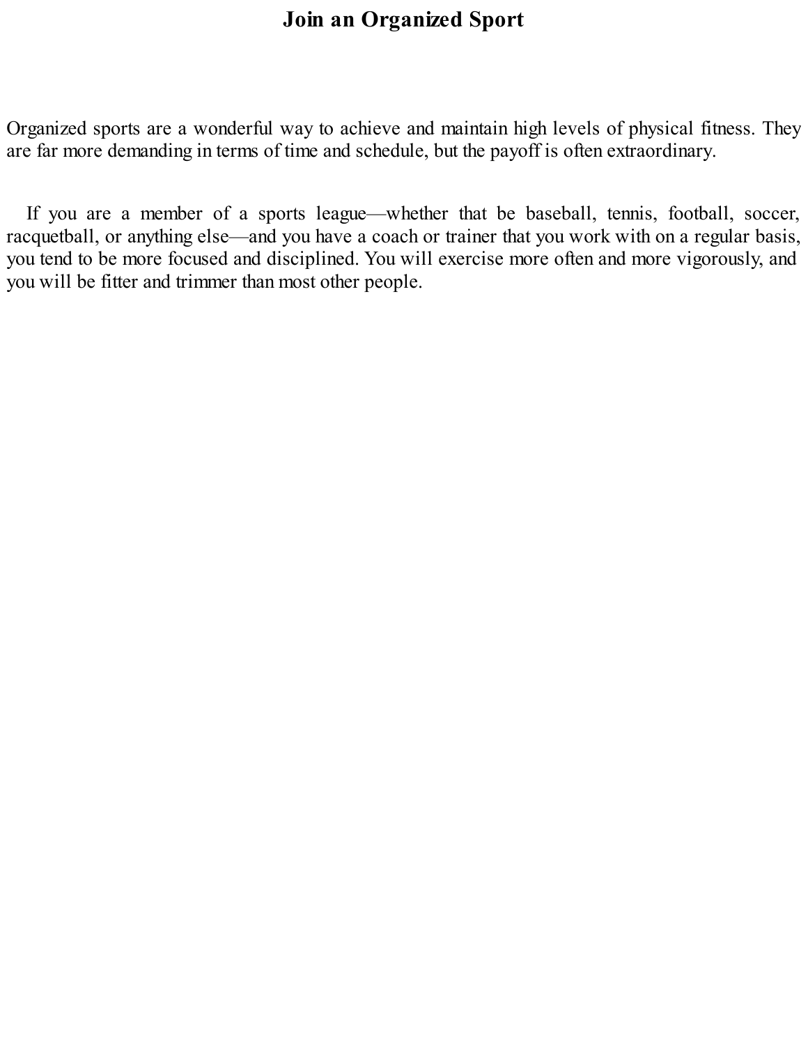# Join an Organized Sport

Organized sports are a wonderful way to achieve and maintain high levels of physical fitness. They are far more demanding in terms of time and schedule, but the payoff is often extraordinary.

If you are a member of a sports league—whether that be baseball, tennis, football, soccer, racquetball, or anything else—and you have a coach or trainer that you work with on a regular basis, you tend to be more focused and disciplined. You will exercise more often and more vigorously, and you will be fitter and trimmer than most other people.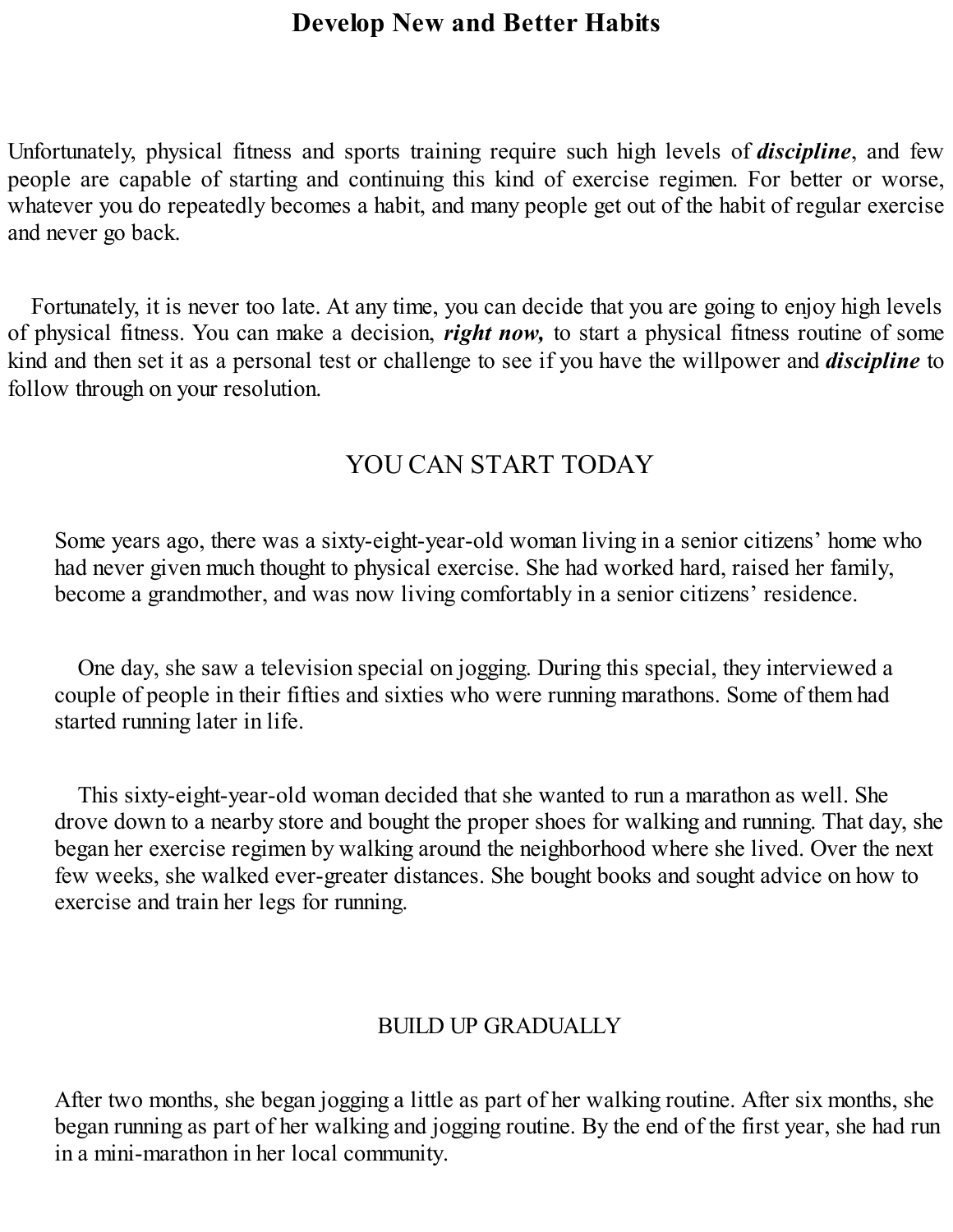# Develop New and Better Habits

Unfortunately, physical fitness and sports training require such high levels of ***discipline***, and few people are capable of starting and continuing this kind of exercise regimen. For better or worse, whatever you do repeatedly becomes a habit, and many people get out of the habit of regular exercise and never go back.

Fortunately, it is never too late. At any time, you can decide that you are going to enjoy high levels of physical fitness. You can make a decision, ***right now,*** to start a physical fitness routine of some kind and then set it as a personal test or challenge to see if you have the willpower and ***discipline*** to follow through on your resolution.

## YOU CAN START TODAY

Some years ago, there was a sixty-eight-year-old woman living in a senior citizens' home who had never given much thought to physical exercise. She had worked hard, raised her family, become a grandmother, and was now living comfortably in a senior citizens' residence.

One day, she saw a television special on jogging. During this special, they interviewed a couple of people in their fifties and sixties who were running marathons. Some of them had started running later in life.

This sixty-eight-year-old woman decided that she wanted to run a marathon as well. She drove down to a nearby store and bought the proper shoes for walking and running. That day, she began her exercise regimen by walking around the neighborhood where she lived. Over the next few weeks, she walked ever-greater distances. She bought books and sought advice on how to exercise and train her legs for running.

### BUILD UP GRADUALLY

After two months, she began jogging a little as part of her walking routine. After six months, she began running as part of her walking and jogging routine. By the end of the first year, she had run in a mini-marathon in her local community.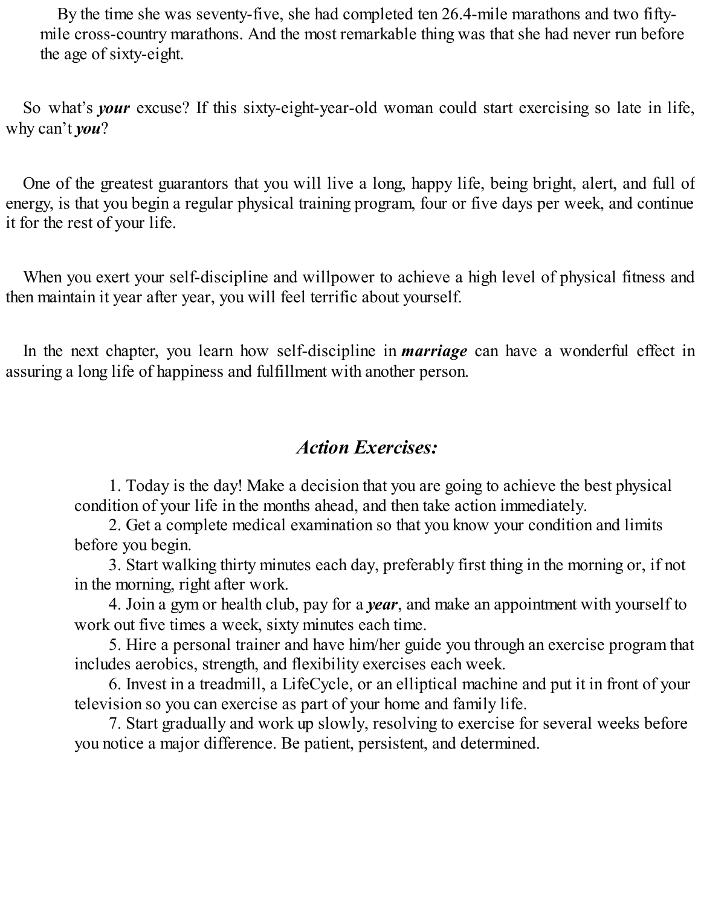By the time she was seventy-five, she had completed ten 26.4-mile marathons and two fifty-mile cross-country marathons. And the most remarkable thing was that she had never run before the age of sixty-eight.

So what's ***your*** excuse? If this sixty-eight-year-old woman could start exercising so late in life, why can't ***you***?

One of the greatest guarantors that you will live a long, happy life, being bright, alert, and full of energy, is that you begin a regular physical training program, four or five days per week, and continue it for the rest of your life.

When you exert your self-discipline and willpower to achieve a high level of physical fitness and then maintain it year after year, you will feel terrific about yourself.

In the next chapter, you learn how self-discipline in ***marriage*** can have a wonderful effect in assuring a long life of happiness and fulfillment with another person.

### *Action Exercises:*

1. Today is the day! Make a decision that you are going to achieve the best physical condition of your life in the months ahead, and then take action immediately.
2. Get a complete medical examination so that you know your condition and limits before you begin.
3. Start walking thirty minutes each day, preferably first thing in the morning or, if not in the morning, right after work.
4. Join a gym or health club, pay for a ***year***, and make an appointment with yourself to work out five times a week, sixty minutes each time.
5. Hire a personal trainer and have him/her guide you through an exercise program that includes aerobics, strength, and flexibility exercises each week.
6. Invest in a treadmill, a LifeCycle, or an elliptical machine and put it in front of your television so you can exercise as part of your home and family life.
7. Start gradually and work up slowly, resolving to exercise for several weeks before you notice a major difference. Be patient, persistent, and determined.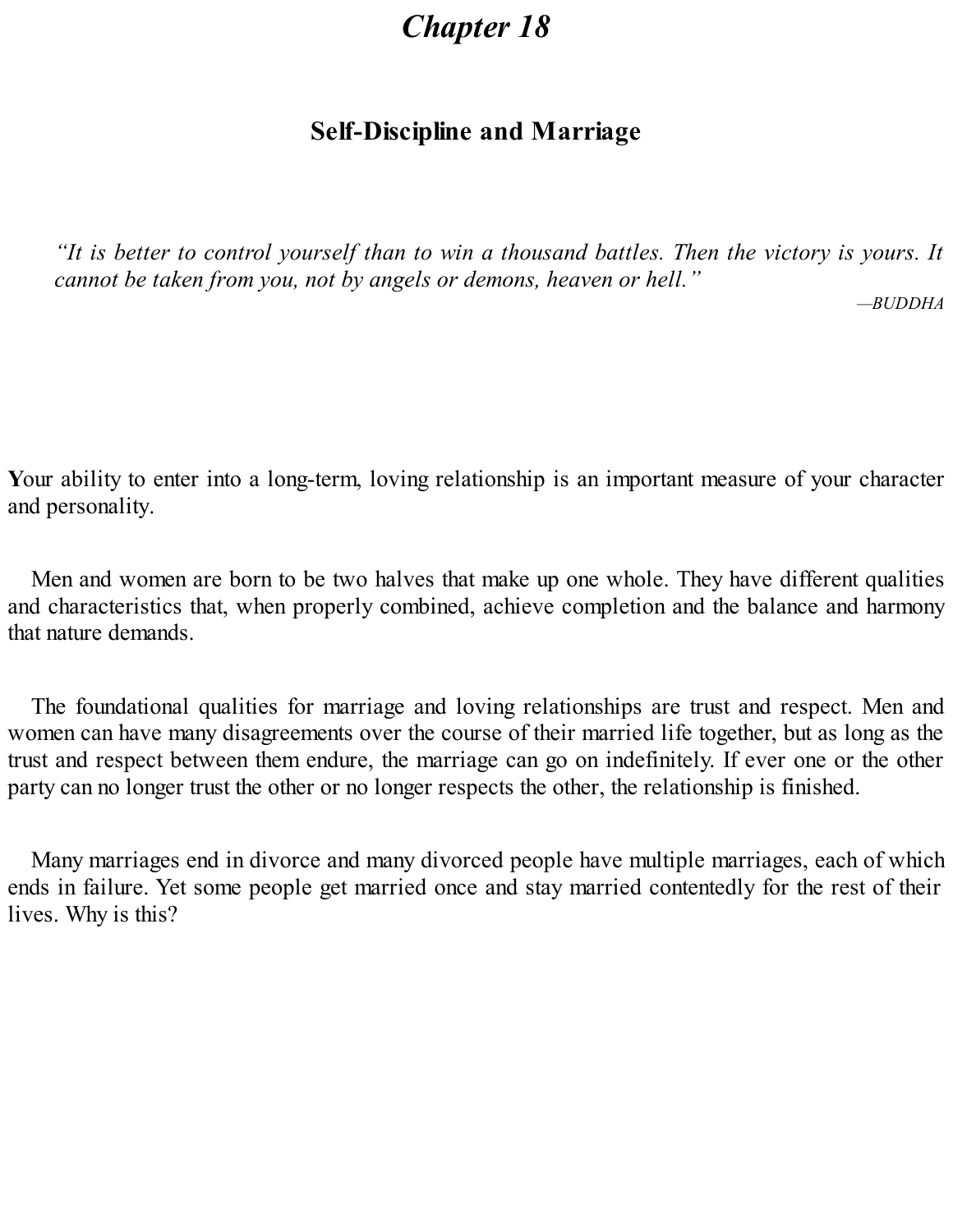# *Chapter 18*

## Self-Discipline and Marriage

> *"It is better to control yourself than to win a thousand battles. Then the victory is yours. It cannot be taken from you, not by angels or demons, heaven or hell."*
>
> *—BUDDHA*

**Y**our ability to enter into a long-term, loving relationship is an important measure of your character and personality.

Men and women are born to be two halves that make up one whole. They have different qualities and characteristics that, when properly combined, achieve completion and the balance and harmony that nature demands.

The foundational qualities for marriage and loving relationships are trust and respect. Men and women can have many disagreements over the course of their married life together, but as long as the trust and respect between them endure, the marriage can go on indefinitely. If ever one or the other party can no longer trust the other or no longer respects the other, the relationship is finished.

Many marriages end in divorce and many divorced people have multiple marriages, each of which ends in failure. Yet some people get married once and stay married contentedly for the rest of their lives. Why is this?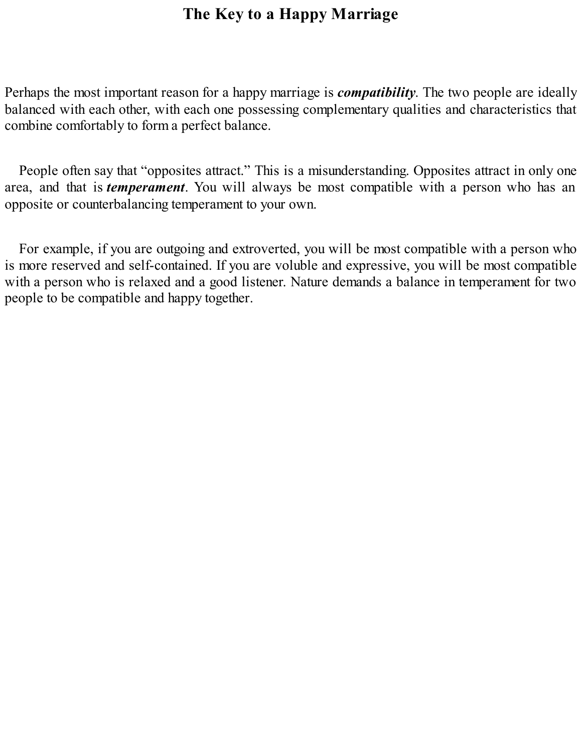# The Key to a Happy Marriage

Perhaps the most important reason for a happy marriage is ***compatibility***. The two people are ideally balanced with each other, with each one possessing complementary qualities and characteristics that combine comfortably to form a perfect balance.

People often say that "opposites attract." This is a misunderstanding. Opposites attract in only one area, and that is ***temperament***. You will always be most compatible with a person who has an opposite or counterbalancing temperament to your own.

For example, if you are outgoing and extroverted, you will be most compatible with a person who is more reserved and self-contained. If you are voluble and expressive, you will be most compatible with a person who is relaxed and a good listener. Nature demands a balance in temperament for two people to be compatible and happy together.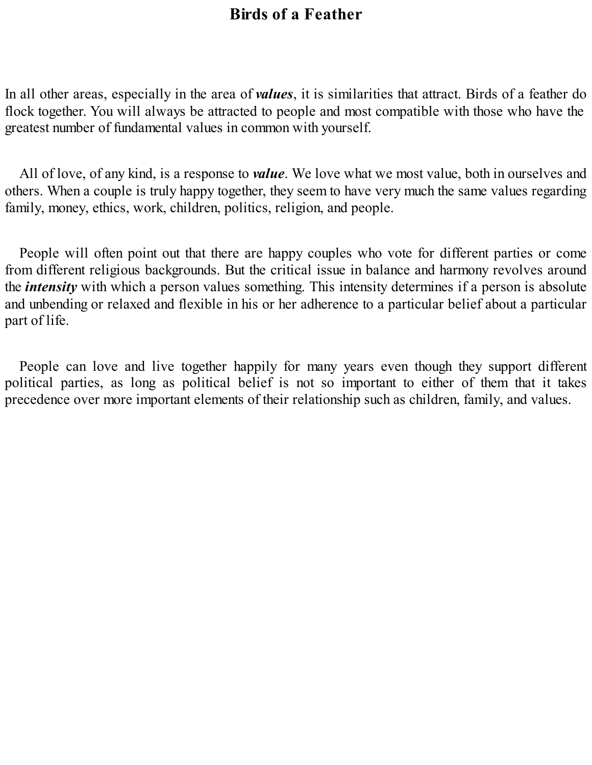# Birds of a Feather

In all other areas, especially in the area of ***values***, it is similarities that attract. Birds of a feather do flock together. You will always be attracted to people and most compatible with those who have the greatest number of fundamental values in common with yourself.

All of love, of any kind, is a response to ***value***. We love what we most value, both in ourselves and others. When a couple is truly happy together, they seem to have very much the same values regarding family, money, ethics, work, children, politics, religion, and people.

People will often point out that there are happy couples who vote for different parties or come from different religious backgrounds. But the critical issue in balance and harmony revolves around the ***intensity*** with which a person values something. This intensity determines if a person is absolute and unbending or relaxed and flexible in his or her adherence to a particular belief about a particular part of life.

People can love and live together happily for many years even though they support different political parties, as long as political belief is not so important to either of them that it takes precedence over more important elements of their relationship such as children, family, and values.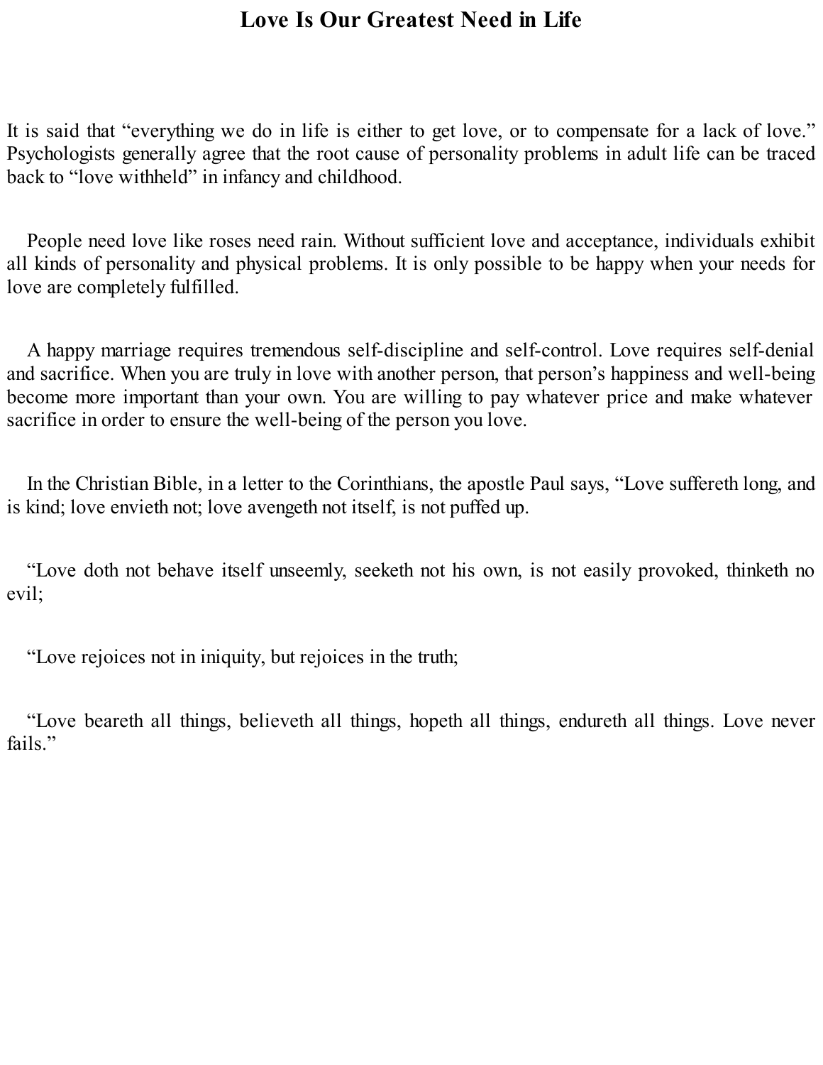# Love Is Our Greatest Need in Life

It is said that "everything we do in life is either to get love, or to compensate for a lack of love." Psychologists generally agree that the root cause of personality problems in adult life can be traced back to "love withheld" in infancy and childhood.

People need love like roses need rain. Without sufficient love and acceptance, individuals exhibit all kinds of personality and physical problems. It is only possible to be happy when your needs for love are completely fulfilled.

A happy marriage requires tremendous self-discipline and self-control. Love requires self-denial and sacrifice. When you are truly in love with another person, that person's happiness and well-being become more important than your own. You are willing to pay whatever price and make whatever sacrifice in order to ensure the well-being of the person you love.

In the Christian Bible, in a letter to the Corinthians, the apostle Paul says, "Love suffereth long, and is kind; love envieth not; love avengeth not itself, is not puffed up.

"Love doth not behave itself unseemly, seeketh not his own, is not easily provoked, thinketh no evil;

"Love rejoices not in iniquity, but rejoices in the truth;

"Love beareth all things, believeth all things, hopeth all things, endureth all things. Love never fails."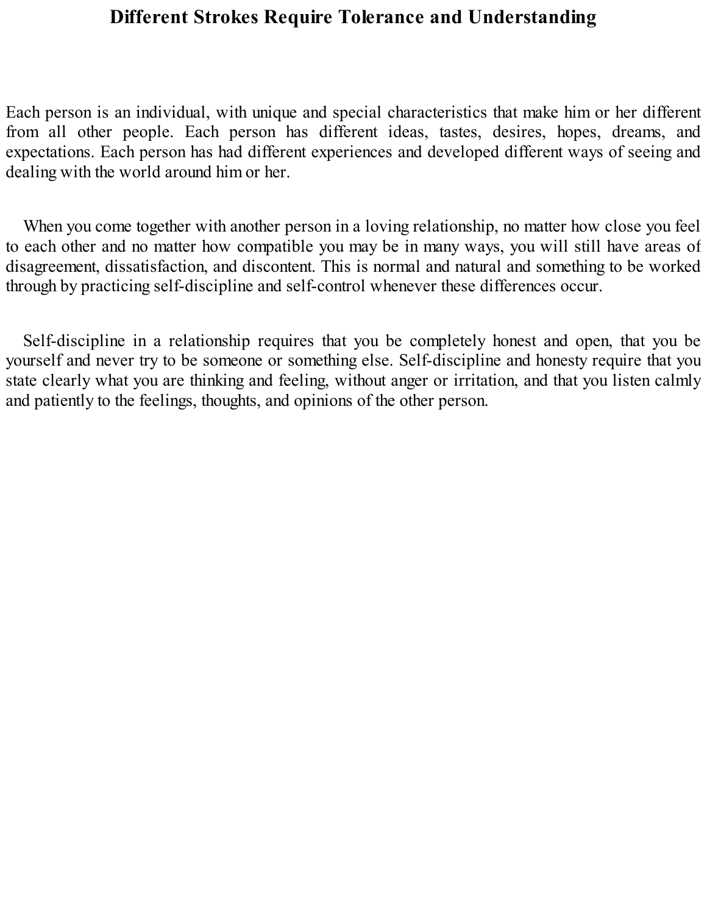# Different Strokes Require Tolerance and Understanding

Each person is an individual, with unique and special characteristics that make him or her different from all other people. Each person has different ideas, tastes, desires, hopes, dreams, and expectations. Each person has had different experiences and developed different ways of seeing and dealing with the world around him or her.

When you come together with another person in a loving relationship, no matter how close you feel to each other and no matter how compatible you may be in many ways, you will still have areas of disagreement, dissatisfaction, and discontent. This is normal and natural and something to be worked through by practicing self-discipline and self-control whenever these differences occur.

Self-discipline in a relationship requires that you be completely honest and open, that you be yourself and never try to be someone or something else. Self-discipline and honesty require that you state clearly what you are thinking and feeling, without anger or irritation, and that you listen calmly and patiently to the feelings, thoughts, and opinions of the other person.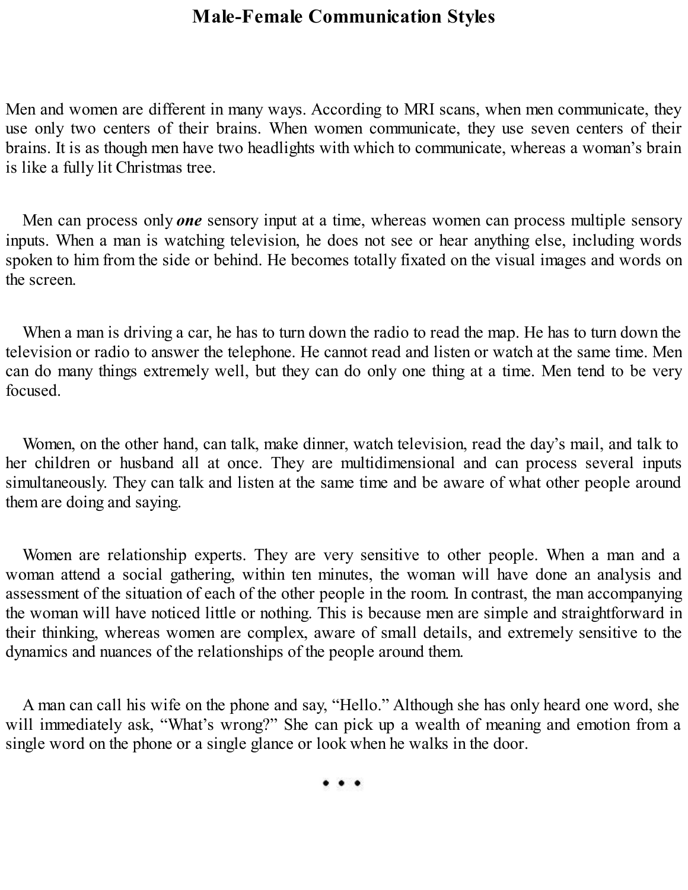# Male-Female Communication Styles

Men and women are different in many ways. According to MRI scans, when men communicate, they use only two centers of their brains. When women communicate, they use seven centers of their brains. It is as though men have two headlights with which to communicate, whereas a woman's brain is like a fully lit Christmas tree.

Men can process only ***one*** sensory input at a time, whereas women can process multiple sensory inputs. When a man is watching television, he does not see or hear anything else, including words spoken to him from the side or behind. He becomes totally fixated on the visual images and words on the screen.

When a man is driving a car, he has to turn down the radio to read the map. He has to turn down the television or radio to answer the telephone. He cannot read and listen or watch at the same time. Men can do many things extremely well, but they can do only one thing at a time. Men tend to be very focused.

Women, on the other hand, can talk, make dinner, watch television, read the day's mail, and talk to her children or husband all at once. They are multidimensional and can process several inputs simultaneously. They can talk and listen at the same time and be aware of what other people around them are doing and saying.

Women are relationship experts. They are very sensitive to other people. When a man and a woman attend a social gathering, within ten minutes, the woman will have done an analysis and assessment of the situation of each of the other people in the room. In contrast, the man accompanying the woman will have noticed little or nothing. This is because men are simple and straightforward in their thinking, whereas women are complex, aware of small details, and extremely sensitive to the dynamics and nuances of the relationships of the people around them.

A man can call his wife on the phone and say, "Hello." Although she has only heard one word, she will immediately ask, "What's wrong?" She can pick up a wealth of meaning and emotion from a single word on the phone or a single glance or look when he walks in the door.

• • •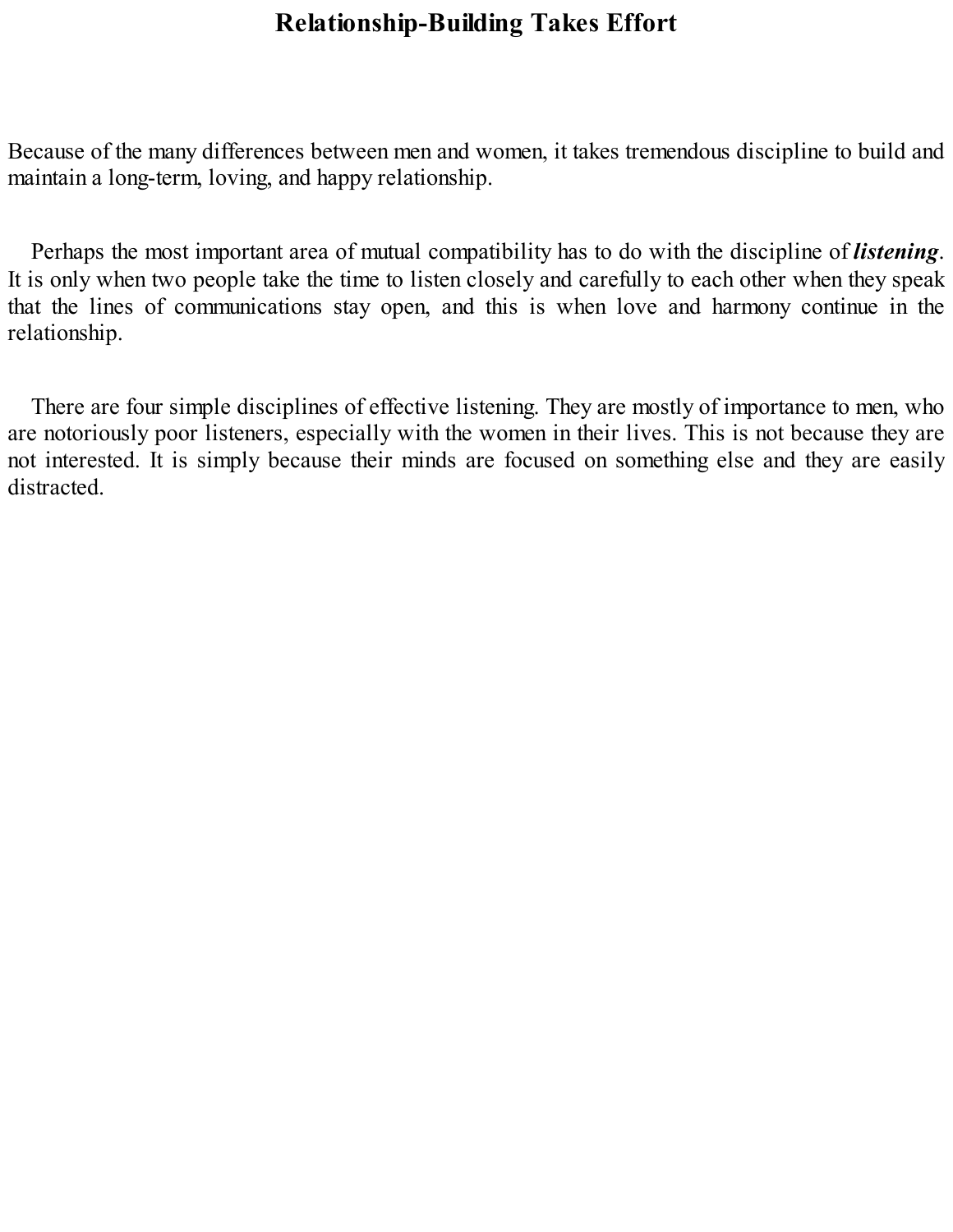# Relationship-Building Takes Effort

Because of the many differences between men and women, it takes tremendous discipline to build and maintain a long-term, loving, and happy relationship.

Perhaps the most important area of mutual compatibility has to do with the discipline of ***listening***. It is only when two people take the time to listen closely and carefully to each other when they speak that the lines of communications stay open, and this is when love and harmony continue in the relationship.

There are four simple disciplines of effective listening. They are mostly of importance to men, who are notoriously poor listeners, especially with the women in their lives. This is not because they are not interested. It is simply because their minds are focused on something else and they are easily distracted.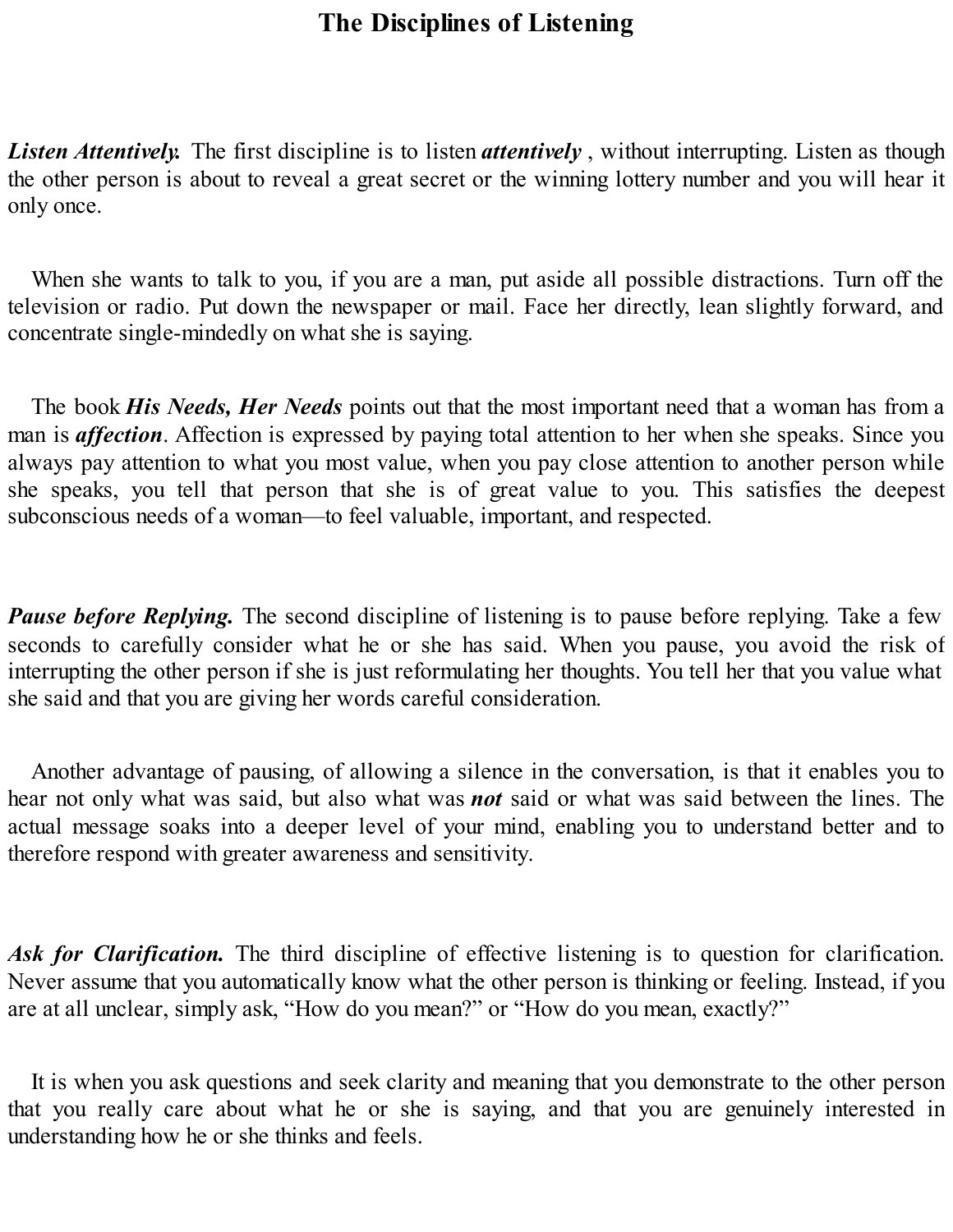# The Disciplines of Listening

***Listen Attentively.*** The first discipline is to listen ***attentively*** , without interrupting. Listen as though the other person is about to reveal a great secret or the winning lottery number and you will hear it only once.

When she wants to talk to you, if you are a man, put aside all possible distractions. Turn off the television or radio. Put down the newspaper or mail. Face her directly, lean slightly forward, and concentrate single-mindedly on what she is saying.

The book ***His Needs, Her Needs*** points out that the most important need that a woman has from a man is ***affection***. Affection is expressed by paying total attention to her when she speaks. Since you always pay attention to what you most value, when you pay close attention to another person while she speaks, you tell that person that she is of great value to you. This satisfies the deepest subconscious needs of a woman—to feel valuable, important, and respected.

***Pause before Replying.*** The second discipline of listening is to pause before replying. Take a few seconds to carefully consider what he or she has said. When you pause, you avoid the risk of interrupting the other person if she is just reformulating her thoughts. You tell her that you value what she said and that you are giving her words careful consideration.

Another advantage of pausing, of allowing a silence in the conversation, is that it enables you to hear not only what was said, but also what was ***not*** said or what was said between the lines. The actual message soaks into a deeper level of your mind, enabling you to understand better and to therefore respond with greater awareness and sensitivity.

***Ask for Clarification.*** The third discipline of effective listening is to question for clarification. Never assume that you automatically know what the other person is thinking or feeling. Instead, if you are at all unclear, simply ask, "How do you mean?" or "How do you mean, exactly?"

It is when you ask questions and seek clarity and meaning that you demonstrate to the other person that you really care about what he or she is saying, and that you are genuinely interested in understanding how he or she thinks and feels.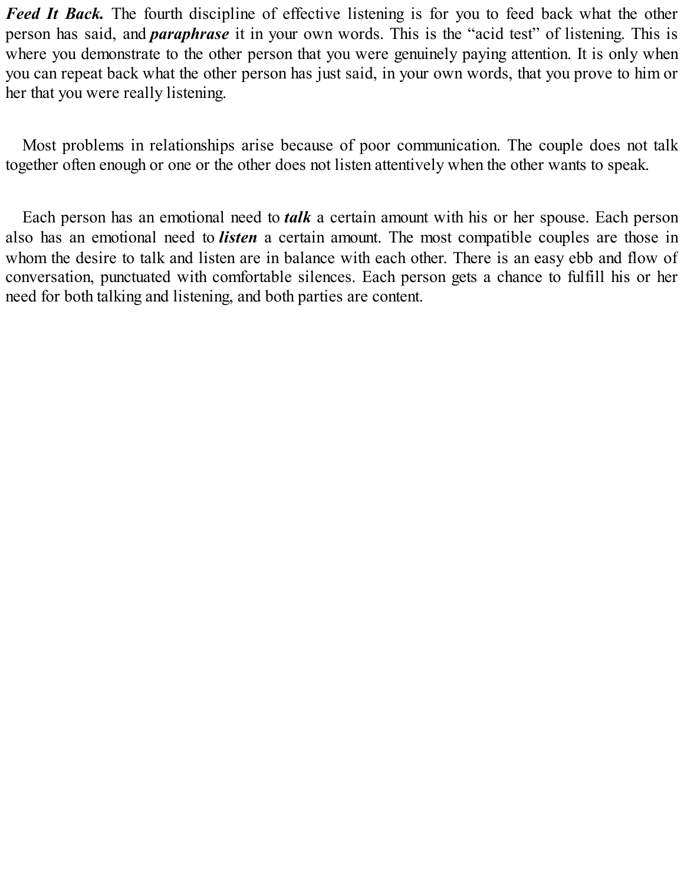***Feed It Back.*** The fourth discipline of effective listening is for you to feed back what the other person has said, and ***paraphrase*** it in your own words. This is the "acid test" of listening. This is where you demonstrate to the other person that you were genuinely paying attention. It is only when you can repeat back what the other person has just said, in your own words, that you prove to him or her that you were really listening.

Most problems in relationships arise because of poor communication. The couple does not talk together often enough or one or the other does not listen attentively when the other wants to speak.

Each person has an emotional need to ***talk*** a certain amount with his or her spouse. Each person also has an emotional need to ***listen*** a certain amount. The most compatible couples are those in whom the desire to talk and listen are in balance with each other. There is an easy ebb and flow of conversation, punctuated with comfortable silences. Each person gets a chance to fulfill his or her need for both talking and listening, and both parties are content.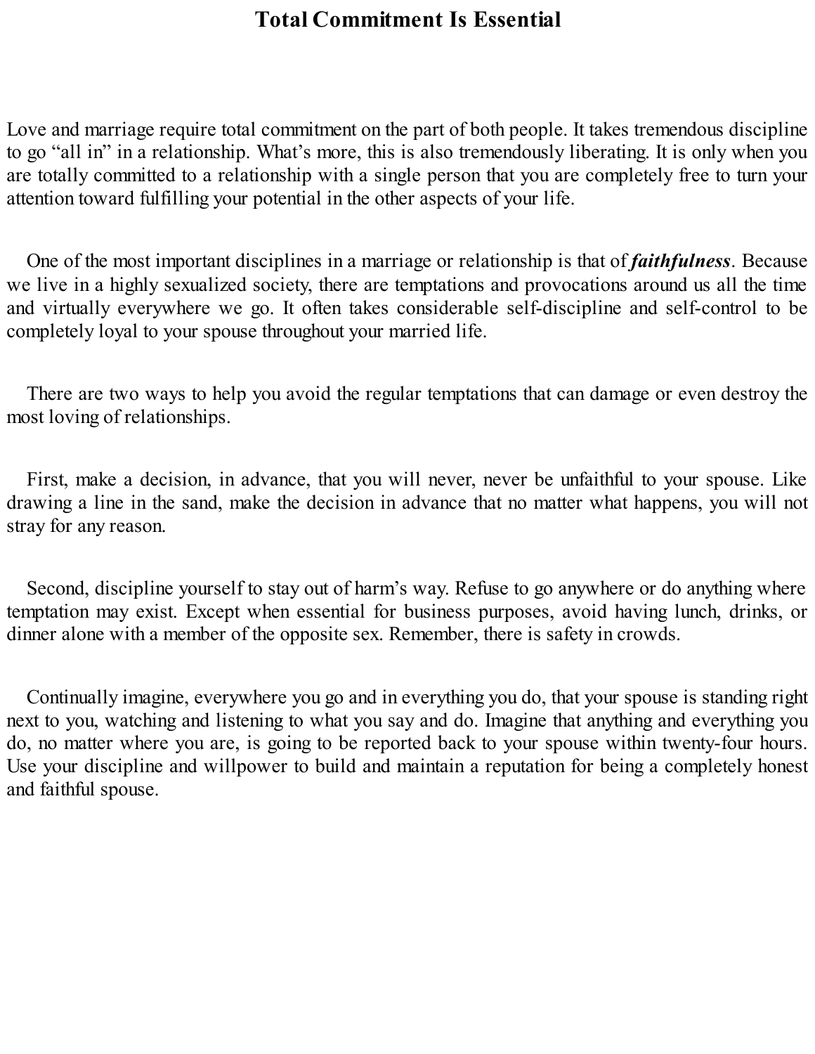# Total Commitment Is Essential

Love and marriage require total commitment on the part of both people. It takes tremendous discipline to go “all in” in a relationship. What’s more, this is also tremendously liberating. It is only when you are totally committed to a relationship with a single person that you are completely free to turn your attention toward fulfilling your potential in the other aspects of your life.

One of the most important disciplines in a marriage or relationship is that of ***faithfulness***. Because we live in a highly sexualized society, there are temptations and provocations around us all the time and virtually everywhere we go. It often takes considerable self-discipline and self-control to be completely loyal to your spouse throughout your married life.

There are two ways to help you avoid the regular temptations that can damage or even destroy the most loving of relationships.

First, make a decision, in advance, that you will never, never be unfaithful to your spouse. Like drawing a line in the sand, make the decision in advance that no matter what happens, you will not stray for any reason.

Second, discipline yourself to stay out of harm’s way. Refuse to go anywhere or do anything where temptation may exist. Except when essential for business purposes, avoid having lunch, drinks, or dinner alone with a member of the opposite sex. Remember, there is safety in crowds.

Continually imagine, everywhere you go and in everything you do, that your spouse is standing right next to you, watching and listening to what you say and do. Imagine that anything and everything you do, no matter where you are, is going to be reported back to your spouse within twenty-four hours. Use your discipline and willpower to build and maintain a reputation for being a completely honest and faithful spouse.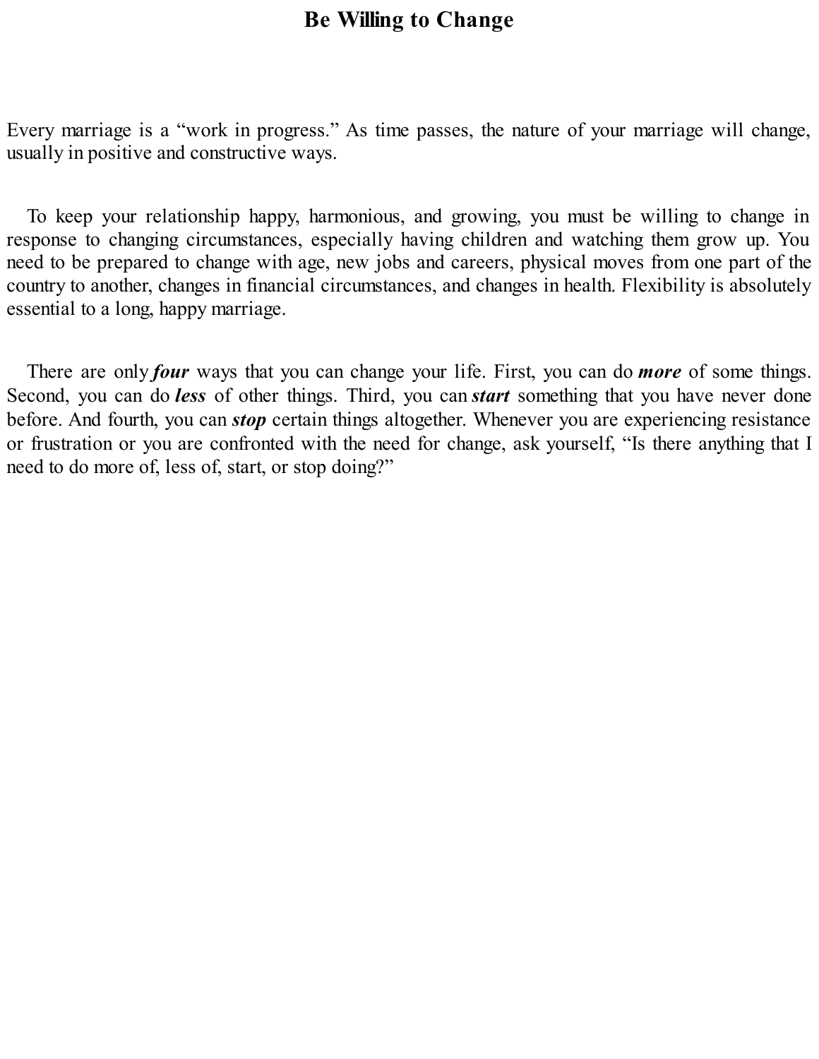# Be Willing to Change

Every marriage is a “work in progress.” As time passes, the nature of your marriage will change, usually in positive and constructive ways.

To keep your relationship happy, harmonious, and growing, you must be willing to change in response to changing circumstances, especially having children and watching them grow up. You need to be prepared to change with age, new jobs and careers, physical moves from one part of the country to another, changes in financial circumstances, and changes in health. Flexibility is absolutely essential to a long, happy marriage.

There are only ***four*** ways that you can change your life. First, you can do ***more*** of some things. Second, you can do ***less*** of other things. Third, you can ***start*** something that you have never done before. And fourth, you can ***stop*** certain things altogether. Whenever you are experiencing resistance or frustration or you are confronted with the need for change, ask yourself, “Is there anything that I need to do more of, less of, start, or stop doing?”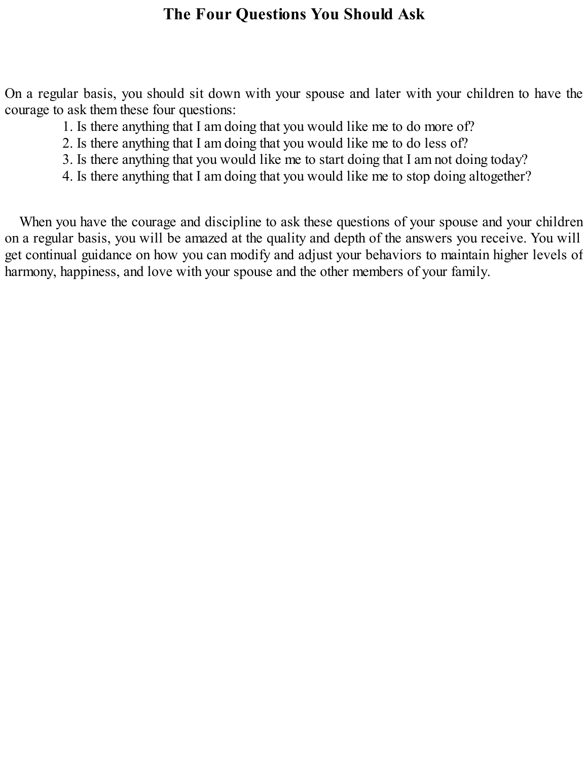# The Four Questions You Should Ask

On a regular basis, you should sit down with your spouse and later with your children to have the courage to ask them these four questions:

1. Is there anything that I am doing that you would like me to do more of?
2. Is there anything that I am doing that you would like me to do less of?
3. Is there anything that you would like me to start doing that I am not doing today?
4. Is there anything that I am doing that you would like me to stop doing altogether?

When you have the courage and discipline to ask these questions of your spouse and your children on a regular basis, you will be amazed at the quality and depth of the answers you receive. You will get continual guidance on how you can modify and adjust your behaviors to maintain higher levels of harmony, happiness, and love with your spouse and the other members of your family.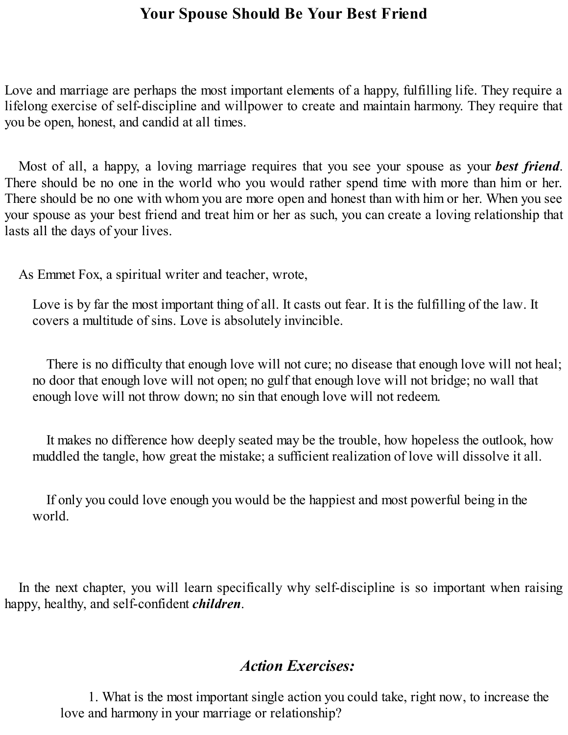# Your Spouse Should Be Your Best Friend

Love and marriage are perhaps the most important elements of a happy, fulfilling life. They require a lifelong exercise of self-discipline and willpower to create and maintain harmony. They require that you be open, honest, and candid at all times.

Most of all, a happy, a loving marriage requires that you see your spouse as your ***best friend***. There should be no one in the world who you would rather spend time with more than him or her. There should be no one with whom you are more open and honest than with him or her. When you see your spouse as your best friend and treat him or her as such, you can create a loving relationship that lasts all the days of your lives.

As Emmet Fox, a spiritual writer and teacher, wrote,

> Love is by far the most important thing of all. It casts out fear. It is the fulfilling of the law. It covers a multitude of sins. Love is absolutely invincible.
>
> There is no difficulty that enough love will not cure; no disease that enough love will not heal; no door that enough love will not open; no gulf that enough love will not bridge; no wall that enough love will not throw down; no sin that enough love will not redeem.
>
> It makes no difference how deeply seated may be the trouble, how hopeless the outlook, how muddled the tangle, how great the mistake; a sufficient realization of love will dissolve it all.
>
> If only you could love enough you would be the happiest and most powerful being in the world.

In the next chapter, you will learn specifically why self-discipline is so important when raising happy, healthy, and self-confident ***children***.

## *Action Exercises:*

1. What is the most important single action you could take, right now, to increase the love and harmony in your marriage or relationship?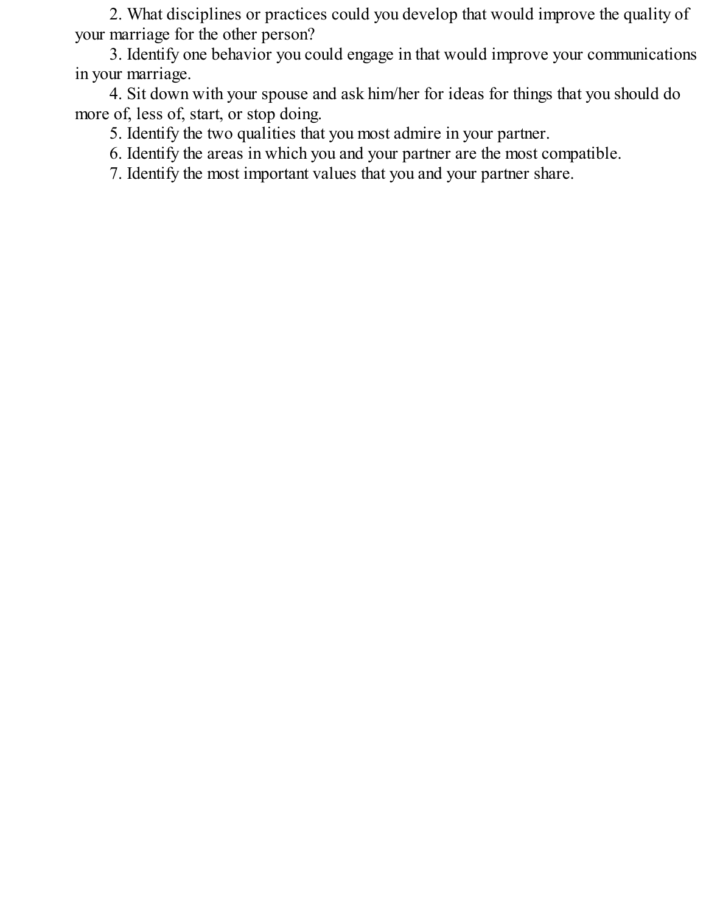2. What disciplines or practices could you develop that would improve the quality of your marriage for the other person?

3. Identify one behavior you could engage in that would improve your communications in your marriage.

4. Sit down with your spouse and ask him/her for ideas for things that you should do more of, less of, start, or stop doing.

5. Identify the two qualities that you most admire in your partner.

6. Identify the areas in which you and your partner are the most compatible.

7. Identify the most important values that you and your partner share.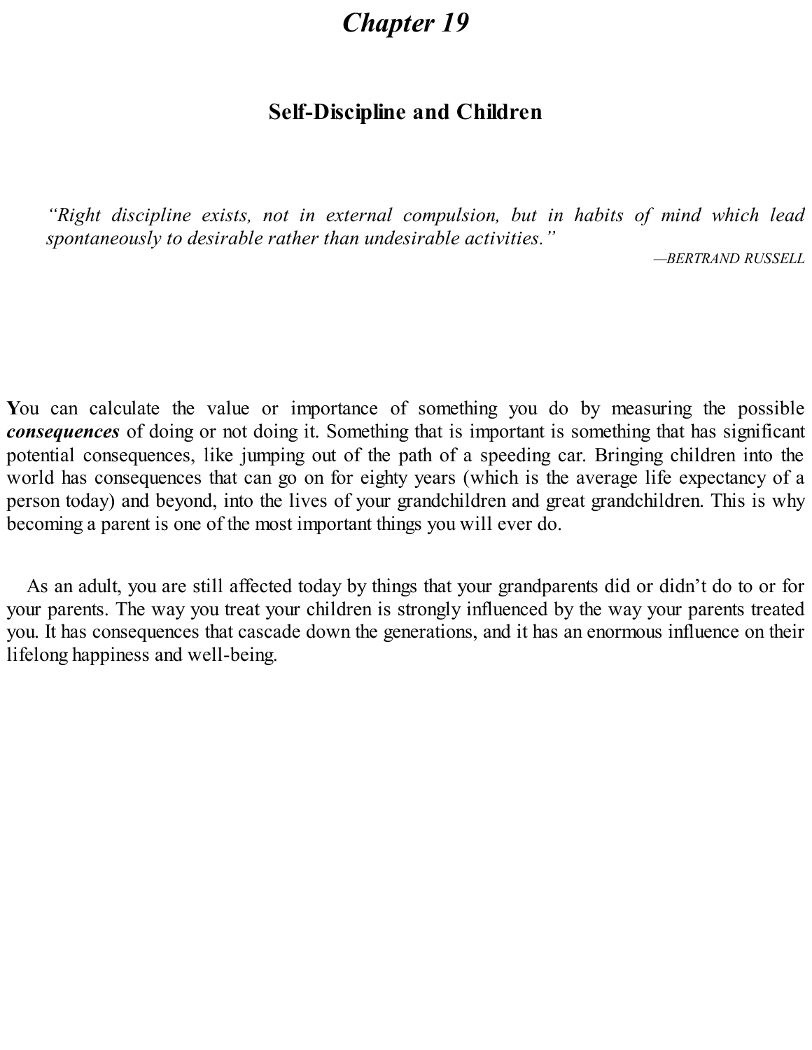# *Chapter 19*

## Self-Discipline and Children

> *"Right discipline exists, not in external compulsion, but in habits of mind which lead spontaneously to desirable rather than undesirable activities."*
>
> *—BERTRAND RUSSELL*

**Y**ou can calculate the value or importance of something you do by measuring the possible ***consequences*** of doing or not doing it. Something that is important is something that has significant potential consequences, like jumping out of the path of a speeding car. Bringing children into the world has consequences that can go on for eighty years (which is the average life expectancy of a person today) and beyond, into the lives of your grandchildren and great grandchildren. This is why becoming a parent is one of the most important things you will ever do.

As an adult, you are still affected today by things that your grandparents did or didn't do to or for your parents. The way you treat your children is strongly influenced by the way your parents treated you. It has consequences that cascade down the generations, and it has an enormous influence on their lifelong happiness and well-being.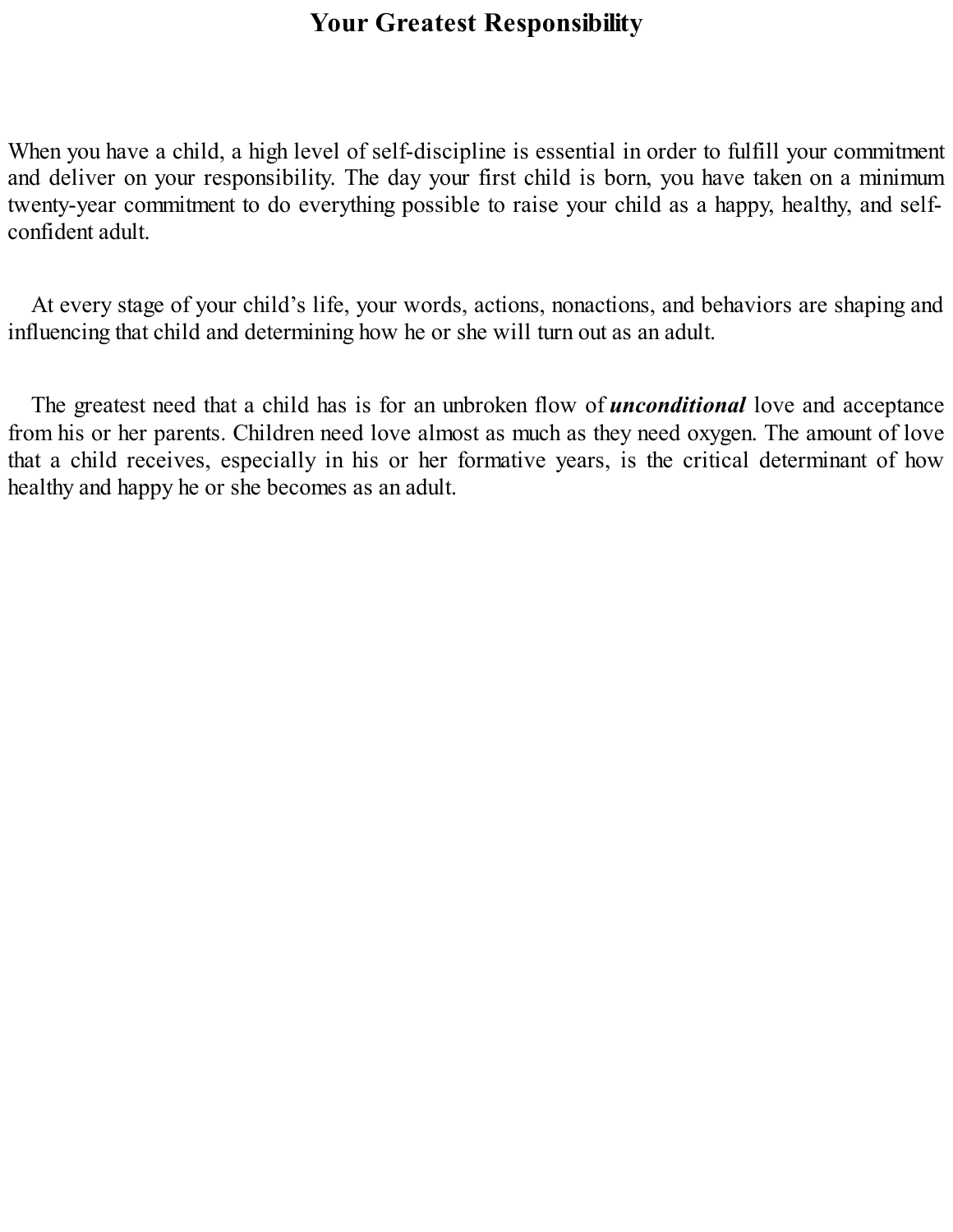# Your Greatest Responsibility

When you have a child, a high level of self-discipline is essential in order to fulfill your commitment and deliver on your responsibility. The day your first child is born, you have taken on a minimum twenty-year commitment to do everything possible to raise your child as a happy, healthy, and self-confident adult.

At every stage of your child's life, your words, actions, nonactions, and behaviors are shaping and influencing that child and determining how he or she will turn out as an adult.

The greatest need that a child has is for an unbroken flow of ***unconditional*** love and acceptance from his or her parents. Children need love almost as much as they need oxygen. The amount of love that a child receives, especially in his or her formative years, is the critical determinant of how healthy and happy he or she becomes as an adult.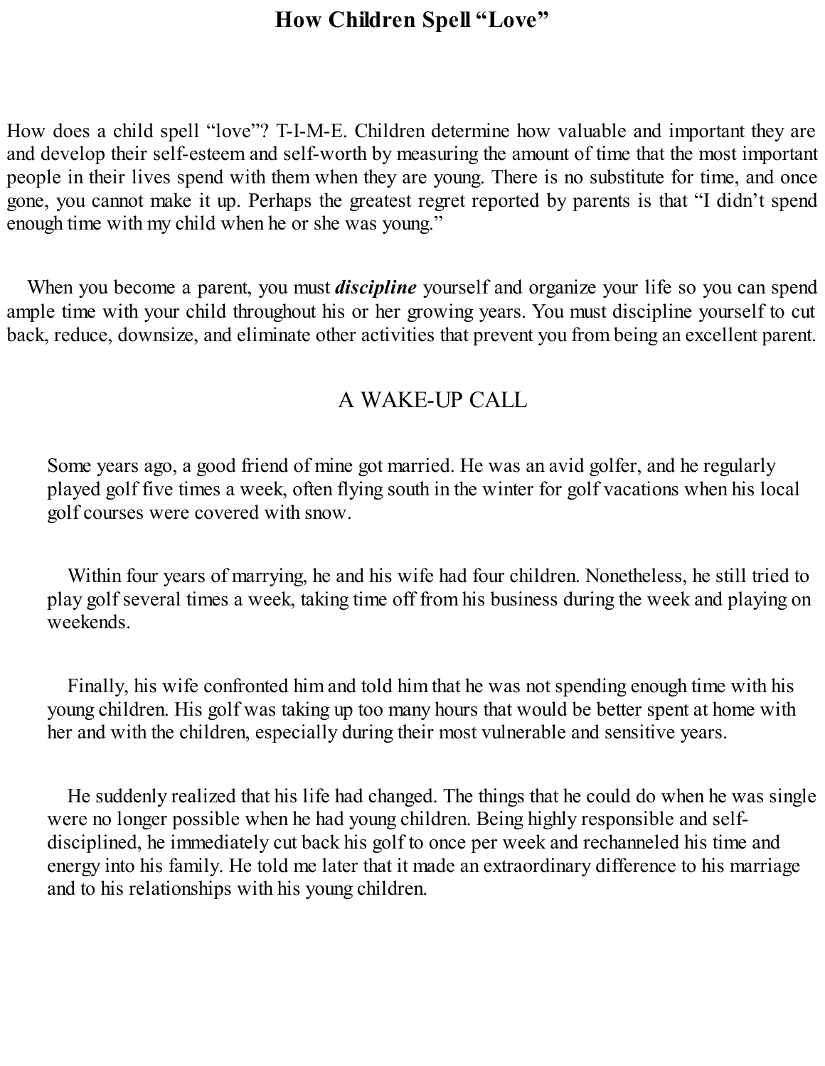# How Children Spell "Love"

How does a child spell "love"? T-I-M-E. Children determine how valuable and important they are and develop their self-esteem and self-worth by measuring the amount of time that the most important people in their lives spend with them when they are young. There is no substitute for time, and once gone, you cannot make it up. Perhaps the greatest regret reported by parents is that "I didn't spend enough time with my child when he or she was young."

When you become a parent, you must ***discipline*** yourself and organize your life so you can spend ample time with your child throughout his or her growing years. You must discipline yourself to cut back, reduce, downsize, and eliminate other activities that prevent you from being an excellent parent.

## A WAKE-UP CALL

Some years ago, a good friend of mine got married. He was an avid golfer, and he regularly played golf five times a week, often flying south in the winter for golf vacations when his local golf courses were covered with snow.

Within four years of marrying, he and his wife had four children. Nonetheless, he still tried to play golf several times a week, taking time off from his business during the week and playing on weekends.

Finally, his wife confronted him and told him that he was not spending enough time with his young children. His golf was taking up too many hours that would be better spent at home with her and with the children, especially during their most vulnerable and sensitive years.

He suddenly realized that his life had changed. The things that he could do when he was single were no longer possible when he had young children. Being highly responsible and self-disciplined, he immediately cut back his golf to once per week and rechanneled his time and energy into his family. He told me later that it made an extraordinary difference to his marriage and to his relationships with his young children.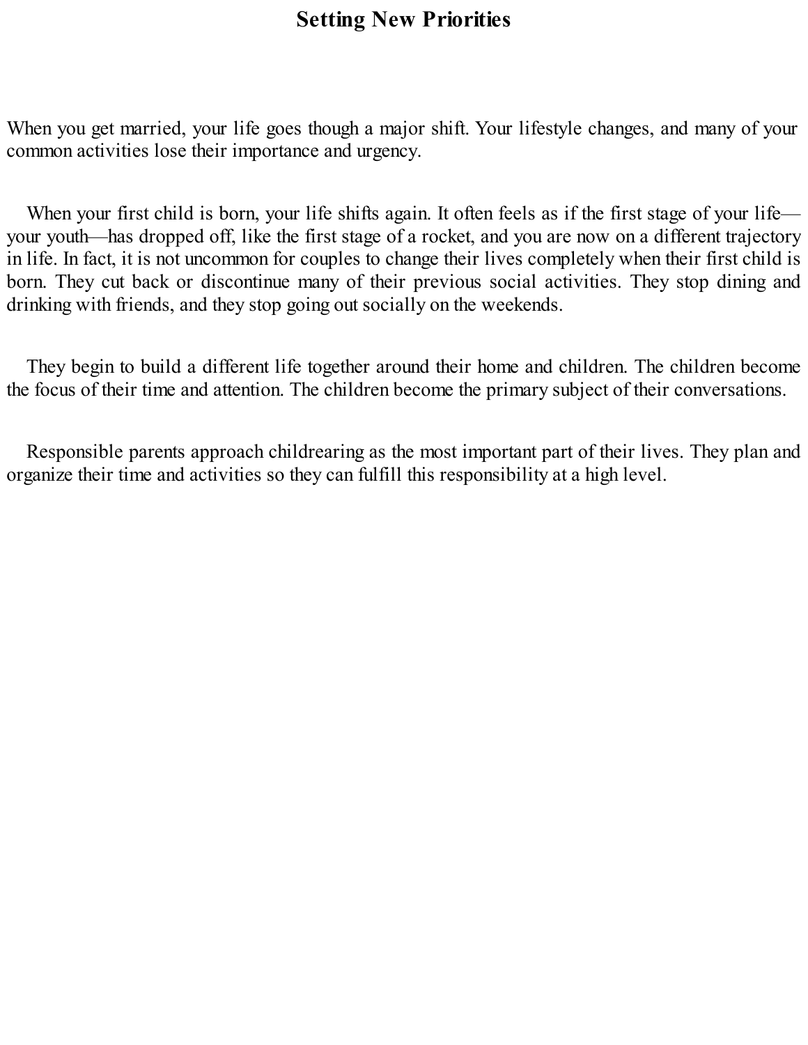# Setting New Priorities

When you get married, your life goes though a major shift. Your lifestyle changes, and many of your common activities lose their importance and urgency.

When your first child is born, your life shifts again. It often feels as if the first stage of your life—your youth—has dropped off, like the first stage of a rocket, and you are now on a different trajectory in life. In fact, it is not uncommon for couples to change their lives completely when their first child is born. They cut back or discontinue many of their previous social activities. They stop dining and drinking with friends, and they stop going out socially on the weekends.

They begin to build a different life together around their home and children. The children become the focus of their time and attention. The children become the primary subject of their conversations.

Responsible parents approach childrearing as the most important part of their lives. They plan and organize their time and activities so they can fulfill this responsibility at a high level.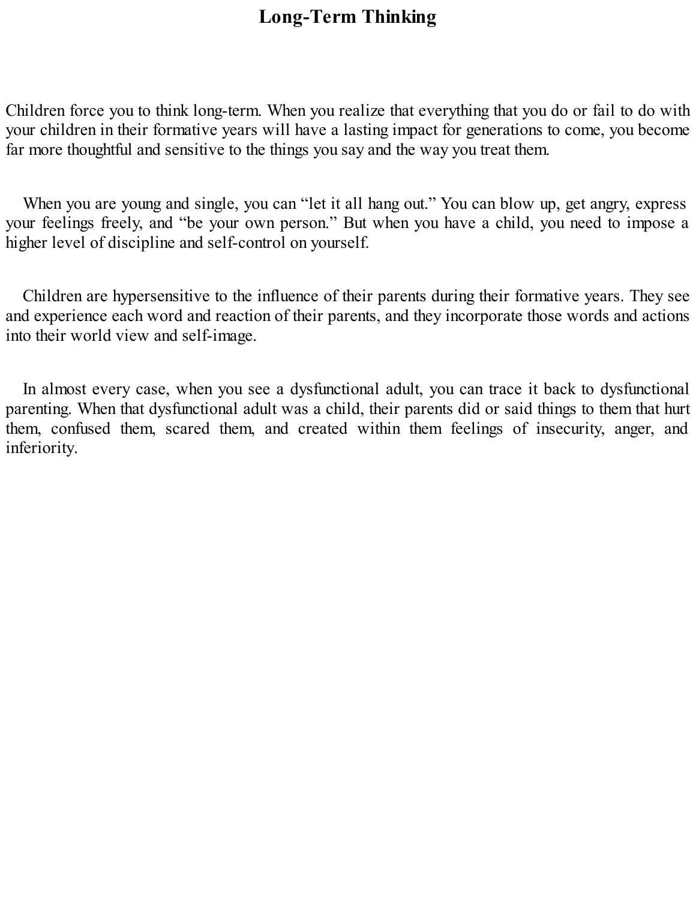# Long-Term Thinking

Children force you to think long-term. When you realize that everything that you do or fail to do with your children in their formative years will have a lasting impact for generations to come, you become far more thoughtful and sensitive to the things you say and the way you treat them.

When you are young and single, you can “let it all hang out.” You can blow up, get angry, express your feelings freely, and “be your own person.” But when you have a child, you need to impose a higher level of discipline and self-control on yourself.

Children are hypersensitive to the influence of their parents during their formative years. They see and experience each word and reaction of their parents, and they incorporate those words and actions into their world view and self-image.

In almost every case, when you see a dysfunctional adult, you can trace it back to dysfunctional parenting. When that dysfunctional adult was a child, their parents did or said things to them that hurt them, confused them, scared them, and created within them feelings of insecurity, anger, and inferiority.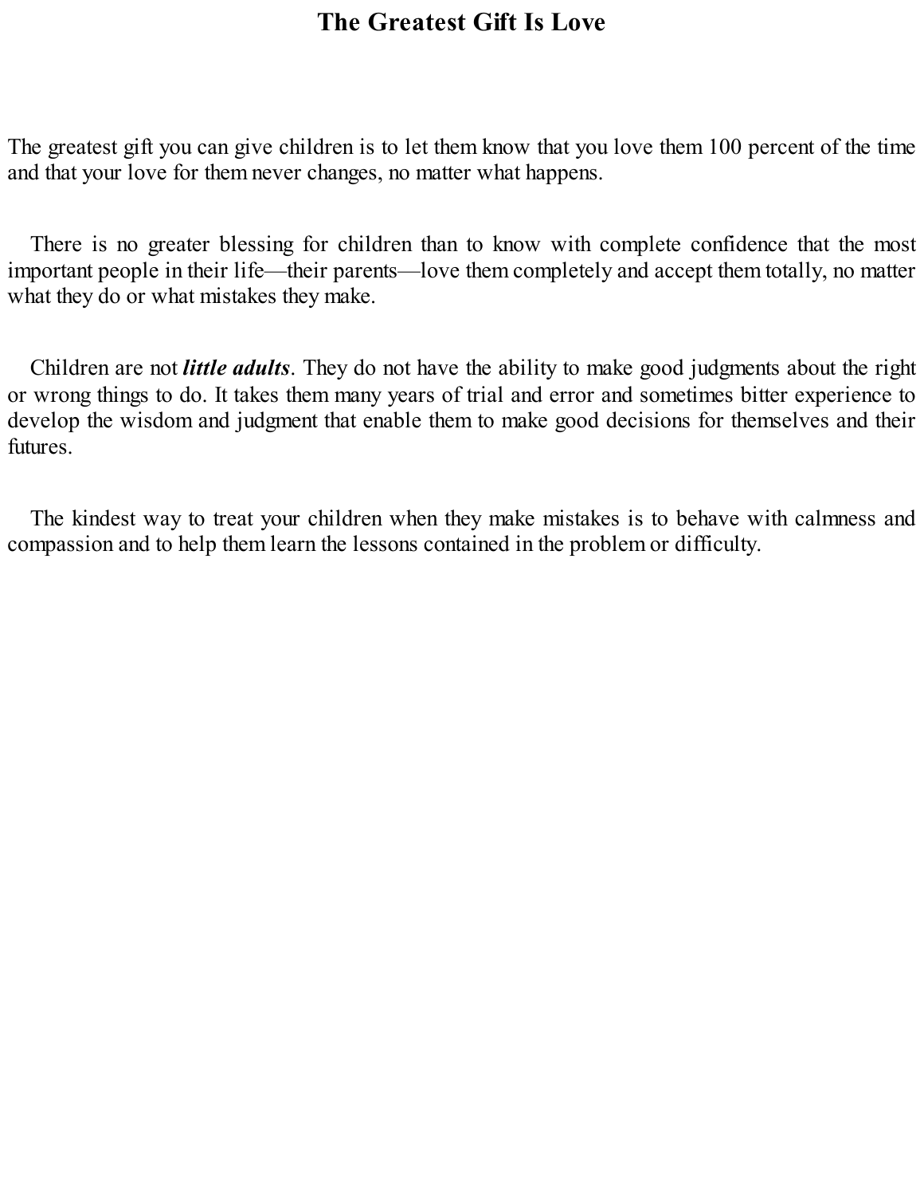# The Greatest Gift Is Love

The greatest gift you can give children is to let them know that you love them 100 percent of the time and that your love for them never changes, no matter what happens.

There is no greater blessing for children than to know with complete confidence that the most important people in their life—their parents—love them completely and accept them totally, no matter what they do or what mistakes they make.

Children are not ***little adults***. They do not have the ability to make good judgments about the right or wrong things to do. It takes them many years of trial and error and sometimes bitter experience to develop the wisdom and judgment that enable them to make good decisions for themselves and their futures.

The kindest way to treat your children when they make mistakes is to behave with calmness and compassion and to help them learn the lessons contained in the problem or difficulty.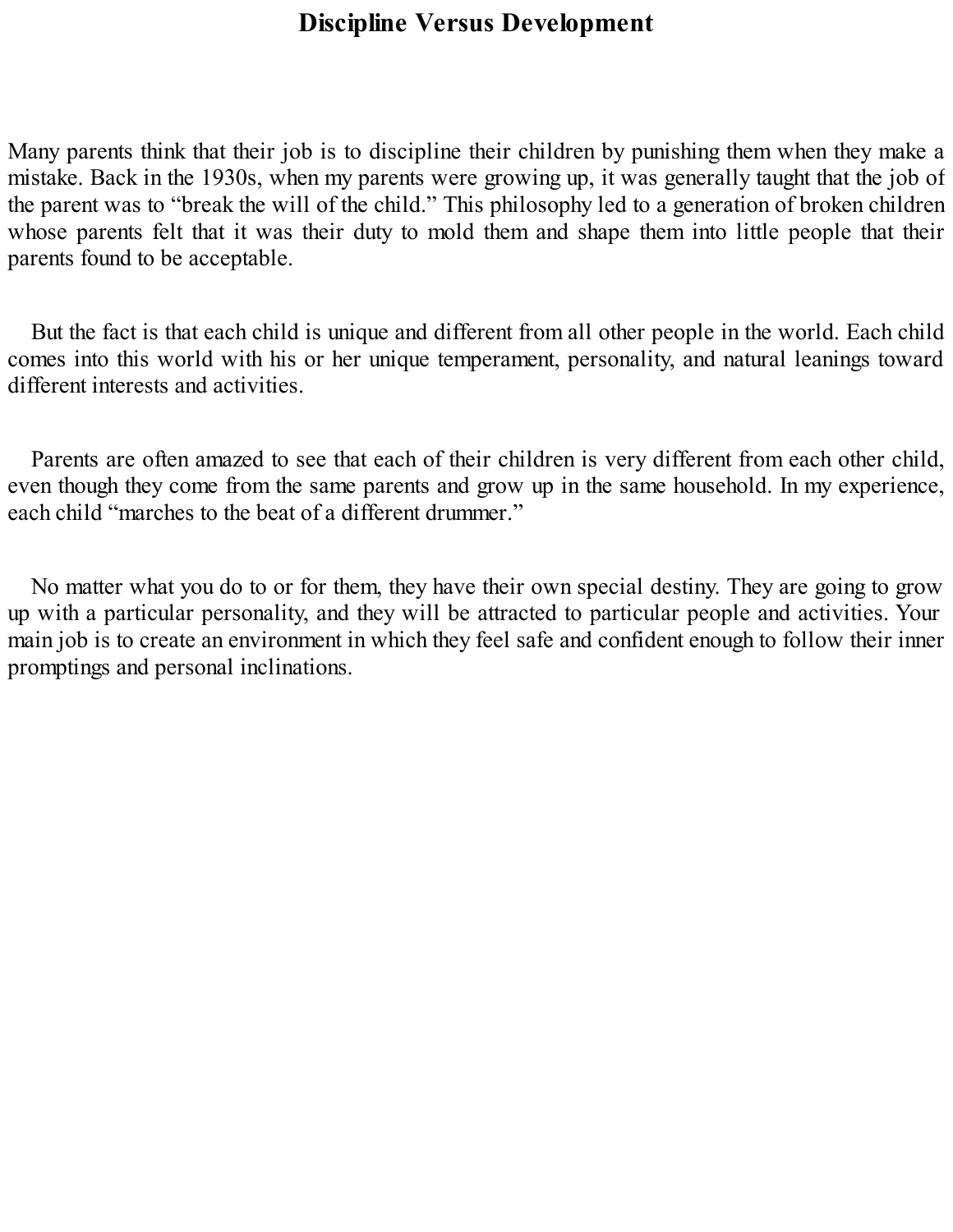# Discipline Versus Development

Many parents think that their job is to discipline their children by punishing them when they make a mistake. Back in the 1930s, when my parents were growing up, it was generally taught that the job of the parent was to “break the will of the child.” This philosophy led to a generation of broken children whose parents felt that it was their duty to mold them and shape them into little people that their parents found to be acceptable.

But the fact is that each child is unique and different from all other people in the world. Each child comes into this world with his or her unique temperament, personality, and natural leanings toward different interests and activities.

Parents are often amazed to see that each of their children is very different from each other child, even though they come from the same parents and grow up in the same household. In my experience, each child “marches to the beat of a different drummer.”

No matter what you do to or for them, they have their own special destiny. They are going to grow up with a particular personality, and they will be attracted to particular people and activities. Your main job is to create an environment in which they feel safe and confident enough to follow their inner promptings and personal inclinations.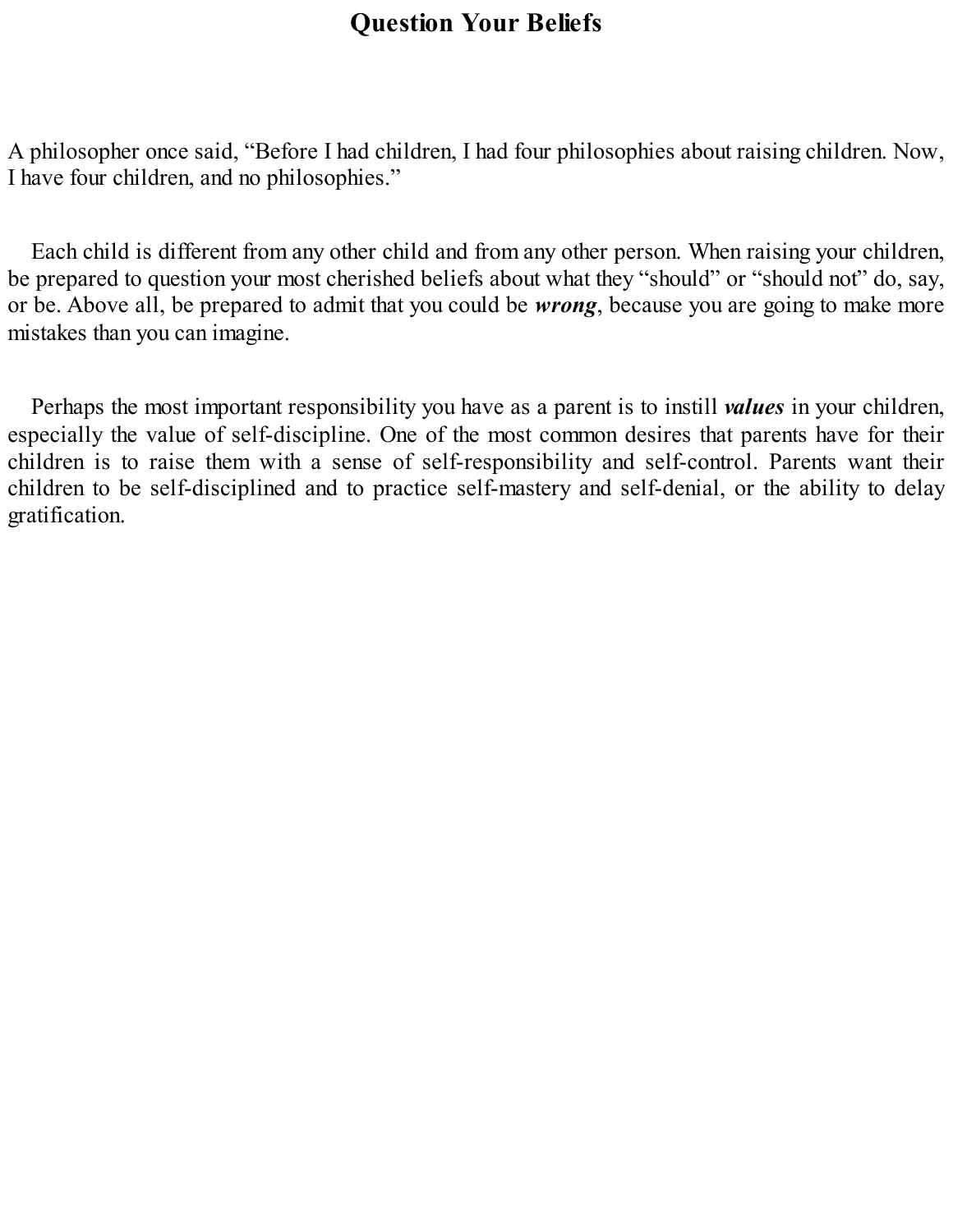# Question Your Beliefs

A philosopher once said, “Before I had children, I had four philosophies about raising children. Now, I have four children, and no philosophies.”

Each child is different from any other child and from any other person. When raising your children, be prepared to question your most cherished beliefs about what they “should” or “should not” do, say, or be. Above all, be prepared to admit that you could be ***wrong***, because you are going to make more mistakes than you can imagine.

Perhaps the most important responsibility you have as a parent is to instill ***values*** in your children, especially the value of self-discipline. One of the most common desires that parents have for their children is to raise them with a sense of self-responsibility and self-control. Parents want their children to be self-disciplined and to practice self-mastery and self-denial, or the ability to delay gratification.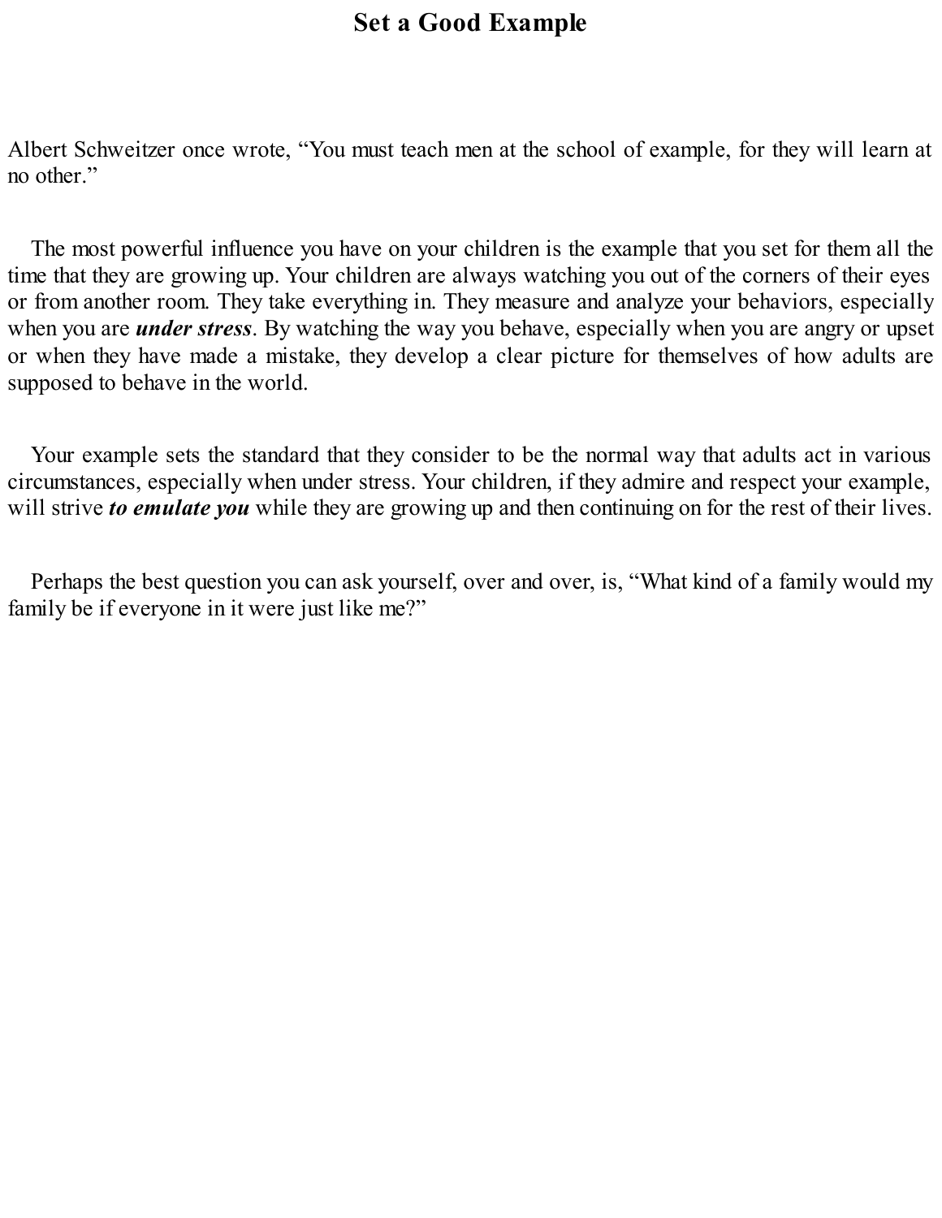# Set a Good Example

Albert Schweitzer once wrote, “You must teach men at the school of example, for they will learn at no other.”

The most powerful influence you have on your children is the example that you set for them all the time that they are growing up. Your children are always watching you out of the corners of their eyes or from another room. They take everything in. They measure and analyze your behaviors, especially when you are ***under stress***. By watching the way you behave, especially when you are angry or upset or when they have made a mistake, they develop a clear picture for themselves of how adults are supposed to behave in the world.

Your example sets the standard that they consider to be the normal way that adults act in various circumstances, especially when under stress. Your children, if they admire and respect your example, will strive ***to emulate you*** while they are growing up and then continuing on for the rest of their lives.

Perhaps the best question you can ask yourself, over and over, is, “What kind of a family would my family be if everyone in it were just like me?”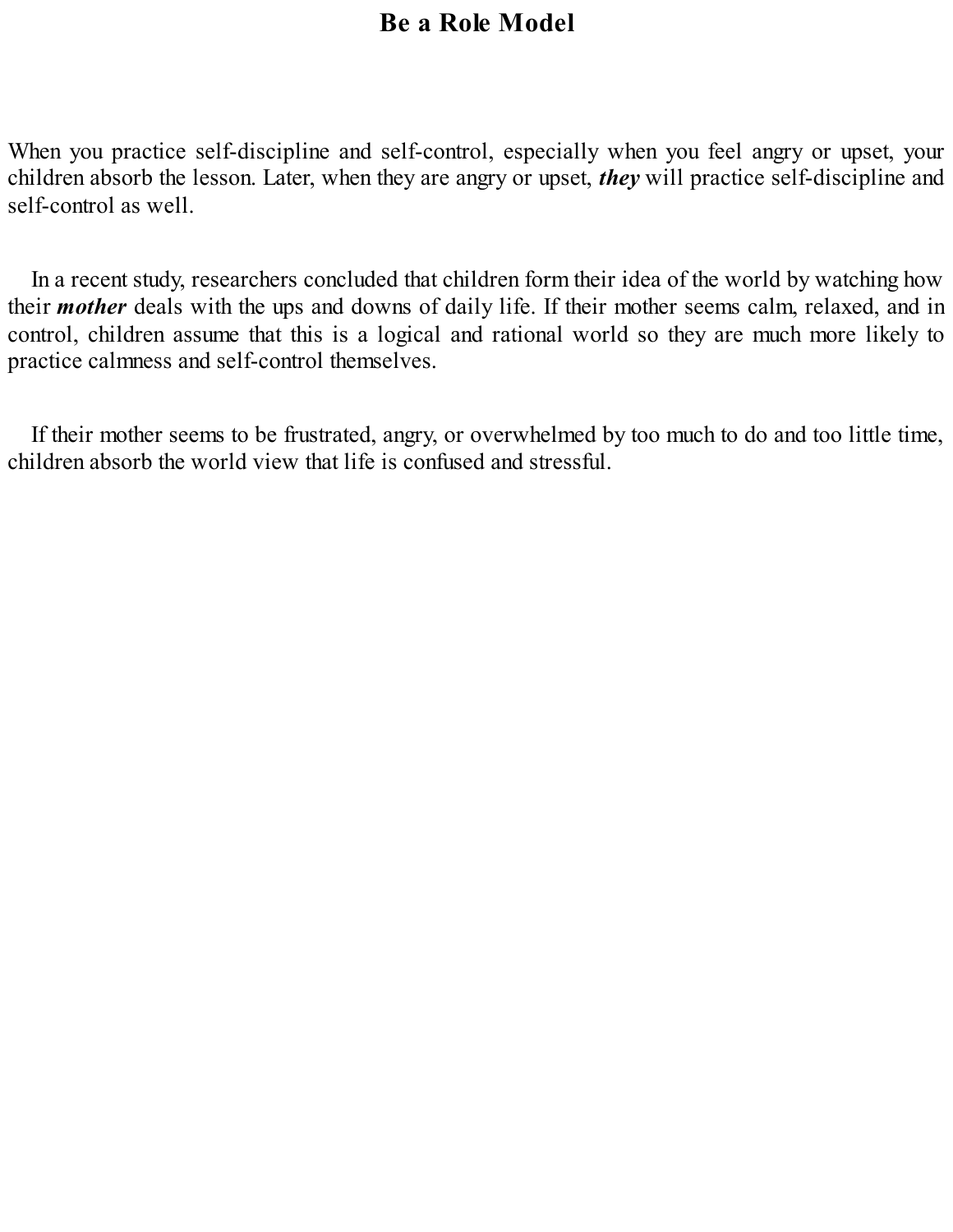# Be a Role Model

When you practice self-discipline and self-control, especially when you feel angry or upset, your children absorb the lesson. Later, when they are angry or upset, ***they*** will practice self-discipline and self-control as well.

In a recent study, researchers concluded that children form their idea of the world by watching how their ***mother*** deals with the ups and downs of daily life. If their mother seems calm, relaxed, and in control, children assume that this is a logical and rational world so they are much more likely to practice calmness and self-control themselves.

If their mother seems to be frustrated, angry, or overwhelmed by too much to do and too little time, children absorb the world view that life is confused and stressful.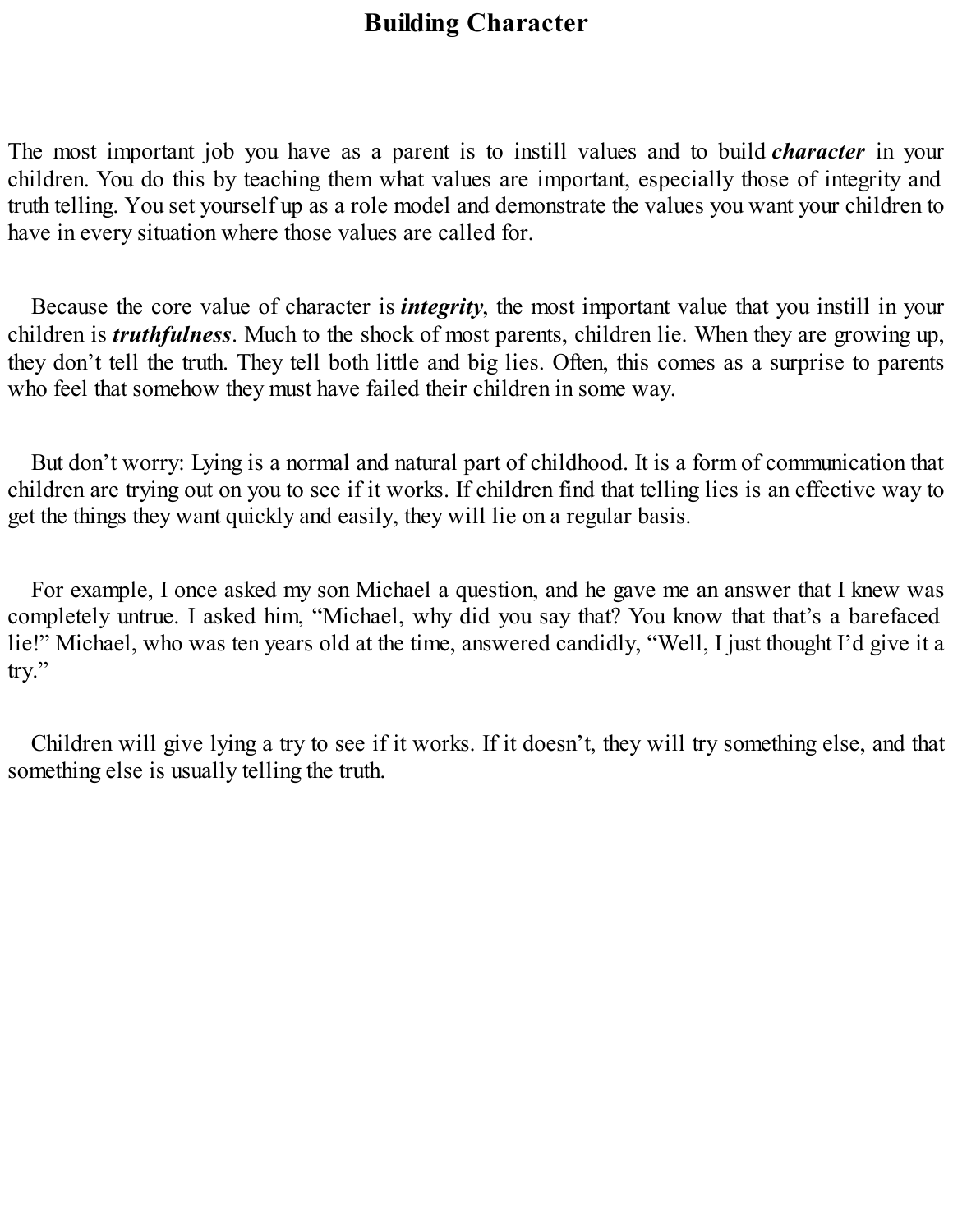# Building Character

The most important job you have as a parent is to instill values and to build ***character*** in your children. You do this by teaching them what values are important, especially those of integrity and truth telling. You set yourself up as a role model and demonstrate the values you want your children to have in every situation where those values are called for.

Because the core value of character is ***integrity***, the most important value that you instill in your children is ***truthfulness***. Much to the shock of most parents, children lie. When they are growing up, they don't tell the truth. They tell both little and big lies. Often, this comes as a surprise to parents who feel that somehow they must have failed their children in some way.

But don't worry: Lying is a normal and natural part of childhood. It is a form of communication that children are trying out on you to see if it works. If children find that telling lies is an effective way to get the things they want quickly and easily, they will lie on a regular basis.

For example, I once asked my son Michael a question, and he gave me an answer that I knew was completely untrue. I asked him, "Michael, why did you say that? You know that that's a barefaced lie!" Michael, who was ten years old at the time, answered candidly, "Well, I just thought I'd give it a try."

Children will give lying a try to see if it works. If it doesn't, they will try something else, and that something else is usually telling the truth.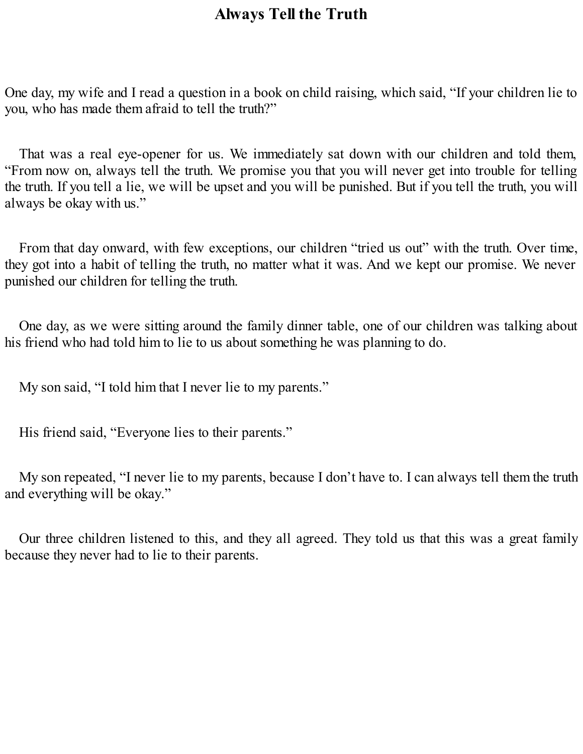# Always Tell the Truth

One day, my wife and I read a question in a book on child raising, which said, “If your children lie to you, who has made them afraid to tell the truth?”

That was a real eye-opener for us. We immediately sat down with our children and told them, “From now on, always tell the truth. We promise you that you will never get into trouble for telling the truth. If you tell a lie, we will be upset and you will be punished. But if you tell the truth, you will always be okay with us.”

From that day onward, with few exceptions, our children “tried us out” with the truth. Over time, they got into a habit of telling the truth, no matter what it was. And we kept our promise. We never punished our children for telling the truth.

One day, as we were sitting around the family dinner table, one of our children was talking about his friend who had told him to lie to us about something he was planning to do.

My son said, “I told him that I never lie to my parents.”

His friend said, “Everyone lies to their parents.”

My son repeated, “I never lie to my parents, because I don’t have to. I can always tell them the truth and everything will be okay.”

Our three children listened to this, and they all agreed. They told us that this was a great family because they never had to lie to their parents.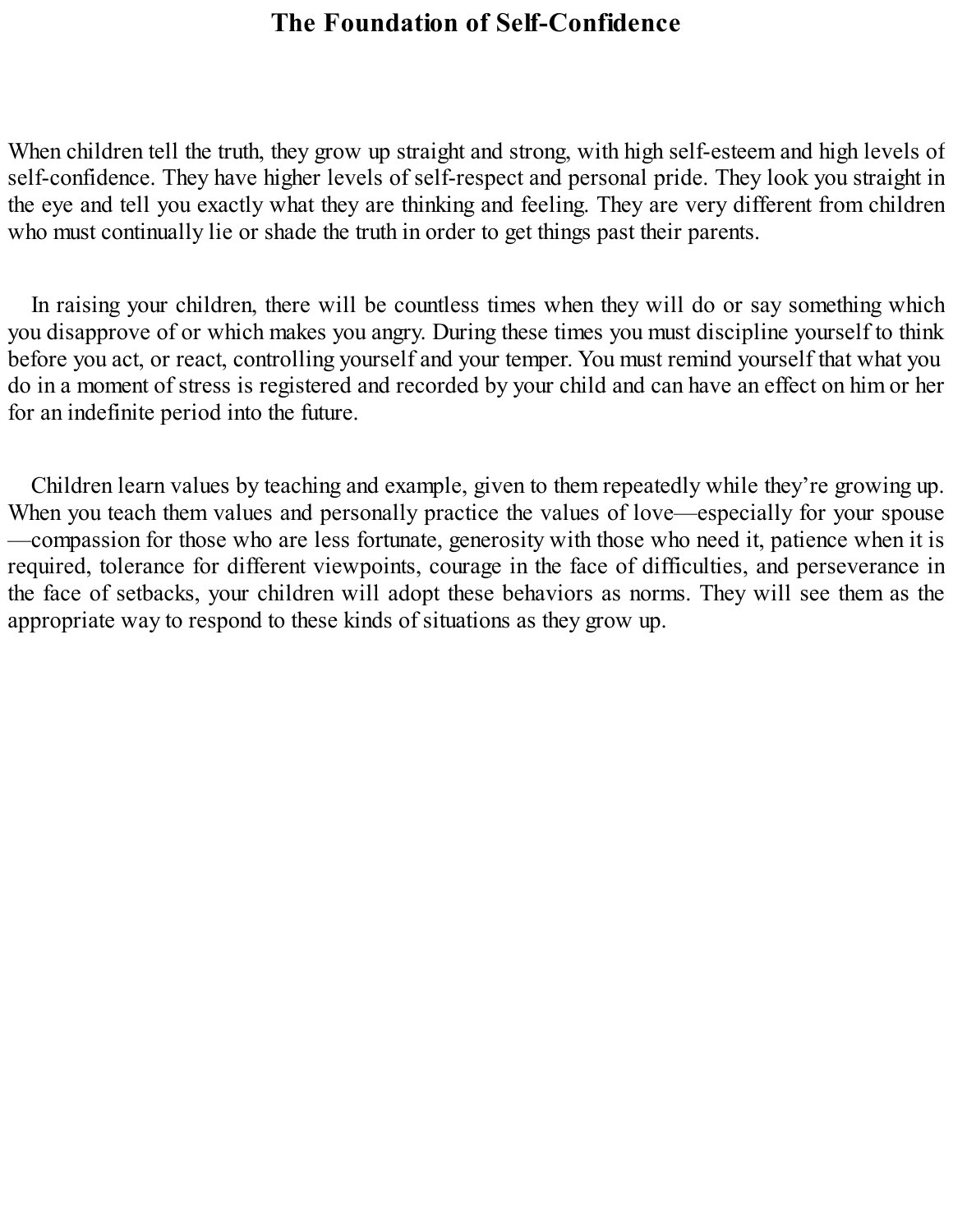# The Foundation of Self-Confidence

When children tell the truth, they grow up straight and strong, with high self-esteem and high levels of self-confidence. They have higher levels of self-respect and personal pride. They look you straight in the eye and tell you exactly what they are thinking and feeling. They are very different from children who must continually lie or shade the truth in order to get things past their parents.

In raising your children, there will be countless times when they will do or say something which you disapprove of or which makes you angry. During these times you must discipline yourself to think before you act, or react, controlling yourself and your temper. You must remind yourself that what you do in a moment of stress is registered and recorded by your child and can have an effect on him or her for an indefinite period into the future.

Children learn values by teaching and example, given to them repeatedly while they're growing up. When you teach them values and personally practice the values of love—especially for your spouse—compassion for those who are less fortunate, generosity with those who need it, patience when it is required, tolerance for different viewpoints, courage in the face of difficulties, and perseverance in the face of setbacks, your children will adopt these behaviors as norms. They will see them as the appropriate way to respond to these kinds of situations as they grow up.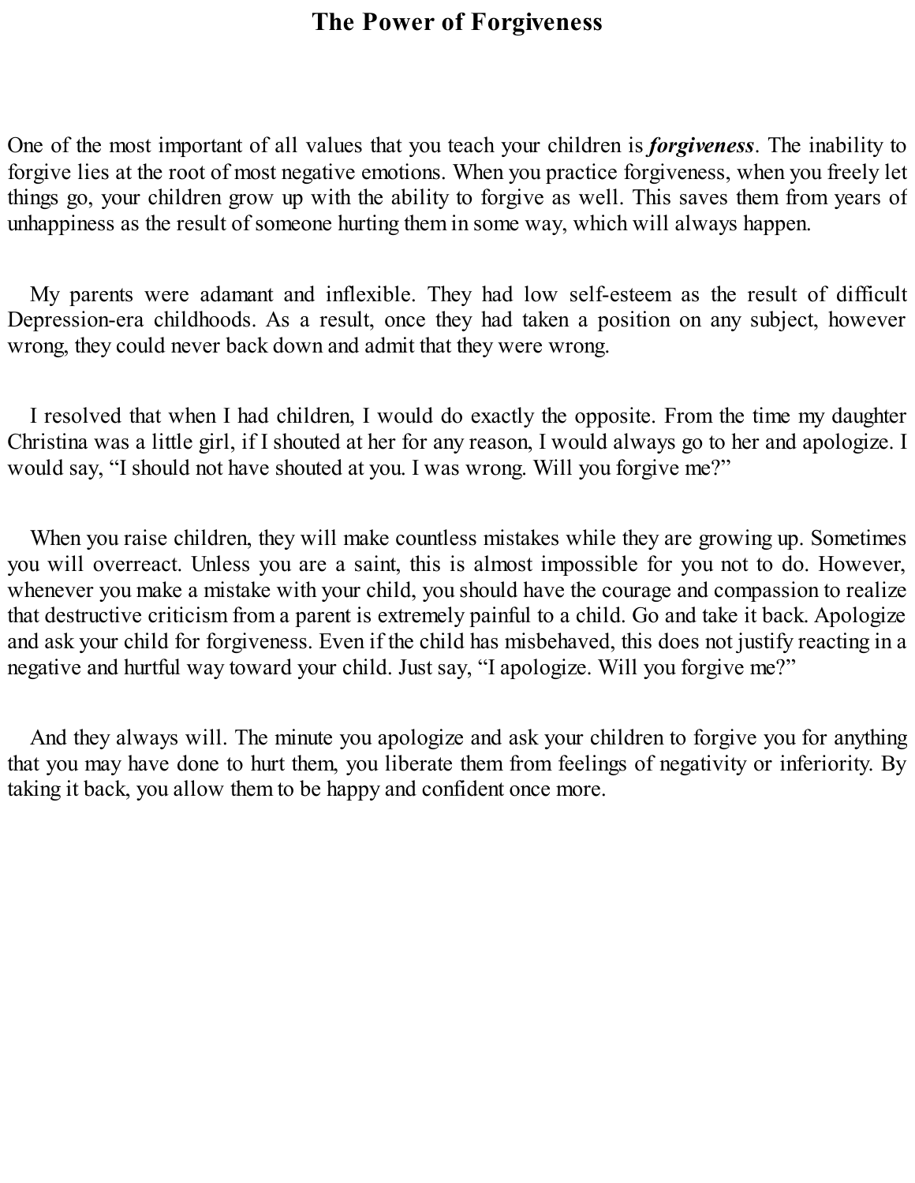# The Power of Forgiveness

One of the most important of all values that you teach your children is ***forgiveness***. The inability to forgive lies at the root of most negative emotions. When you practice forgiveness, when you freely let things go, your children grow up with the ability to forgive as well. This saves them from years of unhappiness as the result of someone hurting them in some way, which will always happen.

My parents were adamant and inflexible. They had low self-esteem as the result of difficult Depression-era childhoods. As a result, once they had taken a position on any subject, however wrong, they could never back down and admit that they were wrong.

I resolved that when I had children, I would do exactly the opposite. From the time my daughter Christina was a little girl, if I shouted at her for any reason, I would always go to her and apologize. I would say, "I should not have shouted at you. I was wrong. Will you forgive me?"

When you raise children, they will make countless mistakes while they are growing up. Sometimes you will overreact. Unless you are a saint, this is almost impossible for you not to do. However, whenever you make a mistake with your child, you should have the courage and compassion to realize that destructive criticism from a parent is extremely painful to a child. Go and take it back. Apologize and ask your child for forgiveness. Even if the child has misbehaved, this does not justify reacting in a negative and hurtful way toward your child. Just say, "I apologize. Will you forgive me?"

And they always will. The minute you apologize and ask your children to forgive you for anything that you may have done to hurt them, you liberate them from feelings of negativity or inferiority. By taking it back, you allow them to be happy and confident once more.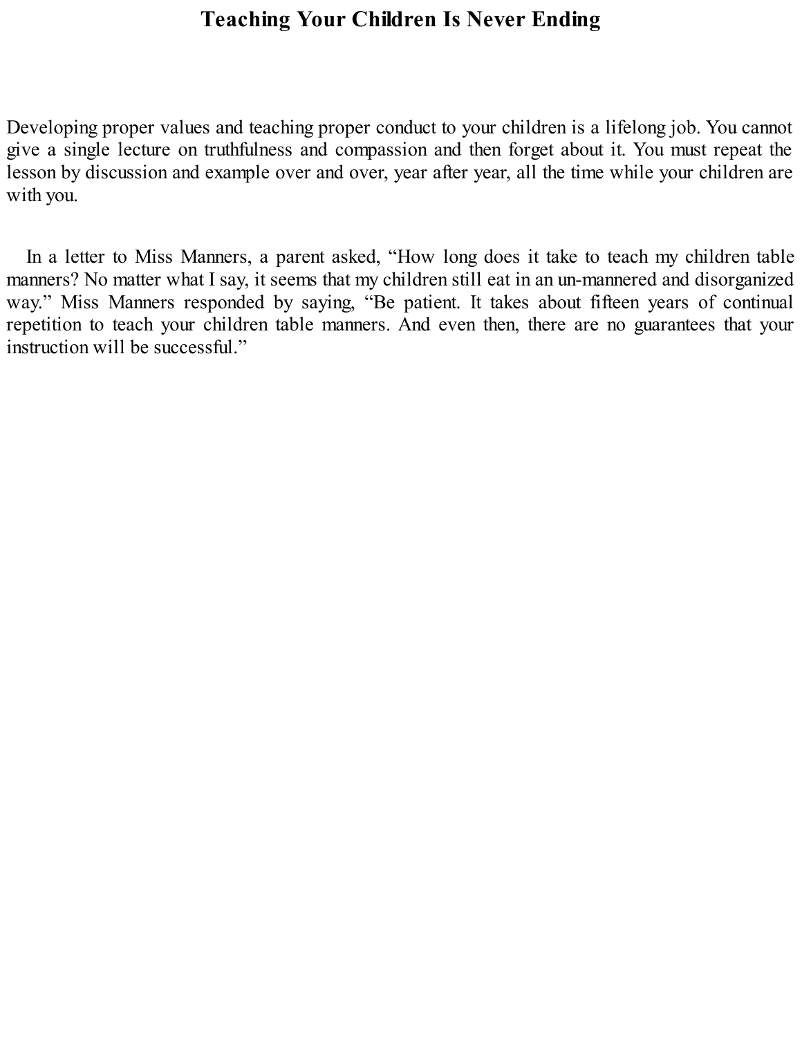# Teaching Your Children Is Never Ending

Developing proper values and teaching proper conduct to your children is a lifelong job. You cannot give a single lecture on truthfulness and compassion and then forget about it. You must repeat the lesson by discussion and example over and over, year after year, all the time while your children are with you.

In a letter to Miss Manners, a parent asked, "How long does it take to teach my children table manners? No matter what I say, it seems that my children still eat in an un-mannered and disorganized way." Miss Manners responded by saying, "Be patient. It takes about fifteen years of continual repetition to teach your children table manners. And even then, there are no guarantees that your instruction will be successful."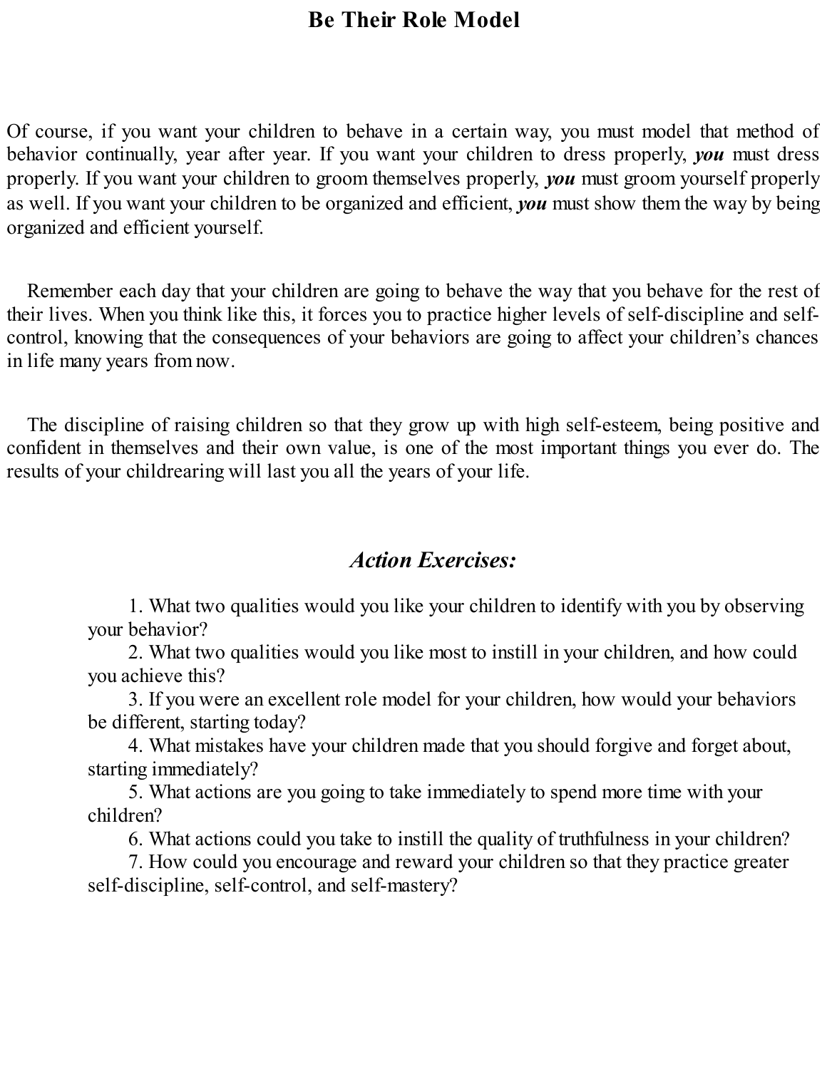# Be Their Role Model

Of course, if you want your children to behave in a certain way, you must model that method of behavior continually, year after year. If you want your children to dress properly, ***you*** must dress properly. If you want your children to groom themselves properly, ***you*** must groom yourself properly as well. If you want your children to be organized and efficient, ***you*** must show them the way by being organized and efficient yourself.

Remember each day that your children are going to behave the way that you behave for the rest of their lives. When you think like this, it forces you to practice higher levels of self-discipline and self-control, knowing that the consequences of your behaviors are going to affect your children's chances in life many years from now.

The discipline of raising children so that they grow up with high self-esteem, being positive and confident in themselves and their own value, is one of the most important things you ever do. The results of your childrearing will last you all the years of your life.

## *Action Exercises:*

1. What two qualities would you like your children to identify with you by observing your behavior?
2. What two qualities would you like most to instill in your children, and how could you achieve this?
3. If you were an excellent role model for your children, how would your behaviors be different, starting today?
4. What mistakes have your children made that you should forgive and forget about, starting immediately?
5. What actions are you going to take immediately to spend more time with your children?
6. What actions could you take to instill the quality of truthfulness in your children?
7. How could you encourage and reward your children so that they practice greater self-discipline, self-control, and self-mastery?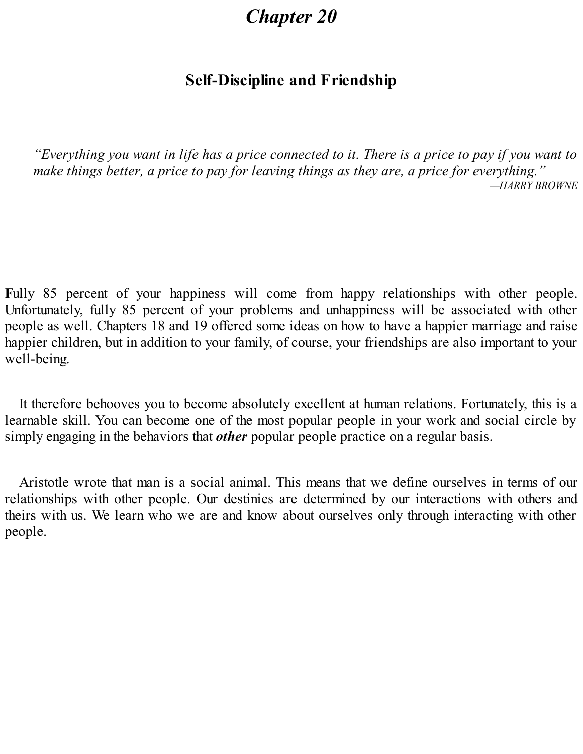# *Chapter 20*

## Self-Discipline and Friendship

> *"Everything you want in life has a price connected to it. There is a price to pay if you want to make things better, a price to pay for leaving things as they are, a price for everything."*
>
> —HARRY BROWNE

**F**ully 85 percent of your happiness will come from happy relationships with other people. Unfortunately, fully 85 percent of your problems and unhappiness will be associated with other people as well. Chapters 18 and 19 offered some ideas on how to have a happier marriage and raise happier children, but in addition to your family, of course, your friendships are also important to your well-being.

It therefore behooves you to become absolutely excellent at human relations. Fortunately, this is a learnable skill. You can become one of the most popular people in your work and social circle by simply engaging in the behaviors that ***other*** popular people practice on a regular basis.

Aristotle wrote that man is a social animal. This means that we define ourselves in terms of our relationships with other people. Our destinies are determined by our interactions with others and theirs with us. We learn who we are and know about ourselves only through interacting with other people.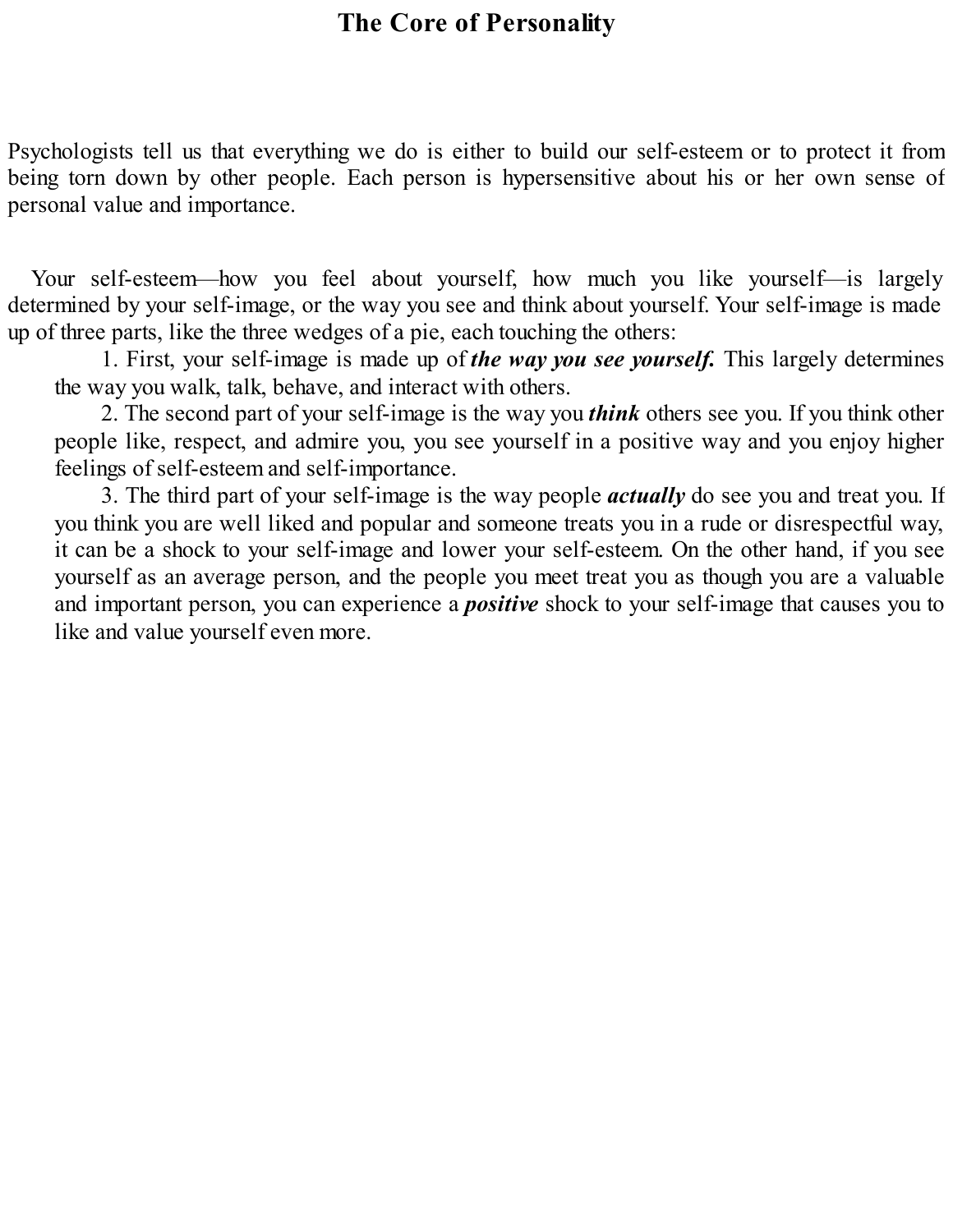# The Core of Personality

Psychologists tell us that everything we do is either to build our self-esteem or to protect it from being torn down by other people. Each person is hypersensitive about his or her own sense of personal value and importance.

Your self-esteem—how you feel about yourself, how much you like yourself—is largely determined by your self-image, or the way you see and think about yourself. Your self-image is made up of three parts, like the three wedges of a pie, each touching the others:

1. First, your self-image is made up of ***the way you see yourself.*** This largely determines the way you walk, talk, behave, and interact with others.
2. The second part of your self-image is the way you ***think*** others see you. If you think other people like, respect, and admire you, you see yourself in a positive way and you enjoy higher feelings of self-esteem and self-importance.
3. The third part of your self-image is the way people ***actually*** do see you and treat you. If you think you are well liked and popular and someone treats you in a rude or disrespectful way, it can be a shock to your self-image and lower your self-esteem. On the other hand, if you see yourself as an average person, and the people you meet treat you as though you are a valuable and important person, you can experience a ***positive*** shock to your self-image that causes you to like and value yourself even more.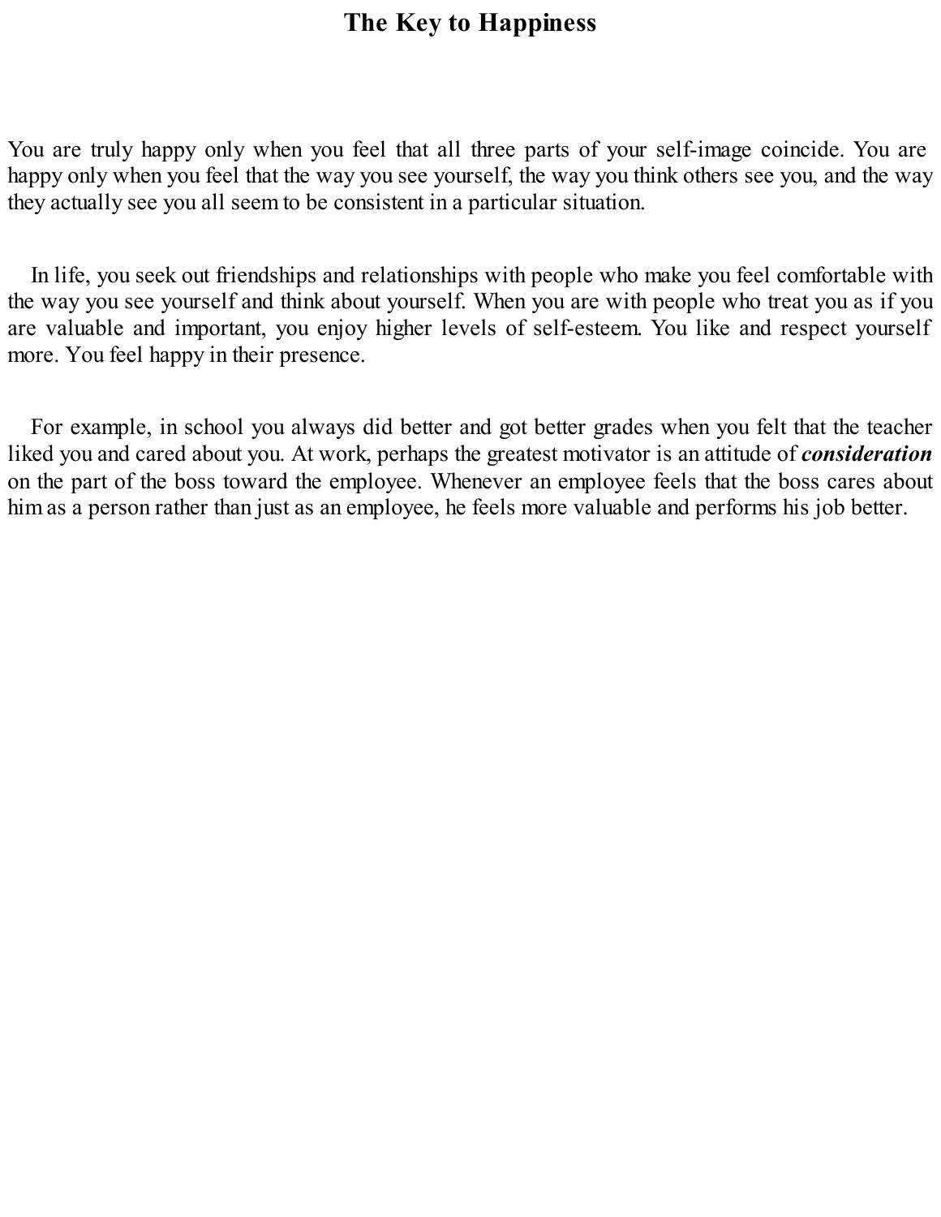# The Key to Happiness

You are truly happy only when you feel that all three parts of your self-image coincide. You are happy only when you feel that the way you see yourself, the way you think others see you, and the way they actually see you all seem to be consistent in a particular situation.

In life, you seek out friendships and relationships with people who make you feel comfortable with the way you see yourself and think about yourself. When you are with people who treat you as if you are valuable and important, you enjoy higher levels of self-esteem. You like and respect yourself more. You feel happy in their presence.

For example, in school you always did better and got better grades when you felt that the teacher liked you and cared about you. At work, perhaps the greatest motivator is an attitude of ***consideration*** on the part of the boss toward the employee. Whenever an employee feels that the boss cares about him as a person rather than just as an employee, he feels more valuable and performs his job better.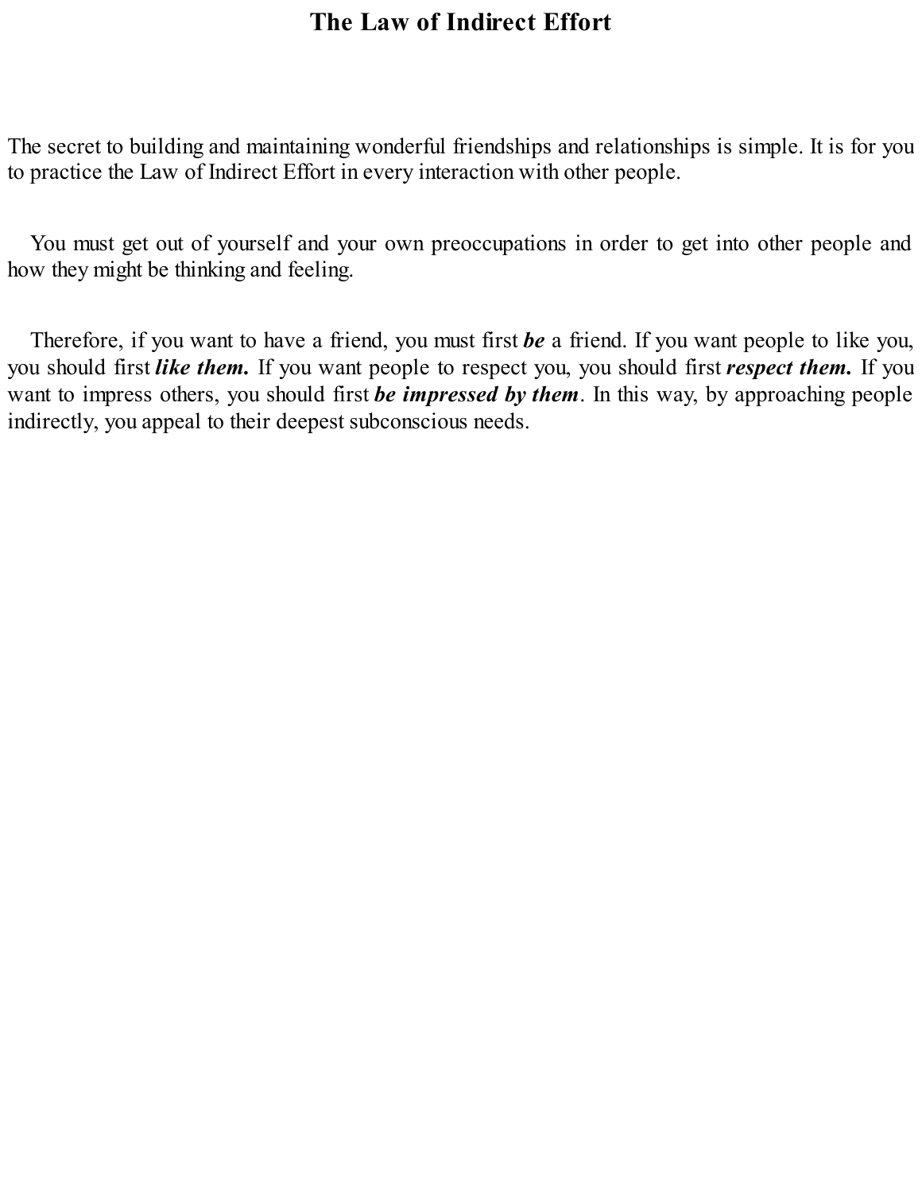# The Law of Indirect Effort

The secret to building and maintaining wonderful friendships and relationships is simple. It is for you to practice the Law of Indirect Effort in every interaction with other people.

You must get out of yourself and your own preoccupations in order to get into other people and how they might be thinking and feeling.

Therefore, if you want to have a friend, you must first ***be*** a friend. If you want people to like you, you should first ***like them.*** If you want people to respect you, you should first ***respect them.*** If you want to impress others, you should first ***be impressed by them***. In this way, by approaching people indirectly, you appeal to their deepest subconscious needs.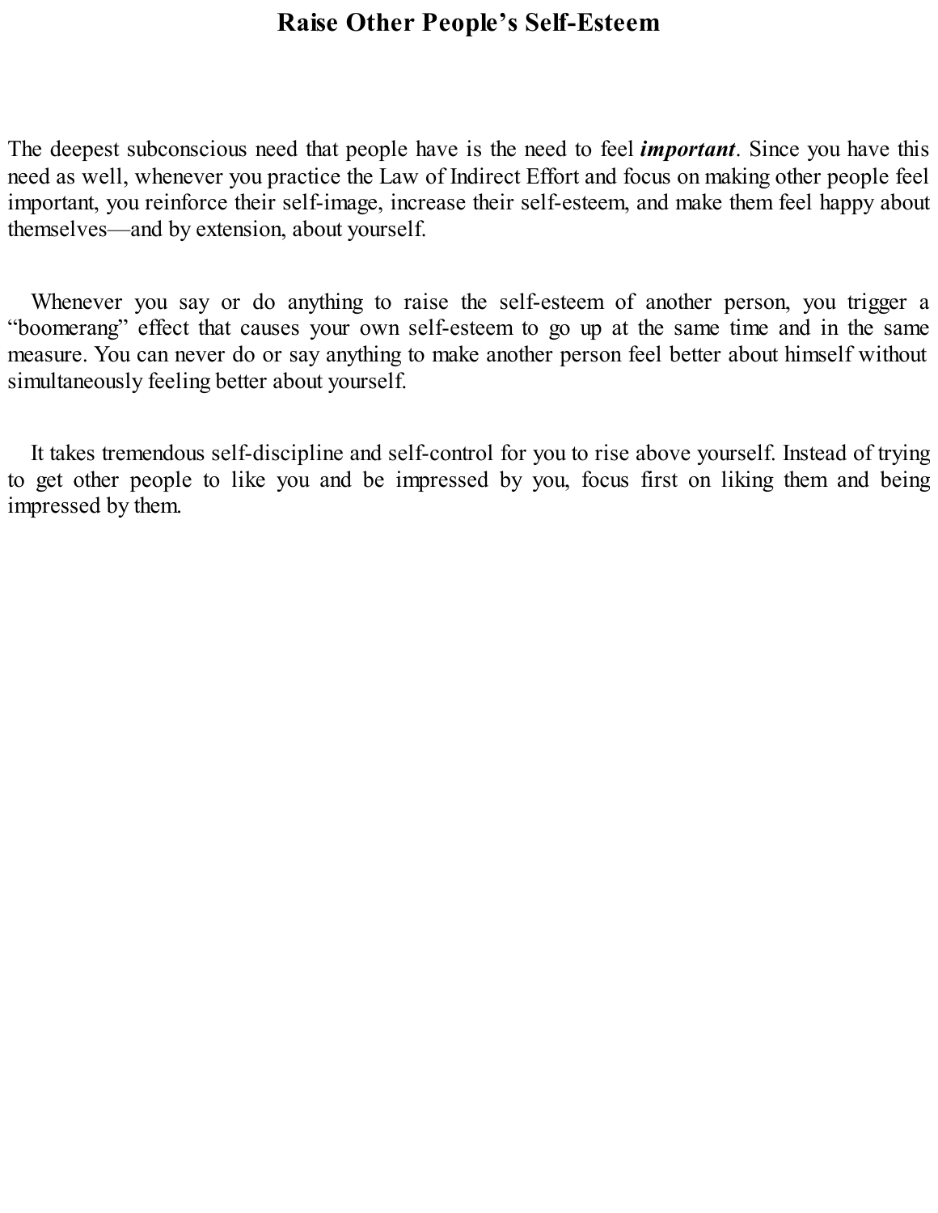# Raise Other People's Self-Esteem

The deepest subconscious need that people have is the need to feel ***important***. Since you have this need as well, whenever you practice the Law of Indirect Effort and focus on making other people feel important, you reinforce their self-image, increase their self-esteem, and make them feel happy about themselves—and by extension, about yourself.

Whenever you say or do anything to raise the self-esteem of another person, you trigger a "boomerang" effect that causes your own self-esteem to go up at the same time and in the same measure. You can never do or say anything to make another person feel better about himself without simultaneously feeling better about yourself.

It takes tremendous self-discipline and self-control for you to rise above yourself. Instead of trying to get other people to like you and be impressed by you, focus first on liking them and being impressed by them.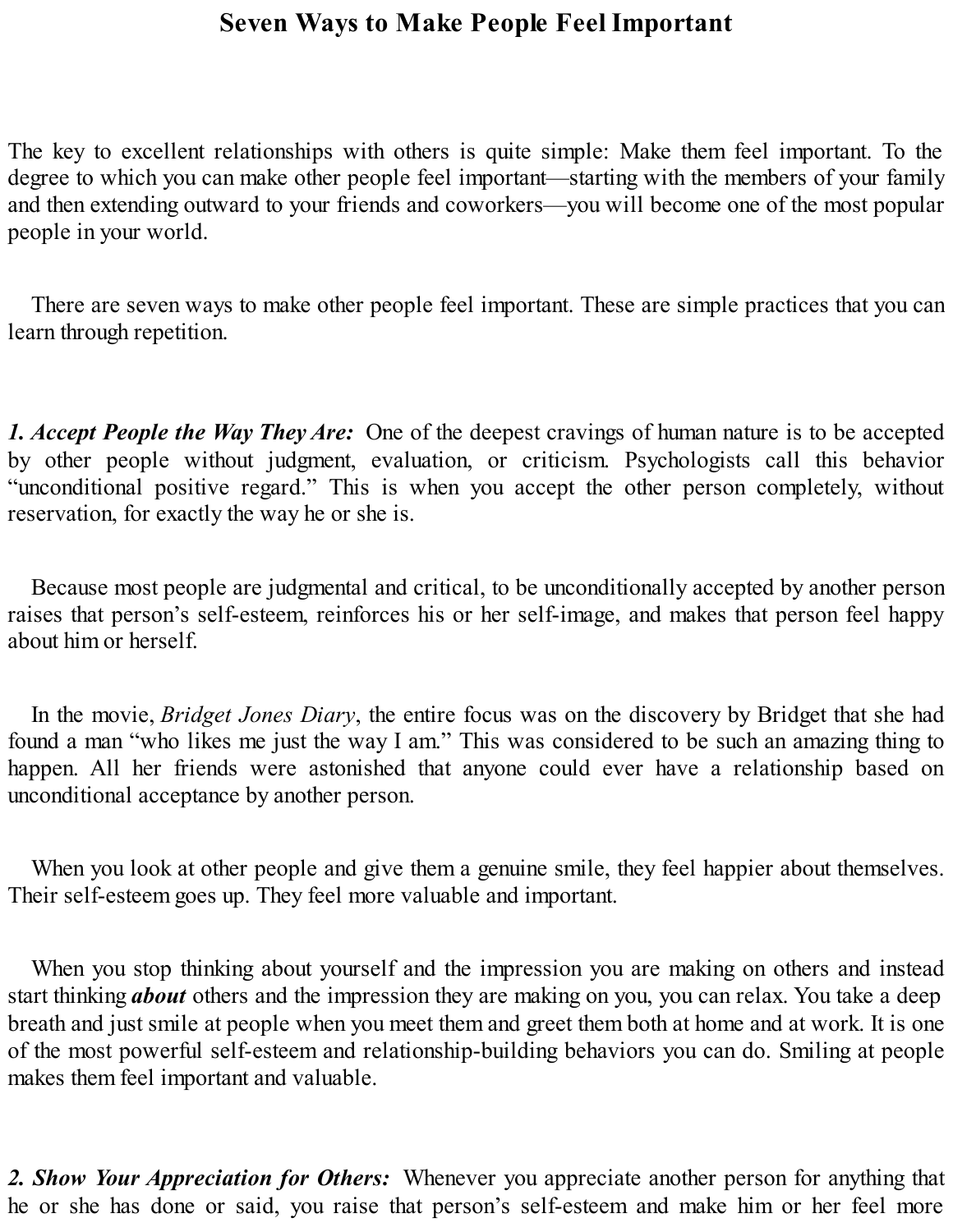# Seven Ways to Make People Feel Important

The key to excellent relationships with others is quite simple: Make them feel important. To the degree to which you can make other people feel important—starting with the members of your family and then extending outward to your friends and coworkers—you will become one of the most popular people in your world.

There are seven ways to make other people feel important. These are simple practices that you can learn through repetition.

***1. Accept People the Way They Are:*** One of the deepest cravings of human nature is to be accepted by other people without judgment, evaluation, or criticism. Psychologists call this behavior "unconditional positive regard." This is when you accept the other person completely, without reservation, for exactly the way he or she is.

Because most people are judgmental and critical, to be unconditionally accepted by another person raises that person's self-esteem, reinforces his or her self-image, and makes that person feel happy about him or herself.

In the movie, *Bridget Jones Diary*, the entire focus was on the discovery by Bridget that she had found a man "who likes me just the way I am." This was considered to be such an amazing thing to happen. All her friends were astonished that anyone could ever have a relationship based on unconditional acceptance by another person.

When you look at other people and give them a genuine smile, they feel happier about themselves. Their self-esteem goes up. They feel more valuable and important.

When you stop thinking about yourself and the impression you are making on others and instead start thinking ***about*** others and the impression they are making on you, you can relax. You take a deep breath and just smile at people when you meet them and greet them both at home and at work. It is one of the most powerful self-esteem and relationship-building behaviors you can do. Smiling at people makes them feel important and valuable.

***2. Show Your Appreciation for Others:*** Whenever you appreciate another person for anything that he or she has done or said, you raise that person's self-esteem and make him or her feel more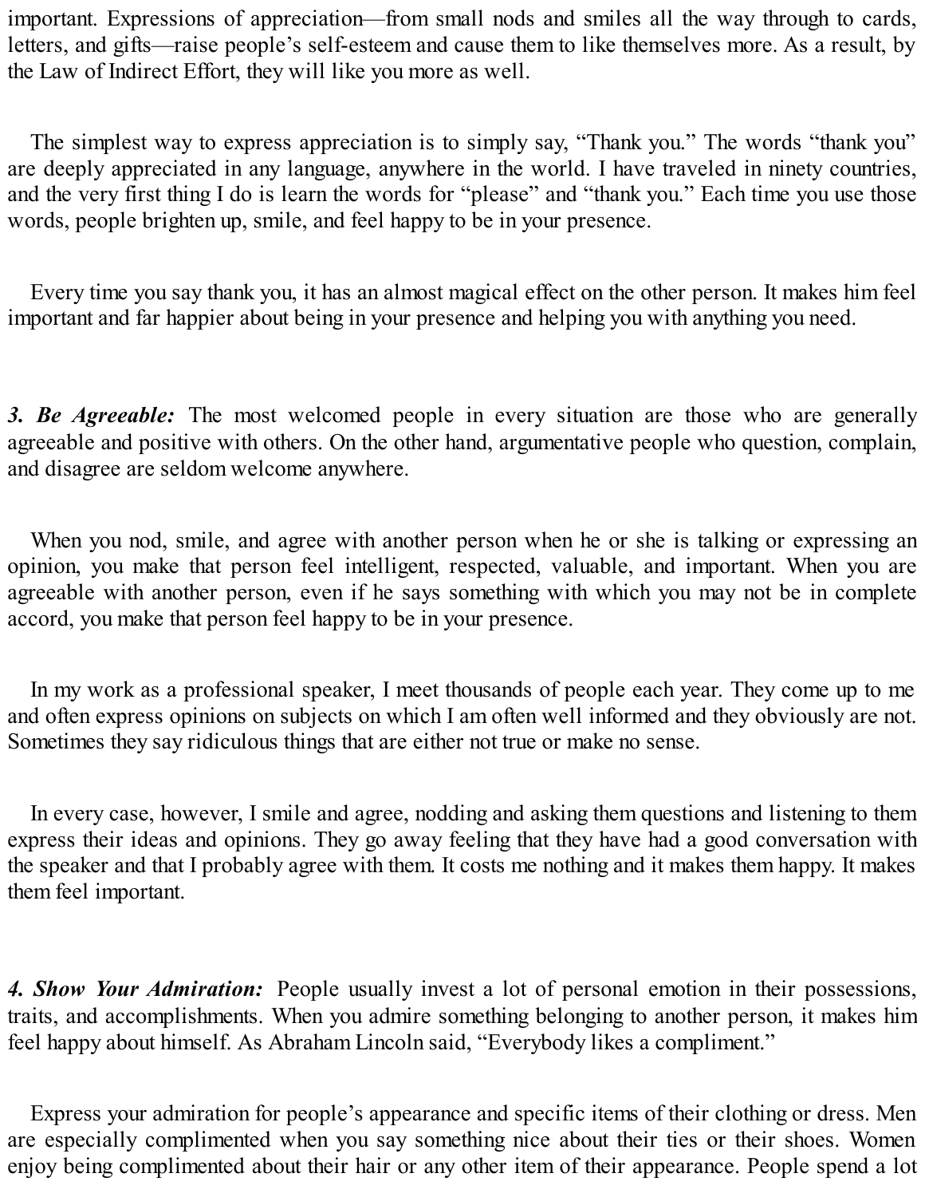important. Expressions of appreciation—from small nods and smiles all the way through to cards, letters, and gifts—raise people's self-esteem and cause them to like themselves more. As a result, by the Law of Indirect Effort, they will like you more as well.

The simplest way to express appreciation is to simply say, "Thank you." The words "thank you" are deeply appreciated in any language, anywhere in the world. I have traveled in ninety countries, and the very first thing I do is learn the words for "please" and "thank you." Each time you use those words, people brighten up, smile, and feel happy to be in your presence.

Every time you say thank you, it has an almost magical effect on the other person. It makes him feel important and far happier about being in your presence and helping you with anything you need.

***3. Be Agreeable:*** The most welcomed people in every situation are those who are generally agreeable and positive with others. On the other hand, argumentative people who question, complain, and disagree are seldom welcome anywhere.

When you nod, smile, and agree with another person when he or she is talking or expressing an opinion, you make that person feel intelligent, respected, valuable, and important. When you are agreeable with another person, even if he says something with which you may not be in complete accord, you make that person feel happy to be in your presence.

In my work as a professional speaker, I meet thousands of people each year. They come up to me and often express opinions on subjects on which I am often well informed and they obviously are not. Sometimes they say ridiculous things that are either not true or make no sense.

In every case, however, I smile and agree, nodding and asking them questions and listening to them express their ideas and opinions. They go away feeling that they have had a good conversation with the speaker and that I probably agree with them. It costs me nothing and it makes them happy. It makes them feel important.

***4. Show Your Admiration:*** People usually invest a lot of personal emotion in their possessions, traits, and accomplishments. When you admire something belonging to another person, it makes him feel happy about himself. As Abraham Lincoln said, "Everybody likes a compliment."

Express your admiration for people's appearance and specific items of their clothing or dress. Men are especially complimented when you say something nice about their ties or their shoes. Women enjoy being complimented about their hair or any other item of their appearance. People spend a lot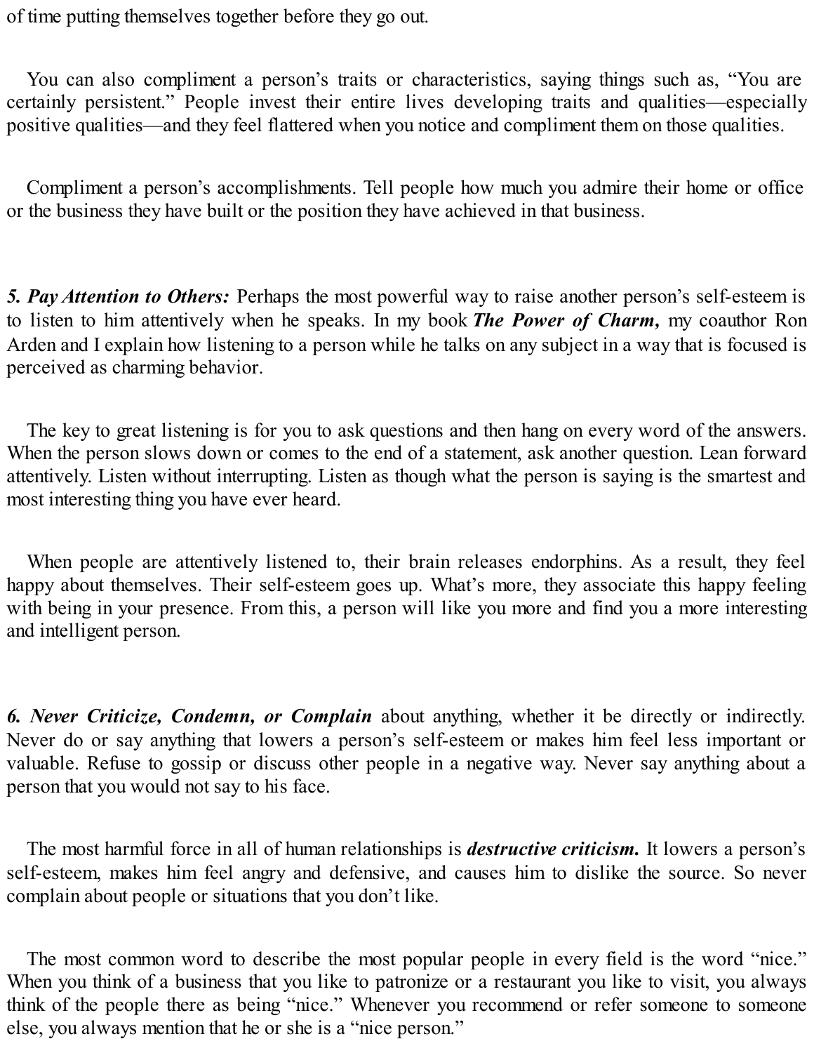of time putting themselves together before they go out.

You can also compliment a person's traits or characteristics, saying things such as, "You are certainly persistent." People invest their entire lives developing traits and qualities—especially positive qualities—and they feel flattered when you notice and compliment them on those qualities.

Compliment a person's accomplishments. Tell people how much you admire their home or office or the business they have built or the position they have achieved in that business.

***5. Pay Attention to Others:*** Perhaps the most powerful way to raise another person's self-esteem is to listen to him attentively when he speaks. In my book ***The Power of Charm,*** my coauthor Ron Arden and I explain how listening to a person while he talks on any subject in a way that is focused is perceived as charming behavior.

The key to great listening is for you to ask questions and then hang on every word of the answers. When the person slows down or comes to the end of a statement, ask another question. Lean forward attentively. Listen without interrupting. Listen as though what the person is saying is the smartest and most interesting thing you have ever heard.

When people are attentively listened to, their brain releases endorphins. As a result, they feel happy about themselves. Their self-esteem goes up. What's more, they associate this happy feeling with being in your presence. From this, a person will like you more and find you a more interesting and intelligent person.

***6. Never Criticize, Condemn, or Complain*** about anything, whether it be directly or indirectly. Never do or say anything that lowers a person's self-esteem or makes him feel less important or valuable. Refuse to gossip or discuss other people in a negative way. Never say anything about a person that you would not say to his face.

The most harmful force in all of human relationships is ***destructive criticism.*** It lowers a person's self-esteem, makes him feel angry and defensive, and causes him to dislike the source. So never complain about people or situations that you don't like.

The most common word to describe the most popular people in every field is the word "nice." When you think of a business that you like to patronize or a restaurant you like to visit, you always think of the people there as being "nice." Whenever you recommend or refer someone to someone else, you always mention that he or she is a "nice person."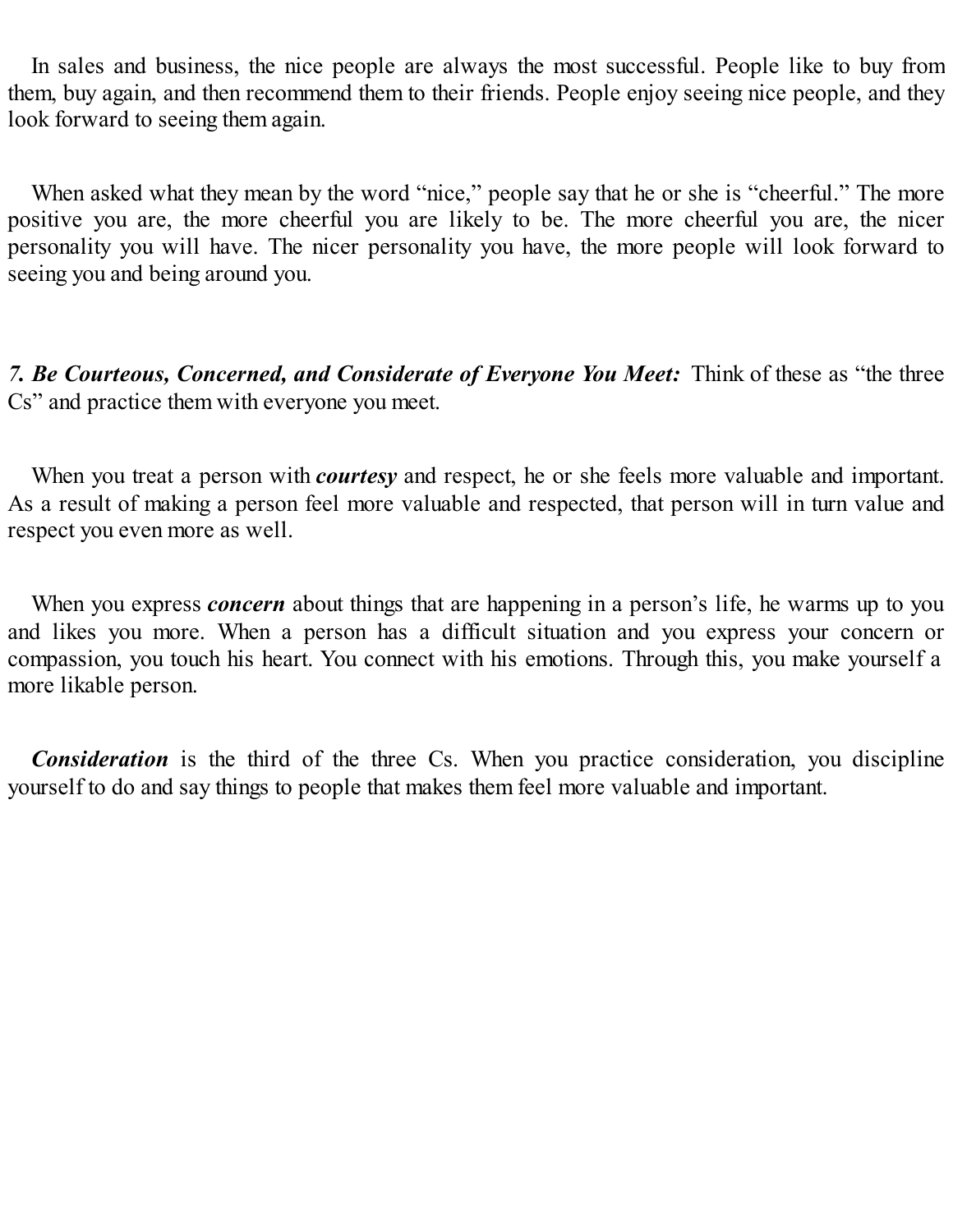In sales and business, the nice people are always the most successful. People like to buy from them, buy again, and then recommend them to their friends. People enjoy seeing nice people, and they look forward to seeing them again.

When asked what they mean by the word "nice," people say that he or she is "cheerful." The more positive you are, the more cheerful you are likely to be. The more cheerful you are, the nicer personality you will have. The nicer personality you have, the more people will look forward to seeing you and being around you.

***7. Be Courteous, Concerned, and Considerate of Everyone You Meet:*** Think of these as "the three Cs" and practice them with everyone you meet.

When you treat a person with ***courtesy*** and respect, he or she feels more valuable and important. As a result of making a person feel more valuable and respected, that person will in turn value and respect you even more as well.

When you express ***concern*** about things that are happening in a person's life, he warms up to you and likes you more. When a person has a difficult situation and you express your concern or compassion, you touch his heart. You connect with his emotions. Through this, you make yourself a more likable person.

***Consideration*** is the third of the three Cs. When you practice consideration, you discipline yourself to do and say things to people that makes them feel more valuable and important.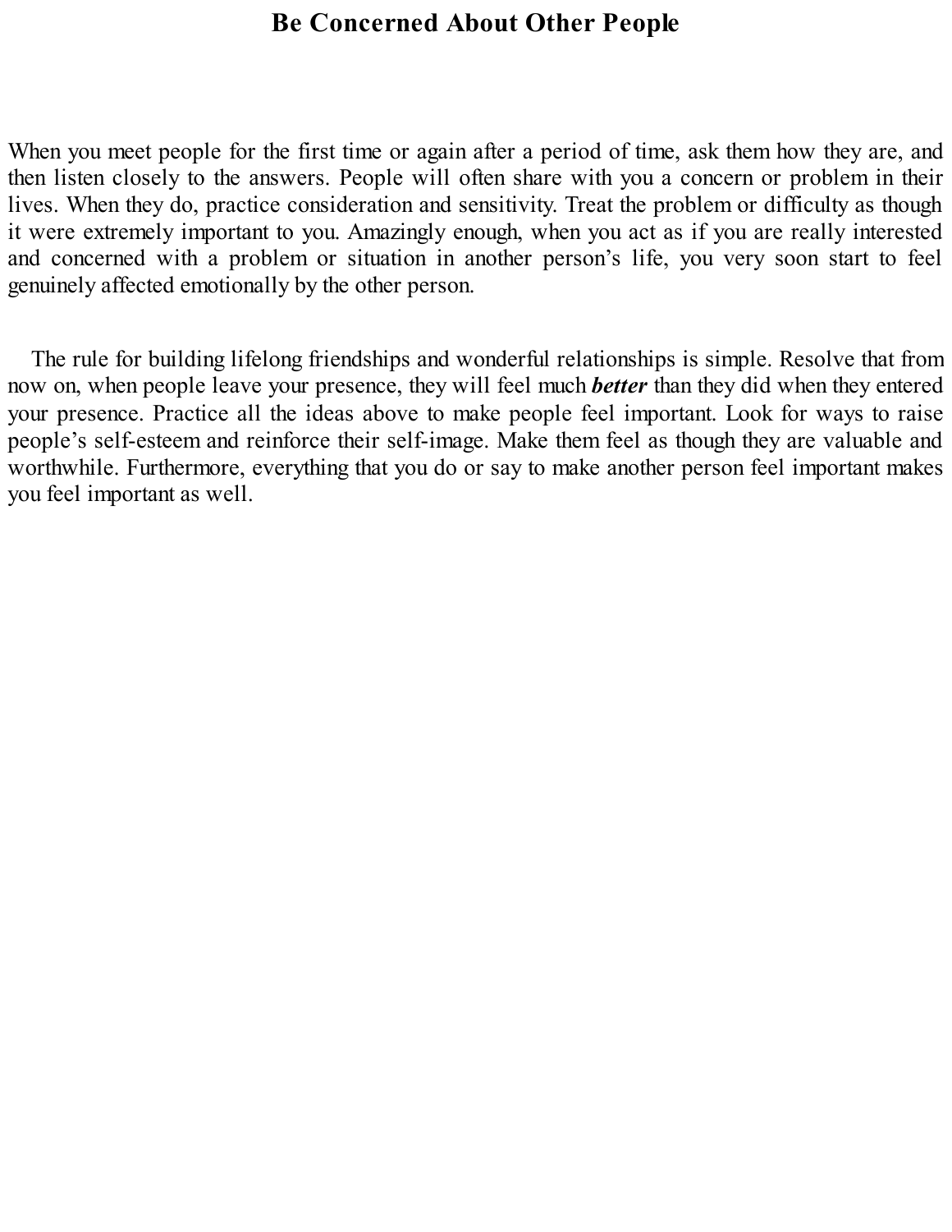# Be Concerned About Other People

When you meet people for the first time or again after a period of time, ask them how they are, and then listen closely to the answers. People will often share with you a concern or problem in their lives. When they do, practice consideration and sensitivity. Treat the problem or difficulty as though it were extremely important to you. Amazingly enough, when you act as if you are really interested and concerned with a problem or situation in another person's life, you very soon start to feel genuinely affected emotionally by the other person.

The rule for building lifelong friendships and wonderful relationships is simple. Resolve that from now on, when people leave your presence, they will feel much ***better*** than they did when they entered your presence. Practice all the ideas above to make people feel important. Look for ways to raise people's self-esteem and reinforce their self-image. Make them feel as though they are valuable and worthwhile. Furthermore, everything that you do or say to make another person feel important makes you feel important as well.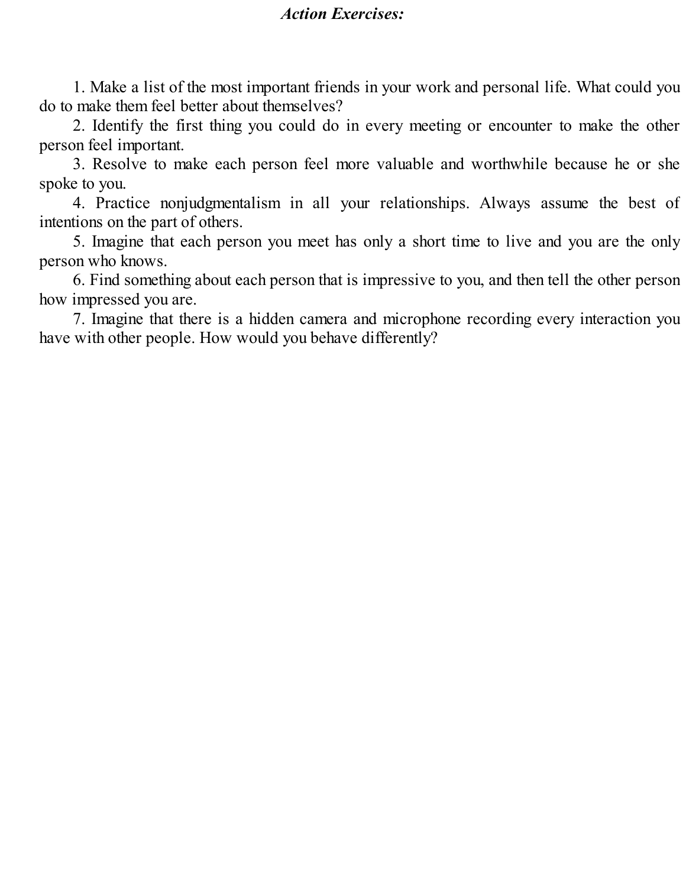***Action Exercises:***

1. Make a list of the most important friends in your work and personal life. What could you do to make them feel better about themselves?
2. Identify the first thing you could do in every meeting or encounter to make the other person feel important.
3. Resolve to make each person feel more valuable and worthwhile because he or she spoke to you.
4. Practice nonjudgmentalism in all your relationships. Always assume the best of intentions on the part of others.
5. Imagine that each person you meet has only a short time to live and you are the only person who knows.
6. Find something about each person that is impressive to you, and then tell the other person how impressed you are.
7. Imagine that there is a hidden camera and microphone recording every interaction you have with other people. How would you behave differently?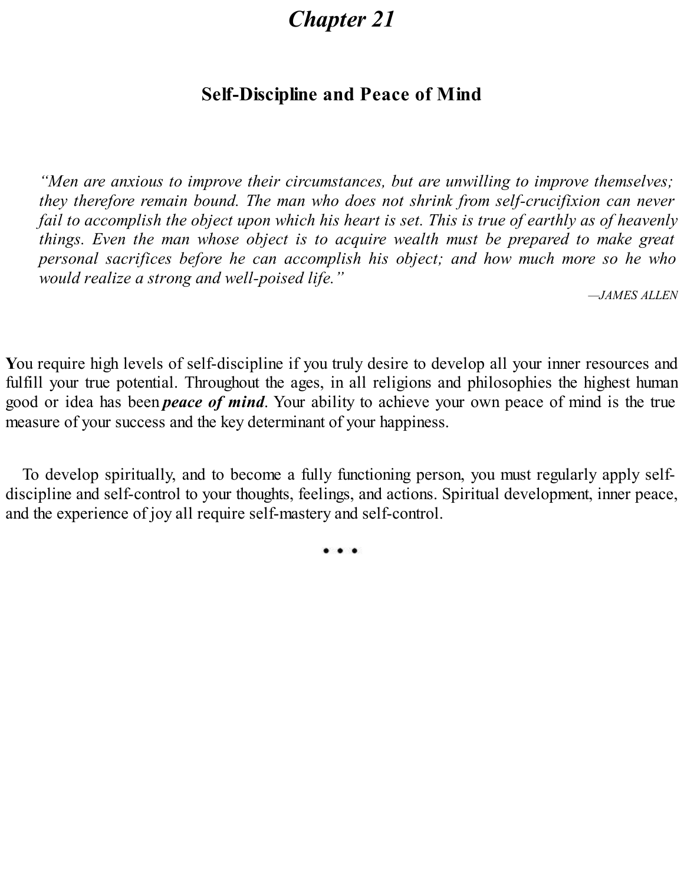# *Chapter 21*

## Self-Discipline and Peace of Mind

> *"Men are anxious to improve their circumstances, but are unwilling to improve themselves; they therefore remain bound. The man who does not shrink from self-crucifixion can never fail to accomplish the object upon which his heart is set. This is true of earthly as of heavenly things. Even the man whose object is to acquire wealth must be prepared to make great personal sacrifices before he can accomplish his object; and how much more so he who would realize a strong and well-poised life."*
>
> —*JAMES ALLEN*

**Y**ou require high levels of self-discipline if you truly desire to develop all your inner resources and fulfill your true potential. Throughout the ages, in all religions and philosophies the highest human good or idea has been ***peace of mind***. Your ability to achieve your own peace of mind is the true measure of your success and the key determinant of your happiness.

To develop spiritually, and to become a fully functioning person, you must regularly apply self-discipline and self-control to your thoughts, feelings, and actions. Spiritual development, inner peace, and the experience of joy all require self-mastery and self-control.

• • •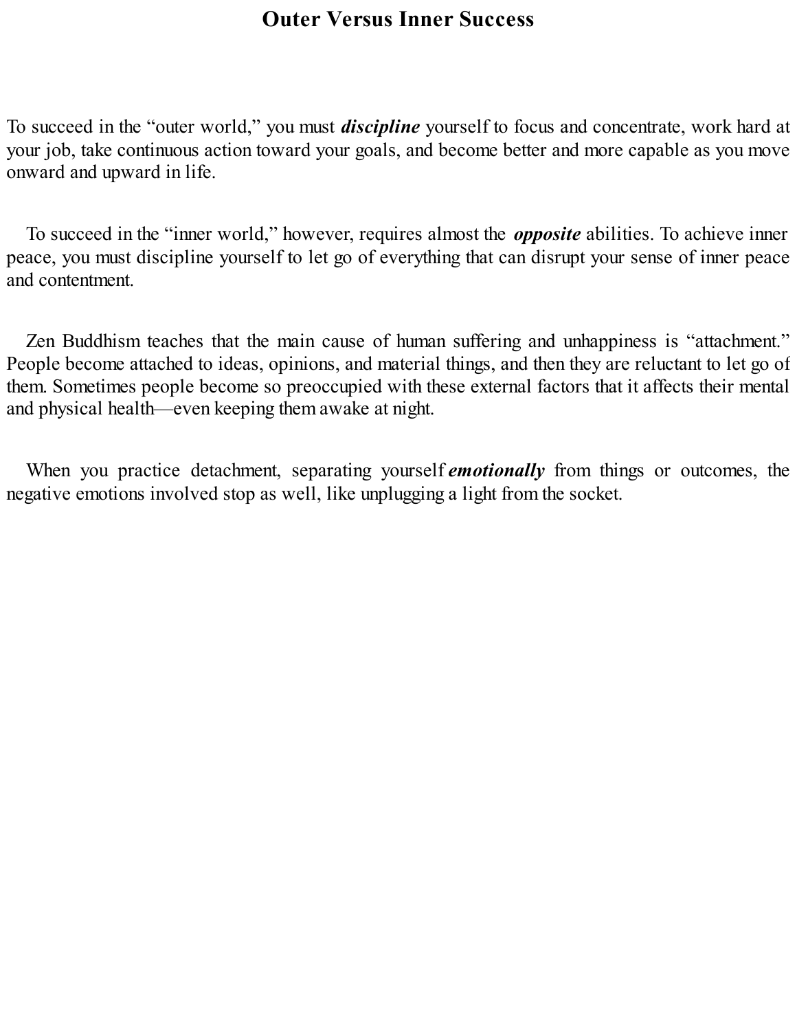# Outer Versus Inner Success

To succeed in the "outer world," you must ***discipline*** yourself to focus and concentrate, work hard at your job, take continuous action toward your goals, and become better and more capable as you move onward and upward in life.

To succeed in the "inner world," however, requires almost the ***opposite*** abilities. To achieve inner peace, you must discipline yourself to let go of everything that can disrupt your sense of inner peace and contentment.

Zen Buddhism teaches that the main cause of human suffering and unhappiness is "attachment." People become attached to ideas, opinions, and material things, and then they are reluctant to let go of them. Sometimes people become so preoccupied with these external factors that it affects their mental and physical health—even keeping them awake at night.

When you practice detachment, separating yourself ***emotionally*** from things or outcomes, the negative emotions involved stop as well, like unplugging a light from the socket.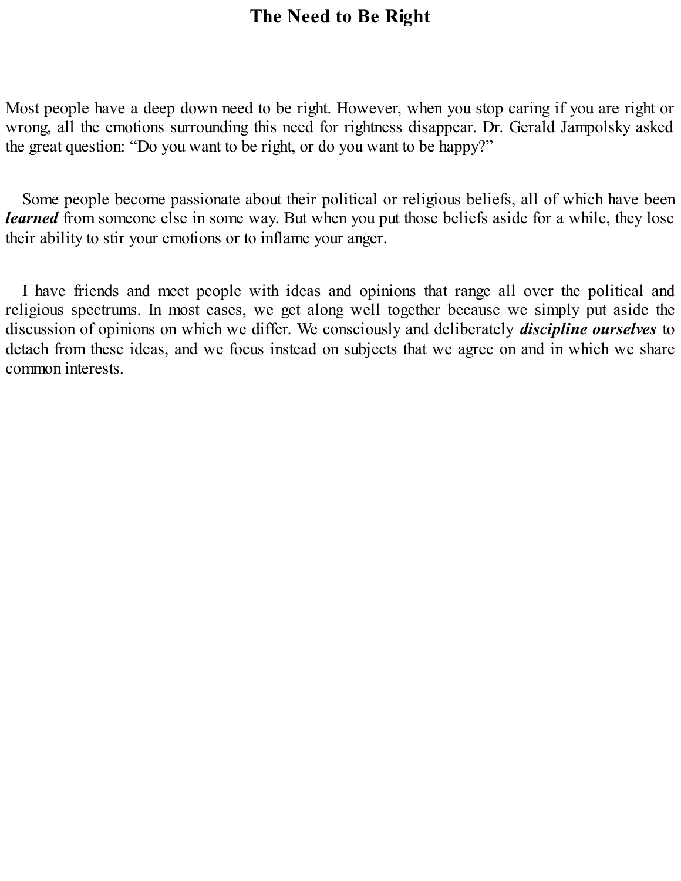# The Need to Be Right

Most people have a deep down need to be right. However, when you stop caring if you are right or wrong, all the emotions surrounding this need for rightness disappear. Dr. Gerald Jampolsky asked the great question: “Do you want to be right, or do you want to be happy?”

Some people become passionate about their political or religious beliefs, all of which have been ***learned*** from someone else in some way. But when you put those beliefs aside for a while, they lose their ability to stir your emotions or to inflame your anger.

I have friends and meet people with ideas and opinions that range all over the political and religious spectrums. In most cases, we get along well together because we simply put aside the discussion of opinions on which we differ. We consciously and deliberately ***discipline ourselves*** to detach from these ideas, and we focus instead on subjects that we agree on and in which we share common interests.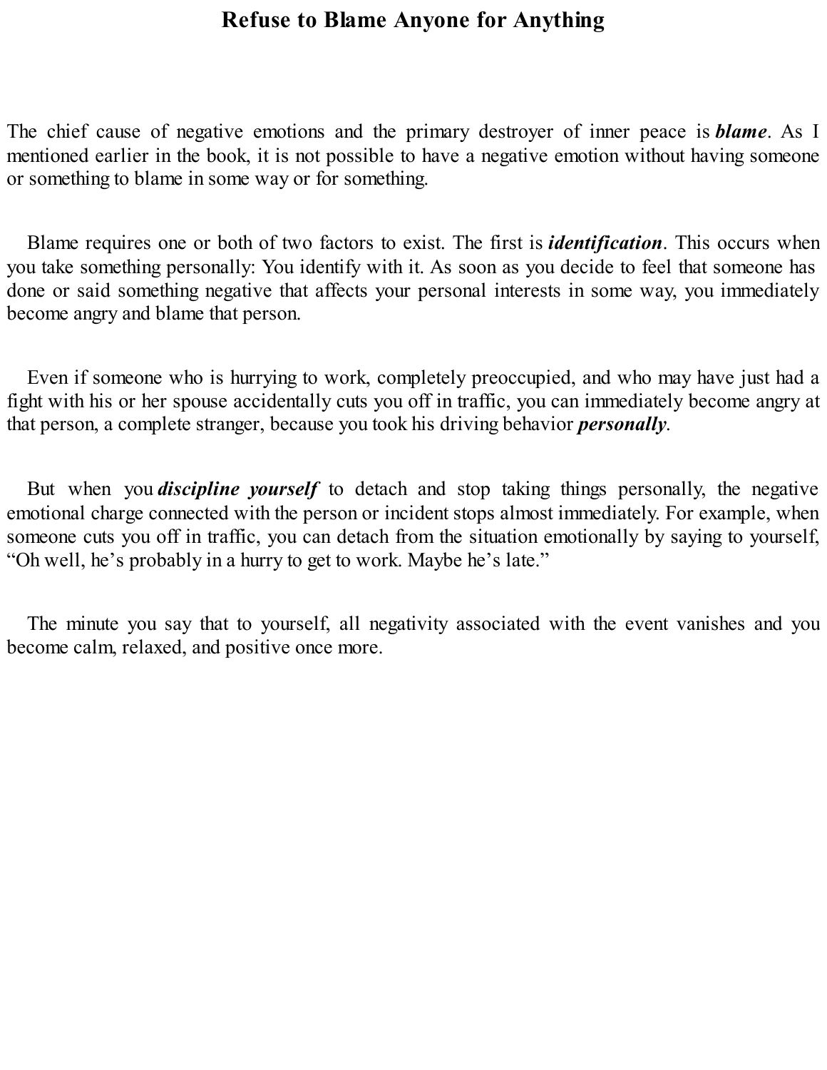# Refuse to Blame Anyone for Anything

The chief cause of negative emotions and the primary destroyer of inner peace is ***blame***. As I mentioned earlier in the book, it is not possible to have a negative emotion without having someone or something to blame in some way or for something.

Blame requires one or both of two factors to exist. The first is ***identification***. This occurs when you take something personally: You identify with it. As soon as you decide to feel that someone has done or said something negative that affects your personal interests in some way, you immediately become angry and blame that person.

Even if someone who is hurrying to work, completely preoccupied, and who may have just had a fight with his or her spouse accidentally cuts you off in traffic, you can immediately become angry at that person, a complete stranger, because you took his driving behavior ***personally***.

But when you ***discipline yourself*** to detach and stop taking things personally, the negative emotional charge connected with the person or incident stops almost immediately. For example, when someone cuts you off in traffic, you can detach from the situation emotionally by saying to yourself, "Oh well, he's probably in a hurry to get to work. Maybe he's late."

The minute you say that to yourself, all negativity associated with the event vanishes and you become calm, relaxed, and positive once more.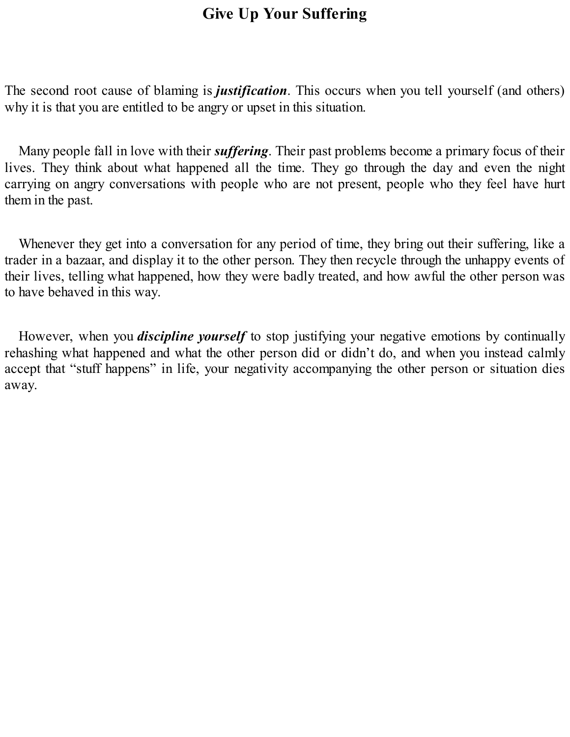# Give Up Your Suffering

The second root cause of blaming is ***justification***. This occurs when you tell yourself (and others) why it is that you are entitled to be angry or upset in this situation.

Many people fall in love with their ***suffering***. Their past problems become a primary focus of their lives. They think about what happened all the time. They go through the day and even the night carrying on angry conversations with people who are not present, people who they feel have hurt them in the past.

Whenever they get into a conversation for any period of time, they bring out their suffering, like a trader in a bazaar, and display it to the other person. They then recycle through the unhappy events of their lives, telling what happened, how they were badly treated, and how awful the other person was to have behaved in this way.

However, when you ***discipline yourself*** to stop justifying your negative emotions by continually rehashing what happened and what the other person did or didn’t do, and when you instead calmly accept that “stuff happens” in life, your negativity accompanying the other person or situation dies away.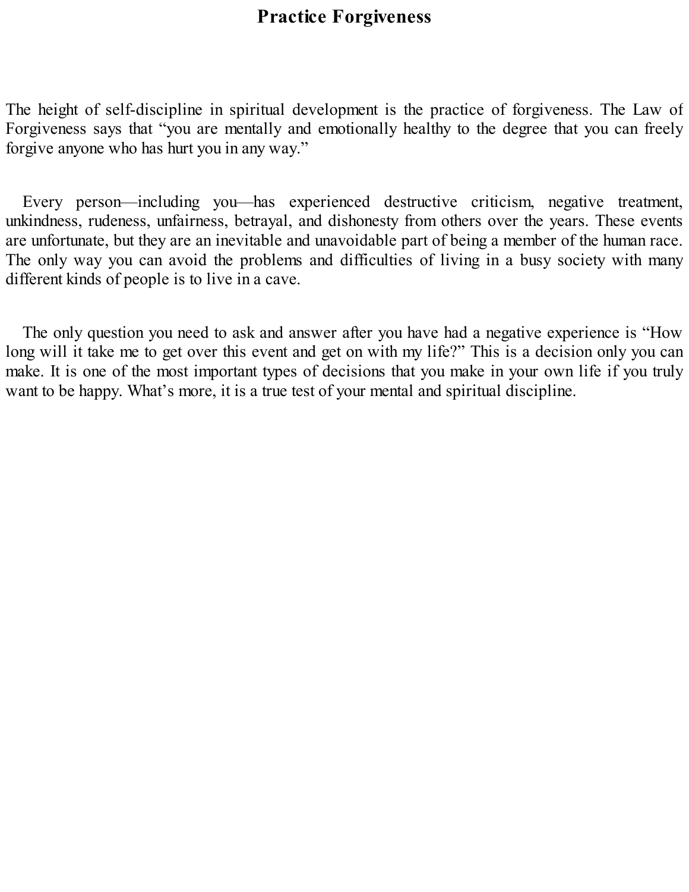# Practice Forgiveness

The height of self-discipline in spiritual development is the practice of forgiveness. The Law of Forgiveness says that "you are mentally and emotionally healthy to the degree that you can freely forgive anyone who has hurt you in any way."

Every person—including you—has experienced destructive criticism, negative treatment, unkindness, rudeness, unfairness, betrayal, and dishonesty from others over the years. These events are unfortunate, but they are an inevitable and unavoidable part of being a member of the human race. The only way you can avoid the problems and difficulties of living in a busy society with many different kinds of people is to live in a cave.

The only question you need to ask and answer after you have had a negative experience is "How long will it take me to get over this event and get on with my life?" This is a decision only you can make. It is one of the most important types of decisions that you make in your own life if you truly want to be happy. What's more, it is a true test of your mental and spiritual discipline.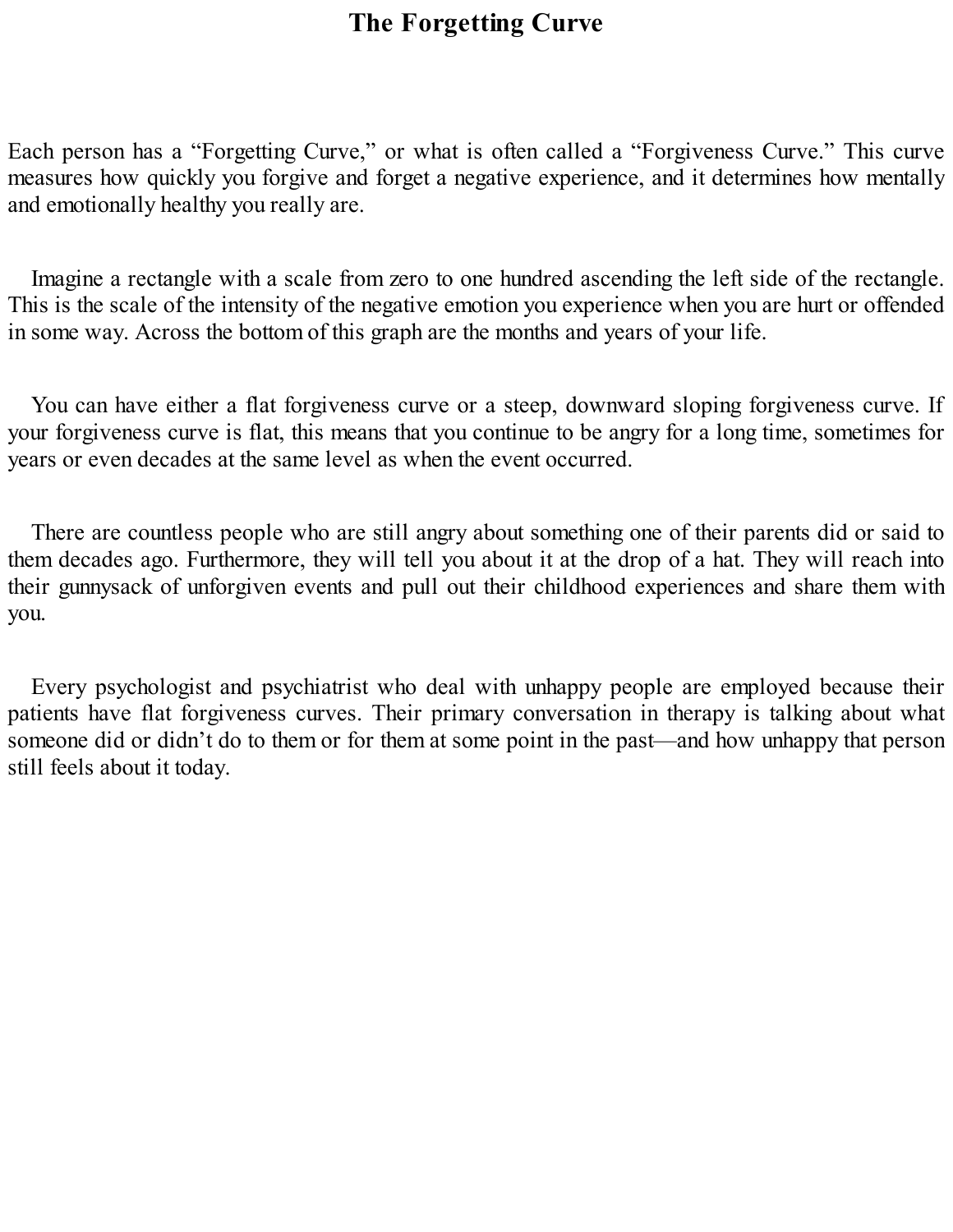# The Forgetting Curve

Each person has a "Forgetting Curve," or what is often called a "Forgiveness Curve." This curve measures how quickly you forgive and forget a negative experience, and it determines how mentally and emotionally healthy you really are.

Imagine a rectangle with a scale from zero to one hundred ascending the left side of the rectangle. This is the scale of the intensity of the negative emotion you experience when you are hurt or offended in some way. Across the bottom of this graph are the months and years of your life.

You can have either a flat forgiveness curve or a steep, downward sloping forgiveness curve. If your forgiveness curve is flat, this means that you continue to be angry for a long time, sometimes for years or even decades at the same level as when the event occurred.

There are countless people who are still angry about something one of their parents did or said to them decades ago. Furthermore, they will tell you about it at the drop of a hat. They will reach into their gunnysack of unforgiven events and pull out their childhood experiences and share them with you.

Every psychologist and psychiatrist who deal with unhappy people are employed because their patients have flat forgiveness curves. Their primary conversation in therapy is talking about what someone did or didn't do to them or for them at some point in the past—and how unhappy that person still feels about it today.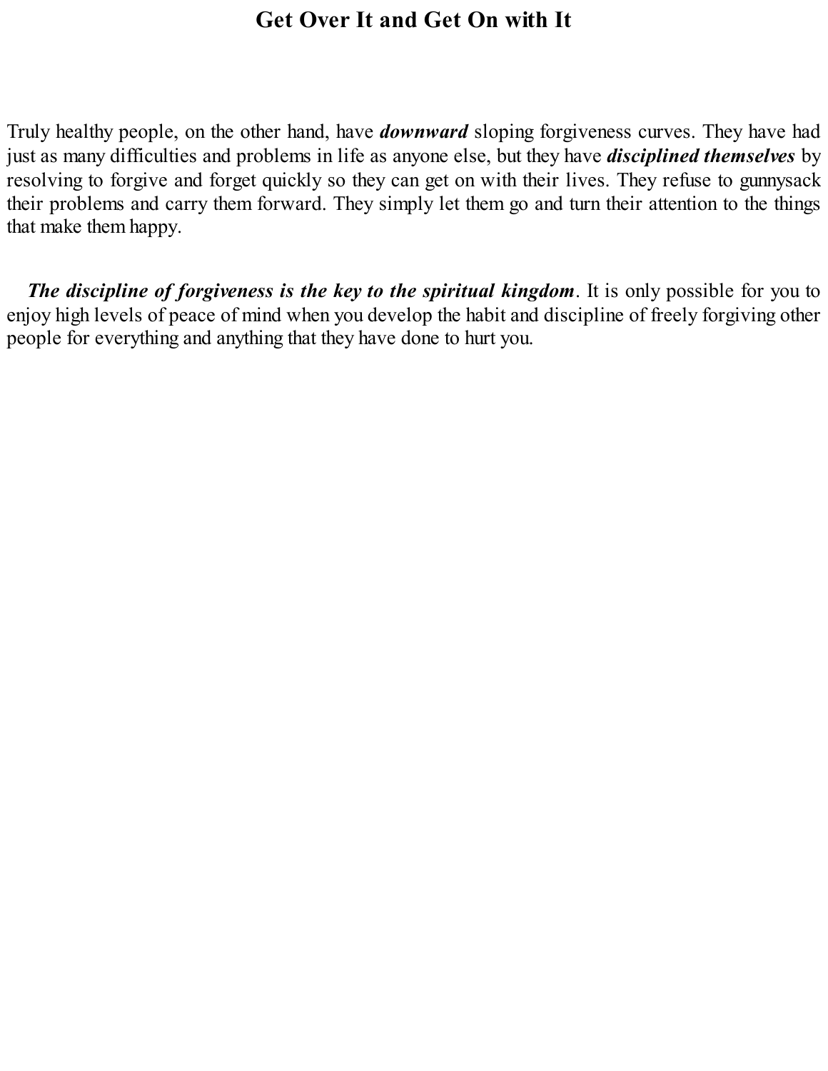# Get Over It and Get On with It

Truly healthy people, on the other hand, have ***downward*** sloping forgiveness curves. They have had just as many difficulties and problems in life as anyone else, but they have ***disciplined themselves*** by resolving to forgive and forget quickly so they can get on with their lives. They refuse to gunnysack their problems and carry them forward. They simply let them go and turn their attention to the things that make them happy.

***The discipline of forgiveness is the key to the spiritual kingdom***. It is only possible for you to enjoy high levels of peace of mind when you develop the habit and discipline of freely forgiving other people for everything and anything that they have done to hurt you.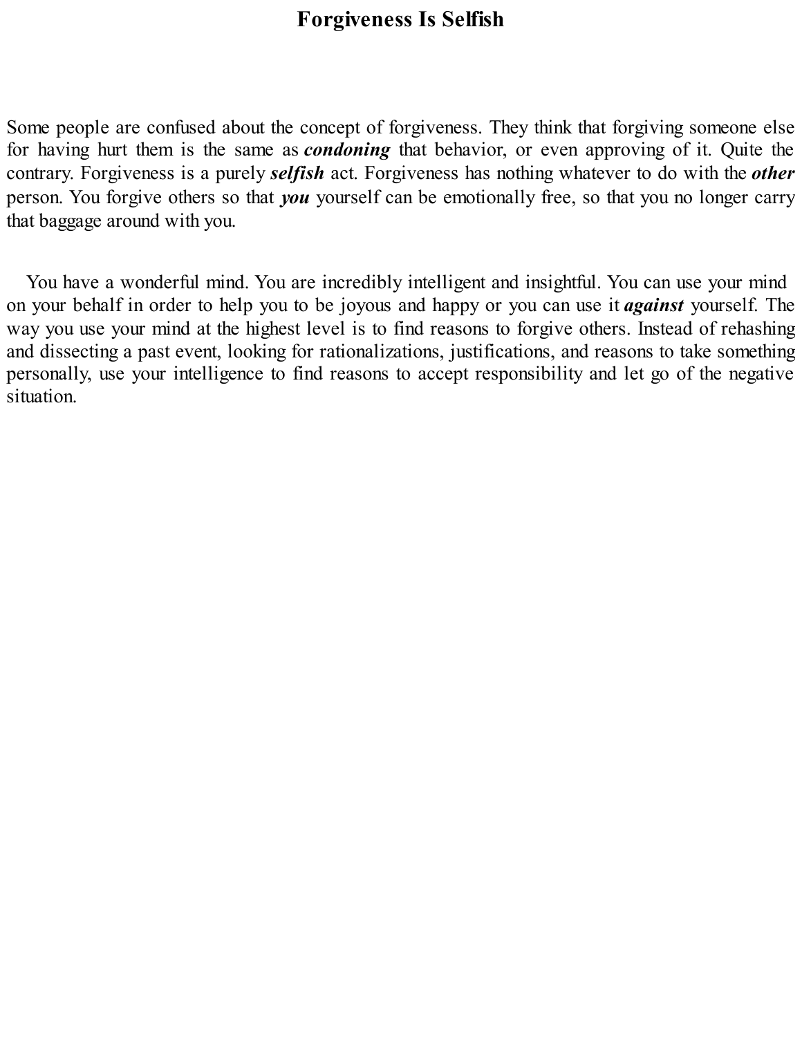# Forgiveness Is Selfish

Some people are confused about the concept of forgiveness. They think that forgiving someone else for having hurt them is the same as ***condoning*** that behavior, or even approving of it. Quite the contrary. Forgiveness is a purely ***selfish*** act. Forgiveness has nothing whatever to do with the ***other*** person. You forgive others so that ***you*** yourself can be emotionally free, so that you no longer carry that baggage around with you.

You have a wonderful mind. You are incredibly intelligent and insightful. You can use your mind on your behalf in order to help you to be joyous and happy or you can use it ***against*** yourself. The way you use your mind at the highest level is to find reasons to forgive others. Instead of rehashing and dissecting a past event, looking for rationalizations, justifications, and reasons to take something personally, use your intelligence to find reasons to accept responsibility and let go of the negative situation.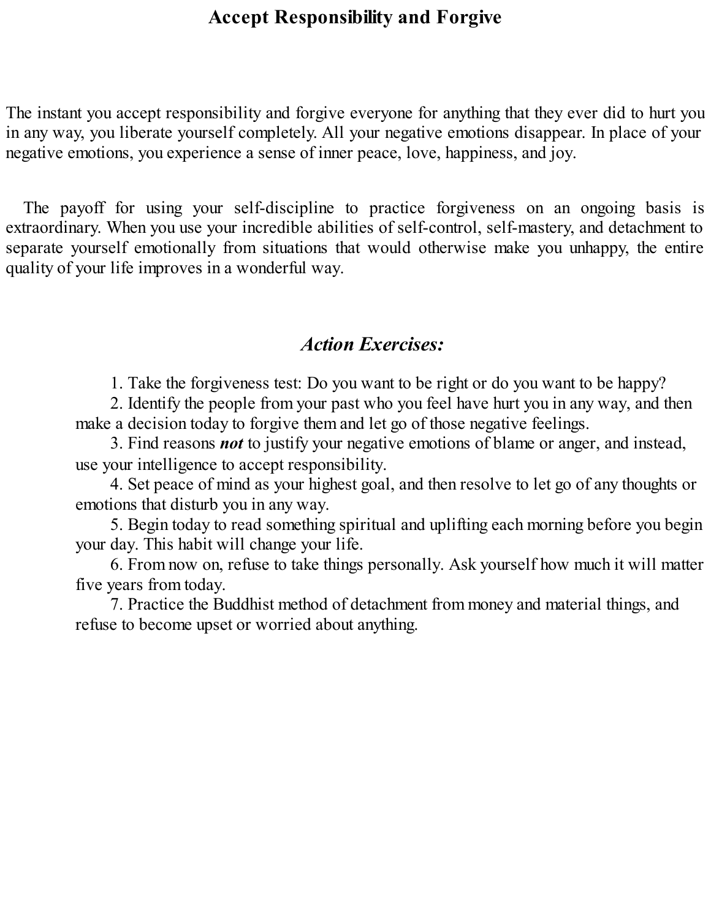# Accept Responsibility and Forgive

The instant you accept responsibility and forgive everyone for anything that they ever did to hurt you in any way, you liberate yourself completely. All your negative emotions disappear. In place of your negative emotions, you experience a sense of inner peace, love, happiness, and joy.

The payoff for using your self-discipline to practice forgiveness on an ongoing basis is extraordinary. When you use your incredible abilities of self-control, self-mastery, and detachment to separate yourself emotionally from situations that would otherwise make you unhappy, the entire quality of your life improves in a wonderful way.

## *Action Exercises:*

1. Take the forgiveness test: Do you want to be right or do you want to be happy?
2. Identify the people from your past who you feel have hurt you in any way, and then make a decision today to forgive them and let go of those negative feelings.
3. Find reasons ***not*** to justify your negative emotions of blame or anger, and instead, use your intelligence to accept responsibility.
4. Set peace of mind as your highest goal, and then resolve to let go of any thoughts or emotions that disturb you in any way.
5. Begin today to read something spiritual and uplifting each morning before you begin your day. This habit will change your life.
6. From now on, refuse to take things personally. Ask yourself how much it will matter five years from today.
7. Practice the Buddhist method of detachment from money and material things, and refuse to become upset or worried about anything.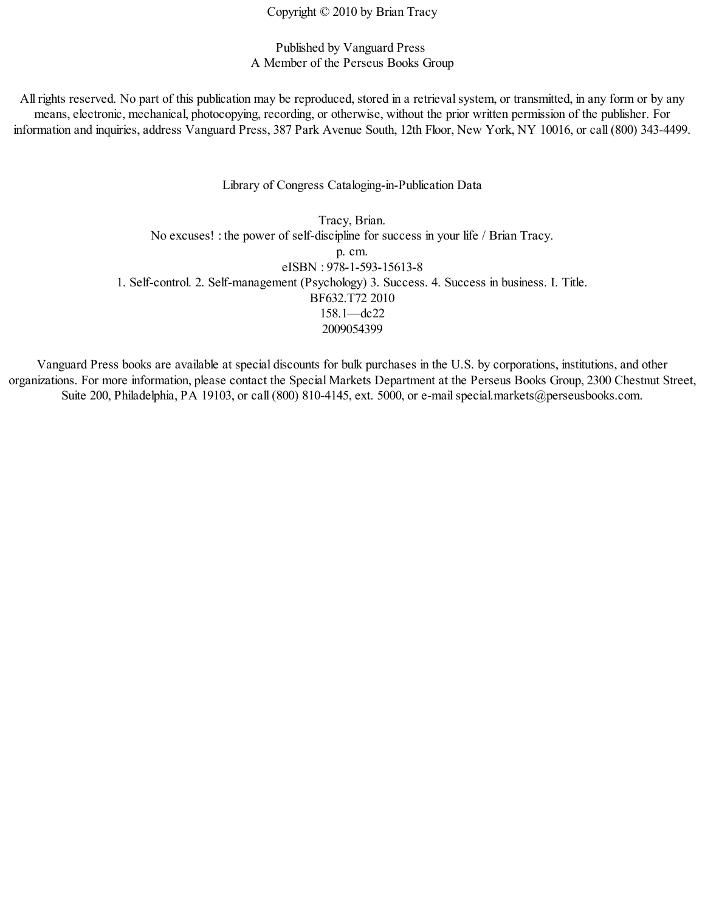Copyright © 2010 by Brian Tracy

Published by Vanguard Press
A Member of the Perseus Books Group

All rights reserved. No part of this publication may be reproduced, stored in a retrieval system, or transmitted, in any form or by any means, electronic, mechanical, photocopying, recording, or otherwise, without the prior written permission of the publisher. For information and inquiries, address Vanguard Press, 387 Park Avenue South, 12th Floor, New York, NY 10016, or call (800) 343-4499.

Library of Congress Cataloging-in-Publication Data

Tracy, Brian.
No excuses! : the power of self-discipline for success in your life / Brian Tracy.
p. cm.
eISBN : 978-1-593-15613-8
1. Self-control. 2. Self-management (Psychology) 3. Success. 4. Success in business. I. Title.
BF632.T72 2010
158.1—dc22
2009054399

Vanguard Press books are available at special discounts for bulk purchases in the U.S. by corporations, institutions, and other organizations. For more information, please contact the Special Markets Department at the Perseus Books Group, 2300 Chestnut Street, Suite 200, Philadelphia, PA 19103, or call (800) 810-4145, ext. 5000, or e-mail special.markets@perseusbooks.com.